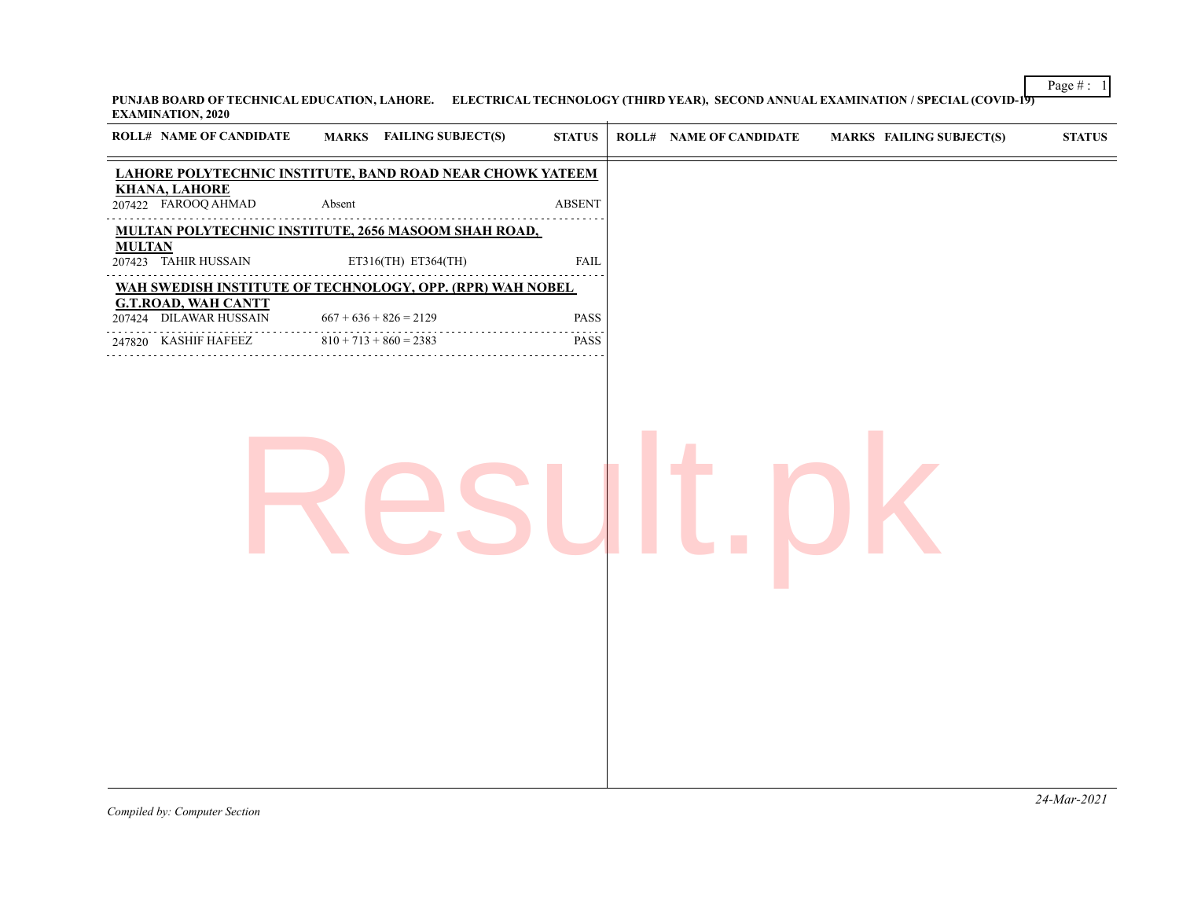**PUNJAB BOARD OF TECHNICAL EDUCATION, LAHORE. ELECTRICAL TECHNOLOGY (THIRD YEAR), SECOND ANNUAL EXAMINATION / SPECIAL (COVID-19) EXAMINATION, 2020**

| ROLL# | NAME OF CANDIDATE | MARKS | FAILING SUBJECT(S) | STATUS |
|---|---|---|---|---|
| **LAHORE POLYTECHNIC INSTITUTE, BAND ROAD NEAR CHOWK YATEEM KHANA, LAHORE** | | | | |
| 207422 | FAROOQ AHMAD | Absent | | ABSENT |
| **MULTAN POLYTECHNIC INSTITUTE, 2656 MASOOM SHAH ROAD, MULTAN** | | | | |
| 207423 | TAHIR HUSSAIN | | ET316(TH) ET364(TH) | FAIL |
| **WAH SWEDISH INSTITUTE OF TECHNOLOGY, OPP. (RPR) WAH NOBEL G.T.ROAD, WAH CANTT** | | | | |
| 207424 | DILAWAR HUSSAIN | 667 + 636 + 826 = 2129 | | PASS |
| 247820 | KASHIF HAFEEZ | 810 + 713 + 860 = 2383 | | PASS |

*Compiled by: Computer Section*

*24-Mar-2021*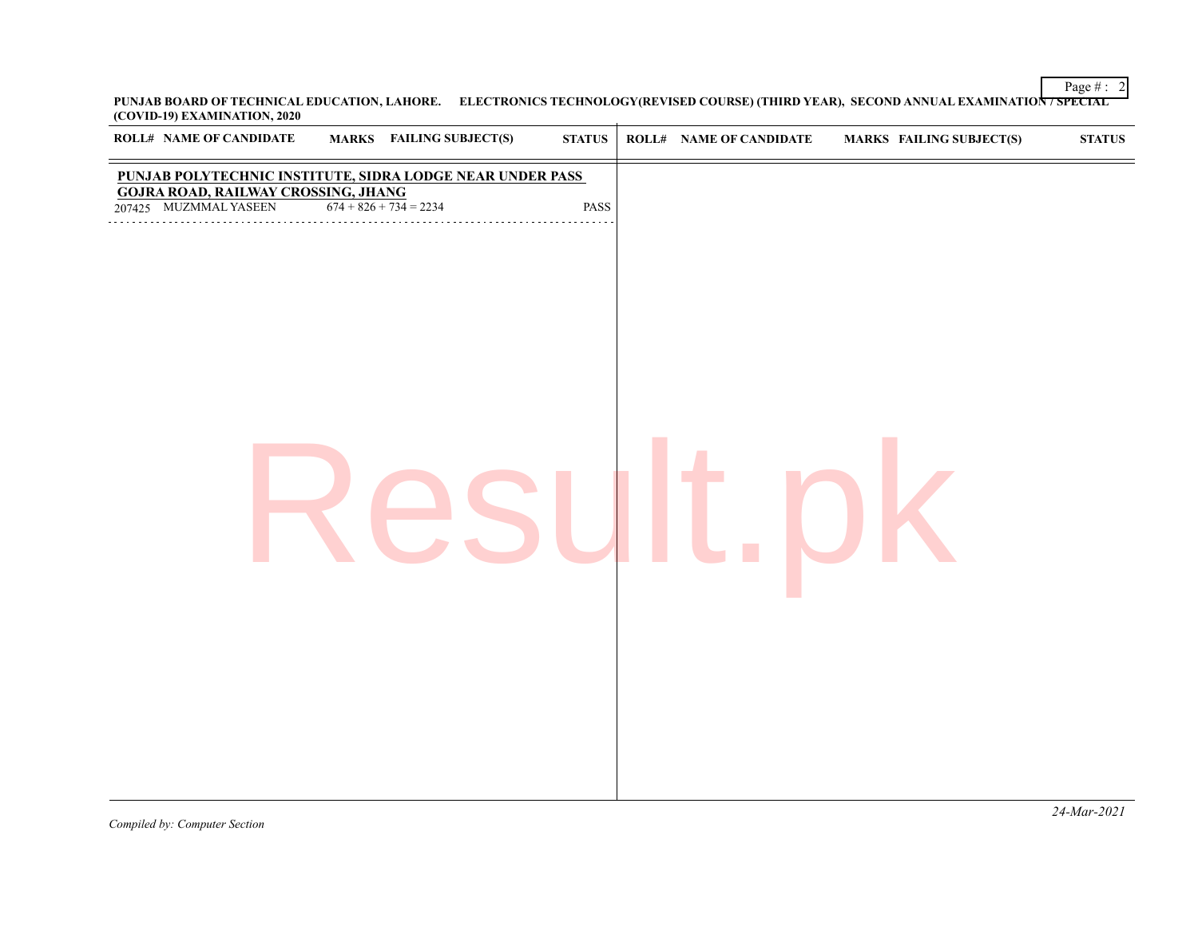PUNJAB BOARD OF TECHNICAL EDUCATION, LAHORE. ELECTRONICS TECHNOLOGY(REVISED COURSE) (THIRD YEAR), SECOND ANNUAL EXAMINATION / SPECIAL (COVID-19) EXAMINATION, 2020

| ROLL# | NAME OF CANDIDATE | MARKS | FAILING SUBJECT(S) | STATUS |
|---|---|---|---|---|
| **PUNJAB POLYTECHNIC INSTITUTE, SIDRA LODGE NEAR UNDER PASS GOJRA ROAD, RAILWAY CROSSING, JHANG** | | | | |
| 207425 | MUZMMAL YASEEN | 674 + 826 + 734 = 2234 | | PASS |

*Compiled by: Computer Section*

*24-Mar-2021*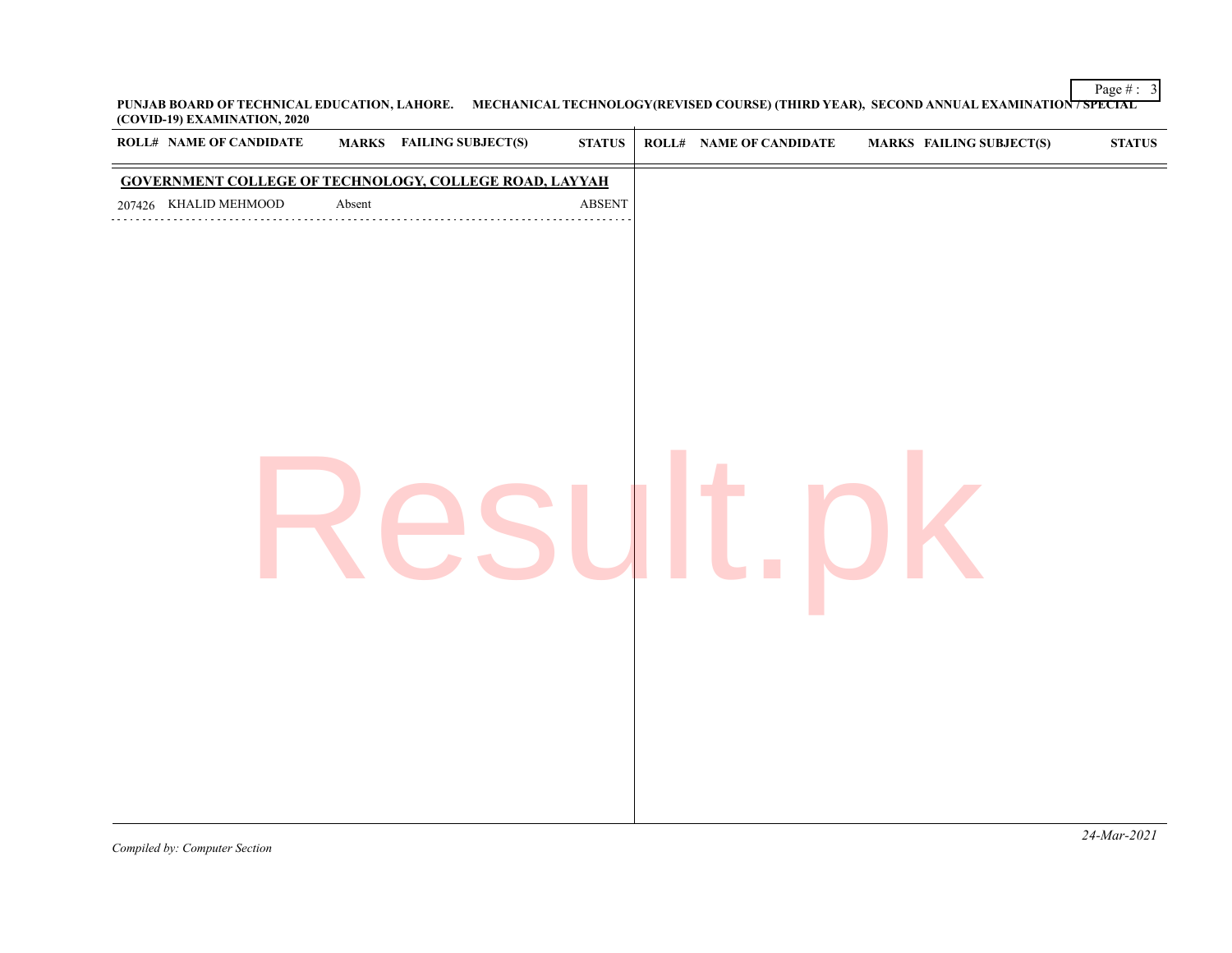**PUNJAB BOARD OF TECHNICAL EDUCATION, LAHORE. MECHANICAL TECHNOLOGY(REVISED COURSE) (THIRD YEAR), SECOND ANNUAL EXAMINATION / SPECIAL (COVID-19) EXAMINATION, 2020**

| ROLL# | NAME OF CANDIDATE | MARKS | FAILING SUBJECT(S) | STATUS |
|---|---|---|---|---|
| **GOVERNMENT COLLEGE OF TECHNOLOGY, COLLEGE ROAD, LAYYAH** | | | | |
| 207426 | KHALID MEHMOOD | Absent | | ABSENT |

*Compiled by: Computer Section*

*24-Mar-2021*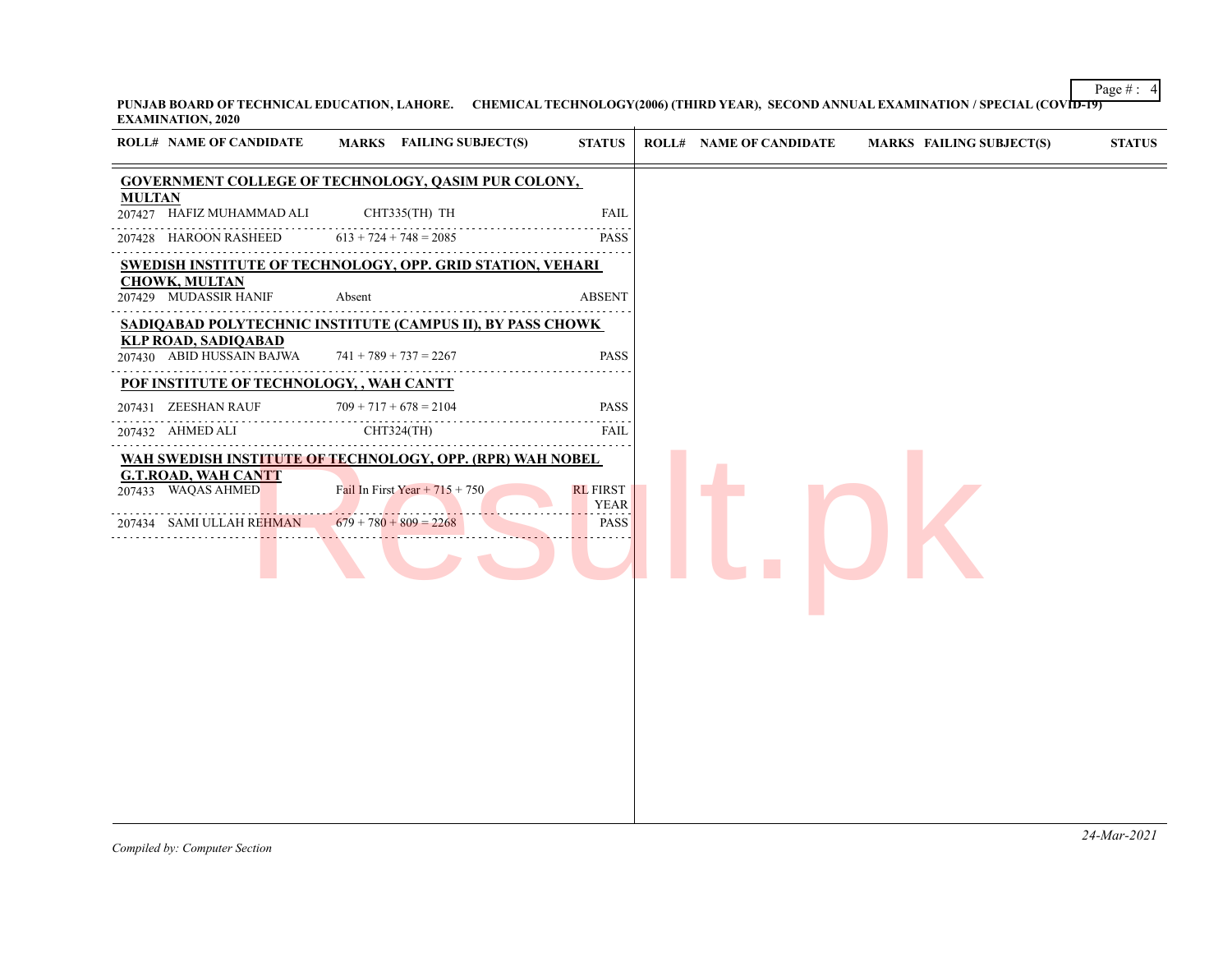PUNJAB BOARD OF TECHNICAL EDUCATION, LAHORE. CHEMICAL TECHNOLOGY(2006) (THIRD YEAR), SECOND ANNUAL EXAMINATION / SPECIAL (COVID-19) EXAMINATION, 2020

| ROLL# | NAME OF CANDIDATE | MARKS | FAILING SUBJECT(S) | STATUS |
|---|---|---|---|---|
| **GOVERNMENT COLLEGE OF TECHNOLOGY, QASIM PUR COLONY, MULTAN** | | | | |
| 207427 | HAFIZ MUHAMMAD ALI | | CHT335(TH) TH | FAIL |
| 207428 | HAROON RASHEED | 613 + 724 + 748 = 2085 | | PASS |
| **SWEDISH INSTITUTE OF TECHNOLOGY, OPP. GRID STATION, VEHARI CHOWK, MULTAN** | | | | |
| 207429 | MUDASSIR HANIF | Absent | | ABSENT |
| **SADIQABAD POLYTECHNIC INSTITUTE (CAMPUS II), BY PASS CHOWK KLP ROAD, SADIQABAD** | | | | |
| 207430 | ABID HUSSAIN BAJWA | 741 + 789 + 737 = 2267 | | PASS |
| **POF INSTITUTE OF TECHNOLOGY, , WAH CANTT** | | | | |
| 207431 | ZEESHAN RAUF | 709 + 717 + 678 = 2104 | | PASS |
| 207432 | AHMED ALI | | CHT324(TH) | FAIL |
| **WAH SWEDISH INSTITUTE OF TECHNOLOGY, OPP. (RPR) WAH NOBEL G.T.ROAD, WAH CANTT** | | | | |
| 207433 | WAQAS AHMED | Fail In First Year + 715 + 750 | | RL FIRST YEAR |
| 207434 | SAMI ULLAH REHMAN | 679 + 780 + 809 = 2268 | | PASS |

*Compiled by: Computer Section*

24-Mar-2021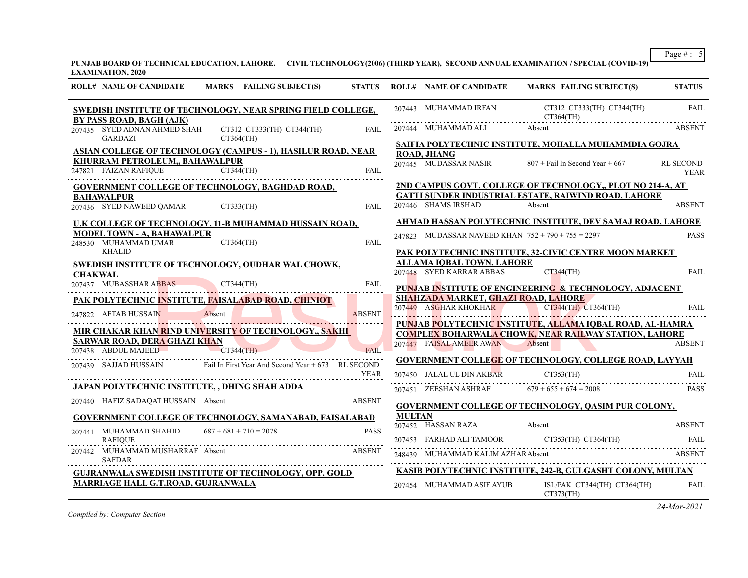**PUNJAB BOARD OF TECHNICAL EDUCATION, LAHORE. CIVIL TECHNOLOGY(2006) (THIRD YEAR), SECOND ANNUAL EXAMINATION / SPECIAL (COVID-19) EXAMINATION, 2020**

| ROLL# | NAME OF CANDIDATE | MARKS FAILING SUBJECT(S) | STATUS |
|---|---|---|---|
| **SWEDISH INSTITUTE OF TECHNOLOGY, NEAR SPRING FIELD COLLEGE, BY PASS ROAD, BAGH (AJK)** | | | |
| 207435 | SYED ADNAN AHMED SHAH GARDAZI | CT312 CT333(TH) CT344(TH) CT364(TH) | FAIL |
| **ASIAN COLLEGE OF TECHNOLOGY (CAMPUS - 1), HASILUR ROAD, NEAR KHURRAM PETROLEUM,, BAHAWALPUR** | | | |
| 247821 | FAIZAN RAFIQUE | CT344(TH) | FAIL |
| **GOVERNMENT COLLEGE OF TECHNOLOGY, BAGHDAD ROAD, BAHAWALPUR** | | | |
| 207436 | SYED NAWEED QAMAR | CT333(TH) | FAIL |
| **U.K COLLEGE OF TECHNOLOGY, 11-B MUHAMMAD HUSSAIN ROAD, MODEL TOWN - A, BAHAWALPUR** | | | |
| 248530 | MUHAMMAD UMAR KHALID | CT364(TH) | FAIL |
| **SWEDISH INSTITUTE OF TECHNOLOGY, OUDHAR WAL CHOWK, CHAKWAL** | | | |
| 207437 | MUBASSHAR ABBAS | CT344(TH) | FAIL |
| **PAK POLYTECHNIC INSTITUTE, FAISALABAD ROAD, CHINIOT** | | | |
| 247822 | AFTAB HUSSAIN | Absent | ABSENT |
| **MIR CHAKAR KHAN RIND UNIVERSITY OF TECHNOLOGY,, SAKHI SARWAR ROAD, DERA GHAZI KHAN** | | | |
| 207438 | ABDUL MAJEED | CT344(TH) | FAIL |
| 207439 | SAJJAD HUSSAIN | Fail In First Year And Second Year + 673 | RL SECOND YEAR |
| **JAPAN POLYTECHNIC INSTITUTE, , DHING SHAH ADDA** | | | |
| 207440 | HAFIZ SADAQAT HUSSAIN | Absent | ABSENT |
| **GOVERNMENT COLLEGE OF TECHNOLOGY, SAMANABAD, FAISALABAD** | | | |
| 207441 | MUHAMMAD SHAHID RAFIQUE | 687 + 681 + 710 = 2078 | PASS |
| 207442 | MUHAMMAD MUSHARRAF SAFDAR | Absent | ABSENT |
| **GUJRANWALA SWEDISH INSTITUTE OF TECHNOLOGY, OPP. GOLD MARRIAGE HALL G.T.ROAD, GUJRANWALA** | | | |
| 207443 | MUHAMMAD IRFAN | CT312 CT333(TH) CT344(TH) CT364(TH) | FAIL |
| 207444 | MUHAMMAD ALI | Absent | ABSENT |
| **SAIFIA POLYTECHNIC INSTITUTE, MOHALLA MUHAMMDIA GOJRA ROAD, JHANG** | | | |
| 207445 | MUDASSAR NASIR | 807 + Fail In Second Year + 667 | RL SECOND YEAR |
| **2ND CAMPUS GOVT. COLLEGE OF TECHNOLOGY,, PLOT NO 214-A, AT GATTI SUNDER INDUSTRIAL ESTATE, RAIWIND ROAD, LAHORE** | | | |
| 207446 | SHAMS IRSHAD | Absent | ABSENT |
| **AHMAD HASSAN POLYTECHNIC INSTITUTE, DEV SAMAJ ROAD, LAHORE** | | | |
| 247823 | MUDASSAR NAVEED KHAN | 752 + 790 + 755 = 2297 | PASS |
| **PAK POLYTECHNIC INSTITUTE, 32-CIVIC CENTRE MOON MARKET ALLAMA IQBAL TOWN, LAHORE** | | | |
| 207448 | SYED KARRAR ABBAS | CT344(TH) | FAIL |
| **PUNJAB INSTITUTE OF ENGINEERING & TECHNOLOGY, ADJACENT SHAHZADA MARKET, GHAZI ROAD, LAHORE** | | | |
| 207449 | ASGHAR KHOKHAR | CT344(TH) CT364(TH) | FAIL |
| **PUNJAB POLYTECHNIC INSTITUTE, ALLAMA IQBAL ROAD, AL-HAMRA COMPLEX BOHARWALA CHOWK, NEAR RAILWAY STATION, LAHORE** | | | |
| 207447 | FAISAL AMEER AWAN | Absent | ABSENT |
| **GOVERNMENT COLLEGE OF TECHNOLOGY, COLLEGE ROAD, LAYYAH** | | | |
| 207450 | JALAL UL DIN AKBAR | CT353(TH) | FAIL |
| 207451 | ZEESHAN ASHRAF | 679 + 655 + 674 = 2008 | PASS |
| **GOVERNMENT COLLEGE OF TECHNOLOGY, QASIM PUR COLONY, MULTAN** | | | |
| 207452 | HASSAN RAZA | Absent | ABSENT |
| 207453 | FARHAD ALI TAMOOR | CT353(TH) CT364(TH) | FAIL |
| 248439 | MUHAMMAD KALIM AZHAR | Absent | ABSENT |
| **KASIB POLYTECHNIC INSTITUTE, 242-B, GULGASHT COLONY, MULTAN** | | | |
| 207454 | MUHAMMAD ASIF AYUB | ISL/PAK CT344(TH) CT364(TH) CT373(TH) | FAIL |

*Compiled by: Computer Section*

*24-Mar-2021*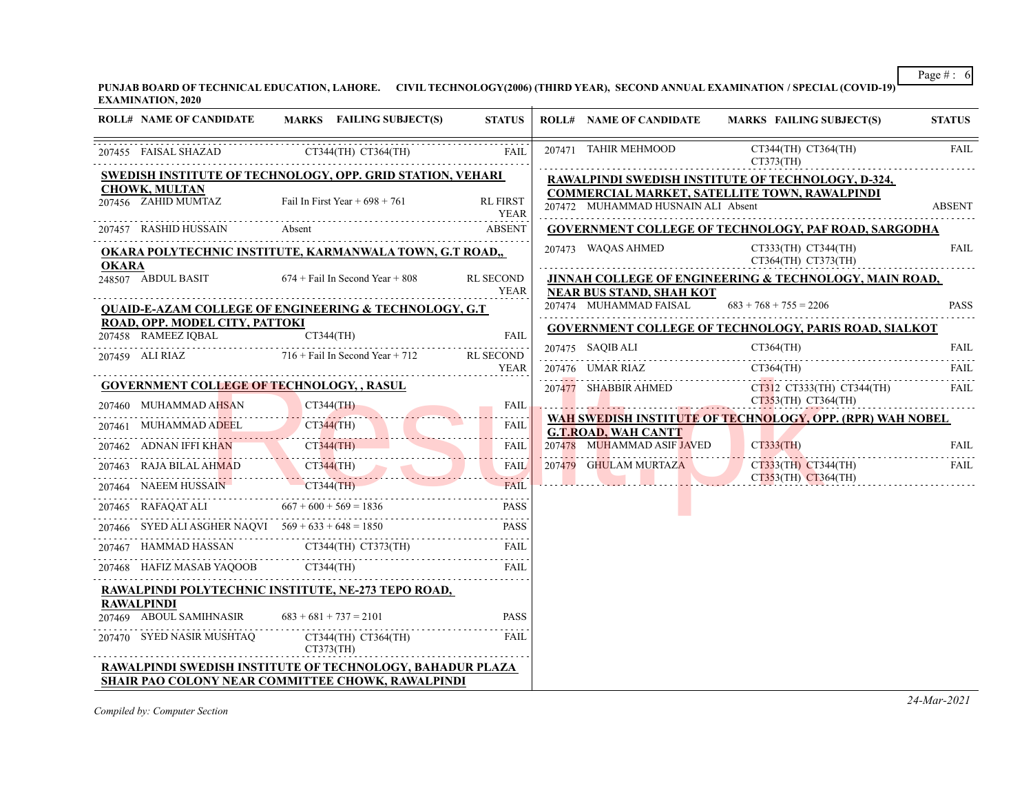**PUNJAB BOARD OF TECHNICAL EDUCATION, LAHORE. CIVIL TECHNOLOGY(2006) (THIRD YEAR), SECOND ANNUAL EXAMINATION / SPECIAL (COVID-19) EXAMINATION, 2020**

| ROLL# | NAME OF CANDIDATE | MARKS | FAILING SUBJECT(S) | STATUS |
|---|---|---|---|---|
| 207455 | FAISAL SHAZAD | | CT344(TH) CT364(TH) | FAIL |
| **SWEDISH INSTITUTE OF TECHNOLOGY, OPP. GRID STATION, VEHARI CHOWK, MULTAN** | | | | |
| 207456 | ZAHID MUMTAZ | Fail In First Year + 698 + 761 | | RL FIRST YEAR |
| 207457 | RASHID HUSSAIN | Absent | | ABSENT |
| **OKARA POLYTECHNIC INSTITUTE, KARMANWALA TOWN, G.T ROAD,, OKARA** | | | | |
| 248507 | ABDUL BASIT | 674 + Fail In Second Year + 808 | | RL SECOND YEAR |
| **QUAID-E-AZAM COLLEGE OF ENGINEERING & TECHNOLOGY, G.T ROAD, OPP. MODEL CITY, PATTOKI** | | | | |
| 207458 | RAMEEZ IQBAL | | CT344(TH) | FAIL |
| 207459 | ALI RIAZ | 716 + Fail In Second Year + 712 | | RL SECOND YEAR |
| **GOVERNMENT COLLEGE OF TECHNOLOGY, , RASUL** | | | | |
| 207460 | MUHAMMAD AHSAN | | CT344(TH) | FAIL |
| 207461 | MUHAMMAD ADEEL | | CT344(TH) | FAIL |
| 207462 | ADNAN IFFI KHAN | | CT344(TH) | FAIL |
| 207463 | RAJA BILAL AHMAD | | CT344(TH) | FAIL |
| 207464 | NAEEM HUSSAIN | | CT344(TH) | FAIL |
| 207465 | RAFAQAT ALI | 667 + 600 + 569 = 1836 | | PASS |
| 207466 | SYED ALI ASGHER NAQVI | 569 + 633 + 648 = 1850 | | PASS |
| 207467 | HAMMAD HASSAN | | CT344(TH) CT373(TH) | FAIL |
| 207468 | HAFIZ MASAB YAQOOB | | CT344(TH) | FAIL |
| **RAWALPINDI POLYTECHNIC INSTITUTE, NE-273 TEPO ROAD, RAWALPINDI** | | | | |
| 207469 | ABOUL SAMIHNASIR | 683 + 681 + 737 = 2101 | | PASS |
| 207470 | SYED NASIR MUSHTAQ | | CT344(TH) CT364(TH) CT373(TH) | FAIL |
| **RAWALPINDI SWEDISH INSTITUTE OF TECHNOLOGY, BAHADUR PLAZA SHAIR PAO COLONY NEAR COMMITTEE CHOWK, RAWALPINDI** | | | | |
| 207471 | TAHIR MEHMOOD | | CT344(TH) CT364(TH) CT373(TH) | FAIL |
| **RAWALPINDI SWEDISH INSTITUTE OF TECHNOLOGY, D-324, COMMERCIAL MARKET, SATELLITE TOWN, RAWALPINDI** | | | | |
| 207472 | MUHAMMAD HUSNAIN ALI | Absent | | ABSENT |
| **GOVERNMENT COLLEGE OF TECHNOLOGY, PAF ROAD, SARGODHA** | | | | |
| 207473 | WAQAS AHMED | | CT333(TH) CT344(TH) CT364(TH) CT373(TH) | FAIL |
| **JINNAH COLLEGE OF ENGINEERING & TECHNOLOGY, MAIN ROAD, NEAR BUS STAND, SHAH KOT** | | | | |
| 207474 | MUHAMMAD FAISAL | 683 + 768 + 755 = 2206 | | PASS |
| **GOVERNMENT COLLEGE OF TECHNOLOGY, PARIS ROAD, SIALKOT** | | | | |
| 207475 | SAQIB ALI | | CT364(TH) | FAIL |
| 207476 | UMAR RIAZ | | CT364(TH) | FAIL |
| 207477 | SHABBIR AHMED | | CT312 CT333(TH) CT344(TH) CT353(TH) CT364(TH) | FAIL |
| **WAH SWEDISH INSTITUTE OF TECHNOLOGY, OPP. (RPR) WAH NOBEL G.T.ROAD, WAH CANTT** | | | | |
| 207478 | MUHAMMAD ASIF JAVED | | CT333(TH) | FAIL |
| 207479 | GHULAM MURTAZA | | CT333(TH) CT344(TH) CT353(TH) CT364(TH) | FAIL |

*Compiled by: Computer Section*

*24-Mar-2021*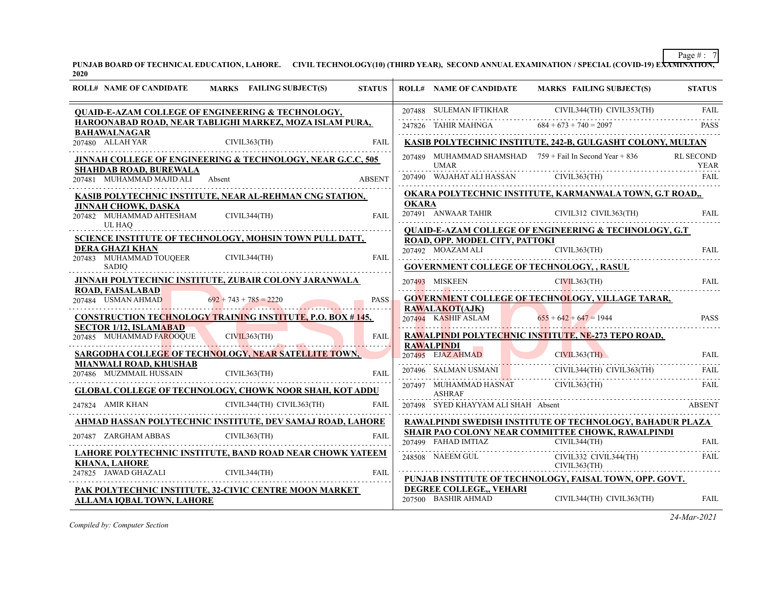PUNJAB BOARD OF TECHNICAL EDUCATION, LAHORE. CIVIL TECHNOLOGY(10) (THIRD YEAR), SECOND ANNUAL EXAMINATION / SPECIAL (COVID-19) EXAMINATION, 2020

| ROLL# | NAME OF CANDIDATE | MARKS | FAILING SUBJECT(S) | STATUS |
|---|---|---|---|---|
| **QUAID-E-AZAM COLLEGE OF ENGINEERING & TECHNOLOGY, HAROONABAD ROAD, NEAR TABLIGHI MARKEZ, MOZA ISLAM PURA, BAHAWALNAGAR** | | | | |
| 207480 | ALLAH YAR | | CIVIL363(TH) | FAIL |
| **JINNAH COLLEGE OF ENGINEERING & TECHNOLOGY, NEAR G.C.C, 505 SHAHDAB ROAD, BUREWALA** | | | | |
| 207481 | MUHAMMAD MAJID ALI | Absent | | ABSENT |
| **KASIB POLYTECHNIC INSTITUTE, NEAR AL-REHMAN CNG STATION, JINNAH CHOWK, DASKA** | | | | |
| 207482 | MUHAMMAD AHTESHAM UL HAQ | | CIVIL344(TH) | FAIL |
| **SCIENCE INSTITUTE OF TECHNOLOGY, MOHSIN TOWN PULL DATT, DERA GHAZI KHAN** | | | | |
| 207483 | MUHAMMAD TOUQEER SADIQ | | CIVIL344(TH) | FAIL |
| **JINNAH POLYTECHNIC INSTITUTE, ZUBAIR COLONY JARANWALA ROAD, FAISALABAD** | | | | |
| 207484 | USMAN AHMAD | 692 + 743 + 785 = 2220 | | PASS |
| **CONSTRUCTION TECHNOLOGY TRAINING INSTITUTE, P.O. BOX # 145, SECTOR 1/12, ISLAMABAD** | | | | |
| 207485 | MUHAMMAD FAROOQUE | | CIVIL363(TH) | FAIL |
| **SARGODHA COLLEGE OF TECHNOLOGY, NEAR SATELLITE TOWN, MIANWALI ROAD, KHUSHAB** | | | | |
| 207486 | MUZMMAIL HUSSAIN | | CIVIL363(TH) | FAIL |
| **GLOBAL COLLEGE OF TECHNOLOGY, CHOWK NOOR SHAH, KOT ADDU** | | | | |
| 247824 | AMIR KHAN | | CIVIL344(TH) CIVIL363(TH) | FAIL |
| **AHMAD HASSAN POLYTECHNIC INSTITUTE, DEV SAMAJ ROAD, LAHORE** | | | | |
| 207487 | ZARGHAM ABBAS | | CIVIL363(TH) | FAIL |
| **LAHORE POLYTECHNIC INSTITUTE, BAND ROAD NEAR CHOWK YATEEM KHANA, LAHORE** | | | | |
| 247825 | JAWAD GHAZALI | | CIVIL344(TH) | FAIL |
| **PAK POLYTECHNIC INSTITUTE, 32-CIVIC CENTRE MOON MARKET ALLAMA IQBAL TOWN, LAHORE** | | | | |
| 207488 | SULEMAN IFTIKHAR | | CIVIL344(TH) CIVIL353(TH) | FAIL |
| 247826 | TAHIR MAHNGA | 684 + 673 + 740 = 2097 | | PASS |
| **KASIB POLYTECHNIC INSTITUTE, 242-B, GULGASHT COLONY, MULTAN** | | | | |
| 207489 | MUHAMMAD SHAMSHAD UMAR | 759 + Fail In Second Year + 836 | | RL SECOND YEAR |
| 207490 | WAJAHAT ALI HASSAN | | CIVIL363(TH) | FAIL |
| **OKARA POLYTECHNIC INSTITUTE, KARMANWALA TOWN, G.T ROAD,, OKARA** | | | | |
| 207491 | ANWAAR TAHIR | | CIVIL312 CIVIL363(TH) | FAIL |
| **QUAID-E-AZAM COLLEGE OF ENGINEERING & TECHNOLOGY, G.T ROAD, OPP. MODEL CITY, PATTOKI** | | | | |
| 207492 | MOAZAM ALI | | CIVIL363(TH) | FAIL |
| **GOVERNMENT COLLEGE OF TECHNOLOGY, , RASUL** | | | | |
| 207493 | MISKEEN | | CIVIL363(TH) | FAIL |
| **GOVERNMENT COLLEGE OF TECHNOLOGY, VILLAGE TARAR, RAWALAKOT(AJK)** | | | | |
| 207494 | KASHIF ASLAM | 655 + 642 + 647 = 1944 | | PASS |
| **RAWALPINDI POLYTECHNIC INSTITUTE, NE-273 TEPO ROAD, RAWALPINDI** | | | | |
| 207495 | EJAZ AHMAD | | CIVIL363(TH) | FAIL |
| 207496 | SALMAN USMANI | | CIVIL344(TH) CIVIL363(TH) | FAIL |
| 207497 | MUHAMMAD HASNAT ASHRAF | | CIVIL363(TH) | FAIL |
| 207498 | SYED KHAYYAM ALI SHAH | Absent | | ABSENT |
| **RAWALPINDI SWEDISH INSTITUTE OF TECHNOLOGY, BAHADUR PLAZA SHAIR PAO COLONY NEAR COMMITTEE CHOWK, RAWALPINDI** | | | | |
| 207499 | FAHAD IMTIAZ | | CIVIL344(TH) | FAIL |
| 248508 | NAEEM GUL | | CIVIL332 CIVIL344(TH) CIVIL363(TH) | FAIL |
| **PUNJAB INSTITUTE OF TECHNOLOGY, FAISAL TOWN, OPP. GOVT. DEGREE COLLEGE,, VEHARI** | | | | |
| 207500 | BASHIR AHMAD | | CIVIL344(TH) CIVIL363(TH) | FAIL |

*Compiled by: Computer Section*

24-Mar-2021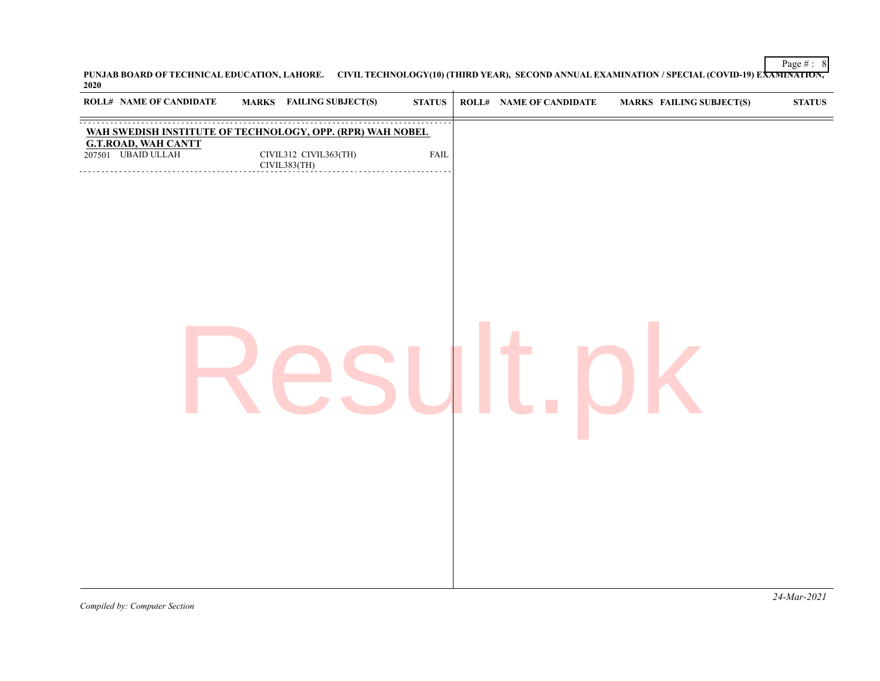**PUNJAB BOARD OF TECHNICAL EDUCATION, LAHORE. CIVIL TECHNOLOGY(10) (THIRD YEAR), SECOND ANNUAL EXAMINATION / SPECIAL (COVID-19) EXAMINATION, 2020**

| ROLL# | NAME OF CANDIDATE | MARKS | FAILING SUBJECT(S) | STATUS |
|---|---|---|---|---|
| **WAH SWEDISH INSTITUTE OF TECHNOLOGY, OPP. (RPR) WAH NOBEL G.T.ROAD, WAH CANTT** | | | | |
| 207501 | UBAID ULLAH | | CIVIL312 CIVIL363(TH) CIVIL383(TH) | FAIL |

*Compiled by: Computer Section*

*24-Mar-2021*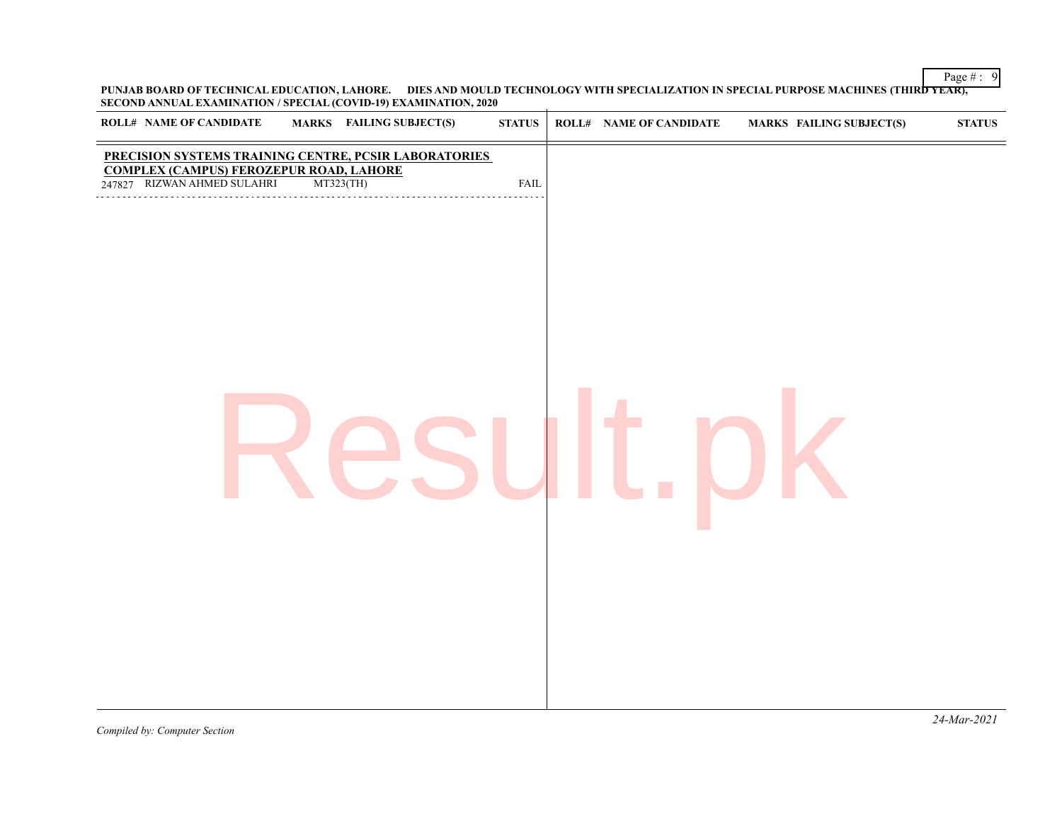PUNJAB BOARD OF TECHNICAL EDUCATION, LAHORE. DIES AND MOULD TECHNOLOGY WITH SPECIALIZATION IN SPECIAL PURPOSE MACHINES (THIRD YEAR), SECOND ANNUAL EXAMINATION / SPECIAL (COVID-19) EXAMINATION, 2020

| ROLL# | NAME OF CANDIDATE | MARKS | FAILING SUBJECT(S) | STATUS |
|---|---|---|---|---|
| **PRECISION SYSTEMS TRAINING CENTRE, PCSIR LABORATORIES COMPLEX (CAMPUS) FEROZEPUR ROAD, LAHORE** | | | | |
| 247827 | RIZWAN AHMED SULAHRI | | MT323(TH) | FAIL |

*Compiled by: Computer Section*

*24-Mar-2021*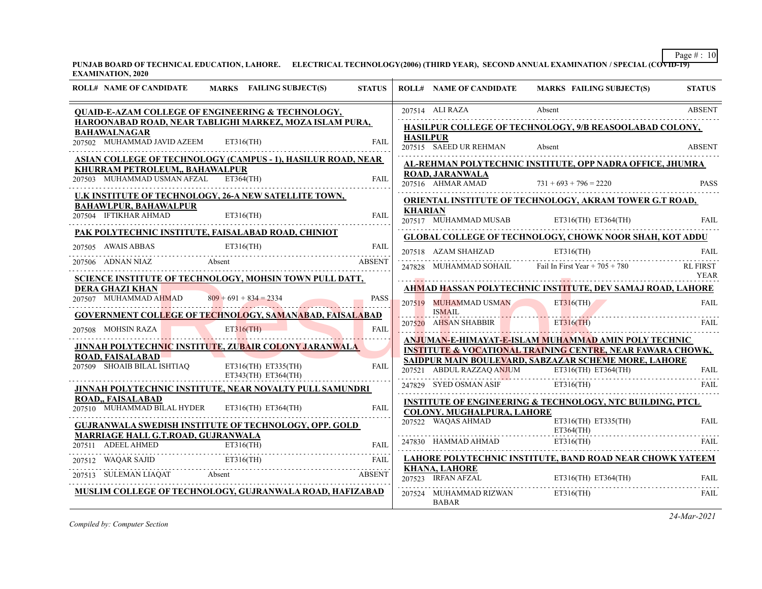PUNJAB BOARD OF TECHNICAL EDUCATION, LAHORE. ELECTRICAL TECHNOLOGY(2006) (THIRD YEAR), SECOND ANNUAL EXAMINATION / SPECIAL (COVID-19) EXAMINATION, 2020

| ROLL# | NAME OF CANDIDATE | MARKS FAILING SUBJECT(S) | STATUS |
|---|---|---|---|
| **QUAID-E-AZAM COLLEGE OF ENGINEERING & TECHNOLOGY, HAROONABAD ROAD, NEAR TABLIGHI MARKEZ, MOZA ISLAM PURA, BAHAWALNAGAR** | | | |
| 207502 | MUHAMMAD JAVID AZEEM | ET316(TH) | FAIL |
| **ASIAN COLLEGE OF TECHNOLOGY (CAMPUS - 1), HASILUR ROAD, NEAR KHURRAM PETROLEUM,, BAHAWALPUR** | | | |
| 207503 | MUHAMMAD USMAN AFZAL | ET364(TH) | FAIL |
| **U.K INSTITUTE OF TECHNOLOGY, 26-A NEW SATELLITE TOWN, BAHAWLPUR, BAHAWALPUR** | | | |
| 207504 | IFTIKHAR AHMAD | ET316(TH) | FAIL |
| **PAK POLYTECHNIC INSTITUTE, FAISALABAD ROAD, CHINIOT** | | | |
| 207505 | AWAIS ABBAS | ET316(TH) | FAIL |
| 207506 | ADNAN NIAZ | Absent | ABSENT |
| **SCIENCE INSTITUTE OF TECHNOLOGY, MOHSIN TOWN PULL DATT, DERA GHAZI KHAN** | | | |
| 207507 | MUHAMMAD AHMAD | 809 + 691 + 834 = 2334 | PASS |
| **GOVERNMENT COLLEGE OF TECHNOLOGY, SAMANABAD, FAISALABAD** | | | |
| 207508 | MOHSIN RAZA | ET316(TH) | FAIL |
| **JINNAH POLYTECHNIC INSTITUTE, ZUBAIR COLONY JARANWALA ROAD, FAISALABAD** | | | |
| 207509 | SHOAIB BILAL ISHTIAQ | ET316(TH) ET335(TH) ET343(TH) ET364(TH) | FAIL |
| **JINNAH POLYTECHNIC INSTITUTE, NEAR NOVALTY PULL SAMUNDRI ROAD,, FAISALABAD** | | | |
| 207510 | MUHAMMAD BILAL HYDER | ET316(TH) ET364(TH) | FAIL |
| **GUJRANWALA SWEDISH INSTITUTE OF TECHNOLOGY, OPP. GOLD MARRIAGE HALL G.T.ROAD, GUJRANWALA** | | | |
| 207511 | ADEEL AHMED | ET316(TH) | FAIL |
| 207512 | WAQAR SAJID | ET316(TH) | FAIL |
| 207513 | SULEMAN LIAQAT | Absent | ABSENT |
| **MUSLIM COLLEGE OF TECHNOLOGY, GUJRANWALA ROAD, HAFIZABAD** | | | |
| 207514 | ALI RAZA | Absent | ABSENT |
| **HASILPUR COLLEGE OF TECHNOLOGY, 9/B REASOOLABAD COLONY, HASILPUR** | | | |
| 207515 | SAEED UR REHMAN | Absent | ABSENT |
| **AL-REHMAN POLYTECHNIC INSTITUTE, OPP NADRA OFFICE, JHUMRA ROAD, JARANWALA** | | | |
| 207516 | AHMAR AMAD | 731 + 693 + 796 = 2220 | PASS |
| **ORIENTAL INSTITUTE OF TECHNOLOGY, AKRAM TOWER G.T ROAD, KHARIAN** | | | |
| 207517 | MUHAMMAD MUSAB | ET316(TH) ET364(TH) | FAIL |
| **GLOBAL COLLEGE OF TECHNOLOGY, CHOWK NOOR SHAH, KOT ADDU** | | | |
| 207518 | AZAM SHAHZAD | ET316(TH) | FAIL |
| 247828 | MUHAMMAD SOHAIL | Fail In First Year + 705 + 780 | RL FIRST YEAR |
| **AHMAD HASSAN POLYTECHNIC INSTITUTE, DEV SAMAJ ROAD, LAHORE** | | | |
| 207519 | MUHAMMAD USMAN ISMAIL | ET316(TH) | FAIL |
| 207520 | AHSAN SHABBIR | ET316(TH) | FAIL |
| **ANJUMAN-E-HIMAYAT-E-ISLAM MUHAMMAD AMIN POLY TECHNIC INSTITUTE & VOCATIONAL TRAINING CENTRE, NEAR FAWARA CHOWK, SAIDPUR MAIN BOULEVARD, SABZAZAR SCHEME MORE, LAHORE** | | | |
| 207521 | ABDUL RAZZAQ ANJUM | ET316(TH) ET364(TH) | FAIL |
| 247829 | SYED OSMAN ASIF | ET316(TH) | FAIL |
| **INSTITUTE OF ENGINEERING & TECHNOLOGY, NTC BUILDING, PTCL COLONY. MUGHALPURA, LAHORE** | | | |
| 207522 | WAQAS AHMAD | ET316(TH) ET335(TH) ET364(TH) | FAIL |
| 247830 | HAMMAD AHMAD | ET316(TH) | FAIL |
| **LAHORE POLYTECHNIC INSTITUTE, BAND ROAD NEAR CHOWK YATEEM KHANA, LAHORE** | | | |
| 207523 | IRFAN AFZAL | ET316(TH) ET364(TH) | FAIL |
| 207524 | MUHAMMAD RIZWAN BABAR | ET316(TH) | FAIL |

*Compiled by: Computer Section*

*24-Mar-2021*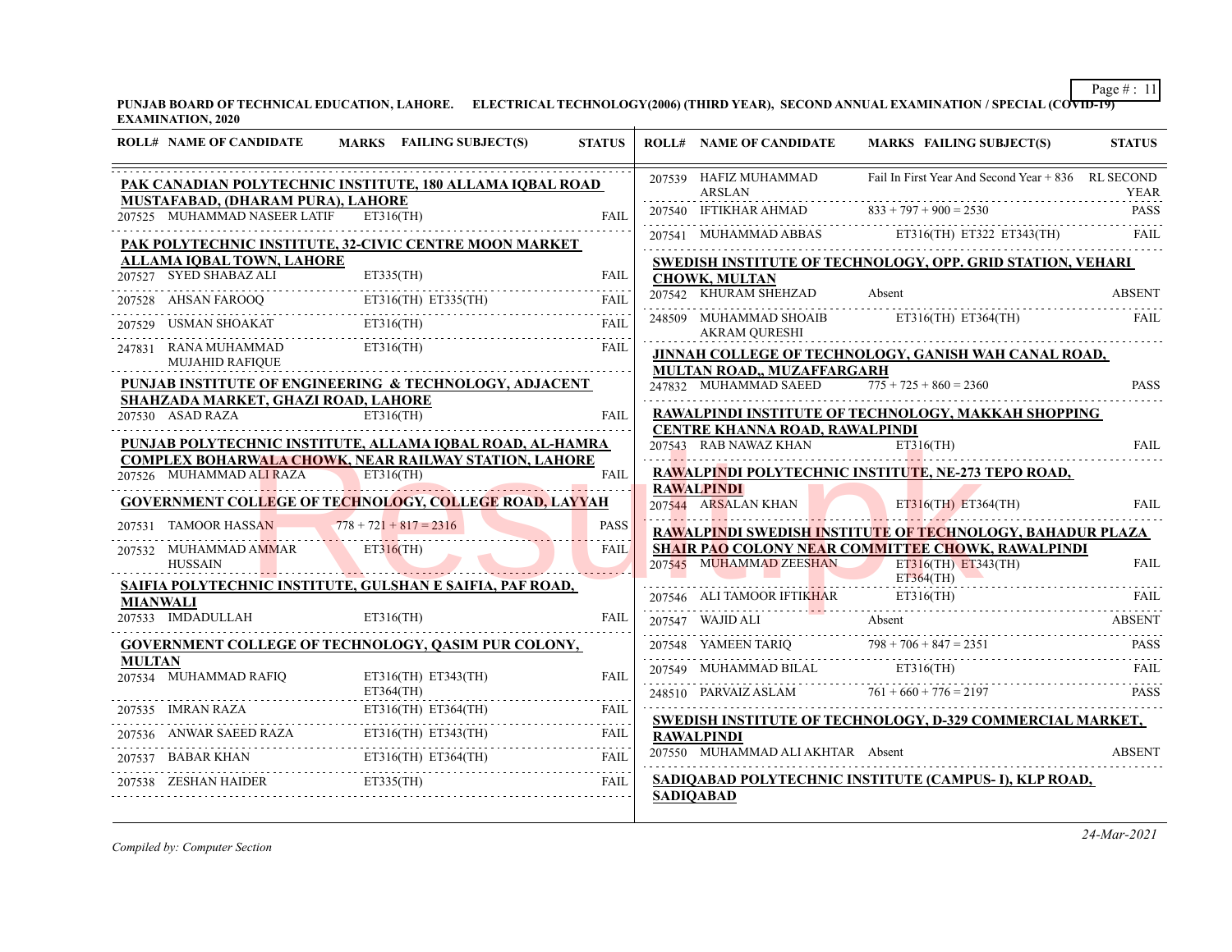PUNJAB BOARD OF TECHNICAL EDUCATION, LAHORE. ELECTRICAL TECHNOLOGY(2006) (THIRD YEAR), SECOND ANNUAL EXAMINATION / SPECIAL (COVID-19) EXAMINATION, 2020

| ROLL# | NAME OF CANDIDATE | MARKS FAILING SUBJECT(S) | STATUS |
|---|---|---|---|
| | **PAK CANADIAN POLYTECHNIC INSTITUTE, 180 ALLAMA IQBAL ROAD MUSTAFABAD, (DHARAM PURA), LAHORE** | | |
| 207525 | MUHAMMAD NASEER LATIF | ET316(TH) | FAIL |
| | **PAK POLYTECHNIC INSTITUTE, 32-CIVIC CENTRE MOON MARKET ALLAMA IQBAL TOWN, LAHORE** | | |
| 207527 | SYED SHABAZ ALI | ET335(TH) | FAIL |
| 207528 | AHSAN FAROOQ | ET316(TH) ET335(TH) | FAIL |
| 207529 | USMAN SHOAKAT | ET316(TH) | FAIL |
| 247831 | RANA MUHAMMAD MUJAHID RAFIQUE | ET316(TH) | FAIL |
| | **PUNJAB INSTITUTE OF ENGINEERING & TECHNOLOGY, ADJACENT SHAHZADA MARKET, GHAZI ROAD, LAHORE** | | |
| 207530 | ASAD RAZA | ET316(TH) | FAIL |
| | **PUNJAB POLYTECHNIC INSTITUTE, ALLAMA IQBAL ROAD, AL-HAMRA COMPLEX BOHARWALA CHOWK, NEAR RAILWAY STATION, LAHORE** | | |
| 207526 | MUHAMMAD ALI RAZA | ET316(TH) | FAIL |
| | **GOVERNMENT COLLEGE OF TECHNOLOGY, COLLEGE ROAD, LAYYAH** | | |
| 207531 | TAMOOR HASSAN | 778 + 721 + 817 = 2316 | PASS |
| 207532 | MUHAMMAD AMMAR HUSSAIN | ET316(TH) | FAIL |
| | **SAIFIA POLYTECHNIC INSTITUTE, GULSHAN E SAIFIA, PAF ROAD, MIANWALI** | | |
| 207533 | IMDADULLAH | ET316(TH) | FAIL |
| | **GOVERNMENT COLLEGE OF TECHNOLOGY, QASIM PUR COLONY, MULTAN** | | |
| 207534 | MUHAMMAD RAFIQ | ET316(TH) ET343(TH) ET364(TH) | FAIL |
| 207535 | IMRAN RAZA | ET316(TH) ET364(TH) | FAIL |
| 207536 | ANWAR SAEED RAZA | ET316(TH) ET343(TH) | FAIL |
| 207537 | BABAR KHAN | ET316(TH) ET364(TH) | FAIL |
| 207538 | ZESHAN HAIDER | ET335(TH) | FAIL |
| 207539 | HAFIZ MUHAMMAD ARSLAN | Fail In First Year And Second Year + 836 | RL SECOND YEAR |
| 207540 | IFTIKHAR AHMAD | 833 + 797 + 900 = 2530 | PASS |
| 207541 | MUHAMMAD ABBAS | ET316(TH) ET322 ET343(TH) | FAIL |
| | **SWEDISH INSTITUTE OF TECHNOLOGY, OPP. GRID STATION, VEHARI CHOWK, MULTAN** | | |
| 207542 | KHURAM SHEHZAD | Absent | ABSENT |
| 248509 | MUHAMMAD SHOAIB AKRAM QURESHI | ET316(TH) ET364(TH) | FAIL |
| | **JINNAH COLLEGE OF TECHNOLOGY, GANISH WAH CANAL ROAD, MULTAN ROAD,, MUZAFFARGARH** | | |
| 247832 | MUHAMMAD SAEED | 775 + 725 + 860 = 2360 | PASS |
| | **RAWALPINDI INSTITUTE OF TECHNOLOGY, MAKKAH SHOPPING CENTRE KHANNA ROAD, RAWALPINDI** | | |
| 207543 | RAB NAWAZ KHAN | ET316(TH) | FAIL |
| | **RAWALPINDI POLYTECHNIC INSTITUTE, NE-273 TEPO ROAD, RAWALPINDI** | | |
| 207544 | ARSALAN KHAN | ET316(TH) ET364(TH) | FAIL |
| | **RAWALPINDI SWEDISH INSTITUTE OF TECHNOLOGY, BAHADUR PLAZA SHAIR PAO COLONY NEAR COMMITTEE CHOWK, RAWALPINDI** | | |
| 207545 | MUHAMMAD ZEESHAN | ET316(TH) ET343(TH) ET364(TH) | FAIL |
| 207546 | ALI TAMOOR IFTIKHAR | ET316(TH) | FAIL |
| 207547 | WAJID ALI | Absent | ABSENT |
| 207548 | YAMEEN TARIQ | 798 + 706 + 847 = 2351 | PASS |
| 207549 | MUHAMMAD BILAL | ET316(TH) | FAIL |
| 248510 | PARVAIZ ASLAM | 761 + 660 + 776 = 2197 | PASS |
| | **SWEDISH INSTITUTE OF TECHNOLOGY, D-329 COMMERCIAL MARKET, RAWALPINDI** | | |
| 207550 | MUHAMMAD ALI AKHTAR | Absent | ABSENT |
| | **SADIQABAD POLYTECHNIC INSTITUTE (CAMPUS- I), KLP ROAD, SADIQABAD** | | |

*Compiled by: Computer Section*

*24-Mar-2021*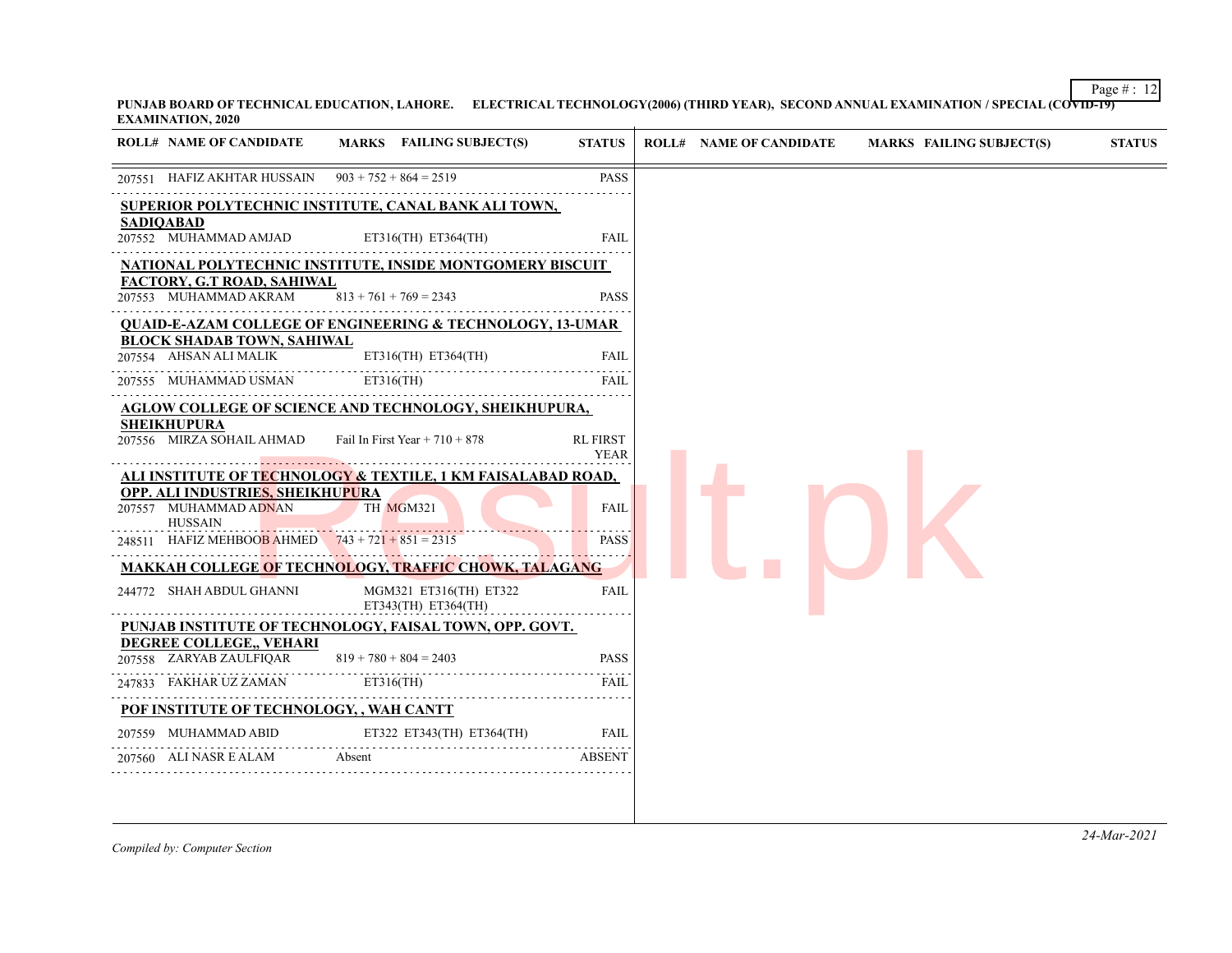PUNJAB BOARD OF TECHNICAL EDUCATION, LAHORE. ELECTRICAL TECHNOLOGY(2006) (THIRD YEAR), SECOND ANNUAL EXAMINATION / SPECIAL (COVID-19) EXAMINATION, 2020

| ROLL# | NAME OF CANDIDATE | MARKS | FAILING SUBJECT(S) | STATUS |
|---|---|---|---|---|
| 207551 | HAFIZ AKHTAR HUSSAIN | 903 + 752 + 864 = 2519 | | PASS |
| **SUPERIOR POLYTECHNIC INSTITUTE, CANAL BANK ALI TOWN, SADIQABAD** | | | | |
| 207552 | MUHAMMAD AMJAD | | ET316(TH) ET364(TH) | FAIL |
| **NATIONAL POLYTECHNIC INSTITUTE, INSIDE MONTGOMERY BISCUIT FACTORY, G.T ROAD, SAHIWAL** | | | | |
| 207553 | MUHAMMAD AKRAM | 813 + 761 + 769 = 2343 | | PASS |
| **QUAID-E-AZAM COLLEGE OF ENGINEERING & TECHNOLOGY, 13-UMAR BLOCK SHADAB TOWN, SAHIWAL** | | | | |
| 207554 | AHSAN ALI MALIK | | ET316(TH) ET364(TH) | FAIL |
| 207555 | MUHAMMAD USMAN | | ET316(TH) | FAIL |
| **AGLOW COLLEGE OF SCIENCE AND TECHNOLOGY, SHEIKHUPURA, SHEIKHUPURA** | | | | |
| 207556 | MIRZA SOHAIL AHMAD | Fail In First Year + 710 + 878 | | RL FIRST YEAR |
| **ALI INSTITUTE OF TECHNOLOGY & TEXTILE, 1 KM FAISALABAD ROAD, OPP. ALI INDUSTRIES, SHEIKHUPURA** | | | | |
| 207557 | MUHAMMAD ADNAN HUSSAIN | | TH MGM321 | FAIL |
| 248511 | HAFIZ MEHBOOB AHMED | 743 + 721 + 851 = 2315 | | PASS |
| **MAKKAH COLLEGE OF TECHNOLOGY, TRAFFIC CHOWK, TALAGANG** | | | | |
| 244772 | SHAH ABDUL GHANNI | | MGM321 ET316(TH) ET322 ET343(TH) ET364(TH) | FAIL |
| **PUNJAB INSTITUTE OF TECHNOLOGY, FAISAL TOWN, OPP. GOVT. DEGREE COLLEGE,, VEHARI** | | | | |
| 207558 | ZARYAB ZAULFIQAR | 819 + 780 + 804 = 2403 | | PASS |
| 247833 | FAKHAR UZ ZAMAN | | ET316(TH) | FAIL |
| **POF INSTITUTE OF TECHNOLOGY, , WAH CANTT** | | | | |
| 207559 | MUHAMMAD ABID | | ET322 ET343(TH) ET364(TH) | FAIL |
| 207560 | ALI NASR E ALAM | Absent | | ABSENT |

*Compiled by: Computer Section*

*24-Mar-2021*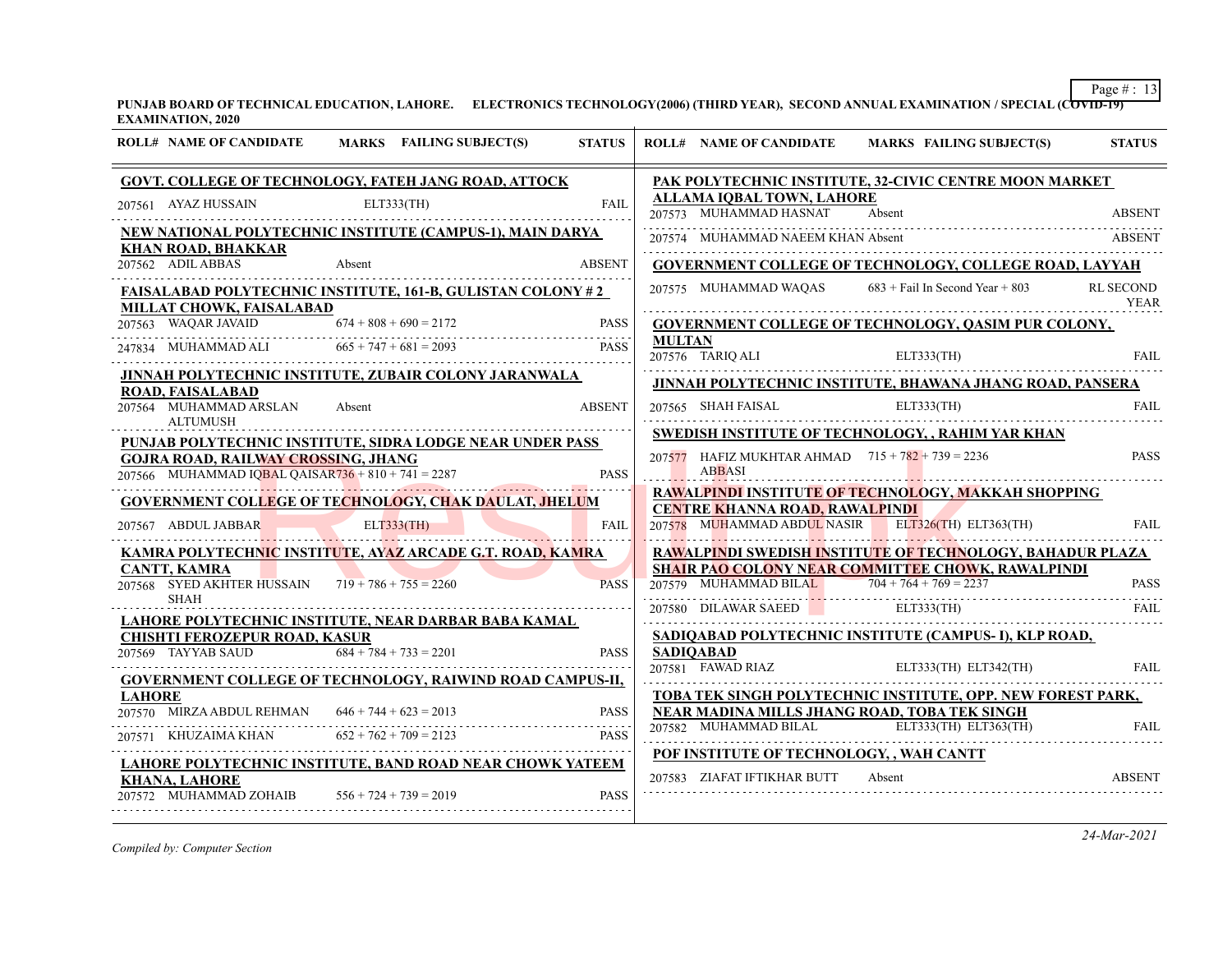**PUNJAB BOARD OF TECHNICAL EDUCATION, LAHORE. ELECTRONICS TECHNOLOGY(2006) (THIRD YEAR), SECOND ANNUAL EXAMINATION / SPECIAL (COVID-19) EXAMINATION, 2020**

| ROLL# | NAME OF CANDIDATE | MARKS | FAILING SUBJECT(S) | STATUS |
|---|---|---|---|---|
| **GOVT. COLLEGE OF TECHNOLOGY, FATEH JANG ROAD, ATTOCK** | | | | |
| 207561 | AYAZ HUSSAIN | | ELT333(TH) | FAIL |
| **NEW NATIONAL POLYTECHNIC INSTITUTE (CAMPUS-1), MAIN DARYA KHAN ROAD, BHAKKAR** | | | | |
| 207562 | ADIL ABBAS | Absent | | ABSENT |
| **FAISALABAD POLYTECHNIC INSTITUTE, 161-B, GULISTAN COLONY # 2 MILLAT CHOWK, FAISALABAD** | | | | |
| 207563 | WAQAR JAVAID | 674 + 808 + 690 = 2172 | | PASS |
| 247834 | MUHAMMAD ALI | 665 + 747 + 681 = 2093 | | PASS |
| **JINNAH POLYTECHNIC INSTITUTE, ZUBAIR COLONY JARANWALA ROAD, FAISALABAD** | | | | |
| 207564 | MUHAMMAD ARSLAN ALTUMUSH | Absent | | ABSENT |
| **PUNJAB POLYTECHNIC INSTITUTE, SIDRA LODGE NEAR UNDER PASS GOJRA ROAD, RAILWAY CROSSING, JHANG** | | | | |
| 207566 | MUHAMMAD IQBAL QAISAR | 736 + 810 + 741 = 2287 | | PASS |
| **GOVERNMENT COLLEGE OF TECHNOLOGY, CHAK DAULAT, JHELUM** | | | | |
| 207567 | ABDUL JABBAR | | ELT333(TH) | FAIL |
| **KAMRA POLYTECHNIC INSTITUTE, AYAZ ARCADE G.T. ROAD, KAMRA CANTT, KAMRA** | | | | |
| 207568 | SYED AKHTER HUSSAIN SHAH | 719 + 786 + 755 = 2260 | | PASS |
| **LAHORE POLYTECHNIC INSTITUTE, NEAR DARBAR BABA KAMAL CHISHTI FEROZEPUR ROAD, KASUR** | | | | |
| 207569 | TAYYAB SAUD | 684 + 784 + 733 = 2201 | | PASS |
| **GOVERNMENT COLLEGE OF TECHNOLOGY, RAIWIND ROAD CAMPUS-II, LAHORE** | | | | |
| 207570 | MIRZA ABDUL REHMAN | 646 + 744 + 623 = 2013 | | PASS |
| 207571 | KHUZAIMA KHAN | 652 + 762 + 709 = 2123 | | PASS |
| **LAHORE POLYTECHNIC INSTITUTE, BAND ROAD NEAR CHOWK YATEEM KHANA, LAHORE** | | | | |
| 207572 | MUHAMMAD ZOHAIB | 556 + 724 + 739 = 2019 | | PASS |
| **PAK POLYTECHNIC INSTITUTE, 32-CIVIC CENTRE MOON MARKET ALLAMA IQBAL TOWN, LAHORE** | | | | |
| 207573 | MUHAMMAD HASNAT | Absent | | ABSENT |
| 207574 | MUHAMMAD NAEEM KHAN | Absent | | ABSENT |
| **GOVERNMENT COLLEGE OF TECHNOLOGY, COLLEGE ROAD, LAYYAH** | | | | |
| 207575 | MUHAMMAD WAQAS | 683 + Fail In Second Year + 803 | | RL SECOND YEAR |
| **GOVERNMENT COLLEGE OF TECHNOLOGY, QASIM PUR COLONY, MULTAN** | | | | |
| 207576 | TARIQ ALI | | ELT333(TH) | FAIL |
| **JINNAH POLYTECHNIC INSTITUTE, BHAWANA JHANG ROAD, PANSERA** | | | | |
| 207565 | SHAH FAISAL | | ELT333(TH) | FAIL |
| **SWEDISH INSTITUTE OF TECHNOLOGY, , RAHIM YAR KHAN** | | | | |
| 207577 | HAFIZ MUKHTAR AHMAD ABBASI | 715 + 782 + 739 = 2236 | | PASS |
| **RAWALPINDI INSTITUTE OF TECHNOLOGY, MAKKAH SHOPPING CENTRE KHANNA ROAD, RAWALPINDI** | | | | |
| 207578 | MUHAMMAD ABDUL NASIR | | ELT326(TH) ELT363(TH) | FAIL |
| **RAWALPINDI SWEDISH INSTITUTE OF TECHNOLOGY, BAHADUR PLAZA SHAIR PAO COLONY NEAR COMMITTEE CHOWK, RAWALPINDI** | | | | |
| 207579 | MUHAMMAD BILAL | 704 + 764 + 769 = 2237 | | PASS |
| 207580 | DILAWAR SAEED | | ELT333(TH) | FAIL |
| **SADIQABAD POLYTECHNIC INSTITUTE (CAMPUS- I), KLP ROAD, SADIQABAD** | | | | |
| 207581 | FAWAD RIAZ | | ELT333(TH) ELT342(TH) | FAIL |
| **TOBA TEK SINGH POLYTECHNIC INSTITUTE, OPP. NEW FOREST PARK, NEAR MADINA MILLS JHANG ROAD, TOBA TEK SINGH** | | | | |
| 207582 | MUHAMMAD BILAL | | ELT333(TH) ELT363(TH) | FAIL |
| **POF INSTITUTE OF TECHNOLOGY, , WAH CANTT** | | | | |
| 207583 | ZIAFAT IFTIKHAR BUTT | Absent | | ABSENT |

*Compiled by: Computer Section*

*24-Mar-2021*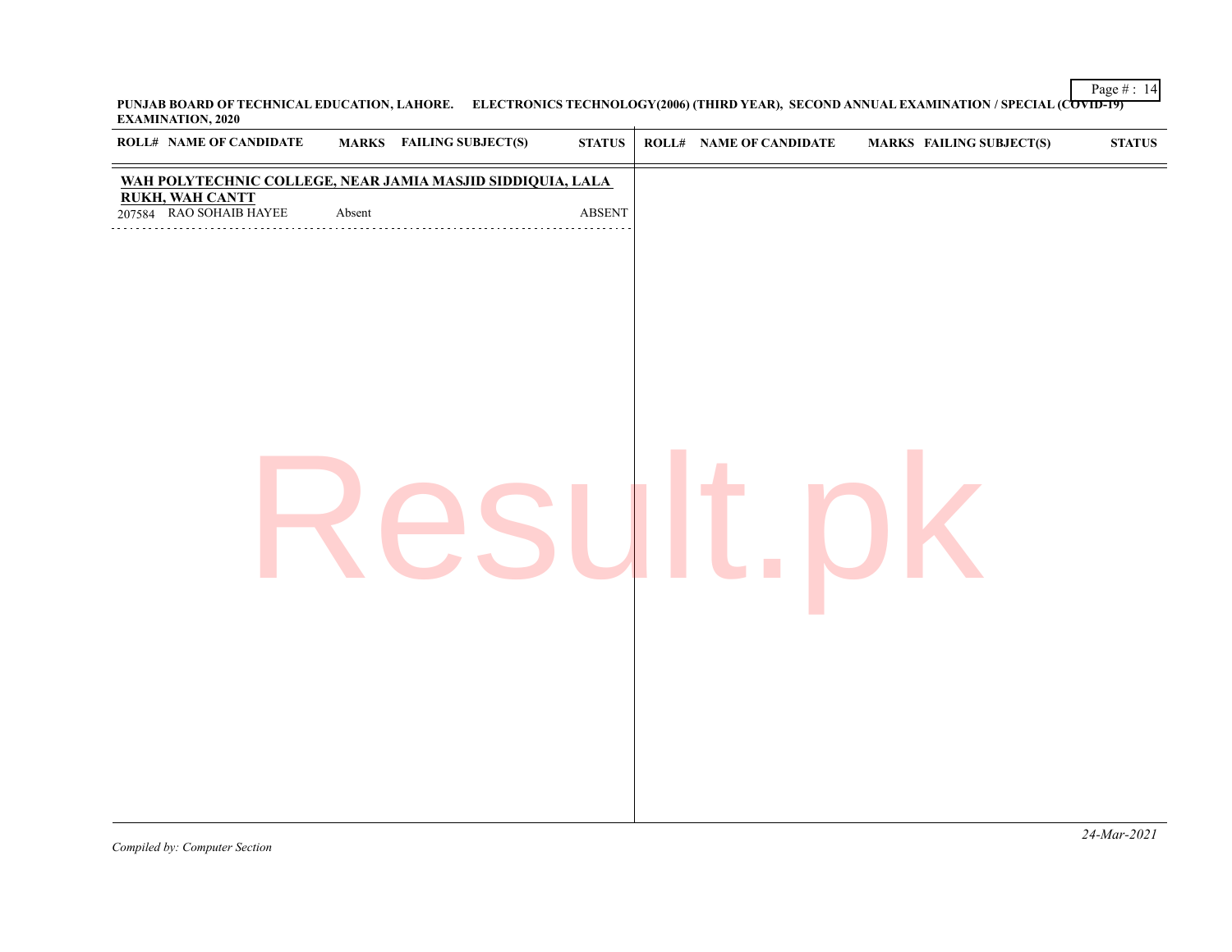**PUNJAB BOARD OF TECHNICAL EDUCATION, LAHORE. ELECTRONICS TECHNOLOGY(2006) (THIRD YEAR), SECOND ANNUAL EXAMINATION / SPECIAL (COVID-19) EXAMINATION, 2020**

| ROLL# | NAME OF CANDIDATE | MARKS | FAILING SUBJECT(S) | STATUS |
|---|---|---|---|---|
| **WAH POLYTECHNIC COLLEGE, NEAR JAMIA MASJID SIDDIQUIA, LALA RUKH, WAH CANTT** | | | | |
| 207584 | RAO SOHAIB HAYEE | Absent | | ABSENT |

*Compiled by: Computer Section*

*24-Mar-2021*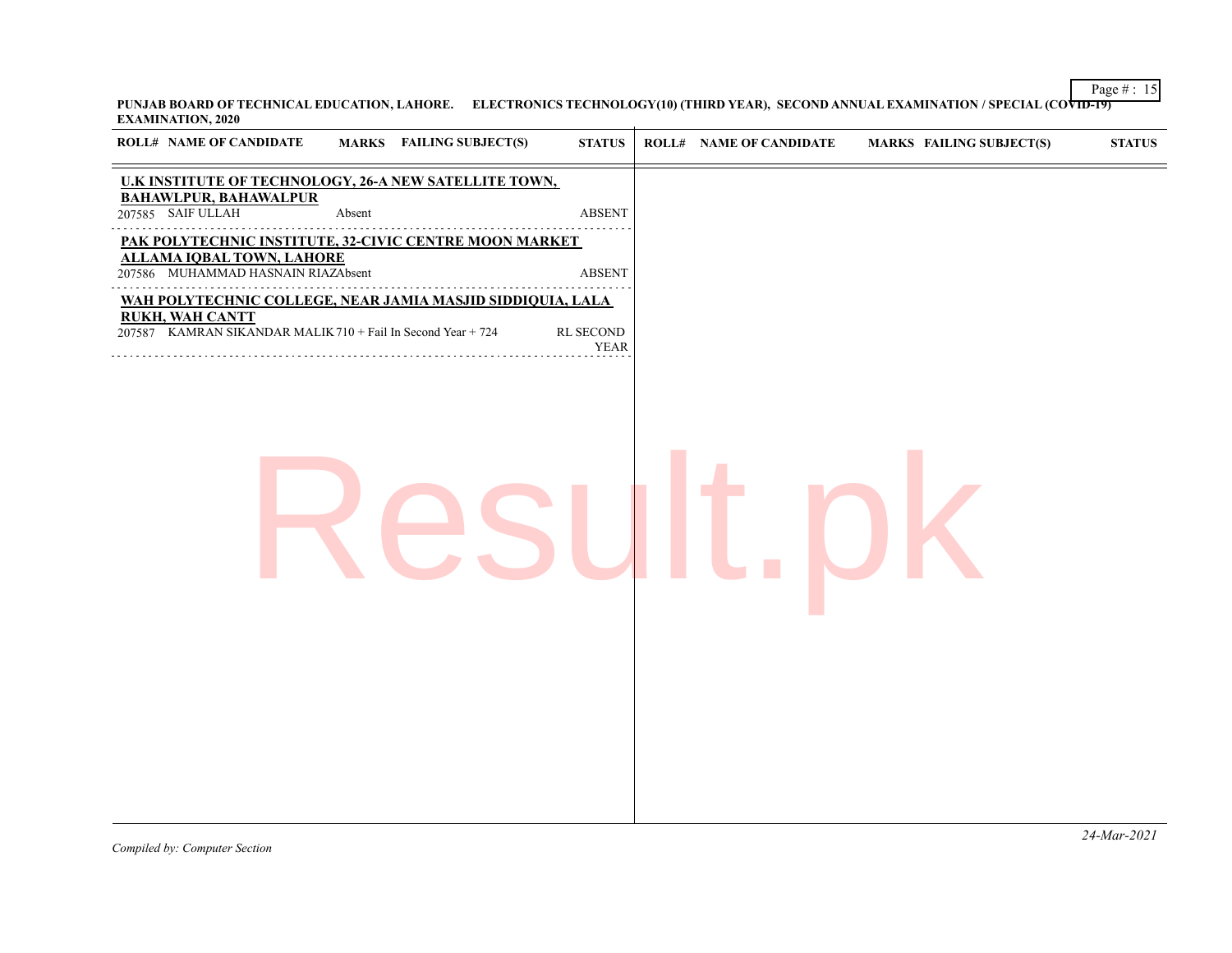PUNJAB BOARD OF TECHNICAL EDUCATION, LAHORE. ELECTRONICS TECHNOLOGY(10) (THIRD YEAR), SECOND ANNUAL EXAMINATION / SPECIAL (COVID-19) EXAMINATION, 2020

| ROLL# | NAME OF CANDIDATE | MARKS | FAILING SUBJECT(S) | STATUS |
|---|---|---|---|---|
| **U.K INSTITUTE OF TECHNOLOGY, 26-A NEW SATELLITE TOWN, BAHAWLPUR, BAHAWALPUR** | | | | |
| 207585 | SAIF ULLAH | Absent | | ABSENT |
| **PAK POLYTECHNIC INSTITUTE, 32-CIVIC CENTRE MOON MARKET ALLAMA IQBAL TOWN, LAHORE** | | | | |
| 207586 | MUHAMMAD HASNAIN RIAZ | Absent | | ABSENT |
| **WAH POLYTECHNIC COLLEGE, NEAR JAMIA MASJID SIDDIQUIA, LALA RUKH, WAH CANTT** | | | | |
| 207587 | KAMRAN SIKANDAR MALIK | 710 + Fail In Second Year + 724 | | RL SECOND YEAR |

*Compiled by: Computer Section*

*24-Mar-2021*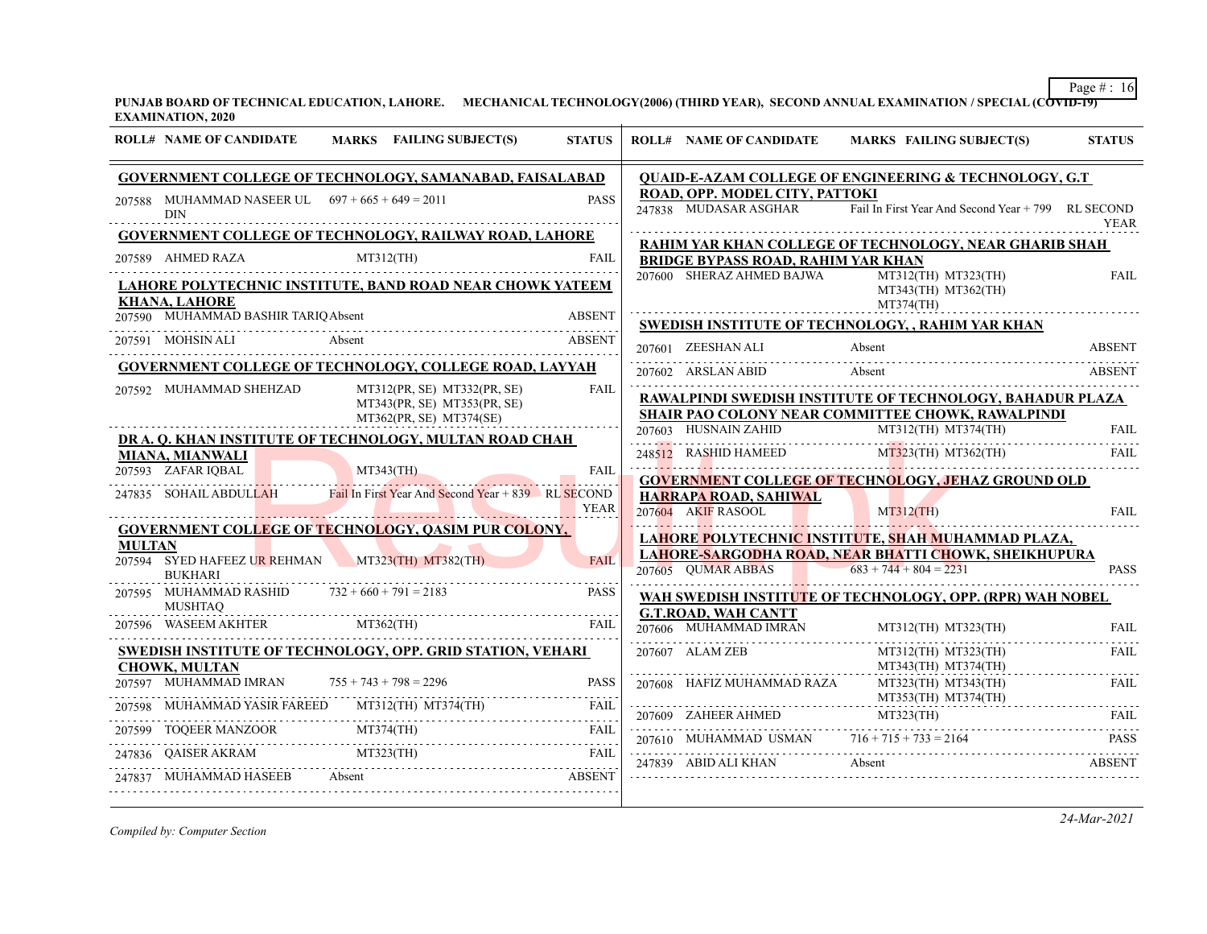PUNJAB BOARD OF TECHNICAL EDUCATION, LAHORE. MECHANICAL TECHNOLOGY(2006) (THIRD YEAR), SECOND ANNUAL EXAMINATION / SPECIAL (COVID-19) EXAMINATION, 2020

**GOVERNMENT COLLEGE OF TECHNOLOGY, SAMANABAD, FAISALABAD**

| ROLL# | NAME OF CANDIDATE | MARKS FAILING SUBJECT(S) | STATUS |
|---|---|---|---|
| 207588 | MUHAMMAD NASEER UL DIN | 697 + 665 + 649 = 2011 | PASS |

**GOVERNMENT COLLEGE OF TECHNOLOGY, RAILWAY ROAD, LAHORE**

| ROLL# | NAME OF CANDIDATE | MARKS FAILING SUBJECT(S) | STATUS |
|---|---|---|---|
| 207589 | AHMED RAZA | MT312(TH) | FAIL |

**LAHORE POLYTECHNIC INSTITUTE, BAND ROAD NEAR CHOWK YATEEM KHANA, LAHORE**

| ROLL# | NAME OF CANDIDATE | MARKS FAILING SUBJECT(S) | STATUS |
|---|---|---|---|
| 207590 | MUHAMMAD BASHIR TARIQ | Absent | ABSENT |
| 207591 | MOHSIN ALI | Absent | ABSENT |

**GOVERNMENT COLLEGE OF TECHNOLOGY, COLLEGE ROAD, LAYYAH**

| ROLL# | NAME OF CANDIDATE | MARKS FAILING SUBJECT(S) | STATUS |
|---|---|---|---|
| 207592 | MUHAMMAD SHEHZAD | MT312(PR, SE) MT332(PR, SE) MT343(PR, SE) MT353(PR, SE) MT362(PR, SE) MT374(SE) | FAIL |

**DR A. Q. KHAN INSTITUTE OF TECHNOLOGY, MULTAN ROAD CHAH MIANA, MIANWALI**

| ROLL# | NAME OF CANDIDATE | MARKS FAILING SUBJECT(S) | STATUS |
|---|---|---|---|
| 207593 | ZAFAR IQBAL | MT343(TH) | FAIL |
| 247835 | SOHAIL ABDULLAH | Fail In First Year And Second Year + 839 | RL SECOND YEAR |

**GOVERNMENT COLLEGE OF TECHNOLOGY, QASIM PUR COLONY, MULTAN**

| ROLL# | NAME OF CANDIDATE | MARKS FAILING SUBJECT(S) | STATUS |
|---|---|---|---|
| 207594 | SYED HAFEEZ UR REHMAN BUKHARI | MT323(TH) MT382(TH) | FAIL |
| 207595 | MUHAMMAD RASHID MUSHTAQ | 732 + 660 + 791 = 2183 | PASS |
| 207596 | WASEEM AKHTER | MT362(TH) | FAIL |

**SWEDISH INSTITUTE OF TECHNOLOGY, OPP. GRID STATION, VEHARI CHOWK, MULTAN**

| ROLL# | NAME OF CANDIDATE | MARKS FAILING SUBJECT(S) | STATUS |
|---|---|---|---|
| 207597 | MUHAMMAD IMRAN | 755 + 743 + 798 = 2296 | PASS |
| 207598 | MUHAMMAD YASIR FAREED | MT312(TH) MT374(TH) | FAIL |
| 207599 | TOQEER MANZOOR | MT374(TH) | FAIL |
| 247836 | QAISER AKRAM | MT323(TH) | FAIL |
| 247837 | MUHAMMAD HASEEB | Absent | ABSENT |

**QUAID-E-AZAM COLLEGE OF ENGINEERING & TECHNOLOGY, G.T ROAD, OPP. MODEL CITY, PATTOKI**

| ROLL# | NAME OF CANDIDATE | MARKS FAILING SUBJECT(S) | STATUS |
|---|---|---|---|
| 247838 | MUDASAR ASGHAR | Fail In First Year And Second Year + 799 | RL SECOND YEAR |

**RAHIM YAR KHAN COLLEGE OF TECHNOLOGY, NEAR GHARIB SHAH BRIDGE BYPASS ROAD, RAHIM YAR KHAN**

| ROLL# | NAME OF CANDIDATE | MARKS FAILING SUBJECT(S) | STATUS |
|---|---|---|---|
| 207600 | SHERAZ AHMED BAJWA | MT312(TH) MT323(TH) MT343(TH) MT362(TH) MT374(TH) | FAIL |

**SWEDISH INSTITUTE OF TECHNOLOGY, , RAHIM YAR KHAN**

| ROLL# | NAME OF CANDIDATE | MARKS FAILING SUBJECT(S) | STATUS |
|---|---|---|---|
| 207601 | ZEESHAN ALI | Absent | ABSENT |
| 207602 | ARSLAN ABID | Absent | ABSENT |

**RAWALPINDI SWEDISH INSTITUTE OF TECHNOLOGY, BAHADUR PLAZA SHAIR PAO COLONY NEAR COMMITTEE CHOWK, RAWALPINDI**

| ROLL# | NAME OF CANDIDATE | MARKS FAILING SUBJECT(S) | STATUS |
|---|---|---|---|
| 207603 | HUSNAIN ZAHID | MT312(TH) MT374(TH) | FAIL |
| 248512 | RASHID HAMEED | MT323(TH) MT362(TH) | FAIL |

**GOVERNMENT COLLEGE OF TECHNOLOGY, JEHAZ GROUND OLD HARRAPA ROAD, SAHIWAL**

| ROLL# | NAME OF CANDIDATE | MARKS FAILING SUBJECT(S) | STATUS |
|---|---|---|---|
| 207604 | AKIF RASOOL | MT312(TH) | FAIL |

**LAHORE POLYTECHNIC INSTITUTE, SHAH MUHAMMAD PLAZA, LAHORE-SARGODHA ROAD, NEAR BHATTI CHOWK, SHEIKHUPURA**

| ROLL# | NAME OF CANDIDATE | MARKS FAILING SUBJECT(S) | STATUS |
|---|---|---|---|
| 207605 | QUMAR ABBAS | 683 + 744 + 804 = 2231 | PASS |

**WAH SWEDISH INSTITUTE OF TECHNOLOGY, OPP. (RPR) WAH NOBEL G.T.ROAD, WAH CANTT**

| ROLL# | NAME OF CANDIDATE | MARKS FAILING SUBJECT(S) | STATUS |
|---|---|---|---|
| 207606 | MUHAMMAD IMRAN | MT312(TH) MT323(TH) | FAIL |
| 207607 | ALAM ZEB | MT312(TH) MT323(TH) MT343(TH) MT374(TH) | FAIL |
| 207608 | HAFIZ MUHAMMAD RAZA | MT323(TH) MT343(TH) MT353(TH) MT374(TH) | FAIL |
| 207609 | ZAHEER AHMED | MT323(TH) | FAIL |
| 207610 | MUHAMMAD USMAN | 716 + 715 + 733 = 2164 | PASS |
| 247839 | ABID ALI KHAN | Absent | ABSENT |

*Compiled by: Computer Section*

*24-Mar-2021*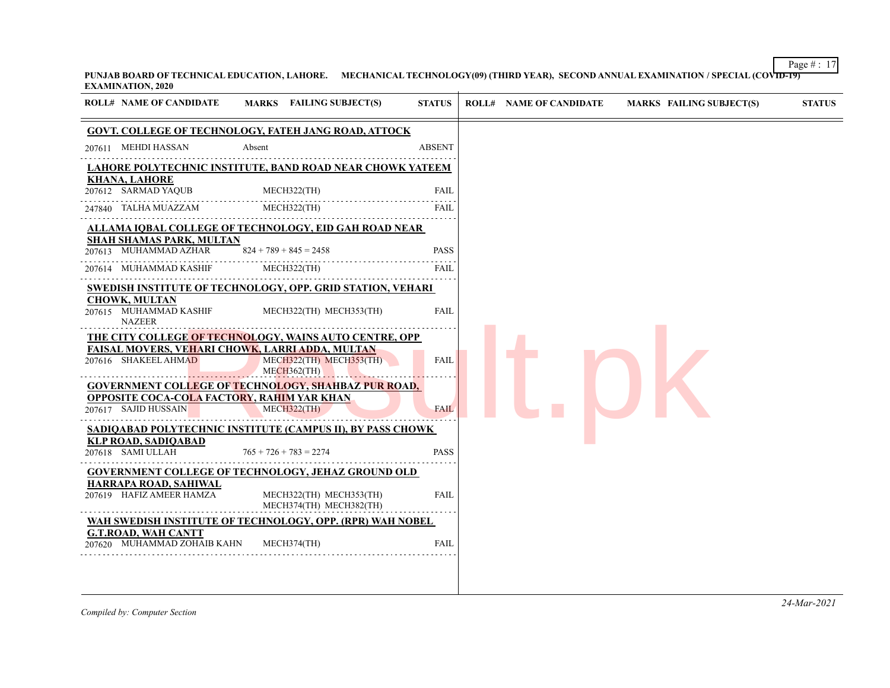PUNJAB BOARD OF TECHNICAL EDUCATION, LAHORE. MECHANICAL TECHNOLOGY(09) (THIRD YEAR), SECOND ANNUAL EXAMINATION / SPECIAL (COVID-19) EXAMINATION, 2020

| ROLL# | NAME OF CANDIDATE | MARKS | FAILING SUBJECT(S) | STATUS |
|---|---|---|---|---|
| **GOVT. COLLEGE OF TECHNOLOGY, FATEH JANG ROAD, ATTOCK** | | | | |
| 207611 | MEHDI HASSAN | Absent | | ABSENT |
| **LAHORE POLYTECHNIC INSTITUTE, BAND ROAD NEAR CHOWK YATEEM KHANA, LAHORE** | | | | |
| 207612 | SARMAD YAQUB | | MECH322(TH) | FAIL |
| 247840 | TALHA MUAZZAM | | MECH322(TH) | FAIL |
| **ALLAMA IQBAL COLLEGE OF TECHNOLOGY, EID GAH ROAD NEAR SHAH SHAMAS PARK, MULTAN** | | | | |
| 207613 | MUHAMMAD AZHAR | 824 + 789 + 845 = 2458 | | PASS |
| 207614 | MUHAMMAD KASHIF | | MECH322(TH) | FAIL |
| **SWEDISH INSTITUTE OF TECHNOLOGY, OPP. GRID STATION, VEHARI CHOWK, MULTAN** | | | | |
| 207615 | MUHAMMAD KASHIF NAZEER | | MECH322(TH) MECH353(TH) | FAIL |
| **THE CITY COLLEGE OF TECHNOLOGY, WAINS AUTO CENTRE, OPP FAISAL MOVERS, VEHARI CHOWK, LARRI ADDA, MULTAN** | | | | |
| 207616 | SHAKEEL AHMAD | | MECH322(TH) MECH353(TH) MECH362(TH) | FAIL |
| **GOVERNMENT COLLEGE OF TECHNOLOGY, SHAHBAZ PUR ROAD, OPPOSITE COCA-COLA FACTORY, RAHIM YAR KHAN** | | | | |
| 207617 | SAJID HUSSAIN | | MECH322(TH) | FAIL |
| **SADIQABAD POLYTECHNIC INSTITUTE (CAMPUS II), BY PASS CHOWK KLP ROAD, SADIQABAD** | | | | |
| 207618 | SAMI ULLAH | 765 + 726 + 783 = 2274 | | PASS |
| **GOVERNMENT COLLEGE OF TECHNOLOGY, JEHAZ GROUND OLD HARRAPA ROAD, SAHIWAL** | | | | |
| 207619 | HAFIZ AMEER HAMZA | | MECH322(TH) MECH353(TH) MECH374(TH) MECH382(TH) | FAIL |
| **WAH SWEDISH INSTITUTE OF TECHNOLOGY, OPP. (RPR) WAH NOBEL G.T.ROAD, WAH CANTT** | | | | |
| 207620 | MUHAMMAD ZOHAIB KAHN | | MECH374(TH) | FAIL |

*Compiled by: Computer Section*

*24-Mar-2021*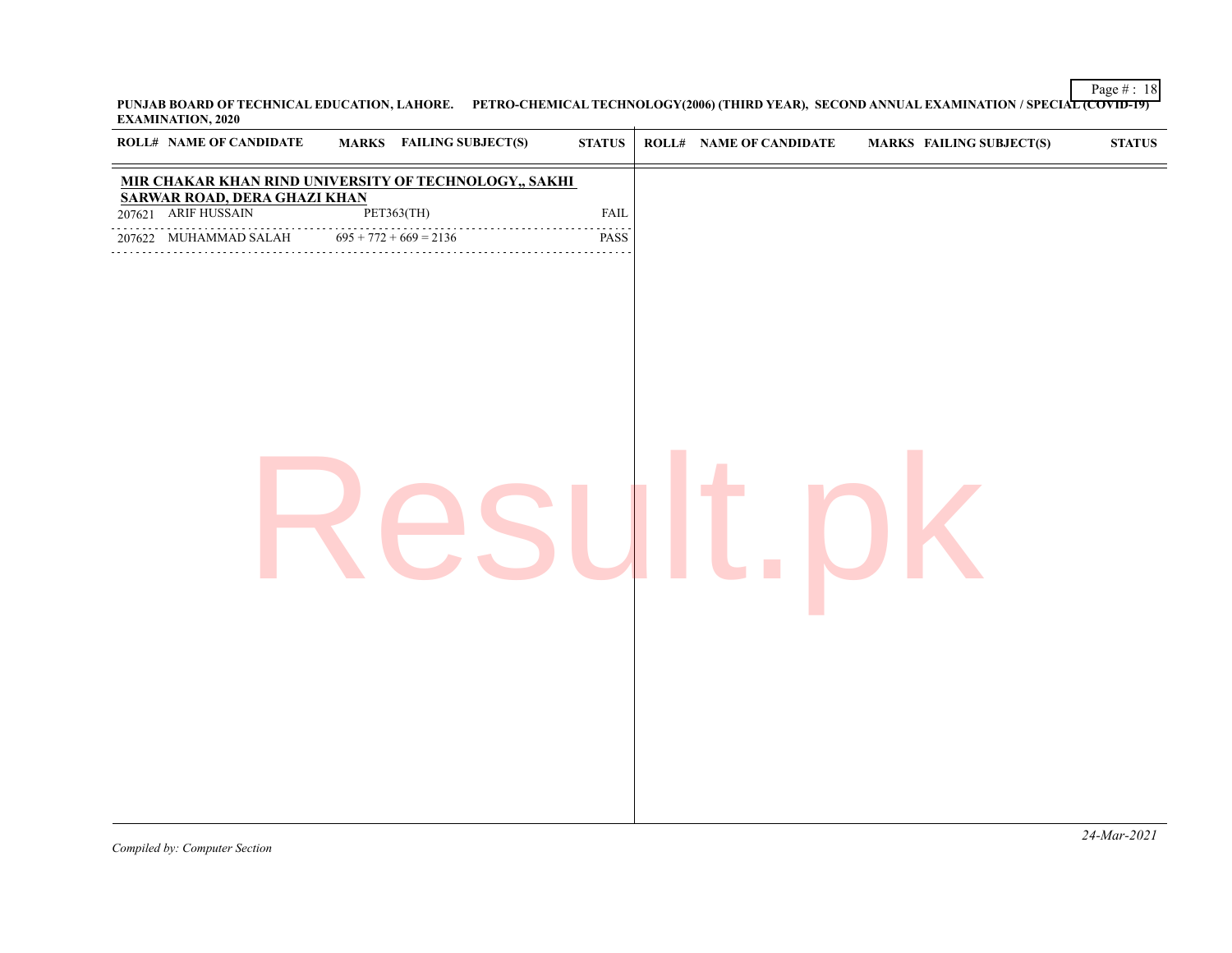**PUNJAB BOARD OF TECHNICAL EDUCATION, LAHORE. PETRO-CHEMICAL TECHNOLOGY(2006) (THIRD YEAR), SECOND ANNUAL EXAMINATION / SPECIAL (COVID-19) EXAMINATION, 2020**

| ROLL# | NAME OF CANDIDATE | MARKS | FAILING SUBJECT(S) | STATUS |
|---|---|---|---|---|
| **MIR CHAKAR KHAN RIND UNIVERSITY OF TECHNOLOGY,, SAKHI SARWAR ROAD, DERA GHAZI KHAN** | | | | |
| 207621 | ARIF HUSSAIN | | PET363(TH) | FAIL |
| 207622 | MUHAMMAD SALAH | 695 + 772 + 669 = 2136 | | PASS |

*Compiled by: Computer Section*

*24-Mar-2021*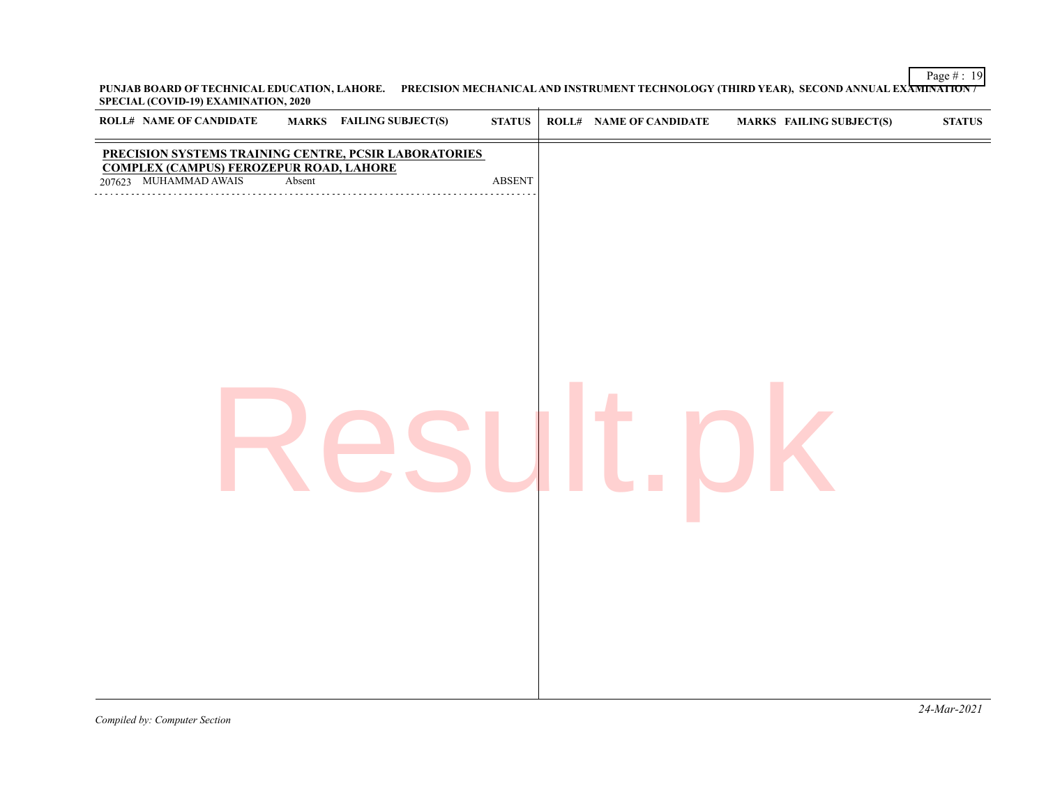**PUNJAB BOARD OF TECHNICAL EDUCATION, LAHORE. PRECISION MECHANICAL AND INSTRUMENT TECHNOLOGY (THIRD YEAR), SECOND ANNUAL EXAMINATION / SPECIAL (COVID-19) EXAMINATION, 2020**

| ROLL# | NAME OF CANDIDATE | MARKS | FAILING SUBJECT(S) | STATUS |
|---|---|---|---|---|
| **PRECISION SYSTEMS TRAINING CENTRE, PCSIR LABORATORIES COMPLEX (CAMPUS) FEROZEPUR ROAD, LAHORE** | | | | |
| 207623 | MUHAMMAD AWAIS | Absent | | ABSENT |

*Compiled by: Computer Section*

*24-Mar-2021*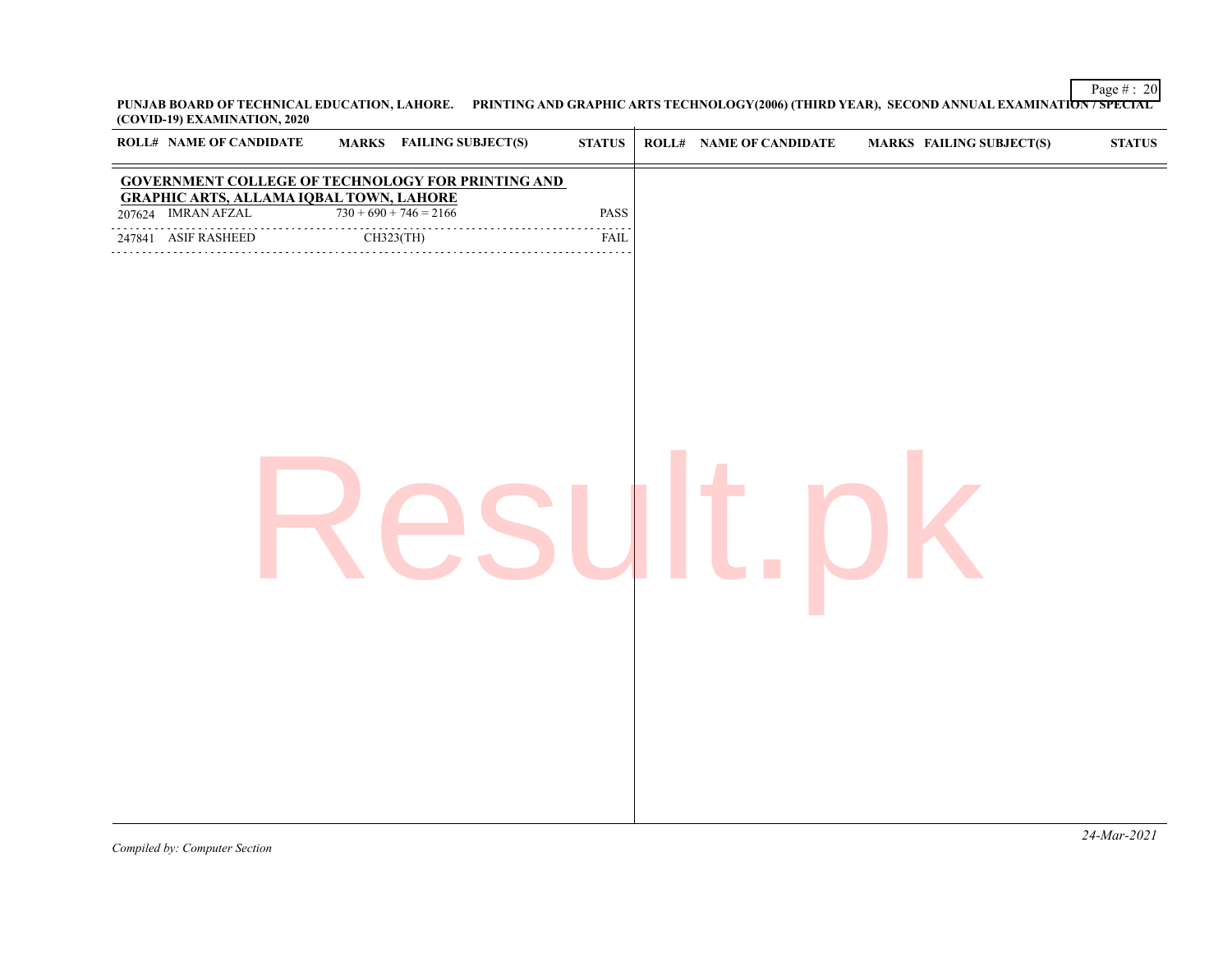**PUNJAB BOARD OF TECHNICAL EDUCATION, LAHORE. PRINTING AND GRAPHIC ARTS TECHNOLOGY(2006) (THIRD YEAR), SECOND ANNUAL EXAMINATION / SPECIAL (COVID-19) EXAMINATION, 2020**

| ROLL# | NAME OF CANDIDATE | MARKS | FAILING SUBJECT(S) | STATUS |
|---|---|---|---|---|
| **GOVERNMENT COLLEGE OF TECHNOLOGY FOR PRINTING AND GRAPHIC ARTS, ALLAMA IQBAL TOWN, LAHORE** | | | | |
| 207624 | IMRAN AFZAL | 730 + 690 + 746 = 2166 | | PASS |
| 247841 | ASIF RASHEED | | CH323(TH) | FAIL |

*Compiled by: Computer Section*

*24-Mar-2021*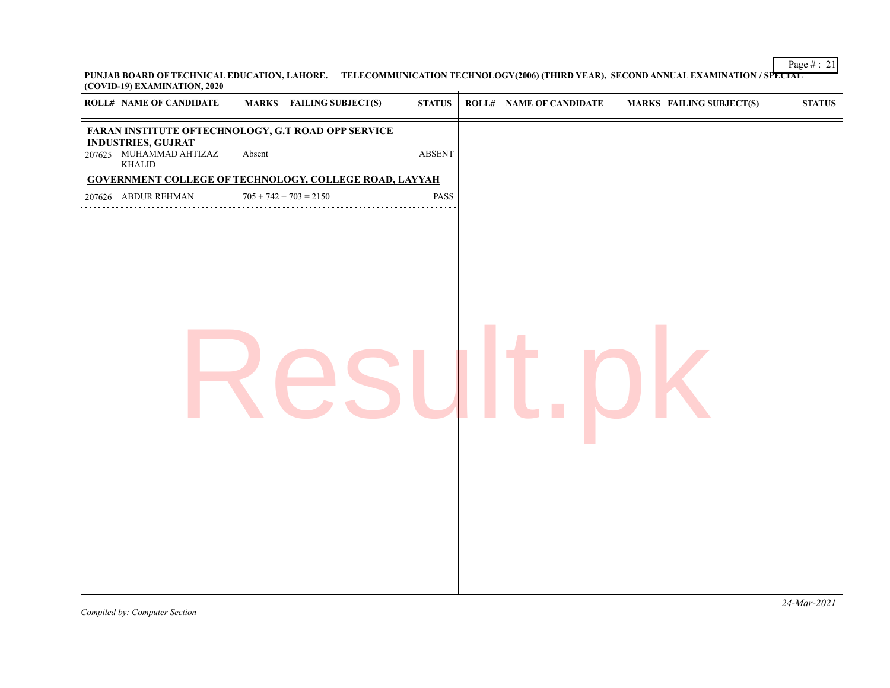**PUNJAB BOARD OF TECHNICAL EDUCATION, LAHORE. TELECOMMUNICATION TECHNOLOGY(2006) (THIRD YEAR), SECOND ANNUAL EXAMINATION / SPECIAL (COVID-19) EXAMINATION, 2020**

| ROLL# | NAME OF CANDIDATE | MARKS | FAILING SUBJECT(S) | STATUS |
|---|---|---|---|---|
| **FARAN INSTITUTE OFTECHNOLOGY, G.T ROAD OPP SERVICE INDUSTRIES, GUJRAT** | | | | |
| 207625 | MUHAMMAD AHTIZAZ KHALID | Absent | | ABSENT |
| **GOVERNMENT COLLEGE OF TECHNOLOGY, COLLEGE ROAD, LAYYAH** | | | | |
| 207626 | ABDUR REHMAN | 705 + 742 + 703 = 2150 | | PASS |

*Compiled by: Computer Section*

*24-Mar-2021*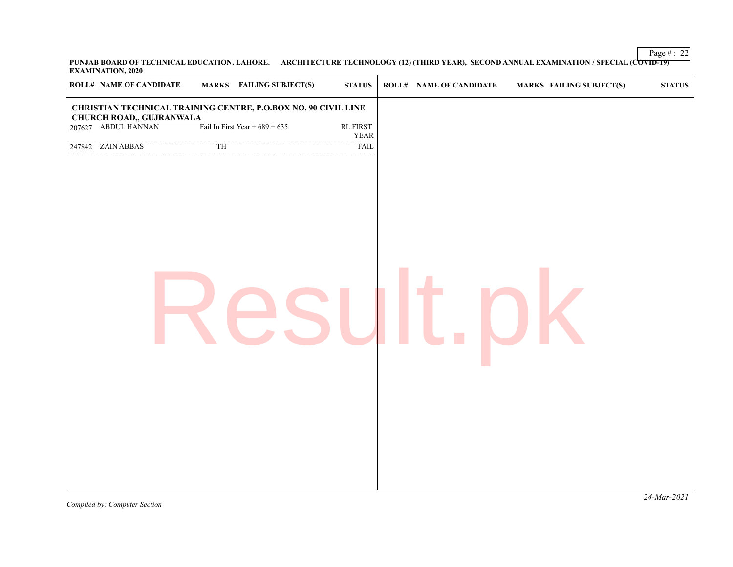**PUNJAB BOARD OF TECHNICAL EDUCATION, LAHORE. ARCHITECTURE TECHNOLOGY (12) (THIRD YEAR), SECOND ANNUAL EXAMINATION / SPECIAL (COVID-19) EXAMINATION, 2020**

**CHRISTIAN TECHNICAL TRAINING CENTRE, P.O.BOX NO. 90 CIVIL LINE CHURCH ROAD,, GUJRANWALA**

| ROLL# | NAME OF CANDIDATE | MARKS | FAILING SUBJECT(S) | STATUS |
|---|---|---|---|---|
| 207627 | ABDUL HANNAN | Fail In First Year + 689 + 635 | | RL FIRST YEAR |
| 247842 | ZAIN ABBAS | TH | | FAIL |

*Compiled by: Computer Section*

*24-Mar-2021*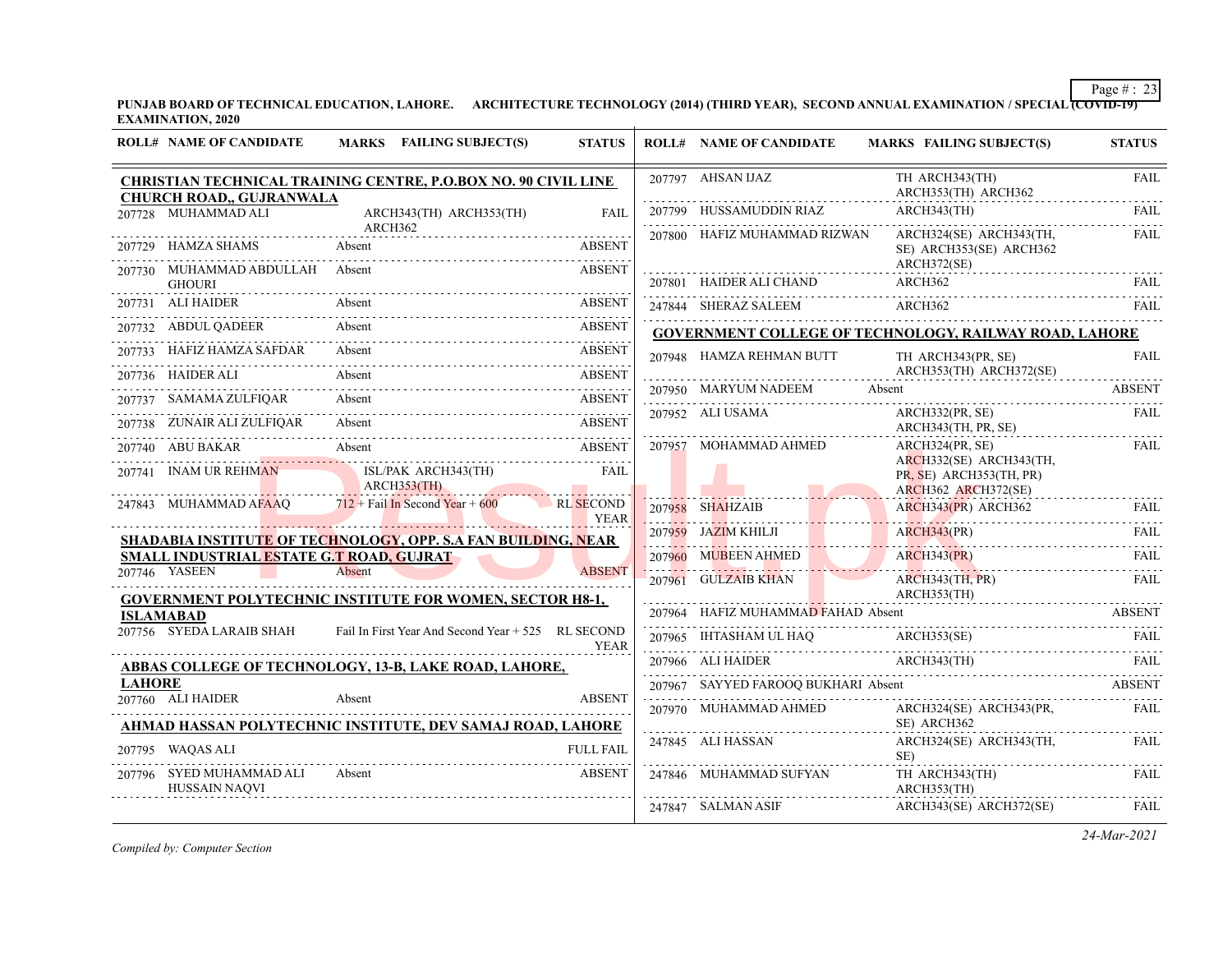**PUNJAB BOARD OF TECHNICAL EDUCATION, LAHORE. ARCHITECTURE TECHNOLOGY (2014) (THIRD YEAR), SECOND ANNUAL EXAMINATION / SPECIAL (COVID-19) EXAMINATION, 2020**

| ROLL# | NAME OF CANDIDATE | MARKS | FAILING SUBJECT(S) | STATUS |
|---|---|---|---|---|
| **CHRISTIAN TECHNICAL TRAINING CENTRE, P.O.BOX NO. 90 CIVIL LINE CHURCH ROAD,, GUJRANWALA** | | | | |
| 207728 | MUHAMMAD ALI | | ARCH343(TH) ARCH353(TH) ARCH362 | FAIL |
| 207729 | HAMZA SHAMS | Absent | | ABSENT |
| 207730 | MUHAMMAD ABDULLAH GHOURI | Absent | | ABSENT |
| 207731 | ALI HAIDER | Absent | | ABSENT |
| 207732 | ABDUL QADEER | Absent | | ABSENT |
| 207733 | HAFIZ HAMZA SAFDAR | Absent | | ABSENT |
| 207736 | HAIDER ALI | Absent | | ABSENT |
| 207737 | SAMAMA ZULFIQAR | Absent | | ABSENT |
| 207738 | ZUNAIR ALI ZULFIQAR | Absent | | ABSENT |
| 207740 | ABU BAKAR | Absent | | ABSENT |
| 207741 | INAM UR REHMAN | | ISL/PAK ARCH343(TH) ARCH353(TH) | FAIL |
| 247843 | MUHAMMAD AFAAQ | 712 + Fail In Second Year + 600 | | RL SECOND YEAR |
| **SHADABIA INSTITUTE OF TECHNOLOGY, OPP. S.A FAN BUILDING, NEAR SMALL INDUSTRIAL ESTATE G.T ROAD, GUJRAT** | | | | |
| 207746 | YASEEN | Absent | | ABSENT |
| **GOVERNMENT POLYTECHNIC INSTITUTE FOR WOMEN, SECTOR H8-1, ISLAMABAD** | | | | |
| 207756 | SYEDA LARAIB SHAH | Fail In First Year And Second Year + 525 | | RL SECOND YEAR |
| **ABBAS COLLEGE OF TECHNOLOGY, 13-B, LAKE ROAD, LAHORE, LAHORE** | | | | |
| 207760 | ALI HAIDER | Absent | | ABSENT |
| **AHMAD HASSAN POLYTECHNIC INSTITUTE, DEV SAMAJ ROAD, LAHORE** | | | | |
| 207795 | WAQAS ALI | | | FULL FAIL |
| 207796 | SYED MUHAMMAD ALI HUSSAIN NAQVI | Absent | | ABSENT |
| 207797 | AHSAN IJAZ | | TH ARCH343(TH) ARCH353(TH) ARCH362 | FAIL |
| 207799 | HUSSAMUDDIN RIAZ | | ARCH343(TH) | FAIL |
| 207800 | HAFIZ MUHAMMAD RIZWAN | | ARCH324(SE) ARCH343(TH, SE) ARCH353(SE) ARCH362 ARCH372(SE) | FAIL |
| 207801 | HAIDER ALI CHAND | | ARCH362 | FAIL |
| 247844 | SHERAZ SALEEM | | ARCH362 | FAIL |
| **GOVERNMENT COLLEGE OF TECHNOLOGY, RAILWAY ROAD, LAHORE** | | | | |
| 207948 | HAMZA REHMAN BUTT | | TH ARCH343(PR, SE) ARCH353(TH) ARCH372(SE) | FAIL |
| 207950 | MARYUM NADEEM | Absent | | ABSENT |
| 207952 | ALI USAMA | | ARCH332(PR, SE) ARCH343(TH, PR, SE) | FAIL |
| 207957 | MOHAMMAD AHMED | | ARCH324(PR, SE) ARCH332(SE) ARCH343(TH, PR, SE) ARCH353(TH, PR) ARCH362 ARCH372(SE) | FAIL |
| 207958 | SHAHZAIB | | ARCH343(PR) ARCH362 | FAIL |
| 207959 | JAZIM KHILJI | | ARCH343(PR) | FAIL |
| 207960 | MUBEEN AHMED | | ARCH343(PR) | FAIL |
| 207961 | GULZAIB KHAN | | ARCH343(TH, PR) ARCH353(TH) | FAIL |
| 207964 | HAFIZ MUHAMMAD FAHAD | Absent | | ABSENT |
| 207965 | IHTASHAM UL HAQ | | ARCH353(SE) | FAIL |
| 207966 | ALI HAIDER | | ARCH343(TH) | FAIL |
| 207967 | SAYYED FAROOQ BUKHARI | Absent | | ABSENT |
| 207970 | MUHAMMAD AHMED | | ARCH324(SE) ARCH343(PR, SE) ARCH362 | FAIL |
| 247845 | ALI HASSAN | | ARCH324(SE) ARCH343(TH, SE) | FAIL |
| 247846 | MUHAMMAD SUFYAN | | TH ARCH343(TH) ARCH353(TH) | FAIL |
| 247847 | SALMAN ASIF | | ARCH343(SE) ARCH372(SE) | FAIL |

*Compiled by: Computer Section*

*24-Mar-2021*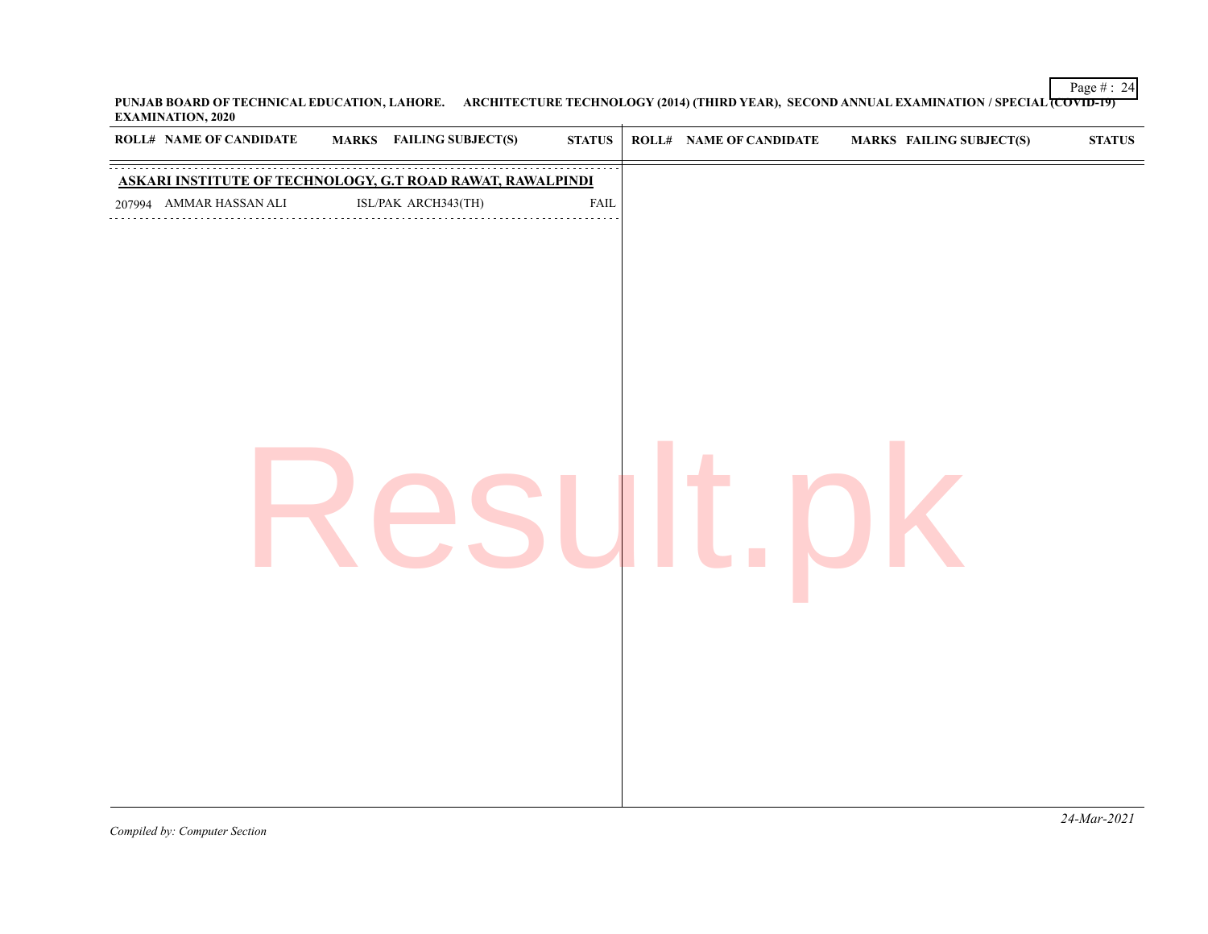**PUNJAB BOARD OF TECHNICAL EDUCATION, LAHORE. ARCHITECTURE TECHNOLOGY (2014) (THIRD YEAR), SECOND ANNUAL EXAMINATION / SPECIAL (COVID-19) EXAMINATION, 2020**

| ROLL# | NAME OF CANDIDATE | MARKS | FAILING SUBJECT(S) | STATUS |
|---|---|---|---|---|
| **ASKARI INSTITUTE OF TECHNOLOGY, G.T ROAD RAWAT, RAWALPINDI** | | | | |
| 207994 | AMMAR HASSAN ALI | | ISL/PAK ARCH343(TH) | FAIL |

*Compiled by: Computer Section*

*24-Mar-2021*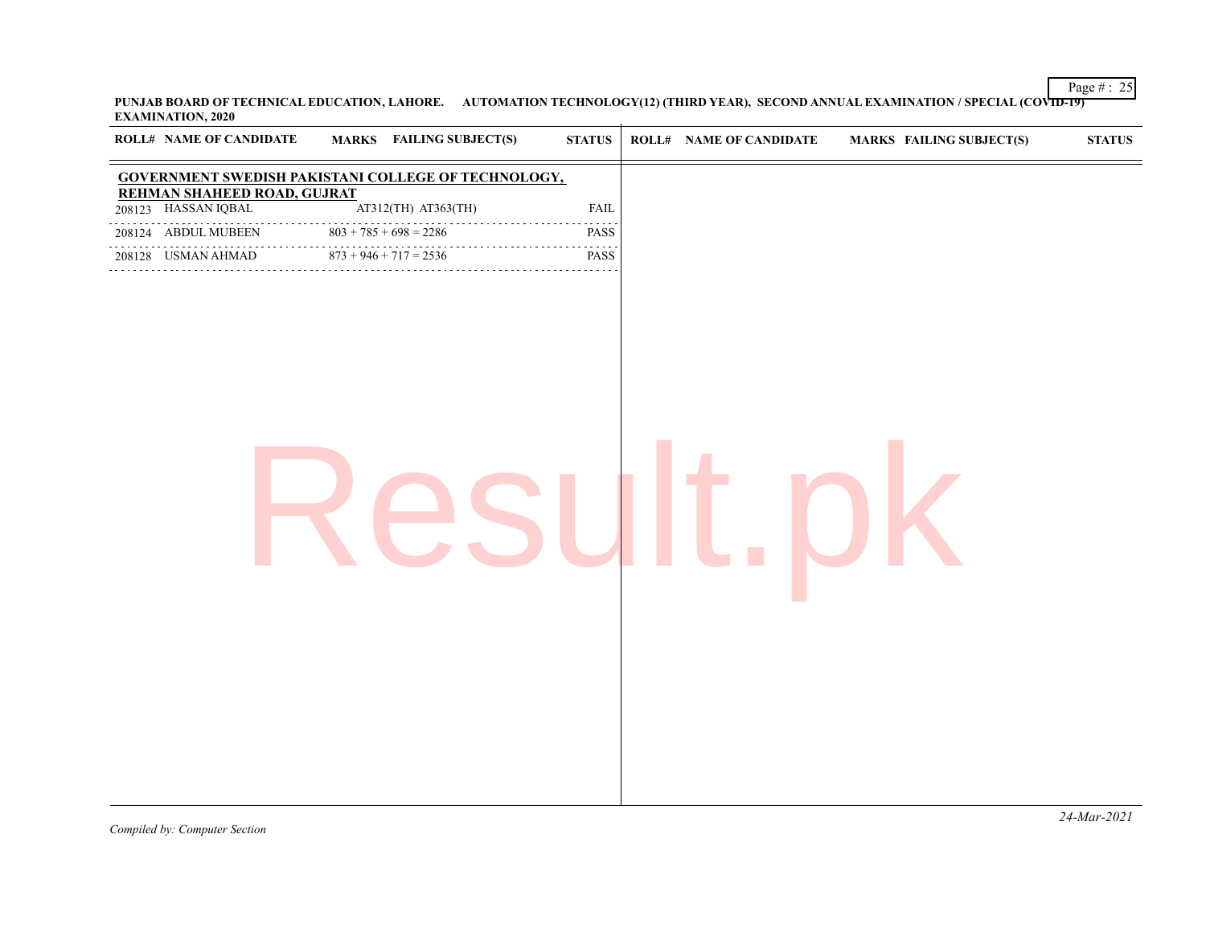**PUNJAB BOARD OF TECHNICAL EDUCATION, LAHORE. AUTOMATION TECHNOLOGY(12) (THIRD YEAR), SECOND ANNUAL EXAMINATION / SPECIAL (COVID-19) EXAMINATION, 2020**

**GOVERNMENT SWEDISH PAKISTANI COLLEGE OF TECHNOLOGY, REHMAN SHAHEED ROAD, GUJRAT**

| ROLL# | NAME OF CANDIDATE | MARKS | FAILING SUBJECT(S) | STATUS |
|---|---|---|---|---|
| 208123 | HASSAN IQBAL | | AT312(TH) AT363(TH) | FAIL |
| 208124 | ABDUL MUBEEN | 803 + 785 + 698 = 2286 | | PASS |
| 208128 | USMAN AHMAD | 873 + 946 + 717 = 2536 | | PASS |

*Compiled by: Computer Section*

*24-Mar-2021*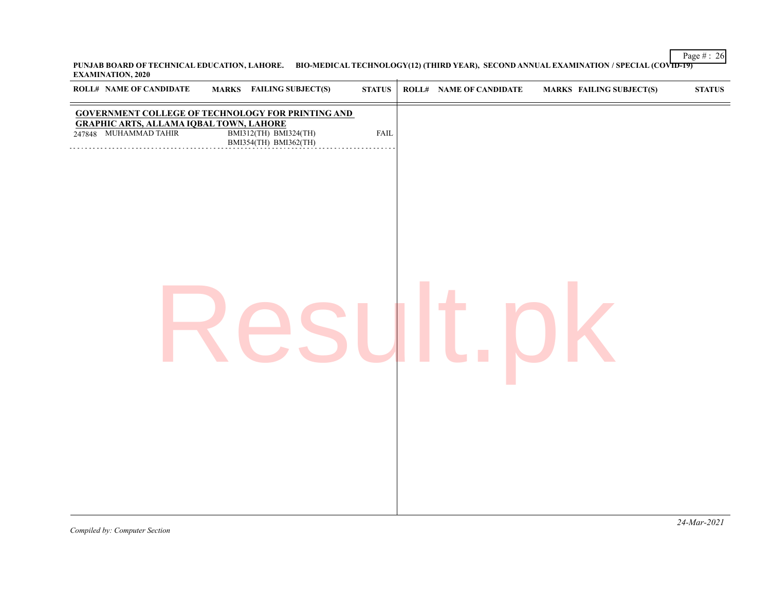PUNJAB BOARD OF TECHNICAL EDUCATION, LAHORE. BIO-MEDICAL TECHNOLOGY(12) (THIRD YEAR), SECOND ANNUAL EXAMINATION / SPECIAL (COVID-19) EXAMINATION, 2020

| ROLL# | NAME OF CANDIDATE | MARKS | FAILING SUBJECT(S) | STATUS |
|---|---|---|---|---|
| **GOVERNMENT COLLEGE OF TECHNOLOGY FOR PRINTING AND GRAPHIC ARTS, ALLAMA IQBAL TOWN, LAHORE** | | | | |
| 247848 | MUHAMMAD TAHIR | | BMI312(TH) BMI324(TH) BMI354(TH) BMI362(TH) | FAIL |

*Compiled by: Computer Section*

*24-Mar-2021*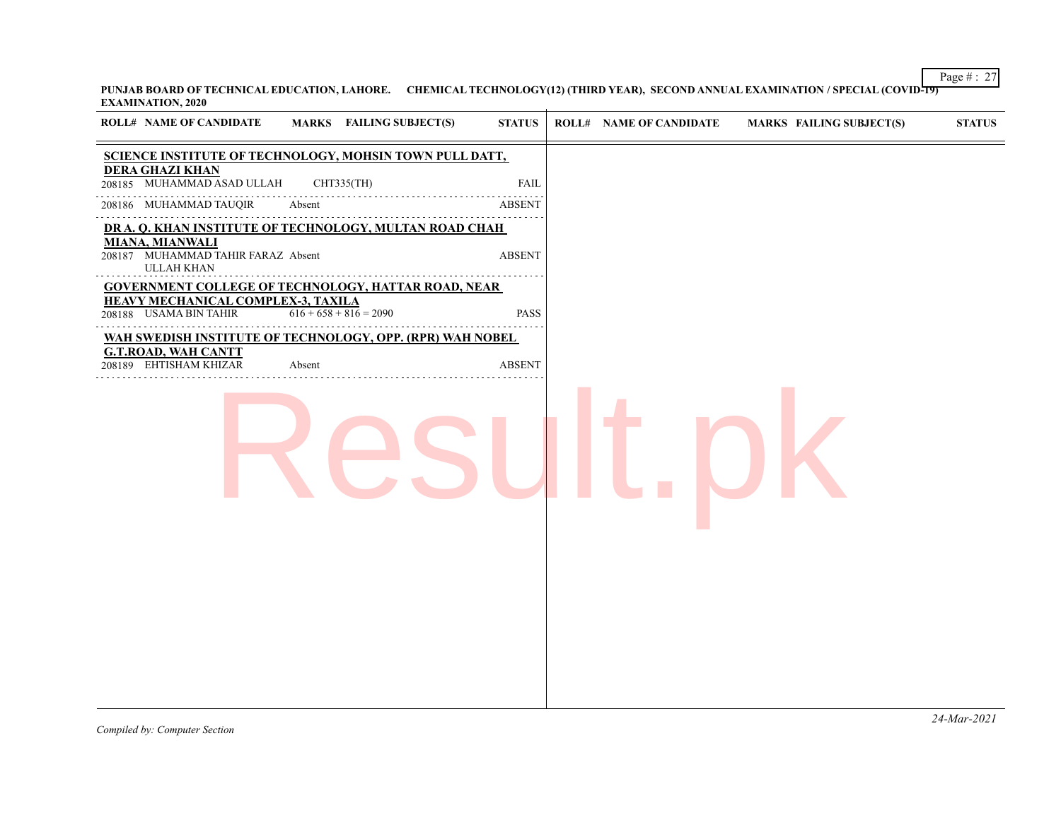**PUNJAB BOARD OF TECHNICAL EDUCATION, LAHORE. CHEMICAL TECHNOLOGY(12) (THIRD YEAR), SECOND ANNUAL EXAMINATION / SPECIAL (COVID-19) EXAMINATION, 2020**

| ROLL# | NAME OF CANDIDATE | MARKS | FAILING SUBJECT(S) | STATUS |
|---|---|---|---|---|
| **SCIENCE INSTITUTE OF TECHNOLOGY, MOHSIN TOWN PULL DATT, DERA GHAZI KHAN** | | | | |
| 208185 | MUHAMMAD ASAD ULLAH | | CHT335(TH) | FAIL |
| 208186 | MUHAMMAD TAUQIR | Absent | | ABSENT |
| **DR A. Q. KHAN INSTITUTE OF TECHNOLOGY, MULTAN ROAD CHAH MIANA, MIANWALI** | | | | |
| 208187 | MUHAMMAD TAHIR FARAZ ULLAH KHAN | Absent | | ABSENT |
| **GOVERNMENT COLLEGE OF TECHNOLOGY, HATTAR ROAD, NEAR HEAVY MECHANICAL COMPLEX-3, TAXILA** | | | | |
| 208188 | USAMA BIN TAHIR | 616 + 658 + 816 = 2090 | | PASS |
| **WAH SWEDISH INSTITUTE OF TECHNOLOGY, OPP. (RPR) WAH NOBEL G.T.ROAD, WAH CANTT** | | | | |
| 208189 | EHTISHAM KHIZAR | Absent | | ABSENT |

*Compiled by: Computer Section*

*24-Mar-2021*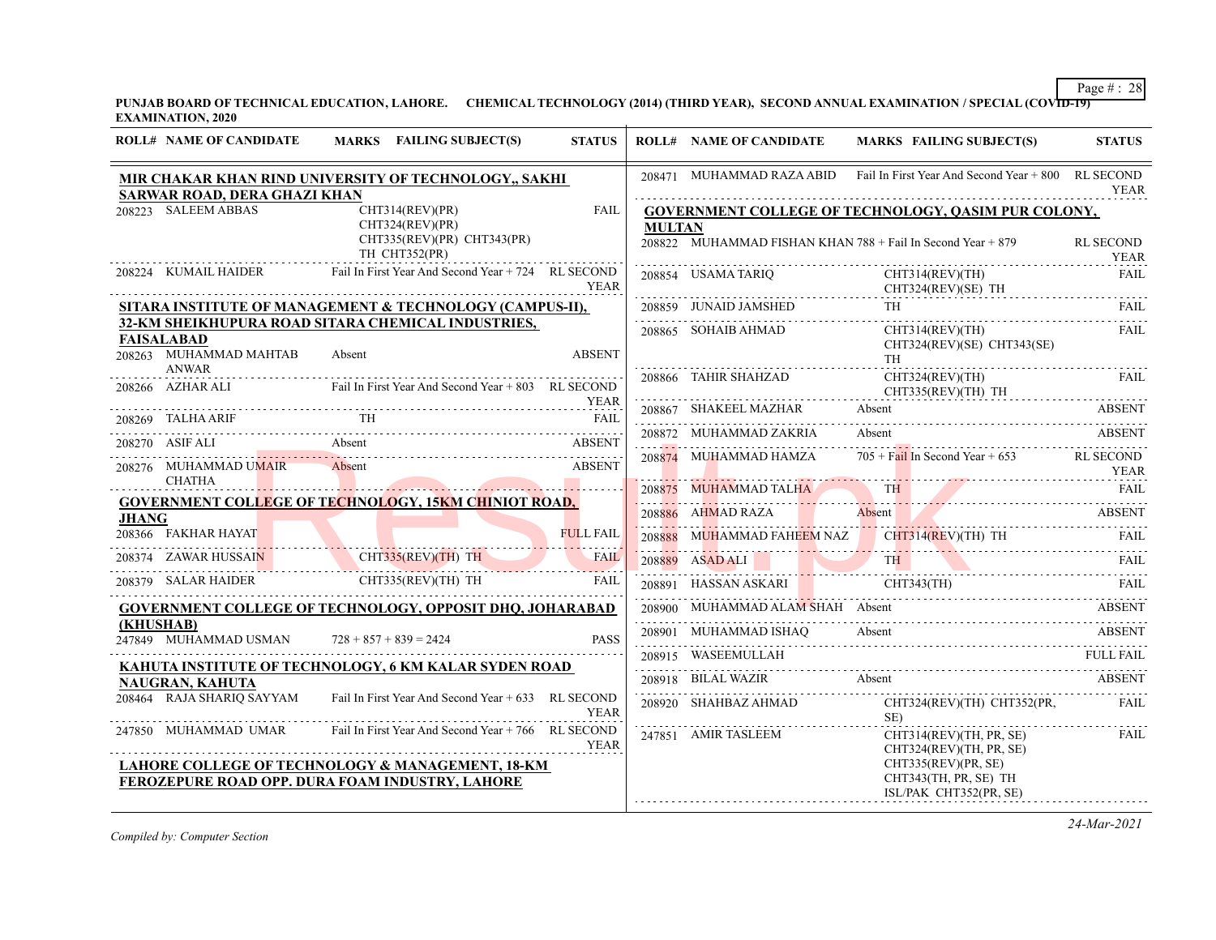**PUNJAB BOARD OF TECHNICAL EDUCATION, LAHORE. CHEMICAL TECHNOLOGY (2014) (THIRD YEAR), SECOND ANNUAL EXAMINATION / SPECIAL (COVID-19) EXAMINATION, 2020**

| ROLL# | NAME OF CANDIDATE | MARKS | FAILING SUBJECT(S) | STATUS |
|---|---|---|---|---|
| **MIR CHAKAR KHAN RIND UNIVERSITY OF TECHNOLOGY,, SAKHI SARWAR ROAD, DERA GHAZI KHAN** | | | | |
| 208223 | SALEEM ABBAS | | CHT314(REV)(PR) CHT324(REV)(PR) CHT335(REV)(PR) CHT343(PR) TH CHT352(PR) | FAIL |
| 208224 | KUMAIL HAIDER | Fail In First Year And Second Year + 724 | | RL SECOND YEAR |
| **SITARA INSTITUTE OF MANAGEMENT & TECHNOLOGY (CAMPUS-II), 32-KM SHEIKHUPURA ROAD SITARA CHEMICAL INDUSTRIES, FAISALABAD** | | | | |
| 208263 | MUHAMMAD MAHTAB ANWAR | Absent | | ABSENT |
| 208266 | AZHAR ALI | Fail In First Year And Second Year + 803 | | RL SECOND YEAR |
| 208269 | TALHA ARIF | | TH | FAIL |
| 208270 | ASIF ALI | Absent | | ABSENT |
| 208276 | MUHAMMAD UMAIR CHATHA | Absent | | ABSENT |
| **GOVERNMENT COLLEGE OF TECHNOLOGY, 15KM CHINIOT ROAD, JHANG** | | | | |
| 208366 | FAKHAR HAYAT | | | FULL FAIL |
| 208374 | ZAWAR HUSSAIN | | CHT335(REV)(TH) TH | FAIL |
| 208379 | SALAR HAIDER | | CHT335(REV)(TH) TH | FAIL |
| **GOVERNMENT COLLEGE OF TECHNOLOGY, OPPOSIT DHQ, JOHARABAD (KHUSHAB)** | | | | |
| 247849 | MUHAMMAD USMAN | 728 + 857 + 839 = 2424 | | PASS |
| **KAHUTA INSTITUTE OF TECHNOLOGY, 6 KM KALAR SYDEN ROAD NAUGRAN, KAHUTA** | | | | |
| 208464 | RAJA SHARIQ SAYYAM | Fail In First Year And Second Year + 633 | | RL SECOND YEAR |
| 247850 | MUHAMMAD UMAR | Fail In First Year And Second Year + 766 | | RL SECOND YEAR |
| **LAHORE COLLEGE OF TECHNOLOGY & MANAGEMENT, 18-KM FEROZEPURE ROAD OPP. DURA FOAM INDUSTRY, LAHORE** | | | | |
| 208471 | MUHAMMAD RAZA ABID | Fail In First Year And Second Year + 800 | | RL SECOND YEAR |
| **GOVERNMENT COLLEGE OF TECHNOLOGY, QASIM PUR COLONY, MULTAN** | | | | |
| 208822 | MUHAMMAD FISHAN KHAN | 788 + Fail In Second Year + 879 | | RL SECOND YEAR |
| 208854 | USAMA TARIQ | | CHT314(REV)(TH) CHT324(REV)(SE) TH | FAIL |
| 208859 | JUNAID JAMSHED | | TH | FAIL |
| 208865 | SOHAIB AHMAD | | CHT314(REV)(TH) CHT324(REV)(SE) CHT343(SE) TH | FAIL |
| 208866 | TAHIR SHAHZAD | | CHT324(REV)(TH) CHT335(REV)(TH) TH | FAIL |
| 208867 | SHAKEEL MAZHAR | Absent | | ABSENT |
| 208872 | MUHAMMAD ZAKRIA | Absent | | ABSENT |
| 208874 | MUHAMMAD HAMZA | 705 + Fail In Second Year + 653 | | RL SECOND YEAR |
| 208875 | MUHAMMAD TALHA | | TH | FAIL |
| 208886 | AHMAD RAZA | Absent | | ABSENT |
| 208888 | MUHAMMAD FAHEEM NAZ | | CHT314(REV)(TH) TH | FAIL |
| 208889 | ASAD ALI | | TH | FAIL |
| 208891 | HASSAN ASKARI | | CHT343(TH) | FAIL |
| 208900 | MUHAMMAD ALAM SHAH | Absent | | ABSENT |
| 208901 | MUHAMMAD ISHAQ | Absent | | ABSENT |
| 208915 | WASEEMULLAH | | | FULL FAIL |
| 208918 | BILAL WAZIR | Absent | | ABSENT |
| 208920 | SHAHBAZ AHMAD | | CHT324(REV)(TH) CHT352(PR, SE) | FAIL |
| 247851 | AMIR TASLEEM | | CHT314(REV)(TH, PR, SE) CHT324(REV)(TH, PR, SE) CHT335(REV)(PR, SE) CHT343(TH, PR, SE) TH ISL/PAK CHT352(PR, SE) | FAIL |

*Compiled by: Computer Section*

*24-Mar-2021*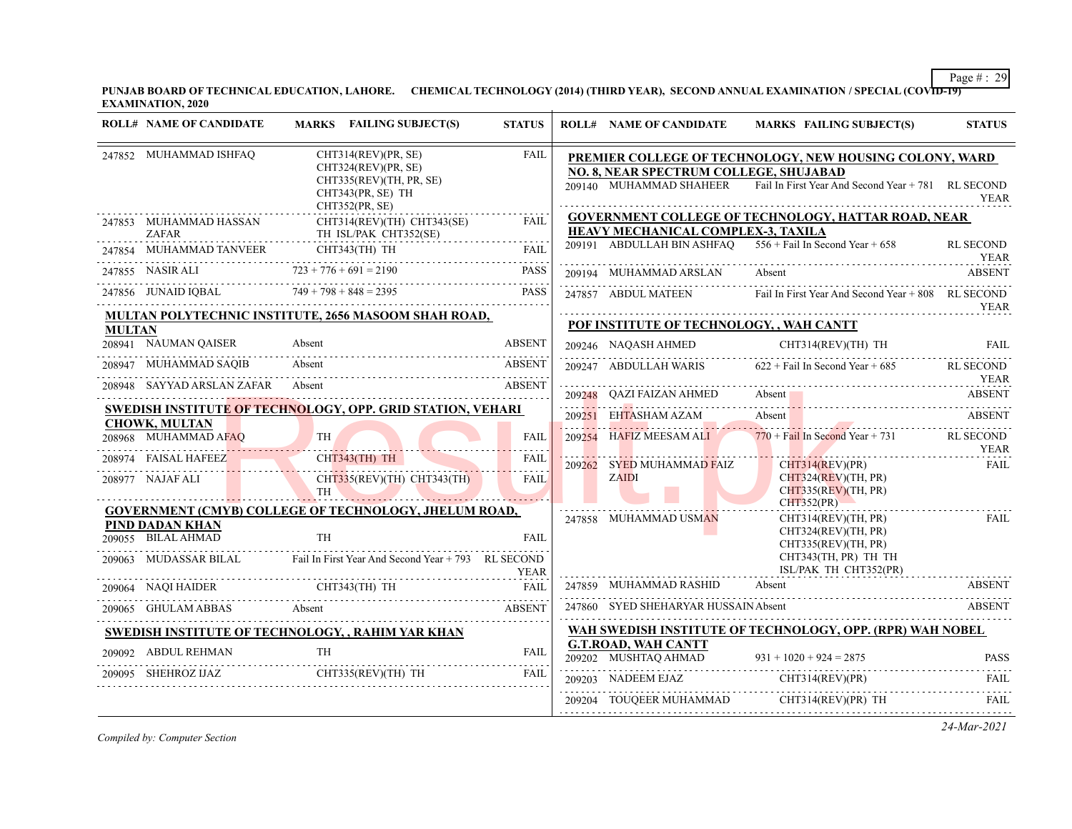PUNJAB BOARD OF TECHNICAL EDUCATION, LAHORE. CHEMICAL TECHNOLOGY (2014) (THIRD YEAR), SECOND ANNUAL EXAMINATION / SPECIAL (COVID-19) EXAMINATION, 2020

| ROLL# | NAME OF CANDIDATE | MARKS | FAILING SUBJECT(S) | STATUS |
|---|---|---|---|---|
| 247852 | MUHAMMAD ISHFAQ | | CHT314(REV)(PR, SE) CHT324(REV)(PR, SE) CHT335(REV)(TH, PR, SE) CHT343(PR, SE) TH CHT352(PR, SE) | FAIL |
| 247853 | MUHAMMAD HASSAN ZAFAR | | CHT314(REV)(TH) CHT343(SE) TH ISL/PAK CHT352(SE) | FAIL |
| 247854 | MUHAMMAD TANVEER | | CHT343(TH) TH | FAIL |
| 247855 | NASIR ALI | 723 + 776 + 691 = 2190 | | PASS |
| 247856 | JUNAID IQBAL | 749 + 798 + 848 = 2395 | | PASS |

**MULTAN POLYTECHNIC INSTITUTE, 2656 MASOOM SHAH ROAD, MULTAN**

| ROLL# | NAME OF CANDIDATE | MARKS | FAILING SUBJECT(S) | STATUS |
|---|---|---|---|---|
| 208941 | NAUMAN QAISER | Absent | | ABSENT |
| 208947 | MUHAMMAD SAQIB | Absent | | ABSENT |
| 208948 | SAYYAD ARSLAN ZAFAR | Absent | | ABSENT |

**SWEDISH INSTITUTE OF TECHNOLOGY, OPP. GRID STATION, VEHARI CHOWK, MULTAN**

| ROLL# | NAME OF CANDIDATE | MARKS | FAILING SUBJECT(S) | STATUS |
|---|---|---|---|---|
| 208968 | MUHAMMAD AFAQ | | TH | FAIL |
| 208974 | FAISAL HAFEEZ | | CHT343(TH) TH | FAIL |
| 208977 | NAJAF ALI | | CHT335(REV)(TH) CHT343(TH) TH | FAIL |

**GOVERNMENT (CMYB) COLLEGE OF TECHNOLOGY, JHELUM ROAD, PIND DADAN KHAN**

| ROLL# | NAME OF CANDIDATE | MARKS | FAILING SUBJECT(S) | STATUS |
|---|---|---|---|---|
| 209055 | BILAL AHMAD | | TH | FAIL |
| 209063 | MUDASSAR BILAL | Fail In First Year And Second Year + 793 | | RL SECOND YEAR |
| 209064 | NAQI HAIDER | | CHT343(TH) TH | FAIL |
| 209065 | GHULAM ABBAS | Absent | | ABSENT |

**SWEDISH INSTITUTE OF TECHNOLOGY, , RAHIM YAR KHAN**

| ROLL# | NAME OF CANDIDATE | MARKS | FAILING SUBJECT(S) | STATUS |
|---|---|---|---|---|
| 209092 | ABDUL REHMAN | | TH | FAIL |
| 209095 | SHEHROZ IJAZ | | CHT335(REV)(TH) TH | FAIL |

**PREMIER COLLEGE OF TECHNOLOGY, NEW HOUSING COLONY, WARD NO. 8, NEAR SPECTRUM COLLEGE, SHUJABAD**

| ROLL# | NAME OF CANDIDATE | MARKS | FAILING SUBJECT(S) | STATUS |
|---|---|---|---|---|
| 209140 | MUHAMMAD SHAHEER | Fail In First Year And Second Year + 781 | | RL SECOND YEAR |

**GOVERNMENT COLLEGE OF TECHNOLOGY, HATTAR ROAD, NEAR HEAVY MECHANICAL COMPLEX-3, TAXILA**

| ROLL# | NAME OF CANDIDATE | MARKS | FAILING SUBJECT(S) | STATUS |
|---|---|---|---|---|
| 209191 | ABDULLAH BIN ASHFAQ | 556 + Fail In Second Year + 658 | | RL SECOND YEAR |
| 209194 | MUHAMMAD ARSLAN | Absent | | ABSENT |
| 247857 | ABDUL MATEEN | Fail In First Year And Second Year + 808 | | RL SECOND YEAR |

**POF INSTITUTE OF TECHNOLOGY, , WAH CANTT**

| ROLL# | NAME OF CANDIDATE | MARKS | FAILING SUBJECT(S) | STATUS |
|---|---|---|---|---|
| 209246 | NAQASH AHMED | | CHT314(REV)(TH) TH | FAIL |
| 209247 | ABDULLAH WARIS | 622 + Fail In Second Year + 685 | | RL SECOND YEAR |
| 209248 | QAZI FAIZAN AHMED | Absent | | ABSENT |
| 209251 | EHTASHAM AZAM | Absent | | ABSENT |
| 209254 | HAFIZ MEESAM ALI | 770 + Fail In Second Year + 731 | | RL SECOND YEAR |
| 209262 | SYED MUHAMMAD FAIZ ZAIDI | | CHT314(REV)(PR) CHT324(REV)(TH, PR) CHT335(REV)(TH, PR) CHT352(PR) | FAIL |
| 247858 | MUHAMMAD USMAN | | CHT314(REV)(TH, PR) CHT324(REV)(TH, PR) CHT335(REV)(TH, PR) CHT343(TH, PR) TH TH ISL/PAK TH CHT352(PR) | FAIL |
| 247859 | MUHAMMAD RASHID | Absent | | ABSENT |
| 247860 | SYED SHEHARYAR HUSSAIN | Absent | | ABSENT |

**WAH SWEDISH INSTITUTE OF TECHNOLOGY, OPP. (RPR) WAH NOBEL G.T.ROAD, WAH CANTT**

| ROLL# | NAME OF CANDIDATE | MARKS | FAILING SUBJECT(S) | STATUS |
|---|---|---|---|---|
| 209202 | MUSHTAQ AHMAD | 931 + 1020 + 924 = 2875 | | PASS |
| 209203 | NADEEM EJAZ | | CHT314(REV)(PR) | FAIL |
| 209204 | TOUQEER MUHAMMAD | | CHT314(REV)(PR) TH | FAIL |

*Compiled by: Computer Section*

*24-Mar-2021*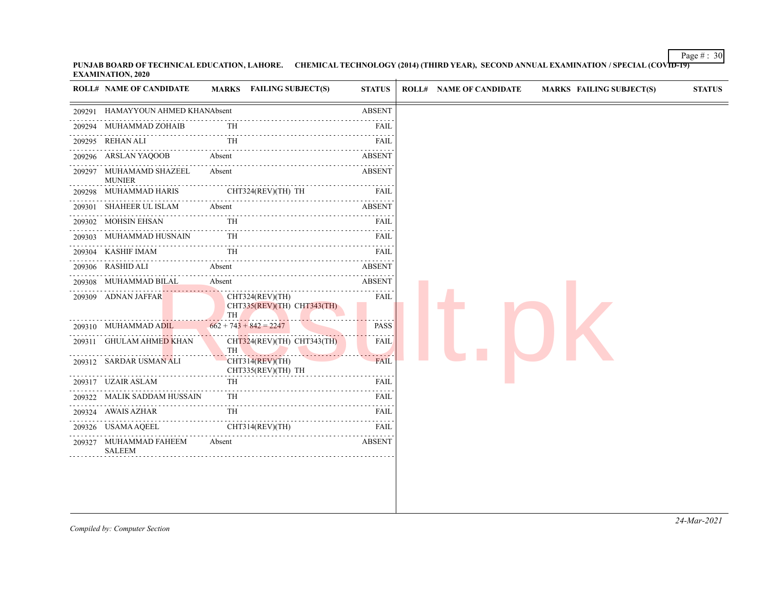**PUNJAB BOARD OF TECHNICAL EDUCATION, LAHORE. CHEMICAL TECHNOLOGY (2014) (THIRD YEAR), SECOND ANNUAL EXAMINATION / SPECIAL (COVID-19) EXAMINATION, 2020**

| ROLL# | NAME OF CANDIDATE | MARKS | FAILING SUBJECT(S) | STATUS |
|---|---|---|---|---|
| 209291 | HAMAYYOUN AHMED KHAN | Absent | | ABSENT |
| 209294 | MUHAMMAD ZOHAIB | | TH | FAIL |
| 209295 | REHAN ALI | | TH | FAIL |
| 209296 | ARSLAN YAQOOB | Absent | | ABSENT |
| 209297 | MUHAMAMD SHAZEEL MUNIER | Absent | | ABSENT |
| 209298 | MUHAMMAD HARIS | | CHT324(REV)(TH) TH | FAIL |
| 209301 | SHAHEER UL ISLAM | Absent | | ABSENT |
| 209302 | MOHSIN EHSAN | | TH | FAIL |
| 209303 | MUHAMMAD HUSNAIN | | TH | FAIL |
| 209304 | KASHIF IMAM | | TH | FAIL |
| 209306 | RASHID ALI | Absent | | ABSENT |
| 209308 | MUHAMMAD BILAL | Absent | | ABSENT |
| 209309 | ADNAN JAFFAR | | CHT324(REV)(TH) CHT335(REV)(TH) CHT343(TH) TH | FAIL |
| 209310 | MUHAMMAD ADIL | 662 + 743 + 842 = 2247 | | PASS |
| 209311 | GHULAM AHMED KHAN | | CHT324(REV)(TH) CHT343(TH) TH | FAIL |
| 209312 | SARDAR USMAN ALI | | CHT314(REV)(TH) CHT335(REV)(TH) TH | FAIL |
| 209317 | UZAIR ASLAM | | TH | FAIL |
| 209322 | MALIK SADDAM HUSSAIN | | TH | FAIL |
| 209324 | AWAIS AZHAR | | TH | FAIL |
| 209326 | USAMA AQEEL | | CHT314(REV)(TH) | FAIL |
| 209327 | MUHAMMAD FAHEEM SALEEM | Absent | | ABSENT |

*Compiled by: Computer Section*

*24-Mar-2021*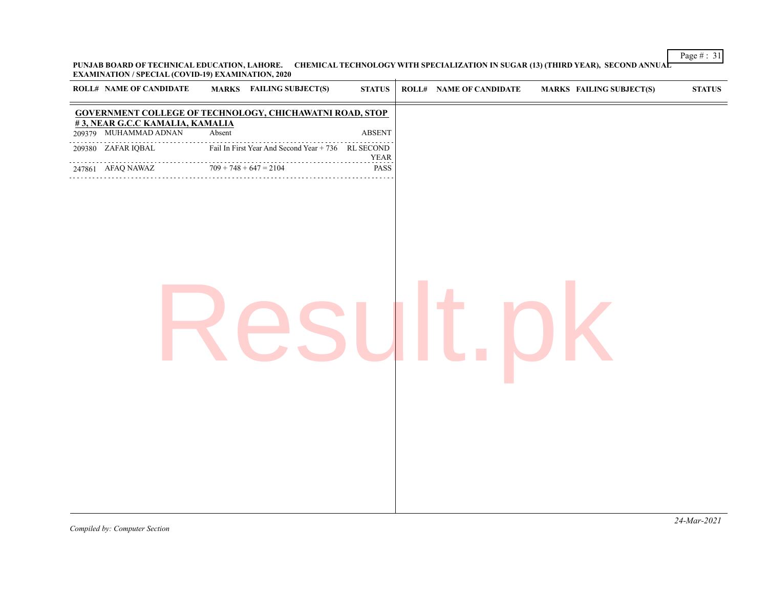**PUNJAB BOARD OF TECHNICAL EDUCATION, LAHORE. CHEMICAL TECHNOLOGY WITH SPECIALIZATION IN SUGAR (13) (THIRD YEAR), SECOND ANNUAL EXAMINATION / SPECIAL (COVID-19) EXAMINATION, 2020**

| ROLL# | NAME OF CANDIDATE | MARKS | FAILING SUBJECT(S) | STATUS |
|---|---|---|---|---|
| **GOVERNMENT COLLEGE OF TECHNOLOGY, CHICHAWATNI ROAD, STOP # 3, NEAR G.C.C KAMALIA, KAMALIA** | | | | |
| 209379 | MUHAMMAD ADNAN | Absent | | ABSENT |
| 209380 | ZAFAR IQBAL | Fail In First Year And Second Year + 736 | | RL SECOND YEAR |
| 247861 | AFAQ NAWAZ | 709 + 748 + 647 = 2104 | | PASS |

*Compiled by: Computer Section*

*24-Mar-2021*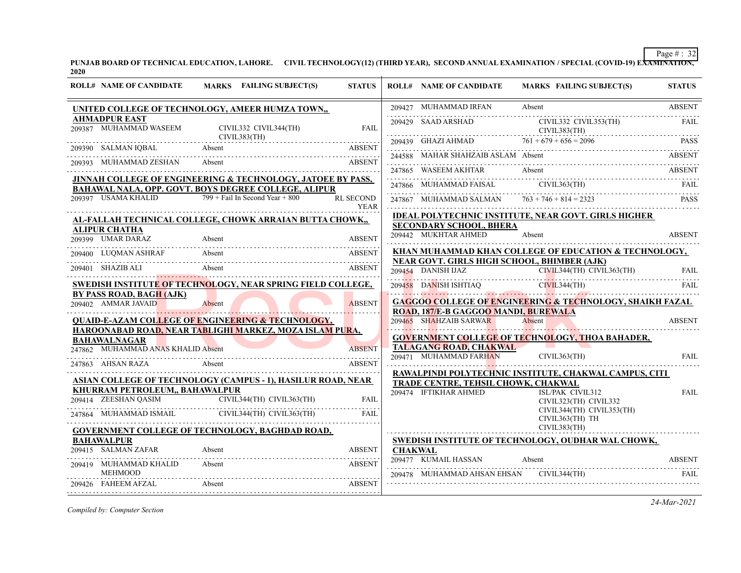PUNJAB BOARD OF TECHNICAL EDUCATION, LAHORE. CIVIL TECHNOLOGY(12) (THIRD YEAR), SECOND ANNUAL EXAMINATION / SPECIAL (COVID-19) EXAMINATION, 2020

| ROLL# | NAME OF CANDIDATE | MARKS | FAILING SUBJECT(S) | STATUS |
|---|---|---|---|---|
| **UNITED COLLEGE OF TECHNOLOGY, AMEER HUMZA TOWN,, AHMADPUR EAST** | | | | |
| 209387 | MUHAMMAD WASEEM | | CIVIL332 CIVIL344(TH) CIVIL383(TH) | FAIL |
| 209390 | SALMAN IQBAL | Absent | | ABSENT |
| 209393 | MUHAMMAD ZESHAN | Absent | | ABSENT |
| **JINNAH COLLEGE OF ENGINEERING & TECHNOLOGY, JATOEE BY PASS, BAHAWAL NALA, OPP. GOVT. BOYS DEGREE COLLEGE, ALIPUR** | | | | |
| 209397 | USAMA KHALID | 799 + Fail In Second Year + 800 | | RL SECOND YEAR |
| **AL-FALLAH TECHNICAL COLLEGE, CHOWK ARRAIAN BUTTA CHOWK,, ALIPUR CHATHA** | | | | |
| 209399 | UMAR DARAZ | Absent | | ABSENT |
| 209400 | LUQMAN ASHRAF | Absent | | ABSENT |
| 209401 | SHAZIB ALI | Absent | | ABSENT |
| **SWEDISH INSTITUTE OF TECHNOLOGY, NEAR SPRING FIELD COLLEGE, BY PASS ROAD, BAGH (AJK)** | | | | |
| 209402 | AMMAR JAVAID | Absent | | ABSENT |
| **QUAID-E-AZAM COLLEGE OF ENGINEERING & TECHNOLOGY, HAROONABAD ROAD, NEAR TABLIGHI MARKEZ, MOZA ISLAM PURA, BAHAWALNAGAR** | | | | |
| 247862 | MUHAMMAD ANAS KHALID | Absent | | ABSENT |
| 247863 | AHSAN RAZA | Absent | | ABSENT |
| **ASIAN COLLEGE OF TECHNOLOGY (CAMPUS - 1), HASILUR ROAD, NEAR KHURRAM PETROLEUM,, BAHAWALPUR** | | | | |
| 209414 | ZEESHAN QASIM | | CIVIL344(TH) CIVIL363(TH) | FAIL |
| 247864 | MUHAMMAD ISMAIL | | CIVIL344(TH) CIVIL363(TH) | FAIL |
| **GOVERNMENT COLLEGE OF TECHNOLOGY, BAGHDAD ROAD, BAHAWALPUR** | | | | |
| 209415 | SALMAN ZAFAR | Absent | | ABSENT |
| 209419 | MUHAMMAD KHALID MEHMOOD | Absent | | ABSENT |
| 209426 | FAHEEM AFZAL | Absent | | ABSENT |
| 209427 | MUHAMMAD IRFAN | Absent | | ABSENT |
| 209429 | SAAD ARSHAD | | CIVIL332 CIVIL353(TH) CIVIL383(TH) | FAIL |
| 209439 | GHAZI AHMAD | 761 + 679 + 656 = 2096 | | PASS |
| 244588 | MAHAR SHAHZAIB ASLAM | Absent | | ABSENT |
| 247865 | WASEEM AKHTAR | Absent | | ABSENT |
| 247866 | MUHAMMAD FAISAL | | CIVIL363(TH) | FAIL |
| 247867 | MUHAMMAD SALMAN | 763 + 746 + 814 = 2323 | | PASS |
| **IDEAL POLYTECHNIC INSTITUTE, NEAR GOVT. GIRLS HIGHER SECONDARY SCHOOL, BHERA** | | | | |
| 209442 | MUKHTAR AHMED | Absent | | ABSENT |
| **KHAN MUHAMMAD KHAN COLLEGE OF EDUCATION & TECHNOLOGY, NEAR GOVT. GIRLS HIGH SCHOOL, BHIMBER (AJK)** | | | | |
| 209454 | DANISH IJAZ | | CIVIL344(TH) CIVIL363(TH) | FAIL |
| 209458 | DANISH ISHTIAQ | | CIVIL344(TH) | FAIL |
| **GAGGOO COLLEGE OF ENGINEERING & TECHNOLOGY, SHAIKH FAZAL ROAD, 187/E-B GAGGOO MANDI, BUREWALA** | | | | |
| 209465 | SHAHZAIB SARWAR | Absent | | ABSENT |
| **GOVERNMENT COLLEGE OF TECHNOLOGY, THOA BAHADER, TALAGANG ROAD, CHAKWAL** | | | | |
| 209471 | MUHAMMAD FARHAN | | CIVIL363(TH) | FAIL |
| **RAWALPINDI POLYTECHNIC INSTITUTE, CHAKWAL CAMPUS, CITI TRADE CENTRE, TEHSIL CHOWK, CHAKWAL** | | | | |
| 209474 | IFTIKHAR AHMED | | ISL/PAK CIVIL312 CIVIL323(TH) CIVIL332 CIVIL344(TH) CIVIL353(TH) CIVIL363(TH) TH CIVIL383(TH) | FAIL |
| **SWEDISH INSTITUTE OF TECHNOLOGY, OUDHAR WAL CHOWK, CHAKWAL** | | | | |
| 209477 | KUMAIL HASSAN | Absent | | ABSENT |
| 209478 | MUHAMMAD AHSAN EHSAN | | CIVIL344(TH) | FAIL |

*Compiled by: Computer Section*

24-Mar-2021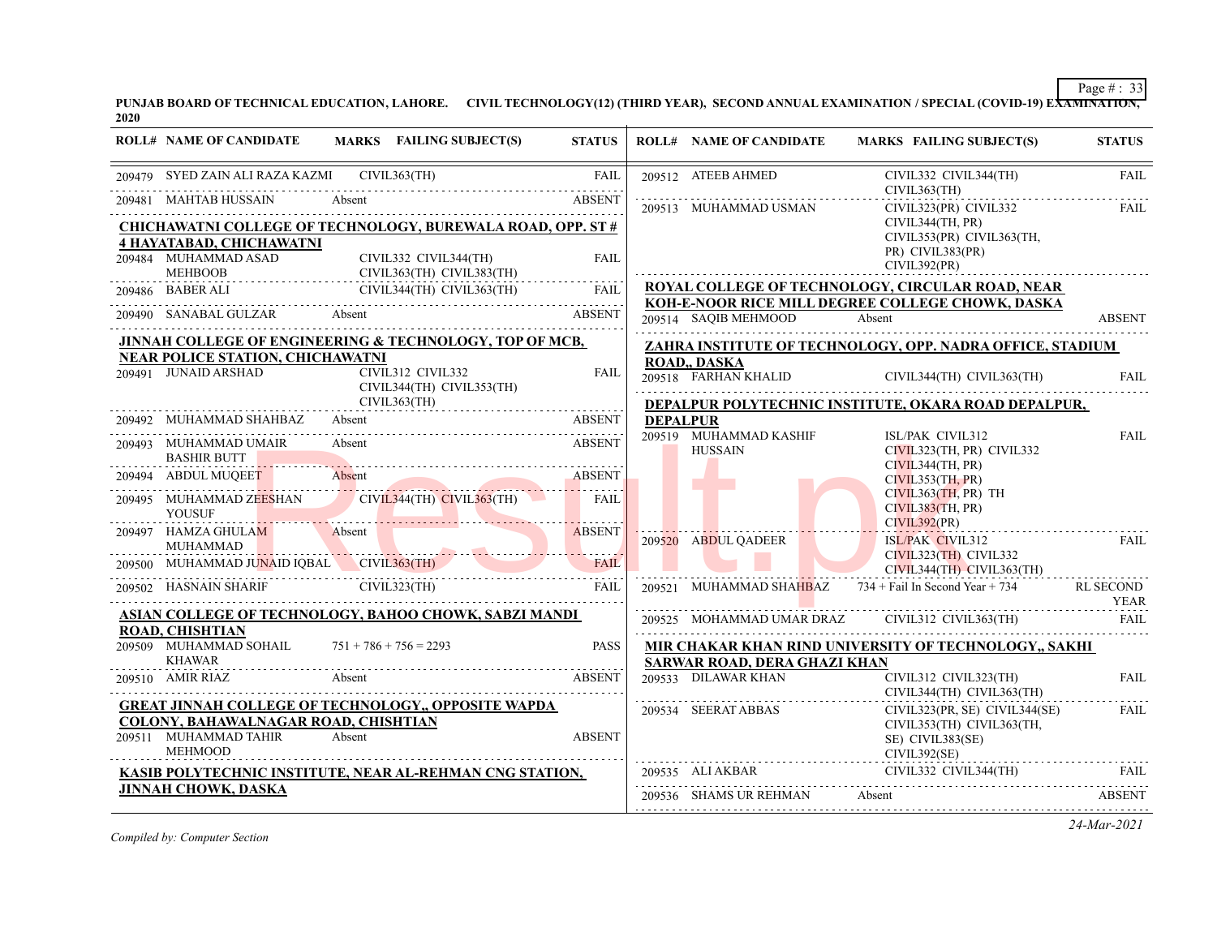PUNJAB BOARD OF TECHNICAL EDUCATION, LAHORE. CIVIL TECHNOLOGY(12) (THIRD YEAR), SECOND ANNUAL EXAMINATION / SPECIAL (COVID-19) EXAMINATION, 2020

| ROLL# | NAME OF CANDIDATE | MARKS | FAILING SUBJECT(S) | STATUS |
|---|---|---|---|---|
| 209479 | SYED ZAIN ALI RAZA KAZMI | | CIVIL363(TH) | FAIL |
| 209481 | MAHTAB HUSSAIN | Absent | | ABSENT |

**CHICHAWATNI COLLEGE OF TECHNOLOGY, BUREWALA ROAD, OPP. ST # 4 HAYATABAD, CHICHAWATNI**

| ROLL# | NAME OF CANDIDATE | MARKS | FAILING SUBJECT(S) | STATUS |
|---|---|---|---|---|
| 209484 | MUHAMMAD ASAD MEHBOOB | | CIVIL332 CIVIL344(TH) CIVIL363(TH) CIVIL383(TH) | FAIL |
| 209486 | BABER ALI | | CIVIL344(TH) CIVIL363(TH) | FAIL |
| 209490 | SANABAL GULZAR | Absent | | ABSENT |

**JINNAH COLLEGE OF ENGINEERING & TECHNOLOGY, TOP OF MCB, NEAR POLICE STATION, CHICHAWATNI**

| ROLL# | NAME OF CANDIDATE | MARKS | FAILING SUBJECT(S) | STATUS |
|---|---|---|---|---|
| 209491 | JUNAID ARSHAD | | CIVIL312 CIVIL332 CIVIL344(TH) CIVIL353(TH) CIVIL363(TH) | FAIL |
| 209492 | MUHAMMAD SHAHBAZ | Absent | | ABSENT |
| 209493 | MUHAMMAD UMAIR BASHIR BUTT | Absent | | ABSENT |
| 209494 | ABDUL MUQEET | Absent | | ABSENT |
| 209495 | MUHAMMAD ZEESHAN YOUSUF | | CIVIL344(TH) CIVIL363(TH) | FAIL |
| 209497 | HAMZA GHULAM MUHAMMAD | Absent | | ABSENT |
| 209500 | MUHAMMAD JUNAID IQBAL | | CIVIL363(TH) | FAIL |
| 209502 | HASNAIN SHARIF | | CIVIL323(TH) | FAIL |

**ASIAN COLLEGE OF TECHNOLOGY, BAHOO CHOWK, SABZI MANDI ROAD, CHISHTIAN**

| ROLL# | NAME OF CANDIDATE | MARKS | FAILING SUBJECT(S) | STATUS |
|---|---|---|---|---|
| 209509 | MUHAMMAD SOHAIL KHAWAR | 751 + 786 + 756 = 2293 | | PASS |
| 209510 | AMIR RIAZ | Absent | | ABSENT |

**GREAT JINNAH COLLEGE OF TECHNOLOGY,, OPPOSITE WAPDA COLONY, BAHAWALNAGAR ROAD, CHISHTIAN**

| ROLL# | NAME OF CANDIDATE | MARKS | FAILING SUBJECT(S) | STATUS |
|---|---|---|---|---|
| 209511 | MUHAMMAD TAHIR MEHMOOD | Absent | | ABSENT |

**KASIB POLYTECHNIC INSTITUTE, NEAR AL-REHMAN CNG STATION, JINNAH CHOWK, DASKA**

| ROLL# | NAME OF CANDIDATE | MARKS | FAILING SUBJECT(S) | STATUS |
|---|---|---|---|---|
| 209512 | ATEEB AHMED | | CIVIL332 CIVIL344(TH) CIVIL363(TH) | FAIL |
| 209513 | MUHAMMAD USMAN | | CIVIL323(PR) CIVIL332 CIVIL344(TH, PR) CIVIL353(PR) CIVIL363(TH, PR) CIVIL383(PR) CIVIL392(PR) | FAIL |

**ROYAL COLLEGE OF TECHNOLOGY, CIRCULAR ROAD, NEAR KOH-E-NOOR RICE MILL DEGREE COLLEGE CHOWK, DASKA**

| ROLL# | NAME OF CANDIDATE | MARKS | FAILING SUBJECT(S) | STATUS |
|---|---|---|---|---|
| 209514 | SAQIB MEHMOOD | Absent | | ABSENT |

**ZAHRA INSTITUTE OF TECHNOLOGY, OPP. NADRA OFFICE, STADIUM ROAD,, DASKA**

| ROLL# | NAME OF CANDIDATE | MARKS | FAILING SUBJECT(S) | STATUS |
|---|---|---|---|---|
| 209518 | FARHAN KHALID | | CIVIL344(TH) CIVIL363(TH) | FAIL |

**DEPALPUR POLYTECHNIC INSTITUTE, OKARA ROAD DEPALPUR, DEPALPUR**

| ROLL# | NAME OF CANDIDATE | MARKS | FAILING SUBJECT(S) | STATUS |
|---|---|---|---|---|
| 209519 | MUHAMMAD KASHIF HUSSAIN | | ISL/PAK CIVIL312 CIVIL323(TH, PR) CIVIL332 CIVIL344(TH, PR) CIVIL353(TH, PR) CIVIL363(TH, PR) TH CIVIL383(TH, PR) CIVIL392(PR) | FAIL |
| 209520 | ABDUL QADEER | | ISL/PAK CIVIL312 CIVIL323(TH) CIVIL332 CIVIL344(TH) CIVIL363(TH) | FAIL |
| 209521 | MUHAMMAD SHAHBAZ | 734 + Fail In Second Year + 734 | | RL SECOND YEAR |
| 209525 | MOHAMMAD UMAR DRAZ | | CIVIL312 CIVIL363(TH) | FAIL |

**MIR CHAKAR KHAN RIND UNIVERSITY OF TECHNOLOGY,, SAKHI SARWAR ROAD, DERA GHAZI KHAN**

| ROLL# | NAME OF CANDIDATE | MARKS | FAILING SUBJECT(S) | STATUS |
|---|---|---|---|---|
| 209533 | DILAWAR KHAN | | CIVIL312 CIVIL323(TH) CIVIL344(TH) CIVIL363(TH) | FAIL |
| 209534 | SEERAT ABBAS | | CIVIL323(PR, SE) CIVIL344(SE) CIVIL353(TH) CIVIL363(TH, SE) CIVIL383(SE) CIVIL392(SE) | FAIL |
| 209535 | ALI AKBAR | | CIVIL332 CIVIL344(TH) | FAIL |
| 209536 | SHAMS UR REHMAN | Absent | | ABSENT |

*Compiled by: Computer Section*

*24-Mar-2021*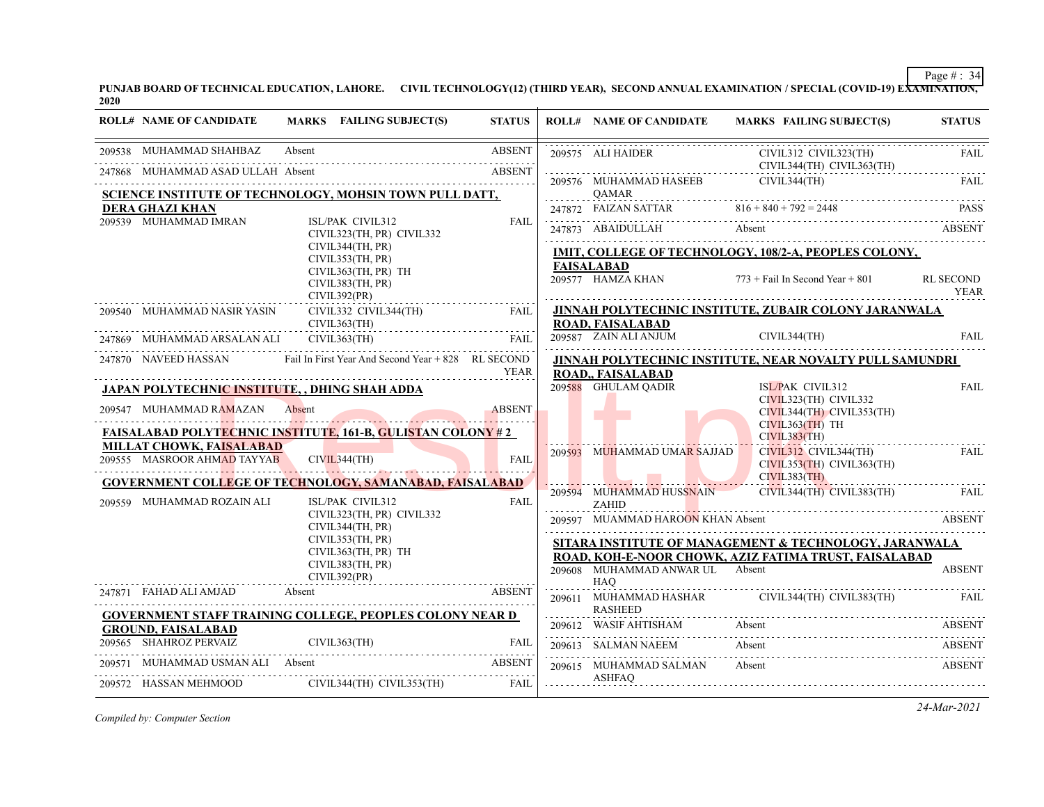**PUNJAB BOARD OF TECHNICAL EDUCATION, LAHORE. CIVIL TECHNOLOGY(12) (THIRD YEAR), SECOND ANNUAL EXAMINATION / SPECIAL (COVID-19) EXAMINATION, 2020**

| ROLL# | NAME OF CANDIDATE | MARKS | FAILING SUBJECT(S) | STATUS |
|---|---|---|---|---|
| 209538 | MUHAMMAD SHAHBAZ | Absent | | ABSENT |
| 247868 | MUHAMMAD ASAD ULLAH | Absent | | ABSENT |

**SCIENCE INSTITUTE OF TECHNOLOGY, MOHSIN TOWN PULL DATT, DERA GHAZI KHAN**

| ROLL# | NAME OF CANDIDATE | MARKS | FAILING SUBJECT(S) | STATUS |
|---|---|---|---|---|
| 209539 | MUHAMMAD IMRAN | | ISL/PAK CIVIL312 CIVIL323(TH, PR) CIVIL332 CIVIL344(TH, PR) CIVIL353(TH, PR) CIVIL363(TH, PR) TH CIVIL383(TH, PR) CIVIL392(PR) | FAIL |
| 209540 | MUHAMMAD NASIR YASIN | | CIVIL332 CIVIL344(TH) CIVIL363(TH) | FAIL |
| 247869 | MUHAMMAD ARSALAN ALI | | CIVIL363(TH) | FAIL |
| 247870 | NAVEED HASSAN | Fail In First Year And Second Year + 828 | | RL SECOND YEAR |

**JAPAN POLYTECHNIC INSTITUTE, , DHING SHAH ADDA**

| ROLL# | NAME OF CANDIDATE | MARKS | FAILING SUBJECT(S) | STATUS |
|---|---|---|---|---|
| 209547 | MUHAMMAD RAMAZAN | Absent | | ABSENT |

**FAISALABAD POLYTECHNIC INSTITUTE, 161-B, GULISTAN COLONY # 2 MILLAT CHOWK, FAISALABAD**

| ROLL# | NAME OF CANDIDATE | MARKS | FAILING SUBJECT(S) | STATUS |
|---|---|---|---|---|
| 209555 | MASROOR AHMAD TAYYAB | | CIVIL344(TH) | FAIL |

**GOVERNMENT COLLEGE OF TECHNOLOGY, SAMANABAD, FAISALABAD**

| ROLL# | NAME OF CANDIDATE | MARKS | FAILING SUBJECT(S) | STATUS |
|---|---|---|---|---|
| 209559 | MUHAMMAD ROZAIN ALI | | ISL/PAK CIVIL312 CIVIL323(TH, PR) CIVIL332 CIVIL344(TH, PR) CIVIL353(TH, PR) CIVIL363(TH, PR) TH CIVIL383(TH, PR) CIVIL392(PR) | FAIL |
| 247871 | FAHAD ALI AMJAD | Absent | | ABSENT |

**GOVERNMENT STAFF TRAINING COLLEGE, PEOPLES COLONY NEAR D GROUND, FAISALABAD**

| ROLL# | NAME OF CANDIDATE | MARKS | FAILING SUBJECT(S) | STATUS |
|---|---|---|---|---|
| 209565 | SHAHROZ PERVAIZ | | CIVIL363(TH) | FAIL |
| 209571 | MUHAMMAD USMAN ALI | Absent | | ABSENT |
| 209572 | HASSAN MEHMOOD | | CIVIL344(TH) CIVIL353(TH) | FAIL |
| 209575 | ALI HAIDER | | CIVIL312 CIVIL323(TH) CIVIL344(TH) CIVIL363(TH) | FAIL |
| 209576 | MUHAMMAD HASEEB QAMAR | | CIVIL344(TH) | FAIL |
| 247872 | FAIZAN SATTAR | 816 + 840 + 792 = 2448 | | PASS |
| 247873 | ABAIDULLAH | Absent | | ABSENT |

**IMIT, COLLEGE OF TECHNOLOGY, 108/2-A, PEOPLES COLONY, FAISALABAD**

| ROLL# | NAME OF CANDIDATE | MARKS | FAILING SUBJECT(S) | STATUS |
|---|---|---|---|---|
| 209577 | HAMZA KHAN | 773 + Fail In Second Year + 801 | | RL SECOND YEAR |

**JINNAH POLYTECHNIC INSTITUTE, ZUBAIR COLONY JARANWALA ROAD, FAISALABAD**

| ROLL# | NAME OF CANDIDATE | MARKS | FAILING SUBJECT(S) | STATUS |
|---|---|---|---|---|
| 209587 | ZAIN ALI ANJUM | | CIVIL344(TH) | FAIL |

**JINNAH POLYTECHNIC INSTITUTE, NEAR NOVALTY PULL SAMUNDRI ROAD,, FAISALABAD**

| ROLL# | NAME OF CANDIDATE | MARKS | FAILING SUBJECT(S) | STATUS |
|---|---|---|---|---|
| 209588 | GHULAM QADIR | | ISL/PAK CIVIL312 CIVIL323(TH) CIVIL332 CIVIL344(TH) CIVIL353(TH) CIVIL363(TH) TH CIVIL383(TH) | FAIL |
| 209593 | MUHAMMAD UMAR SAJJAD | | CIVIL312 CIVIL344(TH) CIVIL353(TH) CIVIL363(TH) CIVIL383(TH) | FAIL |
| 209594 | MUHAMMAD HUSSNAIN ZAHID | | CIVIL344(TH) CIVIL383(TH) | FAIL |
| 209597 | MUAMMAD HAROON KHAN | Absent | | ABSENT |

**SITARA INSTITUTE OF MANAGEMENT & TECHNOLOGY, JARANWALA ROAD, KOH-E-NOOR CHOWK, AZIZ FATIMA TRUST, FAISALABAD**

| ROLL# | NAME OF CANDIDATE | MARKS | FAILING SUBJECT(S) | STATUS |
|---|---|---|---|---|
| 209608 | MUHAMMAD ANWAR UL HAQ | Absent | | ABSENT |
| 209611 | MUHAMMAD HASHAR RASHEED | | CIVIL344(TH) CIVIL383(TH) | FAIL |
| 209612 | WASIF AHTISHAM | Absent | | ABSENT |
| 209613 | SALMAN NAEEM | Absent | | ABSENT |
| 209615 | MUHAMMAD SALMAN ASHFAQ | Absent | | ABSENT |

*Compiled by: Computer Section*

*24-Mar-2021*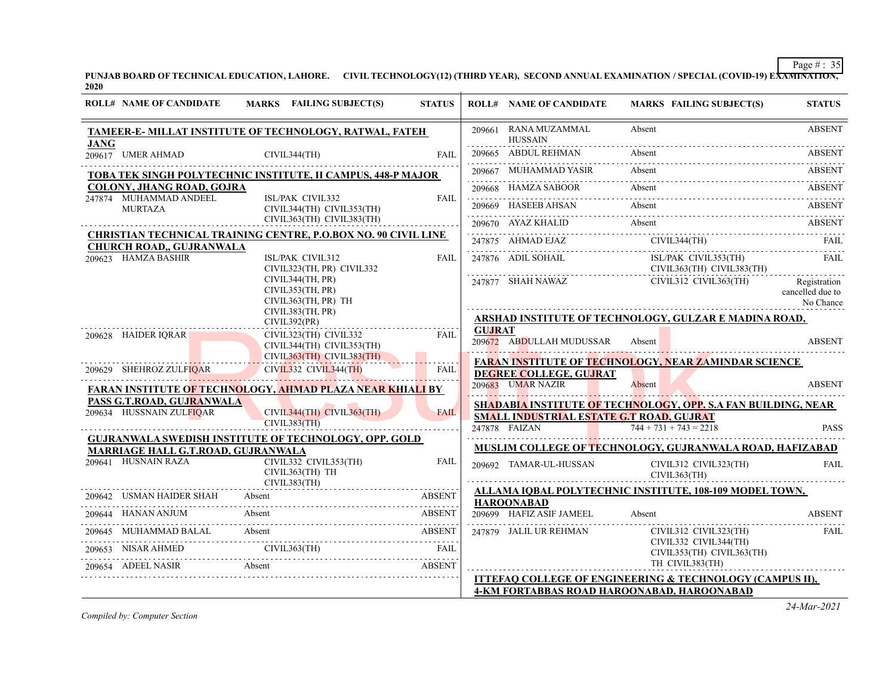PUNJAB BOARD OF TECHNICAL EDUCATION, LAHORE. CIVIL TECHNOLOGY(12) (THIRD YEAR), SECOND ANNUAL EXAMINATION / SPECIAL (COVID-19) EXAMINATION, 2020

| ROLL# | NAME OF CANDIDATE | MARKS | FAILING SUBJECT(S) | STATUS |
|---|---|---|---|---|
| **TAMEER-E- MILLAT INSTITUTE OF TECHNOLOGY, RATWAL, FATEH JANG** | | | | |
| 209617 | UMER AHMAD | | CIVIL344(TH) | FAIL |
| **TOBA TEK SINGH POLYTECHNIC INSTITUTE, II CAMPUS, 448-P MAJOR COLONY, JHANG ROAD, GOJRA** | | | | |
| 247874 | MUHAMMAD ANDEEL MURTAZA | | ISL/PAK CIVIL332 CIVIL344(TH) CIVIL353(TH) CIVIL363(TH) CIVIL383(TH) | FAIL |
| **CHRISTIAN TECHNICAL TRAINING CENTRE, P.O.BOX NO. 90 CIVIL LINE CHURCH ROAD,, GUJRANWALA** | | | | |
| 209623 | HAMZA BASHIR | | ISL/PAK CIVIL312 CIVIL323(TH, PR) CIVIL332 CIVIL344(TH, PR) CIVIL353(TH, PR) CIVIL363(TH, PR) TH CIVIL383(TH, PR) CIVIL392(PR) | FAIL |
| 209628 | HAIDER IQRAR | | CIVIL323(TH) CIVIL332 CIVIL344(TH) CIVIL353(TH) CIVIL363(TH) CIVIL383(TH) | FAIL |
| 209629 | SHEHROZ ZULFIQAR | | CIVIL332 CIVIL344(TH) | FAIL |
| **FARAN INSTITUTE OF TECHNOLOGY, AHMAD PLAZA NEAR KHIALI BY PASS G.T.ROAD, GUJRANWALA** | | | | |
| 209634 | HUSSNAIN ZULFIQAR | | CIVIL344(TH) CIVIL363(TH) CIVIL383(TH) | FAIL |
| **GUJRANWALA SWEDISH INSTITUTE OF TECHNOLOGY, OPP. GOLD MARRIAGE HALL G.T.ROAD, GUJRANWALA** | | | | |
| 209641 | HUSNAIN RAZA | | CIVIL332 CIVIL353(TH) CIVIL363(TH) TH CIVIL383(TH) | FAIL |
| 209642 | USMAN HAIDER SHAH | Absent | | ABSENT |
| 209644 | HANAN ANJUM | Absent | | ABSENT |
| 209645 | MUHAMMAD BALAL | Absent | | ABSENT |
| 209653 | NISAR AHMED | | CIVIL363(TH) | FAIL |
| 209654 | ADEEL NASIR | Absent | | ABSENT |
| 209661 | RANA MUZAMMAL HUSSAIN | Absent | | ABSENT |
| 209665 | ABDUL REHMAN | Absent | | ABSENT |
| 209667 | MUHAMMAD YASIR | Absent | | ABSENT |
| 209668 | HAMZA SABOOR | Absent | | ABSENT |
| 209669 | HASEEB AHSAN | Absent | | ABSENT |
| 209670 | AYAZ KHALID | Absent | | ABSENT |
| 247875 | AHMAD EJAZ | | CIVIL344(TH) | FAIL |
| 247876 | ADIL SOHAIL | | ISL/PAK CIVIL353(TH) CIVIL363(TH) CIVIL383(TH) | FAIL |
| 247877 | SHAH NAWAZ | | CIVIL312 CIVIL363(TH) | Registration cancelled due to No Chance |
| **ARSHAD INSTITUTE OF TECHNOLOGY, GULZAR E MADINA ROAD, GUJRAT** | | | | |
| 209672 | ABDULLAH MUDUSSAR | Absent | | ABSENT |
| **FARAN INSTITUTE OF TECHNOLOGY, NEAR ZAMINDAR SCIENCE DEGREE COLLEGE, GUJRAT** | | | | |
| 209683 | UMAR NAZIR | Absent | | ABSENT |
| **SHADABIA INSTITUTE OF TECHNOLOGY, OPP. S.A FAN BUILDING, NEAR SMALL INDUSTRIAL ESTATE G.T ROAD, GUJRAT** | | | | |
| 247878 | FAIZAN | 744 + 731 + 743 = 2218 | | PASS |
| **MUSLIM COLLEGE OF TECHNOLOGY, GUJRANWALA ROAD, HAFIZABAD** | | | | |
| 209692 | TAMAR-UL-HUSSAN | | CIVIL312 CIVIL323(TH) CIVIL363(TH) | FAIL |
| **ALLAMA IQBAL POLYTECHNIC INSTITUTE, 108-109 MODEL TOWN, HAROONABAD** | | | | |
| 209699 | HAFIZ ASIF JAMEEL | Absent | | ABSENT |
| 247879 | JALIL UR REHMAN | | CIVIL312 CIVIL323(TH) CIVIL332 CIVIL344(TH) CIVIL353(TH) CIVIL363(TH) TH CIVIL383(TH) | FAIL |
| **ITTEFAQ COLLEGE OF ENGINEERING & TECHNOLOGY (CAMPUS II), 4-KM FORTABBAS ROAD HAROONABAD, HAROONABAD** | | | | |

*Compiled by: Computer Section*

*24-Mar-2021*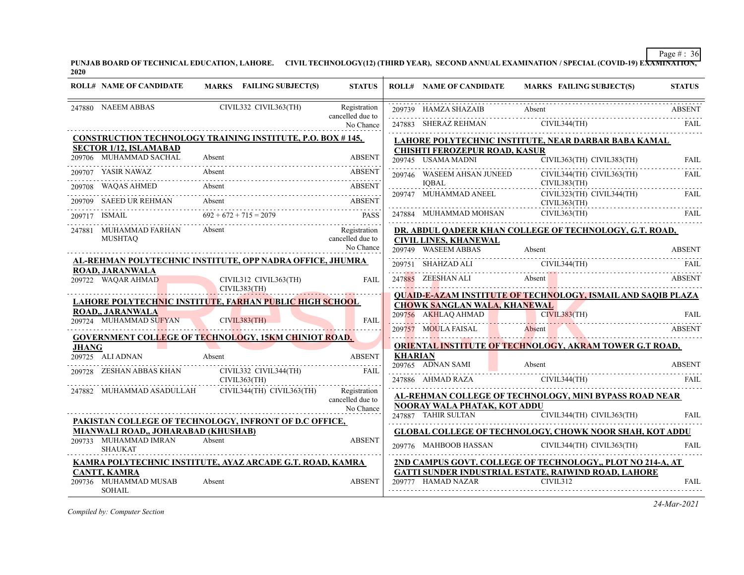PUNJAB BOARD OF TECHNICAL EDUCATION, LAHORE. CIVIL TECHNOLOGY(12) (THIRD YEAR), SECOND ANNUAL EXAMINATION / SPECIAL (COVID-19) EXAMINATION, 2020

| ROLL# | NAME OF CANDIDATE | MARKS | FAILING SUBJECT(S) | STATUS |
|---|---|---|---|---|
| 247880 | NAEEM ABBAS | | CIVIL332 CIVIL363(TH) | Registration cancelled due to No Chance |

**CONSTRUCTION TECHNOLOGY TRAINING INSTITUTE, P.O. BOX # 145, SECTOR 1/12, ISLAMABAD**

| ROLL# | NAME OF CANDIDATE | MARKS | FAILING SUBJECT(S) | STATUS |
|---|---|---|---|---|
| 209706 | MUHAMMAD SACHAL | Absent | | ABSENT |
| 209707 | YASIR NAWAZ | Absent | | ABSENT |
| 209708 | WAQAS AHMED | Absent | | ABSENT |
| 209709 | SAEED UR REHMAN | Absent | | ABSENT |
| 209717 | ISMAIL | 692 + 672 + 715 = 2079 | | PASS |
| 247881 | MUHAMMAD FARHAN MUSHTAQ | Absent | | Registration cancelled due to No Chance |

**AL-REHMAN POLYTECHNIC INSTITUTE, OPP NADRA OFFICE, JHUMRA ROAD, JARANWALA**

| ROLL# | NAME OF CANDIDATE | MARKS | FAILING SUBJECT(S) | STATUS |
|---|---|---|---|---|
| 209722 | WAQAR AHMAD | | CIVIL312 CIVIL363(TH) CIVIL383(TH) | FAIL |

**LAHORE POLYTECHNIC INSTITUTE, FARHAN PUBLIC HIGH SCHOOL ROAD,, JARANWALA**

| ROLL# | NAME OF CANDIDATE | MARKS | FAILING SUBJECT(S) | STATUS |
|---|---|---|---|---|
| 209724 | MUHAMMAD SUFYAN | | CIVIL383(TH) | FAIL |

**GOVERNMENT COLLEGE OF TECHNOLOGY, 15KM CHINIOT ROAD, JHANG**

| ROLL# | NAME OF CANDIDATE | MARKS | FAILING SUBJECT(S) | STATUS |
|---|---|---|---|---|
| 209725 | ALI ADNAN | Absent | | ABSENT |
| 209728 | ZESHAN ABBAS KHAN | | CIVIL332 CIVIL344(TH) CIVIL363(TH) | FAIL |
| 247882 | MUHAMMAD ASADULLAH | | CIVIL344(TH) CIVIL363(TH) | Registration cancelled due to No Chance |

**PAKISTAN COLLEGE OF TECHNOLOGY, INFRONT OF D.C OFFICE, MIANWALI ROAD,, JOHARABAD (KHUSHAB)**

| ROLL# | NAME OF CANDIDATE | MARKS | FAILING SUBJECT(S) | STATUS |
|---|---|---|---|---|
| 209733 | MUHAMMAD IMRAN SHAUKAT | Absent | | ABSENT |

**KAMRA POLYTECHNIC INSTITUTE, AYAZ ARCADE G.T. ROAD, KAMRA CANTT, KAMRA**

| ROLL# | NAME OF CANDIDATE | MARKS | FAILING SUBJECT(S) | STATUS |
|---|---|---|---|---|
| 209736 | MUHAMMAD MUSAB SOHAIL | Absent | | ABSENT |
| 209739 | HAMZA SHAZAIB | Absent | | ABSENT |
| 247883 | SHERAZ REHMAN | | CIVIL344(TH) | FAIL |

**LAHORE POLYTECHNIC INSTITUTE, NEAR DARBAR BABA KAMAL CHISHTI FEROZEPUR ROAD, KASUR**

| ROLL# | NAME OF CANDIDATE | MARKS | FAILING SUBJECT(S) | STATUS |
|---|---|---|---|---|
| 209745 | USAMA MADNI | | CIVIL363(TH) CIVIL383(TH) | FAIL |
| 209746 | WASEEM AHSAN JUNEED IQBAL | | CIVIL344(TH) CIVIL363(TH) CIVIL383(TH) | FAIL |
| 209747 | MUHAMMAD ANEEL | | CIVIL323(TH) CIVIL344(TH) CIVIL363(TH) | FAIL |
| 247884 | MUHAMMAD MOHSAN | | CIVIL363(TH) | FAIL |

**DR. ABDUL QADEER KHAN COLLEGE OF TECHNOLOGY, G.T. ROAD, CIVIL LINES, KHANEWAL**

| ROLL# | NAME OF CANDIDATE | MARKS | FAILING SUBJECT(S) | STATUS |
|---|---|---|---|---|
| 209749 | WASEEM ABBAS | Absent | | ABSENT |
| 209751 | SHAHZAD ALI | | CIVIL344(TH) | FAIL |
| 247885 | ZEESHAN ALI | Absent | | ABSENT |

**QUAID-E-AZAM INSTITUTE OF TECHNOLOGY, ISMAIL AND SAQIB PLAZA CHOWK SANGLAN WALA, KHANEWAL**

| ROLL# | NAME OF CANDIDATE | MARKS | FAILING SUBJECT(S) | STATUS |
|---|---|---|---|---|
| 209756 | AKHLAQ AHMAD | | CIVIL383(TH) | FAIL |
| 209757 | MOULA FAISAL | Absent | | ABSENT |

**ORIENTAL INSTITUTE OF TECHNOLOGY, AKRAM TOWER G.T ROAD, KHARIAN**

| ROLL# | NAME OF CANDIDATE | MARKS | FAILING SUBJECT(S) | STATUS |
|---|---|---|---|---|
| 209765 | ADNAN SAMI | Absent | | ABSENT |
| 247886 | AHMAD RAZA | | CIVIL344(TH) | FAIL |

**AL-REHMAN COLLEGE OF TECHNOLOGY, MINI BYPASS ROAD NEAR NOORAY WALA PHATAK, KOT ADDU**

| ROLL# | NAME OF CANDIDATE | MARKS | FAILING SUBJECT(S) | STATUS |
|---|---|---|---|---|
| 247887 | TAHIR SULTAN | | CIVIL344(TH) CIVIL363(TH) | FAIL |

**GLOBAL COLLEGE OF TECHNOLOGY, CHOWK NOOR SHAH, KOT ADDU**

| ROLL# | NAME OF CANDIDATE | MARKS | FAILING SUBJECT(S) | STATUS |
|---|---|---|---|---|
| 209776 | MAHBOOB HASSAN | | CIVIL344(TH) CIVIL363(TH) | FAIL |

**2ND CAMPUS GOVT. COLLEGE OF TECHNOLOGY,, PLOT NO 214-A, AT GATTI SUNDER INDUSTRIAL ESTATE, RAIWIND ROAD, LAHORE**

| ROLL# | NAME OF CANDIDATE | MARKS | FAILING SUBJECT(S) | STATUS |
|---|---|---|---|---|
| 209777 | HAMAD NAZAR | | CIVIL312 | FAIL |

*Compiled by: Computer Section*

*24-Mar-2021*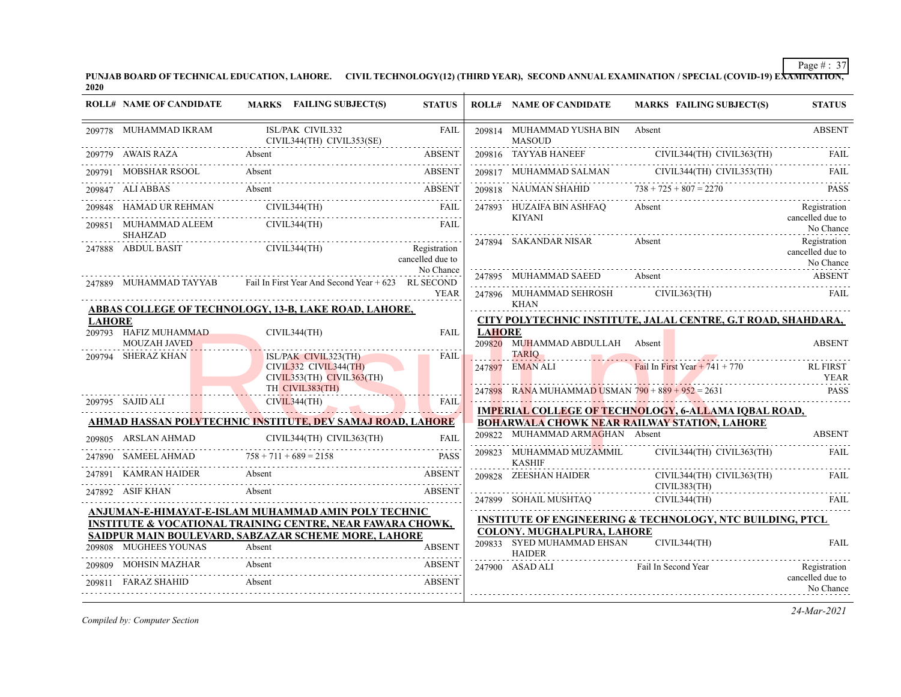PUNJAB BOARD OF TECHNICAL EDUCATION, LAHORE. CIVIL TECHNOLOGY(12) (THIRD YEAR), SECOND ANNUAL EXAMINATION / SPECIAL (COVID-19) EXAMINATION, 2020

| ROLL# | NAME OF CANDIDATE | MARKS FAILING SUBJECT(S) | STATUS |
|---|---|---|---|
| 209778 | MUHAMMAD IKRAM | ISL/PAK CIVIL332 CIVIL344(TH) CIVIL353(SE) | FAIL |
| 209779 | AWAIS RAZA | Absent | ABSENT |
| 209791 | MOBSHAR RSOOL | Absent | ABSENT |
| 209847 | ALI ABBAS | Absent | ABSENT |
| 209848 | HAMAD UR REHMAN | CIVIL344(TH) | FAIL |
| 209851 | MUHAMMAD ALEEM SHAHZAD | CIVIL344(TH) | FAIL |
| 247888 | ABDUL BASIT | CIVIL344(TH) | Registration cancelled due to No Chance |
| 247889 | MUHAMMAD TAYYAB | Fail In First Year And Second Year + 623 | RL SECOND YEAR |

**ABBAS COLLEGE OF TECHNOLOGY, 13-B, LAKE ROAD, LAHORE, LAHORE**

| ROLL# | NAME OF CANDIDATE | MARKS FAILING SUBJECT(S) | STATUS |
|---|---|---|---|
| 209793 | HAFIZ MUHAMMAD MOUZAH JAVED | CIVIL344(TH) | FAIL |
| 209794 | SHERAZ KHAN | ISL/PAK CIVIL323(TH) CIVIL332 CIVIL344(TH) CIVIL353(TH) CIVIL363(TH) TH CIVIL383(TH) | FAIL |
| 209795 | SAJID ALI | CIVIL344(TH) | FAIL |

**AHMAD HASSAN POLYTECHNIC INSTITUTE, DEV SAMAJ ROAD, LAHORE**

| ROLL# | NAME OF CANDIDATE | MARKS FAILING SUBJECT(S) | STATUS |
|---|---|---|---|
| 209805 | ARSLAN AHMAD | CIVIL344(TH) CIVIL363(TH) | FAIL |
| 247890 | SAMEEL AHMAD | 758 + 711 + 689 = 2158 | PASS |
| 247891 | KAMRAN HAIDER | Absent | ABSENT |
| 247892 | ASIF KHAN | Absent | ABSENT |

**ANJUMAN-E-HIMAYAT-E-ISLAM MUHAMMAD AMIN POLY TECHNIC INSTITUTE & VOCATIONAL TRAINING CENTRE, NEAR FAWARA CHOWK, SAIDPUR MAIN BOULEVARD, SABZAZAR SCHEME MORE, LAHORE**

| ROLL# | NAME OF CANDIDATE | MARKS FAILING SUBJECT(S) | STATUS |
|---|---|---|---|
| 209808 | MUGHEES YOUNAS | Absent | ABSENT |
| 209809 | MOHSIN MAZHAR | Absent | ABSENT |
| 209811 | FARAZ SHAHID | Absent | ABSENT |
| 209814 | MUHAMMAD YUSHA BIN MASOUD | Absent | ABSENT |
| 209816 | TAYYAB HANEEF | CIVIL344(TH) CIVIL363(TH) | FAIL |
| 209817 | MUHAMMAD SALMAN | CIVIL344(TH) CIVIL353(TH) | FAIL |
| 209818 | NAUMAN SHAHID | 738 + 725 + 807 = 2270 | PASS |
| 247893 | HUZAIFA BIN ASHFAQ KIYANI | Absent | Registration cancelled due to No Chance |
| 247894 | SAKANDAR NISAR | Absent | Registration cancelled due to No Chance |
| 247895 | MUHAMMAD SAEED | Absent | ABSENT |
| 247896 | MUHAMMAD SEHROSH KHAN | CIVIL363(TH) | FAIL |

**CITY POLYTECHNIC INSTITUTE, JALAL CENTRE, G.T ROAD, SHAHDARA, LAHORE**

| ROLL# | NAME OF CANDIDATE | MARKS FAILING SUBJECT(S) | STATUS |
|---|---|---|---|
| 209820 | MUHAMMAD ABDULLAH TARIQ | Absent | ABSENT |
| 247897 | EMAN ALI | Fail In First Year + 741 + 770 | RL FIRST YEAR |
| 247898 | RANA MUHAMMAD USMAN | 790 + 889 + 952 = 2631 | PASS |

**IMPERIAL COLLEGE OF TECHNOLOGY, 6-ALLAMA IQBAL ROAD, BOHARWALA CHOWK NEAR RAILWAY STATION, LAHORE**

| ROLL# | NAME OF CANDIDATE | MARKS FAILING SUBJECT(S) | STATUS |
|---|---|---|---|
| 209822 | MUHAMMAD ARMAGHAN | Absent | ABSENT |
| 209823 | MUHAMMAD MUZAMMIL KASHIF | CIVIL344(TH) CIVIL363(TH) | FAIL |
| 209828 | ZEESHAN HAIDER | CIVIL344(TH) CIVIL363(TH) CIVIL383(TH) | FAIL |
| 247899 | SOHAIL MUSHTAQ | CIVIL344(TH) | FAIL |

**INSTITUTE OF ENGINEERING & TECHNOLOGY, NTC BUILDING, PTCL COLONY. MUGHALPURA, LAHORE**

| ROLL# | NAME OF CANDIDATE | MARKS FAILING SUBJECT(S) | STATUS |
|---|---|---|---|
| 209833 | SYED MUHAMMAD EHSAN HAIDER | CIVIL344(TH) | FAIL |
| 247900 | ASAD ALI | Fail In Second Year | Registration cancelled due to No Chance |

*Compiled by: Computer Section*

*24-Mar-2021*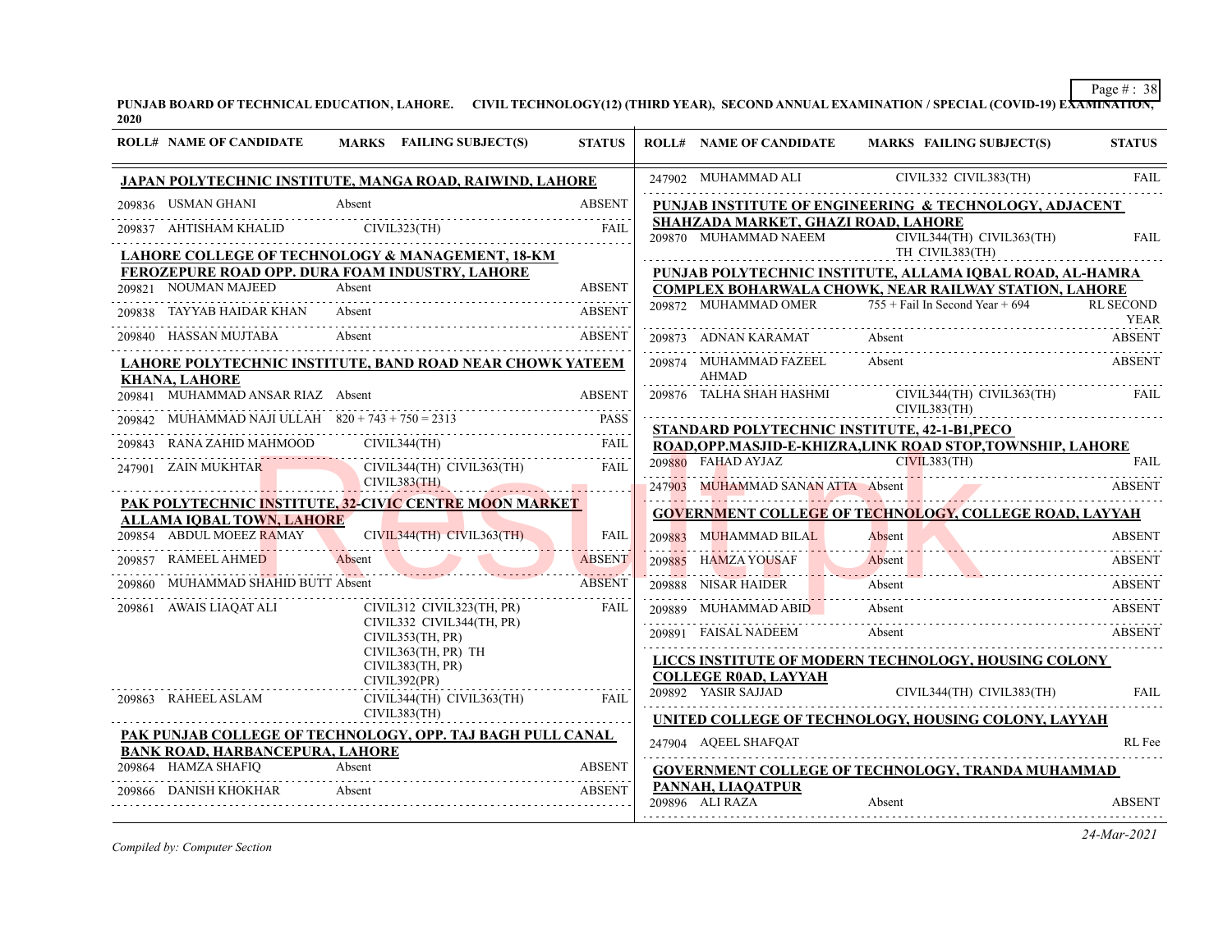PUNJAB BOARD OF TECHNICAL EDUCATION, LAHORE. CIVIL TECHNOLOGY(12) (THIRD YEAR), SECOND ANNUAL EXAMINATION / SPECIAL (COVID-19) EXAMINATION, 2020

| ROLL# | NAME OF CANDIDATE | MARKS | FAILING SUBJECT(S) | STATUS |
|---|---|---|---|---|
| **JAPAN POLYTECHNIC INSTITUTE, MANGA ROAD, RAIWIND, LAHORE** | | | | |
| 209836 | USMAN GHANI | Absent | | ABSENT |
| 209837 | AHTISHAM KHALID | | CIVIL323(TH) | FAIL |
| **LAHORE COLLEGE OF TECHNOLOGY & MANAGEMENT, 18-KM FEROZEPURE ROAD OPP. DURA FOAM INDUSTRY, LAHORE** | | | | |
| 209821 | NOUMAN MAJEED | Absent | | ABSENT |
| 209838 | TAYYAB HAIDAR KHAN | Absent | | ABSENT |
| 209840 | HASSAN MUJTABA | Absent | | ABSENT |
| **LAHORE POLYTECHNIC INSTITUTE, BAND ROAD NEAR CHOWK YATEEM KHANA, LAHORE** | | | | |
| 209841 | MUHAMMAD ANSAR RIAZ | Absent | | ABSENT |
| 209842 | MUHAMMAD NAJI ULLAH | 820 + 743 + 750 = 2313 | | PASS |
| 209843 | RANA ZAHID MAHMOOD | | CIVIL344(TH) | FAIL |
| 247901 | ZAIN MUKHTAR | | CIVIL344(TH) CIVIL363(TH) CIVIL383(TH) | FAIL |
| **PAK POLYTECHNIC INSTITUTE, 32-CIVIC CENTRE MOON MARKET ALLAMA IQBAL TOWN, LAHORE** | | | | |
| 209854 | ABDUL MOEEZ RAMAY | | CIVIL344(TH) CIVIL363(TH) | FAIL |
| 209857 | RAMEEL AHMED | Absent | | ABSENT |
| 209860 | MUHAMMAD SHAHID BUTT | Absent | | ABSENT |
| 209861 | AWAIS LIAQAT ALI | | CIVIL312 CIVIL323(TH, PR) CIVIL332 CIVIL344(TH, PR) CIVIL353(TH, PR) CIVIL363(TH, PR) TH CIVIL383(TH, PR) CIVIL392(PR) | FAIL |
| 209863 | RAHEEL ASLAM | | CIVIL344(TH) CIVIL363(TH) CIVIL383(TH) | FAIL |
| **PAK PUNJAB COLLEGE OF TECHNOLOGY, OPP. TAJ BAGH PULL CANAL BANK ROAD, HARBANCEPURA, LAHORE** | | | | |
| 209864 | HAMZA SHAFIQ | Absent | | ABSENT |
| 209866 | DANISH KHOKHAR | Absent | | ABSENT |
| 247902 | MUHAMMAD ALI | | CIVIL332 CIVIL383(TH) | FAIL |
| **PUNJAB INSTITUTE OF ENGINEERING & TECHNOLOGY, ADJACENT SHAHZADA MARKET, GHAZI ROAD, LAHORE** | | | | |
| 209870 | MUHAMMAD NAEEM | | CIVIL344(TH) CIVIL363(TH) TH CIVIL383(TH) | FAIL |
| **PUNJAB POLYTECHNIC INSTITUTE, ALLAMA IQBAL ROAD, AL-HAMRA COMPLEX BOHARWALA CHOWK, NEAR RAILWAY STATION, LAHORE** | | | | |
| 209872 | MUHAMMAD OMER | 755 + Fail In Second Year + 694 | | RL SECOND YEAR |
| 209873 | ADNAN KARAMAT | Absent | | ABSENT |
| 209874 | MUHAMMAD FAZEEL AHMAD | Absent | | ABSENT |
| 209876 | TALHA SHAH HASHMI | | CIVIL344(TH) CIVIL363(TH) CIVIL383(TH) | FAIL |
| **STANDARD POLYTECHNIC INSTITUTE, 42-1-B1,PECO ROAD,OPP.MASJID-E-KHIZRA,LINK ROAD STOP,TOWNSHIP, LAHORE** | | | | |
| 209880 | FAHAD AYJAZ | | CIVIL383(TH) | FAIL |
| 247903 | MUHAMMAD SANAN ATTA | Absent | | ABSENT |
| **GOVERNMENT COLLEGE OF TECHNOLOGY, COLLEGE ROAD, LAYYAH** | | | | |
| 209883 | MUHAMMAD BILAL | Absent | | ABSENT |
| 209885 | HAMZA YOUSAF | Absent | | ABSENT |
| 209888 | NISAR HAIDER | Absent | | ABSENT |
| 209889 | MUHAMMAD ABID | Absent | | ABSENT |
| 209891 | FAISAL NADEEM | Absent | | ABSENT |
| **LICCS INSTITUTE OF MODERN TECHNOLOGY, HOUSING COLONY COLLEGE R0AD, LAYYAH** | | | | |
| 209892 | YASIR SAJJAD | | CIVIL344(TH) CIVIL383(TH) | FAIL |
| **UNITED COLLEGE OF TECHNOLOGY, HOUSING COLONY, LAYYAH** | | | | |
| 247904 | AQEEL SHAFQAT | | | RL Fee |
| **GOVERNMENT COLLEGE OF TECHNOLOGY, TRANDA MUHAMMAD PANNAH, LIAQATPUR** | | | | |
| 209896 | ALI RAZA | Absent | | ABSENT |

*Compiled by: Computer Section*

*24-Mar-2021*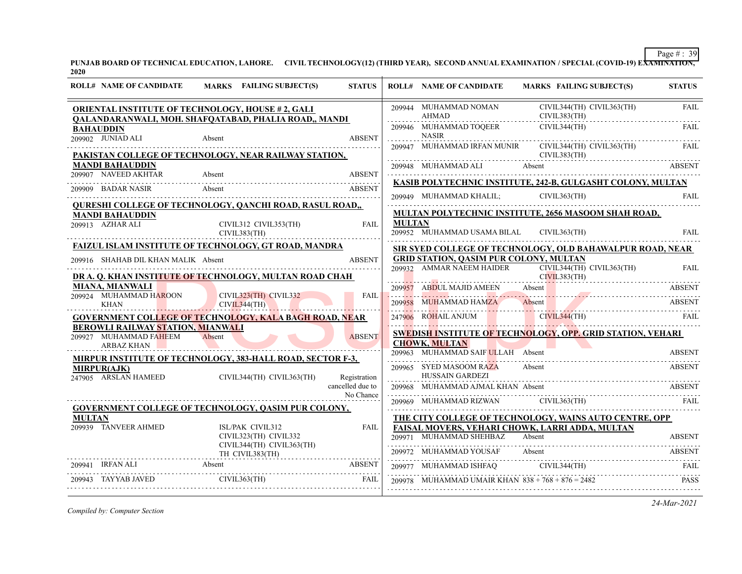**PUNJAB BOARD OF TECHNICAL EDUCATION, LAHORE. CIVIL TECHNOLOGY(12) (THIRD YEAR), SECOND ANNUAL EXAMINATION / SPECIAL (COVID-19) EXAMINATION, 2020**

| ROLL# | NAME OF CANDIDATE | MARKS | FAILING SUBJECT(S) | STATUS |
|---|---|---|---|---|
| **ORIENTAL INSTITUTE OF TECHNOLOGY, HOUSE # 2, GALI QALANDARANWALI, MOH. SHAFQATABAD, PHALIA ROAD,, MANDI BAHAUDDIN** | | | | |
| 209902 | JUNIAD ALI | Absent | | ABSENT |
| **PAKISTAN COLLEGE OF TECHNOLOGY, NEAR RAILWAY STATION, MANDI BAHAUDDIN** | | | | |
| 209907 | NAVEED AKHTAR | Absent | | ABSENT |
| 209909 | BADAR NASIR | Absent | | ABSENT |
| **QURESHI COLLEGE OF TECHNOLOGY, QANCHI ROAD, RASUL ROAD,, MANDI BAHAUDDIN** | | | | |
| 209913 | AZHAR ALI | | CIVIL312 CIVIL353(TH) CIVIL383(TH) | FAIL |
| **FAIZUL ISLAM INSTITUTE OF TECHNOLOGY, GT ROAD, MANDRA** | | | | |
| 209916 | SHAHAB DIL KHAN MALIK | Absent | | ABSENT |
| **DR A. Q. KHAN INSTITUTE OF TECHNOLOGY, MULTAN ROAD CHAH MIANA, MIANWALI** | | | | |
| 209924 | MUHAMMAD HAROON KHAN | | CIVIL323(TH) CIVIL332 CIVIL344(TH) | FAIL |
| **GOVERNMENT COLLEGE OF TECHNOLOGY, KALA BAGH ROAD, NEAR BEROWLI RAILWAY STATION, MIANWALI** | | | | |
| 209927 | MUHAMMAD FAHEEM ARBAZ KHAN | Absent | | ABSENT |
| **MIRPUR INSTITUTE OF TECHNOLOGY, 383-HALL ROAD, SECTOR F-3, MIRPUR(AJK)** | | | | |
| 247905 | ARSLAN HAMEED | | CIVIL344(TH) CIVIL363(TH) | Registration cancelled due to No Chance |
| **GOVERNMENT COLLEGE OF TECHNOLOGY, QASIM PUR COLONY, MULTAN** | | | | |
| 209939 | TANVEER AHMED | | ISL/PAK CIVIL312 CIVIL323(TH) CIVIL332 CIVIL344(TH) CIVIL363(TH) TH CIVIL383(TH) | FAIL |
| 209941 | IRFAN ALI | Absent | | ABSENT |
| 209943 | TAYYAB JAVED | | CIVIL363(TH) | FAIL |
| 209944 | MUHAMMAD NOMAN AHMAD | | CIVIL344(TH) CIVIL363(TH) CIVIL383(TH) | FAIL |
| 209946 | MUHAMMAD TOQEER NASIR | | CIVIL344(TH) | FAIL |
| 209947 | MUHAMMAD IRFAN MUNIR | | CIVIL344(TH) CIVIL363(TH) CIVIL383(TH) | FAIL |
| 209948 | MUHAMMAD ALI | Absent | | ABSENT |
| **KASIB POLYTECHNIC INSTITUTE, 242-B, GULGASHT COLONY, MULTAN** | | | | |
| 209949 | MUHAMMAD KHALIL; | | CIVIL363(TH) | FAIL |
| **MULTAN POLYTECHNIC INSTITUTE, 2656 MASOOM SHAH ROAD, MULTAN** | | | | |
| 209952 | MUHAMMAD USAMA BILAL | | CIVIL363(TH) | FAIL |
| **SIR SYED COLLEGE OF TECHNOLOGY, OLD BAHAWALPUR ROAD, NEAR GRID STATION, QASIM PUR COLONY, MULTAN** | | | | |
| 209932 | AMMAR NAEEM HAIDER | | CIVIL344(TH) CIVIL363(TH) CIVIL383(TH) | FAIL |
| 209957 | ABDUL MAJID AMEEN | Absent | | ABSENT |
| 209958 | MUHAMMAD HAMZA | Absent | | ABSENT |
| 247906 | ROHAIL ANJUM | | CIVIL344(TH) | FAIL |
| **SWEDISH INSTITUTE OF TECHNOLOGY, OPP. GRID STATION, VEHARI CHOWK, MULTAN** | | | | |
| 209963 | MUHAMMAD SAIF ULLAH | Absent | | ABSENT |
| 209965 | SYED MASOOM RAZA HUSSAIN GARDEZI | Absent | | ABSENT |
| 209968 | MUHAMMAD AJMAL KHAN | Absent | | ABSENT |
| 209969 | MUHAMMAD RIZWAN | | CIVIL363(TH) | FAIL |
| **THE CITY COLLEGE OF TECHNOLOGY, WAINS AUTO CENTRE, OPP FAISAL MOVERS, VEHARI CHOWK, LARRI ADDA, MULTAN** | | | | |
| 209971 | MUHAMMAD SHEHBAZ | Absent | | ABSENT |
| 209972 | MUHAMMAD YOUSAF | Absent | | ABSENT |
| 209977 | MUHAMMAD ISHFAQ | | CIVIL344(TH) | FAIL |
| 209978 | MUHAMMAD UMAIR KHAN | 838 + 768 + 876 = 2482 | | PASS |

*Compiled by: Computer Section*

*24-Mar-2021*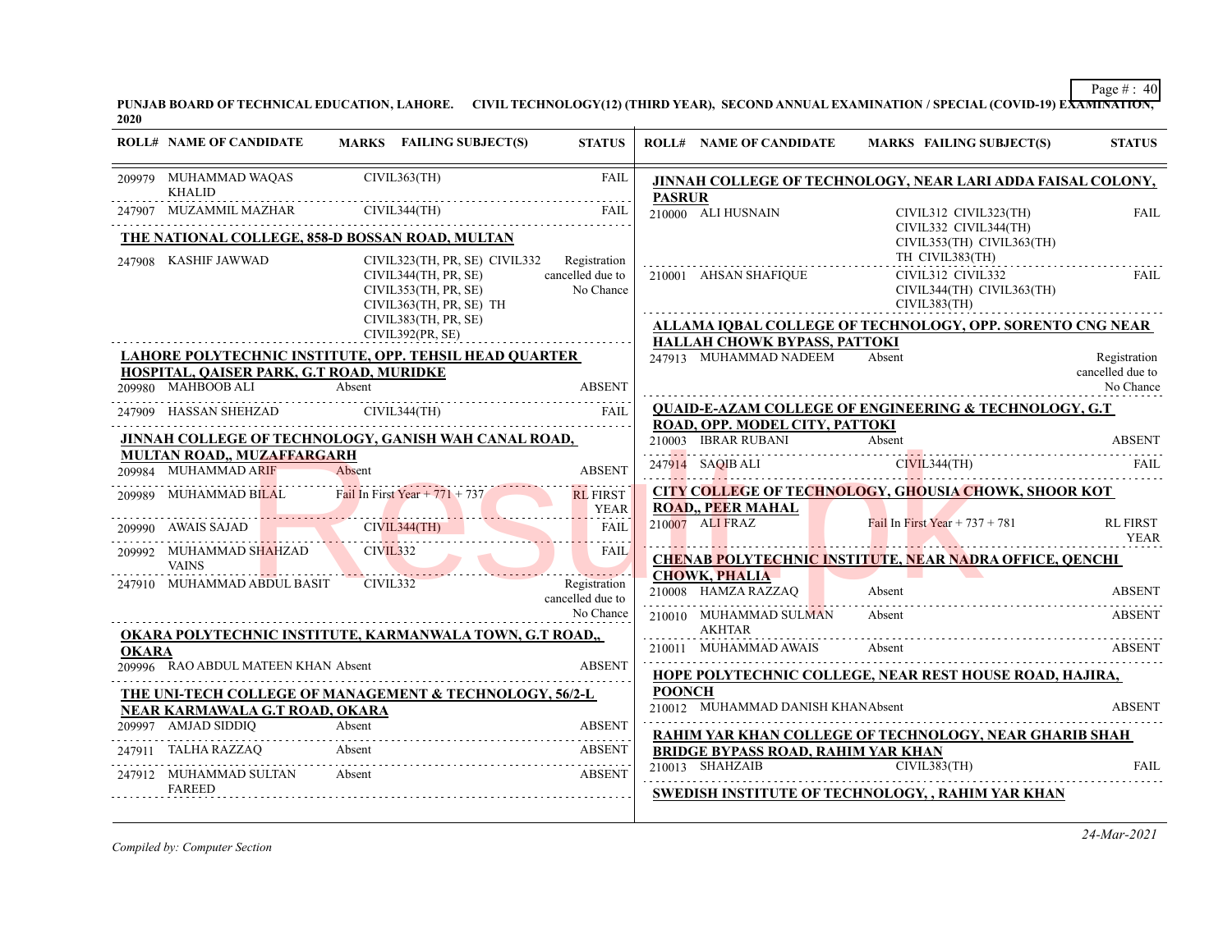PUNJAB BOARD OF TECHNICAL EDUCATION, LAHORE. CIVIL TECHNOLOGY(12) (THIRD YEAR), SECOND ANNUAL EXAMINATION / SPECIAL (COVID-19) EXAMINATION, 2020

| ROLL# | NAME OF CANDIDATE | MARKS | FAILING SUBJECT(S) | STATUS |
|---|---|---|---|---|
| 209979 | MUHAMMAD WAQAS KHALID | | CIVIL363(TH) | FAIL |
| 247907 | MUZAMMIL MAZHAR | | CIVIL344(TH) | FAIL |
| **THE NATIONAL COLLEGE, 858-D BOSSAN ROAD, MULTAN** | | | | |
| 247908 | KASHIF JAWWAD | | CIVIL323(TH, PR, SE) CIVIL332 CIVIL344(TH, PR, SE) CIVIL353(TH, PR, SE) CIVIL363(TH, PR, SE) TH CIVIL383(TH, PR, SE) CIVIL392(PR, SE) | Registration cancelled due to No Chance |
| **LAHORE POLYTECHNIC INSTITUTE, OPP. TEHSIL HEAD QUARTER HOSPITAL, QAISER PARK, G.T ROAD, MURIDKE** | | | | |
| 209980 | MAHBOOB ALI | Absent | | ABSENT |
| 247909 | HASSAN SHEHZAD | | CIVIL344(TH) | FAIL |
| **JINNAH COLLEGE OF TECHNOLOGY, GANISH WAH CANAL ROAD, MULTAN ROAD,, MUZAFFARGARH** | | | | |
| 209984 | MUHAMMAD ARIF | Absent | | ABSENT |
| 209989 | MUHAMMAD BILAL | Fail In First Year + 771 + 737 | | RL FIRST YEAR |
| 209990 | AWAIS SAJAD | | CIVIL344(TH) | FAIL |
| 209992 | MUHAMMAD SHAHZAD VAINS | | CIVIL332 | FAIL |
| 247910 | MUHAMMAD ABDUL BASIT | | CIVIL332 | Registration cancelled due to No Chance |
| **OKARA POLYTECHNIC INSTITUTE, KARMANWALA TOWN, G.T ROAD,, OKARA** | | | | |
| 209996 | RAO ABDUL MATEEN KHAN | Absent | | ABSENT |
| **THE UNI-TECH COLLEGE OF MANAGEMENT & TECHNOLOGY, 56/2-L NEAR KARMAWALA G.T ROAD, OKARA** | | | | |
| 209997 | AMJAD SIDDIQ | Absent | | ABSENT |
| 247911 | TALHA RAZZAQ | Absent | | ABSENT |
| 247912 | MUHAMMAD SULTAN FAREED | Absent | | ABSENT |
| **JINNAH COLLEGE OF TECHNOLOGY, NEAR LARI ADDA FAISAL COLONY, PASRUR** | | | | |
| 210000 | ALI HUSNAIN | | CIVIL312 CIVIL323(TH) CIVIL332 CIVIL344(TH) CIVIL353(TH) CIVIL363(TH) TH CIVIL383(TH) | FAIL |
| 210001 | AHSAN SHAFIQUE | | CIVIL312 CIVIL332 CIVIL344(TH) CIVIL363(TH) CIVIL383(TH) | FAIL |
| **ALLAMA IQBAL COLLEGE OF TECHNOLOGY, OPP. SORENTO CNG NEAR HALLAH CHOWK BYPASS, PATTOKI** | | | | |
| 247913 | MUHAMMAD NADEEM | Absent | | Registration cancelled due to No Chance |
| **QUAID-E-AZAM COLLEGE OF ENGINEERING & TECHNOLOGY, G.T ROAD, OPP. MODEL CITY, PATTOKI** | | | | |
| 210003 | IBRAR RUBANI | Absent | | ABSENT |
| 247914 | SAQIB ALI | | CIVIL344(TH) | FAIL |
| **CITY COLLEGE OF TECHNOLOGY, GHOUSIA CHOWK, SHOOR KOT ROAD,, PEER MAHAL** | | | | |
| 210007 | ALI FRAZ | Fail In First Year + 737 + 781 | | RL FIRST YEAR |
| **CHENAB POLYTECHNIC INSTITUTE, NEAR NADRA OFFICE, QENCHI CHOWK, PHALIA** | | | | |
| 210008 | HAMZA RAZZAQ | Absent | | ABSENT |
| 210010 | MUHAMMAD SULMAN AKHTAR | Absent | | ABSENT |
| 210011 | MUHAMMAD AWAIS | Absent | | ABSENT |
| **HOPE POLYTECHNIC COLLEGE, NEAR REST HOUSE ROAD, HAJIRA, POONCH** | | | | |
| 210012 | MUHAMMAD DANISH KHAN | Absent | | ABSENT |
| **RAHIM YAR KHAN COLLEGE OF TECHNOLOGY, NEAR GHARIB SHAH BRIDGE BYPASS ROAD, RAHIM YAR KHAN** | | | | |
| 210013 | SHAHZAIB | | CIVIL383(TH) | FAIL |
| **SWEDISH INSTITUTE OF TECHNOLOGY, , RAHIM YAR KHAN** | | | | |

*Compiled by: Computer Section*

*24-Mar-2021*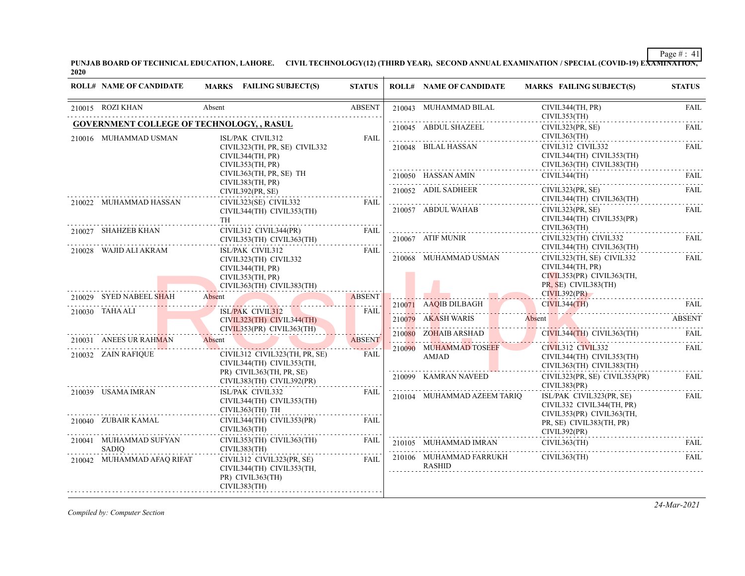**PUNJAB BOARD OF TECHNICAL EDUCATION, LAHORE. CIVIL TECHNOLOGY(12) (THIRD YEAR), SECOND ANNUAL EXAMINATION / SPECIAL (COVID-19) EXAMINATION, 2020**

| ROLL# | NAME OF CANDIDATE | MARKS | FAILING SUBJECT(S) | STATUS |
|---|---|---|---|---|
| 210015 | ROZI KHAN | Absent | | ABSENT |

**GOVERNMENT COLLEGE OF TECHNOLOGY, , RASUL**

| ROLL# | NAME OF CANDIDATE | MARKS | FAILING SUBJECT(S) | STATUS |
|---|---|---|---|---|
| 210016 | MUHAMMAD USMAN | | ISL/PAK CIVIL312 CIVIL323(TH, PR, SE) CIVIL332 CIVIL344(TH, PR) CIVIL353(TH, PR) CIVIL363(TH, PR, SE) TH CIVIL383(TH, PR) CIVIL392(PR, SE) | FAIL |
| 210022 | MUHAMMAD HASSAN | | CIVIL323(SE) CIVIL332 CIVIL344(TH) CIVIL353(TH) TH | FAIL |
| 210027 | SHAHZEB KHAN | | CIVIL312 CIVIL344(PR) CIVIL353(TH) CIVIL363(TH) | FAIL |
| 210028 | WAJID ALI AKRAM | | ISL/PAK CIVIL312 CIVIL323(TH) CIVIL332 CIVIL344(TH, PR) CIVIL353(TH, PR) CIVIL363(TH) CIVIL383(TH) | FAIL |
| 210029 | SYED NABEEL SHAH | Absent | | ABSENT |
| 210030 | TAHA ALI | | ISL/PAK CIVIL312 CIVIL323(TH) CIVIL344(TH) CIVIL353(PR) CIVIL363(TH) | FAIL |
| 210031 | ANEES UR RAHMAN | Absent | | ABSENT |
| 210032 | ZAIN RAFIQUE | | CIVIL312 CIVIL323(TH, PR, SE) CIVIL344(TH) CIVIL353(TH, PR) CIVIL363(TH, PR, SE) CIVIL383(TH) CIVIL392(PR) | FAIL |
| 210039 | USAMA IMRAN | | ISL/PAK CIVIL332 CIVIL344(TH) CIVIL353(TH) CIVIL363(TH) TH | FAIL |
| 210040 | ZUBAIR KAMAL | | CIVIL344(TH) CIVIL353(PR) CIVIL363(TH) | FAIL |
| 210041 | MUHAMMAD SUFYAN SADIQ | | CIVIL353(TH) CIVIL363(TH) CIVIL383(TH) | FAIL |
| 210042 | MUHAMMAD AFAQ RIFAT | | CIVIL312 CIVIL323(PR, SE) CIVIL344(TH) CIVIL353(TH, PR) CIVIL363(TH) CIVIL383(TH) | FAIL |
| 210043 | MUHAMMAD BILAL | | CIVIL344(TH, PR) CIVIL353(TH) | FAIL |
| 210045 | ABDUL SHAZEEL | | CIVIL323(PR, SE) CIVIL363(TH) | FAIL |
| 210048 | BILAL HASSAN | | CIVIL312 CIVIL332 CIVIL344(TH) CIVIL353(TH) CIVIL363(TH) CIVIL383(TH) | FAIL |
| 210050 | HASSAN AMIN | | CIVIL344(TH) | FAIL |
| 210052 | ADIL SADHEER | | CIVIL323(PR, SE) CIVIL344(TH) CIVIL363(TH) | FAIL |
| 210057 | ABDUL WAHAB | | CIVIL323(PR, SE) CIVIL344(TH) CIVIL353(PR) CIVIL363(TH) | FAIL |
| 210067 | ATIF MUNIR | | CIVIL323(TH) CIVIL332 CIVIL344(TH) CIVIL363(TH) | FAIL |
| 210068 | MUHAMMAD USMAN | | CIVIL323(TH, SE) CIVIL332 CIVIL344(TH, PR) CIVIL353(PR) CIVIL363(TH, PR, SE) CIVIL383(TH) CIVIL392(PR) | FAIL |
| 210071 | AAQIB DILBAGH | | CIVIL344(TH) | FAIL |
| 210079 | AKASH WARIS | Absent | | ABSENT |
| 210080 | ZOHAIB ARSHAD | | CIVIL344(TH) CIVIL363(TH) | FAIL |
| 210090 | MUHAMMAD TOSEEF AMJAD | | CIVIL312 CIVIL332 CIVIL344(TH) CIVIL353(TH) CIVIL363(TH) CIVIL383(TH) | FAIL |
| 210099 | KAMRAN NAVEED | | CIVIL323(PR, SE) CIVIL353(PR) CIVIL383(PR) | FAIL |
| 210104 | MUHAMMAD AZEEM TARIQ | | ISL/PAK CIVIL323(PR, SE) CIVIL332 CIVIL344(TH, PR) CIVIL353(PR) CIVIL363(TH, PR, SE) CIVIL383(TH, PR) CIVIL392(PR) | FAIL |
| 210105 | MUHAMMAD IMRAN | | CIVIL363(TH) | FAIL |
| 210106 | MUHAMMAD FARRUKH RASHID | | CIVIL363(TH) | FAIL |

*Compiled by: Computer Section*

*24-Mar-2021*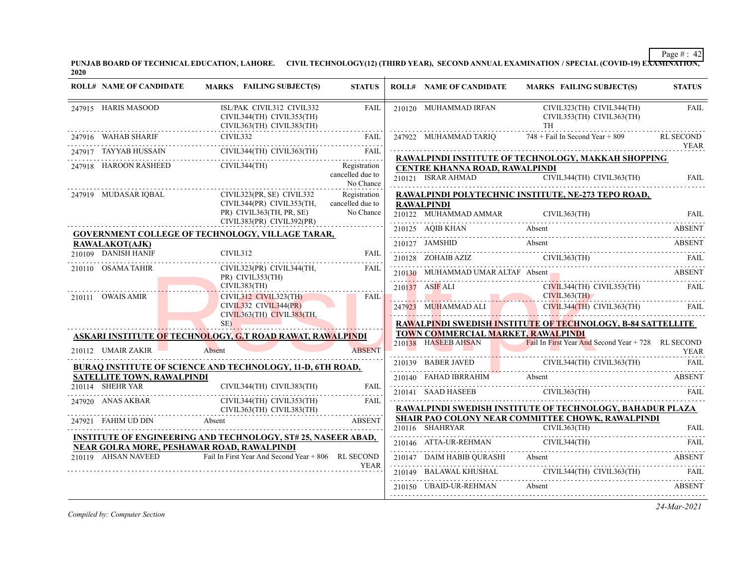**PUNJAB BOARD OF TECHNICAL EDUCATION, LAHORE. CIVIL TECHNOLOGY(12) (THIRD YEAR), SECOND ANNUAL EXAMINATION / SPECIAL (COVID-19) EXAMINATION, 2020**

| ROLL# | NAME OF CANDIDATE | MARKS FAILING SUBJECT(S) | STATUS |
|---|---|---|---|
| 247915 | HARIS MASOOD | ISL/PAK CIVIL312 CIVIL332 CIVIL344(TH) CIVIL353(TH) CIVIL363(TH) CIVIL383(TH) | FAIL |
| 247916 | WAHAB SHARIF | CIVIL332 | FAIL |
| 247917 | TAYYAB HUSSAIN | CIVIL344(TH) CIVIL363(TH) | FAIL |
| 247918 | HAROON RASHEED | CIVIL344(TH) | Registration cancelled due to No Chance |
| 247919 | MUDASAR IQBAL | CIVIL323(PR, SE) CIVIL332 CIVIL344(PR) CIVIL353(TH, PR) CIVIL363(TH, PR, SE) CIVIL383(PR) CIVIL392(PR) | Registration cancelled due to No Chance |

**GOVERNMENT COLLEGE OF TECHNOLOGY, VILLAGE TARAR, RAWALAKOT(AJK)**

| ROLL# | NAME OF CANDIDATE | MARKS FAILING SUBJECT(S) | STATUS |
|---|---|---|---|
| 210109 | DANISH HANIF | CIVIL312 | FAIL |
| 210110 | OSAMA TAHIR | CIVIL323(PR) CIVIL344(TH, PR) CIVIL353(TH) CIVIL383(TH) | FAIL |
| 210111 | OWAIS AMIR | CIVIL312 CIVIL323(TH) CIVIL332 CIVIL344(PR) CIVIL363(TH) CIVIL383(TH, SE) | FAIL |

**ASKARI INSTITUTE OF TECHNOLOGY, G.T ROAD RAWAT, RAWALPINDI**

| ROLL# | NAME OF CANDIDATE | MARKS FAILING SUBJECT(S) | STATUS |
|---|---|---|---|
| 210112 | UMAIR ZAKIR | Absent | ABSENT |

**BURAQ INSTITUTE OF SCIENCE AND TECHNOLOGY, 11-D, 6TH ROAD, SATELLITE TOWN, RAWALPINDI**

| ROLL# | NAME OF CANDIDATE | MARKS FAILING SUBJECT(S) | STATUS |
|---|---|---|---|
| 210114 | SHEHR YAR | CIVIL344(TH) CIVIL383(TH) | FAIL |
| 247920 | ANAS AKBAR | CIVIL344(TH) CIVIL353(TH) CIVIL363(TH) CIVIL383(TH) | FAIL |
| 247921 | FAHIM UD DIN | Absent | ABSENT |

**INSTITUTE OF ENGINEERING AND TECHNOLOGY, ST# 25, NASEER ABAD, NEAR GOLRA MORE, PESHAWAR ROAD, RAWALPINDI**

| ROLL# | NAME OF CANDIDATE | MARKS FAILING SUBJECT(S) | STATUS |
|---|---|---|---|
| 210119 | AHSAN NAVEED | Fail In First Year And Second Year + 806 | RL SECOND YEAR |
| 210120 | MUHAMMAD IRFAN | CIVIL323(TH) CIVIL344(TH) CIVIL353(TH) CIVIL363(TH) TH | FAIL |
| 247922 | MUHAMMAD TARIQ | 748 + Fail In Second Year + 809 | RL SECOND YEAR |

**RAWALPINDI INSTITUTE OF TECHNOLOGY, MAKKAH SHOPPING CENTRE KHANNA ROAD, RAWALPINDI**

| ROLL# | NAME OF CANDIDATE | MARKS FAILING SUBJECT(S) | STATUS |
|---|---|---|---|
| 210121 | ISRAR AHMAD | CIVIL344(TH) CIVIL363(TH) | FAIL |

**RAWALPINDI POLYTECHNIC INSTITUTE, NE-273 TEPO ROAD, RAWALPINDI**

| ROLL# | NAME OF CANDIDATE | MARKS FAILING SUBJECT(S) | STATUS |
|---|---|---|---|
| 210122 | MUHAMMAD AMMAR | CIVIL363(TH) | FAIL |
| 210125 | AQIB KHAN | Absent | ABSENT |
| 210127 | JAMSHID | Absent | ABSENT |
| 210128 | ZOHAIB AZIZ | CIVIL363(TH) | FAIL |
| 210130 | MUHAMMAD UMAR ALTAF | Absent | ABSENT |
| 210137 | ASIF ALI | CIVIL344(TH) CIVIL353(TH) CIVIL363(TH) | FAIL |
| 247923 | MUHAMMAD ALI | CIVIL344(TH) CIVIL363(TH) | FAIL |

**RAWALPINDI SWEDISH INSTITUTE OF TECHNOLOGY, B-84 SATTELLITE TOWN COMMERCIAL MARKET, RAWALPINDI**

| ROLL# | NAME OF CANDIDATE | MARKS FAILING SUBJECT(S) | STATUS |
|---|---|---|---|
| 210138 | HASEEB AHSAN | Fail In First Year And Second Year + 728 | RL SECOND YEAR |
| 210139 | BABER JAVED | CIVIL344(TH) CIVIL363(TH) | FAIL |
| 210140 | FAHAD IBRRAHIM | Absent | ABSENT |
| 210141 | SAAD HASEEB | CIVIL363(TH) | FAIL |

**RAWALPINDI SWEDISH INSTITUTE OF TECHNOLOGY, BAHADUR PLAZA SHAIR PAO COLONY NEAR COMMITTEE CHOWK, RAWALPINDI**

| ROLL# | NAME OF CANDIDATE | MARKS FAILING SUBJECT(S) | STATUS |
|---|---|---|---|
| 210116 | SHAHRYAR | CIVIL363(TH) | FAIL |
| 210146 | ATTA-UR-REHMAN | CIVIL344(TH) | FAIL |
| 210147 | DAIM HABIB QURASHI | Absent | ABSENT |
| 210149 | BALAWAL KHUSHAL | CIVIL344(TH) CIVIL363(TH) | FAIL |
| 210150 | UBAID-UR-REHMAN | Absent | ABSENT |

*Compiled by: Computer Section*

*24-Mar-2021*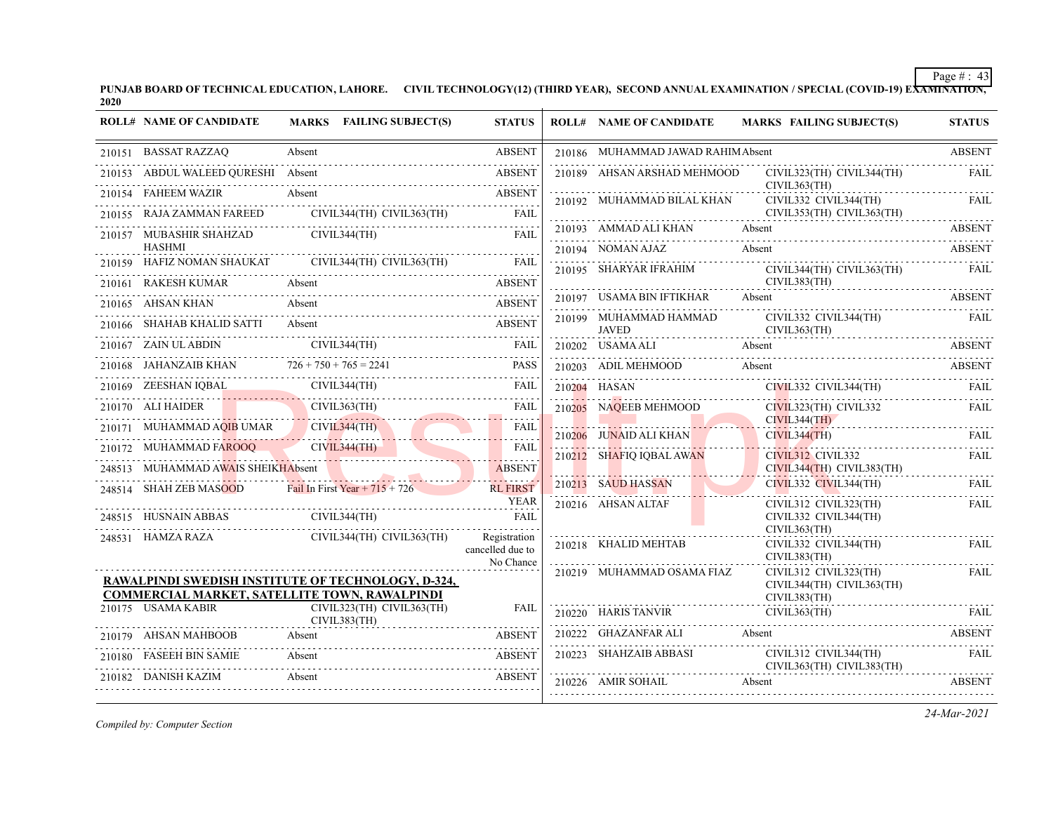**PUNJAB BOARD OF TECHNICAL EDUCATION, LAHORE. CIVIL TECHNOLOGY(12) (THIRD YEAR), SECOND ANNUAL EXAMINATION / SPECIAL (COVID-19) EXAMINATION, 2020**

| ROLL# | NAME OF CANDIDATE | MARKS | FAILING SUBJECT(S) | STATUS |
|---|---|---|---|---|
| 210151 | BASSAT RAZZAQ | Absent | | ABSENT |
| 210153 | ABDUL WALEED QURESHI | Absent | | ABSENT |
| 210154 | FAHEEM WAZIR | Absent | | ABSENT |
| 210155 | RAJA ZAMMAN FAREED | | CIVIL344(TH) CIVIL363(TH) | FAIL |
| 210157 | MUBASHIR SHAHZAD HASHMI | | CIVIL344(TH) | FAIL |
| 210159 | HAFIZ NOMAN SHAUKAT | | CIVIL344(TH) CIVIL363(TH) | FAIL |
| 210161 | RAKESH KUMAR | Absent | | ABSENT |
| 210165 | AHSAN KHAN | Absent | | ABSENT |
| 210166 | SHAHAB KHALID SATTI | Absent | | ABSENT |
| 210167 | ZAIN UL ABDIN | | CIVIL344(TH) | FAIL |
| 210168 | JAHANZAIB KHAN | 726 + 750 + 765 = 2241 | | PASS |
| 210169 | ZEESHAN IQBAL | | CIVIL344(TH) | FAIL |
| 210170 | ALI HAIDER | | CIVIL363(TH) | FAIL |
| 210171 | MUHAMMAD AQIB UMAR | | CIVIL344(TH) | FAIL |
| 210172 | MUHAMMAD FAROOQ | | CIVIL344(TH) | FAIL |
| 248513 | MUHAMMAD AWAIS SHEIKH | Absent | | ABSENT |
| 248514 | SHAH ZEB MASOOD | Fail In First Year + 715 + 726 | | RL FIRST YEAR |
| 248515 | HUSNAIN ABBAS | | CIVIL344(TH) | FAIL |
| 248531 | HAMZA RAZA | | CIVIL344(TH) CIVIL363(TH) | Registration cancelled due to No Chance |

**RAWALPINDI SWEDISH INSTITUTE OF TECHNOLOGY, D-324, COMMERCIAL MARKET, SATELLITE TOWN, RAWALPINDI**

| ROLL# | NAME OF CANDIDATE | MARKS | FAILING SUBJECT(S) | STATUS |
|---|---|---|---|---|
| 210175 | USAMA KABIR | | CIVIL323(TH) CIVIL363(TH) CIVIL383(TH) | FAIL |
| 210179 | AHSAN MAHBOOB | Absent | | ABSENT |
| 210180 | FASEEH BIN SAMIE | Absent | | ABSENT |
| 210182 | DANISH KAZIM | Absent | | ABSENT |
| 210186 | MUHAMMAD JAWAD RAHIM | Absent | | ABSENT |
| 210189 | AHSAN ARSHAD MEHMOOD | | CIVIL323(TH) CIVIL344(TH) CIVIL363(TH) | FAIL |
| 210192 | MUHAMMAD BILAL KHAN | | CIVIL332 CIVIL344(TH) CIVIL353(TH) CIVIL363(TH) | FAIL |
| 210193 | AMMAD ALI KHAN | Absent | | ABSENT |
| 210194 | NOMAN AJAZ | Absent | | ABSENT |
| 210195 | SHARYAR IFRAHIM | | CIVIL344(TH) CIVIL363(TH) CIVIL383(TH) | FAIL |
| 210197 | USAMA BIN IFTIKHAR | Absent | | ABSENT |
| 210199 | MUHAMMAD HAMMAD JAVED | | CIVIL332 CIVIL344(TH) CIVIL363(TH) | FAIL |
| 210202 | USAMA ALI | Absent | | ABSENT |
| 210203 | ADIL MEHMOOD | Absent | | ABSENT |
| 210204 | HASAN | | CIVIL332 CIVIL344(TH) | FAIL |
| 210205 | NAQEEB MEHMOOD | | CIVIL323(TH) CIVIL332 CIVIL344(TH) | FAIL |
| 210206 | JUNAID ALI KHAN | | CIVIL344(TH) | FAIL |
| 210212 | SHAFIQ IQBAL AWAN | | CIVIL312 CIVIL332 CIVIL344(TH) CIVIL383(TH) | FAIL |
| 210213 | SAUD HASSAN | | CIVIL332 CIVIL344(TH) | FAIL |
| 210216 | AHSAN ALTAF | | CIVIL312 CIVIL323(TH) CIVIL332 CIVIL344(TH) CIVIL363(TH) | FAIL |
| 210218 | KHALID MEHTAB | | CIVIL332 CIVIL344(TH) CIVIL383(TH) | FAIL |
| 210219 | MUHAMMAD OSAMA FIAZ | | CIVIL312 CIVIL323(TH) CIVIL344(TH) CIVIL363(TH) CIVIL383(TH) | FAIL |
| 210220 | HARIS TANVIR | | CIVIL363(TH) | FAIL |
| 210222 | GHAZANFAR ALI | Absent | | ABSENT |
| 210223 | SHAHZAIB ABBASI | | CIVIL312 CIVIL344(TH) CIVIL363(TH) CIVIL383(TH) | FAIL |
| 210226 | AMIR SOHAIL | Absent | | ABSENT |

*Compiled by: Computer Section*

*24-Mar-2021*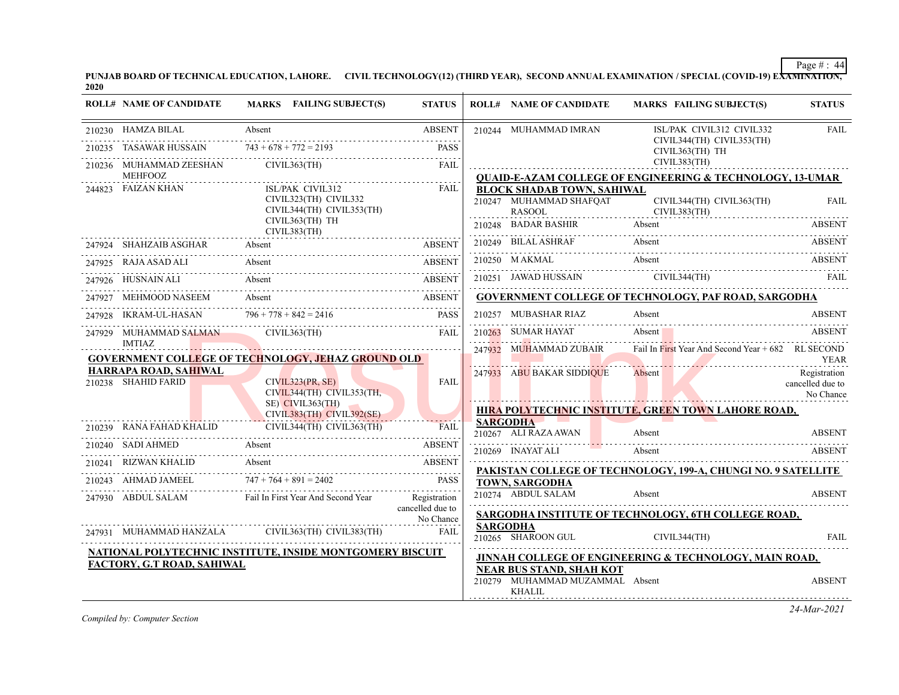**PUNJAB BOARD OF TECHNICAL EDUCATION, LAHORE. CIVIL TECHNOLOGY(12) (THIRD YEAR), SECOND ANNUAL EXAMINATION / SPECIAL (COVID-19) EXAMINATION, 2020**

| ROLL# | NAME OF CANDIDATE | MARKS | FAILING SUBJECT(S) | STATUS |
|---|---|---|---|---|
| 210230 | HAMZA BILAL | Absent | | ABSENT |
| 210235 | TASAWAR HUSSAIN | 743 + 678 + 772 = 2193 | | PASS |
| 210236 | MUHAMMAD ZEESHAN MEHFOOZ | | CIVIL363(TH) | FAIL |
| 244823 | FAIZAN KHAN | | ISL/PAK CIVIL312 CIVIL323(TH) CIVIL332 CIVIL344(TH) CIVIL353(TH) CIVIL363(TH) TH CIVIL383(TH) | FAIL |
| 247924 | SHAHZAIB ASGHAR | Absent | | ABSENT |
| 247925 | RAJA ASAD ALI | Absent | | ABSENT |
| 247926 | HUSNAIN ALI | Absent | | ABSENT |
| 247927 | MEHMOOD NASEEM | Absent | | ABSENT |
| 247928 | IKRAM-UL-HASAN | 796 + 778 + 842 = 2416 | | PASS |
| 247929 | MUHAMMAD SALMAN IMTIAZ | | CIVIL363(TH) | FAIL |

**GOVERNMENT COLLEGE OF TECHNOLOGY, JEHAZ GROUND OLD HARRAPA ROAD, SAHIWAL**

| ROLL# | NAME OF CANDIDATE | MARKS | FAILING SUBJECT(S) | STATUS |
|---|---|---|---|---|
| 210238 | SHAHID FARID | | CIVIL323(PR, SE) CIVIL344(TH) CIVIL353(TH, SE) CIVIL363(TH) CIVIL383(TH) CIVIL392(SE) | FAIL |
| 210239 | RANA FAHAD KHALID | | CIVIL344(TH) CIVIL363(TH) | FAIL |
| 210240 | SADI AHMED | Absent | | ABSENT |
| 210241 | RIZWAN KHALID | Absent | | ABSENT |
| 210243 | AHMAD JAMEEL | 747 + 764 + 891 = 2402 | | PASS |
| 247930 | ABDUL SALAM | Fail In First Year And Second Year | | Registration cancelled due to No Chance |
| 247931 | MUHAMMAD HANZALA | | CIVIL363(TH) CIVIL383(TH) | FAIL |

**NATIONAL POLYTECHNIC INSTITUTE, INSIDE MONTGOMERY BISCUIT FACTORY, G.T ROAD, SAHIWAL**

| ROLL# | NAME OF CANDIDATE | MARKS | FAILING SUBJECT(S) | STATUS |
|---|---|---|---|---|
| 210244 | MUHAMMAD IMRAN | | ISL/PAK CIVIL312 CIVIL332 CIVIL344(TH) CIVIL353(TH) CIVIL363(TH) TH CIVIL383(TH) | FAIL |

**QUAID-E-AZAM COLLEGE OF ENGINEERING & TECHNOLOGY, 13-UMAR BLOCK SHADAB TOWN, SAHIWAL**

| ROLL# | NAME OF CANDIDATE | MARKS | FAILING SUBJECT(S) | STATUS |
|---|---|---|---|---|
| 210247 | MUHAMMAD SHAFQAT RASOOL | | CIVIL344(TH) CIVIL363(TH) CIVIL383(TH) | FAIL |
| 210248 | BADAR BASHIR | Absent | | ABSENT |
| 210249 | BILAL ASHRAF | Absent | | ABSENT |
| 210250 | M AKMAL | Absent | | ABSENT |
| 210251 | JAWAD HUSSAIN | | CIVIL344(TH) | FAIL |

**GOVERNMENT COLLEGE OF TECHNOLOGY, PAF ROAD, SARGODHA**

| ROLL# | NAME OF CANDIDATE | MARKS | FAILING SUBJECT(S) | STATUS |
|---|---|---|---|---|
| 210257 | MUBASHAR RIAZ | Absent | | ABSENT |
| 210263 | SUMAR HAYAT | Absent | | ABSENT |
| 247932 | MUHAMMAD ZUBAIR | Fail In First Year And Second Year + 682 | | RL SECOND YEAR |
| 247933 | ABU BAKAR SIDDIQUE | Absent | | Registration cancelled due to No Chance |

**HIRA POLYTECHNIC INSTITUTE, GREEN TOWN LAHORE ROAD, SARGODHA**

| ROLL# | NAME OF CANDIDATE | MARKS | FAILING SUBJECT(S) | STATUS |
|---|---|---|---|---|
| 210267 | ALI RAZA AWAN | Absent | | ABSENT |
| 210269 | INAYAT ALI | Absent | | ABSENT |

**PAKISTAN COLLEGE OF TECHNOLOGY, 199-A, CHUNGI NO. 9 SATELLITE TOWN, SARGODHA**

| ROLL# | NAME OF CANDIDATE | MARKS | FAILING SUBJECT(S) | STATUS |
|---|---|---|---|---|
| 210274 | ABDUL SALAM | Absent | | ABSENT |

**SARGODHA INSTITUTE OF TECHNOLOGY, 6TH COLLEGE ROAD, SARGODHA**

| ROLL# | NAME OF CANDIDATE | MARKS | FAILING SUBJECT(S) | STATUS |
|---|---|---|---|---|
| 210265 | SHAROON GUL | | CIVIL344(TH) | FAIL |

**JINNAH COLLEGE OF ENGINEERING & TECHNOLOGY, MAIN ROAD, NEAR BUS STAND, SHAH KOT**

| ROLL# | NAME OF CANDIDATE | MARKS | FAILING SUBJECT(S) | STATUS |
|---|---|---|---|---|
| 210279 | MUHAMMAD MUZAMMAL KHALIL | Absent | | ABSENT |

*Compiled by: Computer Section*

*24-Mar-2021*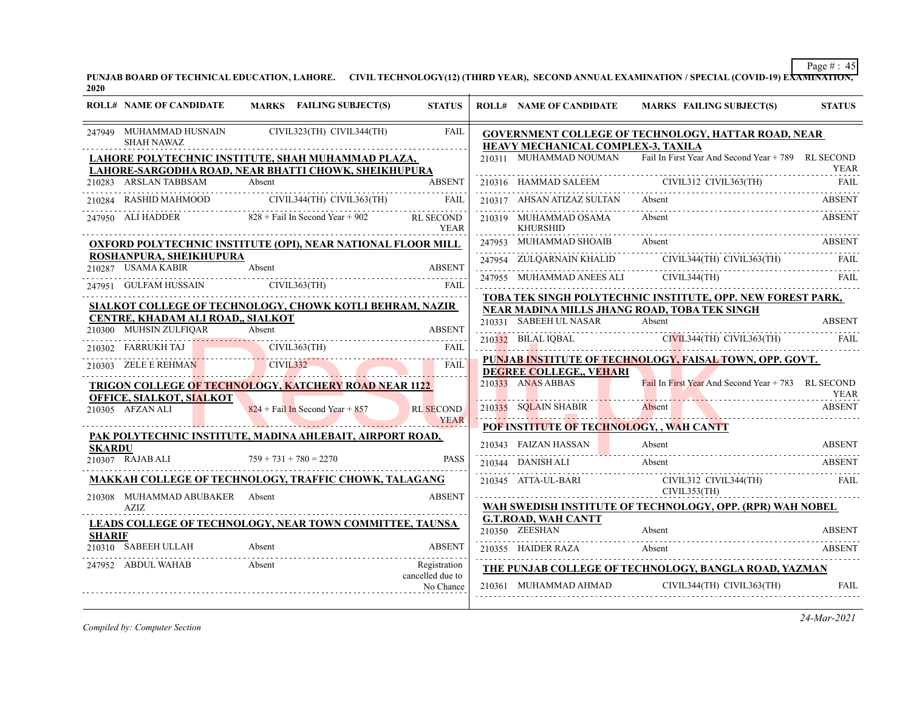PUNJAB BOARD OF TECHNICAL EDUCATION, LAHORE. CIVIL TECHNOLOGY(12) (THIRD YEAR), SECOND ANNUAL EXAMINATION / SPECIAL (COVID-19) EXAMINATION, 2020

| ROLL# | NAME OF CANDIDATE | MARKS | FAILING SUBJECT(S) | STATUS |
|---|---|---|---|---|
| 247949 | MUHAMMAD HUSNAIN SHAH NAWAZ | | CIVIL323(TH) CIVIL344(TH) | FAIL |
| **LAHORE POLYTECHNIC INSTITUTE, SHAH MUHAMMAD PLAZA, LAHORE-SARGODHA ROAD, NEAR BHATTI CHOWK, SHEIKHUPURA** | | | | |
| 210283 | ARSLAN TABBSAM | Absent | | ABSENT |
| 210284 | RASHID MAHMOOD | | CIVIL344(TH) CIVIL363(TH) | FAIL |
| 247950 | ALI HADDER | 828 + Fail In Second Year + 902 | | RL SECOND YEAR |
| **OXFORD POLYTECHNIC INSTITUTE (OPI), NEAR NATIONAL FLOOR MILL ROSHANPURA, SHEIKHUPURA** | | | | |
| 210287 | USAMA KABIR | Absent | | ABSENT |
| 247951 | GULFAM HUSSAIN | | CIVIL363(TH) | FAIL |
| **SIALKOT COLLEGE OF TECHNOLOGY, CHOWK KOTLI BEHRAM, NAZIR CENTRE, KHADAM ALI ROAD,, SIALKOT** | | | | |
| 210300 | MUHSIN ZULFIQAR | Absent | | ABSENT |
| 210302 | FARRUKH TAJ | | CIVIL363(TH) | FAIL |
| 210303 | ZELE E REHMAN | | CIVIL332 | FAIL |
| **TRIGON COLLEGE OF TECHNOLOGY, KATCHERY ROAD NEAR 1122 OFFICE, SIALKOT, SIALKOT** | | | | |
| 210305 | AFZAN ALI | 824 + Fail In Second Year + 857 | | RL SECOND YEAR |
| **PAK POLYTECHNIC INSTITUTE, MADINA AHLEBAIT, AIRPORT ROAD, SKARDU** | | | | |
| 210307 | RAJAB ALI | 759 + 731 + 780 = 2270 | | PASS |
| **MAKKAH COLLEGE OF TECHNOLOGY, TRAFFIC CHOWK, TALAGANG** | | | | |
| 210308 | MUHAMMAD ABUBAKER AZIZ | Absent | | ABSENT |
| **LEADS COLLEGE OF TECHNOLOGY, NEAR TOWN COMMITTEE, TAUNSA SHARIF** | | | | |
| 210310 | SABEEH ULLAH | Absent | | ABSENT |
| 247952 | ABDUL WAHAB | Absent | | Registration cancelled due to No Chance |
| **GOVERNMENT COLLEGE OF TECHNOLOGY, HATTAR ROAD, NEAR HEAVY MECHANICAL COMPLEX-3, TAXILA** | | | | |
| 210311 | MUHAMMAD NOUMAN | Fail In First Year And Second Year + 789 | | RL SECOND YEAR |
| 210316 | HAMMAD SALEEM | | CIVIL312 CIVIL363(TH) | FAIL |
| 210317 | AHSAN ATIZAZ SULTAN | Absent | | ABSENT |
| 210319 | MUHAMMAD OSAMA KHURSHID | Absent | | ABSENT |
| 247953 | MUHAMMAD SHOAIB | Absent | | ABSENT |
| 247954 | ZULQARNAIN KHALID | | CIVIL344(TH) CIVIL363(TH) | FAIL |
| 247955 | MUHAMMAD ANEES ALI | | CIVIL344(TH) | FAIL |
| **TOBA TEK SINGH POLYTECHNIC INSTITUTE, OPP. NEW FOREST PARK, NEAR MADINA MILLS JHANG ROAD, TOBA TEK SINGH** | | | | |
| 210331 | SABEEH UL NASAR | Absent | | ABSENT |
| 210332 | BILAL IQBAL | | CIVIL344(TH) CIVIL363(TH) | FAIL |
| **PUNJAB INSTITUTE OF TECHNOLOGY, FAISAL TOWN, OPP. GOVT. DEGREE COLLEGE,, VEHARI** | | | | |
| 210333 | ANAS ABBAS | Fail In First Year And Second Year + 783 | | RL SECOND YEAR |
| 210335 | SQLAIN SHABIR | Absent | | ABSENT |
| **POF INSTITUTE OF TECHNOLOGY, , WAH CANTT** | | | | |
| 210343 | FAIZAN HASSAN | Absent | | ABSENT |
| 210344 | DANISH ALI | Absent | | ABSENT |
| 210345 | ATTA-UL-BARI | | CIVIL312 CIVIL344(TH) CIVIL353(TH) | FAIL |
| **WAH SWEDISH INSTITUTE OF TECHNOLOGY, OPP. (RPR) WAH NOBEL G.T.ROAD, WAH CANTT** | | | | |
| 210350 | ZEESHAN | Absent | | ABSENT |
| 210355 | HAIDER RAZA | Absent | | ABSENT |
| **THE PUNJAB COLLEGE OF TECHNOLOGY, BANGLA ROAD, YAZMAN** | | | | |
| 210361 | MUHAMMAD AHMAD | | CIVIL344(TH) CIVIL363(TH) | FAIL |

*Compiled by: Computer Section*

24-Mar-2021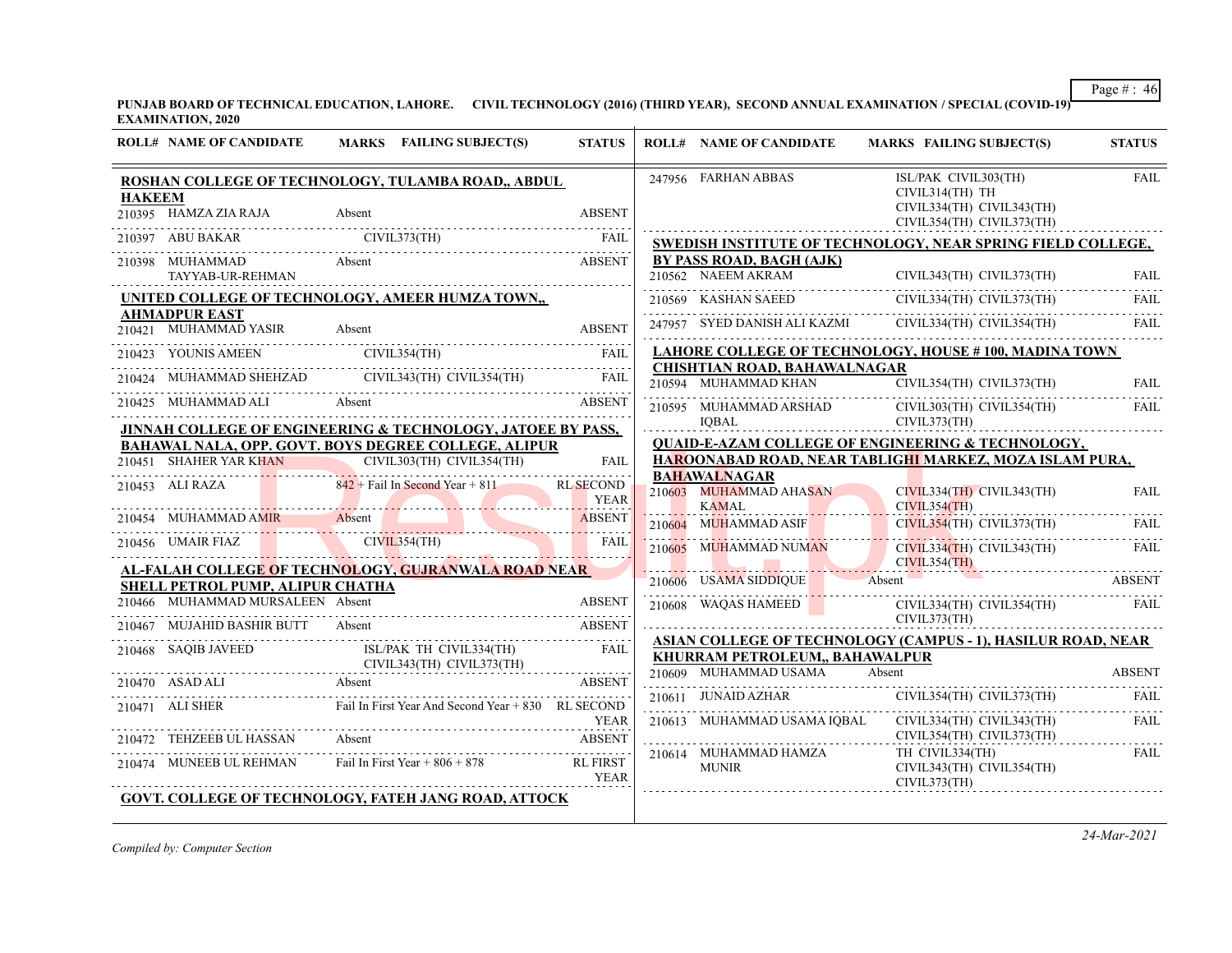**PUNJAB BOARD OF TECHNICAL EDUCATION, LAHORE. CIVIL TECHNOLOGY (2016) (THIRD YEAR), SECOND ANNUAL EXAMINATION / SPECIAL (COVID-19) EXAMINATION, 2020**

| ROLL# | NAME OF CANDIDATE | MARKS | FAILING SUBJECT(S) | STATUS |
|---|---|---|---|---|
| **ROSHAN COLLEGE OF TECHNOLOGY, TULAMBA ROAD,, ABDUL HAKEEM** | | | | |
| 210395 | HAMZA ZIA RAJA | Absent | | ABSENT |
| 210397 | ABU BAKAR | | CIVIL373(TH) | FAIL |
| 210398 | MUHAMMAD TAYYAB-UR-REHMAN | Absent | | ABSENT |
| **UNITED COLLEGE OF TECHNOLOGY, AMEER HUMZA TOWN,, AHMADPUR EAST** | | | | |
| 210421 | MUHAMMAD YASIR | Absent | | ABSENT |
| 210423 | YOUNIS AMEEN | | CIVIL354(TH) | FAIL |
| 210424 | MUHAMMAD SHEHZAD | | CIVIL343(TH) CIVIL354(TH) | FAIL |
| 210425 | MUHAMMAD ALI | Absent | | ABSENT |
| **JINNAH COLLEGE OF ENGINEERING & TECHNOLOGY, JATOEE BY PASS, BAHAWAL NALA, OPP. GOVT. BOYS DEGREE COLLEGE, ALIPUR** | | | | |
| 210451 | SHAHER YAR KHAN | | CIVIL303(TH) CIVIL354(TH) | FAIL |
| 210453 | ALI RAZA | 842 + Fail In Second Year + 811 | | RL SECOND YEAR |
| 210454 | MUHAMMAD AMIR | Absent | | ABSENT |
| 210456 | UMAIR FIAZ | | CIVIL354(TH) | FAIL |
| **AL-FALAH COLLEGE OF TECHNOLOGY, GUJRANWALA ROAD NEAR SHELL PETROL PUMP, ALIPUR CHATHA** | | | | |
| 210466 | MUHAMMAD MURSALEEN | Absent | | ABSENT |
| 210467 | MUJAHID BASHIR BUTT | Absent | | ABSENT |
| 210468 | SAQIB JAVEED | | ISL/PAK TH CIVIL334(TH) CIVIL343(TH) CIVIL373(TH) | FAIL |
| 210470 | ASAD ALI | Absent | | ABSENT |
| 210471 | ALI SHER | Fail In First Year And Second Year + 830 | | RL SECOND YEAR |
| 210472 | TEHZEEB UL HASSAN | Absent | | ABSENT |
| 210474 | MUNEEB UL REHMAN | Fail In First Year + 806 + 878 | | RL FIRST YEAR |
| **GOVT. COLLEGE OF TECHNOLOGY, FATEH JANG ROAD, ATTOCK** | | | | |
| 247956 | FARHAN ABBAS | | ISL/PAK CIVIL303(TH) CIVIL314(TH) TH CIVIL334(TH) CIVIL343(TH) CIVIL354(TH) CIVIL373(TH) | FAIL |
| **SWEDISH INSTITUTE OF TECHNOLOGY, NEAR SPRING FIELD COLLEGE, BY PASS ROAD, BAGH (AJK)** | | | | |
| 210562 | NAEEM AKRAM | | CIVIL343(TH) CIVIL373(TH) | FAIL |
| 210569 | KASHAN SAEED | | CIVIL334(TH) CIVIL373(TH) | FAIL |
| 247957 | SYED DANISH ALI KAZMI | | CIVIL334(TH) CIVIL354(TH) | FAIL |
| **LAHORE COLLEGE OF TECHNOLOGY, HOUSE # 100, MADINA TOWN CHISHTIAN ROAD, BAHAWALNAGAR** | | | | |
| 210594 | MUHAMMAD KHAN | | CIVIL354(TH) CIVIL373(TH) | FAIL |
| 210595 | MUHAMMAD ARSHAD IQBAL | | CIVIL303(TH) CIVIL354(TH) CIVIL373(TH) | FAIL |
| **QUAID-E-AZAM COLLEGE OF ENGINEERING & TECHNOLOGY, HAROONABAD ROAD, NEAR TABLIGHI MARKEZ, MOZA ISLAM PURA, BAHAWALNAGAR** | | | | |
| 210603 | MUHAMMAD AHASAN KAMAL | | CIVIL334(TH) CIVIL343(TH) CIVIL354(TH) | FAIL |
| 210604 | MUHAMMAD ASIF | | CIVIL354(TH) CIVIL373(TH) | FAIL |
| 210605 | MUHAMMAD NUMAN | | CIVIL334(TH) CIVIL343(TH) CIVIL354(TH) | FAIL |
| 210606 | USAMA SIDDIQUE | Absent | | ABSENT |
| 210608 | WAQAS HAMEED | | CIVIL334(TH) CIVIL354(TH) CIVIL373(TH) | FAIL |
| **ASIAN COLLEGE OF TECHNOLOGY (CAMPUS - 1), HASILUR ROAD, NEAR KHURRAM PETROLEUM,, BAHAWALPUR** | | | | |
| 210609 | MUHAMMAD USAMA | Absent | | ABSENT |
| 210611 | JUNAID AZHAR | | CIVIL354(TH) CIVIL373(TH) | FAIL |
| 210613 | MUHAMMAD USAMA IQBAL | | CIVIL334(TH) CIVIL343(TH) CIVIL354(TH) CIVIL373(TH) | FAIL |
| 210614 | MUHAMMAD HAMZA MUNIR | | TH CIVIL334(TH) CIVIL343(TH) CIVIL354(TH) CIVIL373(TH) | FAIL |

*Compiled by: Computer Section*

*24-Mar-2021*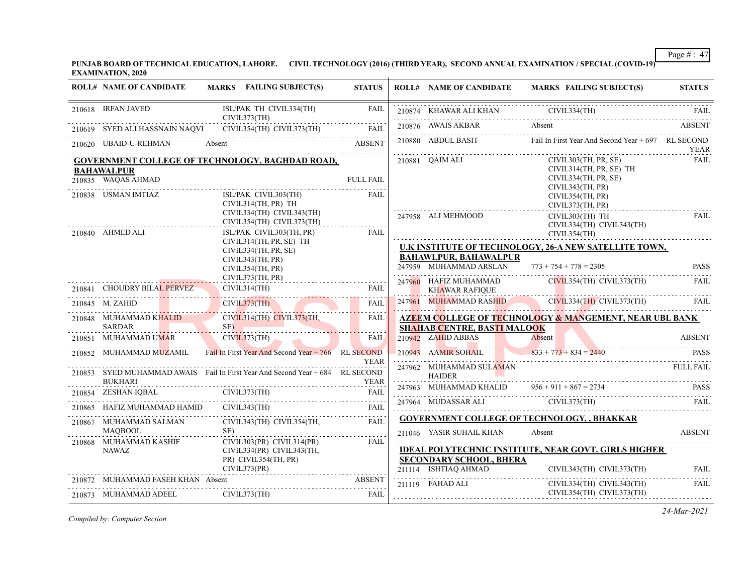**PUNJAB BOARD OF TECHNICAL EDUCATION, LAHORE. CIVIL TECHNOLOGY (2016) (THIRD YEAR), SECOND ANNUAL EXAMINATION / SPECIAL (COVID-19) EXAMINATION, 2020**

| ROLL# | NAME OF CANDIDATE | MARKS | FAILING SUBJECT(S) | STATUS |
|---|---|---|---|---|
| 210618 | IRFAN JAVED | | ISL/PAK TH CIVIL334(TH) CIVIL373(TH) | FAIL |
| 210619 | SYED ALI HASSNAIN NAQVI | | CIVIL354(TH) CIVIL373(TH) | FAIL |
| 210620 | UBAID-U-REHMAN | Absent | | ABSENT |

**GOVERNMENT COLLEGE OF TECHNOLOGY, BAGHDAD ROAD, BAHAWALPUR**

| ROLL# | NAME OF CANDIDATE | MARKS | FAILING SUBJECT(S) | STATUS |
|---|---|---|---|---|
| 210835 | WAQAS AHMAD | | | FULL FAIL |
| 210838 | USMAN IMTIAZ | | ISL/PAK CIVIL303(TH) CIVIL314(TH, PR) TH CIVIL334(TH) CIVIL343(TH) CIVIL354(TH) CIVIL373(TH) | FAIL |
| 210840 | AHMED ALI | | ISL/PAK CIVIL303(TH, PR) CIVIL314(TH, PR, SE) TH CIVIL334(TH, PR, SE) CIVIL343(TH, PR) CIVIL354(TH, PR) CIVIL373(TH, PR) | FAIL |
| 210841 | CHOUDRY BILAL PERVEZ | | CIVIL314(TH) | FAIL |
| 210845 | M. ZAHID | | CIVIL373(TH) | FAIL |
| 210848 | MUHAMMAD KHALID SARDAR | | CIVIL314(TH) CIVIL373(TH, SE) | FAIL |
| 210851 | MUHAMMAD UMAR | | CIVIL373(TH) | FAIL |
| 210852 | MUHAMMAD MUZAMIL | Fail In First Year And Second Year + 766 | | RL SECOND YEAR |
| 210853 | SYED MUHAMMAD AWAIS BUKHARI | Fail In First Year And Second Year + 684 | | RL SECOND YEAR |
| 210854 | ZESHAN IQBAL | | CIVIL373(TH) | FAIL |
| 210865 | HAFIZ MUHAMMAD HAMID | | CIVIL343(TH) | FAIL |
| 210867 | MUHAMMAD SALMAN MAQBOOL | | CIVIL343(TH) CIVIL354(TH, SE) | FAIL |
| 210868 | MUHAMMAD KASHIF NAWAZ | | CIVIL303(PR) CIVIL314(PR) CIVIL334(PR) CIVIL343(TH, PR) CIVIL354(TH, PR) CIVIL373(PR) | FAIL |
| 210872 | MUHAMMAD FASEH KHAN | Absent | | ABSENT |
| 210873 | MUHAMMAD ADEEL | | CIVIL373(TH) | FAIL |
| 210874 | KHAWAR ALI KHAN | | CIVIL334(TH) | FAIL |
| 210876 | AWAIS AKBAR | Absent | | ABSENT |
| 210880 | ABDUL BASIT | Fail In First Year And Second Year + 697 | | RL SECOND YEAR |
| 210881 | QAIM ALI | | CIVIL303(TH, PR, SE) CIVIL314(TH, PR, SE) TH CIVIL334(TH, PR, SE) CIVIL343(TH, PR) CIVIL354(TH, PR) CIVIL373(TH, PR) | FAIL |
| 247958 | ALI MEHMOOD | | CIVIL303(TH) TH CIVIL334(TH) CIVIL343(TH) CIVIL354(TH) | FAIL |

**U.K INSTITUTE OF TECHNOLOGY, 26-A NEW SATELLITE TOWN, BAHAWLPUR, BAHAWALPUR**

| ROLL# | NAME OF CANDIDATE | MARKS | FAILING SUBJECT(S) | STATUS |
|---|---|---|---|---|
| 247959 | MUHAMMAD ARSLAN | 773 + 754 + 778 = 2305 | | PASS |
| 247960 | HAFIZ MUHAMMAD KHAWAR RAFIQUE | | CIVIL354(TH) CIVIL373(TH) | FAIL |
| 247961 | MUHAMMAD RASHID | | CIVIL334(TH) CIVIL373(TH) | FAIL |

**AZEEM COLLEGE OF TECHNOLOGY & MANGEMENT, NEAR UBL BANK SHAHAB CENTRE, BASTI MALOOK**

| ROLL# | NAME OF CANDIDATE | MARKS | FAILING SUBJECT(S) | STATUS |
|---|---|---|---|---|
| 210942 | ZAHID ABBAS | Absent | | ABSENT |
| 210943 | AAMIR SOHAIL | 833 + 773 + 834 = 2440 | | PASS |
| 247962 | MUHAMMAD SULAMAN HAIDER | | | FULL FAIL |
| 247963 | MUHAMMAD KHALID | 956 + 911 + 867 = 2734 | | PASS |
| 247964 | MUDASSAR ALI | | CIVIL373(TH) | FAIL |

**GOVERNMENT COLLEGE OF TECHNOLOGY, , BHAKKAR**

| ROLL# | NAME OF CANDIDATE | MARKS | FAILING SUBJECT(S) | STATUS |
|---|---|---|---|---|
| 211046 | YASIR SUHAIL KHAN | Absent | | ABSENT |

**IDEAL POLYTECHNIC INSTITUTE, NEAR GOVT. GIRLS HIGHER SECONDARY SCHOOL, BHERA**

| ROLL# | NAME OF CANDIDATE | MARKS | FAILING SUBJECT(S) | STATUS |
|---|---|---|---|---|
| 211114 | ISHTIAQ AHMAD | | CIVIL343(TH) CIVIL373(TH) | FAIL |
| 211119 | FAHAD ALI | | CIVIL334(TH) CIVIL343(TH) CIVIL354(TH) CIVIL373(TH) | FAIL |

*Compiled by: Computer Section*

*24-Mar-2021*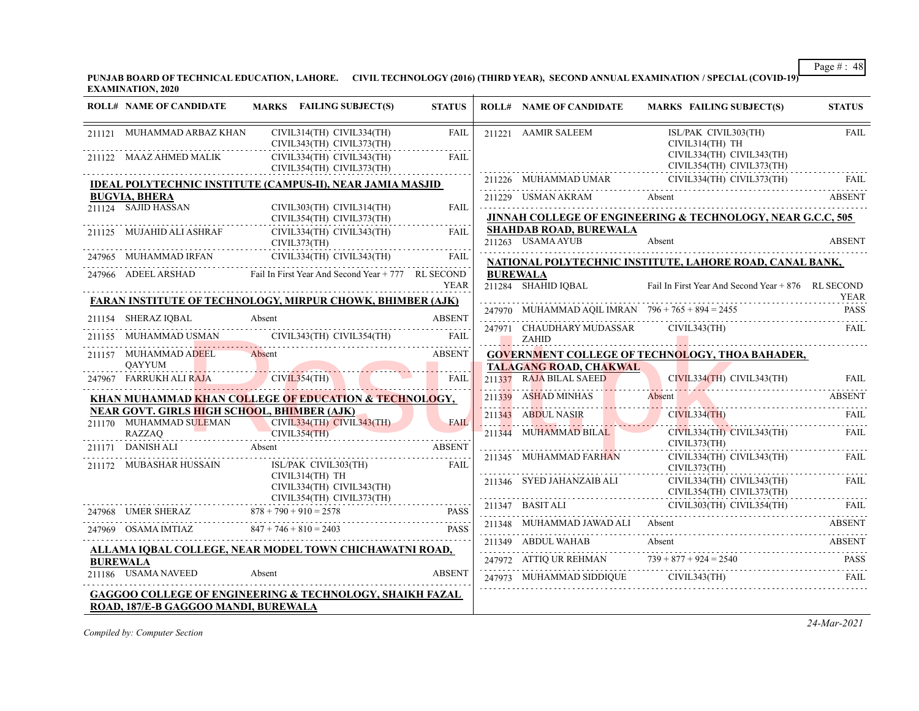**PUNJAB BOARD OF TECHNICAL EDUCATION, LAHORE. CIVIL TECHNOLOGY (2016) (THIRD YEAR), SECOND ANNUAL EXAMINATION / SPECIAL (COVID-19) EXAMINATION, 2020**

| ROLL# | NAME OF CANDIDATE | MARKS FAILING SUBJECT(S) | STATUS |
|---|---|---|---|
| 211121 | MUHAMMAD ARBAZ KHAN | CIVIL314(TH) CIVIL334(TH) CIVIL343(TH) CIVIL373(TH) | FAIL |
| 211122 | MAAZ AHMED MALIK | CIVIL334(TH) CIVIL343(TH) CIVIL354(TH) CIVIL373(TH) | FAIL |

**IDEAL POLYTECHNIC INSTITUTE (CAMPUS-II), NEAR JAMIA MASJID BUGVIA, BHERA**

| ROLL# | NAME OF CANDIDATE | MARKS FAILING SUBJECT(S) | STATUS |
|---|---|---|---|
| 211124 | SAJID HASSAN | CIVIL303(TH) CIVIL314(TH) CIVIL354(TH) CIVIL373(TH) | FAIL |
| 211125 | MUJAHID ALI ASHRAF | CIVIL334(TH) CIVIL343(TH) CIVIL373(TH) | FAIL |
| 247965 | MUHAMMAD IRFAN | CIVIL334(TH) CIVIL343(TH) | FAIL |
| 247966 | ADEEL ARSHAD | Fail In First Year And Second Year + 777 | RL SECOND YEAR |

**FARAN INSTITUTE OF TECHNOLOGY, MIRPUR CHOWK, BHIMBER (AJK)**

| ROLL# | NAME OF CANDIDATE | MARKS FAILING SUBJECT(S) | STATUS |
|---|---|---|---|
| 211154 | SHERAZ IQBAL | Absent | ABSENT |
| 211155 | MUHAMMAD USMAN | CIVIL343(TH) CIVIL354(TH) | FAIL |
| 211157 | MUHAMMAD ADEEL QAYYUM | Absent | ABSENT |
| 247967 | FARRUKH ALI RAJA | CIVIL354(TH) | FAIL |

**KHAN MUHAMMAD KHAN COLLEGE OF EDUCATION & TECHNOLOGY, NEAR GOVT. GIRLS HIGH SCHOOL, BHIMBER (AJK)**

| ROLL# | NAME OF CANDIDATE | MARKS FAILING SUBJECT(S) | STATUS |
|---|---|---|---|
| 211170 | MUHAMMAD SULEMAN RAZZAQ | CIVIL334(TH) CIVIL343(TH) CIVIL354(TH) | FAIL |
| 211171 | DANISH ALI | Absent | ABSENT |
| 211172 | MUBASHAR HUSSAIN | ISL/PAK CIVIL303(TH) CIVIL314(TH) TH CIVIL334(TH) CIVIL343(TH) CIVIL354(TH) CIVIL373(TH) | FAIL |
| 247968 | UMER SHERAZ | 878 + 790 + 910 = 2578 | PASS |
| 247969 | OSAMA IMTIAZ | 847 + 746 + 810 = 2403 | PASS |

**ALLAMA IQBAL COLLEGE, NEAR MODEL TOWN CHICHAWATNI ROAD, BUREWALA**

| ROLL# | NAME OF CANDIDATE | MARKS FAILING SUBJECT(S) | STATUS |
|---|---|---|---|
| 211186 | USAMA NAVEED | Absent | ABSENT |

**GAGGOO COLLEGE OF ENGINEERING & TECHNOLOGY, SHAIKH FAZAL ROAD, 187/E-B GAGGOO MANDI, BUREWALA**

| ROLL# | NAME OF CANDIDATE | MARKS FAILING SUBJECT(S) | STATUS |
|---|---|---|---|
| 211221 | AAMIR SALEEM | ISL/PAK CIVIL303(TH) CIVIL314(TH) TH CIVIL334(TH) CIVIL343(TH) CIVIL354(TH) CIVIL373(TH) | FAIL |
| 211226 | MUHAMMAD UMAR | CIVIL334(TH) CIVIL373(TH) | FAIL |
| 211229 | USMAN AKRAM | Absent | ABSENT |

**JINNAH COLLEGE OF ENGINEERING & TECHNOLOGY, NEAR G.C.C, 505 SHAHDAB ROAD, BUREWALA**

| ROLL# | NAME OF CANDIDATE | MARKS FAILING SUBJECT(S) | STATUS |
|---|---|---|---|
| 211263 | USAMA AYUB | Absent | ABSENT |

**NATIONAL POLYTECHNIC INSTITUTE, LAHORE ROAD, CANAL BANK, BUREWALA**

| ROLL# | NAME OF CANDIDATE | MARKS FAILING SUBJECT(S) | STATUS |
|---|---|---|---|
| 211284 | SHAHID IQBAL | Fail In First Year And Second Year + 876 | RL SECOND YEAR |
| 247970 | MUHAMMAD AQIL IMRAN | 796 + 765 + 894 = 2455 | PASS |
| 247971 | CHAUDHARY MUDASSAR ZAHID | CIVIL343(TH) | FAIL |

**GOVERNMENT COLLEGE OF TECHNOLOGY, THOA BAHADER, TALAGANG ROAD, CHAKWAL**

| ROLL# | NAME OF CANDIDATE | MARKS FAILING SUBJECT(S) | STATUS |
|---|---|---|---|
| 211337 | RAJA BILAL SAEED | CIVIL334(TH) CIVIL343(TH) | FAIL |
| 211339 | ASHAD MINHAS | Absent | ABSENT |
| 211343 | ABDUL NASIR | CIVIL334(TH) | FAIL |
| 211344 | MUHAMMAD BILAL | CIVIL334(TH) CIVIL343(TH) CIVIL373(TH) | FAIL |
| 211345 | MUHAMMAD FARHAN | CIVIL334(TH) CIVIL343(TH) CIVIL373(TH) | FAIL |
| 211346 | SYED JAHANZAIB ALI | CIVIL334(TH) CIVIL343(TH) CIVIL354(TH) CIVIL373(TH) | FAIL |
| 211347 | BASIT ALI | CIVIL303(TH) CIVIL354(TH) | FAIL |
| 211348 | MUHAMMAD JAWAD ALI | Absent | ABSENT |
| 211349 | ABDUL WAHAB | Absent | ABSENT |
| 247972 | ATTIQ UR REHMAN | 739 + 877 + 924 = 2540 | PASS |
| 247973 | MUHAMMAD SIDDIQUE | CIVIL343(TH) | FAIL |

*Compiled by: Computer Section*

*24-Mar-2021*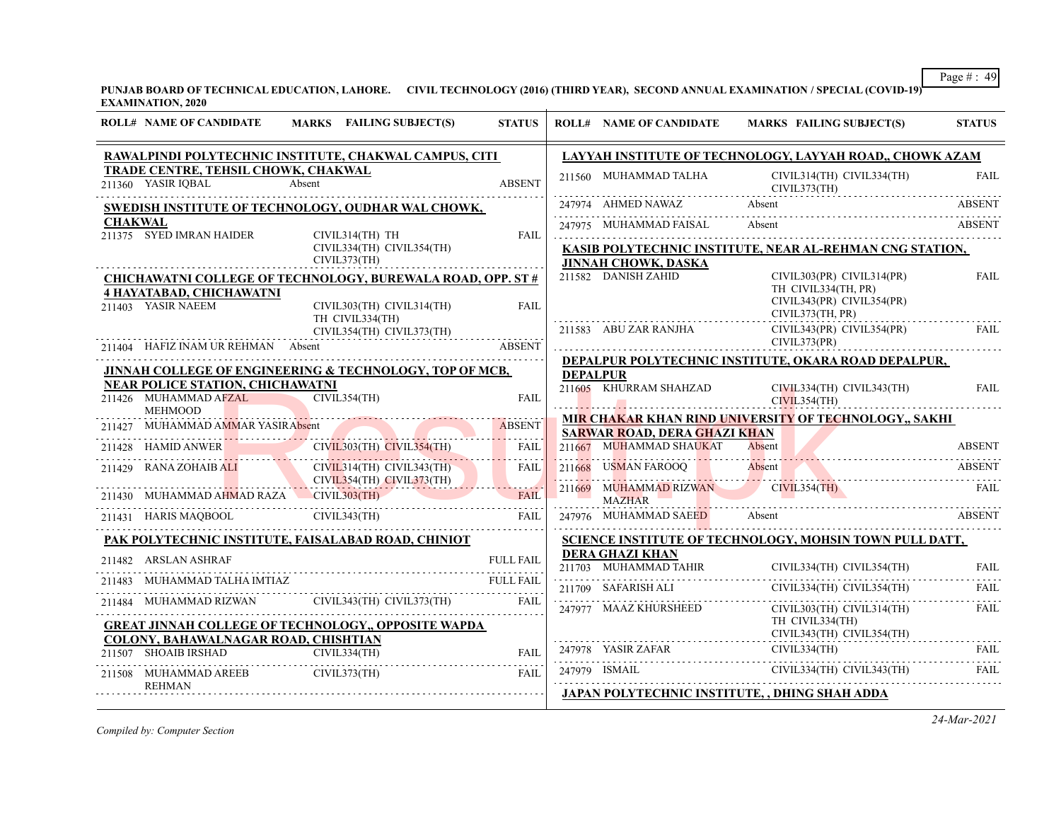PUNJAB BOARD OF TECHNICAL EDUCATION, LAHORE. CIVIL TECHNOLOGY (2016) (THIRD YEAR), SECOND ANNUAL EXAMINATION / SPECIAL (COVID-19) EXAMINATION, 2020

| ROLL# | NAME OF CANDIDATE | MARKS | FAILING SUBJECT(S) | STATUS |
|---|---|---|---|---|
| **RAWALPINDI POLYTECHNIC INSTITUTE, CHAKWAL CAMPUS, CITI TRADE CENTRE, TEHSIL CHOWK, CHAKWAL** | | | | |
| 211360 | YASIR IQBAL | Absent | | ABSENT |
| **SWEDISH INSTITUTE OF TECHNOLOGY, OUDHAR WAL CHOWK, CHAKWAL** | | | | |
| 211375 | SYED IMRAN HAIDER | | CIVIL314(TH) TH CIVIL334(TH) CIVIL354(TH) CIVIL373(TH) | FAIL |
| **CHICHAWATNI COLLEGE OF TECHNOLOGY, BUREWALA ROAD, OPP. ST # 4 HAYATABAD, CHICHAWATNI** | | | | |
| 211403 | YASIR NAEEM | | CIVIL303(TH) CIVIL314(TH) TH CIVIL334(TH) CIVIL354(TH) CIVIL373(TH) | FAIL |
| 211404 | HAFIZ INAM UR REHMAN | Absent | | ABSENT |
| **JINNAH COLLEGE OF ENGINEERING & TECHNOLOGY, TOP OF MCB, NEAR POLICE STATION, CHICHAWATNI** | | | | |
| 211426 | MUHAMMAD AFZAL MEHMOOD | | CIVIL354(TH) | FAIL |
| 211427 | MUHAMMAD AMMAR YASIR | Absent | | ABSENT |
| 211428 | HAMID ANWER | | CIVIL303(TH) CIVIL354(TH) | FAIL |
| 211429 | RANA ZOHAIB ALI | | CIVIL314(TH) CIVIL343(TH) CIVIL354(TH) CIVIL373(TH) | FAIL |
| 211430 | MUHAMMAD AHMAD RAZA | | CIVIL303(TH) | FAIL |
| 211431 | HARIS MAQBOOL | | CIVIL343(TH) | FAIL |
| **PAK POLYTECHNIC INSTITUTE, FAISALABAD ROAD, CHINIOT** | | | | |
| 211482 | ARSLAN ASHRAF | | | FULL FAIL |
| 211483 | MUHAMMAD TALHA IMTIAZ | | | FULL FAIL |
| 211484 | MUHAMMAD RIZWAN | | CIVIL343(TH) CIVIL373(TH) | FAIL |
| **GREAT JINNAH COLLEGE OF TECHNOLOGY,, OPPOSITE WAPDA COLONY, BAHAWALNAGAR ROAD, CHISHTIAN** | | | | |
| 211507 | SHOAIB IRSHAD | | CIVIL334(TH) | FAIL |
| 211508 | MUHAMMAD AREEB REHMAN | | CIVIL373(TH) | FAIL |
| **LAYYAH INSTITUTE OF TECHNOLOGY, LAYYAH ROAD,, CHOWK AZAM** | | | | |
| 211560 | MUHAMMAD TALHA | | CIVIL314(TH) CIVIL334(TH) CIVIL373(TH) | FAIL |
| 247974 | AHMED NAWAZ | Absent | | ABSENT |
| 247975 | MUHAMMAD FAISAL | Absent | | ABSENT |
| **KASIB POLYTECHNIC INSTITUTE, NEAR AL-REHMAN CNG STATION, JINNAH CHOWK, DASKA** | | | | |
| 211582 | DANISH ZAHID | | CIVIL303(PR) CIVIL314(PR) TH CIVIL334(TH, PR) CIVIL343(PR) CIVIL354(PR) CIVIL373(TH, PR) | FAIL |
| 211583 | ABU ZAR RANJHA | | CIVIL343(PR) CIVIL354(PR) CIVIL373(PR) | FAIL |
| **DEPALPUR POLYTECHNIC INSTITUTE, OKARA ROAD DEPALPUR, DEPALPUR** | | | | |
| 211605 | KHURRAM SHAHZAD | | CIVIL334(TH) CIVIL343(TH) CIVIL354(TH) | FAIL |
| **MIR CHAKAR KHAN RIND UNIVERSITY OF TECHNOLOGY,, SAKHI SARWAR ROAD, DERA GHAZI KHAN** | | | | |
| 211667 | MUHAMMAD SHAUKAT | Absent | | ABSENT |
| 211668 | USMAN FAROOQ | Absent | | ABSENT |
| 211669 | MUHAMMAD RIZWAN MAZHAR | | CIVIL354(TH) | FAIL |
| 247976 | MUHAMMAD SAEED | Absent | | ABSENT |
| **SCIENCE INSTITUTE OF TECHNOLOGY, MOHSIN TOWN PULL DATT, DERA GHAZI KHAN** | | | | |
| 211703 | MUHAMMAD TAHIR | | CIVIL334(TH) CIVIL354(TH) | FAIL |
| 211709 | SAFARISH ALI | | CIVIL334(TH) CIVIL354(TH) | FAIL |
| 247977 | MAAZ KHURSHEED | | CIVIL303(TH) CIVIL314(TH) TH CIVIL334(TH) CIVIL343(TH) CIVIL354(TH) | FAIL |
| 247978 | YASIR ZAFAR | | CIVIL334(TH) | FAIL |
| 247979 | ISMAIL | | CIVIL334(TH) CIVIL343(TH) | FAIL |
| **JAPAN POLYTECHNIC INSTITUTE, , DHING SHAH ADDA** | | | | |

Compiled by: Computer Section

24-Mar-2021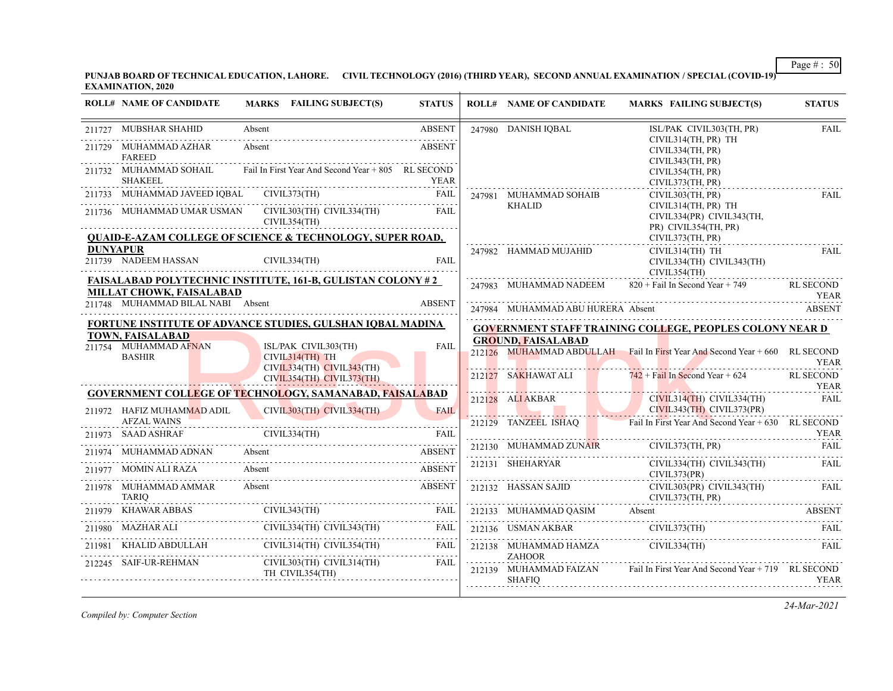**PUNJAB BOARD OF TECHNICAL EDUCATION, LAHORE. CIVIL TECHNOLOGY (2016) (THIRD YEAR), SECOND ANNUAL EXAMINATION / SPECIAL (COVID-19) EXAMINATION, 2020**

| ROLL# | NAME OF CANDIDATE | MARKS | FAILING SUBJECT(S) | STATUS |
|---|---|---|---|---|
| 211727 | MUBSHAR SHAHID | Absent | | ABSENT |
| 211729 | MUHAMMAD AZHAR FAREED | Absent | | ABSENT |
| 211732 | MUHAMMAD SOHAIL SHAKEEL | Fail In First Year And Second Year + 805 | | RL SECOND YEAR |
| 211733 | MUHAMMAD JAVEED IQBAL | | CIVIL373(TH) | FAIL |
| 211736 | MUHAMMAD UMAR USMAN | | CIVIL303(TH) CIVIL334(TH) CIVIL354(TH) | FAIL |

**QUAID-E-AZAM COLLEGE OF SCIENCE & TECHNOLOGY, SUPER ROAD, DUNYAPUR**

| ROLL# | NAME OF CANDIDATE | MARKS | FAILING SUBJECT(S) | STATUS |
|---|---|---|---|---|
| 211739 | NADEEM HASSAN | | CIVIL334(TH) | FAIL |

**FAISALABAD POLYTECHNIC INSTITUTE, 161-B, GULISTAN COLONY # 2 MILLAT CHOWK, FAISALABAD**

| ROLL# | NAME OF CANDIDATE | MARKS | FAILING SUBJECT(S) | STATUS |
|---|---|---|---|---|
| 211748 | MUHAMMAD BILAL NABI | Absent | | ABSENT |

**FORTUNE INSTITUTE OF ADVANCE STUDIES, GULSHAN IQBAL MADINA TOWN, FAISALABAD**

| ROLL# | NAME OF CANDIDATE | MARKS | FAILING SUBJECT(S) | STATUS |
|---|---|---|---|---|
| 211754 | MUHAMMAD AFNAN BASHIR | | ISL/PAK CIVIL303(TH) CIVIL314(TH) TH CIVIL334(TH) CIVIL343(TH) CIVIL354(TH) CIVIL373(TH) | FAIL |

**GOVERNMENT COLLEGE OF TECHNOLOGY, SAMANABAD, FAISALABAD**

| ROLL# | NAME OF CANDIDATE | MARKS | FAILING SUBJECT(S) | STATUS |
|---|---|---|---|---|
| 211972 | HAFIZ MUHAMMAD ADIL AFZAL WAINS | | CIVIL303(TH) CIVIL334(TH) | FAIL |
| 211973 | SAAD ASHRAF | | CIVIL334(TH) | FAIL |
| 211974 | MUHAMMAD ADNAN | Absent | | ABSENT |
| 211977 | MOMIN ALI RAZA | Absent | | ABSENT |
| 211978 | MUHAMMAD AMMAR TARIQ | Absent | | ABSENT |
| 211979 | KHAWAR ABBAS | | CIVIL343(TH) | FAIL |
| 211980 | MAZHAR ALI | | CIVIL334(TH) CIVIL343(TH) | FAIL |
| 211981 | KHALID ABDULLAH | | CIVIL314(TH) CIVIL354(TH) | FAIL |
| 212245 | SAIF-UR-REHMAN | | CIVIL303(TH) CIVIL314(TH) TH CIVIL354(TH) | FAIL |
| 247980 | DANISH IQBAL | | ISL/PAK CIVIL303(TH, PR) CIVIL314(TH, PR) TH CIVIL334(TH, PR) CIVIL343(TH, PR) CIVIL354(TH, PR) CIVIL373(TH, PR) | FAIL |
| 247981 | MUHAMMAD SOHAIB KHALID | | CIVIL303(TH, PR) CIVIL314(TH, PR) TH CIVIL334(PR) CIVIL343(TH, PR) CIVIL354(TH, PR) CIVIL373(TH, PR) | FAIL |
| 247982 | HAMMAD MUJAHID | | CIVIL314(TH) TH CIVIL334(TH) CIVIL343(TH) CIVIL354(TH) | FAIL |
| 247983 | MUHAMMAD NADEEM | 820 + Fail In Second Year + 749 | | RL SECOND YEAR |
| 247984 | MUHAMMAD ABU HURERA | Absent | | ABSENT |

**GOVERNMENT STAFF TRAINING COLLEGE, PEOPLES COLONY NEAR D GROUND, FAISALABAD**

| ROLL# | NAME OF CANDIDATE | MARKS | FAILING SUBJECT(S) | STATUS |
|---|---|---|---|---|
| 212126 | MUHAMMAD ABDULLAH | Fail In First Year And Second Year + 660 | | RL SECOND YEAR |
| 212127 | SAKHAWAT ALI | 742 + Fail In Second Year + 624 | | RL SECOND YEAR |
| 212128 | ALI AKBAR | | CIVIL314(TH) CIVIL334(TH) CIVIL343(TH) CIVIL373(PR) | FAIL |
| 212129 | TANZEEL ISHAQ | Fail In First Year And Second Year + 630 | | RL SECOND YEAR |
| 212130 | MUHAMMAD ZUNAIR | | CIVIL373(TH, PR) | FAIL |
| 212131 | SHEHARYAR | | CIVIL334(TH) CIVIL343(TH) CIVIL373(PR) | FAIL |
| 212132 | HASSAN SAJID | | CIVIL303(PR) CIVIL343(TH) CIVIL373(TH, PR) | FAIL |
| 212133 | MUHAMMAD QASIM | Absent | | ABSENT |
| 212136 | USMAN AKBAR | | CIVIL373(TH) | FAIL |
| 212138 | MUHAMMAD HAMZA ZAHOOR | | CIVIL334(TH) | FAIL |
| 212139 | MUHAMMAD FAIZAN SHAFIQ | Fail In First Year And Second Year + 719 | | RL SECOND YEAR |

*Compiled by: Computer Section*

*24-Mar-2021*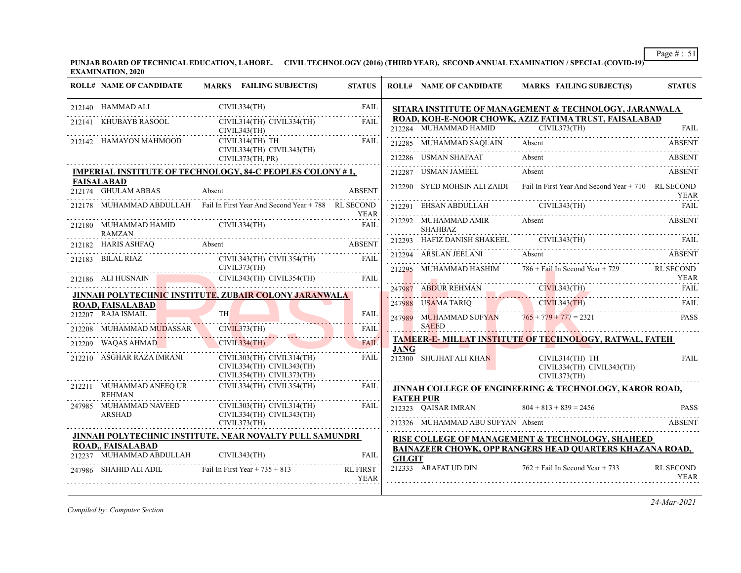**PUNJAB BOARD OF TECHNICAL EDUCATION, LAHORE. CIVIL TECHNOLOGY (2016) (THIRD YEAR), SECOND ANNUAL EXAMINATION / SPECIAL (COVID-19) EXAMINATION, 2020**

| ROLL# | NAME OF CANDIDATE | MARKS FAILING SUBJECT(S) | STATUS |
|---|---|---|---|
| 212140 | HAMMAD ALI | CIVIL334(TH) | FAIL |
| 212141 | KHUBAYB RASOOL | CIVIL314(TH) CIVIL334(TH) CIVIL343(TH) | FAIL |
| 212142 | HAMAYON MAHMOOD | CIVIL314(TH) TH CIVIL334(TH) CIVIL343(TH) CIVIL373(TH, PR) | FAIL |

**IMPERIAL INSTITUTE OF TECHNOLOGY, 84-C PEOPLES COLONY # 1, FAISALABAD**

| ROLL# | NAME OF CANDIDATE | MARKS FAILING SUBJECT(S) | STATUS |
|---|---|---|---|
| 212174 | GHULAM ABBAS | Absent | ABSENT |
| 212178 | MUHAMMAD ABDULLAH | Fail In First Year And Second Year + 788 | RL SECOND YEAR |
| 212180 | MUHAMMAD HAMID RAMZAN | CIVIL334(TH) | FAIL |
| 212182 | HARIS ASHFAQ | Absent | ABSENT |
| 212183 | BILAL RIAZ | CIVIL343(TH) CIVIL354(TH) CIVIL373(TH) | FAIL |
| 212186 | ALI HUSNAIN | CIVIL343(TH) CIVIL354(TH) | FAIL |

**JINNAH POLYTECHNIC INSTITUTE, ZUBAIR COLONY JARANWALA ROAD, FAISALABAD**

| ROLL# | NAME OF CANDIDATE | MARKS FAILING SUBJECT(S) | STATUS |
|---|---|---|---|
| 212207 | RAJA ISMAIL | TH | FAIL |
| 212208 | MUHAMMAD MUDASSAR | CIVIL373(TH) | FAIL |
| 212209 | WAQAS AHMAD | CIVIL334(TH) | FAIL |
| 212210 | ASGHAR RAZA IMRANI | CIVIL303(TH) CIVIL314(TH) CIVIL334(TH) CIVIL343(TH) CIVIL354(TH) CIVIL373(TH) | FAIL |
| 212211 | MUHAMMAD ANEEQ UR REHMAN | CIVIL334(TH) CIVIL354(TH) | FAIL |
| 247985 | MUHAMMAD NAVEED ARSHAD | CIVIL303(TH) CIVIL314(TH) CIVIL334(TH) CIVIL343(TH) CIVIL373(TH) | FAIL |

**JINNAH POLYTECHNIC INSTITUTE, NEAR NOVALTY PULL SAMUNDRI ROAD,, FAISALABAD**

| ROLL# | NAME OF CANDIDATE | MARKS FAILING SUBJECT(S) | STATUS |
|---|---|---|---|
| 212237 | MUHAMMAD ABDULLAH | CIVIL343(TH) | FAIL |
| 247986 | SHAHID ALI ADIL | Fail In First Year + 735 + 813 | RL FIRST YEAR |

**SITARA INSTITUTE OF MANAGEMENT & TECHNOLOGY, JARANWALA ROAD, KOH-E-NOOR CHOWK, AZIZ FATIMA TRUST, FAISALABAD**

| ROLL# | NAME OF CANDIDATE | MARKS FAILING SUBJECT(S) | STATUS |
|---|---|---|---|
| 212284 | MUHAMMAD HAMID | CIVIL373(TH) | FAIL |
| 212285 | MUHAMMAD SAQLAIN | Absent | ABSENT |
| 212286 | USMAN SHAFAAT | Absent | ABSENT |
| 212287 | USMAN JAMEEL | Absent | ABSENT |
| 212290 | SYED MOHSIN ALI ZAIDI | Fail In First Year And Second Year + 710 | RL SECOND YEAR |
| 212291 | EHSAN ABDULLAH | CIVIL343(TH) | FAIL |
| 212292 | MUHAMMAD AMIR SHAHBAZ | Absent | ABSENT |
| 212293 | HAFIZ DANISH SHAKEEL | CIVIL343(TH) | FAIL |
| 212294 | ARSLAN JEELANI | Absent | ABSENT |
| 212295 | MUHAMMAD HASHIM | 786 + Fail In Second Year + 729 | RL SECOND YEAR |
| 247987 | ABDUR REHMAN | CIVIL343(TH) | FAIL |
| 247988 | USAMA TARIQ | CIVIL343(TH) | FAIL |
| 247989 | MUHAMMAD SUFYAN SAEED | 765 + 779 + 777 = 2321 | PASS |

**TAMEER-E- MILLAT INSTITUTE OF TECHNOLOGY, RATWAL, FATEH JANG**

| ROLL# | NAME OF CANDIDATE | MARKS FAILING SUBJECT(S) | STATUS |
|---|---|---|---|
| 212300 | SHUJHAT ALI KHAN | CIVIL314(TH) TH CIVIL334(TH) CIVIL343(TH) CIVIL373(TH) | FAIL |

**JINNAH COLLEGE OF ENGINEERING & TECHNOLOGY, KAROR ROAD, FATEH PUR**

| ROLL# | NAME OF CANDIDATE | MARKS FAILING SUBJECT(S) | STATUS |
|---|---|---|---|
| 212323 | QAISAR IMRAN | 804 + 813 + 839 = 2456 | PASS |
| 212326 | MUHAMMAD ABU SUFYAN | Absent | ABSENT |

**RISE COLLEGE OF MANAGEMENT & TECHNOLOGY, SHAHEED BAINAZEER CHOWK, OPP RANGERS HEAD QUARTERS KHAZANA ROAD, GILGIT**

| ROLL# | NAME OF CANDIDATE | MARKS FAILING SUBJECT(S) | STATUS |
|---|---|---|---|
| 212333 | ARAFAT UD DIN | 762 + Fail In Second Year + 733 | RL SECOND YEAR |

*Compiled by: Computer Section*

*24-Mar-2021*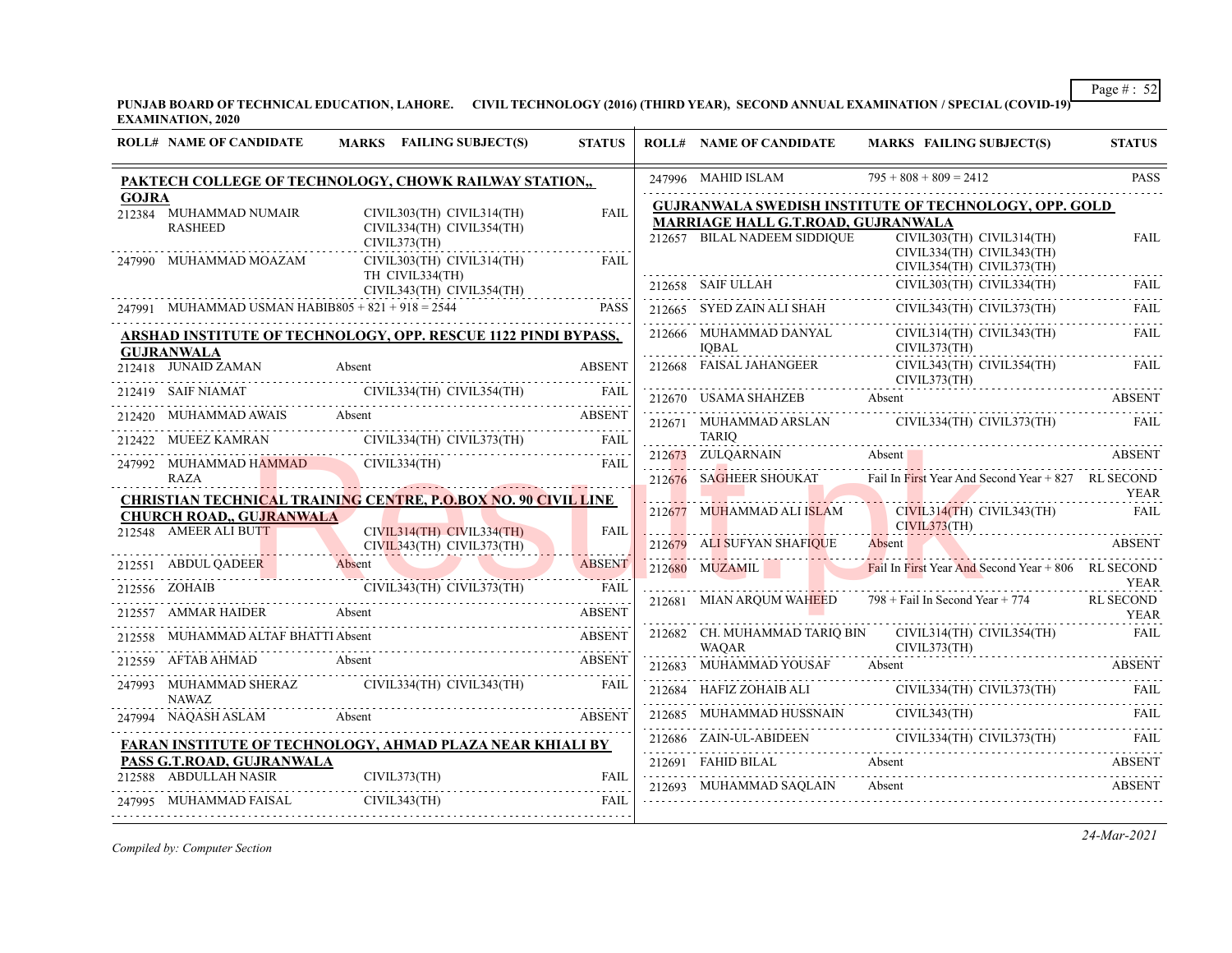**PUNJAB BOARD OF TECHNICAL EDUCATION, LAHORE. CIVIL TECHNOLOGY (2016) (THIRD YEAR), SECOND ANNUAL EXAMINATION / SPECIAL (COVID-19) EXAMINATION, 2020**

| ROLL# | NAME OF CANDIDATE | MARKS | FAILING SUBJECT(S) | STATUS |
|---|---|---|---|---|
| **PAKTECH COLLEGE OF TECHNOLOGY, CHOWK RAILWAY STATION,, GOJRA** | | | | |
| 212384 | MUHAMMAD NUMAIR RASHEED | | CIVIL303(TH) CIVIL314(TH) CIVIL334(TH) CIVIL354(TH) CIVIL373(TH) | FAIL |
| 247990 | MUHAMMAD MOAZAM | | CIVIL303(TH) CIVIL314(TH) TH CIVIL334(TH) CIVIL343(TH) CIVIL354(TH) | FAIL |
| 247991 | MUHAMMAD USMAN HABIB | 805 + 821 + 918 = 2544 | | PASS |
| **ARSHAD INSTITUTE OF TECHNOLOGY, OPP. RESCUE 1122 PINDI BYPASS, GUJRANWALA** | | | | |
| 212418 | JUNAID ZAMAN | Absent | | ABSENT |
| 212419 | SAIF NIAMAT | | CIVIL334(TH) CIVIL354(TH) | FAIL |
| 212420 | MUHAMMAD AWAIS | Absent | | ABSENT |
| 212422 | MUEEZ KAMRAN | | CIVIL334(TH) CIVIL373(TH) | FAIL |
| 247992 | MUHAMMAD HAMMAD RAZA | | CIVIL334(TH) | FAIL |
| **CHRISTIAN TECHNICAL TRAINING CENTRE, P.O.BOX NO. 90 CIVIL LINE CHURCH ROAD,, GUJRANWALA** | | | | |
| 212548 | AMEER ALI BUTT | | CIVIL314(TH) CIVIL334(TH) CIVIL343(TH) CIVIL373(TH) | FAIL |
| 212551 | ABDUL QADEER | Absent | | ABSENT |
| 212556 | ZOHAIB | | CIVIL343(TH) CIVIL373(TH) | FAIL |
| 212557 | AMMAR HAIDER | Absent | | ABSENT |
| 212558 | MUHAMMAD ALTAF BHATTI | Absent | | ABSENT |
| 212559 | AFTAB AHMAD | Absent | | ABSENT |
| 247993 | MUHAMMAD SHERAZ NAWAZ | | CIVIL334(TH) CIVIL343(TH) | FAIL |
| 247994 | NAQASH ASLAM | Absent | | ABSENT |
| **FARAN INSTITUTE OF TECHNOLOGY, AHMAD PLAZA NEAR KHIALI BY PASS G.T.ROAD, GUJRANWALA** | | | | |
| 212588 | ABDULLAH NASIR | | CIVIL373(TH) | FAIL |
| 247995 | MUHAMMAD FAISAL | | CIVIL343(TH) | FAIL |
| 247996 | MAHID ISLAM | 795 + 808 + 809 = 2412 | | PASS |
| **GUJRANWALA SWEDISH INSTITUTE OF TECHNOLOGY, OPP. GOLD MARRIAGE HALL G.T.ROAD, GUJRANWALA** | | | | |
| 212657 | BILAL NADEEM SIDDIQUE | | CIVIL303(TH) CIVIL314(TH) CIVIL334(TH) CIVIL343(TH) CIVIL354(TH) CIVIL373(TH) | FAIL |
| 212658 | SAIF ULLAH | | CIVIL303(TH) CIVIL334(TH) | FAIL |
| 212665 | SYED ZAIN ALI SHAH | | CIVIL343(TH) CIVIL373(TH) | FAIL |
| 212666 | MUHAMMAD DANYAL IQBAL | | CIVIL314(TH) CIVIL343(TH) CIVIL373(TH) | FAIL |
| 212668 | FAISAL JAHANGEER | | CIVIL343(TH) CIVIL354(TH) CIVIL373(TH) | FAIL |
| 212670 | USAMA SHAHZEB | Absent | | ABSENT |
| 212671 | MUHAMMAD ARSLAN TARIQ | | CIVIL334(TH) CIVIL373(TH) | FAIL |
| 212673 | ZULQARNAIN | Absent | | ABSENT |
| 212676 | SAGHEER SHOUKAT | Fail In First Year And Second Year + 827 | | RL SECOND YEAR |
| 212677 | MUHAMMAD ALI ISLAM | | CIVIL314(TH) CIVIL343(TH) CIVIL373(TH) | FAIL |
| 212679 | ALI SUFYAN SHAFIQUE | Absent | | ABSENT |
| 212680 | MUZAMIL | Fail In First Year And Second Year + 806 | | RL SECOND YEAR |
| 212681 | MIAN ARQUM WAHEED | 798 + Fail In Second Year + 774 | | RL SECOND YEAR |
| 212682 | CH. MUHAMMAD TARIQ BIN WAQAR | | CIVIL314(TH) CIVIL354(TH) CIVIL373(TH) | FAIL |
| 212683 | MUHAMMAD YOUSAF | Absent | | ABSENT |
| 212684 | HAFIZ ZOHAIB ALI | | CIVIL334(TH) CIVIL373(TH) | FAIL |
| 212685 | MUHAMMAD HUSSNAIN | | CIVIL343(TH) | FAIL |
| 212686 | ZAIN-UL-ABIDEEN | | CIVIL334(TH) CIVIL373(TH) | FAIL |
| 212691 | FAHID BILAL | Absent | | ABSENT |
| 212693 | MUHAMMAD SAQLAIN | Absent | | ABSENT |

*Compiled by: Computer Section*

*24-Mar-2021*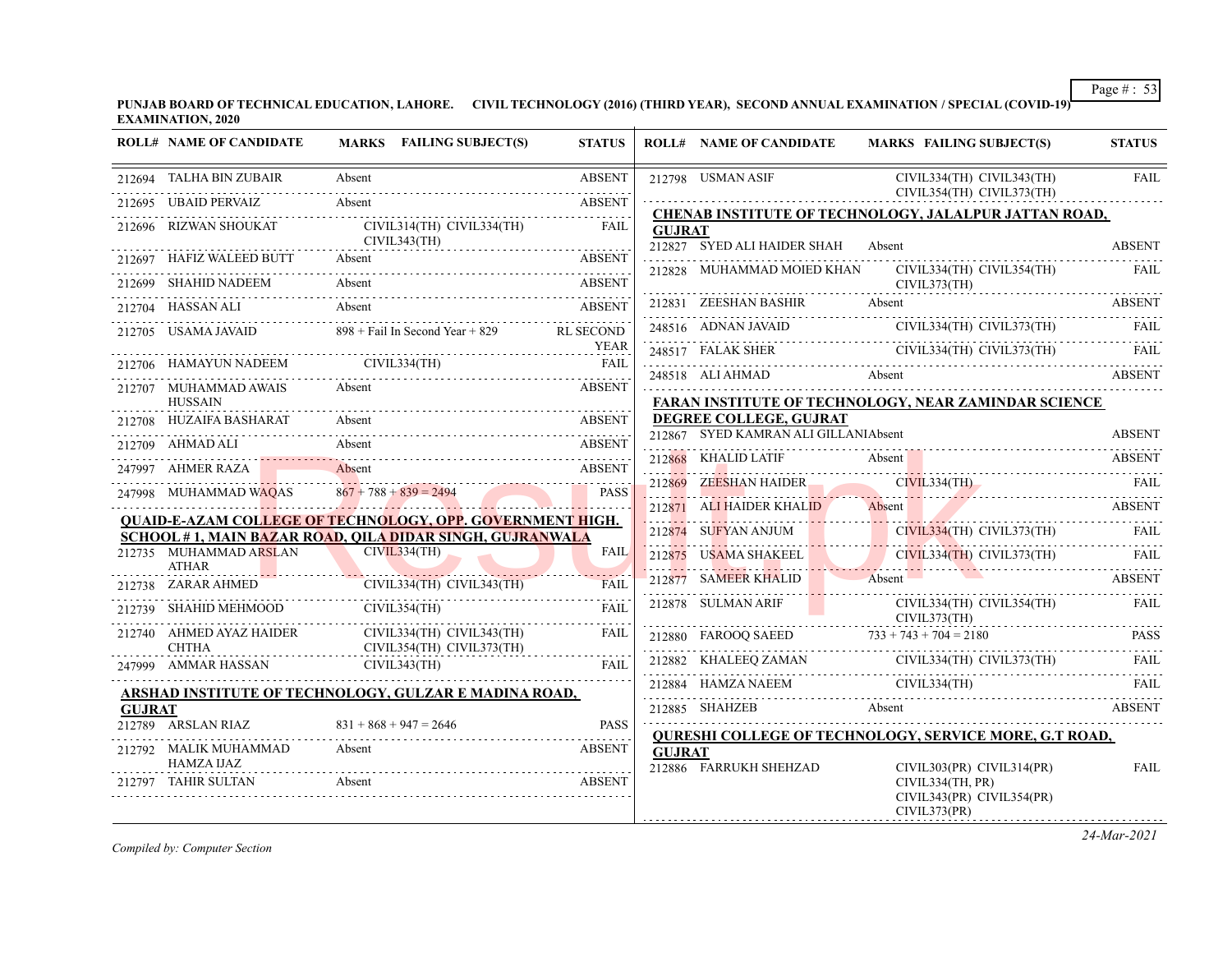**PUNJAB BOARD OF TECHNICAL EDUCATION, LAHORE. CIVIL TECHNOLOGY (2016) (THIRD YEAR), SECOND ANNUAL EXAMINATION / SPECIAL (COVID-19) EXAMINATION, 2020**

| ROLL# | NAME OF CANDIDATE | MARKS FAILING SUBJECT(S) | STATUS |
|---|---|---|---|
| 212694 | TALHA BIN ZUBAIR | Absent | ABSENT |
| 212695 | UBAID PERVAIZ | Absent | ABSENT |
| 212696 | RIZWAN SHOUKAT | CIVIL314(TH) CIVIL334(TH) CIVIL343(TH) | FAIL |
| 212697 | HAFIZ WALEED BUTT | Absent | ABSENT |
| 212699 | SHAHID NADEEM | Absent | ABSENT |
| 212704 | HASSAN ALI | Absent | ABSENT |
| 212705 | USAMA JAVAID | 898 + Fail In Second Year + 829 | RL SECOND YEAR |
| 212706 | HAMAYUN NADEEM | CIVIL334(TH) | FAIL |
| 212707 | MUHAMMAD AWAIS HUSSAIN | Absent | ABSENT |
| 212708 | HUZAIFA BASHARAT | Absent | ABSENT |
| 212709 | AHMAD ALI | Absent | ABSENT |
| 247997 | AHMER RAZA | Absent | ABSENT |
| 247998 | MUHAMMAD WAQAS | 867 + 788 + 839 = 2494 | PASS |

**QUAID-E-AZAM COLLEGE OF TECHNOLOGY, OPP. GOVERNMENT HIGH. SCHOOL # 1, MAIN BAZAR ROAD, QILA DIDAR SINGH, GUJRANWALA**

| ROLL# | NAME OF CANDIDATE | MARKS FAILING SUBJECT(S) | STATUS |
|---|---|---|---|
| 212735 | MUHAMMAD ARSLAN ATHAR | CIVIL334(TH) | FAIL |
| 212738 | ZARAR AHMED | CIVIL334(TH) CIVIL343(TH) | FAIL |
| 212739 | SHAHID MEHMOOD | CIVIL354(TH) | FAIL |
| 212740 | AHMED AYAZ HAIDER CHTHA | CIVIL334(TH) CIVIL343(TH) CIVIL354(TH) CIVIL373(TH) | FAIL |
| 247999 | AMMAR HASSAN | CIVIL343(TH) | FAIL |

**ARSHAD INSTITUTE OF TECHNOLOGY, GULZAR E MADINA ROAD, GUJRAT**

| ROLL# | NAME OF CANDIDATE | MARKS FAILING SUBJECT(S) | STATUS |
|---|---|---|---|
| 212789 | ARSLAN RIAZ | 831 + 868 + 947 = 2646 | PASS |
| 212792 | MALIK MUHAMMAD HAMZA IJAZ | Absent | ABSENT |
| 212797 | TAHIR SULTAN | Absent | ABSENT |
| 212798 | USMAN ASIF | CIVIL334(TH) CIVIL343(TH) CIVIL354(TH) CIVIL373(TH) | FAIL |

**CHENAB INSTITUTE OF TECHNOLOGY, JALALPUR JATTAN ROAD, GUJRAT**

| ROLL# | NAME OF CANDIDATE | MARKS FAILING SUBJECT(S) | STATUS |
|---|---|---|---|
| 212827 | SYED ALI HAIDER SHAH | Absent | ABSENT |
| 212828 | MUHAMMAD MOIED KHAN | CIVIL334(TH) CIVIL354(TH) CIVIL373(TH) | FAIL |
| 212831 | ZEESHAN BASHIR | Absent | ABSENT |
| 248516 | ADNAN JAVAID | CIVIL334(TH) CIVIL373(TH) | FAIL |
| 248517 | FALAK SHER | CIVIL334(TH) CIVIL373(TH) | FAIL |
| 248518 | ALI AHMAD | Absent | ABSENT |

**FARAN INSTITUTE OF TECHNOLOGY, NEAR ZAMINDAR SCIENCE DEGREE COLLEGE, GUJRAT**

| ROLL# | NAME OF CANDIDATE | MARKS FAILING SUBJECT(S) | STATUS |
|---|---|---|---|
| 212867 | SYED KAMRAN ALI GILLANI | Absent | ABSENT |
| 212868 | KHALID LATIF | Absent | ABSENT |
| 212869 | ZEESHAN HAIDER | CIVIL334(TH) | FAIL |
| 212871 | ALI HAIDER KHALID | Absent | ABSENT |
| 212874 | SUFYAN ANJUM | CIVIL334(TH) CIVIL373(TH) | FAIL |
| 212875 | USAMA SHAKEEL | CIVIL334(TH) CIVIL373(TH) | FAIL |
| 212877 | SAMEER KHALID | Absent | ABSENT |
| 212878 | SULMAN ARIF | CIVIL334(TH) CIVIL354(TH) CIVIL373(TH) | FAIL |
| 212880 | FAROOQ SAEED | 733 + 743 + 704 = 2180 | PASS |
| 212882 | KHALEEQ ZAMAN | CIVIL334(TH) CIVIL373(TH) | FAIL |
| 212884 | HAMZA NAEEM | CIVIL334(TH) | FAIL |
| 212885 | SHAHZEB | Absent | ABSENT |

**QURESHI COLLEGE OF TECHNOLOGY, SERVICE MORE, G.T ROAD, GUJRAT**

| ROLL# | NAME OF CANDIDATE | MARKS FAILING SUBJECT(S) | STATUS |
|---|---|---|---|
| 212886 | FARRUKH SHEHZAD | CIVIL303(PR) CIVIL314(PR) CIVIL334(TH, PR) CIVIL343(PR) CIVIL354(PR) CIVIL373(PR) | FAIL |

*Compiled by: Computer Section*

24-Mar-2021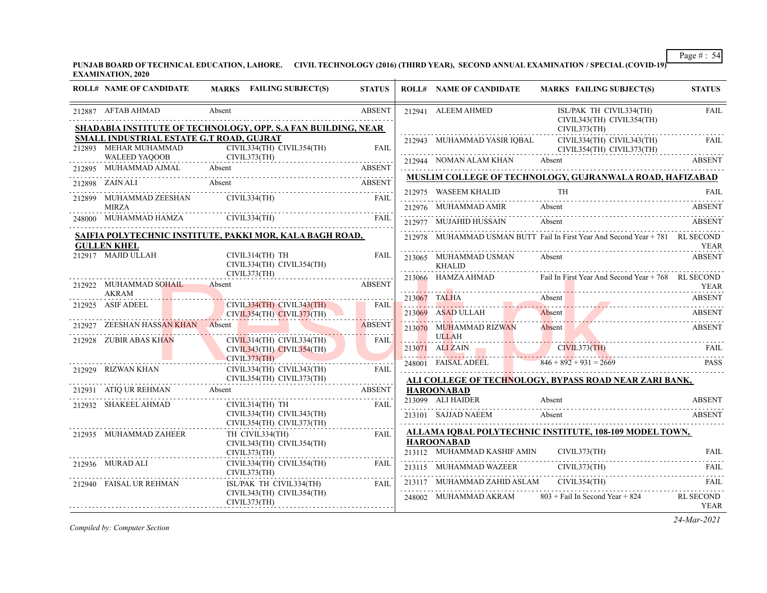**PUNJAB BOARD OF TECHNICAL EDUCATION, LAHORE. CIVIL TECHNOLOGY (2016) (THIRD YEAR), SECOND ANNUAL EXAMINATION / SPECIAL (COVID-19) EXAMINATION, 2020**

| ROLL# | NAME OF CANDIDATE | MARKS | FAILING SUBJECT(S) | STATUS |
|---|---|---|---|---|
| 212887 | AFTAB AHMAD | Absent | | ABSENT |

**SHADABIA INSTITUTE OF TECHNOLOGY, OPP. S.A FAN BUILDING, NEAR SMALL INDUSTRIAL ESTATE G.T ROAD, GUJRAT**

| ROLL# | NAME OF CANDIDATE | MARKS | FAILING SUBJECT(S) | STATUS |
|---|---|---|---|---|
| 212893 | MEHAR MUHAMMAD WALEED YAQOOB | | CIVIL334(TH) CIVIL354(TH) CIVIL373(TH) | FAIL |
| 212895 | MUHAMMAD AJMAL | Absent | | ABSENT |
| 212898 | ZAIN ALI | Absent | | ABSENT |
| 212899 | MUHAMMAD ZEESHAN MIRZA | | CIVIL334(TH) | FAIL |
| 248000 | MUHAMMAD HAMZA | | CIVIL334(TH) | FAIL |

**SAIFIA POLYTECHNIC INSTITUTE, PAKKI MOR, KALA BAGH ROAD, GULLEN KHEL**

| ROLL# | NAME OF CANDIDATE | MARKS | FAILING SUBJECT(S) | STATUS |
|---|---|---|---|---|
| 212917 | MAJID ULLAH | | CIVIL314(TH) TH CIVIL334(TH) CIVIL354(TH) CIVIL373(TH) | FAIL |
| 212922 | MUHAMMAD SOHAIL AKRAM | Absent | | ABSENT |
| 212925 | ASIF ADEEL | | CIVIL334(TH) CIVIL343(TH) CIVIL354(TH) CIVIL373(TH) | FAIL |
| 212927 | ZEESHAN HASSAN KHAN | Absent | | ABSENT |
| 212928 | ZUBIR ABAS KHAN | | CIVIL314(TH) CIVIL334(TH) CIVIL343(TH) CIVIL354(TH) CIVIL373(TH) | FAIL |
| 212929 | RIZWAN KHAN | | CIVIL334(TH) CIVIL343(TH) CIVIL354(TH) CIVIL373(TH) | FAIL |
| 212931 | ATIQ UR REHMAN | Absent | | ABSENT |
| 212932 | SHAKEEL AHMAD | | CIVIL314(TH) TH CIVIL334(TH) CIVIL343(TH) CIVIL354(TH) CIVIL373(TH) | FAIL |
| 212935 | MUHAMMAD ZAHEER | | TH CIVIL334(TH) CIVIL343(TH) CIVIL354(TH) CIVIL373(TH) | FAIL |
| 212936 | MURAD ALI | | CIVIL334(TH) CIVIL354(TH) CIVIL373(TH) | FAIL |
| 212940 | FAISAL UR REHMAN | | ISL/PAK TH CIVIL334(TH) CIVIL343(TH) CIVIL354(TH) CIVIL373(TH) | FAIL |
| 212941 | ALEEM AHMED | | ISL/PAK TH CIVIL334(TH) CIVIL343(TH) CIVIL354(TH) CIVIL373(TH) | FAIL |
| 212943 | MUHAMMAD YASIR IQBAL | | CIVIL334(TH) CIVIL343(TH) CIVIL354(TH) CIVIL373(TH) | FAIL |
| 212944 | NOMAN ALAM KHAN | Absent | | ABSENT |

**MUSLIM COLLEGE OF TECHNOLOGY, GUJRANWALA ROAD, HAFIZABAD**

| ROLL# | NAME OF CANDIDATE | MARKS | FAILING SUBJECT(S) | STATUS |
|---|---|---|---|---|
| 212975 | WASEEM KHALID | | TH | FAIL |
| 212976 | MUHAMMAD AMIR | Absent | | ABSENT |
| 212977 | MUJAHID HUSSAIN | Absent | | ABSENT |
| 212978 | MUHAMMAD USMAN BUTT | Fail In First Year And Second Year + 781 | | RL SECOND YEAR |
| 213065 | MUHAMMAD USMAN KHALID | Absent | | ABSENT |
| 213066 | HAMZA AHMAD | Fail In First Year And Second Year + 768 | | RL SECOND YEAR |
| 213067 | TALHA | Absent | | ABSENT |
| 213069 | ASAD ULLAH | Absent | | ABSENT |
| 213070 | MUHAMMAD RIZWAN ULLAH | Absent | | ABSENT |
| 213071 | ALI ZAIN | | CIVIL373(TH) | FAIL |
| 248001 | FAISAL ADEEL | 846 + 892 + 931 = 2669 | | PASS |

**ALI COLLEGE OF TECHNOLOGY, BYPASS ROAD NEAR ZARI BANK, HAROONABAD**

| ROLL# | NAME OF CANDIDATE | MARKS | FAILING SUBJECT(S) | STATUS |
|---|---|---|---|---|
| 213099 | ALI HAIDER | Absent | | ABSENT |
| 213101 | SAJJAD NAEEM | Absent | | ABSENT |

**ALLAMA IQBAL POLYTECHNIC INSTITUTE, 108-109 MODEL TOWN, HAROONABAD**

| ROLL# | NAME OF CANDIDATE | MARKS | FAILING SUBJECT(S) | STATUS |
|---|---|---|---|---|
| 213112 | MUHAMMAD KASHIF AMIN | | CIVIL373(TH) | FAIL |
| 213115 | MUHAMMAD WAZEER | | CIVIL373(TH) | FAIL |
| 213117 | MUHAMMAD ZAHID ASLAM | | CIVIL354(TH) | FAIL |
| 248002 | MUHAMMAD AKRAM | 803 + Fail In Second Year + 824 | | RL SECOND YEAR |

*Compiled by: Computer Section*

*24-Mar-2021*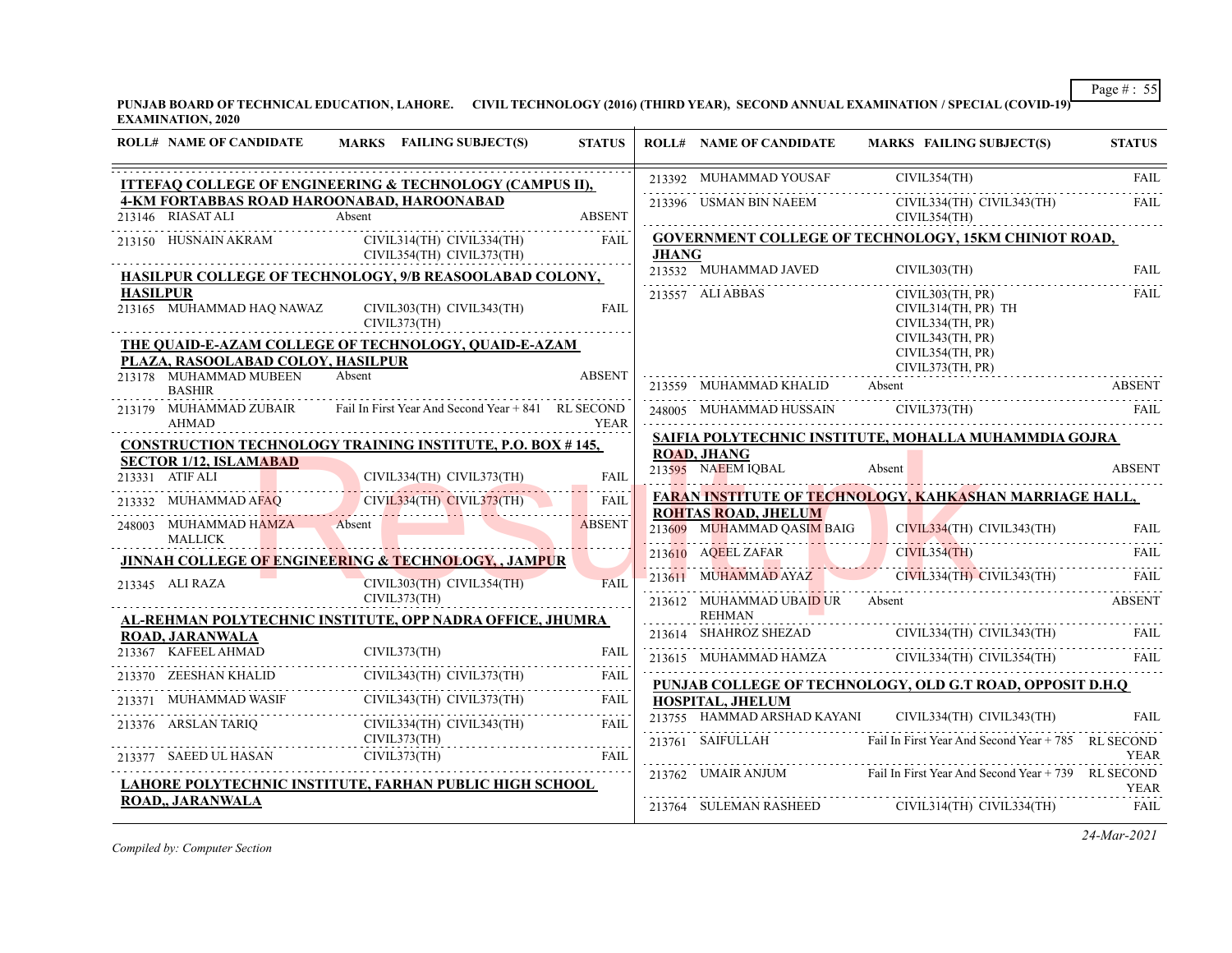**PUNJAB BOARD OF TECHNICAL EDUCATION, LAHORE. CIVIL TECHNOLOGY (2016) (THIRD YEAR), SECOND ANNUAL EXAMINATION / SPECIAL (COVID-19) EXAMINATION, 2020**

| ROLL# | NAME OF CANDIDATE | MARKS | FAILING SUBJECT(S) | STATUS |
|---|---|---|---|---|
| **ITTEFAQ COLLEGE OF ENGINEERING & TECHNOLOGY (CAMPUS II), 4-KM FORTABBAS ROAD HAROONABAD, HAROONABAD** | | | | |
| 213146 | RIASAT ALI | Absent | | ABSENT |
| 213150 | HUSNAIN AKRAM | | CIVIL314(TH) CIVIL334(TH) CIVIL354(TH) CIVIL373(TH) | FAIL |
| **HASILPUR COLLEGE OF TECHNOLOGY, 9/B REASOOLABAD COLONY, HASILPUR** | | | | |
| 213165 | MUHAMMAD HAQ NAWAZ | | CIVIL303(TH) CIVIL343(TH) CIVIL373(TH) | FAIL |
| **THE QUAID-E-AZAM COLLEGE OF TECHNOLOGY, QUAID-E-AZAM PLAZA, RASOOLABAD COLOY, HASILPUR** | | | | |
| 213178 | MUHAMMAD MUBEEN BASHIR | Absent | | ABSENT |
| 213179 | MUHAMMAD ZUBAIR AHMAD | Fail In First Year And Second Year + 841 | | RL SECOND YEAR |
| **CONSTRUCTION TECHNOLOGY TRAINING INSTITUTE, P.O. BOX # 145, SECTOR 1/12, ISLAMABAD** | | | | |
| 213331 | ATIF ALI | | CIVIL334(TH) CIVIL373(TH) | FAIL |
| 213332 | MUHAMMAD AFAQ | | CIVIL334(TH) CIVIL373(TH) | FAIL |
| 248003 | MUHAMMAD HAMZA MALLICK | Absent | | ABSENT |
| **JINNAH COLLEGE OF ENGINEERING & TECHNOLOGY, , JAMPUR** | | | | |
| 213345 | ALI RAZA | | CIVIL303(TH) CIVIL354(TH) CIVIL373(TH) | FAIL |
| **AL-REHMAN POLYTECHNIC INSTITUTE, OPP NADRA OFFICE, JHUMRA ROAD, JARANWALA** | | | | |
| 213367 | KAFEEL AHMAD | | CIVIL373(TH) | FAIL |
| 213370 | ZEESHAN KHALID | | CIVIL343(TH) CIVIL373(TH) | FAIL |
| 213371 | MUHAMMAD WASIF | | CIVIL343(TH) CIVIL373(TH) | FAIL |
| 213376 | ARSLAN TARIQ | | CIVIL334(TH) CIVIL343(TH) CIVIL373(TH) | FAIL |
| 213377 | SAEED UL HASAN | | CIVIL373(TH) | FAIL |
| **LAHORE POLYTECHNIC INSTITUTE, FARHAN PUBLIC HIGH SCHOOL ROAD,, JARANWALA** | | | | |
| 213392 | MUHAMMAD YOUSAF | | CIVIL354(TH) | FAIL |
| 213396 | USMAN BIN NAEEM | | CIVIL334(TH) CIVIL343(TH) CIVIL354(TH) | FAIL |
| **GOVERNMENT COLLEGE OF TECHNOLOGY, 15KM CHINIOT ROAD, JHANG** | | | | |
| 213532 | MUHAMMAD JAVED | | CIVIL303(TH) | FAIL |
| 213557 | ALI ABBAS | | CIVIL303(TH, PR) CIVIL314(TH, PR) TH CIVIL334(TH, PR) CIVIL343(TH, PR) CIVIL354(TH, PR) CIVIL373(TH, PR) | FAIL |
| 213559 | MUHAMMAD KHALID | Absent | | ABSENT |
| 248005 | MUHAMMAD HUSSAIN | | CIVIL373(TH) | FAIL |
| **SAIFIA POLYTECHNIC INSTITUTE, MOHALLA MUHAMMDIA GOJRA ROAD, JHANG** | | | | |
| 213595 | NAEEM IQBAL | Absent | | ABSENT |
| **FARAN INSTITUTE OF TECHNOLOGY, KAHKASHAN MARRIAGE HALL, ROHTAS ROAD, JHELUM** | | | | |
| 213609 | MUHAMMAD QASIM BAIG | | CIVIL334(TH) CIVIL343(TH) | FAIL |
| 213610 | AQEEL ZAFAR | | CIVIL354(TH) | FAIL |
| 213611 | MUHAMMAD AYAZ | | CIVIL334(TH) CIVIL343(TH) | FAIL |
| 213612 | MUHAMMAD UBAID UR REHMAN | Absent | | ABSENT |
| 213614 | SHAHROZ SHEZAD | | CIVIL334(TH) CIVIL343(TH) | FAIL |
| 213615 | MUHAMMAD HAMZA | | CIVIL334(TH) CIVIL354(TH) | FAIL |
| **PUNJAB COLLEGE OF TECHNOLOGY, OLD G.T ROAD, OPPOSIT D.H.Q HOSPITAL, JHELUM** | | | | |
| 213755 | HAMMAD ARSHAD KAYANI | | CIVIL334(TH) CIVIL343(TH) | FAIL |
| 213761 | SAIFULLAH | Fail In First Year And Second Year + 785 | | RL SECOND YEAR |
| 213762 | UMAIR ANJUM | Fail In First Year And Second Year + 739 | | RL SECOND YEAR |
| 213764 | SULEMAN RASHEED | | CIVIL314(TH) CIVIL334(TH) | FAIL |

*Compiled by: Computer Section*

*24-Mar-2021*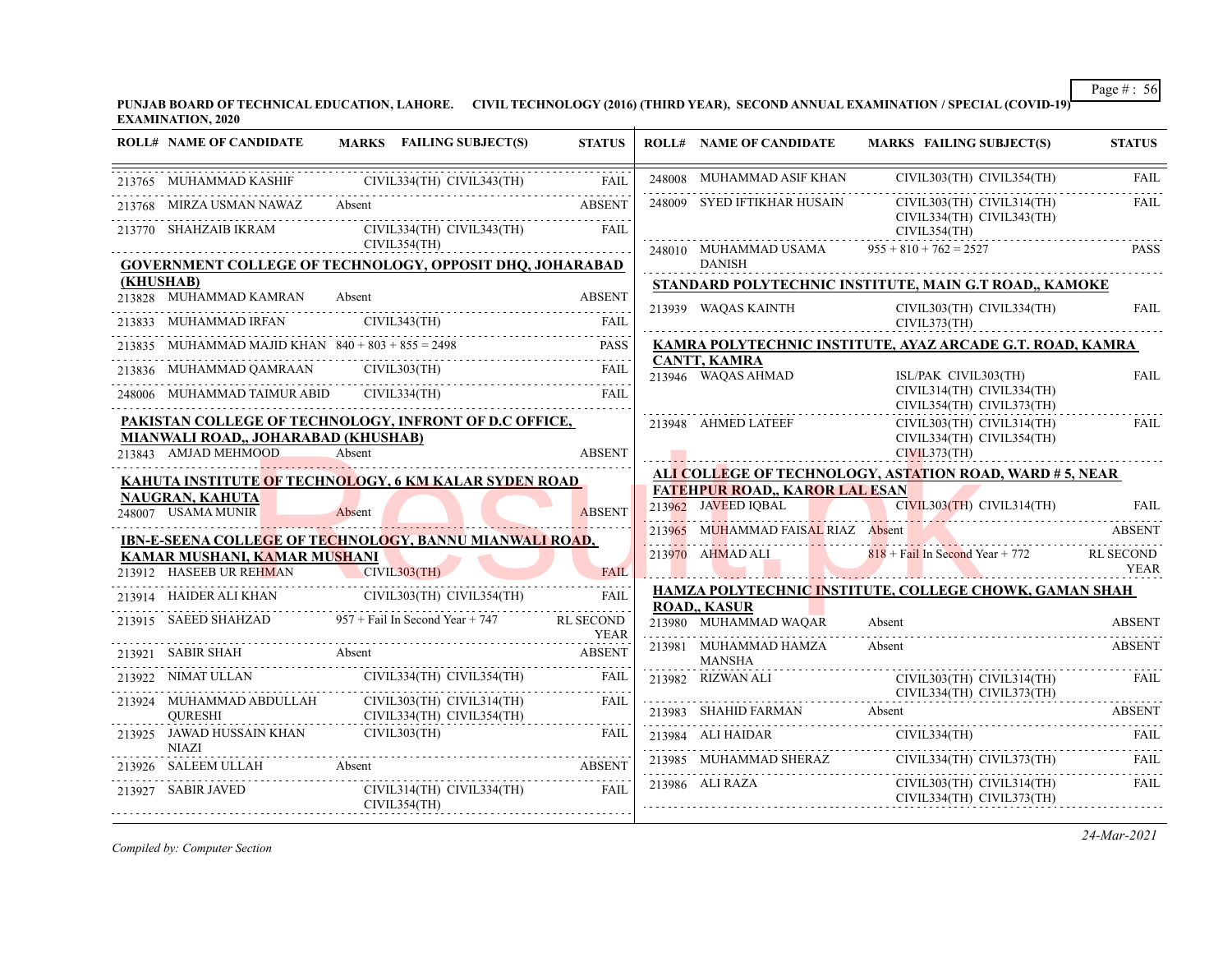**PUNJAB BOARD OF TECHNICAL EDUCATION, LAHORE. CIVIL TECHNOLOGY (2016) (THIRD YEAR), SECOND ANNUAL EXAMINATION / SPECIAL (COVID-19) EXAMINATION, 2020**

| ROLL# | NAME OF CANDIDATE | MARKS | FAILING SUBJECT(S) | STATUS |
|---|---|---|---|---|
| 213765 | MUHAMMAD KASHIF | | CIVIL334(TH) CIVIL343(TH) | FAIL |
| 213768 | MIRZA USMAN NAWAZ | Absent | | ABSENT |
| 213770 | SHAHZAIB IKRAM | | CIVIL334(TH) CIVIL343(TH) CIVIL354(TH) | FAIL |

**GOVERNMENT COLLEGE OF TECHNOLOGY, OPPOSIT DHQ, JOHARABAD (KHUSHAB)**

| ROLL# | NAME OF CANDIDATE | MARKS | FAILING SUBJECT(S) | STATUS |
|---|---|---|---|---|
| 213828 | MUHAMMAD KAMRAN | Absent | | ABSENT |
| 213833 | MUHAMMAD IRFAN | | CIVIL343(TH) | FAIL |
| 213835 | MUHAMMAD MAJID KHAN | 840 + 803 + 855 = 2498 | | PASS |
| 213836 | MUHAMMAD QAMRAAN | | CIVIL303(TH) | FAIL |
| 248006 | MUHAMMAD TAIMUR ABID | | CIVIL334(TH) | FAIL |

**PAKISTAN COLLEGE OF TECHNOLOGY, INFRONT OF D.C OFFICE, MIANWALI ROAD,, JOHARABAD (KHUSHAB)**

| ROLL# | NAME OF CANDIDATE | MARKS | FAILING SUBJECT(S) | STATUS |
|---|---|---|---|---|
| 213843 | AMJAD MEHMOOD | Absent | | ABSENT |

**KAHUTA INSTITUTE OF TECHNOLOGY, 6 KM KALAR SYDEN ROAD NAUGRAN, KAHUTA**

| ROLL# | NAME OF CANDIDATE | MARKS | FAILING SUBJECT(S) | STATUS |
|---|---|---|---|---|
| 248007 | USAMA MUNIR | Absent | | ABSENT |

**IBN-E-SEENA COLLEGE OF TECHNOLOGY, BANNU MIANWALI ROAD, KAMAR MUSHANI, KAMAR MUSHANI**

| ROLL# | NAME OF CANDIDATE | MARKS | FAILING SUBJECT(S) | STATUS |
|---|---|---|---|---|
| 213912 | HASEEB UR REHMAN | | CIVIL303(TH) | FAIL |
| 213914 | HAIDER ALI KHAN | | CIVIL303(TH) CIVIL354(TH) | FAIL |
| 213915 | SAEED SHAHZAD | 957 + Fail In Second Year + 747 | | RL SECOND YEAR |
| 213921 | SABIR SHAH | Absent | | ABSENT |
| 213922 | NIMAT ULLAN | | CIVIL334(TH) CIVIL354(TH) | FAIL |
| 213924 | MUHAMMAD ABDULLAH QURESHI | | CIVIL303(TH) CIVIL314(TH) CIVIL334(TH) CIVIL354(TH) | FAIL |
| 213925 | JAWAD HUSSAIN KHAN NIAZI | | CIVIL303(TH) | FAIL |
| 213926 | SALEEM ULLAH | Absent | | ABSENT |
| 213927 | SABIR JAVED | | CIVIL314(TH) CIVIL334(TH) CIVIL354(TH) | FAIL |
| 248008 | MUHAMMAD ASIF KHAN | | CIVIL303(TH) CIVIL354(TH) | FAIL |
| 248009 | SYED IFTIKHAR HUSAIN | | CIVIL303(TH) CIVIL314(TH) CIVIL334(TH) CIVIL343(TH) CIVIL354(TH) | FAIL |
| 248010 | MUHAMMAD USAMA DANISH | 955 + 810 + 762 = 2527 | | PASS |

**STANDARD POLYTECHNIC INSTITUTE, MAIN G.T ROAD,, KAMOKE**

| ROLL# | NAME OF CANDIDATE | MARKS | FAILING SUBJECT(S) | STATUS |
|---|---|---|---|---|
| 213939 | WAQAS KAINTH | | CIVIL303(TH) CIVIL334(TH) CIVIL373(TH) | FAIL |

**KAMRA POLYTECHNIC INSTITUTE, AYAZ ARCADE G.T. ROAD, KAMRA CANTT, KAMRA**

| ROLL# | NAME OF CANDIDATE | MARKS | FAILING SUBJECT(S) | STATUS |
|---|---|---|---|---|
| 213946 | WAQAS AHMAD | | ISL/PAK CIVIL303(TH) CIVIL314(TH) CIVIL334(TH) CIVIL354(TH) CIVIL373(TH) | FAIL |
| 213948 | AHMED LATEEF | | CIVIL303(TH) CIVIL314(TH) CIVIL334(TH) CIVIL354(TH) CIVIL373(TH) | FAIL |

**ALI COLLEGE OF TECHNOLOGY, ASTATION ROAD, WARD # 5, NEAR FATEHPUR ROAD,, KAROR LAL ESAN**

| ROLL# | NAME OF CANDIDATE | MARKS | FAILING SUBJECT(S) | STATUS |
|---|---|---|---|---|
| 213962 | JAVEED IQBAL | | CIVIL303(TH) CIVIL314(TH) | FAIL |
| 213965 | MUHAMMAD FAISAL RIAZ | Absent | | ABSENT |
| 213970 | AHMAD ALI | 818 + Fail In Second Year + 772 | | RL SECOND YEAR |

**HAMZA POLYTECHNIC INSTITUTE, COLLEGE CHOWK, GAMAN SHAH ROAD,, KASUR**

| ROLL# | NAME OF CANDIDATE | MARKS | FAILING SUBJECT(S) | STATUS |
|---|---|---|---|---|
| 213980 | MUHAMMAD WAQAR | Absent | | ABSENT |
| 213981 | MUHAMMAD HAMZA MANSHA | Absent | | ABSENT |
| 213982 | RIZWAN ALI | | CIVIL303(TH) CIVIL314(TH) CIVIL334(TH) CIVIL373(TH) | FAIL |
| 213983 | SHAHID FARMAN | Absent | | ABSENT |
| 213984 | ALI HAIDAR | | CIVIL334(TH) | FAIL |
| 213985 | MUHAMMAD SHERAZ | | CIVIL334(TH) CIVIL373(TH) | FAIL |
| 213986 | ALI RAZA | | CIVIL303(TH) CIVIL314(TH) CIVIL334(TH) CIVIL373(TH) | FAIL |

*Compiled by: Computer Section*

*24-Mar-2021*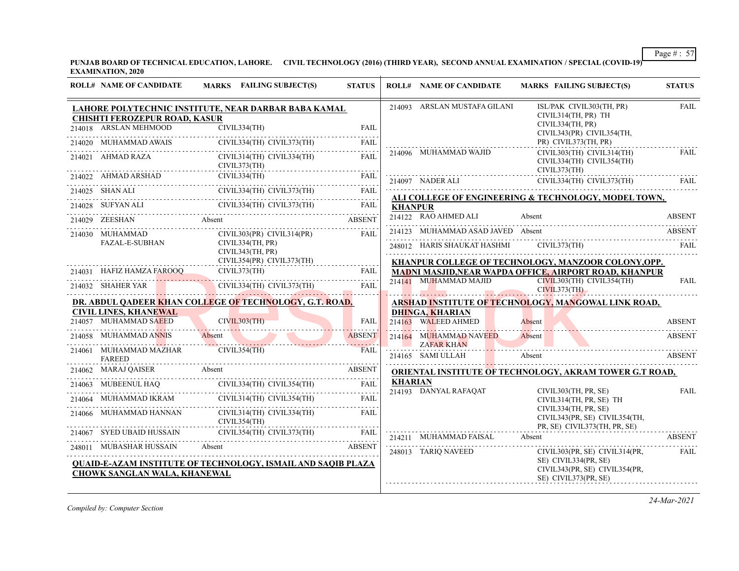**PUNJAB BOARD OF TECHNICAL EDUCATION, LAHORE. CIVIL TECHNOLOGY (2016) (THIRD YEAR), SECOND ANNUAL EXAMINATION / SPECIAL (COVID-19) EXAMINATION, 2020**

| ROLL# | NAME OF CANDIDATE | MARKS | FAILING SUBJECT(S) | STATUS |
|---|---|---|---|---|
| **LAHORE POLYTECHNIC INSTITUTE, NEAR DARBAR BABA KAMAL CHISHTI FEROZEPUR ROAD, KASUR** | | | | |
| 214018 | ARSLAN MEHMOOD | | CIVIL334(TH) | FAIL |
| 214020 | MUHAMMAD AWAIS | | CIVIL334(TH) CIVIL373(TH) | FAIL |
| 214021 | AHMAD RAZA | | CIVIL314(TH) CIVIL334(TH) CIVIL373(TH) | FAIL |
| 214022 | AHMAD ARSHAD | | CIVIL334(TH) | FAIL |
| 214025 | SHAN ALI | | CIVIL334(TH) CIVIL373(TH) | FAIL |
| 214028 | SUFYAN ALI | | CIVIL334(TH) CIVIL373(TH) | FAIL |
| 214029 | ZEESHAN | Absent | | ABSENT |
| 214030 | MUHAMMAD FAZAL-E-SUBHAN | | CIVIL303(PR) CIVIL314(PR) CIVIL334(TH, PR) CIVIL343(TH, PR) CIVIL354(PR) CIVIL373(TH) | FAIL |
| 214031 | HAFIZ HAMZA FAROOQ | | CIVIL373(TH) | FAIL |
| 214032 | SHAHER YAR | | CIVIL334(TH) CIVIL373(TH) | FAIL |
| **DR. ABDUL QADEER KHAN COLLEGE OF TECHNOLOGY, G.T. ROAD, CIVIL LINES, KHANEWAL** | | | | |
| 214057 | MUHAMMAD SAEED | | CIVIL303(TH) | FAIL |
| 214058 | MUHAMMAD ANNIS | Absent | | ABSENT |
| 214061 | MUHAMMAD MAZHAR FAREED | | CIVIL354(TH) | FAIL |
| 214062 | MARAJ QAISER | Absent | | ABSENT |
| 214063 | MUBEENUL HAQ | | CIVIL334(TH) CIVIL354(TH) | FAIL |
| 214064 | MUHAMMAD IKRAM | | CIVIL314(TH) CIVIL354(TH) | FAIL |
| 214066 | MUHAMMAD HANNAN | | CIVIL314(TH) CIVIL334(TH) CIVIL354(TH) | FAIL |
| 214067 | SYED UBAID HUSSAIN | | CIVIL354(TH) CIVIL373(TH) | FAIL |
| 248011 | MUBASHAR HUSSAIN | Absent | | ABSENT |
| **QUAID-E-AZAM INSTITUTE OF TECHNOLOGY, ISMAIL AND SAQIB PLAZA CHOWK SANGLAN WALA, KHANEWAL** | | | | |
| 214093 | ARSLAN MUSTAFA GILANI | | ISL/PAK CIVIL303(TH, PR) CIVIL314(TH, PR) TH CIVIL334(TH, PR) CIVIL343(PR) CIVIL354(TH, PR) CIVIL373(TH, PR) | FAIL |
| 214096 | MUHAMMAD WAJID | | CIVIL303(TH) CIVIL314(TH) CIVIL334(TH) CIVIL354(TH) CIVIL373(TH) | FAIL |
| 214097 | NADER ALI | | CIVIL334(TH) CIVIL373(TH) | FAIL |
| **ALI COLLEGE OF ENGINEERING & TECHNOLOGY, MODEL TOWN, KHANPUR** | | | | |
| 214122 | RAO AHMED ALI | Absent | | ABSENT |
| 214123 | MUHAMMAD ASAD JAVED | Absent | | ABSENT |
| 248012 | HARIS SHAUKAT HASHMI | | CIVIL373(TH) | FAIL |
| **KHANPUR COLLEGE OF TECHNOLOGY, MANZOOR COLONY,OPP. MADNI MASJID,NEAR WAPDA OFFICE, AIRPORT ROAD, KHANPUR** | | | | |
| 214141 | MUHAMMAD MAJID | | CIVIL303(TH) CIVIL354(TH) CIVIL373(TH) | FAIL |
| **ARSHAD INSTITUTE OF TECHNOLOGY, MANGOWAL LINK ROAD, DHINGA, KHARIAN** | | | | |
| 214163 | WALEED AHMED | Absent | | ABSENT |
| 214164 | MUHAMMAD NAVEED ZAFAR KHAN | Absent | | ABSENT |
| 214165 | SAMI ULLAH | Absent | | ABSENT |
| **ORIENTAL INSTITUTE OF TECHNOLOGY, AKRAM TOWER G.T ROAD, KHARIAN** | | | | |
| 214193 | DANYAL RAFAQAT | | CIVIL303(TH, PR, SE) CIVIL314(TH, PR, SE) TH CIVIL334(TH, PR, SE) CIVIL343(PR, SE) CIVIL354(TH, PR, SE) CIVIL373(TH, PR, SE) | FAIL |
| 214211 | MUHAMMAD FAISAL | Absent | | ABSENT |
| 248013 | TARIQ NAVEED | | CIVIL303(PR, SE) CIVIL314(PR, SE) CIVIL334(PR, SE) CIVIL343(PR, SE) CIVIL354(PR, SE) CIVIL373(PR, SE) | FAIL |

*Compiled by: Computer Section*

*24-Mar-2021*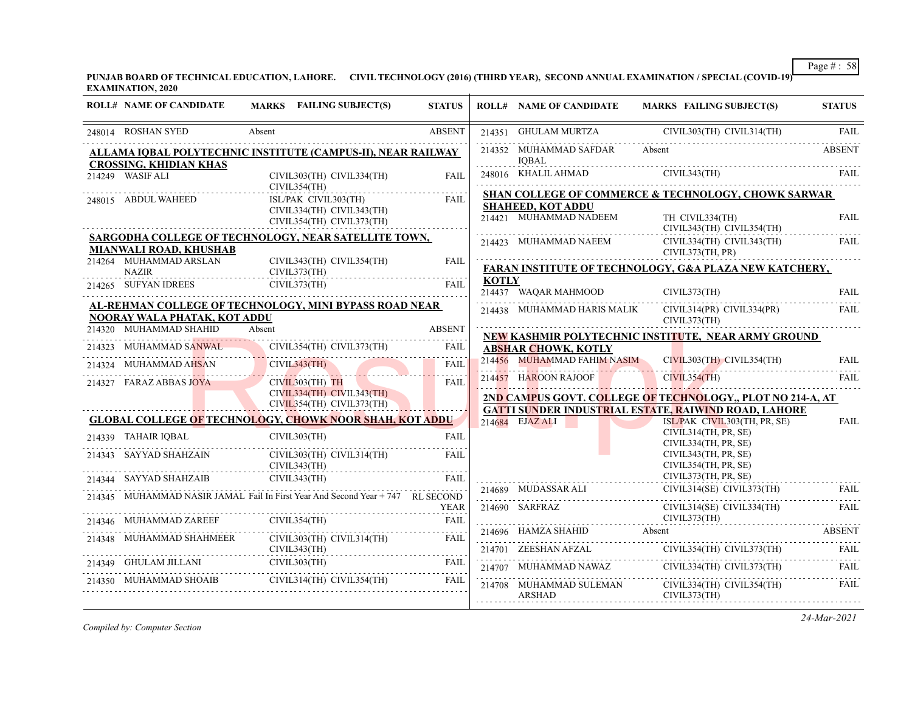**PUNJAB BOARD OF TECHNICAL EDUCATION, LAHORE. CIVIL TECHNOLOGY (2016) (THIRD YEAR), SECOND ANNUAL EXAMINATION / SPECIAL (COVID-19) EXAMINATION, 2020**

| ROLL# | NAME OF CANDIDATE | MARKS | FAILING SUBJECT(S) | STATUS |
|---|---|---|---|---|
| 248014 | ROSHAN SYED | Absent | | ABSENT |

**ALLAMA IQBAL POLYTECHNIC INSTITUTE (CAMPUS-II), NEAR RAILWAY CROSSING, KHIDIAN KHAS**

| ROLL# | NAME OF CANDIDATE | MARKS | FAILING SUBJECT(S) | STATUS |
|---|---|---|---|---|
| 214249 | WASIF ALI | | CIVIL303(TH) CIVIL334(TH) CIVIL354(TH) | FAIL |
| 248015 | ABDUL WAHEED | | ISL/PAK CIVIL303(TH) CIVIL334(TH) CIVIL343(TH) CIVIL354(TH) CIVIL373(TH) | FAIL |

**SARGODHA COLLEGE OF TECHNOLOGY, NEAR SATELLITE TOWN, MIANWALI ROAD, KHUSHAB**

| ROLL# | NAME OF CANDIDATE | MARKS | FAILING SUBJECT(S) | STATUS |
|---|---|---|---|---|
| 214264 | MUHAMMAD ARSLAN NAZIR | | CIVIL343(TH) CIVIL354(TH) CIVIL373(TH) | FAIL |
| 214265 | SUFYAN IDREES | | CIVIL373(TH) | FAIL |

**AL-REHMAN COLLEGE OF TECHNOLOGY, MINI BYPASS ROAD NEAR NOORAY WALA PHATAK, KOT ADDU**

| ROLL# | NAME OF CANDIDATE | MARKS | FAILING SUBJECT(S) | STATUS |
|---|---|---|---|---|
| 214320 | MUHAMMAD SHAHID | Absent | | ABSENT |
| 214323 | MUHAMMAD SANWAL | | CIVIL354(TH) CIVIL373(TH) | FAIL |
| 214324 | MUHAMMAD AHSAN | | CIVIL343(TH) | FAIL |
| 214327 | FARAZ ABBAS JOYA | | CIVIL303(TH) TH CIVIL334(TH) CIVIL343(TH) CIVIL354(TH) CIVIL373(TH) | FAIL |

**GLOBAL COLLEGE OF TECHNOLOGY, CHOWK NOOR SHAH, KOT ADDU**

| ROLL# | NAME OF CANDIDATE | MARKS | FAILING SUBJECT(S) | STATUS |
|---|---|---|---|---|
| 214339 | TAHAIR IQBAL | | CIVIL303(TH) | FAIL |
| 214343 | SAYYAD SHAHZAIN | | CIVIL303(TH) CIVIL314(TH) CIVIL343(TH) | FAIL |
| 214344 | SAYYAD SHAHZAIB | | CIVIL343(TH) | FAIL |
| 214345 | MUHAMMAD NASIR JAMAL | Fail In First Year And Second Year + 747 | | RL SECOND YEAR |
| 214346 | MUHAMMAD ZAREEF | | CIVIL354(TH) | FAIL |
| 214348 | MUHAMMAD SHAHMEER | | CIVIL303(TH) CIVIL314(TH) CIVIL343(TH) | FAIL |
| 214349 | GHULAM JILLANI | | CIVIL303(TH) | FAIL |
| 214350 | MUHAMMAD SHOAIB | | CIVIL314(TH) CIVIL354(TH) | FAIL |
| 214351 | GHULAM MURTZA | | CIVIL303(TH) CIVIL314(TH) | FAIL |
| 214352 | MUHAMMAD SAFDAR IQBAL | Absent | | ABSENT |
| 248016 | KHALIL AHMAD | | CIVIL343(TH) | FAIL |

**SHAN COLLEGE OF COMMERCE & TECHNOLOGY, CHOWK SARWAR SHAHEED, KOT ADDU**

| ROLL# | NAME OF CANDIDATE | MARKS | FAILING SUBJECT(S) | STATUS |
|---|---|---|---|---|
| 214421 | MUHAMMAD NADEEM | | TH CIVIL334(TH) CIVIL343(TH) CIVIL354(TH) | FAIL |
| 214423 | MUHAMMAD NAEEM | | CIVIL334(TH) CIVIL343(TH) CIVIL373(TH, PR) | FAIL |

**FARAN INSTITUTE OF TECHNOLOGY, G&A PLAZA NEW KATCHERY, KOTLY**

| ROLL# | NAME OF CANDIDATE | MARKS | FAILING SUBJECT(S) | STATUS |
|---|---|---|---|---|
| 214437 | WAQAR MAHMOOD | | CIVIL373(TH) | FAIL |
| 214438 | MUHAMMAD HARIS MALIK | | CIVIL314(PR) CIVIL334(PR) CIVIL373(TH) | FAIL |

**NEW KASHMIR POLYTECHNIC INSTITUTE, NEAR ARMY GROUND ABSHAR CHOWK, KOTLY**

| ROLL# | NAME OF CANDIDATE | MARKS | FAILING SUBJECT(S) | STATUS |
|---|---|---|---|---|
| 214456 | MUHAMMAD FAHIM NASIM | | CIVIL303(TH) CIVIL354(TH) | FAIL |
| 214457 | HAROON RAJOOF | | CIVIL354(TH) | FAIL |

**2ND CAMPUS GOVT. COLLEGE OF TECHNOLOGY,, PLOT NO 214-A, AT GATTI SUNDER INDUSTRIAL ESTATE, RAIWIND ROAD, LAHORE**

| ROLL# | NAME OF CANDIDATE | MARKS | FAILING SUBJECT(S) | STATUS |
|---|---|---|---|---|
| 214684 | EJAZ ALI | | ISL/PAK CIVIL303(TH, PR, SE) CIVIL314(TH, PR, SE) CIVIL334(TH, PR, SE) CIVIL343(TH, PR, SE) CIVIL354(TH, PR, SE) CIVIL373(TH, PR, SE) | FAIL |
| 214689 | MUDASSAR ALI | | CIVIL314(SE) CIVIL373(TH) | FAIL |
| 214690 | SARFRAZ | | CIVIL314(SE) CIVIL334(TH) CIVIL373(TH) | FAIL |
| 214696 | HAMZA SHAHID | Absent | | ABSENT |
| 214701 | ZEESHAN AFZAL | | CIVIL354(TH) CIVIL373(TH) | FAIL |
| 214707 | MUHAMMAD NAWAZ | | CIVIL334(TH) CIVIL373(TH) | FAIL |
| 214708 | MUHAMMAD SULEMAN ARSHAD | | CIVIL334(TH) CIVIL354(TH) CIVIL373(TH) | FAIL |

*Compiled by: Computer Section*

24-Mar-2021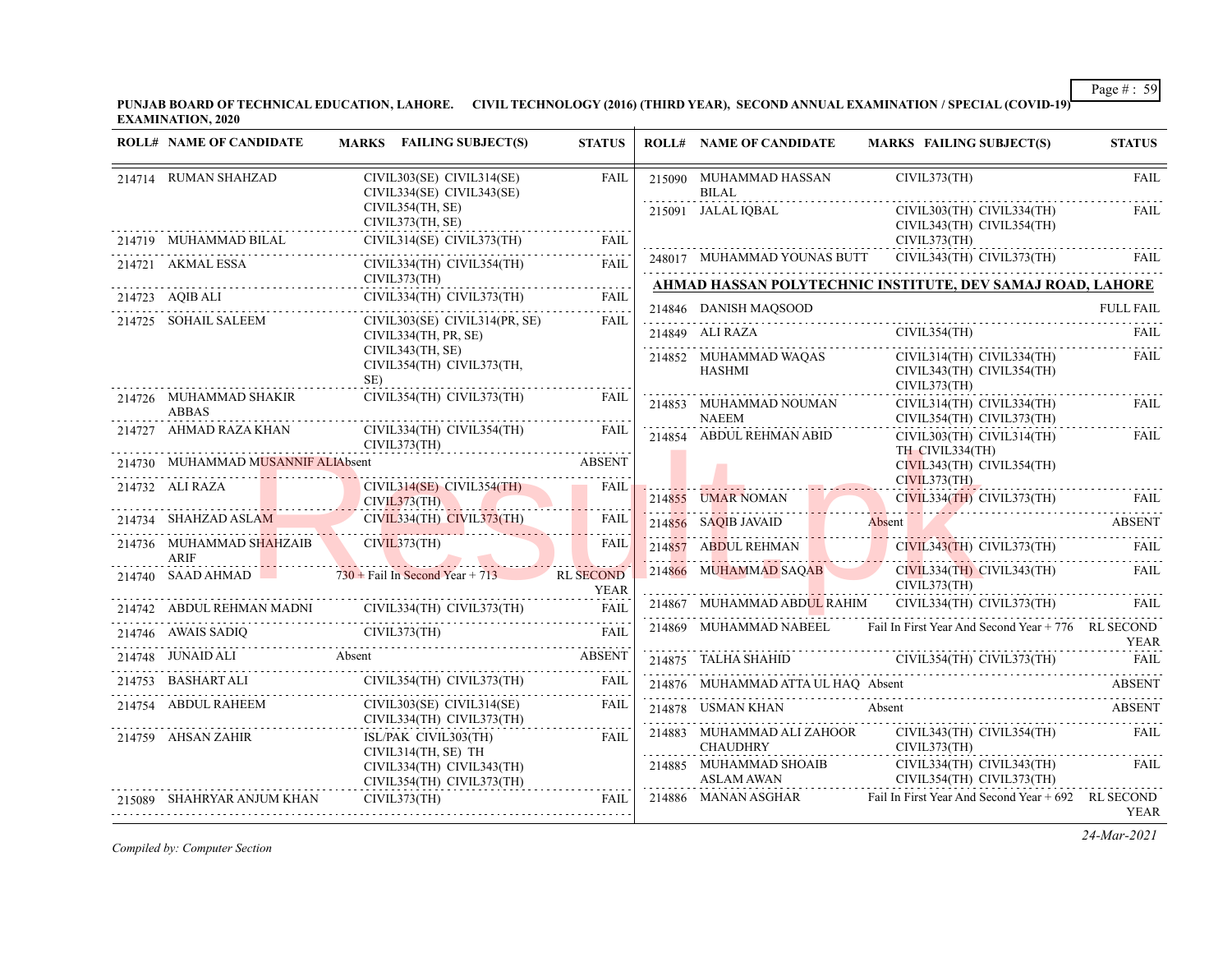**PUNJAB BOARD OF TECHNICAL EDUCATION, LAHORE. CIVIL TECHNOLOGY (2016) (THIRD YEAR), SECOND ANNUAL EXAMINATION / SPECIAL (COVID-19) EXAMINATION, 2020**

| ROLL# | NAME OF CANDIDATE | MARKS FAILING SUBJECT(S) | STATUS |
|---|---|---|---|
| 214714 | RUMAN SHAHZAD | CIVIL303(SE) CIVIL314(SE) CIVIL334(SE) CIVIL343(SE) CIVIL354(TH, SE) CIVIL373(TH, SE) | FAIL |
| 214719 | MUHAMMAD BILAL | CIVIL314(SE) CIVIL373(TH) | FAIL |
| 214721 | AKMAL ESSA | CIVIL334(TH) CIVIL354(TH) CIVIL373(TH) | FAIL |
| 214723 | AQIB ALI | CIVIL334(TH) CIVIL373(TH) | FAIL |
| 214725 | SOHAIL SALEEM | CIVIL303(SE) CIVIL314(PR, SE) CIVIL334(TH, PR, SE) CIVIL343(TH, SE) CIVIL354(TH) CIVIL373(TH, SE) | FAIL |
| 214726 | MUHAMMAD SHAKIR ABBAS | CIVIL354(TH) CIVIL373(TH) | FAIL |
| 214727 | AHMAD RAZA KHAN | CIVIL334(TH) CIVIL354(TH) CIVIL373(TH) | FAIL |
| 214730 | MUHAMMAD MUSANNIF ALI | Absent | ABSENT |
| 214732 | ALI RAZA | CIVIL314(SE) CIVIL354(TH) CIVIL373(TH) | FAIL |
| 214734 | SHAHZAD ASLAM | CIVIL334(TH) CIVIL373(TH) | FAIL |
| 214736 | MUHAMMAD SHAHZAIB ARIF | CIVIL373(TH) | FAIL |
| 214740 | SAAD AHMAD | 730 + Fail In Second Year + 713 | RL SECOND YEAR |
| 214742 | ABDUL REHMAN MADNI | CIVIL334(TH) CIVIL373(TH) | FAIL |
| 214746 | AWAIS SADIQ | CIVIL373(TH) | FAIL |
| 214748 | JUNAID ALI | Absent | ABSENT |
| 214753 | BASHART ALI | CIVIL354(TH) CIVIL373(TH) | FAIL |
| 214754 | ABDUL RAHEEM | CIVIL303(SE) CIVIL314(SE) CIVIL334(TH) CIVIL373(TH) | FAIL |
| 214759 | AHSAN ZAHIR | ISL/PAK CIVIL303(TH) CIVIL314(TH, SE) TH CIVIL334(TH) CIVIL343(TH) CIVIL354(TH) CIVIL373(TH) | FAIL |
| 215089 | SHAHRYAR ANJUM KHAN | CIVIL373(TH) | FAIL |
| 215090 | MUHAMMAD HASSAN BILAL | CIVIL373(TH) | FAIL |
| 215091 | JALAL IQBAL | CIVIL303(TH) CIVIL334(TH) CIVIL343(TH) CIVIL354(TH) CIVIL373(TH) | FAIL |
| 248017 | MUHAMMAD YOUNAS BUTT | CIVIL343(TH) CIVIL373(TH) | FAIL |

**AHMAD HASSAN POLYTECHNIC INSTITUTE, DEV SAMAJ ROAD, LAHORE**

| ROLL# | NAME OF CANDIDATE | MARKS FAILING SUBJECT(S) | STATUS |
|---|---|---|---|
| 214846 | DANISH MAQSOOD | | FULL FAIL |
| 214849 | ALI RAZA | CIVIL354(TH) | FAIL |
| 214852 | MUHAMMAD WAQAS HASHMI | CIVIL314(TH) CIVIL334(TH) CIVIL343(TH) CIVIL354(TH) CIVIL373(TH) | FAIL |
| 214853 | MUHAMMAD NOUMAN NAEEM | CIVIL314(TH) CIVIL334(TH) CIVIL354(TH) CIVIL373(TH) | FAIL |
| 214854 | ABDUL REHMAN ABID | CIVIL303(TH) CIVIL314(TH) TH CIVIL334(TH) CIVIL343(TH) CIVIL354(TH) CIVIL373(TH) | FAIL |
| 214855 | UMAR NOMAN | CIVIL334(TH) CIVIL373(TH) | FAIL |
| 214856 | SAQIB JAVAID | Absent | ABSENT |
| 214857 | ABDUL REHMAN | CIVIL343(TH) CIVIL373(TH) | FAIL |
| 214866 | MUHAMMAD SAQAB | CIVIL334(TH) CIVIL343(TH) CIVIL373(TH) | FAIL |
| 214867 | MUHAMMAD ABDUL RAHIM | CIVIL334(TH) CIVIL373(TH) | FAIL |
| 214869 | MUHAMMAD NABEEL | Fail In First Year And Second Year + 776 | RL SECOND YEAR |
| 214875 | TALHA SHAHID | CIVIL354(TH) CIVIL373(TH) | FAIL |
| 214876 | MUHAMMAD ATTA UL HAQ | Absent | ABSENT |
| 214878 | USMAN KHAN | Absent | ABSENT |
| 214883 | MUHAMMAD ALI ZAHOOR CHAUDHRY | CIVIL343(TH) CIVIL354(TH) CIVIL373(TH) | FAIL |
| 214885 | MUHAMMAD SHOAIB ASLAM AWAN | CIVIL334(TH) CIVIL343(TH) CIVIL354(TH) CIVIL373(TH) | FAIL |
| 214886 | MANAN ASGHAR | Fail In First Year And Second Year + 692 | RL SECOND YEAR |

*Compiled by: Computer Section*

*24-Mar-2021*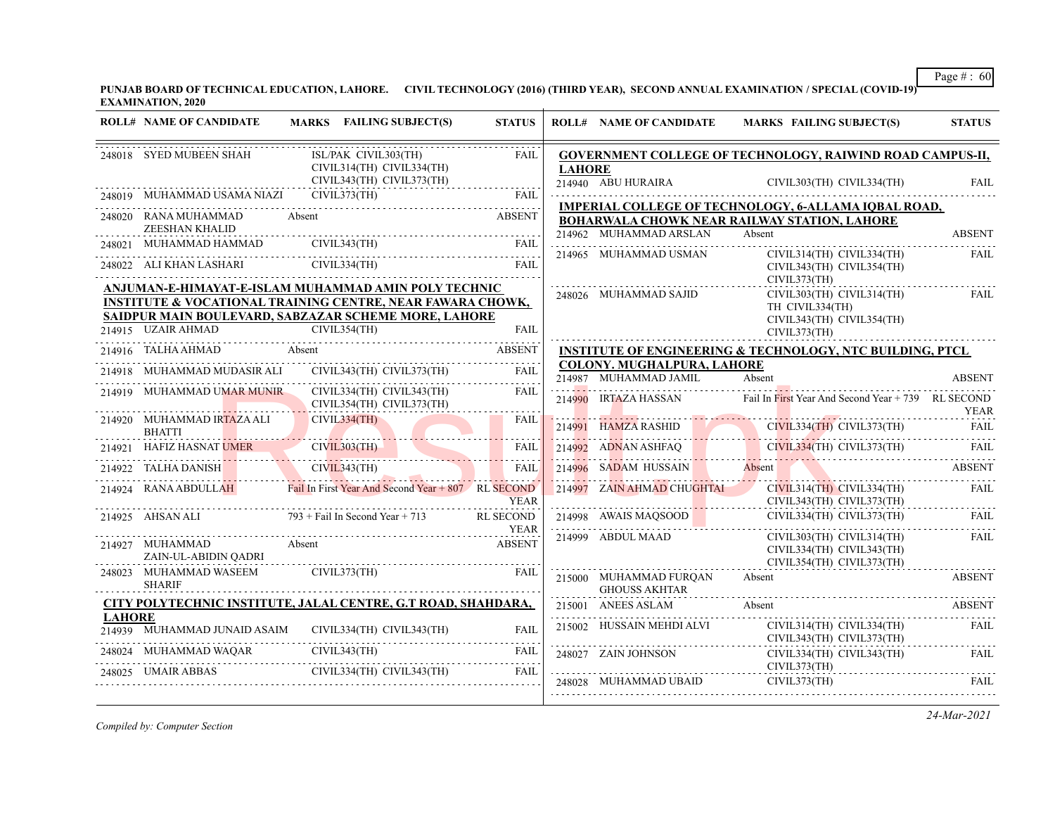**PUNJAB BOARD OF TECHNICAL EDUCATION, LAHORE. CIVIL TECHNOLOGY (2016) (THIRD YEAR), SECOND ANNUAL EXAMINATION / SPECIAL (COVID-19) EXAMINATION, 2020**

| ROLL# | NAME OF CANDIDATE | MARKS FAILING SUBJECT(S) | STATUS |
|---|---|---|---|
| 248018 | SYED MUBEEN SHAH | ISL/PAK CIVIL303(TH) CIVIL314(TH) CIVIL334(TH) CIVIL343(TH) CIVIL373(TH) | FAIL |
| 248019 | MUHAMMAD USAMA NIAZI | CIVIL373(TH) | FAIL |
| 248020 | RANA MUHAMMAD ZEESHAN KHALID | Absent | ABSENT |
| 248021 | MUHAMMAD HAMMAD | CIVIL343(TH) | FAIL |
| 248022 | ALI KHAN LASHARI | CIVIL334(TH) | FAIL |

**ANJUMAN-E-HIMAYAT-E-ISLAM MUHAMMAD AMIN POLY TECHNIC INSTITUTE & VOCATIONAL TRAINING CENTRE, NEAR FAWARA CHOWK, SAIDPUR MAIN BOULEVARD, SABZAZAR SCHEME MORE, LAHORE**

| ROLL# | NAME OF CANDIDATE | MARKS FAILING SUBJECT(S) | STATUS |
|---|---|---|---|
| 214915 | UZAIR AHMAD | CIVIL354(TH) | FAIL |
| 214916 | TALHA AHMAD | Absent | ABSENT |
| 214918 | MUHAMMAD MUDASIR ALI | CIVIL343(TH) CIVIL373(TH) | FAIL |
| 214919 | MUHAMMAD UMAR MUNIR | CIVIL334(TH) CIVIL343(TH) CIVIL354(TH) CIVIL373(TH) | FAIL |
| 214920 | MUHAMMAD IRTAZA ALI BHATTI | CIVIL334(TH) | FAIL |
| 214921 | HAFIZ HASNAT UMER | CIVIL303(TH) | FAIL |
| 214922 | TALHA DANISH | CIVIL343(TH) | FAIL |
| 214924 | RANA ABDULLAH | Fail In First Year And Second Year + 807 | RL SECOND YEAR |
| 214925 | AHSAN ALI | 793 + Fail In Second Year + 713 | RL SECOND YEAR |
| 214927 | MUHAMMAD ZAIN-UL-ABIDIN QADRI | Absent | ABSENT |
| 248023 | MUHAMMAD WASEEM SHARIF | CIVIL373(TH) | FAIL |

**CITY POLYTECHNIC INSTITUTE, JALAL CENTRE, G.T ROAD, SHAHDARA, LAHORE**

| ROLL# | NAME OF CANDIDATE | MARKS FAILING SUBJECT(S) | STATUS |
|---|---|---|---|
| 214939 | MUHAMMAD JUNAID ASAIM | CIVIL334(TH) CIVIL343(TH) | FAIL |
| 248024 | MUHAMMAD WAQAR | CIVIL343(TH) | FAIL |
| 248025 | UMAIR ABBAS | CIVIL334(TH) CIVIL343(TH) | FAIL |

**GOVERNMENT COLLEGE OF TECHNOLOGY, RAIWIND ROAD CAMPUS-II, LAHORE**

| ROLL# | NAME OF CANDIDATE | MARKS FAILING SUBJECT(S) | STATUS |
|---|---|---|---|
| 214940 | ABU HURAIRA | CIVIL303(TH) CIVIL334(TH) | FAIL |

**IMPERIAL COLLEGE OF TECHNOLOGY, 6-ALLAMA IQBAL ROAD, BOHARWALA CHOWK NEAR RAILWAY STATION, LAHORE**

| ROLL# | NAME OF CANDIDATE | MARKS FAILING SUBJECT(S) | STATUS |
|---|---|---|---|
| 214962 | MUHAMMAD ARSLAN | Absent | ABSENT |
| 214965 | MUHAMMAD USMAN | CIVIL314(TH) CIVIL334(TH) CIVIL343(TH) CIVIL354(TH) CIVIL373(TH) | FAIL |
| 248026 | MUHAMMAD SAJID | CIVIL303(TH) CIVIL314(TH) TH CIVIL334(TH) CIVIL343(TH) CIVIL354(TH) CIVIL373(TH) | FAIL |

**INSTITUTE OF ENGINEERING & TECHNOLOGY, NTC BUILDING, PTCL COLONY. MUGHALPURA, LAHORE**

| ROLL# | NAME OF CANDIDATE | MARKS FAILING SUBJECT(S) | STATUS |
|---|---|---|---|
| 214987 | MUHAMMAD JAMIL | Absent | ABSENT |
| 214990 | IRTAZA HASSAN | Fail In First Year And Second Year + 739 | RL SECOND YEAR |
| 214991 | HAMZA RASHID | CIVIL334(TH) CIVIL373(TH) | FAIL |
| 214992 | ADNAN ASHFAQ | CIVIL334(TH) CIVIL373(TH) | FAIL |
| 214996 | SADAM HUSSAIN | Absent | ABSENT |
| 214997 | ZAIN AHMAD CHUGHTAI | CIVIL314(TH) CIVIL334(TH) CIVIL343(TH) CIVIL373(TH) | FAIL |
| 214998 | AWAIS MAQSOOD | CIVIL334(TH) CIVIL373(TH) | FAIL |
| 214999 | ABDUL MAAD | CIVIL303(TH) CIVIL314(TH) CIVIL334(TH) CIVIL343(TH) CIVIL354(TH) CIVIL373(TH) | FAIL |
| 215000 | MUHAMMAD FURQAN GHOUSS AKHTAR | Absent | ABSENT |
| 215001 | ANEES ASLAM | Absent | ABSENT |
| 215002 | HUSSAIN MEHDI ALVI | CIVIL314(TH) CIVIL334(TH) CIVIL343(TH) CIVIL373(TH) | FAIL |
| 248027 | ZAIN JOHNSON | CIVIL334(TH) CIVIL343(TH) CIVIL373(TH) | FAIL |
| 248028 | MUHAMMAD UBAID | CIVIL373(TH) | FAIL |

*Compiled by: Computer Section*

*24-Mar-2021*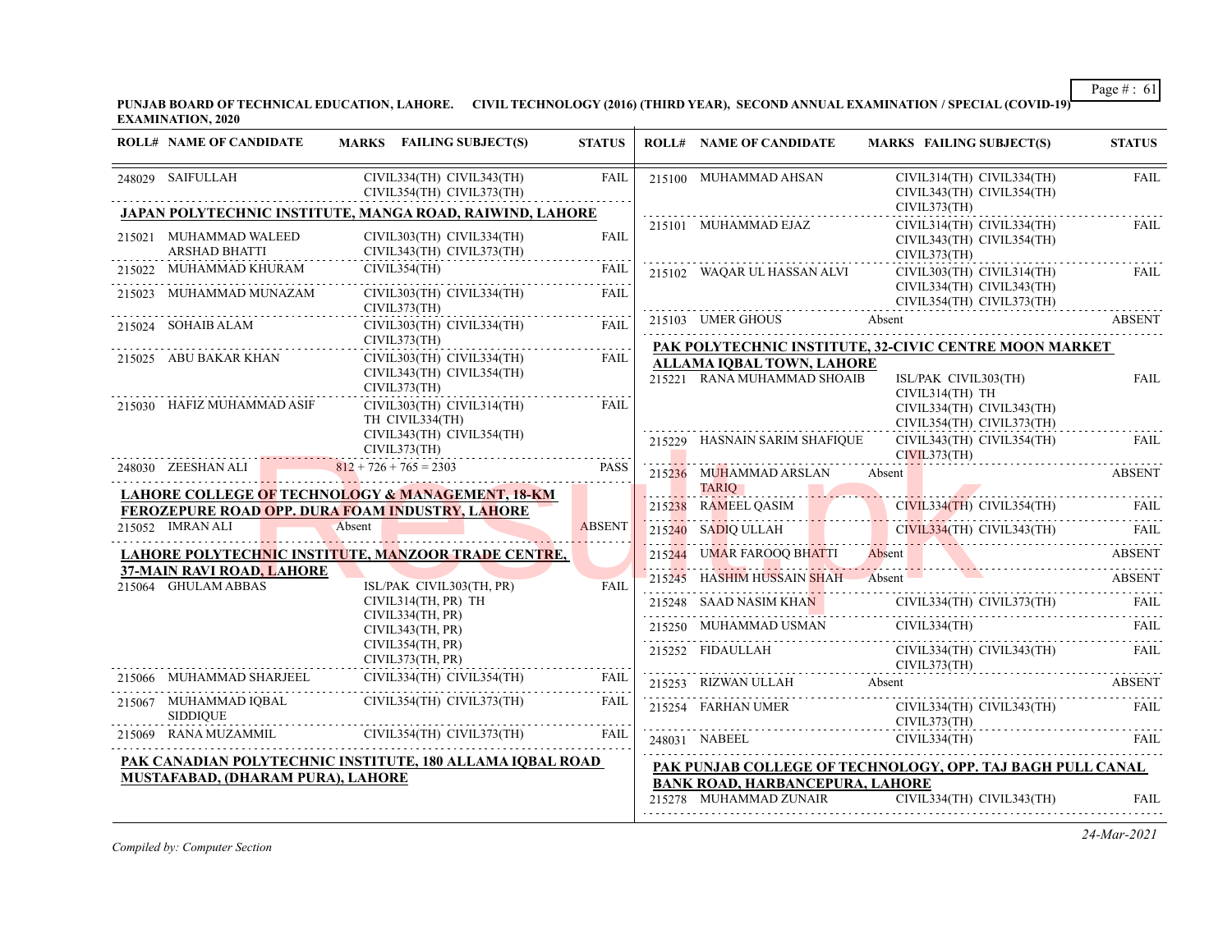**PUNJAB BOARD OF TECHNICAL EDUCATION, LAHORE. CIVIL TECHNOLOGY (2016) (THIRD YEAR), SECOND ANNUAL EXAMINATION / SPECIAL (COVID-19) EXAMINATION, 2020**

| ROLL# | NAME OF CANDIDATE | MARKS | FAILING SUBJECT(S) | STATUS |
|---|---|---|---|---|
| 248029 | SAIFULLAH | | CIVIL334(TH) CIVIL343(TH) CIVIL354(TH) CIVIL373(TH) | FAIL |
| **JAPAN POLYTECHNIC INSTITUTE, MANGA ROAD, RAIWIND, LAHORE** | | | | |
| 215021 | MUHAMMAD WALEED ARSHAD BHATTI | | CIVIL303(TH) CIVIL334(TH) CIVIL343(TH) CIVIL373(TH) | FAIL |
| 215022 | MUHAMMAD KHURAM | | CIVIL354(TH) | FAIL |
| 215023 | MUHAMMAD MUNAZAM | | CIVIL303(TH) CIVIL334(TH) CIVIL373(TH) | FAIL |
| 215024 | SOHAIB ALAM | | CIVIL303(TH) CIVIL334(TH) CIVIL373(TH) | FAIL |
| 215025 | ABU BAKAR KHAN | | CIVIL303(TH) CIVIL334(TH) CIVIL343(TH) CIVIL354(TH) CIVIL373(TH) | FAIL |
| 215030 | HAFIZ MUHAMMAD ASIF | | CIVIL303(TH) CIVIL314(TH) TH CIVIL334(TH) CIVIL343(TH) CIVIL354(TH) CIVIL373(TH) | FAIL |
| 248030 | ZEESHAN ALI | 812 + 726 + 765 = 2303 | | PASS |
| **LAHORE COLLEGE OF TECHNOLOGY & MANAGEMENT, 18-KM FEROZEPURE ROAD OPP. DURA FOAM INDUSTRY, LAHORE** | | | | |
| 215052 | IMRAN ALI | Absent | | ABSENT |
| **LAHORE POLYTECHNIC INSTITUTE, MANZOOR TRADE CENTRE, 37-MAIN RAVI ROAD, LAHORE** | | | | |
| 215064 | GHULAM ABBAS | | ISL/PAK CIVIL303(TH, PR) CIVIL314(TH, PR) TH CIVIL334(TH, PR) CIVIL343(TH, PR) CIVIL354(TH, PR) CIVIL373(TH, PR) | FAIL |
| 215066 | MUHAMMAD SHARJEEL | | CIVIL334(TH) CIVIL354(TH) | FAIL |
| 215067 | MUHAMMAD IQBAL SIDDIQUE | | CIVIL354(TH) CIVIL373(TH) | FAIL |
| 215069 | RANA MUZAMMIL | | CIVIL354(TH) CIVIL373(TH) | FAIL |
| **PAK CANADIAN POLYTECHNIC INSTITUTE, 180 ALLAMA IQBAL ROAD MUSTAFABAD, (DHARAM PURA), LAHORE** | | | | |
| 215100 | MUHAMMAD AHSAN | | CIVIL314(TH) CIVIL334(TH) CIVIL343(TH) CIVIL354(TH) CIVIL373(TH) | FAIL |
| 215101 | MUHAMMAD EJAZ | | CIVIL314(TH) CIVIL334(TH) CIVIL343(TH) CIVIL354(TH) CIVIL373(TH) | FAIL |
| 215102 | WAQAR UL HASSAN ALVI | | CIVIL303(TH) CIVIL314(TH) CIVIL334(TH) CIVIL343(TH) CIVIL354(TH) CIVIL373(TH) | FAIL |
| 215103 | UMER GHOUS | Absent | | ABSENT |
| **PAK POLYTECHNIC INSTITUTE, 32-CIVIC CENTRE MOON MARKET ALLAMA IQBAL TOWN, LAHORE** | | | | |
| 215221 | RANA MUHAMMAD SHOAIB | | ISL/PAK CIVIL303(TH) CIVIL314(TH) TH CIVIL334(TH) CIVIL343(TH) CIVIL354(TH) CIVIL373(TH) | FAIL |
| 215229 | HASNAIN SARIM SHAFIQUE | | CIVIL343(TH) CIVIL354(TH) CIVIL373(TH) | FAIL |
| 215236 | MUHAMMAD ARSLAN TARIQ | Absent | | ABSENT |
| 215238 | RAMEEL QASIM | | CIVIL334(TH) CIVIL354(TH) | FAIL |
| 215240 | SADIQ ULLAH | | CIVIL334(TH) CIVIL343(TH) | FAIL |
| 215244 | UMAR FAROOQ BHATTI | Absent | | ABSENT |
| 215245 | HASHIM HUSSAIN SHAH | Absent | | ABSENT |
| 215248 | SAAD NASIM KHAN | | CIVIL334(TH) CIVIL373(TH) | FAIL |
| 215250 | MUHAMMAD USMAN | | CIVIL334(TH) | FAIL |
| 215252 | FIDAULLAH | | CIVIL334(TH) CIVIL343(TH) CIVIL373(TH) | FAIL |
| 215253 | RIZWAN ULLAH | Absent | | ABSENT |
| 215254 | FARHAN UMER | | CIVIL334(TH) CIVIL343(TH) CIVIL373(TH) | FAIL |
| 248031 | NABEEL | | CIVIL334(TH) | FAIL |
| **PAK PUNJAB COLLEGE OF TECHNOLOGY, OPP. TAJ BAGH PULL CANAL BANK ROAD, HARBANCEPURA, LAHORE** | | | | |
| 215278 | MUHAMMAD ZUNAIR | | CIVIL334(TH) CIVIL343(TH) | FAIL |

*Compiled by: Computer Section*

24-Mar-2021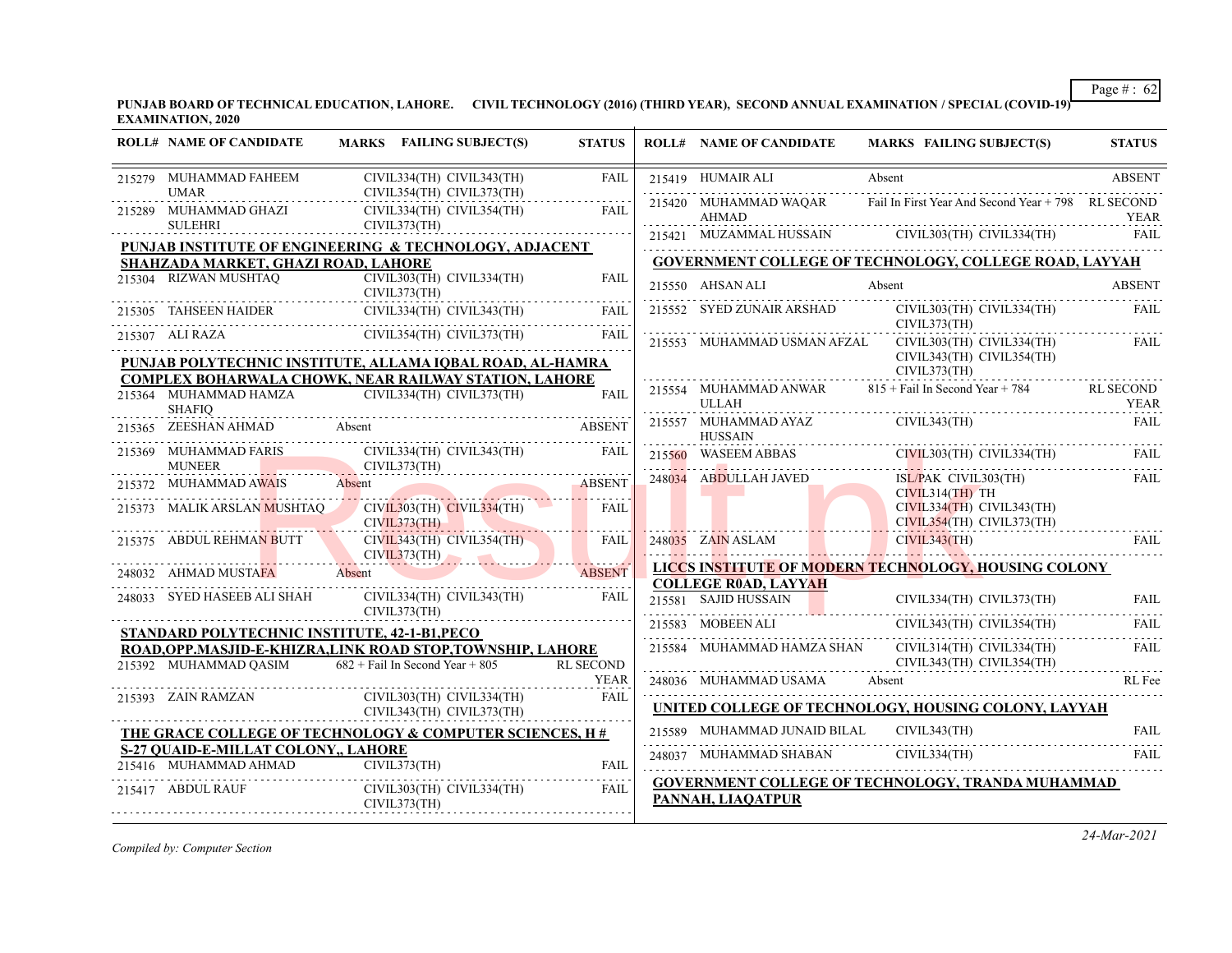**PUNJAB BOARD OF TECHNICAL EDUCATION, LAHORE. CIVIL TECHNOLOGY (2016) (THIRD YEAR), SECOND ANNUAL EXAMINATION / SPECIAL (COVID-19) EXAMINATION, 2020**

| ROLL# | NAME OF CANDIDATE | MARKS | FAILING SUBJECT(S) | STATUS |
|---|---|---|---|---|
| 215279 | MUHAMMAD FAHEEM UMAR | | CIVIL334(TH) CIVIL343(TH) CIVIL354(TH) CIVIL373(TH) | FAIL |
| 215289 | MUHAMMAD GHAZI SULEHRI | | CIVIL334(TH) CIVIL354(TH) CIVIL373(TH) | FAIL |

**PUNJAB INSTITUTE OF ENGINEERING & TECHNOLOGY, ADJACENT SHAHZADA MARKET, GHAZI ROAD, LAHORE**

| ROLL# | NAME OF CANDIDATE | MARKS | FAILING SUBJECT(S) | STATUS |
|---|---|---|---|---|
| 215304 | RIZWAN MUSHTAQ | | CIVIL303(TH) CIVIL334(TH) CIVIL373(TH) | FAIL |
| 215305 | TAHSEEN HAIDER | | CIVIL334(TH) CIVIL343(TH) | FAIL |
| 215307 | ALI RAZA | | CIVIL354(TH) CIVIL373(TH) | FAIL |

**PUNJAB POLYTECHNIC INSTITUTE, ALLAMA IQBAL ROAD, AL-HAMRA COMPLEX BOHARWALA CHOWK, NEAR RAILWAY STATION, LAHORE**

| ROLL# | NAME OF CANDIDATE | MARKS | FAILING SUBJECT(S) | STATUS |
|---|---|---|---|---|
| 215364 | MUHAMMAD HAMZA SHAFIQ | | CIVIL334(TH) CIVIL373(TH) | FAIL |
| 215365 | ZEESHAN AHMAD | Absent | | ABSENT |
| 215369 | MUHAMMAD FARIS MUNEER | | CIVIL334(TH) CIVIL343(TH) CIVIL373(TH) | FAIL |
| 215372 | MUHAMMAD AWAIS | Absent | | ABSENT |
| 215373 | MALIK ARSLAN MUSHTAQ | | CIVIL303(TH) CIVIL334(TH) CIVIL373(TH) | FAIL |
| 215375 | ABDUL REHMAN BUTT | | CIVIL343(TH) CIVIL354(TH) CIVIL373(TH) | FAIL |
| 248032 | AHMAD MUSTAFA | Absent | | ABSENT |
| 248033 | SYED HASEEB ALI SHAH | | CIVIL334(TH) CIVIL343(TH) CIVIL373(TH) | FAIL |

**STANDARD POLYTECHNIC INSTITUTE, 42-1-B1,PECO ROAD,OPP.MASJID-E-KHIZRA,LINK ROAD STOP,TOWNSHIP, LAHORE**

| ROLL# | NAME OF CANDIDATE | MARKS | FAILING SUBJECT(S) | STATUS |
|---|---|---|---|---|
| 215392 | MUHAMMAD QASIM | 682 + Fail In Second Year + 805 | | RL SECOND YEAR |
| 215393 | ZAIN RAMZAN | | CIVIL303(TH) CIVIL334(TH) CIVIL343(TH) CIVIL373(TH) | FAIL |

**THE GRACE COLLEGE OF TECHNOLOGY & COMPUTER SCIENCES, H # S-27 QUAID-E-MILLAT COLONY,, LAHORE**

| ROLL# | NAME OF CANDIDATE | MARKS | FAILING SUBJECT(S) | STATUS |
|---|---|---|---|---|
| 215416 | MUHAMMAD AHMAD | | CIVIL373(TH) | FAIL |
| 215417 | ABDUL RAUF | | CIVIL303(TH) CIVIL334(TH) CIVIL373(TH) | FAIL |
| 215419 | HUMAIR ALI | Absent | | ABSENT |
| 215420 | MUHAMMAD WAQAR AHMAD | Fail In First Year And Second Year + 798 | | RL SECOND YEAR |
| 215421 | MUZAMMAL HUSSAIN | | CIVIL303(TH) CIVIL334(TH) | FAIL |

**GOVERNMENT COLLEGE OF TECHNOLOGY, COLLEGE ROAD, LAYYAH**

| ROLL# | NAME OF CANDIDATE | MARKS | FAILING SUBJECT(S) | STATUS |
|---|---|---|---|---|
| 215550 | AHSAN ALI | Absent | | ABSENT |
| 215552 | SYED ZUNAIR ARSHAD | | CIVIL303(TH) CIVIL334(TH) CIVIL373(TH) | FAIL |
| 215553 | MUHAMMAD USMAN AFZAL | | CIVIL303(TH) CIVIL334(TH) CIVIL343(TH) CIVIL354(TH) CIVIL373(TH) | FAIL |
| 215554 | MUHAMMAD ANWAR ULLAH | 815 + Fail In Second Year + 784 | | RL SECOND YEAR |
| 215557 | MUHAMMAD AYAZ HUSSAIN | | CIVIL343(TH) | FAIL |
| 215560 | WASEEM ABBAS | | CIVIL303(TH) CIVIL334(TH) | FAIL |
| 248034 | ABDULLAH JAVED | | ISL/PAK CIVIL303(TH) CIVIL314(TH) TH CIVIL334(TH) CIVIL343(TH) CIVIL354(TH) CIVIL373(TH) | FAIL |
| 248035 | ZAIN ASLAM | | CIVIL343(TH) | FAIL |

**LICCS INSTITUTE OF MODERN TECHNOLOGY, HOUSING COLONY COLLEGE R0AD, LAYYAH**

| ROLL# | NAME OF CANDIDATE | MARKS | FAILING SUBJECT(S) | STATUS |
|---|---|---|---|---|
| 215581 | SAJID HUSSAIN | | CIVIL334(TH) CIVIL373(TH) | FAIL |
| 215583 | MOBEEN ALI | | CIVIL343(TH) CIVIL354(TH) | FAIL |
| 215584 | MUHAMMAD HAMZA SHAN | | CIVIL314(TH) CIVIL334(TH) CIVIL343(TH) CIVIL354(TH) | FAIL |
| 248036 | MUHAMMAD USAMA | Absent | | RL Fee |

**UNITED COLLEGE OF TECHNOLOGY, HOUSING COLONY, LAYYAH**

| ROLL# | NAME OF CANDIDATE | MARKS | FAILING SUBJECT(S) | STATUS |
|---|---|---|---|---|
| 215589 | MUHAMMAD JUNAID BILAL | | CIVIL343(TH) | FAIL |
| 248037 | MUHAMMAD SHABAN | | CIVIL334(TH) | FAIL |

**GOVERNMENT COLLEGE OF TECHNOLOGY, TRANDA MUHAMMAD PANNAH, LIAQATPUR**

*Compiled by: Computer Section*

24-Mar-2021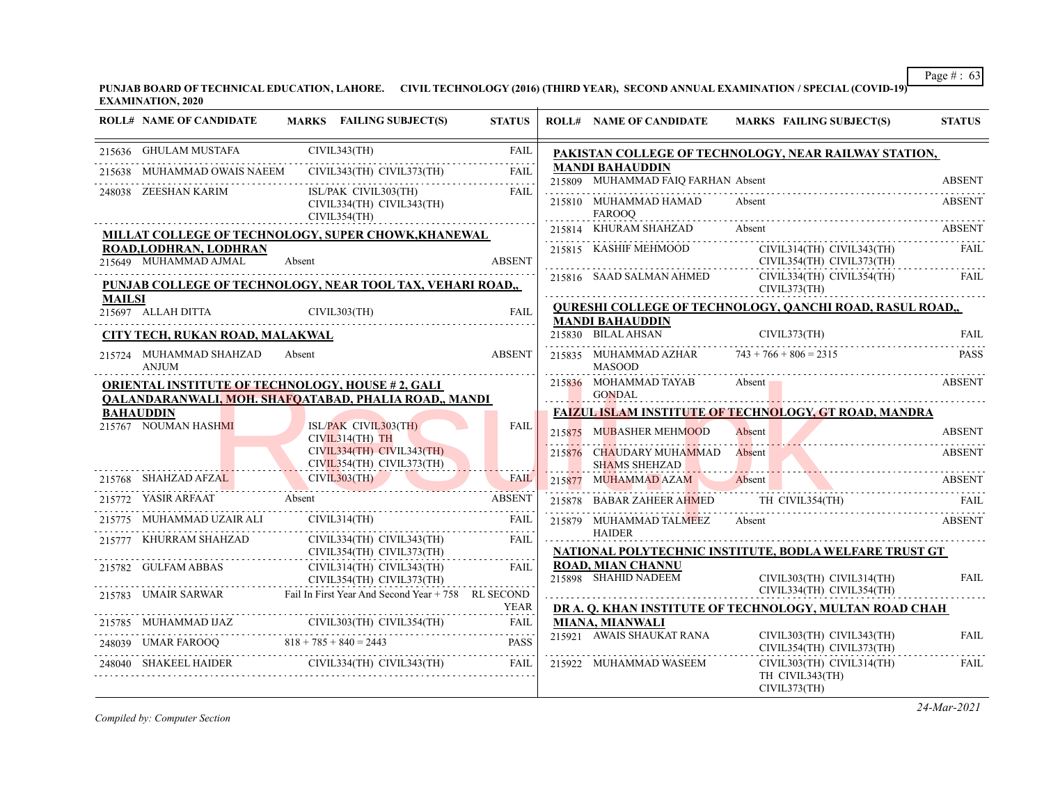**PUNJAB BOARD OF TECHNICAL EDUCATION, LAHORE. CIVIL TECHNOLOGY (2016) (THIRD YEAR), SECOND ANNUAL EXAMINATION / SPECIAL (COVID-19) EXAMINATION, 2020**

| ROLL# | NAME OF CANDIDATE | MARKS | FAILING SUBJECT(S) | STATUS |
|---|---|---|---|---|
| 215636 | GHULAM MUSTAFA | | CIVIL343(TH) | FAIL |
| 215638 | MUHAMMAD OWAIS NAEEM | | CIVIL343(TH) CIVIL373(TH) | FAIL |
| 248038 | ZEESHAN KARIM | | ISL/PAK CIVIL303(TH) CIVIL334(TH) CIVIL343(TH) CIVIL354(TH) | FAIL |

**MILLAT COLLEGE OF TECHNOLOGY, SUPER CHOWK,KHANEWAL ROAD,LODHRAN, LODHRAN**

| ROLL# | NAME OF CANDIDATE | MARKS | FAILING SUBJECT(S) | STATUS |
|---|---|---|---|---|
| 215649 | MUHAMMAD AJMAL | Absent | | ABSENT |

**PUNJAB COLLEGE OF TECHNOLOGY, NEAR TOOL TAX, VEHARI ROAD,, MAILSI**

| ROLL# | NAME OF CANDIDATE | MARKS | FAILING SUBJECT(S) | STATUS |
|---|---|---|---|---|
| 215697 | ALLAH DITTA | | CIVIL303(TH) | FAIL |

**CITY TECH, RUKAN ROAD, MALAKWAL**

| ROLL# | NAME OF CANDIDATE | MARKS | FAILING SUBJECT(S) | STATUS |
|---|---|---|---|---|
| 215724 | MUHAMMAD SHAHZAD ANJUM | Absent | | ABSENT |

**ORIENTAL INSTITUTE OF TECHNOLOGY, HOUSE # 2, GALI QALANDARANWALI, MOH. SHAFQATABAD, PHALIA ROAD,, MANDI BAHAUDDIN**

| ROLL# | NAME OF CANDIDATE | MARKS | FAILING SUBJECT(S) | STATUS |
|---|---|---|---|---|
| 215767 | NOUMAN HASHMI | | ISL/PAK CIVIL303(TH) CIVIL314(TH) TH CIVIL334(TH) CIVIL343(TH) CIVIL354(TH) CIVIL373(TH) | FAIL |
| 215768 | SHAHZAD AFZAL | | CIVIL303(TH) | FAIL |
| 215772 | YASIR ARFAAT | Absent | | ABSENT |
| 215775 | MUHAMMAD UZAIR ALI | | CIVIL314(TH) | FAIL |
| 215777 | KHURRAM SHAHZAD | | CIVIL334(TH) CIVIL343(TH) CIVIL354(TH) CIVIL373(TH) | FAIL |
| 215782 | GULFAM ABBAS | | CIVIL314(TH) CIVIL343(TH) CIVIL354(TH) CIVIL373(TH) | FAIL |
| 215783 | UMAIR SARWAR | Fail In First Year And Second Year + 758 | | RL SECOND YEAR |
| 215785 | MUHAMMAD IJAZ | | CIVIL303(TH) CIVIL354(TH) | FAIL |
| 248039 | UMAR FAROOQ | 818 + 785 + 840 = 2443 | | PASS |
| 248040 | SHAKEEL HAIDER | | CIVIL334(TH) CIVIL343(TH) | FAIL |

**PAKISTAN COLLEGE OF TECHNOLOGY, NEAR RAILWAY STATION, MANDI BAHAUDDIN**

| ROLL# | NAME OF CANDIDATE | MARKS | FAILING SUBJECT(S) | STATUS |
|---|---|---|---|---|
| 215809 | MUHAMMAD FAIQ FARHAN | Absent | | ABSENT |
| 215810 | MUHAMMAD HAMAD FAROOQ | Absent | | ABSENT |
| 215814 | KHURAM SHAHZAD | Absent | | ABSENT |
| 215815 | KASHIF MEHMOOD | | CIVIL314(TH) CIVIL343(TH) CIVIL354(TH) CIVIL373(TH) | FAIL |
| 215816 | SAAD SALMAN AHMED | | CIVIL334(TH) CIVIL354(TH) CIVIL373(TH) | FAIL |

**QURESHI COLLEGE OF TECHNOLOGY, QANCHI ROAD, RASUL ROAD,, MANDI BAHAUDDIN**

| ROLL# | NAME OF CANDIDATE | MARKS | FAILING SUBJECT(S) | STATUS |
|---|---|---|---|---|
| 215830 | BILAL AHSAN | | CIVIL373(TH) | FAIL |
| 215835 | MUHAMMAD AZHAR MASOOD | 743 + 766 + 806 = 2315 | | PASS |
| 215836 | MOHAMMAD TAYAB GONDAL | Absent | | ABSENT |

**FAIZUL ISLAM INSTITUTE OF TECHNOLOGY, GT ROAD, MANDRA**

| ROLL# | NAME OF CANDIDATE | MARKS | FAILING SUBJECT(S) | STATUS |
|---|---|---|---|---|
| 215875 | MUBASHER MEHMOOD | Absent | | ABSENT |
| 215876 | CHAUDARY MUHAMMAD SHAMS SHEHZAD | Absent | | ABSENT |
| 215877 | MUHAMMAD AZAM | Absent | | ABSENT |
| 215878 | BABAR ZAHEER AHMED | | TH CIVIL354(TH) | FAIL |
| 215879 | MUHAMMAD TALMEEZ HAIDER | Absent | | ABSENT |

**NATIONAL POLYTECHNIC INSTITUTE, BODLA WELFARE TRUST GT ROAD, MIAN CHANNU**

| ROLL# | NAME OF CANDIDATE | MARKS | FAILING SUBJECT(S) | STATUS |
|---|---|---|---|---|
| 215898 | SHAHID NADEEM | | CIVIL303(TH) CIVIL314(TH) CIVIL334(TH) CIVIL354(TH) | FAIL |

**DR A. Q. KHAN INSTITUTE OF TECHNOLOGY, MULTAN ROAD CHAH MIANA, MIANWALI**

| ROLL# | NAME OF CANDIDATE | MARKS | FAILING SUBJECT(S) | STATUS |
|---|---|---|---|---|
| 215921 | AWAIS SHAUKAT RANA | | CIVIL303(TH) CIVIL343(TH) CIVIL354(TH) CIVIL373(TH) | FAIL |
| 215922 | MUHAMMAD WASEEM | | CIVIL303(TH) CIVIL314(TH) TH CIVIL343(TH) CIVIL373(TH) | FAIL |

*Compiled by: Computer Section*

*24-Mar-2021*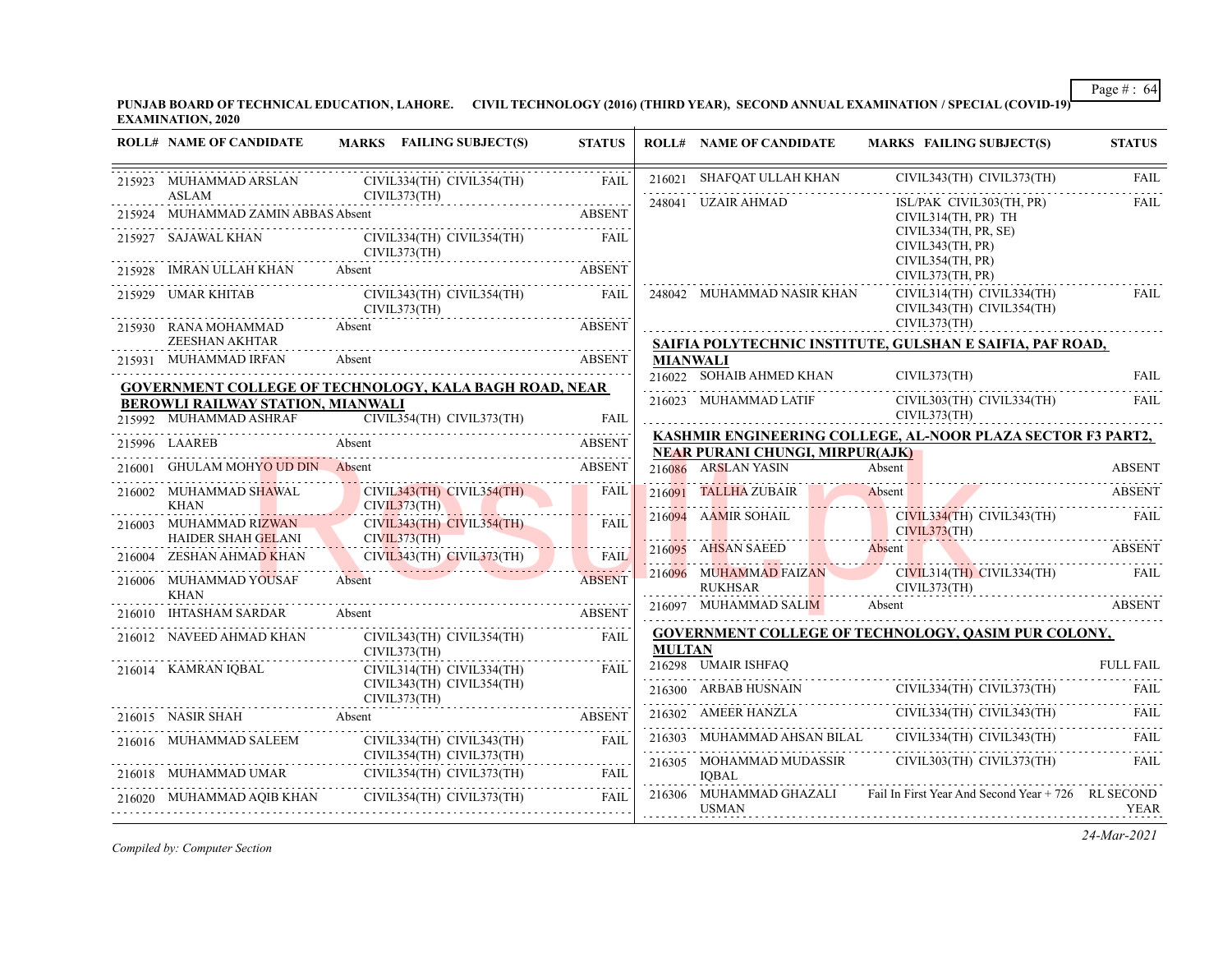**PUNJAB BOARD OF TECHNICAL EDUCATION, LAHORE. CIVIL TECHNOLOGY (2016) (THIRD YEAR), SECOND ANNUAL EXAMINATION / SPECIAL (COVID-19) EXAMINATION, 2020**

| ROLL# | NAME OF CANDIDATE | MARKS | FAILING SUBJECT(S) | STATUS |
|---|---|---|---|---|
| 215923 | MUHAMMAD ARSLAN ASLAM | | CIVIL334(TH) CIVIL354(TH) CIVIL373(TH) | FAIL |
| 215924 | MUHAMMAD ZAMIN ABBAS | Absent | | ABSENT |
| 215927 | SAJAWAL KHAN | | CIVIL334(TH) CIVIL354(TH) CIVIL373(TH) | FAIL |
| 215928 | IMRAN ULLAH KHAN | Absent | | ABSENT |
| 215929 | UMAR KHITAB | | CIVIL343(TH) CIVIL354(TH) CIVIL373(TH) | FAIL |
| 215930 | RANA MOHAMMAD ZEESHAN AKHTAR | Absent | | ABSENT |
| 215931 | MUHAMMAD IRFAN | Absent | | ABSENT |

**GOVERNMENT COLLEGE OF TECHNOLOGY, KALA BAGH ROAD, NEAR BEROWLI RAILWAY STATION, MIANWALI**

| ROLL# | NAME OF CANDIDATE | MARKS | FAILING SUBJECT(S) | STATUS |
|---|---|---|---|---|
| 215992 | MUHAMMAD ASHRAF | | CIVIL354(TH) CIVIL373(TH) | FAIL |
| 215996 | LAAREB | Absent | | ABSENT |
| 216001 | GHULAM MOHYO UD DIN | Absent | | ABSENT |
| 216002 | MUHAMMAD SHAWAL KHAN | | CIVIL343(TH) CIVIL354(TH) CIVIL373(TH) | FAIL |
| 216003 | MUHAMMAD RIZWAN HAIDER SHAH GELANI | | CIVIL343(TH) CIVIL354(TH) CIVIL373(TH) | FAIL |
| 216004 | ZESHAN AHMAD KHAN | | CIVIL343(TH) CIVIL373(TH) | FAIL |
| 216006 | MUHAMMAD YOUSAF KHAN | Absent | | ABSENT |
| 216010 | IHTASHAM SARDAR | Absent | | ABSENT |
| 216012 | NAVEED AHMAD KHAN | | CIVIL343(TH) CIVIL354(TH) CIVIL373(TH) | FAIL |
| 216014 | KAMRAN IQBAL | | CIVIL314(TH) CIVIL334(TH) CIVIL343(TH) CIVIL354(TH) CIVIL373(TH) | FAIL |
| 216015 | NASIR SHAH | Absent | | ABSENT |
| 216016 | MUHAMMAD SALEEM | | CIVIL334(TH) CIVIL343(TH) CIVIL354(TH) CIVIL373(TH) | FAIL |
| 216018 | MUHAMMAD UMAR | | CIVIL354(TH) CIVIL373(TH) | FAIL |
| 216020 | MUHAMMAD AQIB KHAN | | CIVIL354(TH) CIVIL373(TH) | FAIL |
| 216021 | SHAFQAT ULLAH KHAN | | CIVIL343(TH) CIVIL373(TH) | FAIL |
| 248041 | UZAIR AHMAD | | ISL/PAK CIVIL303(TH, PR) CIVIL314(TH, PR) TH CIVIL334(TH, PR, SE) CIVIL343(TH, PR) CIVIL354(TH, PR) CIVIL373(TH, PR) | FAIL |
| 248042 | MUHAMMAD NASIR KHAN | | CIVIL314(TH) CIVIL334(TH) CIVIL343(TH) CIVIL354(TH) CIVIL373(TH) | FAIL |

**SAIFIA POLYTECHNIC INSTITUTE, GULSHAN E SAIFIA, PAF ROAD, MIANWALI**

| ROLL# | NAME OF CANDIDATE | MARKS | FAILING SUBJECT(S) | STATUS |
|---|---|---|---|---|
| 216022 | SOHAIB AHMED KHAN | | CIVIL373(TH) | FAIL |
| 216023 | MUHAMMAD LATIF | | CIVIL303(TH) CIVIL334(TH) CIVIL373(TH) | FAIL |

**KASHMIR ENGINEERING COLLEGE, AL-NOOR PLAZA SECTOR F3 PART2, NEAR PURANI CHUNGI, MIRPUR(AJK)**

| ROLL# | NAME OF CANDIDATE | MARKS | FAILING SUBJECT(S) | STATUS |
|---|---|---|---|---|
| 216086 | ARSLAN YASIN | Absent | | ABSENT |
| 216091 | TALLHA ZUBAIR | Absent | | ABSENT |
| 216094 | AAMIR SOHAIL | | CIVIL334(TH) CIVIL343(TH) CIVIL373(TH) | FAIL |
| 216095 | AHSAN SAEED | Absent | | ABSENT |
| 216096 | MUHAMMAD FAIZAN RUKHSAR | | CIVIL314(TH) CIVIL334(TH) CIVIL373(TH) | FAIL |
| 216097 | MUHAMMAD SALIM | Absent | | ABSENT |

**GOVERNMENT COLLEGE OF TECHNOLOGY, QASIM PUR COLONY, MULTAN**

| ROLL# | NAME OF CANDIDATE | MARKS | FAILING SUBJECT(S) | STATUS |
|---|---|---|---|---|
| 216298 | UMAIR ISHFAQ | | | FULL FAIL |
| 216300 | ARBAB HUSNAIN | | CIVIL334(TH) CIVIL373(TH) | FAIL |
| 216302 | AMEER HANZLA | | CIVIL334(TH) CIVIL343(TH) | FAIL |
| 216303 | MUHAMMAD AHSAN BILAL | | CIVIL334(TH) CIVIL343(TH) | FAIL |
| 216305 | MOHAMMAD MUDASSIR IQBAL | | CIVIL303(TH) CIVIL373(TH) | FAIL |
| 216306 | MUHAMMAD GHAZALI USMAN | | Fail In First Year And Second Year + 726 | RL SECOND YEAR |

*Compiled by: Computer Section*

*24-Mar-2021*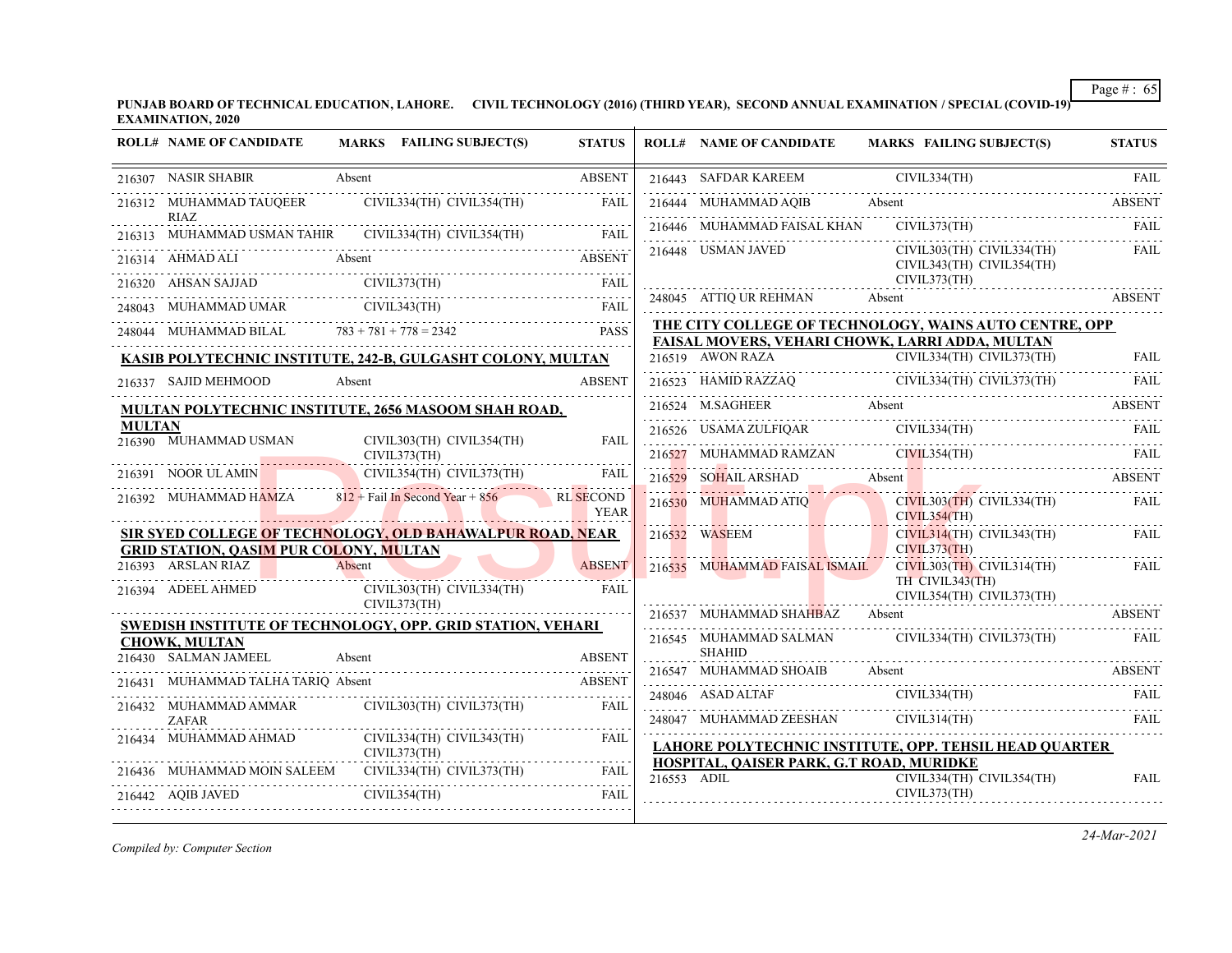**PUNJAB BOARD OF TECHNICAL EDUCATION, LAHORE. CIVIL TECHNOLOGY (2016) (THIRD YEAR), SECOND ANNUAL EXAMINATION / SPECIAL (COVID-19) EXAMINATION, 2020**

| ROLL# | NAME OF CANDIDATE | MARKS FAILING SUBJECT(S) | STATUS |
|---|---|---|---|
| 216307 | NASIR SHABIR | Absent | ABSENT |
| 216312 | MUHAMMAD TAUQEER RIAZ | CIVIL334(TH) CIVIL354(TH) | FAIL |
| 216313 | MUHAMMAD USMAN TAHIR | CIVIL334(TH) CIVIL354(TH) | FAIL |
| 216314 | AHMAD ALI | Absent | ABSENT |
| 216320 | AHSAN SAJJAD | CIVIL373(TH) | FAIL |
| 248043 | MUHAMMAD UMAR | CIVIL343(TH) | FAIL |
| 248044 | MUHAMMAD BILAL | 783 + 781 + 778 = 2342 | PASS |

**KASIB POLYTECHNIC INSTITUTE, 242-B, GULGASHT COLONY, MULTAN**

| ROLL# | NAME OF CANDIDATE | MARKS FAILING SUBJECT(S) | STATUS |
|---|---|---|---|
| 216337 | SAJID MEHMOOD | Absent | ABSENT |

**MULTAN POLYTECHNIC INSTITUTE, 2656 MASOOM SHAH ROAD, MULTAN**

| ROLL# | NAME OF CANDIDATE | MARKS FAILING SUBJECT(S) | STATUS |
|---|---|---|---|
| 216390 | MUHAMMAD USMAN | CIVIL303(TH) CIVIL354(TH) CIVIL373(TH) | FAIL |
| 216391 | NOOR UL AMIN | CIVIL354(TH) CIVIL373(TH) | FAIL |
| 216392 | MUHAMMAD HAMZA | 812 + Fail In Second Year + 856 | RL SECOND YEAR |

**SIR SYED COLLEGE OF TECHNOLOGY, OLD BAHAWALPUR ROAD, NEAR GRID STATION, QASIM PUR COLONY, MULTAN**

| ROLL# | NAME OF CANDIDATE | MARKS FAILING SUBJECT(S) | STATUS |
|---|---|---|---|
| 216393 | ARSLAN RIAZ | Absent | ABSENT |
| 216394 | ADEEL AHMED | CIVIL303(TH) CIVIL334(TH) CIVIL373(TH) | FAIL |

**SWEDISH INSTITUTE OF TECHNOLOGY, OPP. GRID STATION, VEHARI CHOWK, MULTAN**

| ROLL# | NAME OF CANDIDATE | MARKS FAILING SUBJECT(S) | STATUS |
|---|---|---|---|
| 216430 | SALMAN JAMEEL | Absent | ABSENT |
| 216431 | MUHAMMAD TALHA TARIQ | Absent | ABSENT |
| 216432 | MUHAMMAD AMMAR ZAFAR | CIVIL303(TH) CIVIL373(TH) | FAIL |
| 216434 | MUHAMMAD AHMAD | CIVIL334(TH) CIVIL343(TH) CIVIL373(TH) | FAIL |
| 216436 | MUHAMMAD MOIN SALEEM | CIVIL334(TH) CIVIL373(TH) | FAIL |
| 216442 | AQIB JAVED | CIVIL354(TH) | FAIL |
| 216443 | SAFDAR KAREEM | CIVIL334(TH) | FAIL |
| 216444 | MUHAMMAD AQIB | Absent | ABSENT |
| 216446 | MUHAMMAD FAISAL KHAN | CIVIL373(TH) | FAIL |
| 216448 | USMAN JAVED | CIVIL303(TH) CIVIL334(TH) CIVIL343(TH) CIVIL354(TH) CIVIL373(TH) | FAIL |
| 248045 | ATTIQ UR REHMAN | Absent | ABSENT |

**THE CITY COLLEGE OF TECHNOLOGY, WAINS AUTO CENTRE, OPP FAISAL MOVERS, VEHARI CHOWK, LARRI ADDA, MULTAN**

| ROLL# | NAME OF CANDIDATE | MARKS FAILING SUBJECT(S) | STATUS |
|---|---|---|---|
| 216519 | AWON RAZA | CIVIL334(TH) CIVIL373(TH) | FAIL |
| 216523 | HAMID RAZZAQ | CIVIL334(TH) CIVIL373(TH) | FAIL |
| 216524 | M.SAGHEER | Absent | ABSENT |
| 216526 | USAMA ZULFIQAR | CIVIL334(TH) | FAIL |
| 216527 | MUHAMMAD RAMZAN | CIVIL354(TH) | FAIL |
| 216529 | SOHAIL ARSHAD | Absent | ABSENT |
| 216530 | MUHAMMAD ATIQ | CIVIL303(TH) CIVIL334(TH) CIVIL354(TH) | FAIL |
| 216532 | WASEEM | CIVIL314(TH) CIVIL343(TH) CIVIL373(TH) | FAIL |
| 216535 | MUHAMMAD FAISAL ISMAIL | CIVIL303(TH) CIVIL314(TH) TH CIVIL343(TH) CIVIL354(TH) CIVIL373(TH) | FAIL |
| 216537 | MUHAMMAD SHAHBAZ | Absent | ABSENT |
| 216545 | MUHAMMAD SALMAN SHAHID | CIVIL334(TH) CIVIL373(TH) | FAIL |
| 216547 | MUHAMMAD SHOAIB | Absent | ABSENT |
| 248046 | ASAD ALTAF | CIVIL334(TH) | FAIL |
| 248047 | MUHAMMAD ZEESHAN | CIVIL314(TH) | FAIL |

**LAHORE POLYTECHNIC INSTITUTE, OPP. TEHSIL HEAD QUARTER HOSPITAL, QAISER PARK, G.T ROAD, MURIDKE**

| ROLL# | NAME OF CANDIDATE | MARKS FAILING SUBJECT(S) | STATUS |
|---|---|---|---|
| 216553 | ADIL | CIVIL334(TH) CIVIL354(TH) CIVIL373(TH) | FAIL |

*Compiled by: Computer Section*

*24-Mar-2021*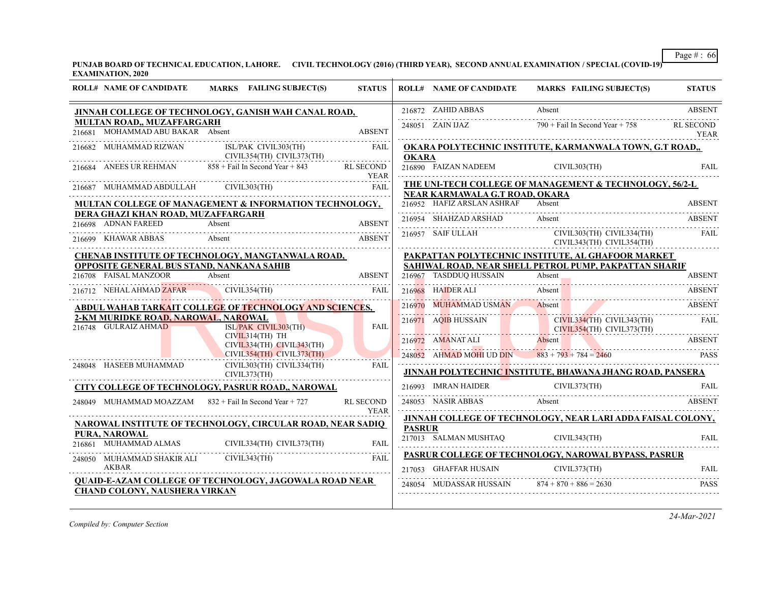**PUNJAB BOARD OF TECHNICAL EDUCATION, LAHORE. CIVIL TECHNOLOGY (2016) (THIRD YEAR), SECOND ANNUAL EXAMINATION / SPECIAL (COVID-19) EXAMINATION, 2020**

| ROLL# | NAME OF CANDIDATE | MARKS FAILING SUBJECT(S) | STATUS |
|---|---|---|---|
| **JINNAH COLLEGE OF TECHNOLOGY, GANISH WAH CANAL ROAD, MULTAN ROAD,, MUZAFFARGARH** | | | |
| 216681 | MOHAMMAD ABU BAKAR | Absent | ABSENT |
| 216682 | MUHAMMAD RIZWAN | ISL/PAK CIVIL303(TH) CIVIL354(TH) CIVIL373(TH) | FAIL |
| 216684 | ANEES UR REHMAN | 858 + Fail In Second Year + 843 | RL SECOND YEAR |
| 216687 | MUHAMMAD ABDULLAH | CIVIL303(TH) | FAIL |
| **MULTAN COLLEGE OF MANAGEMENT & INFORMATION TECHNOLOGY, DERA GHAZI KHAN ROAD, MUZAFFARGARH** | | | |
| 216698 | ADNAN FAREED | Absent | ABSENT |
| 216699 | KHAWAR ABBAS | Absent | ABSENT |
| **CHENAB INSTITUTE OF TECHNOLOGY, MANGTANWALA ROAD, OPPOSITE GENERAL BUS STAND, NANKANA SAHIB** | | | |
| 216708 | FAISAL MANZOOR | Absent | ABSENT |
| 216712 | NEHAL AHMAD ZAFAR | CIVIL354(TH) | FAIL |
| **ABDUL WAHAB TARKAIT COLLEGE OF TECHNOLOGY AND SCIENCES, 2-KM MURIDKE ROAD, NAROWAL, NAROWAL** | | | |
| 216748 | GULRAIZ AHMAD | ISL/PAK CIVIL303(TH) CIVIL314(TH) TH CIVIL334(TH) CIVIL343(TH) CIVIL354(TH) CIVIL373(TH) | FAIL |
| 248048 | HASEEB MUHAMMAD | CIVIL303(TH) CIVIL334(TH) CIVIL373(TH) | FAIL |
| **CITY COLLEGE OF TECHNOLOGY, PASRUR ROAD,, NAROWAL** | | | |
| 248049 | MUHAMMAD MOAZZAM | 832 + Fail In Second Year + 727 | RL SECOND YEAR |
| **NAROWAL INSTITUTE OF TECHNOLOGY, CIRCULAR ROAD, NEAR SADIQ PURA, NAROWAL** | | | |
| 216861 | MUHAMMAD ALMAS | CIVIL334(TH) CIVIL373(TH) | FAIL |
| 248050 | MUHAMMAD SHAKIR ALI AKBAR | CIVIL343(TH) | FAIL |
| **QUAID-E-AZAM COLLEGE OF TECHNOLOGY, JAGOWALA ROAD NEAR CHAND COLONY, NAUSHERA VIRKAN** | | | |
| 216872 | ZAHID ABBAS | Absent | ABSENT |
| 248051 | ZAIN IJAZ | 790 + Fail In Second Year + 758 | RL SECOND YEAR |
| **OKARA POLYTECHNIC INSTITUTE, KARMANWALA TOWN, G.T ROAD,, OKARA** | | | |
| 216890 | FAIZAN NADEEM | CIVIL303(TH) | FAIL |
| **THE UNI-TECH COLLEGE OF MANAGEMENT & TECHNOLOGY, 56/2-L NEAR KARMAWALA G.T ROAD, OKARA** | | | |
| 216952 | HAFIZ ARSLAN ASHRAF | Absent | ABSENT |
| 216954 | SHAHZAD ARSHAD | Absent | ABSENT |
| 216957 | SAIF ULLAH | CIVIL303(TH) CIVIL334(TH) CIVIL343(TH) CIVIL354(TH) | FAIL |
| **PAKPATTAN POLYTECHNIC INSTITUTE, AL GHAFOOR MARKET SAHIWAL ROAD, NEAR SHELL PETROL PUMP, PAKPATTAN SHARIF** | | | |
| 216967 | TASDDUQ HUSSAIN | Absent | ABSENT |
| 216968 | HAIDER ALI | Absent | ABSENT |
| 216970 | MUHAMMAD USMAN | Absent | ABSENT |
| 216971 | AQIB HUSSAIN | CIVIL334(TH) CIVIL343(TH) CIVIL354(TH) CIVIL373(TH) | FAIL |
| 216972 | AMANAT ALI | Absent | ABSENT |
| 248052 | AHMAD MOHI UD DIN | 883 + 793 + 784 = 2460 | PASS |
| **JINNAH POLYTECHNIC INSTITUTE, BHAWANA JHANG ROAD, PANSERA** | | | |
| 216993 | IMRAN HAIDER | CIVIL373(TH) | FAIL |
| 248053 | NASIR ABBAS | Absent | ABSENT |
| **JINNAH COLLEGE OF TECHNOLOGY, NEAR LARI ADDA FAISAL COLONY, PASRUR** | | | |
| 217013 | SALMAN MUSHTAQ | CIVIL343(TH) | FAIL |
| **PASRUR COLLEGE OF TECHNOLOGY, NAROWAL BYPASS, PASRUR** | | | |
| 217053 | GHAFFAR HUSAIN | CIVIL373(TH) | FAIL |
| 248054 | MUDASSAR HUSSAIN | 874 + 870 + 886 = 2630 | PASS |

*Compiled by: Computer Section*

*24-Mar-2021*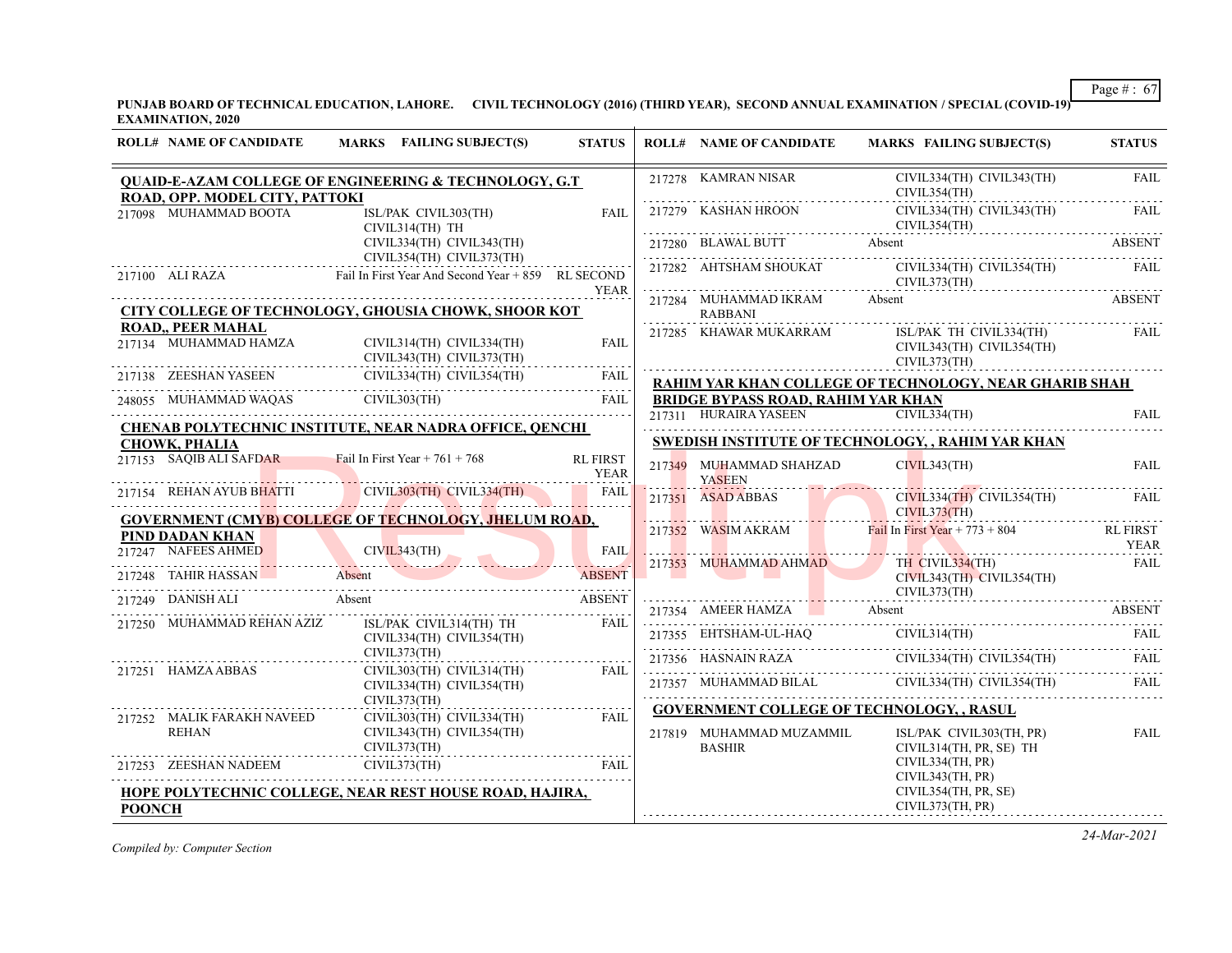**PUNJAB BOARD OF TECHNICAL EDUCATION, LAHORE. CIVIL TECHNOLOGY (2016) (THIRD YEAR), SECOND ANNUAL EXAMINATION / SPECIAL (COVID-19) EXAMINATION, 2020**

| ROLL# | NAME OF CANDIDATE | MARKS FAILING SUBJECT(S) | STATUS |
|---|---|---|---|
| **QUAID-E-AZAM COLLEGE OF ENGINEERING & TECHNOLOGY, G.T ROAD, OPP. MODEL CITY, PATTOKI** | | | |
| 217098 | MUHAMMAD BOOTA | ISL/PAK CIVIL303(TH) CIVIL314(TH) TH CIVIL334(TH) CIVIL343(TH) CIVIL354(TH) CIVIL373(TH) | FAIL |
| 217100 | ALI RAZA | Fail In First Year And Second Year + 859 | RL SECOND YEAR |
| **CITY COLLEGE OF TECHNOLOGY, GHOUSIA CHOWK, SHOOR KOT ROAD,, PEER MAHAL** | | | |
| 217134 | MUHAMMAD HAMZA | CIVIL314(TH) CIVIL334(TH) CIVIL343(TH) CIVIL373(TH) | FAIL |
| 217138 | ZEESHAN YASEEN | CIVIL334(TH) CIVIL354(TH) | FAIL |
| 248055 | MUHAMMAD WAQAS | CIVIL303(TH) | FAIL |
| **CHENAB POLYTECHNIC INSTITUTE, NEAR NADRA OFFICE, QENCHI CHOWK, PHALIA** | | | |
| 217153 | SAQIB ALI SAFDAR | Fail In First Year + 761 + 768 | RL FIRST YEAR |
| 217154 | REHAN AYUB BHATTI | CIVIL303(TH) CIVIL334(TH) | FAIL |
| **GOVERNMENT (CMYB) COLLEGE OF TECHNOLOGY, JHELUM ROAD, PIND DADAN KHAN** | | | |
| 217247 | NAFEES AHMED | CIVIL343(TH) | FAIL |
| 217248 | TAHIR HASSAN | Absent | ABSENT |
| 217249 | DANISH ALI | Absent | ABSENT |
| 217250 | MUHAMMAD REHAN AZIZ | ISL/PAK CIVIL314(TH) TH CIVIL334(TH) CIVIL354(TH) CIVIL373(TH) | FAIL |
| 217251 | HAMZA ABBAS | CIVIL303(TH) CIVIL314(TH) CIVIL334(TH) CIVIL354(TH) CIVIL373(TH) | FAIL |
| 217252 | MALIK FARAKH NAVEED REHAN | CIVIL303(TH) CIVIL334(TH) CIVIL343(TH) CIVIL354(TH) CIVIL373(TH) | FAIL |
| 217253 | ZEESHAN NADEEM | CIVIL373(TH) | FAIL |
| **HOPE POLYTECHNIC COLLEGE, NEAR REST HOUSE ROAD, HAJIRA, POONCH** | | | |
| 217278 | KAMRAN NISAR | CIVIL334(TH) CIVIL343(TH) CIVIL354(TH) | FAIL |
| 217279 | KASHAN HROON | CIVIL334(TH) CIVIL343(TH) CIVIL354(TH) | FAIL |
| 217280 | BLAWAL BUTT | Absent | ABSENT |
| 217282 | AHTSHAM SHOUKAT | CIVIL334(TH) CIVIL354(TH) CIVIL373(TH) | FAIL |
| 217284 | MUHAMMAD IKRAM RABBANI | Absent | ABSENT |
| 217285 | KHAWAR MUKARRAM | ISL/PAK TH CIVIL334(TH) CIVIL343(TH) CIVIL354(TH) CIVIL373(TH) | FAIL |
| **RAHIM YAR KHAN COLLEGE OF TECHNOLOGY, NEAR GHARIB SHAH BRIDGE BYPASS ROAD, RAHIM YAR KHAN** | | | |
| 217311 | HURAIRA YASEEN | CIVIL334(TH) | FAIL |
| **SWEDISH INSTITUTE OF TECHNOLOGY, , RAHIM YAR KHAN** | | | |
| 217349 | MUHAMMAD SHAHZAD YASEEN | CIVIL343(TH) | FAIL |
| 217351 | ASAD ABBAS | CIVIL334(TH) CIVIL354(TH) CIVIL373(TH) | FAIL |
| 217352 | WASIM AKRAM | Fail In First Year + 773 + 804 | RL FIRST YEAR |
| 217353 | MUHAMMAD AHMAD | TH CIVIL334(TH) CIVIL343(TH) CIVIL354(TH) CIVIL373(TH) | FAIL |
| 217354 | AMEER HAMZA | Absent | ABSENT |
| 217355 | EHTSHAM-UL-HAQ | CIVIL314(TH) | FAIL |
| 217356 | HASNAIN RAZA | CIVIL334(TH) CIVIL354(TH) | FAIL |
| 217357 | MUHAMMAD BILAL | CIVIL334(TH) CIVIL354(TH) | FAIL |
| **GOVERNMENT COLLEGE OF TECHNOLOGY, , RASUL** | | | |
| 217819 | MUHAMMAD MUZAMMIL BASHIR | ISL/PAK CIVIL303(TH, PR) CIVIL314(TH, PR, SE) TH CIVIL334(TH, PR) CIVIL343(TH, PR) CIVIL354(TH, PR, SE) CIVIL373(TH, PR) | FAIL |

*Compiled by: Computer Section*

24-Mar-2021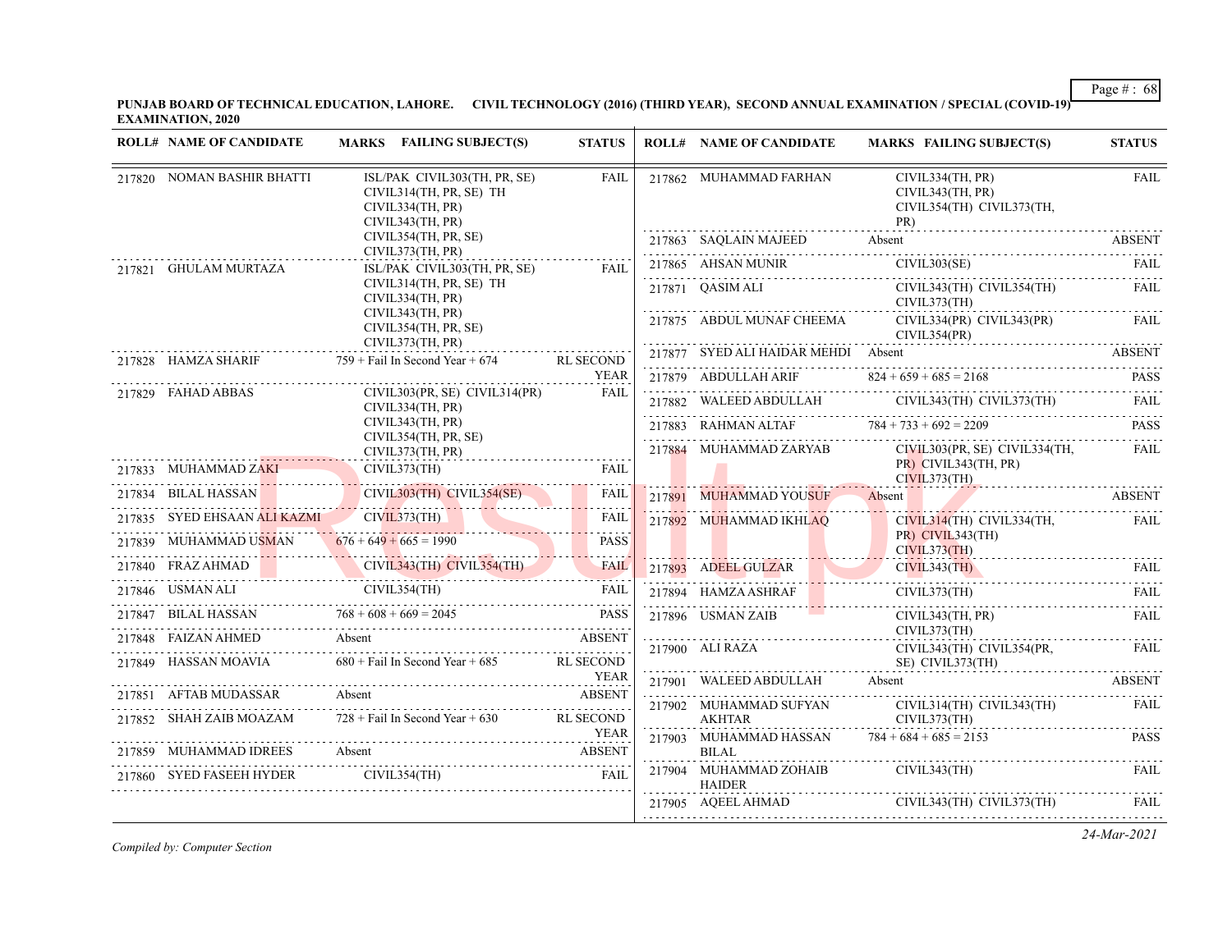**PUNJAB BOARD OF TECHNICAL EDUCATION, LAHORE. CIVIL TECHNOLOGY (2016) (THIRD YEAR), SECOND ANNUAL EXAMINATION / SPECIAL (COVID-19) EXAMINATION, 2020**

| ROLL# | NAME OF CANDIDATE | MARKS FAILING SUBJECT(S) | STATUS |
|---|---|---|---|
| 217820 | NOMAN BASHIR BHATTI | ISL/PAK CIVIL303(TH, PR, SE) CIVIL314(TH, PR, SE) TH CIVIL334(TH, PR) CIVIL343(TH, PR) CIVIL354(TH, PR, SE) CIVIL373(TH, PR) | FAIL |
| 217821 | GHULAM MURTAZA | ISL/PAK CIVIL303(TH, PR, SE) CIVIL314(TH, PR, SE) TH CIVIL334(TH, PR) CIVIL343(TH, PR) CIVIL354(TH, PR, SE) CIVIL373(TH, PR) | FAIL |
| 217828 | HAMZA SHARIF | 759 + Fail In Second Year + 674 | RL SECOND YEAR |
| 217829 | FAHAD ABBAS | CIVIL303(PR, SE) CIVIL314(PR) CIVIL334(TH, PR) CIVIL343(TH, PR) CIVIL354(TH, PR, SE) CIVIL373(TH, PR) | FAIL |
| 217833 | MUHAMMAD ZAKI | CIVIL373(TH) | FAIL |
| 217834 | BILAL HASSAN | CIVIL303(TH) CIVIL354(SE) | FAIL |
| 217835 | SYED EHSAAN ALI KAZMI | CIVIL373(TH) | FAIL |
| 217839 | MUHAMMAD USMAN | 676 + 649 + 665 = 1990 | PASS |
| 217840 | FRAZ AHMAD | CIVIL343(TH) CIVIL354(TH) | FAIL |
| 217846 | USMAN ALI | CIVIL354(TH) | FAIL |
| 217847 | BILAL HASSAN | 768 + 608 + 669 = 2045 | PASS |
| 217848 | FAIZAN AHMED | Absent | ABSENT |
| 217849 | HASSAN MOAVIA | 680 + Fail In Second Year + 685 | RL SECOND YEAR |
| 217851 | AFTAB MUDASSAR | Absent | ABSENT |
| 217852 | SHAH ZAIB MOAZAM | 728 + Fail In Second Year + 630 | RL SECOND YEAR |
| 217859 | MUHAMMAD IDREES | Absent | ABSENT |
| 217860 | SYED FASEEH HYDER | CIVIL354(TH) | FAIL |
| 217862 | MUHAMMAD FARHAN | CIVIL334(TH, PR) CIVIL343(TH, PR) CIVIL354(TH) CIVIL373(TH, PR) | FAIL |
| 217863 | SAQLAIN MAJEED | Absent | ABSENT |
| 217865 | AHSAN MUNIR | CIVIL303(SE) | FAIL |
| 217871 | QASIM ALI | CIVIL343(TH) CIVIL354(TH) CIVIL373(TH) | FAIL |
| 217875 | ABDUL MUNAF CHEEMA | CIVIL334(PR) CIVIL343(PR) CIVIL354(PR) | FAIL |
| 217877 | SYED ALI HAIDAR MEHDI | Absent | ABSENT |
| 217879 | ABDULLAH ARIF | 824 + 659 + 685 = 2168 | PASS |
| 217882 | WALEED ABDULLAH | CIVIL343(TH) CIVIL373(TH) | FAIL |
| 217883 | RAHMAN ALTAF | 784 + 733 + 692 = 2209 | PASS |
| 217884 | MUHAMMAD ZARYAB | CIVIL303(PR, SE) CIVIL334(TH, PR) CIVIL343(TH, PR) CIVIL373(TH) | FAIL |
| 217891 | MUHAMMAD YOUSUF | Absent | ABSENT |
| 217892 | MUHAMMAD IKHLAQ | CIVIL314(TH) CIVIL334(TH, PR) CIVIL343(TH) CIVIL373(TH) | FAIL |
| 217893 | ADEEL GULZAR | CIVIL343(TH) | FAIL |
| 217894 | HAMZA ASHRAF | CIVIL373(TH) | FAIL |
| 217896 | USMAN ZAIB | CIVIL343(TH, PR) CIVIL373(TH) | FAIL |
| 217900 | ALI RAZA | CIVIL343(TH) CIVIL354(PR, SE) CIVIL373(TH) | FAIL |
| 217901 | WALEED ABDULLAH | Absent | ABSENT |
| 217902 | MUHAMMAD SUFYAN AKHTAR | CIVIL314(TH) CIVIL343(TH) CIVIL373(TH) | FAIL |
| 217903 | MUHAMMAD HASSAN BILAL | 784 + 684 + 685 = 2153 | PASS |
| 217904 | MUHAMMAD ZOHAIB HAIDER | CIVIL343(TH) | FAIL |
| 217905 | AQEEL AHMAD | CIVIL343(TH) CIVIL373(TH) | FAIL |

*Compiled by: Computer Section*

*24-Mar-2021*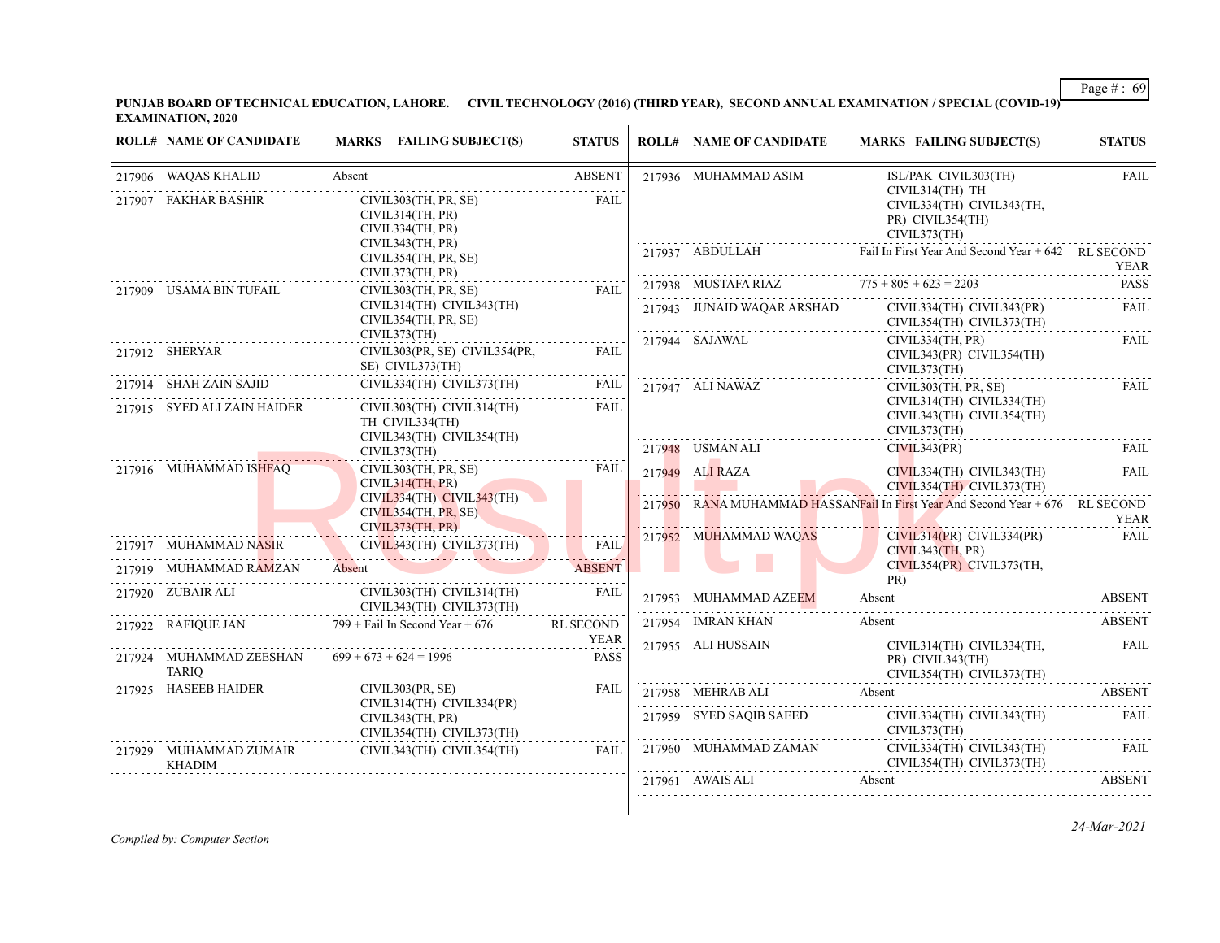**PUNJAB BOARD OF TECHNICAL EDUCATION, LAHORE. CIVIL TECHNOLOGY (2016) (THIRD YEAR), SECOND ANNUAL EXAMINATION / SPECIAL (COVID-19) EXAMINATION, 2020**

| ROLL# | NAME OF CANDIDATE | MARKS FAILING SUBJECT(S) | STATUS |
|---|---|---|---|
| 217906 | WAQAS KHALID | Absent | ABSENT |
| 217907 | FAKHAR BASHIR | CIVIL303(TH, PR, SE) CIVIL314(TH, PR) CIVIL334(TH, PR) CIVIL343(TH, PR) CIVIL354(TH, PR, SE) CIVIL373(TH, PR) | FAIL |
| 217909 | USAMA BIN TUFAIL | CIVIL303(TH, PR, SE) CIVIL314(TH) CIVIL343(TH) CIVIL354(TH, PR, SE) CIVIL373(TH) | FAIL |
| 217912 | SHERYAR | CIVIL303(PR, SE) CIVIL354(PR, SE) CIVIL373(TH) | FAIL |
| 217914 | SHAH ZAIN SAJID | CIVIL334(TH) CIVIL373(TH) | FAIL |
| 217915 | SYED ALI ZAIN HAIDER | CIVIL303(TH) CIVIL314(TH) TH CIVIL334(TH) CIVIL343(TH) CIVIL354(TH) CIVIL373(TH) | FAIL |
| 217916 | MUHAMMAD ISHFAQ | CIVIL303(TH, PR, SE) CIVIL314(TH, PR) CIVIL334(TH) CIVIL343(TH) CIVIL354(TH, PR, SE) CIVIL373(TH, PR) | FAIL |
| 217917 | MUHAMMAD NASIR | CIVIL343(TH) CIVIL373(TH) | FAIL |
| 217919 | MUHAMMAD RAMZAN | Absent | ABSENT |
| 217920 | ZUBAIR ALI | CIVIL303(TH) CIVIL314(TH) CIVIL343(TH) CIVIL373(TH) | FAIL |
| 217922 | RAFIQUE JAN | 799 + Fail In Second Year + 676 | RL SECOND YEAR |
| 217924 | MUHAMMAD ZEESHAN TARIQ | 699 + 673 + 624 = 1996 | PASS |
| 217925 | HASEEB HAIDER | CIVIL303(PR, SE) CIVIL314(TH) CIVIL334(PR) CIVIL343(TH, PR) CIVIL354(TH) CIVIL373(TH) | FAIL |
| 217929 | MUHAMMAD ZUMAIR KHADIM | CIVIL343(TH) CIVIL354(TH) | FAIL |
| 217936 | MUHAMMAD ASIM | ISL/PAK CIVIL303(TH) CIVIL314(TH) TH CIVIL334(TH) CIVIL343(TH, PR) CIVIL354(TH) CIVIL373(TH) | FAIL |
| 217937 | ABDULLAH | Fail In First Year And Second Year + 642 | RL SECOND YEAR |
| 217938 | MUSTAFA RIAZ | 775 + 805 + 623 = 2203 | PASS |
| 217943 | JUNAID WAQAR ARSHAD | CIVIL334(TH) CIVIL343(PR) CIVIL354(TH) CIVIL373(TH) | FAIL |
| 217944 | SAJAWAL | CIVIL334(TH, PR) CIVIL343(PR) CIVIL354(TH) CIVIL373(TH) | FAIL |
| 217947 | ALI NAWAZ | CIVIL303(TH, PR, SE) CIVIL314(TH) CIVIL334(TH) CIVIL343(TH) CIVIL354(TH) CIVIL373(TH) | FAIL |
| 217948 | USMAN ALI | CIVIL343(PR) | FAIL |
| 217949 | ALI RAZA | CIVIL334(TH) CIVIL343(TH) CIVIL354(TH) CIVIL373(TH) | FAIL |
| 217950 | RANA MUHAMMAD HASSAN | Fail In First Year And Second Year + 676 | RL SECOND YEAR |
| 217952 | MUHAMMAD WAQAS | CIVIL314(PR) CIVIL334(PR) CIVIL343(TH, PR) CIVIL354(PR) CIVIL373(TH, PR) | FAIL |
| 217953 | MUHAMMAD AZEEM | Absent | ABSENT |
| 217954 | IMRAN KHAN | Absent | ABSENT |
| 217955 | ALI HUSSAIN | CIVIL314(TH) CIVIL334(TH, PR) CIVIL343(TH) CIVIL354(TH) CIVIL373(TH) | FAIL |
| 217958 | MEHRAB ALI | Absent | ABSENT |
| 217959 | SYED SAQIB SAEED | CIVIL334(TH) CIVIL343(TH) CIVIL373(TH) | FAIL |
| 217960 | MUHAMMAD ZAMAN | CIVIL334(TH) CIVIL343(TH) CIVIL354(TH) CIVIL373(TH) | FAIL |
| 217961 | AWAIS ALI | Absent | ABSENT |

*Compiled by: Computer Section*

*24-Mar-2021*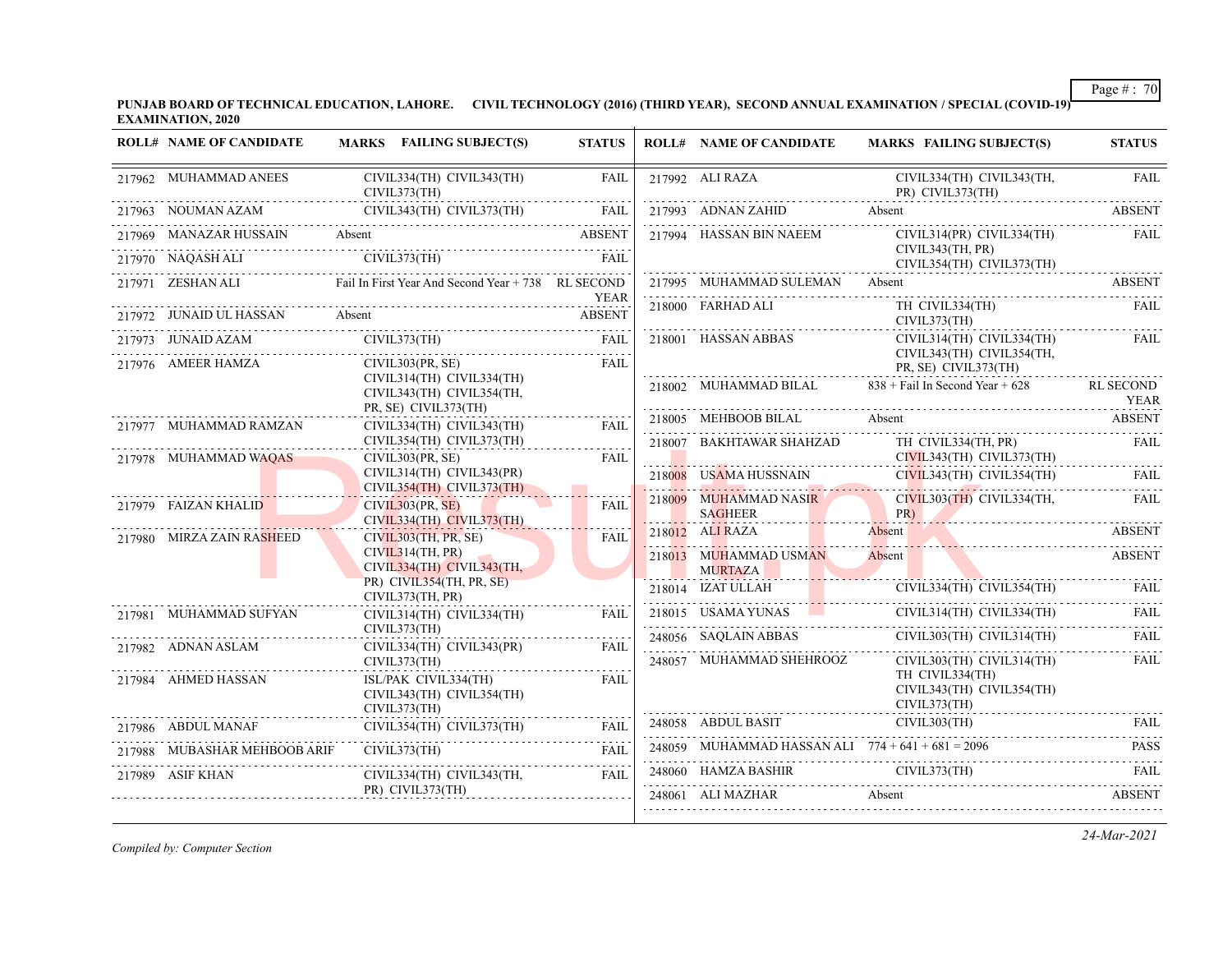**PUNJAB BOARD OF TECHNICAL EDUCATION, LAHORE. CIVIL TECHNOLOGY (2016) (THIRD YEAR), SECOND ANNUAL EXAMINATION / SPECIAL (COVID-19) EXAMINATION, 2020**

| ROLL# | NAME OF CANDIDATE | MARKS FAILING SUBJECT(S) | STATUS |
|---|---|---|---|
| 217962 | MUHAMMAD ANEES | CIVIL334(TH) CIVIL343(TH) CIVIL373(TH) | FAIL |
| 217963 | NOUMAN AZAM | CIVIL343(TH) CIVIL373(TH) | FAIL |
| 217969 | MANAZAR HUSSAIN | Absent | ABSENT |
| 217970 | NAQASH ALI | CIVIL373(TH) | FAIL |
| 217971 | ZESHAN ALI | Fail In First Year And Second Year + 738 | RL SECOND YEAR |
| 217972 | JUNAID UL HASSAN | Absent | ABSENT |
| 217973 | JUNAID AZAM | CIVIL373(TH) | FAIL |
| 217976 | AMEER HAMZA | CIVIL303(PR, SE) CIVIL314(TH) CIVIL334(TH) CIVIL343(TH) CIVIL354(TH, PR, SE) CIVIL373(TH) | FAIL |
| 217977 | MUHAMMAD RAMZAN | CIVIL334(TH) CIVIL343(TH) CIVIL354(TH) CIVIL373(TH) | FAIL |
| 217978 | MUHAMMAD WAQAS | CIVIL303(PR, SE) CIVIL314(TH) CIVIL343(PR) CIVIL354(TH) CIVIL373(TH) | FAIL |
| 217979 | FAIZAN KHALID | CIVIL303(PR, SE) CIVIL334(TH) CIVIL373(TH) | FAIL |
| 217980 | MIRZA ZAIN RASHEED | CIVIL303(TH, PR, SE) CIVIL314(TH, PR) CIVIL334(TH) CIVIL343(TH, PR) CIVIL354(TH, PR, SE) CIVIL373(TH, PR) | FAIL |
| 217981 | MUHAMMAD SUFYAN | CIVIL314(TH) CIVIL334(TH) CIVIL373(TH) | FAIL |
| 217982 | ADNAN ASLAM | CIVIL334(TH) CIVIL343(PR) CIVIL373(TH) | FAIL |
| 217984 | AHMED HASSAN | ISL/PAK CIVIL334(TH) CIVIL343(TH) CIVIL354(TH) CIVIL373(TH) | FAIL |
| 217986 | ABDUL MANAF | CIVIL354(TH) CIVIL373(TH) | FAIL |
| 217988 | MUBASHAR MEHBOOB ARIF | CIVIL373(TH) | FAIL |
| 217989 | ASIF KHAN | CIVIL334(TH) CIVIL343(TH, PR) CIVIL373(TH) | FAIL |
| 217992 | ALI RAZA | CIVIL334(TH) CIVIL343(TH, PR) CIVIL373(TH) | FAIL |
| 217993 | ADNAN ZAHID | Absent | ABSENT |
| 217994 | HASSAN BIN NAEEM | CIVIL314(PR) CIVIL334(TH) CIVIL343(TH, PR) CIVIL354(TH) CIVIL373(TH) | FAIL |
| 217995 | MUHAMMAD SULEMAN | Absent | ABSENT |
| 218000 | FARHAD ALI | TH CIVIL334(TH) CIVIL373(TH) | FAIL |
| 218001 | HASSAN ABBAS | CIVIL314(TH) CIVIL334(TH) CIVIL343(TH) CIVIL354(TH, PR, SE) CIVIL373(TH) | FAIL |
| 218002 | MUHAMMAD BILAL | 838 + Fail In Second Year + 628 | RL SECOND YEAR |
| 218005 | MEHBOOB BILAL | Absent | ABSENT |
| 218007 | BAKHTAWAR SHAHZAD | TH CIVIL334(TH, PR) CIVIL343(TH) CIVIL373(TH) | FAIL |
| 218008 | USAMA HUSSNAIN | CIVIL343(TH) CIVIL354(TH) | FAIL |
| 218009 | MUHAMMAD NASIR SAGHEER | CIVIL303(TH) CIVIL334(TH, PR) | FAIL |
| 218012 | ALI RAZA | Absent | ABSENT |
| 218013 | MUHAMMAD USMAN MURTAZA | Absent | ABSENT |
| 218014 | IZAT ULLAH | CIVIL334(TH) CIVIL354(TH) | FAIL |
| 218015 | USAMA YUNAS | CIVIL314(TH) CIVIL334(TH) | FAIL |
| 248056 | SAQLAIN ABBAS | CIVIL303(TH) CIVIL314(TH) | FAIL |
| 248057 | MUHAMMAD SHEHROOZ | CIVIL303(TH) CIVIL314(TH) TH CIVIL334(TH) CIVIL343(TH) CIVIL354(TH) CIVIL373(TH) | FAIL |
| 248058 | ABDUL BASIT | CIVIL303(TH) | FAIL |
| 248059 | MUHAMMAD HASSAN ALI | 774 + 641 + 681 = 2096 | PASS |
| 248060 | HAMZA BASHIR | CIVIL373(TH) | FAIL |
| 248061 | ALI MAZHAR | Absent | ABSENT |

*Compiled by: Computer Section*

*24-Mar-2021*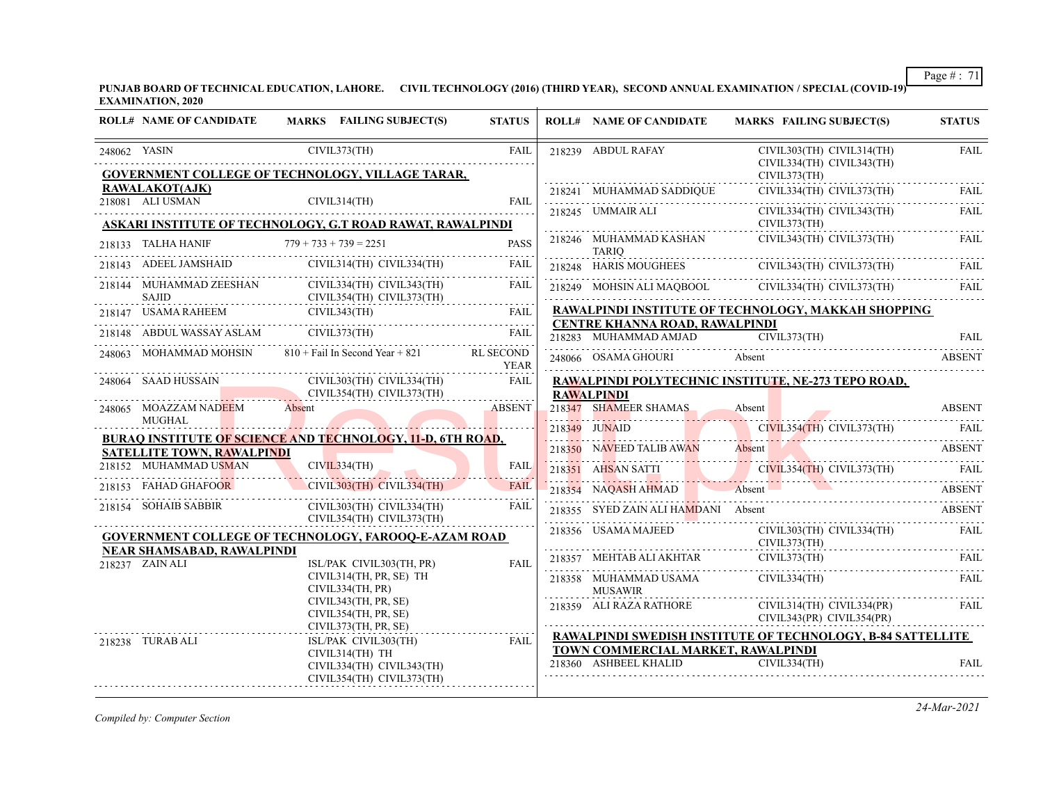**PUNJAB BOARD OF TECHNICAL EDUCATION, LAHORE. CIVIL TECHNOLOGY (2016) (THIRD YEAR), SECOND ANNUAL EXAMINATION / SPECIAL (COVID-19) EXAMINATION, 2020**

| ROLL# | NAME OF CANDIDATE | MARKS FAILING SUBJECT(S) | STATUS |
|---|---|---|---|
| 248062 | YASIN | CIVIL373(TH) | FAIL |
| **GOVERNMENT COLLEGE OF TECHNOLOGY, VILLAGE TARAR, RAWALAKOT(AJK)** | | | |
| 218081 | ALI USMAN | CIVIL314(TH) | FAIL |
| **ASKARI INSTITUTE OF TECHNOLOGY, G.T ROAD RAWAT, RAWALPINDI** | | | |
| 218133 | TALHA HANIF | 779 + 733 + 739 = 2251 | PASS |
| 218143 | ADEEL JAMSHAID | CIVIL314(TH) CIVIL334(TH) | FAIL |
| 218144 | MUHAMMAD ZEESHAN SAJID | CIVIL334(TH) CIVIL343(TH) CIVIL354(TH) CIVIL373(TH) | FAIL |
| 218147 | USAMA RAHEEM | CIVIL343(TH) | FAIL |
| 218148 | ABDUL WASSAY ASLAM | CIVIL373(TH) | FAIL |
| 248063 | MOHAMMAD MOHSIN | 810 + Fail In Second Year + 821 | RL SECOND YEAR |
| 248064 | SAAD HUSSAIN | CIVIL303(TH) CIVIL334(TH) CIVIL354(TH) CIVIL373(TH) | FAIL |
| 248065 | MOAZZAM NADEEM MUGHAL | Absent | ABSENT |
| **BURAQ INSTITUTE OF SCIENCE AND TECHNOLOGY, 11-D, 6TH ROAD, SATELLITE TOWN, RAWALPINDI** | | | |
| 218152 | MUHAMMAD USMAN | CIVIL334(TH) | FAIL |
| 218153 | FAHAD GHAFOOR | CIVIL303(TH) CIVIL334(TH) | FAIL |
| 218154 | SOHAIB SABBIR | CIVIL303(TH) CIVIL334(TH) CIVIL354(TH) CIVIL373(TH) | FAIL |
| **GOVERNMENT COLLEGE OF TECHNOLOGY, FAROOQ-E-AZAM ROAD NEAR SHAMSABAD, RAWALPINDI** | | | |
| 218237 | ZAIN ALI | ISL/PAK CIVIL303(TH, PR) CIVIL314(TH, PR, SE) TH CIVIL334(TH, PR) CIVIL343(TH, PR, SE) CIVIL354(TH, PR, SE) CIVIL373(TH, PR, SE) | FAIL |
| 218238 | TURAB ALI | ISL/PAK CIVIL303(TH) CIVIL314(TH) TH CIVIL334(TH) CIVIL343(TH) CIVIL354(TH) CIVIL373(TH) | FAIL |
| 218239 | ABDUL RAFAY | CIVIL303(TH) CIVIL314(TH) CIVIL334(TH) CIVIL343(TH) CIVIL373(TH) | FAIL |
| 218241 | MUHAMMAD SADDIQUE | CIVIL334(TH) CIVIL373(TH) | FAIL |
| 218245 | UMMAIR ALI | CIVIL334(TH) CIVIL343(TH) CIVIL373(TH) | FAIL |
| 218246 | MUHAMMAD KASHAN TARIQ | CIVIL343(TH) CIVIL373(TH) | FAIL |
| 218248 | HARIS MOUGHEES | CIVIL343(TH) CIVIL373(TH) | FAIL |
| 218249 | MOHSIN ALI MAQBOOL | CIVIL334(TH) CIVIL373(TH) | FAIL |
| **RAWALPINDI INSTITUTE OF TECHNOLOGY, MAKKAH SHOPPING CENTRE KHANNA ROAD, RAWALPINDI** | | | |
| 218283 | MUHAMMAD AMJAD | CIVIL373(TH) | FAIL |
| 248066 | OSAMA GHOURI | Absent | ABSENT |
| **RAWALPINDI POLYTECHNIC INSTITUTE, NE-273 TEPO ROAD, RAWALPINDI** | | | |
| 218347 | SHAMEER SHAMAS | Absent | ABSENT |
| 218349 | JUNAID | CIVIL354(TH) CIVIL373(TH) | FAIL |
| 218350 | NAVEED TALIB AWAN | Absent | ABSENT |
| 218351 | AHSAN SATTI | CIVIL354(TH) CIVIL373(TH) | FAIL |
| 218354 | NAQASH AHMAD | Absent | ABSENT |
| 218355 | SYED ZAIN ALI HAMDANI | Absent | ABSENT |
| 218356 | USAMA MAJEED | CIVIL303(TH) CIVIL334(TH) CIVIL373(TH) | FAIL |
| 218357 | MEHTAB ALI AKHTAR | CIVIL373(TH) | FAIL |
| 218358 | MUHAMMAD USAMA MUSAWIR | CIVIL334(TH) | FAIL |
| 218359 | ALI RAZA RATHORE | CIVIL314(TH) CIVIL334(PR) CIVIL343(PR) CIVIL354(PR) | FAIL |
| **RAWALPINDI SWEDISH INSTITUTE OF TECHNOLOGY, B-84 SATTELLITE TOWN COMMERCIAL MARKET, RAWALPINDI** | | | |
| 218360 | ASHBEEL KHALID | CIVIL334(TH) | FAIL |

*Compiled by: Computer Section*

*24-Mar-2021*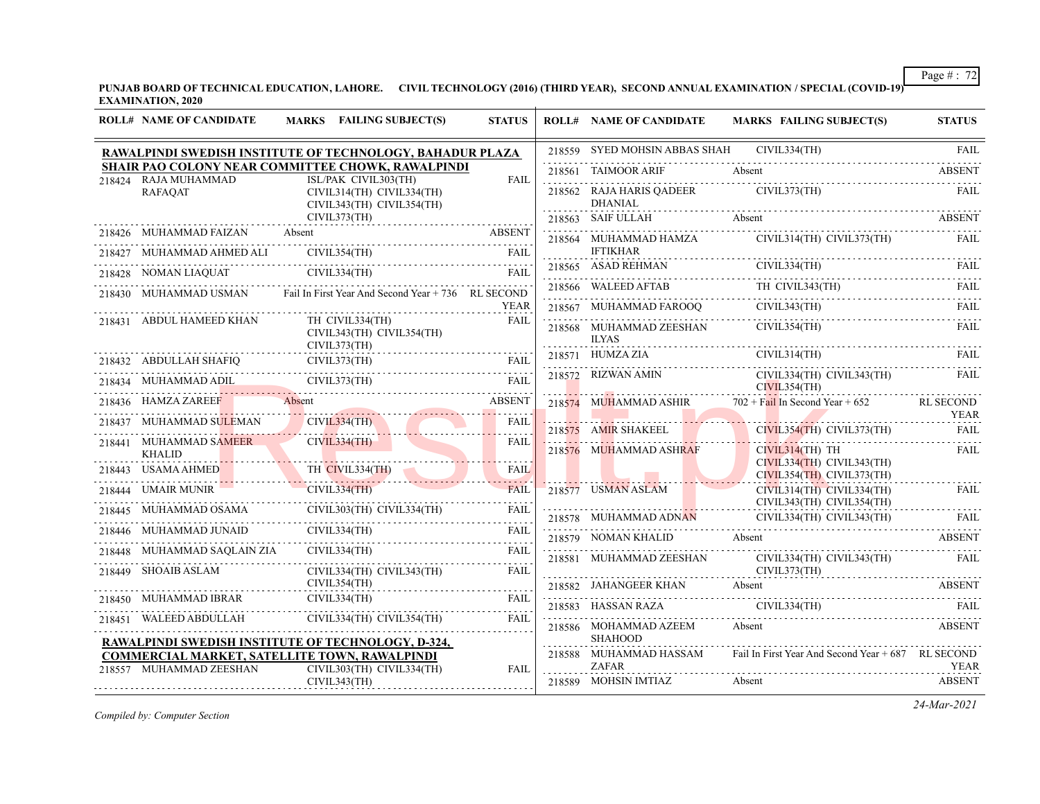**PUNJAB BOARD OF TECHNICAL EDUCATION, LAHORE. CIVIL TECHNOLOGY (2016) (THIRD YEAR), SECOND ANNUAL EXAMINATION / SPECIAL (COVID-19) EXAMINATION, 2020**

**RAWALPINDI SWEDISH INSTITUTE OF TECHNOLOGY, BAHADUR PLAZA SHAIR PAO COLONY NEAR COMMITTEE CHOWK, RAWALPINDI**

| ROLL# | NAME OF CANDIDATE | MARKS | FAILING SUBJECT(S) | STATUS |
|---|---|---|---|---|
| 218424 | RAJA MUHAMMAD RAFAQAT | | ISL/PAK CIVIL303(TH) CIVIL314(TH) CIVIL334(TH) CIVIL343(TH) CIVIL354(TH) CIVIL373(TH) | FAIL |
| 218426 | MUHAMMAD FAIZAN | Absent | | ABSENT |
| 218427 | MUHAMMAD AHMED ALI | | CIVIL354(TH) | FAIL |
| 218428 | NOMAN LIAQUAT | | CIVIL334(TH) | FAIL |
| 218430 | MUHAMMAD USMAN | Fail In First Year And Second Year + 736 | | RL SECOND YEAR |
| 218431 | ABDUL HAMEED KHAN | | TH CIVIL334(TH) CIVIL343(TH) CIVIL354(TH) CIVIL373(TH) | FAIL |
| 218432 | ABDULLAH SHAFIQ | | CIVIL373(TH) | FAIL |
| 218434 | MUHAMMAD ADIL | | CIVIL373(TH) | FAIL |
| 218436 | HAMZA ZAREEF | Absent | | ABSENT |
| 218437 | MUHAMMAD SULEMAN | | CIVIL334(TH) | FAIL |
| 218441 | MUHAMMAD SAMEER KHALID | | CIVIL334(TH) | FAIL |
| 218443 | USAMA AHMED | | TH CIVIL334(TH) | FAIL |
| 218444 | UMAIR MUNIR | | CIVIL334(TH) | FAIL |
| 218445 | MUHAMMAD OSAMA | | CIVIL303(TH) CIVIL334(TH) | FAIL |
| 218446 | MUHAMMAD JUNAID | | CIVIL334(TH) | FAIL |
| 218448 | MUHAMMAD SAQLAIN ZIA | | CIVIL334(TH) | FAIL |
| 218449 | SHOAIB ASLAM | | CIVIL334(TH) CIVIL343(TH) CIVIL354(TH) | FAIL |
| 218450 | MUHAMMAD IBRAR | | CIVIL334(TH) | FAIL |
| 218451 | WALEED ABDULLAH | | CIVIL334(TH) CIVIL354(TH) | FAIL |

**RAWALPINDI SWEDISH INSTITUTE OF TECHNOLOGY, D-324, COMMERCIAL MARKET, SATELLITE TOWN, RAWALPINDI**

| ROLL# | NAME OF CANDIDATE | MARKS | FAILING SUBJECT(S) | STATUS |
|---|---|---|---|---|
| 218557 | MUHAMMAD ZEESHAN | | CIVIL303(TH) CIVIL334(TH) CIVIL343(TH) | FAIL |
| 218559 | SYED MOHSIN ABBAS SHAH | | CIVIL334(TH) | FAIL |
| 218561 | TAIMOOR ARIF | Absent | | ABSENT |
| 218562 | RAJA HARIS QADEER DHANIAL | | CIVIL373(TH) | FAIL |
| 218563 | SAIF ULLAH | Absent | | ABSENT |
| 218564 | MUHAMMAD HAMZA IFTIKHAR | | CIVIL314(TH) CIVIL373(TH) | FAIL |
| 218565 | ASAD REHMAN | | CIVIL334(TH) | FAIL |
| 218566 | WALEED AFTAB | | TH CIVIL343(TH) | FAIL |
| 218567 | MUHAMMAD FAROOQ | | CIVIL343(TH) | FAIL |
| 218568 | MUHAMMAD ZEESHAN ILYAS | | CIVIL354(TH) | FAIL |
| 218571 | HUMZA ZIA | | CIVIL314(TH) | FAIL |
| 218572 | RIZWAN AMIN | | CIVIL334(TH) CIVIL343(TH) CIVIL354(TH) | FAIL |
| 218574 | MUHAMMAD ASHIR | 702 + Fail In Second Year + 652 | | RL SECOND YEAR |
| 218575 | AMIR SHAKEEL | | CIVIL354(TH) CIVIL373(TH) | FAIL |
| 218576 | MUHAMMAD ASHRAF | | CIVIL314(TH) TH CIVIL334(TH) CIVIL343(TH) CIVIL354(TH) CIVIL373(TH) | FAIL |
| 218577 | USMAN ASLAM | | CIVIL314(TH) CIVIL334(TH) CIVIL343(TH) CIVIL354(TH) | FAIL |
| 218578 | MUHAMMAD ADNAN | | CIVIL334(TH) CIVIL343(TH) | FAIL |
| 218579 | NOMAN KHALID | Absent | | ABSENT |
| 218581 | MUHAMMAD ZEESHAN | | CIVIL334(TH) CIVIL343(TH) CIVIL373(TH) | FAIL |
| 218582 | JAHANGEER KHAN | Absent | | ABSENT |
| 218583 | HASSAN RAZA | | CIVIL334(TH) | FAIL |
| 218586 | MOHAMMAD AZEEM SHAHOOD | Absent | | ABSENT |
| 218588 | MUHAMMAD HASSAM ZAFAR | Fail In First Year And Second Year + 687 | | RL SECOND YEAR |
| 218589 | MOHSIN IMTIAZ | Absent | | ABSENT |

*Compiled by: Computer Section*

*24-Mar-2021*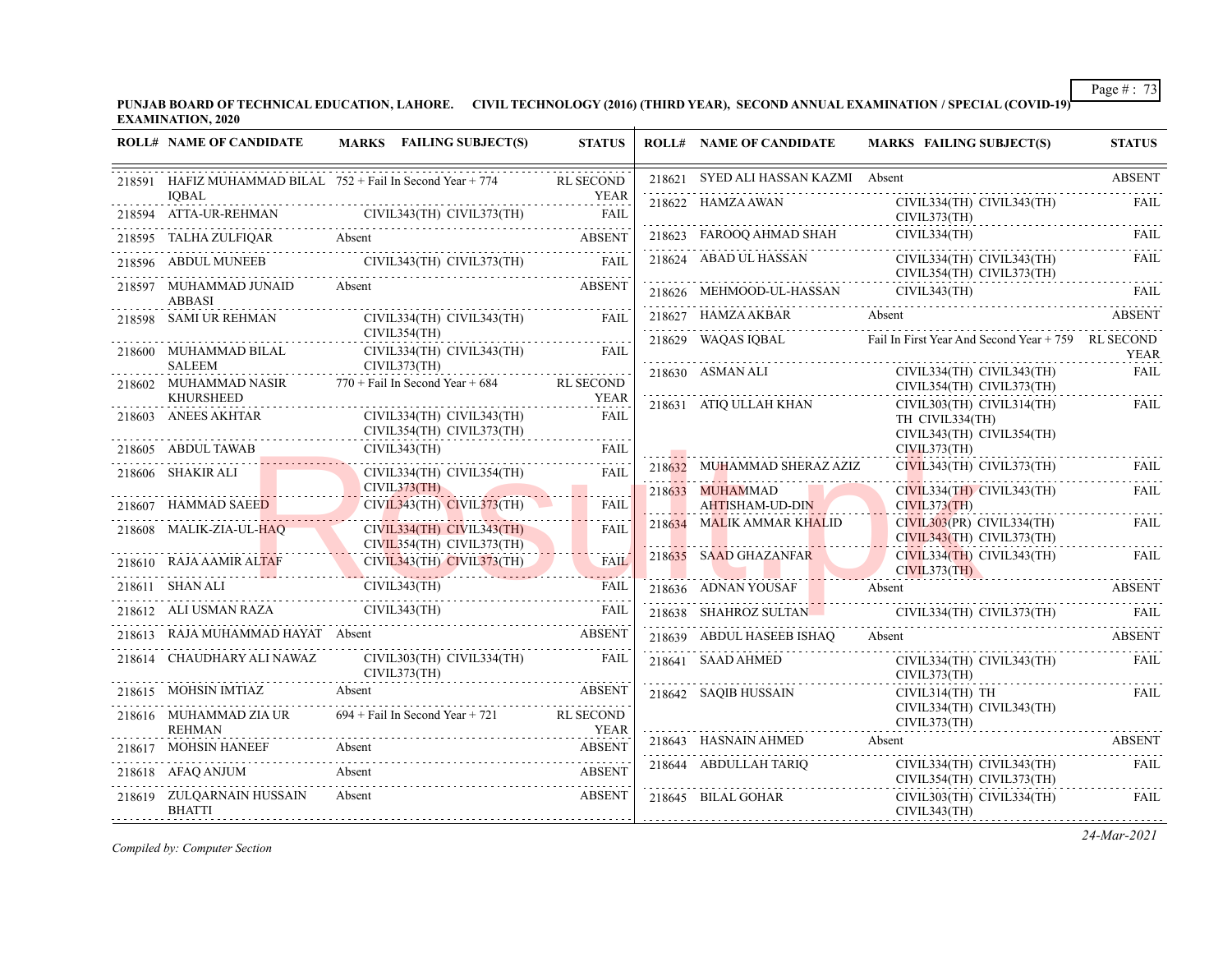**PUNJAB BOARD OF TECHNICAL EDUCATION, LAHORE. CIVIL TECHNOLOGY (2016) (THIRD YEAR), SECOND ANNUAL EXAMINATION / SPECIAL (COVID-19) EXAMINATION, 2020**

| ROLL# | NAME OF CANDIDATE | MARKS | FAILING SUBJECT(S) | STATUS |
|---|---|---|---|---|
| 218591 | HAFIZ MUHAMMAD BILAL IQBAL | 752 + Fail In Second Year + 774 | | RL SECOND YEAR |
| 218594 | ATTA-UR-REHMAN | | CIVIL343(TH) CIVIL373(TH) | FAIL |
| 218595 | TALHA ZULFIQAR | Absent | | ABSENT |
| 218596 | ABDUL MUNEEB | | CIVIL343(TH) CIVIL373(TH) | FAIL |
| 218597 | MUHAMMAD JUNAID ABBASI | Absent | | ABSENT |
| 218598 | SAMI UR REHMAN | | CIVIL334(TH) CIVIL343(TH) CIVIL354(TH) | FAIL |
| 218600 | MUHAMMAD BILAL SALEEM | | CIVIL334(TH) CIVIL343(TH) CIVIL373(TH) | FAIL |
| 218602 | MUHAMMAD NASIR KHURSHEED | 770 + Fail In Second Year + 684 | | RL SECOND YEAR |
| 218603 | ANEES AKHTAR | | CIVIL334(TH) CIVIL343(TH) CIVIL354(TH) CIVIL373(TH) | FAIL |
| 218605 | ABDUL TAWAB | | CIVIL343(TH) | FAIL |
| 218606 | SHAKIR ALI | | CIVIL334(TH) CIVIL354(TH) CIVIL373(TH) | FAIL |
| 218607 | HAMMAD SAEED | | CIVIL343(TH) CIVIL373(TH) | FAIL |
| 218608 | MALIK-ZIA-UL-HAQ | | CIVIL334(TH) CIVIL343(TH) CIVIL354(TH) CIVIL373(TH) | FAIL |
| 218610 | RAJA AAMIR ALTAF | | CIVIL343(TH) CIVIL373(TH) | FAIL |
| 218611 | SHAN ALI | | CIVIL343(TH) | FAIL |
| 218612 | ALI USMAN RAZA | | CIVIL343(TH) | FAIL |
| 218613 | RAJA MUHAMMAD HAYAT | Absent | | ABSENT |
| 218614 | CHAUDHARY ALI NAWAZ | | CIVIL303(TH) CIVIL334(TH) CIVIL373(TH) | FAIL |
| 218615 | MOHSIN IMTIAZ | Absent | | ABSENT |
| 218616 | MUHAMMAD ZIA UR REHMAN | 694 + Fail In Second Year + 721 | | RL SECOND YEAR |
| 218617 | MOHSIN HANEEF | Absent | | ABSENT |
| 218618 | AFAQ ANJUM | Absent | | ABSENT |
| 218619 | ZULQARNAIN HUSSAIN BHATTI | Absent | | ABSENT |
| 218621 | SYED ALI HASSAN KAZMI | Absent | | ABSENT |
| 218622 | HAMZA AWAN | | CIVIL334(TH) CIVIL343(TH) CIVIL373(TH) | FAIL |
| 218623 | FAROOQ AHMAD SHAH | | CIVIL334(TH) | FAIL |
| 218624 | ABAD UL HASSAN | | CIVIL334(TH) CIVIL343(TH) CIVIL354(TH) CIVIL373(TH) | FAIL |
| 218626 | MEHMOOD-UL-HASSAN | | CIVIL343(TH) | FAIL |
| 218627 | HAMZA AKBAR | Absent | | ABSENT |
| 218629 | WAQAS IQBAL | Fail In First Year And Second Year + 759 | | RL SECOND YEAR |
| 218630 | ASMAN ALI | | CIVIL334(TH) CIVIL343(TH) CIVIL354(TH) CIVIL373(TH) | FAIL |
| 218631 | ATIQ ULLAH KHAN | | CIVIL303(TH) CIVIL314(TH) TH CIVIL334(TH) CIVIL343(TH) CIVIL354(TH) CIVIL373(TH) | FAIL |
| 218632 | MUHAMMAD SHERAZ AZIZ | | CIVIL343(TH) CIVIL373(TH) | FAIL |
| 218633 | MUHAMMAD AHTISHAM-UD-DIN | | CIVIL334(TH) CIVIL343(TH) CIVIL373(TH) | FAIL |
| 218634 | MALIK AMMAR KHALID | | CIVIL303(PR) CIVIL334(TH) CIVIL343(TH) CIVIL373(TH) | FAIL |
| 218635 | SAAD GHAZANFAR | | CIVIL334(TH) CIVIL343(TH) CIVIL373(TH) | FAIL |
| 218636 | ADNAN YOUSAF | Absent | | ABSENT |
| 218638 | SHAHROZ SULTAN | | CIVIL334(TH) CIVIL373(TH) | FAIL |
| 218639 | ABDUL HASEEB ISHAQ | Absent | | ABSENT |
| 218641 | SAAD AHMED | | CIVIL334(TH) CIVIL343(TH) CIVIL373(TH) | FAIL |
| 218642 | SAQIB HUSSAIN | | CIVIL314(TH) TH CIVIL334(TH) CIVIL343(TH) CIVIL373(TH) | FAIL |
| 218643 | HASNAIN AHMED | Absent | | ABSENT |
| 218644 | ABDULLAH TARIQ | | CIVIL334(TH) CIVIL343(TH) CIVIL354(TH) CIVIL373(TH) | FAIL |
| 218645 | BILAL GOHAR | | CIVIL303(TH) CIVIL334(TH) CIVIL343(TH) | FAIL |

*Compiled by: Computer Section*

*24-Mar-2021*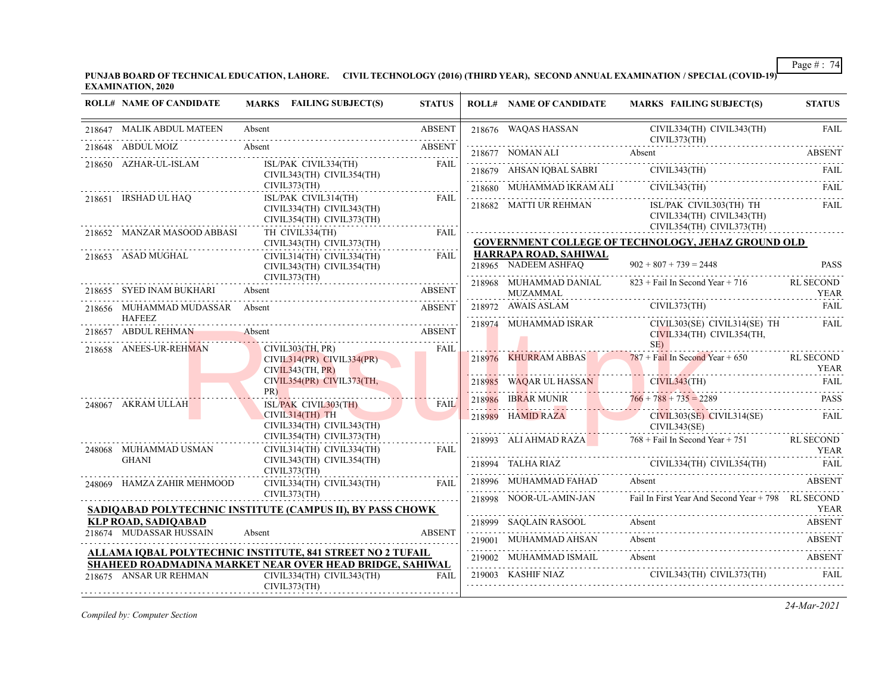**PUNJAB BOARD OF TECHNICAL EDUCATION, LAHORE. CIVIL TECHNOLOGY (2016) (THIRD YEAR), SECOND ANNUAL EXAMINATION / SPECIAL (COVID-19) EXAMINATION, 2020**

| ROLL# | NAME OF CANDIDATE | MARKS FAILING SUBJECT(S) | STATUS |
|---|---|---|---|
| 218647 | MALIK ABDUL MATEEN | Absent | ABSENT |
| 218648 | ABDUL MOIZ | Absent | ABSENT |
| 218650 | AZHAR-UL-ISLAM | ISL/PAK CIVIL334(TH) CIVIL343(TH) CIVIL354(TH) CIVIL373(TH) | FAIL |
| 218651 | IRSHAD UL HAQ | ISL/PAK CIVIL314(TH) CIVIL334(TH) CIVIL343(TH) CIVIL354(TH) CIVIL373(TH) | FAIL |
| 218652 | MANZAR MASOOD ABBASI | TH CIVIL334(TH) CIVIL343(TH) CIVIL373(TH) | FAIL |
| 218653 | ASAD MUGHAL | CIVIL314(TH) CIVIL334(TH) CIVIL343(TH) CIVIL354(TH) CIVIL373(TH) | FAIL |
| 218655 | SYED INAM BUKHARI | Absent | ABSENT |
| 218656 | MUHAMMAD MUDASSAR HAFEEZ | Absent | ABSENT |
| 218657 | ABDUL REHMAN | Absent | ABSENT |
| 218658 | ANEES-UR-REHMAN | CIVIL303(TH, PR) CIVIL314(PR) CIVIL334(PR) CIVIL343(TH, PR) CIVIL354(PR) CIVIL373(TH, PR) | FAIL |
| 248067 | AKRAM ULLAH | ISL/PAK CIVIL303(TH) CIVIL314(TH) TH CIVIL334(TH) CIVIL343(TH) CIVIL354(TH) CIVIL373(TH) | FAIL |
| 248068 | MUHAMMAD USMAN GHANI | CIVIL314(TH) CIVIL334(TH) CIVIL343(TH) CIVIL354(TH) CIVIL373(TH) | FAIL |
| 248069 | HAMZA ZAHIR MEHMOOD | CIVIL334(TH) CIVIL343(TH) CIVIL373(TH) | FAIL |

**SADIQABAD POLYTECHNIC INSTITUTE (CAMPUS II), BY PASS CHOWK KLP ROAD, SADIQABAD**

| ROLL# | NAME OF CANDIDATE | MARKS FAILING SUBJECT(S) | STATUS |
|---|---|---|---|
| 218674 | MUDASSAR HUSSAIN | Absent | ABSENT |

**ALLAMA IQBAL POLYTECHNIC INSTITUTE, 841 STREET NO 2 TUFAIL SHAHEED ROADMADINA MARKET NEAR OVER HEAD BRIDGE, SAHIWAL**

| ROLL# | NAME OF CANDIDATE | MARKS FAILING SUBJECT(S) | STATUS |
|---|---|---|---|
| 218675 | ANSAR UR REHMAN | CIVIL334(TH) CIVIL343(TH) CIVIL373(TH) | FAIL |
| 218676 | WAQAS HASSAN | CIVIL334(TH) CIVIL343(TH) CIVIL373(TH) | FAIL |
| 218677 | NOMAN ALI | Absent | ABSENT |
| 218679 | AHSAN IQBAL SABRI | CIVIL343(TH) | FAIL |
| 218680 | MUHAMMAD IKRAM ALI | CIVIL343(TH) | FAIL |
| 218682 | MATTI UR REHMAN | ISL/PAK CIVIL303(TH) TH CIVIL334(TH) CIVIL343(TH) CIVIL354(TH) CIVIL373(TH) | FAIL |

**GOVERNMENT COLLEGE OF TECHNOLOGY, JEHAZ GROUND OLD HARRAPA ROAD, SAHIWAL**

| ROLL# | NAME OF CANDIDATE | MARKS FAILING SUBJECT(S) | STATUS |
|---|---|---|---|
| 218965 | NADEEM ASHFAQ | 902 + 807 + 739 = 2448 | PASS |
| 218968 | MUHAMMAD DANIAL MUZAMMAL | 823 + Fail In Second Year + 716 | RL SECOND YEAR |
| 218972 | AWAIS ASLAM | CIVIL373(TH) | FAIL |
| 218974 | MUHAMMAD ISRAR | CIVIL303(SE) CIVIL314(SE) TH CIVIL334(TH) CIVIL354(TH, SE) | FAIL |
| 218976 | KHURRAM ABBAS | 787 + Fail In Second Year + 650 | RL SECOND YEAR |
| 218985 | WAQAR UL HASSAN | CIVIL343(TH) | FAIL |
| 218986 | IBRAR MUNIR | 766 + 788 + 735 = 2289 | PASS |
| 218989 | HAMID RAZA | CIVIL303(SE) CIVIL314(SE) CIVIL343(SE) | FAIL |
| 218993 | ALI AHMAD RAZA | 768 + Fail In Second Year + 751 | RL SECOND YEAR |
| 218994 | TALHA RIAZ | CIVIL334(TH) CIVIL354(TH) | FAIL |
| 218996 | MUHAMMAD FAHAD | Absent | ABSENT |
| 218998 | NOOR-UL-AMIN-JAN | Fail In First Year And Second Year + 798 | RL SECOND YEAR |
| 218999 | SAQLAIN RASOOL | Absent | ABSENT |
| 219001 | MUHAMMAD AHSAN | Absent | ABSENT |
| 219002 | MUHAMMAD ISMAIL | Absent | ABSENT |
| 219003 | KASHIF NIAZ | CIVIL343(TH) CIVIL373(TH) | FAIL |

*Compiled by: Computer Section*

*24-Mar-2021*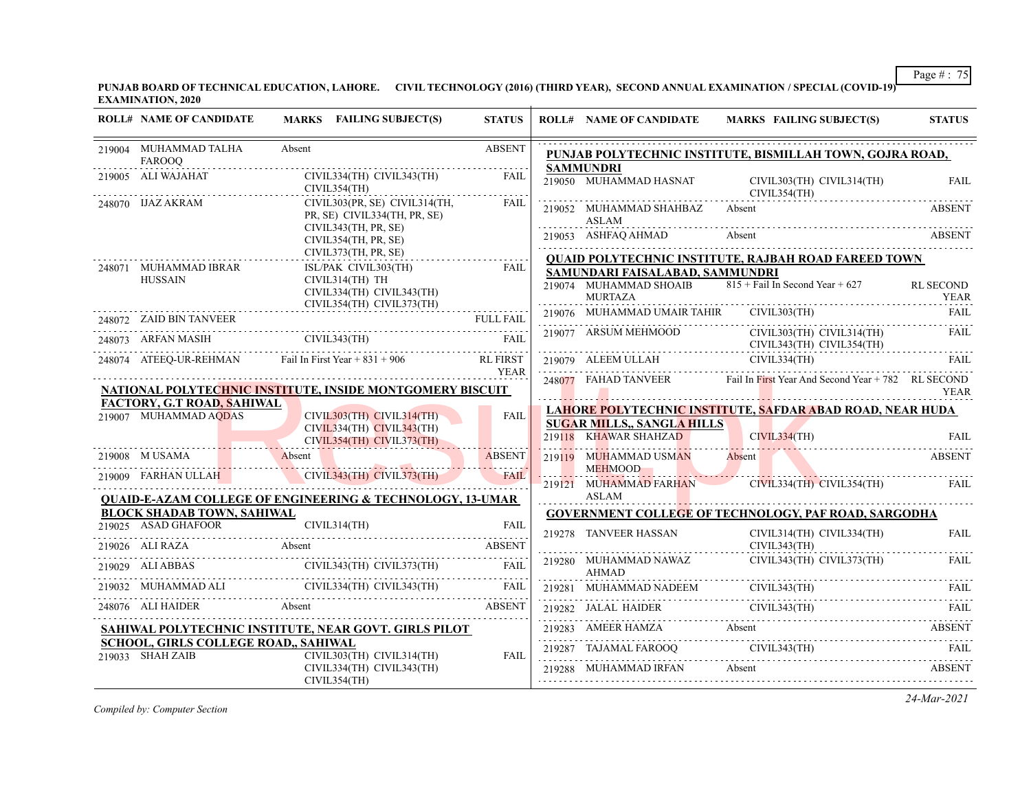PUNJAB BOARD OF TECHNICAL EDUCATION, LAHORE. CIVIL TECHNOLOGY (2016) (THIRD YEAR), SECOND ANNUAL EXAMINATION / SPECIAL (COVID-19) EXAMINATION, 2020

| ROLL# | NAME OF CANDIDATE | MARKS FAILING SUBJECT(S) | STATUS |
|---|---|---|---|
| 219004 | MUHAMMAD TALHA FAROOQ | Absent | ABSENT |
| 219005 | ALI WAJAHAT | CIVIL334(TH) CIVIL343(TH) CIVIL354(TH) | FAIL |
| 248070 | IJAZ AKRAM | CIVIL303(PR, SE) CIVIL314(TH, PR, SE) CIVIL334(TH, PR, SE) CIVIL343(TH, PR, SE) CIVIL354(TH, PR, SE) CIVIL373(TH, PR, SE) | FAIL |
| 248071 | MUHAMMAD IBRAR HUSSAIN | ISL/PAK CIVIL303(TH) CIVIL314(TH) TH CIVIL334(TH) CIVIL343(TH) CIVIL354(TH) CIVIL373(TH) | FAIL |
| 248072 | ZAID BIN TANVEER | | FULL FAIL |
| 248073 | ARFAN MASIH | CIVIL343(TH) | FAIL |
| 248074 | ATEEQ-UR-REHMAN | Fail In First Year + 831 + 906 | RL FIRST YEAR |

**NATIONAL POLYTECHNIC INSTITUTE, INSIDE MONTGOMERY BISCUIT FACTORY, G.T ROAD, SAHIWAL**

| ROLL# | NAME OF CANDIDATE | MARKS FAILING SUBJECT(S) | STATUS |
|---|---|---|---|
| 219007 | MUHAMMAD AQDAS | CIVIL303(TH) CIVIL314(TH) CIVIL334(TH) CIVIL343(TH) CIVIL354(TH) CIVIL373(TH) | FAIL |
| 219008 | M USAMA | Absent | ABSENT |
| 219009 | FARHAN ULLAH | CIVIL343(TH) CIVIL373(TH) | FAIL |

**QUAID-E-AZAM COLLEGE OF ENGINEERING & TECHNOLOGY, 13-UMAR BLOCK SHADAB TOWN, SAHIWAL**

| ROLL# | NAME OF CANDIDATE | MARKS FAILING SUBJECT(S) | STATUS |
|---|---|---|---|
| 219025 | ASAD GHAFOOR | CIVIL314(TH) | FAIL |
| 219026 | ALI RAZA | Absent | ABSENT |
| 219029 | ALI ABBAS | CIVIL343(TH) CIVIL373(TH) | FAIL |
| 219032 | MUHAMMAD ALI | CIVIL334(TH) CIVIL343(TH) | FAIL |
| 248076 | ALI HAIDER | Absent | ABSENT |

**SAHIWAL POLYTECHNIC INSTITUTE, NEAR GOVT. GIRLS PILOT SCHOOL, GIRLS COLLEGE ROAD,, SAHIWAL**

| ROLL# | NAME OF CANDIDATE | MARKS FAILING SUBJECT(S) | STATUS |
|---|---|---|---|
| 219033 | SHAH ZAIB | CIVIL303(TH) CIVIL314(TH) CIVIL334(TH) CIVIL343(TH) CIVIL354(TH) | FAIL |

**PUNJAB POLYTECHNIC INSTITUTE, BISMILLAH TOWN, GOJRA ROAD, SAMMUNDRI**

| ROLL# | NAME OF CANDIDATE | MARKS FAILING SUBJECT(S) | STATUS |
|---|---|---|---|
| 219050 | MUHAMMAD HASNAT | CIVIL303(TH) CIVIL314(TH) CIVIL354(TH) | FAIL |
| 219052 | MUHAMMAD SHAHBAZ ASLAM | Absent | ABSENT |
| 219053 | ASHFAQ AHMAD | Absent | ABSENT |

**QUAID POLYTECHNIC INSTITUTE, RAJBAH ROAD FAREED TOWN SAMUNDARI FAISALABAD, SAMMUNDRI**

| ROLL# | NAME OF CANDIDATE | MARKS FAILING SUBJECT(S) | STATUS |
|---|---|---|---|
| 219074 | MUHAMMAD SHOAIB MURTAZA | 815 + Fail In Second Year + 627 | RL SECOND YEAR |
| 219076 | MUHAMMAD UMAIR TAHIR | CIVIL303(TH) | FAIL |
| 219077 | ARSUM MEHMOOD | CIVIL303(TH) CIVIL314(TH) CIVIL343(TH) CIVIL354(TH) | FAIL |
| 219079 | ALEEM ULLAH | CIVIL334(TH) | FAIL |
| 248077 | FAHAD TANVEER | Fail In First Year And Second Year + 782 | RL SECOND YEAR |

**LAHORE POLYTECHNIC INSTITUTE, SAFDAR ABAD ROAD, NEAR HUDA SUGAR MILLS,, SANGLA HILLS**

| ROLL# | NAME OF CANDIDATE | MARKS FAILING SUBJECT(S) | STATUS |
|---|---|---|---|
| 219118 | KHAWAR SHAHZAD | CIVIL334(TH) | FAIL |
| 219119 | MUHAMMAD USMAN MEHMOOD | Absent | ABSENT |
| 219121 | MUHAMMAD FARHAN ASLAM | CIVIL334(TH) CIVIL354(TH) | FAIL |

**GOVERNMENT COLLEGE OF TECHNOLOGY, PAF ROAD, SARGODHA**

| ROLL# | NAME OF CANDIDATE | MARKS FAILING SUBJECT(S) | STATUS |
|---|---|---|---|
| 219278 | TANVEER HASSAN | CIVIL314(TH) CIVIL334(TH) CIVIL343(TH) | FAIL |
| 219280 | MUHAMMAD NAWAZ AHMAD | CIVIL343(TH) CIVIL373(TH) | FAIL |
| 219281 | MUHAMMAD NADEEM | CIVIL343(TH) | FAIL |
| 219282 | JALAL HAIDER | CIVIL343(TH) | FAIL |
| 219283 | AMEER HAMZA | Absent | ABSENT |
| 219287 | TAJAMAL FAROOQ | CIVIL343(TH) | FAIL |
| 219288 | MUHAMMAD IRFAN | Absent | ABSENT |

*Compiled by: Computer Section*

*24-Mar-2021*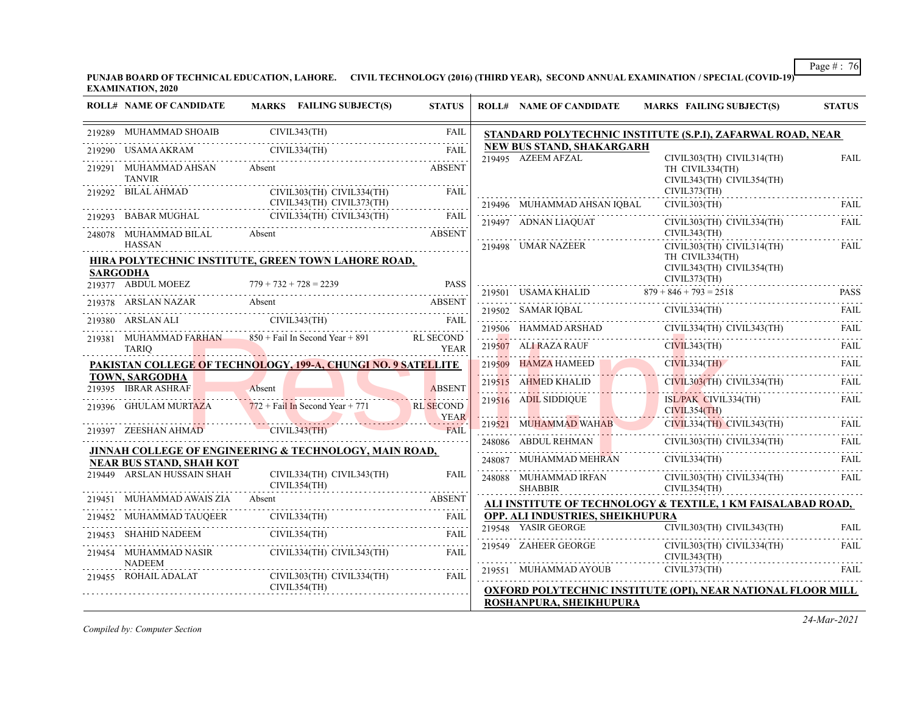**PUNJAB BOARD OF TECHNICAL EDUCATION, LAHORE. CIVIL TECHNOLOGY (2016) (THIRD YEAR), SECOND ANNUAL EXAMINATION / SPECIAL (COVID-19) EXAMINATION, 2020**

| ROLL# | NAME OF CANDIDATE | MARKS | FAILING SUBJECT(S) | STATUS |
|---|---|---|---|---|
| 219289 | MUHAMMAD SHOAIB | | CIVIL343(TH) | FAIL |
| 219290 | USAMA AKRAM | | CIVIL334(TH) | FAIL |
| 219291 | MUHAMMAD AHSAN TANVIR | Absent | | ABSENT |
| 219292 | BILAL AHMAD | | CIVIL303(TH) CIVIL334(TH) CIVIL343(TH) CIVIL373(TH) | FAIL |
| 219293 | BABAR MUGHAL | | CIVIL334(TH) CIVIL343(TH) | FAIL |
| 248078 | MUHAMMAD BILAL HASSAN | Absent | | ABSENT |

**HIRA POLYTECHNIC INSTITUTE, GREEN TOWN LAHORE ROAD, SARGODHA**

| ROLL# | NAME OF CANDIDATE | MARKS | FAILING SUBJECT(S) | STATUS |
|---|---|---|---|---|
| 219377 | ABDUL MOEEZ | 779 + 732 + 728 = 2239 | | PASS |
| 219378 | ARSLAN NAZAR | Absent | | ABSENT |
| 219380 | ARSLAN ALI | | CIVIL343(TH) | FAIL |
| 219381 | MUHAMMAD FARHAN TARIQ | 850 + Fail In Second Year + 891 | | RL SECOND YEAR |

**PAKISTAN COLLEGE OF TECHNOLOGY, 199-A, CHUNGI NO. 9 SATELLITE TOWN, SARGODHA**

| ROLL# | NAME OF CANDIDATE | MARKS | FAILING SUBJECT(S) | STATUS |
|---|---|---|---|---|
| 219395 | IBRAR ASHRAF | Absent | | ABSENT |
| 219396 | GHULAM MURTAZA | 772 + Fail In Second Year + 771 | | RL SECOND YEAR |
| 219397 | ZEESHAN AHMAD | | CIVIL343(TH) | FAIL |

**JINNAH COLLEGE OF ENGINEERING & TECHNOLOGY, MAIN ROAD, NEAR BUS STAND, SHAH KOT**

| ROLL# | NAME OF CANDIDATE | MARKS | FAILING SUBJECT(S) | STATUS |
|---|---|---|---|---|
| 219449 | ARSLAN HUSSAIN SHAH | | CIVIL334(TH) CIVIL343(TH) CIVIL354(TH) | FAIL |
| 219451 | MUHAMMAD AWAIS ZIA | Absent | | ABSENT |
| 219452 | MUHAMMAD TAUQEER | | CIVIL334(TH) | FAIL |
| 219453 | SHAHID NADEEM | | CIVIL354(TH) | FAIL |
| 219454 | MUHAMMAD NASIR NADEEM | | CIVIL334(TH) CIVIL343(TH) | FAIL |
| 219455 | ROHAIL ADALAT | | CIVIL303(TH) CIVIL334(TH) CIVIL354(TH) | FAIL |

**STANDARD POLYTECHNIC INSTITUTE (S.P.I), ZAFARWAL ROAD, NEAR NEW BUS STAND, SHAKARGARH**

| ROLL# | NAME OF CANDIDATE | MARKS | FAILING SUBJECT(S) | STATUS |
|---|---|---|---|---|
| 219495 | AZEEM AFZAL | | CIVIL303(TH) CIVIL314(TH) TH CIVIL334(TH) CIVIL343(TH) CIVIL354(TH) CIVIL373(TH) | FAIL |
| 219496 | MUHAMMAD AHSAN IQBAL | | CIVIL303(TH) | FAIL |
| 219497 | ADNAN LIAQUAT | | CIVIL303(TH) CIVIL334(TH) CIVIL343(TH) | FAIL |
| 219498 | UMAR NAZEER | | CIVIL303(TH) CIVIL314(TH) TH CIVIL334(TH) CIVIL343(TH) CIVIL354(TH) CIVIL373(TH) | FAIL |
| 219501 | USAMA KHALID | 879 + 846 + 793 = 2518 | | PASS |
| 219502 | SAMAR IQBAL | | CIVIL334(TH) | FAIL |
| 219506 | HAMMAD ARSHAD | | CIVIL334(TH) CIVIL343(TH) | FAIL |
| 219507 | ALI RAZA RAUF | | CIVIL343(TH) | FAIL |
| 219509 | HAMZA HAMEED | | CIVIL334(TH) | FAIL |
| 219515 | AHMED KHALID | | CIVIL303(TH) CIVIL334(TH) | FAIL |
| 219516 | ADIL SIDDIQUE | | ISL/PAK CIVIL334(TH) CIVIL354(TH) | FAIL |
| 219521 | MUHAMMAD WAHAB | | CIVIL334(TH) CIVIL343(TH) | FAIL |
| 248086 | ABDUL REHMAN | | CIVIL303(TH) CIVIL334(TH) | FAIL |
| 248087 | MUHAMMAD MEHRAN | | CIVIL334(TH) | FAIL |
| 248088 | MUHAMMAD IRFAN SHABBIR | | CIVIL303(TH) CIVIL334(TH) CIVIL354(TH) | FAIL |

**ALI INSTITUTE OF TECHNOLOGY & TEXTILE, 1 KM FAISALABAD ROAD, OPP. ALI INDUSTRIES, SHEIKHUPURA**

| ROLL# | NAME OF CANDIDATE | MARKS | FAILING SUBJECT(S) | STATUS |
|---|---|---|---|---|
| 219548 | YASIR GEORGE | | CIVIL303(TH) CIVIL343(TH) | FAIL |
| 219549 | ZAHEER GEORGE | | CIVIL303(TH) CIVIL334(TH) CIVIL343(TH) | FAIL |
| 219551 | MUHAMMAD AYOUB | | CIVIL373(TH) | FAIL |

**OXFORD POLYTECHNIC INSTITUTE (OPI), NEAR NATIONAL FLOOR MILL ROSHANPURA, SHEIKHUPURA**

*Compiled by: Computer Section*

24-Mar-2021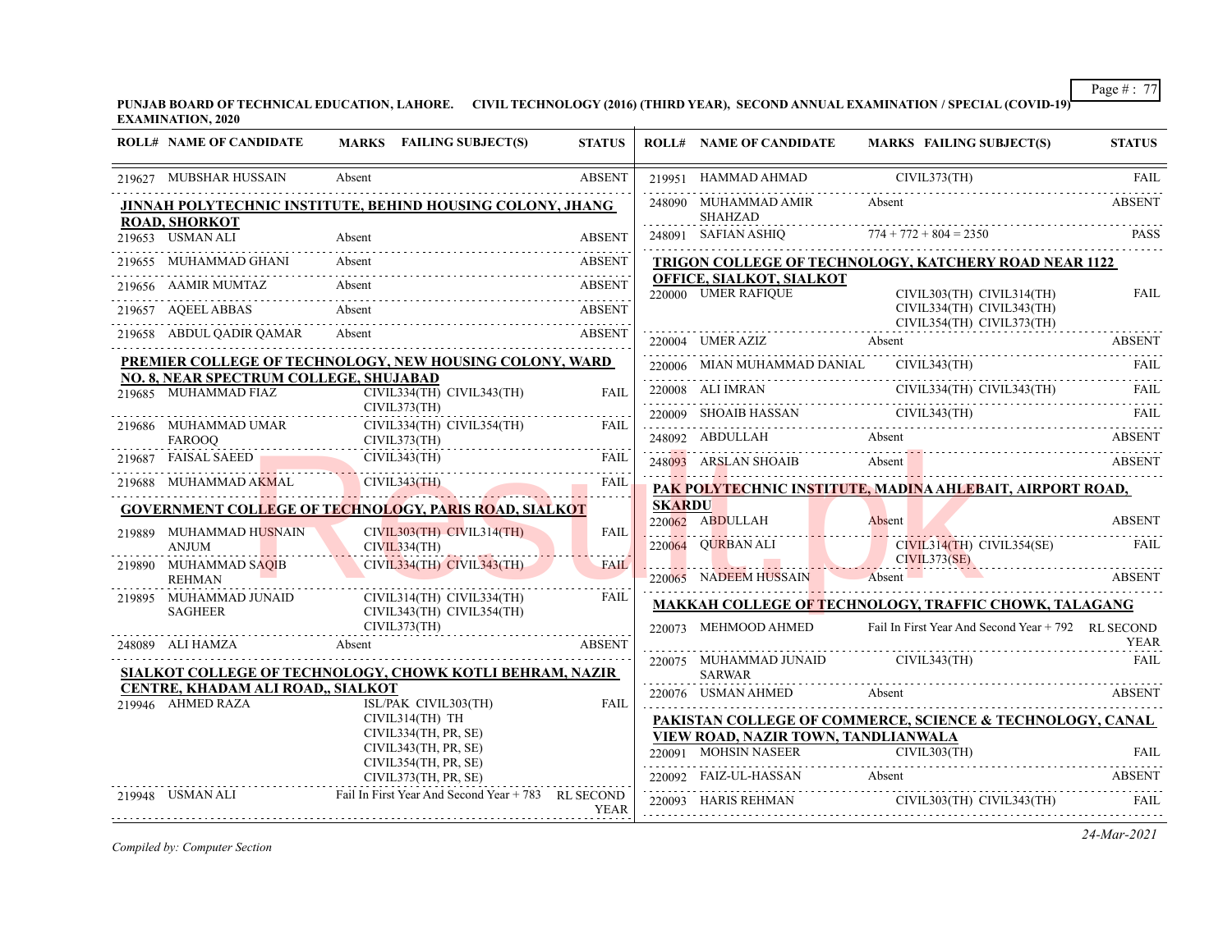**PUNJAB BOARD OF TECHNICAL EDUCATION, LAHORE. CIVIL TECHNOLOGY (2016) (THIRD YEAR), SECOND ANNUAL EXAMINATION / SPECIAL (COVID-19) EXAMINATION, 2020**

| ROLL# | NAME OF CANDIDATE | MARKS | FAILING SUBJECT(S) | STATUS |
|---|---|---|---|---|
| 219627 | MUBSHAR HUSSAIN | Absent | | ABSENT |

**JINNAH POLYTECHNIC INSTITUTE, BEHIND HOUSING COLONY, JHANG ROAD, SHORKOT**

| ROLL# | NAME OF CANDIDATE | MARKS | FAILING SUBJECT(S) | STATUS |
|---|---|---|---|---|
| 219653 | USMAN ALI | Absent | | ABSENT |
| 219655 | MUHAMMAD GHANI | Absent | | ABSENT |
| 219656 | AAMIR MUMTAZ | Absent | | ABSENT |
| 219657 | AQEEL ABBAS | Absent | | ABSENT |
| 219658 | ABDUL QADIR QAMAR | Absent | | ABSENT |

**PREMIER COLLEGE OF TECHNOLOGY, NEW HOUSING COLONY, WARD NO. 8, NEAR SPECTRUM COLLEGE, SHUJABAD**

| ROLL# | NAME OF CANDIDATE | MARKS | FAILING SUBJECT(S) | STATUS |
|---|---|---|---|---|
| 219685 | MUHAMMAD FIAZ | | CIVIL334(TH) CIVIL343(TH) CIVIL373(TH) | FAIL |
| 219686 | MUHAMMAD UMAR FAROOQ | | CIVIL334(TH) CIVIL354(TH) CIVIL373(TH) | FAIL |
| 219687 | FAISAL SAEED | | CIVIL343(TH) | FAIL |
| 219688 | MUHAMMAD AKMAL | | CIVIL343(TH) | FAIL |

**GOVERNMENT COLLEGE OF TECHNOLOGY, PARIS ROAD, SIALKOT**

| ROLL# | NAME OF CANDIDATE | MARKS | FAILING SUBJECT(S) | STATUS |
|---|---|---|---|---|
| 219889 | MUHAMMAD HUSNAIN ANJUM | | CIVIL303(TH) CIVIL314(TH) CIVIL334(TH) | FAIL |
| 219890 | MUHAMMAD SAQIB REHMAN | | CIVIL334(TH) CIVIL343(TH) | FAIL |
| 219895 | MUHAMMAD JUNAID SAGHEER | | CIVIL314(TH) CIVIL334(TH) CIVIL343(TH) CIVIL354(TH) CIVIL373(TH) | FAIL |
| 248089 | ALI HAMZA | Absent | | ABSENT |

**SIALKOT COLLEGE OF TECHNOLOGY, CHOWK KOTLI BEHRAM, NAZIR CENTRE, KHADAM ALI ROAD,, SIALKOT**

| ROLL# | NAME OF CANDIDATE | MARKS | FAILING SUBJECT(S) | STATUS |
|---|---|---|---|---|
| 219946 | AHMED RAZA | | ISL/PAK CIVIL303(TH) CIVIL314(TH) TH CIVIL334(TH, PR, SE) CIVIL343(TH, PR, SE) CIVIL354(TH, PR, SE) CIVIL373(TH, PR, SE) | FAIL |
| 219948 | USMAN ALI | Fail In First Year And Second Year + 783 | | RL SECOND YEAR |
| 219951 | HAMMAD AHMAD | | CIVIL373(TH) | FAIL |
| 248090 | MUHAMMAD AMIR SHAHZAD | Absent | | ABSENT |
| 248091 | SAFIAN ASHIQ | 774 + 772 + 804 = 2350 | | PASS |

**TRIGON COLLEGE OF TECHNOLOGY, KATCHERY ROAD NEAR 1122 OFFICE, SIALKOT, SIALKOT**

| ROLL# | NAME OF CANDIDATE | MARKS | FAILING SUBJECT(S) | STATUS |
|---|---|---|---|---|
| 220000 | UMER RAFIQUE | | CIVIL303(TH) CIVIL314(TH) CIVIL334(TH) CIVIL343(TH) CIVIL354(TH) CIVIL373(TH) | FAIL |
| 220004 | UMER AZIZ | Absent | | ABSENT |
| 220006 | MIAN MUHAMMAD DANIAL | | CIVIL343(TH) | FAIL |
| 220008 | ALI IMRAN | | CIVIL334(TH) CIVIL343(TH) | FAIL |
| 220009 | SHOAIB HASSAN | | CIVIL343(TH) | FAIL |
| 248092 | ABDULLAH | Absent | | ABSENT |
| 248093 | ARSLAN SHOAIB | Absent | | ABSENT |

**PAK POLYTECHNIC INSTITUTE, MADINA AHLEBAIT, AIRPORT ROAD, SKARDU**

| ROLL# | NAME OF CANDIDATE | MARKS | FAILING SUBJECT(S) | STATUS |
|---|---|---|---|---|
| 220062 | ABDULLAH | Absent | | ABSENT |
| 220064 | QURBAN ALI | | CIVIL314(TH) CIVIL354(SE) CIVIL373(SE) | FAIL |
| 220065 | NADEEM HUSSAIN | Absent | | ABSENT |

**MAKKAH COLLEGE OF TECHNOLOGY, TRAFFIC CHOWK, TALAGANG**

| ROLL# | NAME OF CANDIDATE | MARKS | FAILING SUBJECT(S) | STATUS |
|---|---|---|---|---|
| 220073 | MEHMOOD AHMED | Fail In First Year And Second Year + 792 | | RL SECOND YEAR |
| 220075 | MUHAMMAD JUNAID SARWAR | | CIVIL343(TH) | FAIL |
| 220076 | USMAN AHMED | Absent | | ABSENT |

**PAKISTAN COLLEGE OF COMMERCE, SCIENCE & TECHNOLOGY, CANAL VIEW ROAD, NAZIR TOWN, TANDLIANWALA**

| ROLL# | NAME OF CANDIDATE | MARKS | FAILING SUBJECT(S) | STATUS |
|---|---|---|---|---|
| 220091 | MOHSIN NASEER | | CIVIL303(TH) | FAIL |
| 220092 | FAIZ-UL-HASSAN | Absent | | ABSENT |
| 220093 | HARIS REHMAN | | CIVIL303(TH) CIVIL343(TH) | FAIL |

*Compiled by: Computer Section*

*24-Mar-2021*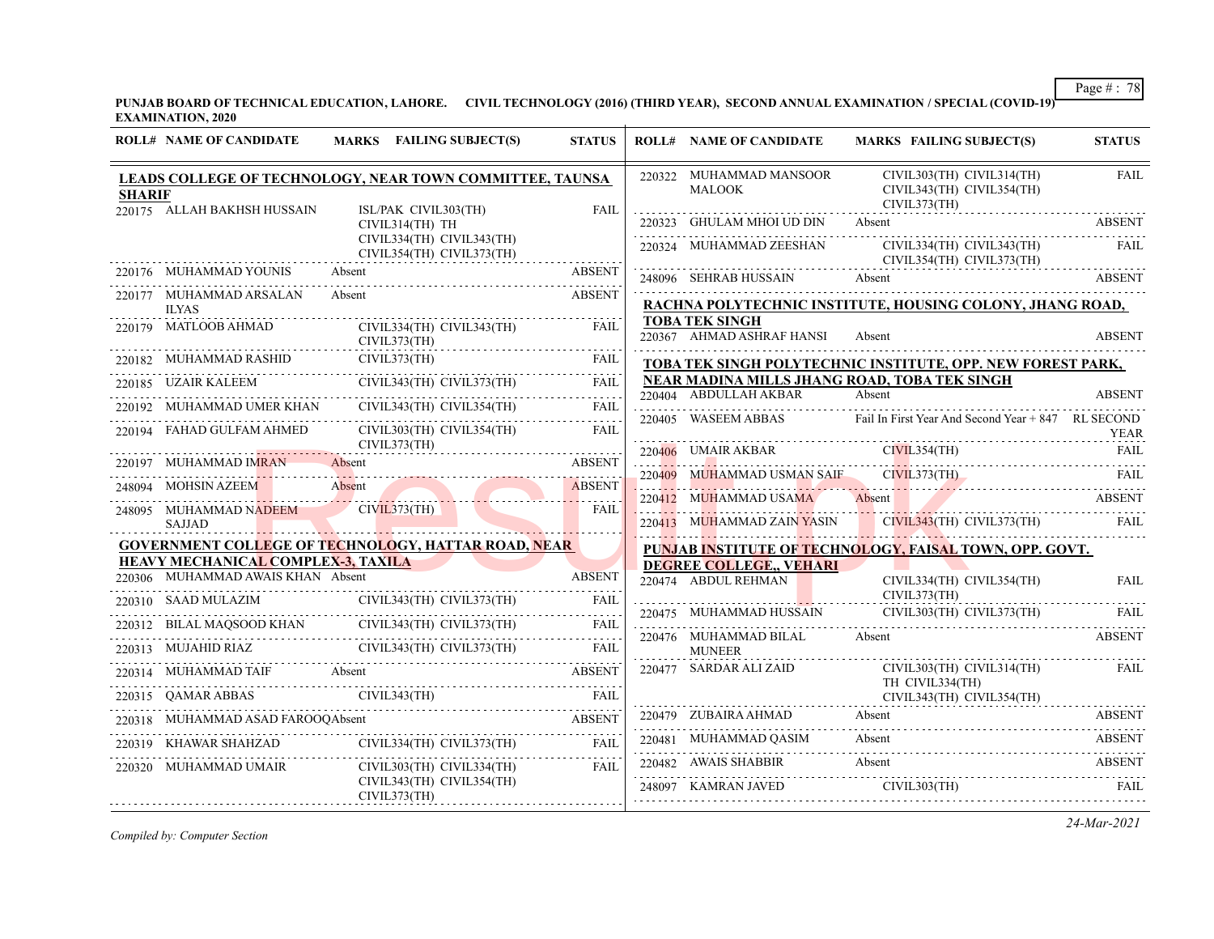**PUNJAB BOARD OF TECHNICAL EDUCATION, LAHORE. CIVIL TECHNOLOGY (2016) (THIRD YEAR), SECOND ANNUAL EXAMINATION / SPECIAL (COVID-19) EXAMINATION, 2020**

| ROLL# | NAME OF CANDIDATE | MARKS | FAILING SUBJECT(S) | STATUS |
|---|---|---|---|---|
| **LEADS COLLEGE OF TECHNOLOGY, NEAR TOWN COMMITTEE, TAUNSA SHARIF** | | | | |
| 220175 | ALLAH BAKHSH HUSSAIN | | ISL/PAK CIVIL303(TH) CIVIL314(TH) TH CIVIL334(TH) CIVIL343(TH) CIVIL354(TH) CIVIL373(TH) | FAIL |
| 220176 | MUHAMMAD YOUNIS | Absent | | ABSENT |
| 220177 | MUHAMMAD ARSALAN ILYAS | Absent | | ABSENT |
| 220179 | MATLOOB AHMAD | | CIVIL334(TH) CIVIL343(TH) CIVIL373(TH) | FAIL |
| 220182 | MUHAMMAD RASHID | | CIVIL373(TH) | FAIL |
| 220185 | UZAIR KALEEM | | CIVIL343(TH) CIVIL373(TH) | FAIL |
| 220192 | MUHAMMAD UMER KHAN | | CIVIL343(TH) CIVIL354(TH) | FAIL |
| 220194 | FAHAD GULFAM AHMED | | CIVIL303(TH) CIVIL354(TH) CIVIL373(TH) | FAIL |
| 220197 | MUHAMMAD IMRAN | Absent | | ABSENT |
| 248094 | MOHSIN AZEEM | Absent | | ABSENT |
| 248095 | MUHAMMAD NADEEM SAJJAD | | CIVIL373(TH) | FAIL |
| **GOVERNMENT COLLEGE OF TECHNOLOGY, HATTAR ROAD, NEAR HEAVY MECHANICAL COMPLEX-3, TAXILA** | | | | |
| 220306 | MUHAMMAD AWAIS KHAN | Absent | | ABSENT |
| 220310 | SAAD MULAZIM | | CIVIL343(TH) CIVIL373(TH) | FAIL |
| 220312 | BILAL MAQSOOD KHAN | | CIVIL343(TH) CIVIL373(TH) | FAIL |
| 220313 | MUJAHID RIAZ | | CIVIL343(TH) CIVIL373(TH) | FAIL |
| 220314 | MUHAMMAD TAIF | Absent | | ABSENT |
| 220315 | QAMAR ABBAS | | CIVIL343(TH) | FAIL |
| 220318 | MUHAMMAD ASAD FAROOQ | Absent | | ABSENT |
| 220319 | KHAWAR SHAHZAD | | CIVIL334(TH) CIVIL373(TH) | FAIL |
| 220320 | MUHAMMAD UMAIR | | CIVIL303(TH) CIVIL334(TH) CIVIL343(TH) CIVIL354(TH) CIVIL373(TH) | FAIL |
| 220322 | MUHAMMAD MANSOOR MALOOK | | CIVIL303(TH) CIVIL314(TH) CIVIL343(TH) CIVIL354(TH) CIVIL373(TH) | FAIL |
| 220323 | GHULAM MHOI UD DIN | Absent | | ABSENT |
| 220324 | MUHAMMAD ZEESHAN | | CIVIL334(TH) CIVIL343(TH) CIVIL354(TH) CIVIL373(TH) | FAIL |
| 248096 | SEHRAB HUSSAIN | Absent | | ABSENT |
| **RACHNA POLYTECHNIC INSTITUTE, HOUSING COLONY, JHANG ROAD, TOBA TEK SINGH** | | | | |
| 220367 | AHMAD ASHRAF HANSI | Absent | | ABSENT |
| **TOBA TEK SINGH POLYTECHNIC INSTITUTE, OPP. NEW FOREST PARK, NEAR MADINA MILLS JHANG ROAD, TOBA TEK SINGH** | | | | |
| 220404 | ABDULLAH AKBAR | Absent | | ABSENT |
| 220405 | WASEEM ABBAS | | Fail In First Year And Second Year + 847 | RL SECOND YEAR |
| 220406 | UMAIR AKBAR | | CIVIL354(TH) | FAIL |
| 220409 | MUHAMMAD USMAN SAIF | | CIVIL373(TH) | FAIL |
| 220412 | MUHAMMAD USAMA | Absent | | ABSENT |
| 220413 | MUHAMMAD ZAIN YASIN | | CIVIL343(TH) CIVIL373(TH) | FAIL |
| **PUNJAB INSTITUTE OF TECHNOLOGY, FAISAL TOWN, OPP. GOVT. DEGREE COLLEGE,, VEHARI** | | | | |
| 220474 | ABDUL REHMAN | | CIVIL334(TH) CIVIL354(TH) CIVIL373(TH) | FAIL |
| 220475 | MUHAMMAD HUSSAIN | | CIVIL303(TH) CIVIL373(TH) | FAIL |
| 220476 | MUHAMMAD BILAL MUNEER | Absent | | ABSENT |
| 220477 | SARDAR ALI ZAID | | CIVIL303(TH) CIVIL314(TH) TH CIVIL334(TH) CIVIL343(TH) CIVIL354(TH) | FAIL |
| 220479 | ZUBAIRA AHMAD | Absent | | ABSENT |
| 220481 | MUHAMMAD QASIM | Absent | | ABSENT |
| 220482 | AWAIS SHABBIR | Absent | | ABSENT |
| 248097 | KAMRAN JAVED | | CIVIL303(TH) | FAIL |

*Compiled by: Computer Section*

*24-Mar-2021*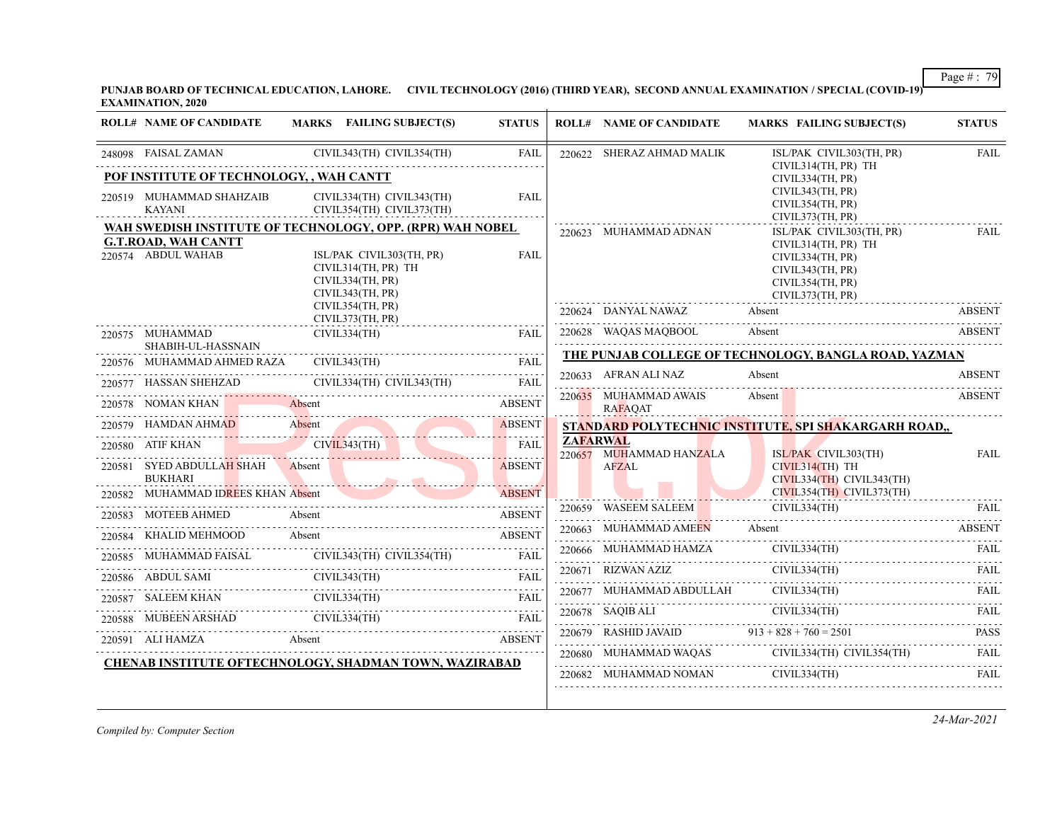**PUNJAB BOARD OF TECHNICAL EDUCATION, LAHORE. CIVIL TECHNOLOGY (2016) (THIRD YEAR), SECOND ANNUAL EXAMINATION / SPECIAL (COVID-19) EXAMINATION, 2020**

| ROLL# | NAME OF CANDIDATE | MARKS | FAILING SUBJECT(S) | STATUS |
|---|---|---|---|---|
| 248098 | FAISAL ZAMAN | | CIVIL343(TH) CIVIL354(TH) | FAIL |

**POF INSTITUTE OF TECHNOLOGY, , WAH CANTT**

| ROLL# | NAME OF CANDIDATE | MARKS | FAILING SUBJECT(S) | STATUS |
|---|---|---|---|---|
| 220519 | MUHAMMAD SHAHZAIB KAYANI | | CIVIL334(TH) CIVIL343(TH) CIVIL354(TH) CIVIL373(TH) | FAIL |

**WAH SWEDISH INSTITUTE OF TECHNOLOGY, OPP. (RPR) WAH NOBEL G.T.ROAD, WAH CANTT**

| ROLL# | NAME OF CANDIDATE | MARKS | FAILING SUBJECT(S) | STATUS |
|---|---|---|---|---|
| 220574 | ABDUL WAHAB | | ISL/PAK CIVIL303(TH, PR) CIVIL314(TH, PR) TH CIVIL334(TH, PR) CIVIL343(TH, PR) CIVIL354(TH, PR) CIVIL373(TH, PR) | FAIL |
| 220575 | MUHAMMAD SHABIH-UL-HASSNAIN | | CIVIL334(TH) | FAIL |
| 220576 | MUHAMMAD AHMED RAZA | | CIVIL343(TH) | FAIL |
| 220577 | HASSAN SHEHZAD | | CIVIL334(TH) CIVIL343(TH) | FAIL |
| 220578 | NOMAN KHAN | Absent | | ABSENT |
| 220579 | HAMDAN AHMAD | Absent | | ABSENT |
| 220580 | ATIF KHAN | | CIVIL343(TH) | FAIL |
| 220581 | SYED ABDULLAH SHAH BUKHARI | Absent | | ABSENT |
| 220582 | MUHAMMAD IDREES KHAN | Absent | | ABSENT |
| 220583 | MOTEEB AHMED | Absent | | ABSENT |
| 220584 | KHALID MEHMOOD | Absent | | ABSENT |
| 220585 | MUHAMMAD FAISAL | | CIVIL343(TH) CIVIL354(TH) | FAIL |
| 220586 | ABDUL SAMI | | CIVIL343(TH) | FAIL |
| 220587 | SALEEM KHAN | | CIVIL334(TH) | FAIL |
| 220588 | MUBEEN ARSHAD | | CIVIL334(TH) | FAIL |
| 220591 | ALI HAMZA | Absent | | ABSENT |

**CHENAB INSTITUTE OFTECHNOLOGY, SHADMAN TOWN, WAZIRABAD**

| ROLL# | NAME OF CANDIDATE | MARKS | FAILING SUBJECT(S) | STATUS |
|---|---|---|---|---|
| 220622 | SHERAZ AHMAD MALIK | | ISL/PAK CIVIL303(TH, PR) CIVIL314(TH, PR) TH CIVIL334(TH, PR) CIVIL343(TH, PR) CIVIL354(TH, PR) CIVIL373(TH, PR) | FAIL |
| 220623 | MUHAMMAD ADNAN | | ISL/PAK CIVIL303(TH, PR) CIVIL314(TH, PR) TH CIVIL334(TH, PR) CIVIL343(TH, PR) CIVIL354(TH, PR) CIVIL373(TH, PR) | FAIL |
| 220624 | DANYAL NAWAZ | Absent | | ABSENT |
| 220628 | WAQAS MAQBOOL | Absent | | ABSENT |

**THE PUNJAB COLLEGE OF TECHNOLOGY, BANGLA ROAD, YAZMAN**

| ROLL# | NAME OF CANDIDATE | MARKS | FAILING SUBJECT(S) | STATUS |
|---|---|---|---|---|
| 220633 | AFRAN ALI NAZ | Absent | | ABSENT |
| 220635 | MUHAMMAD AWAIS RAFAQAT | Absent | | ABSENT |

**STANDARD POLYTECHNIC INSTITUTE, SPI SHAKARGARH ROAD,, ZAFARWAL**

| ROLL# | NAME OF CANDIDATE | MARKS | FAILING SUBJECT(S) | STATUS |
|---|---|---|---|---|
| 220657 | MUHAMMAD HANZALA AFZAL | | ISL/PAK CIVIL303(TH) CIVIL314(TH) TH CIVIL334(TH) CIVIL343(TH) CIVIL354(TH) CIVIL373(TH) | FAIL |
| 220659 | WASEEM SALEEM | | CIVIL334(TH) | FAIL |
| 220663 | MUHAMMAD AMEEN | Absent | | ABSENT |
| 220666 | MUHAMMAD HAMZA | | CIVIL334(TH) | FAIL |
| 220671 | RIZWAN AZIZ | | CIVIL334(TH) | FAIL |
| 220677 | MUHAMMAD ABDULLAH | | CIVIL334(TH) | FAIL |
| 220678 | SAQIB ALI | | CIVIL334(TH) | FAIL |
| 220679 | RASHID JAVAID | 913 + 828 + 760 = 2501 | | PASS |
| 220680 | MUHAMMAD WAQAS | | CIVIL334(TH) CIVIL354(TH) | FAIL |
| 220682 | MUHAMMAD NOMAN | | CIVIL334(TH) | FAIL |

*Compiled by: Computer Section*

*24-Mar-2021*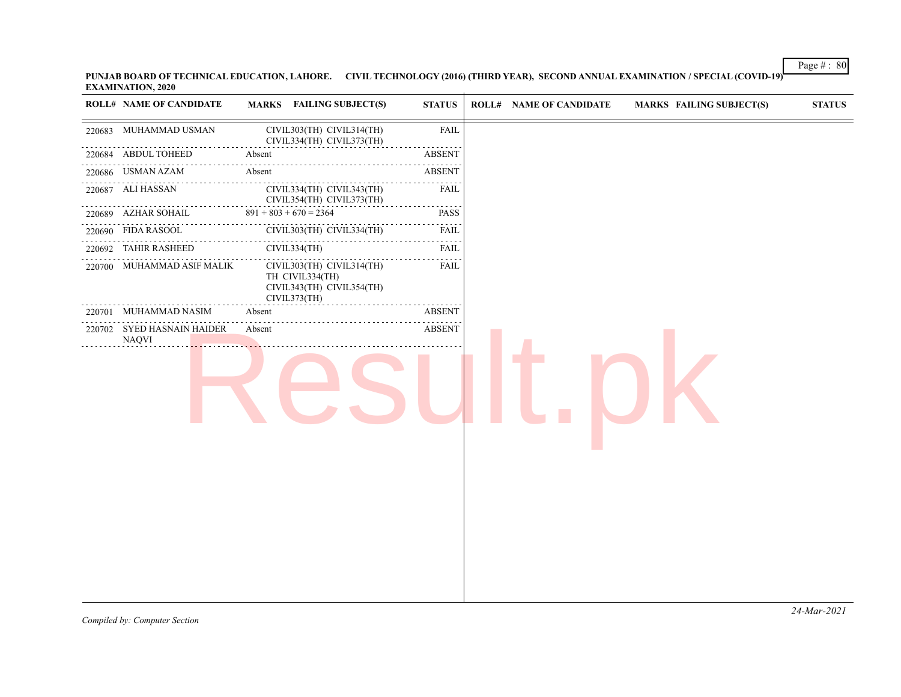**PUNJAB BOARD OF TECHNICAL EDUCATION, LAHORE. CIVIL TECHNOLOGY (2016) (THIRD YEAR), SECOND ANNUAL EXAMINATION / SPECIAL (COVID-19) EXAMINATION, 2020**

| ROLL# | NAME OF CANDIDATE | MARKS | FAILING SUBJECT(S) | STATUS |
|---|---|---|---|---|
| 220683 | MUHAMMAD USMAN | | CIVIL303(TH) CIVIL314(TH) CIVIL334(TH) CIVIL373(TH) | FAIL |
| 220684 | ABDUL TOHEED | Absent | | ABSENT |
| 220686 | USMAN AZAM | Absent | | ABSENT |
| 220687 | ALI HASSAN | | CIVIL334(TH) CIVIL343(TH) CIVIL354(TH) CIVIL373(TH) | FAIL |
| 220689 | AZHAR SOHAIL | 891 + 803 + 670 = 2364 | | PASS |
| 220690 | FIDA RASOOL | | CIVIL303(TH) CIVIL334(TH) | FAIL |
| 220692 | TAHIR RASHEED | | CIVIL334(TH) | FAIL |
| 220700 | MUHAMMAD ASIF MALIK | | CIVIL303(TH) CIVIL314(TH) TH CIVIL334(TH) CIVIL343(TH) CIVIL354(TH) CIVIL373(TH) | FAIL |
| 220701 | MUHAMMAD NASIM | Absent | | ABSENT |
| 220702 | SYED HASNAIN HAIDER NAQVI | Absent | | ABSENT |

*Compiled by: Computer Section*

*24-Mar-2021*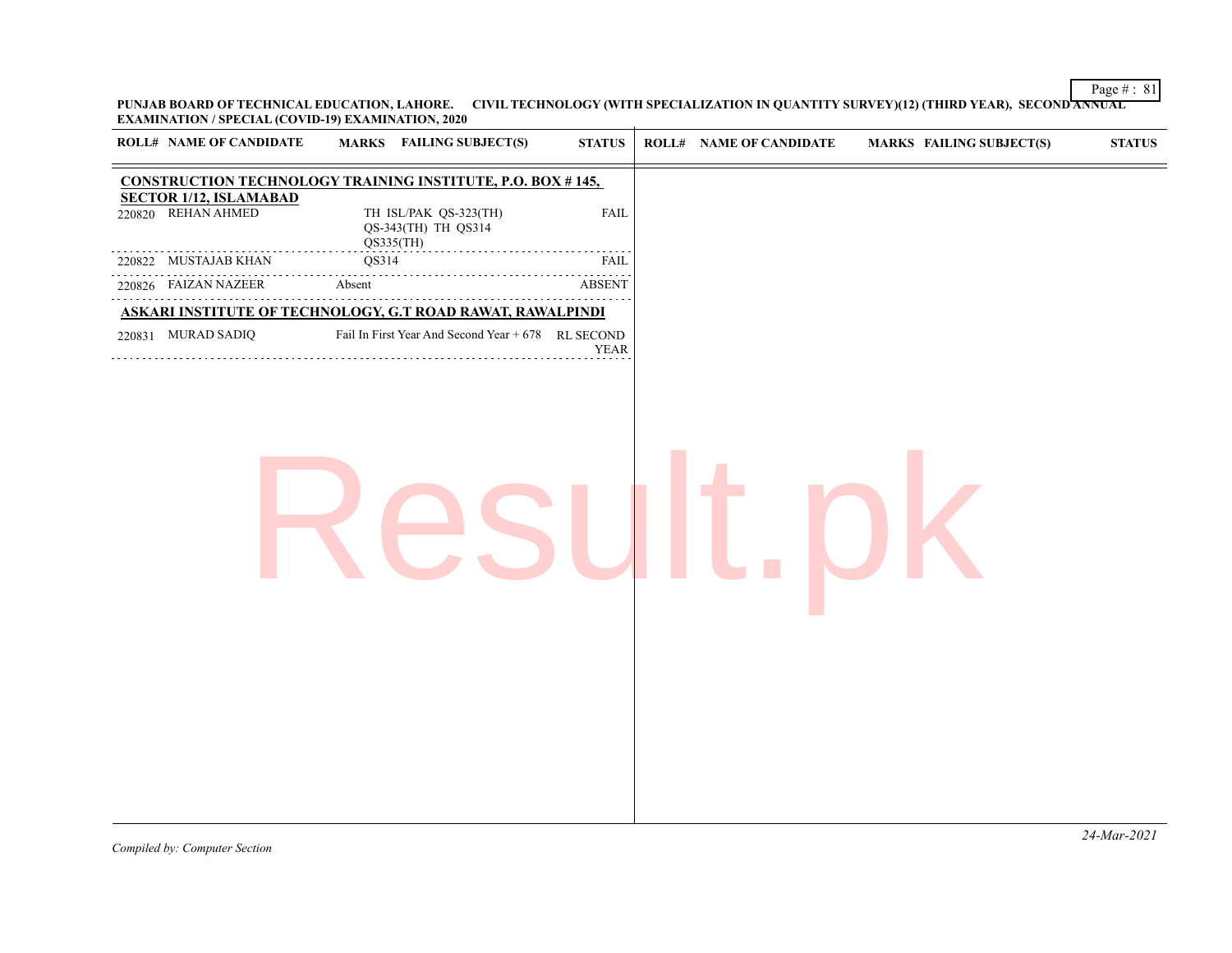**PUNJAB BOARD OF TECHNICAL EDUCATION, LAHORE. CIVIL TECHNOLOGY (WITH SPECIALIZATION IN QUANTITY SURVEY)(12) (THIRD YEAR), SECOND ANNUAL EXAMINATION / SPECIAL (COVID-19) EXAMINATION, 2020**

| ROLL# | NAME OF CANDIDATE | MARKS | FAILING SUBJECT(S) | STATUS |
|---|---|---|---|---|
| **CONSTRUCTION TECHNOLOGY TRAINING INSTITUTE, P.O. BOX # 145, SECTOR 1/12, ISLAMABAD** | | | | |
| 220820 | REHAN AHMED | | TH ISL/PAK QS-323(TH) QS-343(TH) TH QS314 QS335(TH) | FAIL |
| 220822 | MUSTAJAB KHAN | | QS314 | FAIL |
| 220826 | FAIZAN NAZEER | Absent | | ABSENT |
| **ASKARI INSTITUTE OF TECHNOLOGY, G.T ROAD RAWAT, RAWALPINDI** | | | | |
| 220831 | MURAD SADIQ | Fail In First Year And Second Year + 678 | | RL SECOND YEAR |

*Compiled by: Computer Section*

*24-Mar-2021*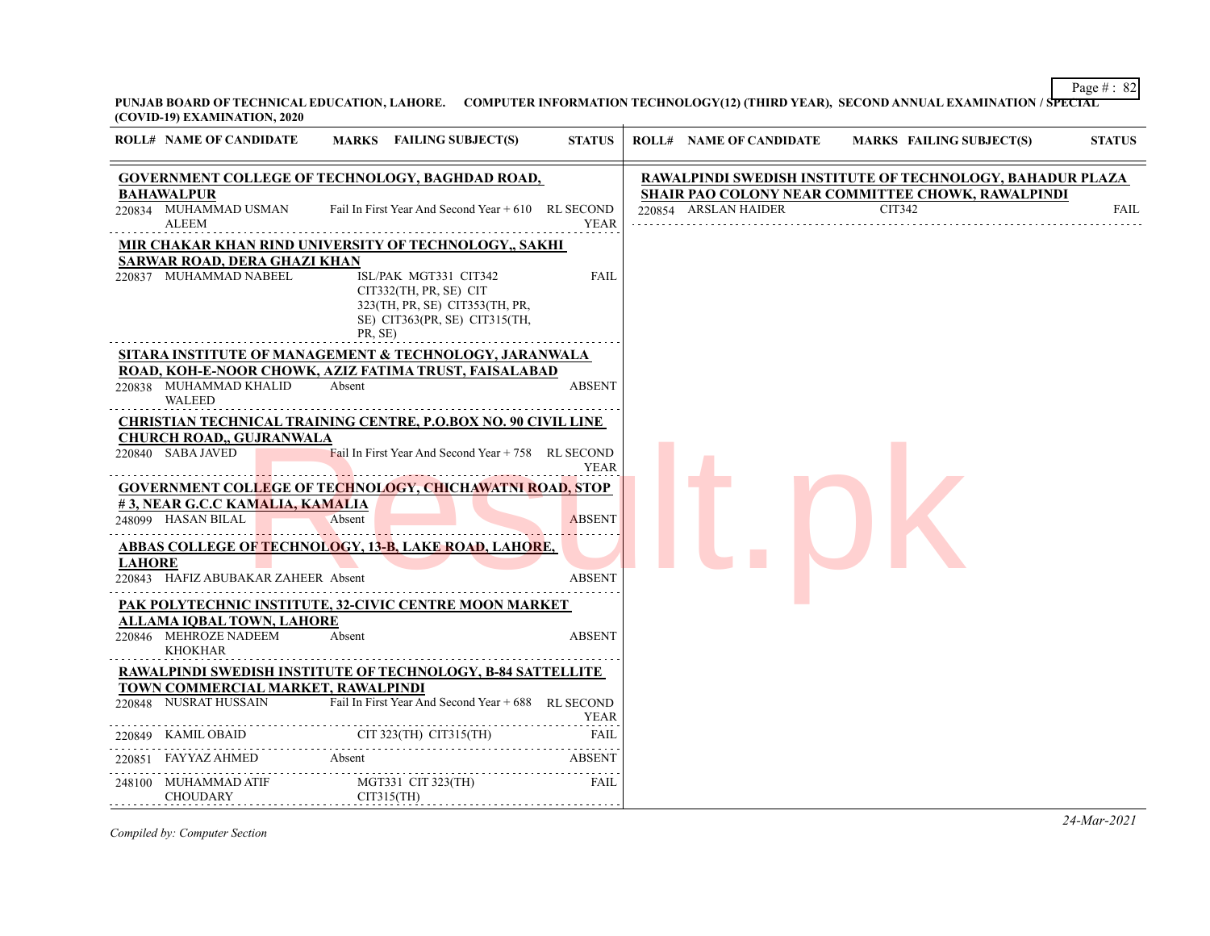**PUNJAB BOARD OF TECHNICAL EDUCATION, LAHORE. COMPUTER INFORMATION TECHNOLOGY(12) (THIRD YEAR), SECOND ANNUAL EXAMINATION / SPECIAL (COVID-19) EXAMINATION, 2020**

| ROLL# | NAME OF CANDIDATE | MARKS | FAILING SUBJECT(S) | STATUS |
|---|---|---|---|---|
| **GOVERNMENT COLLEGE OF TECHNOLOGY, BAGHDAD ROAD, BAHAWALPUR** | | | | |
| 220834 | MUHAMMAD USMAN ALEEM | | Fail In First Year And Second Year + 610 | RL SECOND YEAR |
| **MIR CHAKAR KHAN RIND UNIVERSITY OF TECHNOLOGY,, SAKHI SARWAR ROAD, DERA GHAZI KHAN** | | | | |
| 220837 | MUHAMMAD NABEEL | | ISL/PAK MGT331 CIT342 CIT332(TH, PR, SE) CIT 323(TH, PR, SE) CIT353(TH, PR, SE) CIT363(PR, SE) CIT315(TH, PR, SE) | FAIL |
| **SITARA INSTITUTE OF MANAGEMENT & TECHNOLOGY, JARANWALA ROAD, KOH-E-NOOR CHOWK, AZIZ FATIMA TRUST, FAISALABAD** | | | | |
| 220838 | MUHAMMAD KHALID WALEED | Absent | | ABSENT |
| **CHRISTIAN TECHNICAL TRAINING CENTRE, P.O.BOX NO. 90 CIVIL LINE CHURCH ROAD,, GUJRANWALA** | | | | |
| 220840 | SABA JAVED | | Fail In First Year And Second Year + 758 | RL SECOND YEAR |
| **GOVERNMENT COLLEGE OF TECHNOLOGY, CHICHAWATNI ROAD, STOP # 3, NEAR G.C.C KAMALIA, KAMALIA** | | | | |
| 248099 | HASAN BILAL | Absent | | ABSENT |
| **ABBAS COLLEGE OF TECHNOLOGY, 13-B, LAKE ROAD, LAHORE, LAHORE** | | | | |
| 220843 | HAFIZ ABUBAKAR ZAHEER | Absent | | ABSENT |
| **PAK POLYTECHNIC INSTITUTE, 32-CIVIC CENTRE MOON MARKET ALLAMA IQBAL TOWN, LAHORE** | | | | |
| 220846 | MEHROZE NADEEM KHOKHAR | Absent | | ABSENT |
| **RAWALPINDI SWEDISH INSTITUTE OF TECHNOLOGY, B-84 SATTELLITE TOWN COMMERCIAL MARKET, RAWALPINDI** | | | | |
| 220848 | NUSRAT HUSSAIN | | Fail In First Year And Second Year + 688 | RL SECOND YEAR |
| 220849 | KAMIL OBAID | | CIT 323(TH) CIT315(TH) | FAIL |
| 220851 | FAYYAZ AHMED | Absent | | ABSENT |
| 248100 | MUHAMMAD ATIF CHOUDARY | | MGT331 CIT 323(TH) CIT315(TH) | FAIL |
| **RAWALPINDI SWEDISH INSTITUTE OF TECHNOLOGY, BAHADUR PLAZA SHAIR PAO COLONY NEAR COMMITTEE CHOWK, RAWALPINDI** | | | | |
| 220854 | ARSLAN HAIDER | | CIT342 | FAIL |

*Compiled by: Computer Section*

*24-Mar-2021*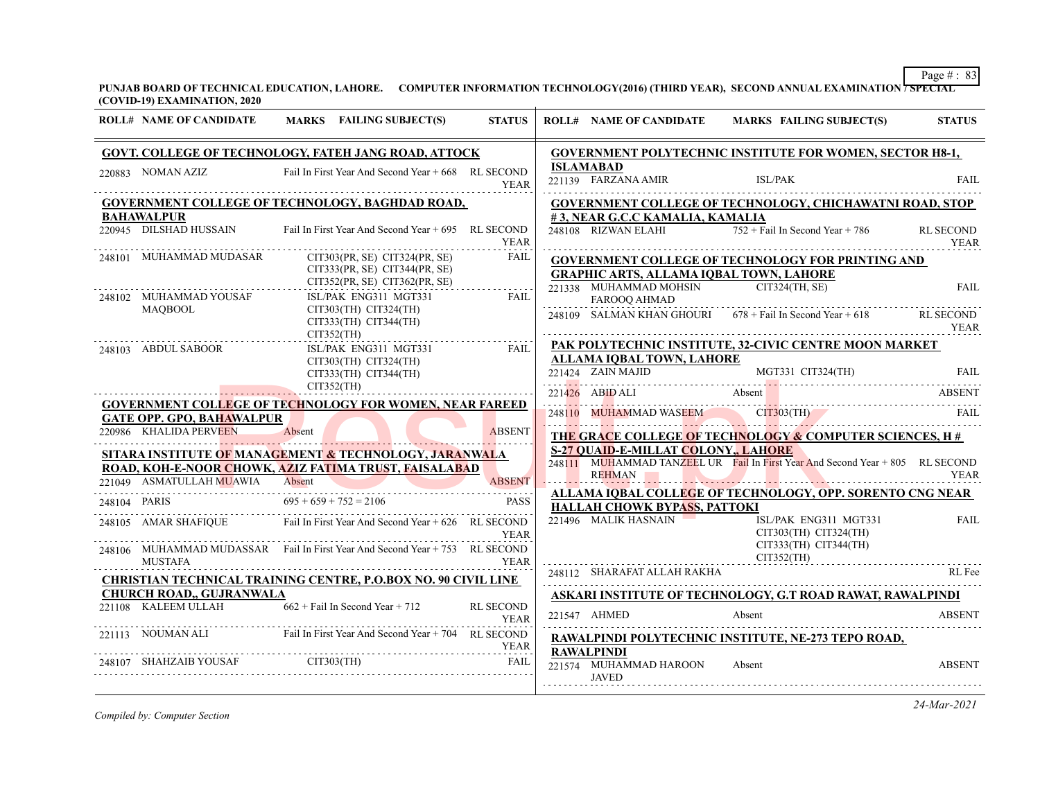**PUNJAB BOARD OF TECHNICAL EDUCATION, LAHORE. COMPUTER INFORMATION TECHNOLOGY(2016) (THIRD YEAR), SECOND ANNUAL EXAMINATION / SPECIAL (COVID-19) EXAMINATION, 2020**

| ROLL# | NAME OF CANDIDATE | MARKS FAILING SUBJECT(S) | STATUS |
|---|---|---|---|
| | **GOVT. COLLEGE OF TECHNOLOGY, FATEH JANG ROAD, ATTOCK** | | |
| 220883 | NOMAN AZIZ | Fail In First Year And Second Year + 668 | RL SECOND YEAR |
| | **GOVERNMENT COLLEGE OF TECHNOLOGY, BAGHDAD ROAD, BAHAWALPUR** | | |
| 220945 | DILSHAD HUSSAIN | Fail In First Year And Second Year + 695 | RL SECOND YEAR |
| 248101 | MUHAMMAD MUDASAR | CIT303(PR, SE) CIT324(PR, SE) CIT333(PR, SE) CIT344(PR, SE) CIT352(PR, SE) CIT362(PR, SE) | FAIL |
| 248102 | MUHAMMAD YOUSAF MAQBOOL | ISL/PAK ENG311 MGT331 CIT303(TH) CIT324(TH) CIT333(TH) CIT344(TH) CIT352(TH) | FAIL |
| 248103 | ABDUL SABOOR | ISL/PAK ENG311 MGT331 CIT303(TH) CIT324(TH) CIT333(TH) CIT344(TH) CIT352(TH) | FAIL |
| | **GOVERNMENT COLLEGE OF TECHNOLOGY FOR WOMEN, NEAR FAREED GATE OPP. GPO, BAHAWALPUR** | | |
| 220986 | KHALIDA PERVEEN | Absent | ABSENT |
| | **SITARA INSTITUTE OF MANAGEMENT & TECHNOLOGY, JARANWALA ROAD, KOH-E-NOOR CHOWK, AZIZ FATIMA TRUST, FAISALABAD** | | |
| 221049 | ASMATULLAH MUAWIA | Absent | ABSENT |
| 248104 | PARIS | 695 + 659 + 752 = 2106 | PASS |
| 248105 | AMAR SHAFIQUE | Fail In First Year And Second Year + 626 | RL SECOND YEAR |
| 248106 | MUHAMMAD MUDASSAR MUSTAFA | Fail In First Year And Second Year + 753 | RL SECOND YEAR |
| | **CHRISTIAN TECHNICAL TRAINING CENTRE, P.O.BOX NO. 90 CIVIL LINE CHURCH ROAD,, GUJRANWALA** | | |
| 221108 | KALEEM ULLAH | 662 + Fail In Second Year + 712 | RL SECOND YEAR |
| 221113 | NOUMAN ALI | Fail In First Year And Second Year + 704 | RL SECOND YEAR |
| 248107 | SHAHZAIB YOUSAF | CIT303(TH) | FAIL |
| | **GOVERNMENT POLYTECHNIC INSTITUTE FOR WOMEN, SECTOR H8-1, ISLAMABAD** | | |
| 221139 | FARZANA AMIR | ISL/PAK | FAIL |
| | **GOVERNMENT COLLEGE OF TECHNOLOGY, CHICHAWATNI ROAD, STOP # 3, NEAR G.C.C KAMALIA, KAMALIA** | | |
| 248108 | RIZWAN ELAHI | 752 + Fail In Second Year + 786 | RL SECOND YEAR |
| | **GOVERNMENT COLLEGE OF TECHNOLOGY FOR PRINTING AND GRAPHIC ARTS, ALLAMA IQBAL TOWN, LAHORE** | | |
| 221338 | MUHAMMAD MOHSIN FAROOQ AHMAD | CIT324(TH, SE) | FAIL |
| 248109 | SALMAN KHAN GHOURI | 678 + Fail In Second Year + 618 | RL SECOND YEAR |
| | **PAK POLYTECHNIC INSTITUTE, 32-CIVIC CENTRE MOON MARKET ALLAMA IQBAL TOWN, LAHORE** | | |
| 221424 | ZAIN MAJID | MGT331 CIT324(TH) | FAIL |
| 221426 | ABID ALI | Absent | ABSENT |
| 248110 | MUHAMMAD WASEEM | CIT303(TH) | FAIL |
| | **THE GRACE COLLEGE OF TECHNOLOGY & COMPUTER SCIENCES, H # S-27 QUAID-E-MILLAT COLONY,, LAHORE** | | |
| 248111 | MUHAMMAD TANZEEL UR REHMAN | Fail In First Year And Second Year + 805 | RL SECOND YEAR |
| | **ALLAMA IQBAL COLLEGE OF TECHNOLOGY, OPP. SORENTO CNG NEAR HALLAH CHOWK BYPASS, PATTOKI** | | |
| 221496 | MALIK HASNAIN | ISL/PAK ENG311 MGT331 CIT303(TH) CIT324(TH) CIT333(TH) CIT344(TH) CIT352(TH) | FAIL |
| 248112 | SHARAFAT ALLAH RAKHA | | RL Fee |
| | **ASKARI INSTITUTE OF TECHNOLOGY, G.T ROAD RAWAT, RAWALPINDI** | | |
| 221547 | AHMED | Absent | ABSENT |
| | **RAWALPINDI POLYTECHNIC INSTITUTE, NE-273 TEPO ROAD, RAWALPINDI** | | |
| 221574 | MUHAMMAD HAROON JAVED | Absent | ABSENT |

*Compiled by: Computer Section*

*24-Mar-2021*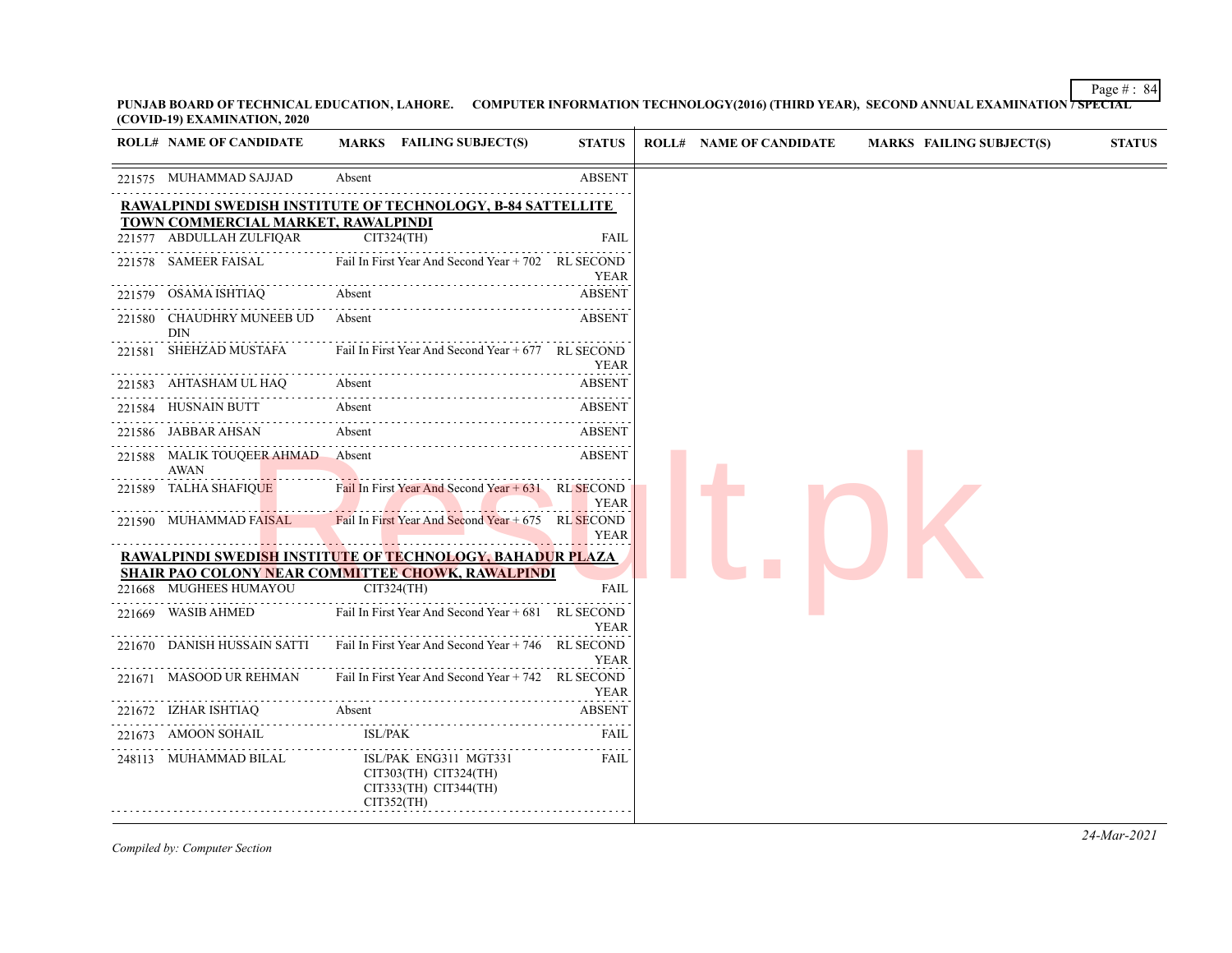**PUNJAB BOARD OF TECHNICAL EDUCATION, LAHORE. COMPUTER INFORMATION TECHNOLOGY(2016) (THIRD YEAR), SECOND ANNUAL EXAMINATION / SPECIAL (COVID-19) EXAMINATION, 2020**

| ROLL# | NAME OF CANDIDATE | MARKS | FAILING SUBJECT(S) | STATUS |
|---|---|---|---|---|
| 221575 | MUHAMMAD SAJJAD | Absent | | ABSENT |

**RAWALPINDI SWEDISH INSTITUTE OF TECHNOLOGY, B-84 SATTELLITE TOWN COMMERCIAL MARKET, RAWALPINDI**

| ROLL# | NAME OF CANDIDATE | MARKS | FAILING SUBJECT(S) | STATUS |
|---|---|---|---|---|
| 221577 | ABDULLAH ZULFIQAR | | CIT324(TH) | FAIL |
| 221578 | SAMEER FAISAL | Fail In First Year And Second Year + 702 | | RL SECOND YEAR |
| 221579 | OSAMA ISHTIAQ | Absent | | ABSENT |
| 221580 | CHAUDHRY MUNEEB UD DIN | Absent | | ABSENT |
| 221581 | SHEHZAD MUSTAFA | Fail In First Year And Second Year + 677 | | RL SECOND YEAR |
| 221583 | AHTASHAM UL HAQ | Absent | | ABSENT |
| 221584 | HUSNAIN BUTT | Absent | | ABSENT |
| 221586 | JABBAR AHSAN | Absent | | ABSENT |
| 221588 | MALIK TOUQEER AHMAD AWAN | Absent | | ABSENT |
| 221589 | TALHA SHAFIQUE | Fail In First Year And Second Year + 631 | | RL SECOND YEAR |
| 221590 | MUHAMMAD FAISAL | Fail In First Year And Second Year + 675 | | RL SECOND YEAR |

**RAWALPINDI SWEDISH INSTITUTE OF TECHNOLOGY, BAHADUR PLAZA SHAIR PAO COLONY NEAR COMMITTEE CHOWK, RAWALPINDI**

| ROLL# | NAME OF CANDIDATE | MARKS | FAILING SUBJECT(S) | STATUS |
|---|---|---|---|---|
| 221668 | MUGHEES HUMAYOU | | CIT324(TH) | FAIL |
| 221669 | WASIB AHMED | Fail In First Year And Second Year + 681 | | RL SECOND YEAR |
| 221670 | DANISH HUSSAIN SATTI | Fail In First Year And Second Year + 746 | | RL SECOND YEAR |
| 221671 | MASOOD UR REHMAN | Fail In First Year And Second Year + 742 | | RL SECOND YEAR |
| 221672 | IZHAR ISHTIAQ | Absent | | ABSENT |
| 221673 | AMOON SOHAIL | | ISL/PAK | FAIL |
| 248113 | MUHAMMAD BILAL | | ISL/PAK ENG311 MGT331 CIT303(TH) CIT324(TH) CIT333(TH) CIT344(TH) CIT352(TH) | FAIL |

*Compiled by: Computer Section*

*24-Mar-2021*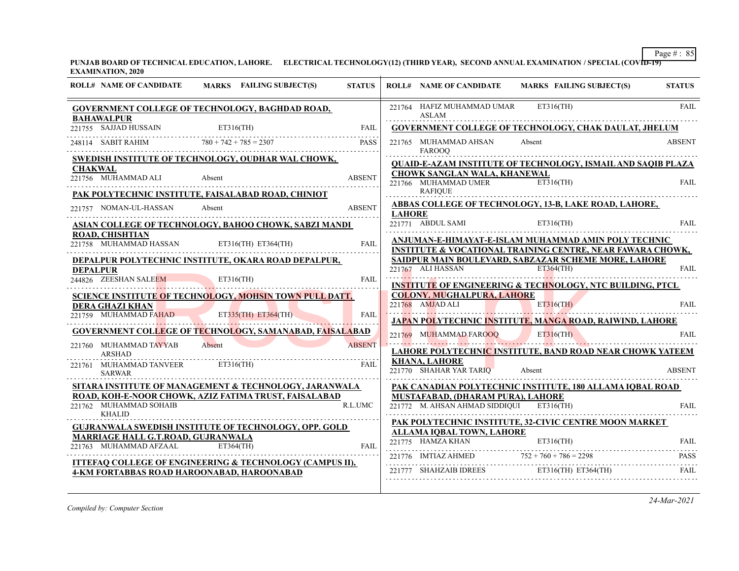**PUNJAB BOARD OF TECHNICAL EDUCATION, LAHORE. ELECTRICAL TECHNOLOGY(12) (THIRD YEAR), SECOND ANNUAL EXAMINATION / SPECIAL (COVID-19) EXAMINATION, 2020**

| ROLL# | NAME OF CANDIDATE | MARKS | FAILING SUBJECT(S) | STATUS |
|---|---|---|---|---|
| **GOVERNMENT COLLEGE OF TECHNOLOGY, BAGHDAD ROAD, BAHAWALPUR** | | | | |
| 221755 | SAJJAD HUSSAIN | | ET316(TH) | FAIL |
| 248114 | SABIT RAHIM | 780 + 742 + 785 = 2307 | | PASS |
| **SWEDISH INSTITUTE OF TECHNOLOGY, OUDHAR WAL CHOWK, CHAKWAL** | | | | |
| 221756 | MUHAMMAD ALI | Absent | | ABSENT |
| **PAK POLYTECHNIC INSTITUTE, FAISALABAD ROAD, CHINIOT** | | | | |
| 221757 | NOMAN-UL-HASSAN | Absent | | ABSENT |
| **ASIAN COLLEGE OF TECHNOLOGY, BAHOO CHOWK, SABZI MANDI ROAD, CHISHTIAN** | | | | |
| 221758 | MUHAMMAD HASSAN | | ET316(TH) ET364(TH) | FAIL |
| **DEPALPUR POLYTECHNIC INSTITUTE, OKARA ROAD DEPALPUR, DEPALPUR** | | | | |
| 244826 | ZEESHAN SALEEM | | ET316(TH) | FAIL |
| **SCIENCE INSTITUTE OF TECHNOLOGY, MOHSIN TOWN PULL DATT, DERA GHAZI KHAN** | | | | |
| 221759 | MUHAMMAD FAHAD | | ET335(TH) ET364(TH) | FAIL |
| **GOVERNMENT COLLEGE OF TECHNOLOGY, SAMANABAD, FAISALABAD** | | | | |
| 221760 | MUHAMMAD TAYYAB ARSHAD | Absent | | ABSENT |
| 221761 | MUHAMMAD TANVEER SARWAR | | ET316(TH) | FAIL |
| **SITARA INSTITUTE OF MANAGEMENT & TECHNOLOGY, JARANWALA ROAD, KOH-E-NOOR CHOWK, AZIZ FATIMA TRUST, FAISALABAD** | | | | |
| 221762 | MUHAMMAD SOHAIB KHALID | | | R.L.UMC |
| **GUJRANWALA SWEDISH INSTITUTE OF TECHNOLOGY, OPP. GOLD MARRIAGE HALL G.T.ROAD, GUJRANWALA** | | | | |
| 221763 | MUHAMMAD AFZAAL | | ET364(TH) | FAIL |
| **ITTEFAQ COLLEGE OF ENGINEERING & TECHNOLOGY (CAMPUS II), 4-KM FORTABBAS ROAD HAROONABAD, HAROONABAD** | | | | |
| 221764 | HAFIZ MUHAMMAD UMAR ASLAM | | ET316(TH) | FAIL |
| **GOVERNMENT COLLEGE OF TECHNOLOGY, CHAK DAULAT, JHELUM** | | | | |
| 221765 | MUHAMMAD AHSAN FAROOQ | Absent | | ABSENT |
| **QUAID-E-AZAM INSTITUTE OF TECHNOLOGY, ISMAIL AND SAQIB PLAZA CHOWK SANGLAN WALA, KHANEWAL** | | | | |
| 221766 | MUHAMMAD UMER RAFIQUE | | ET316(TH) | FAIL |
| **ABBAS COLLEGE OF TECHNOLOGY, 13-B, LAKE ROAD, LAHORE, LAHORE** | | | | |
| 221771 | ABDUL SAMI | | ET316(TH) | FAIL |
| **ANJUMAN-E-HIMAYAT-E-ISLAM MUHAMMAD AMIN POLY TECHNIC INSTITUTE & VOCATIONAL TRAINING CENTRE, NEAR FAWARA CHOWK, SAIDPUR MAIN BOULEVARD, SABZAZAR SCHEME MORE, LAHORE** | | | | |
| 221767 | ALI HASSAN | | ET364(TH) | FAIL |
| **INSTITUTE OF ENGINEERING & TECHNOLOGY, NTC BUILDING, PTCL COLONY. MUGHALPURA, LAHORE** | | | | |
| 221768 | AMJAD ALI | | ET316(TH) | FAIL |
| **JAPAN POLYTECHNIC INSTITUTE, MANGA ROAD, RAIWIND, LAHORE** | | | | |
| 221769 | MUHAMMAD FAROOQ | | ET316(TH) | FAIL |
| **LAHORE POLYTECHNIC INSTITUTE, BAND ROAD NEAR CHOWK YATEEM KHANA, LAHORE** | | | | |
| 221770 | SHAHAR YAR TARIQ | Absent | | ABSENT |
| **PAK CANADIAN POLYTECHNIC INSTITUTE, 180 ALLAMA IQBAL ROAD MUSTAFABAD, (DHARAM PURA), LAHORE** | | | | |
| 221772 | M. AHSAN AHMAD SIDDIQUI | | ET316(TH) | FAIL |
| **PAK POLYTECHNIC INSTITUTE, 32-CIVIC CENTRE MOON MARKET ALLAMA IQBAL TOWN, LAHORE** | | | | |
| 221775 | HAMZA KHAN | | ET316(TH) | FAIL |
| 221776 | IMTIAZ AHMED | 752 + 760 + 786 = 2298 | | PASS |
| 221777 | SHAHZAIB IDREES | | ET316(TH) ET364(TH) | FAIL |

*Compiled by: Computer Section*

*24-Mar-2021*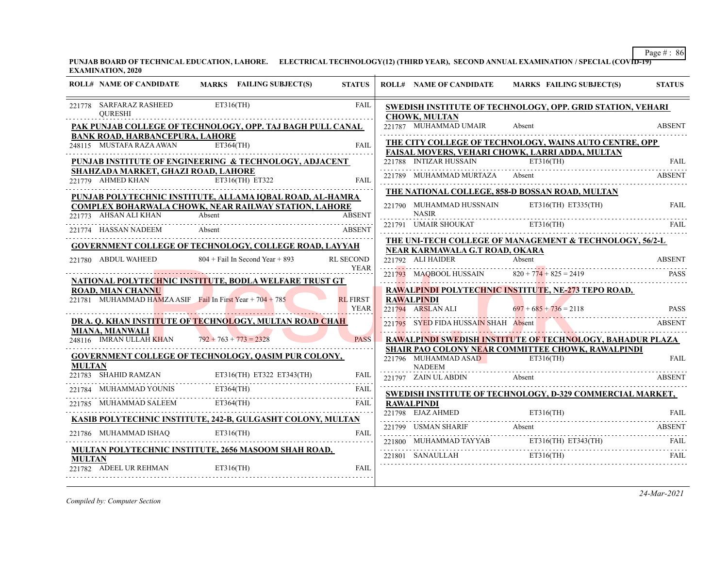**PUNJAB BOARD OF TECHNICAL EDUCATION, LAHORE. ELECTRICAL TECHNOLOGY(12) (THIRD YEAR), SECOND ANNUAL EXAMINATION / SPECIAL (COVID-19) EXAMINATION, 2020**

| ROLL# | NAME OF CANDIDATE | MARKS FAILING SUBJECT(S) | STATUS |
|---|---|---|---|
| 221778 | SARFARAZ RASHEED QURESHI | ET316(TH) | FAIL |
| **PAK PUNJAB COLLEGE OF TECHNOLOGY, OPP. TAJ BAGH PULL CANAL BANK ROAD, HARBANCEPURA, LAHORE** | | | |
| 248115 | MUSTAFA RAZA AWAN | ET364(TH) | FAIL |
| **PUNJAB INSTITUTE OF ENGINEERING & TECHNOLOGY, ADJACENT SHAHZADA MARKET, GHAZI ROAD, LAHORE** | | | |
| 221779 | AHMED KHAN | ET316(TH) ET322 | FAIL |
| **PUNJAB POLYTECHNIC INSTITUTE, ALLAMA IQBAL ROAD, AL-HAMRA COMPLEX BOHARWALA CHOWK, NEAR RAILWAY STATION, LAHORE** | | | |
| 221773 | AHSAN ALI KHAN | Absent | ABSENT |
| 221774 | HASSAN NADEEM | Absent | ABSENT |
| **GOVERNMENT COLLEGE OF TECHNOLOGY, COLLEGE ROAD, LAYYAH** | | | |
| 221780 | ABDUL WAHEED | 804 + Fail In Second Year + 893 | RL SECOND YEAR |
| **NATIONAL POLYTECHNIC INSTITUTE, BODLA WELFARE TRUST GT ROAD, MIAN CHANNU** | | | |
| 221781 | MUHAMMAD HAMZA ASIF | Fail In First Year + 704 + 785 | RL FIRST YEAR |
| **DR A. Q. KHAN INSTITUTE OF TECHNOLOGY, MULTAN ROAD CHAH MIANA, MIANWALI** | | | |
| 248116 | IMRAN ULLAH KHAN | 792 + 763 + 773 = 2328 | PASS |
| **GOVERNMENT COLLEGE OF TECHNOLOGY, QASIM PUR COLONY, MULTAN** | | | |
| 221783 | SHAHID RAMZAN | ET316(TH) ET322 ET343(TH) | FAIL |
| 221784 | MUHAMMAD YOUNIS | ET364(TH) | FAIL |
| 221785 | MUHAMMAD SALEEM | ET364(TH) | FAIL |
| **KASIB POLYTECHNIC INSTITUTE, 242-B, GULGASHT COLONY, MULTAN** | | | |
| 221786 | MUHAMMAD ISHAQ | ET316(TH) | FAIL |
| **MULTAN POLYTECHNIC INSTITUTE, 2656 MASOOM SHAH ROAD, MULTAN** | | | |
| 221782 | ADEEL UR REHMAN | ET316(TH) | FAIL |
| **SWEDISH INSTITUTE OF TECHNOLOGY, OPP. GRID STATION, VEHARI CHOWK, MULTAN** | | | |
| 221787 | MUHAMMAD UMAIR | Absent | ABSENT |
| **THE CITY COLLEGE OF TECHNOLOGY, WAINS AUTO CENTRE, OPP FAISAL MOVERS, VEHARI CHOWK, LARRI ADDA, MULTAN** | | | |
| 221788 | INTIZAR HUSSAIN | ET316(TH) | FAIL |
| 221789 | MUHAMMAD MURTAZA | Absent | ABSENT |
| **THE NATIONAL COLLEGE, 858-D BOSSAN ROAD, MULTAN** | | | |
| 221790 | MUHAMMAD HUSSNAIN NASIR | ET316(TH) ET335(TH) | FAIL |
| 221791 | UMAIR SHOUKAT | ET316(TH) | FAIL |
| **THE UNI-TECH COLLEGE OF MANAGEMENT & TECHNOLOGY, 56/2-L NEAR KARMAWALA G.T ROAD, OKARA** | | | |
| 221792 | ALI HAIDER | Absent | ABSENT |
| 221793 | MAQBOOL HUSSAIN | 820 + 774 + 825 = 2419 | PASS |
| **RAWALPINDI POLYTECHNIC INSTITUTE, NE-273 TEPO ROAD, RAWALPINDI** | | | |
| 221794 | ARSLAN ALI | 697 + 685 + 736 = 2118 | PASS |
| 221795 | SYED FIDA HUSSAIN SHAH | Absent | ABSENT |
| **RAWALPINDI SWEDISH INSTITUTE OF TECHNOLOGY, BAHADUR PLAZA SHAIR PAO COLONY NEAR COMMITTEE CHOWK, RAWALPINDI** | | | |
| 221796 | MUHAMMAD ASAD NADEEM | ET316(TH) | FAIL |
| 221797 | ZAIN UL ABDIN | Absent | ABSENT |
| **SWEDISH INSTITUTE OF TECHNOLOGY, D-329 COMMERCIAL MARKET, RAWALPINDI** | | | |
| 221798 | EJAZ AHMED | ET316(TH) | FAIL |
| 221799 | USMAN SHARIF | Absent | ABSENT |
| 221800 | MUHAMMAD TAYYAB | ET316(TH) ET343(TH) | FAIL |
| 221801 | SANAULLAH | ET316(TH) | FAIL |

*Compiled by: Computer Section*

*24-Mar-2021*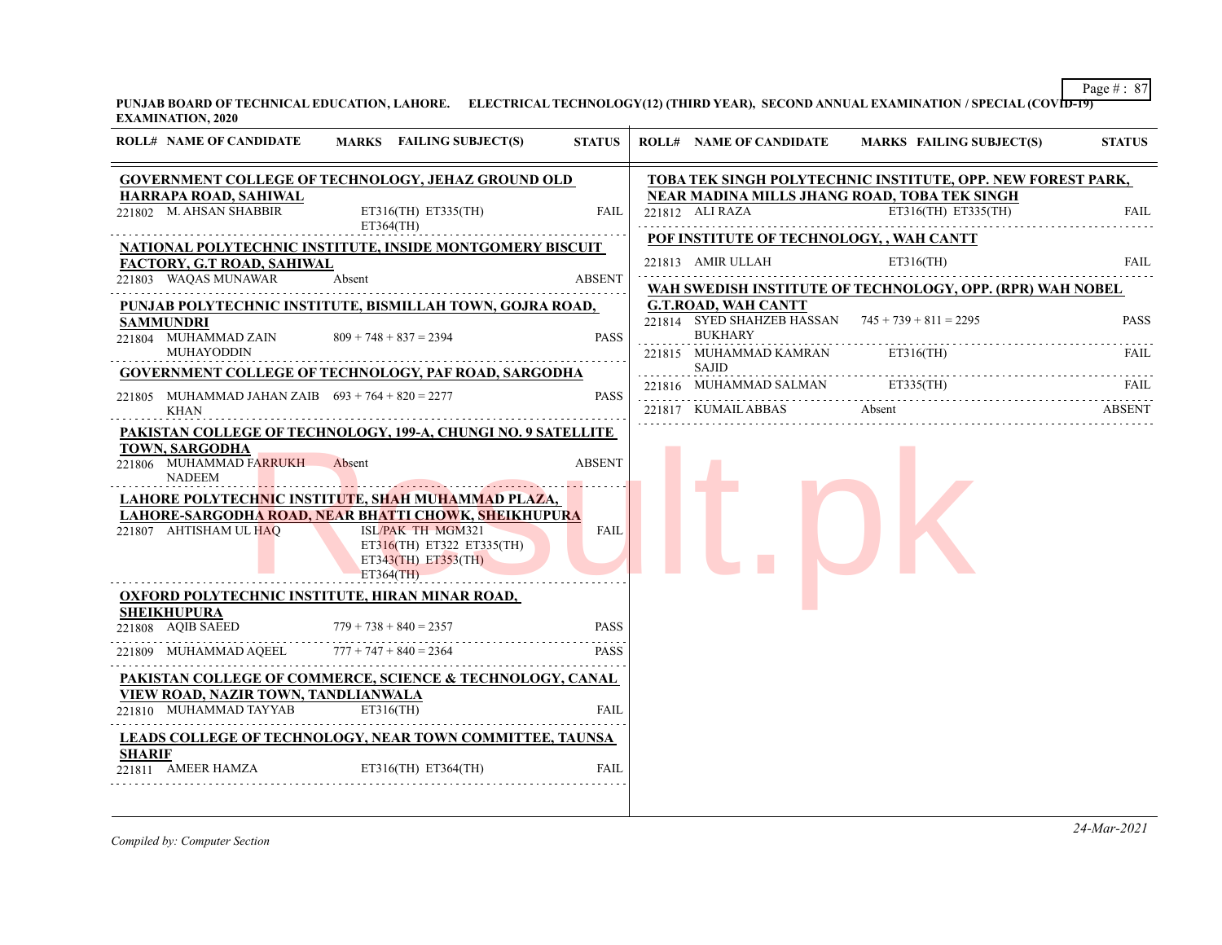**PUNJAB BOARD OF TECHNICAL EDUCATION, LAHORE. ELECTRICAL TECHNOLOGY(12) (THIRD YEAR), SECOND ANNUAL EXAMINATION / SPECIAL (COVID-19) EXAMINATION, 2020**

| ROLL# | NAME OF CANDIDATE | MARKS | FAILING SUBJECT(S) | STATUS |
|---|---|---|---|---|
| **GOVERNMENT COLLEGE OF TECHNOLOGY, JEHAZ GROUND OLD HARRAPA ROAD, SAHIWAL** | | | | |
| 221802 | M. AHSAN SHABBIR | | ET316(TH) ET335(TH) ET364(TH) | FAIL |
| **NATIONAL POLYTECHNIC INSTITUTE, INSIDE MONTGOMERY BISCUIT FACTORY, G.T ROAD, SAHIWAL** | | | | |
| 221803 | WAQAS MUNAWAR | Absent | | ABSENT |
| **PUNJAB POLYTECHNIC INSTITUTE, BISMILLAH TOWN, GOJRA ROAD, SAMMUNDRI** | | | | |
| 221804 | MUHAMMAD ZAIN MUHAYODDIN | 809 + 748 + 837 = 2394 | | PASS |
| **GOVERNMENT COLLEGE OF TECHNOLOGY, PAF ROAD, SARGODHA** | | | | |
| 221805 | MUHAMMAD JAHAN ZAIB KHAN | 693 + 764 + 820 = 2277 | | PASS |
| **PAKISTAN COLLEGE OF TECHNOLOGY, 199-A, CHUNGI NO. 9 SATELLITE TOWN, SARGODHA** | | | | |
| 221806 | MUHAMMAD FARRUKH NADEEM | Absent | | ABSENT |
| **LAHORE POLYTECHNIC INSTITUTE, SHAH MUHAMMAD PLAZA, LAHORE-SARGODHA ROAD, NEAR BHATTI CHOWK, SHEIKHUPURA** | | | | |
| 221807 | AHTISHAM UL HAQ | | ISL/PAK TH MGM321 ET316(TH) ET322 ET335(TH) ET343(TH) ET353(TH) ET364(TH) | FAIL |
| **OXFORD POLYTECHNIC INSTITUTE, HIRAN MINAR ROAD, SHEIKHUPURA** | | | | |
| 221808 | AQIB SAEED | 779 + 738 + 840 = 2357 | | PASS |
| 221809 | MUHAMMAD AQEEL | 777 + 747 + 840 = 2364 | | PASS |
| **PAKISTAN COLLEGE OF COMMERCE, SCIENCE & TECHNOLOGY, CANAL VIEW ROAD, NAZIR TOWN, TANDLIANWALA** | | | | |
| 221810 | MUHAMMAD TAYYAB | | ET316(TH) | FAIL |
| **LEADS COLLEGE OF TECHNOLOGY, NEAR TOWN COMMITTEE, TAUNSA SHARIF** | | | | |
| 221811 | AMEER HAMZA | | ET316(TH) ET364(TH) | FAIL |
| **TOBA TEK SINGH POLYTECHNIC INSTITUTE, OPP. NEW FOREST PARK, NEAR MADINA MILLS JHANG ROAD, TOBA TEK SINGH** | | | | |
| 221812 | ALI RAZA | | ET316(TH) ET335(TH) | FAIL |
| **POF INSTITUTE OF TECHNOLOGY, , WAH CANTT** | | | | |
| 221813 | AMIR ULLAH | | ET316(TH) | FAIL |
| **WAH SWEDISH INSTITUTE OF TECHNOLOGY, OPP. (RPR) WAH NOBEL G.T.ROAD, WAH CANTT** | | | | |
| 221814 | SYED SHAHZEB HASSAN BUKHARY | 745 + 739 + 811 = 2295 | | PASS |
| 221815 | MUHAMMAD KAMRAN SAJID | | ET316(TH) | FAIL |
| 221816 | MUHAMMAD SALMAN | | ET335(TH) | FAIL |
| 221817 | KUMAIL ABBAS | Absent | | ABSENT |

*Compiled by: Computer Section*

*24-Mar-2021*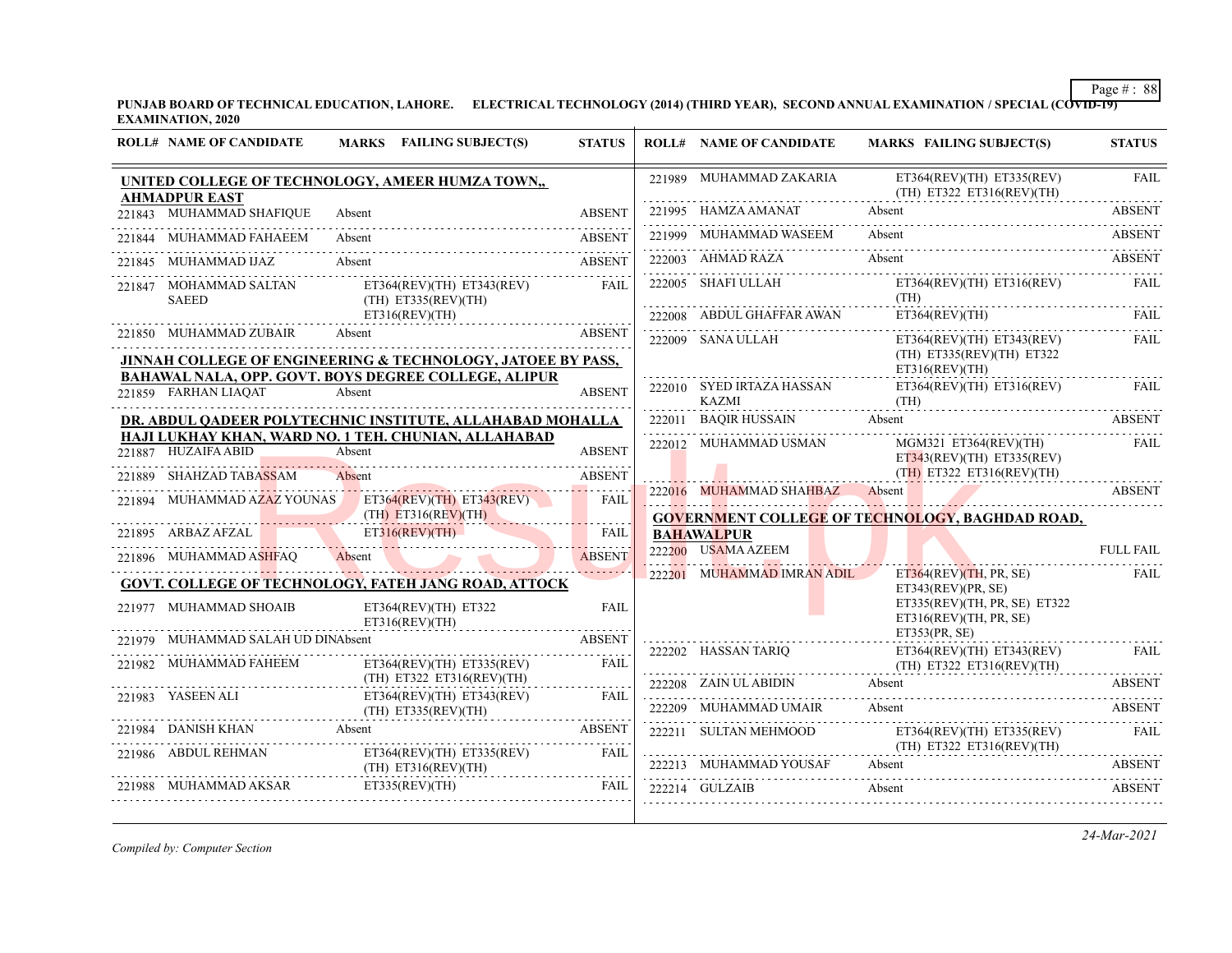PUNJAB BOARD OF TECHNICAL EDUCATION, LAHORE. ELECTRICAL TECHNOLOGY (2014) (THIRD YEAR), SECOND ANNUAL EXAMINATION / SPECIAL (COVID-19) EXAMINATION, 2020

| ROLL# | NAME OF CANDIDATE | MARKS | FAILING SUBJECT(S) | STATUS |
|---|---|---|---|---|
| **UNITED COLLEGE OF TECHNOLOGY, AMEER HUMZA TOWN,, AHMADPUR EAST** | | | | |
| 221843 | MUHAMMAD SHAFIQUE | Absent | | ABSENT |
| 221844 | MUHAMMAD FAHAEEM | Absent | | ABSENT |
| 221845 | MUHAMMAD IJAZ | Absent | | ABSENT |
| 221847 | MOHAMMAD SALTAN SAEED | | ET364(REV)(TH) ET343(REV)(TH) ET335(REV)(TH) ET316(REV)(TH) | FAIL |
| 221850 | MUHAMMAD ZUBAIR | Absent | | ABSENT |
| **JINNAH COLLEGE OF ENGINEERING & TECHNOLOGY, JATOEE BY PASS, BAHAWAL NALA, OPP. GOVT. BOYS DEGREE COLLEGE, ALIPUR** | | | | |
| 221859 | FARHAN LIAQAT | Absent | | ABSENT |
| **DR. ABDUL QADEER POLYTECHNIC INSTITUTE, ALLAHABAD MOHALLA HAJI LUKHAY KHAN, WARD NO. 1 TEH. CHUNIAN, ALLAHABAD** | | | | |
| 221887 | HUZAIFA ABID | Absent | | ABSENT |
| 221889 | SHAHZAD TABASSAM | Absent | | ABSENT |
| 221894 | MUHAMMAD AZAZ YOUNAS | | ET364(REV)(TH) ET343(REV)(TH) ET316(REV)(TH) | FAIL |
| 221895 | ARBAZ AFZAL | | ET316(REV)(TH) | FAIL |
| 221896 | MUHAMMAD ASHFAQ | Absent | | ABSENT |
| **GOVT. COLLEGE OF TECHNOLOGY, FATEH JANG ROAD, ATTOCK** | | | | |
| 221977 | MUHAMMAD SHOAIB | | ET364(REV)(TH) ET322 ET316(REV)(TH) | FAIL |
| 221979 | MUHAMMAD SALAH UD DIN | Absent | | ABSENT |
| 221982 | MUHAMMAD FAHEEM | | ET364(REV)(TH) ET335(REV)(TH) ET322 ET316(REV)(TH) | FAIL |
| 221983 | YASEEN ALI | | ET364(REV)(TH) ET343(REV)(TH) ET335(REV)(TH) | FAIL |
| 221984 | DANISH KHAN | Absent | | ABSENT |
| 221986 | ABDUL REHMAN | | ET364(REV)(TH) ET335(REV)(TH) ET316(REV)(TH) | FAIL |
| 221988 | MUHAMMAD AKSAR | | ET335(REV)(TH) | FAIL |
| 221989 | MUHAMMAD ZAKARIA | | ET364(REV)(TH) ET335(REV)(TH) ET322 ET316(REV)(TH) | FAIL |
| 221995 | HAMZA AMANAT | Absent | | ABSENT |
| 221999 | MUHAMMAD WASEEM | Absent | | ABSENT |
| 222003 | AHMAD RAZA | Absent | | ABSENT |
| 222005 | SHAFI ULLAH | | ET364(REV)(TH) ET316(REV)(TH) | FAIL |
| 222008 | ABDUL GHAFFAR AWAN | | ET364(REV)(TH) | FAIL |
| 222009 | SANA ULLAH | | ET364(REV)(TH) ET343(REV)(TH) ET335(REV)(TH) ET322 ET316(REV)(TH) | FAIL |
| 222010 | SYED IRTAZA HASSAN KAZMI | | ET364(REV)(TH) ET316(REV)(TH) | FAIL |
| 222011 | BAQIR HUSSAIN | Absent | | ABSENT |
| 222012 | MUHAMMAD USMAN | | MGM321 ET364(REV)(TH) ET343(REV)(TH) ET335(REV)(TH) ET322 ET316(REV)(TH) | FAIL |
| 222016 | MUHAMMAD SHAHBAZ | Absent | | ABSENT |
| **GOVERNMENT COLLEGE OF TECHNOLOGY, BAGHDAD ROAD, BAHAWALPUR** | | | | |
| 222200 | USAMA AZEEM | | | FULL FAIL |
| 222201 | MUHAMMAD IMRAN ADIL | | ET364(REV)(TH, PR, SE) ET343(REV)(PR, SE) ET335(REV)(TH, PR, SE) ET322 ET316(REV)(TH, PR, SE) ET353(PR, SE) | FAIL |
| 222202 | HASSAN TARIQ | | ET364(REV)(TH) ET343(REV)(TH) ET322 ET316(REV)(TH) | FAIL |
| 222208 | ZAIN UL ABIDIN | Absent | | ABSENT |
| 222209 | MUHAMMAD UMAIR | Absent | | ABSENT |
| 222211 | SULTAN MEHMOOD | | ET364(REV)(TH) ET335(REV)(TH) ET322 ET316(REV)(TH) | FAIL |
| 222213 | MUHAMMAD YOUSAF | Absent | | ABSENT |
| 222214 | GULZAIB | Absent | | ABSENT |

*Compiled by: Computer Section*

*24-Mar-2021*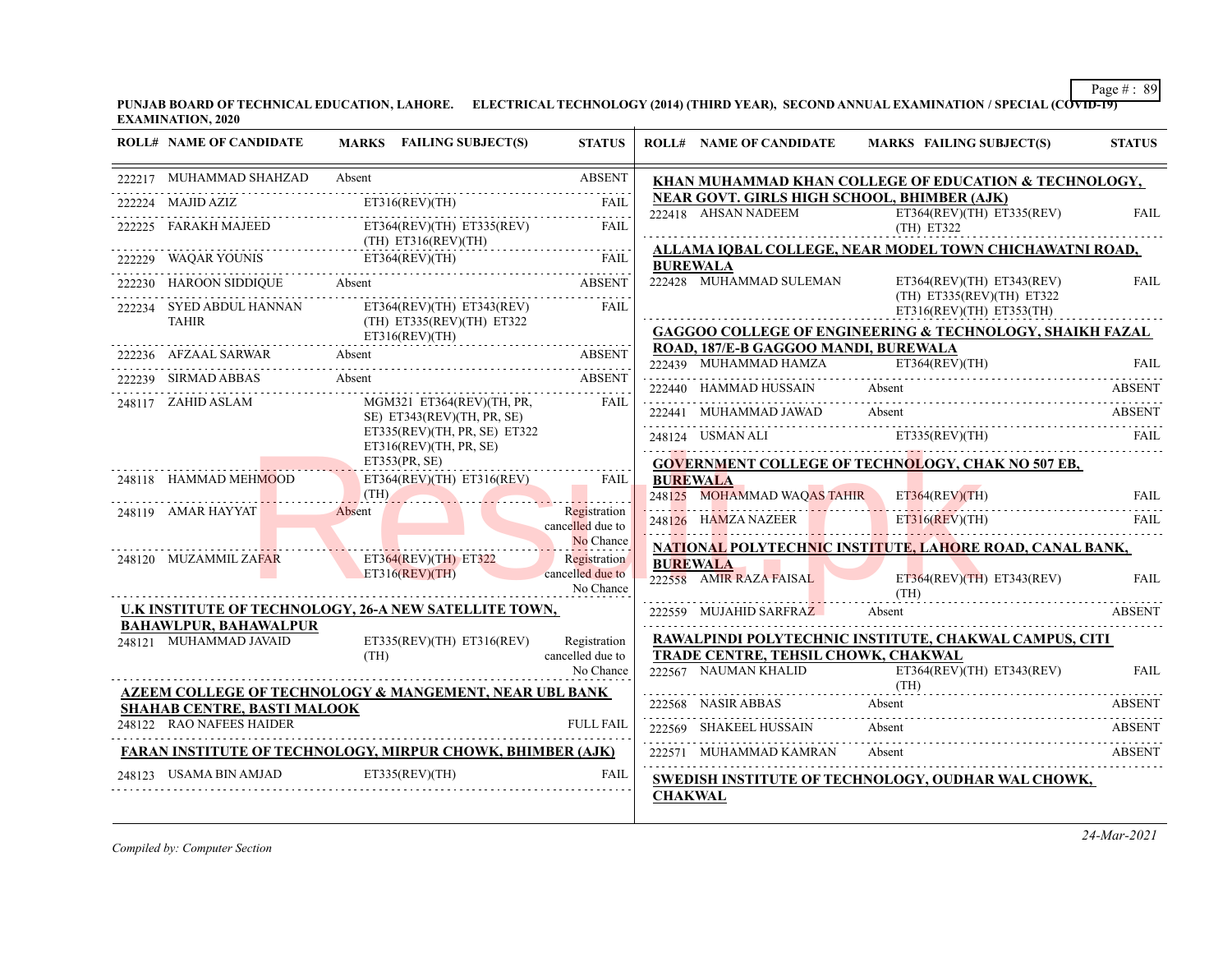**PUNJAB BOARD OF TECHNICAL EDUCATION, LAHORE. ELECTRICAL TECHNOLOGY (2014) (THIRD YEAR), SECOND ANNUAL EXAMINATION / SPECIAL (COVID-19) EXAMINATION, 2020**

| ROLL# | NAME OF CANDIDATE | MARKS | FAILING SUBJECT(S) | STATUS |
|---|---|---|---|---|
| 222217 | MUHAMMAD SHAHZAD | Absent | | ABSENT |
| 222224 | MAJID AZIZ | | ET316(REV)(TH) | FAIL |
| 222225 | FARAKH MAJEED | | ET364(REV)(TH) ET335(REV)(TH) ET316(REV)(TH) | FAIL |
| 222229 | WAQAR YOUNIS | | ET364(REV)(TH) | FAIL |
| 222230 | HAROON SIDDIQUE | Absent | | ABSENT |
| 222234 | SYED ABDUL HANNAN TAHIR | | ET364(REV)(TH) ET343(REV)(TH) ET335(REV)(TH) ET322 ET316(REV)(TH) | FAIL |
| 222236 | AFZAAL SARWAR | Absent | | ABSENT |
| 222239 | SIRMAD ABBAS | Absent | | ABSENT |
| 248117 | ZAHID ASLAM | | MGM321 ET364(REV)(TH, PR, SE) ET343(REV)(TH, PR, SE) ET335(REV)(TH, PR, SE) ET322 ET316(REV)(TH, PR, SE) ET353(PR, SE) | FAIL |
| 248118 | HAMMAD MEHMOOD | | ET364(REV)(TH) ET316(REV)(TH) | FAIL |
| 248119 | AMAR HAYYAT | Absent | | Registration cancelled due to No Chance |
| 248120 | MUZAMMIL ZAFAR | | ET364(REV)(TH) ET322 ET316(REV)(TH) | Registration cancelled due to No Chance |

**U.K INSTITUTE OF TECHNOLOGY, 26-A NEW SATELLITE TOWN, BAHAWLPUR, BAHAWALPUR**

| ROLL# | NAME OF CANDIDATE | MARKS | FAILING SUBJECT(S) | STATUS |
|---|---|---|---|---|
| 248121 | MUHAMMAD JAVAID | | ET335(REV)(TH) ET316(REV)(TH) | Registration cancelled due to No Chance |

**AZEEM COLLEGE OF TECHNOLOGY & MANGEMENT, NEAR UBL BANK SHAHAB CENTRE, BASTI MALOOK**

| ROLL# | NAME OF CANDIDATE | MARKS | FAILING SUBJECT(S) | STATUS |
|---|---|---|---|---|
| 248122 | RAO NAFEES HAIDER | | | FULL FAIL |

**FARAN INSTITUTE OF TECHNOLOGY, MIRPUR CHOWK, BHIMBER (AJK)**

| ROLL# | NAME OF CANDIDATE | MARKS | FAILING SUBJECT(S) | STATUS |
|---|---|---|---|---|
| 248123 | USAMA BIN AMJAD | | ET335(REV)(TH) | FAIL |

**KHAN MUHAMMAD KHAN COLLEGE OF EDUCATION & TECHNOLOGY, NEAR GOVT. GIRLS HIGH SCHOOL, BHIMBER (AJK)**

| ROLL# | NAME OF CANDIDATE | MARKS | FAILING SUBJECT(S) | STATUS |
|---|---|---|---|---|
| 222418 | AHSAN NADEEM | | ET364(REV)(TH) ET335(REV)(TH) ET322 | FAIL |

**ALLAMA IQBAL COLLEGE, NEAR MODEL TOWN CHICHAWATNI ROAD, BUREWALA**

| ROLL# | NAME OF CANDIDATE | MARKS | FAILING SUBJECT(S) | STATUS |
|---|---|---|---|---|
| 222428 | MUHAMMAD SULEMAN | | ET364(REV)(TH) ET343(REV)(TH) ET335(REV)(TH) ET322 ET316(REV)(TH) ET353(TH) | FAIL |

**GAGGOO COLLEGE OF ENGINEERING & TECHNOLOGY, SHAIKH FAZAL ROAD, 187/E-B GAGGOO MANDI, BUREWALA**

| ROLL# | NAME OF CANDIDATE | MARKS | FAILING SUBJECT(S) | STATUS |
|---|---|---|---|---|
| 222439 | MUHAMMAD HAMZA | | ET364(REV)(TH) | FAIL |
| 222440 | HAMMAD HUSSAIN | Absent | | ABSENT |
| 222441 | MUHAMMAD JAWAD | Absent | | ABSENT |
| 248124 | USMAN ALI | | ET335(REV)(TH) | FAIL |

**GOVERNMENT COLLEGE OF TECHNOLOGY, CHAK NO 507 EB, BUREWALA**

| ROLL# | NAME OF CANDIDATE | MARKS | FAILING SUBJECT(S) | STATUS |
|---|---|---|---|---|
| 248125 | MOHAMMAD WAQAS TAHIR | | ET364(REV)(TH) | FAIL |
| 248126 | HAMZA NAZEER | | ET316(REV)(TH) | FAIL |

**NATIONAL POLYTECHNIC INSTITUTE, LAHORE ROAD, CANAL BANK, BUREWALA**

| ROLL# | NAME OF CANDIDATE | MARKS | FAILING SUBJECT(S) | STATUS |
|---|---|---|---|---|
| 222558 | AMIR RAZA FAISAL | | ET364(REV)(TH) ET343(REV)(TH) | FAIL |
| 222559 | MUJAHID SARFRAZ | Absent | | ABSENT |

**RAWALPINDI POLYTECHNIC INSTITUTE, CHAKWAL CAMPUS, CITI TRADE CENTRE, TEHSIL CHOWK, CHAKWAL**

| ROLL# | NAME OF CANDIDATE | MARKS | FAILING SUBJECT(S) | STATUS |
|---|---|---|---|---|
| 222567 | NAUMAN KHALID | | ET364(REV)(TH) ET343(REV)(TH) | FAIL |
| 222568 | NASIR ABBAS | Absent | | ABSENT |
| 222569 | SHAKEEL HUSSAIN | Absent | | ABSENT |
| 222571 | MUHAMMAD KAMRAN | Absent | | ABSENT |

**SWEDISH INSTITUTE OF TECHNOLOGY, OUDHAR WAL CHOWK, CHAKWAL**

*Compiled by: Computer Section*

*24-Mar-2021*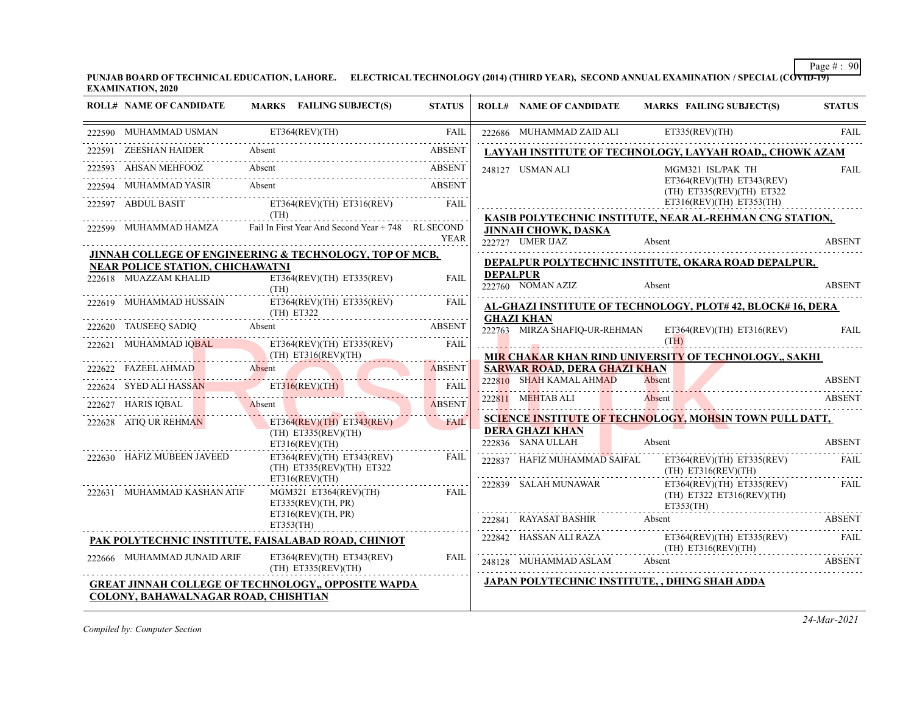PUNJAB BOARD OF TECHNICAL EDUCATION, LAHORE. ELECTRICAL TECHNOLOGY (2014) (THIRD YEAR), SECOND ANNUAL EXAMINATION / SPECIAL (COVID-19) EXAMINATION, 2020

| ROLL# | NAME OF CANDIDATE | MARKS | FAILING SUBJECT(S) | STATUS |
|---|---|---|---|---|
| 222590 | MUHAMMAD USMAN | | ET364(REV)(TH) | FAIL |
| 222591 | ZEESHAN HAIDER | Absent | | ABSENT |
| 222593 | AHSAN MEHFOOZ | Absent | | ABSENT |
| 222594 | MUHAMMAD YASIR | Absent | | ABSENT |
| 222597 | ABDUL BASIT | | ET364(REV)(TH) ET316(REV)(TH) | FAIL |
| 222599 | MUHAMMAD HAMZA | Fail In First Year And Second Year + 748 | | RL SECOND YEAR |

**JINNAH COLLEGE OF ENGINEERING & TECHNOLOGY, TOP OF MCB, NEAR POLICE STATION, CHICHAWATNI**

| ROLL# | NAME OF CANDIDATE | MARKS | FAILING SUBJECT(S) | STATUS |
|---|---|---|---|---|
| 222618 | MUAZZAM KHALID | | ET364(REV)(TH) ET335(REV)(TH) | FAIL |
| 222619 | MUHAMMAD HUSSAIN | | ET364(REV)(TH) ET335(REV)(TH) ET322 | FAIL |
| 222620 | TAUSEEQ SADIQ | Absent | | ABSENT |
| 222621 | MUHAMMAD IQBAL | | ET364(REV)(TH) ET335(REV)(TH) ET316(REV)(TH) | FAIL |
| 222622 | FAZEEL AHMAD | Absent | | ABSENT |
| 222624 | SYED ALI HASSAN | | ET316(REV)(TH) | FAIL |
| 222627 | HARIS IQBAL | Absent | | ABSENT |
| 222628 | ATIQ UR REHMAN | | ET364(REV)(TH) ET343(REV)(TH) ET335(REV)(TH) ET316(REV)(TH) | FAIL |
| 222630 | HAFIZ MUBEEN JAVEED | | ET364(REV)(TH) ET343(REV)(TH) ET335(REV)(TH) ET322 ET316(REV)(TH) | FAIL |
| 222631 | MUHAMMAD KASHAN ATIF | | MGM321 ET364(REV)(TH) ET335(REV)(TH, PR) ET316(REV)(TH, PR) ET353(TH) | FAIL |

**PAK POLYTECHNIC INSTITUTE, FAISALABAD ROAD, CHINIOT**

| ROLL# | NAME OF CANDIDATE | MARKS | FAILING SUBJECT(S) | STATUS |
|---|---|---|---|---|
| 222666 | MUHAMMAD JUNAID ARIF | | ET364(REV)(TH) ET343(REV)(TH) ET335(REV)(TH) | FAIL |

**GREAT JINNAH COLLEGE OF TECHNOLOGY,, OPPOSITE WAPDA COLONY, BAHAWALNAGAR ROAD, CHISHTIAN**

| ROLL# | NAME OF CANDIDATE | MARKS | FAILING SUBJECT(S) | STATUS |
|---|---|---|---|---|
| 222686 | MUHAMMAD ZAID ALI | | ET335(REV)(TH) | FAIL |

**LAYYAH INSTITUTE OF TECHNOLOGY, LAYYAH ROAD,, CHOWK AZAM**

| ROLL# | NAME OF CANDIDATE | MARKS | FAILING SUBJECT(S) | STATUS |
|---|---|---|---|---|
| 248127 | USMAN ALI | | MGM321 ISL/PAK TH ET364(REV)(TH) ET343(REV)(TH) ET335(REV)(TH) ET322 ET316(REV)(TH) ET353(TH) | FAIL |

**KASIB POLYTECHNIC INSTITUTE, NEAR AL-REHMAN CNG STATION, JINNAH CHOWK, DASKA**

| ROLL# | NAME OF CANDIDATE | MARKS | FAILING SUBJECT(S) | STATUS |
|---|---|---|---|---|
| 222727 | UMER IJAZ | Absent | | ABSENT |

**DEPALPUR POLYTECHNIC INSTITUTE, OKARA ROAD DEPALPUR, DEPALPUR**

| ROLL# | NAME OF CANDIDATE | MARKS | FAILING SUBJECT(S) | STATUS |
|---|---|---|---|---|
| 222760 | NOMAN AZIZ | Absent | | ABSENT |

**AL-GHAZI INSTITUTE OF TECHNOLOGY, PLOT# 42, BLOCK# 16, DERA GHAZI KHAN**

| ROLL# | NAME OF CANDIDATE | MARKS | FAILING SUBJECT(S) | STATUS |
|---|---|---|---|---|
| 222763 | MIRZA SHAFIQ-UR-REHMAN | | ET364(REV)(TH) ET316(REV)(TH) | FAIL |

**MIR CHAKAR KHAN RIND UNIVERSITY OF TECHNOLOGY,, SAKHI SARWAR ROAD, DERA GHAZI KHAN**

| ROLL# | NAME OF CANDIDATE | MARKS | FAILING SUBJECT(S) | STATUS |
|---|---|---|---|---|
| 222810 | SHAH KAMAL AHMAD | Absent | | ABSENT |
| 222811 | MEHTAB ALI | Absent | | ABSENT |

**SCIENCE INSTITUTE OF TECHNOLOGY, MOHSIN TOWN PULL DATT, DERA GHAZI KHAN**

| ROLL# | NAME OF CANDIDATE | MARKS | FAILING SUBJECT(S) | STATUS |
|---|---|---|---|---|
| 222836 | SANA ULLAH | Absent | | ABSENT |
| 222837 | HAFIZ MUHAMMAD SAIFAL | | ET364(REV)(TH) ET335(REV)(TH) ET316(REV)(TH) | FAIL |
| 222839 | SALAH MUNAWAR | | ET364(REV)(TH) ET335(REV)(TH) ET322 ET316(REV)(TH) ET353(TH) | FAIL |
| 222841 | RAYASAT BASHIR | Absent | | ABSENT |
| 222842 | HASSAN ALI RAZA | | ET364(REV)(TH) ET335(REV)(TH) ET316(REV)(TH) | FAIL |
| 248128 | MUHAMMAD ASLAM | Absent | | ABSENT |

**JAPAN POLYTECHNIC INSTITUTE, , DHING SHAH ADDA**

*Compiled by: Computer Section*

*24-Mar-2021*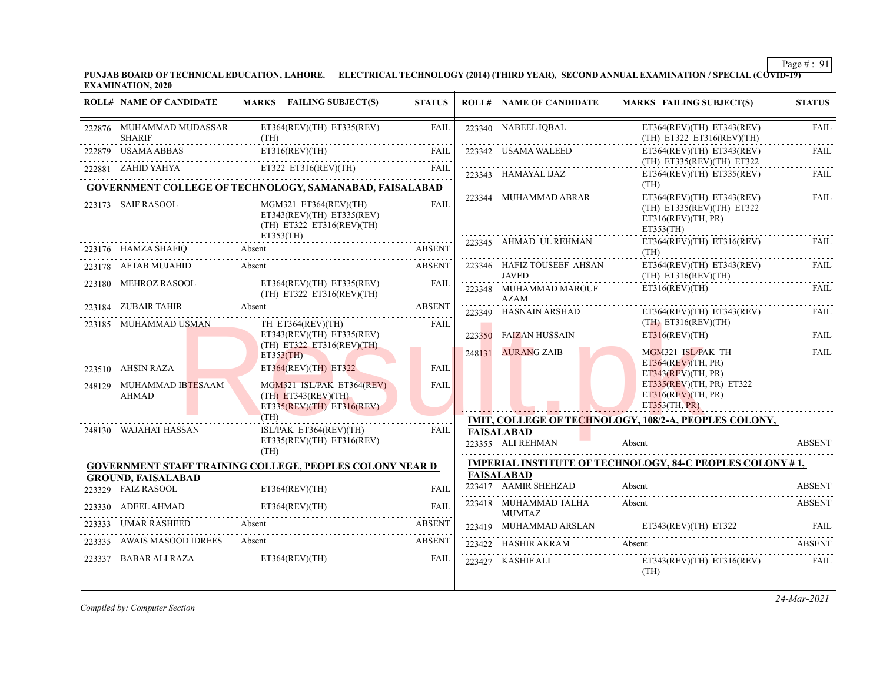**PUNJAB BOARD OF TECHNICAL EDUCATION, LAHORE. ELECTRICAL TECHNOLOGY (2014) (THIRD YEAR), SECOND ANNUAL EXAMINATION / SPECIAL (COVID-19) EXAMINATION, 2020**

| ROLL# | NAME OF CANDIDATE | MARKS | FAILING SUBJECT(S) | STATUS |
|---|---|---|---|---|
| 222876 | MUHAMMAD MUDASSAR SHARIF | | ET364(REV)(TH) ET335(REV)(TH) | FAIL |
| 222879 | USAMA ABBAS | | ET316(REV)(TH) | FAIL |
| 222881 | ZAHID YAHYA | | ET322 ET316(REV)(TH) | FAIL |

**GOVERNMENT COLLEGE OF TECHNOLOGY, SAMANABAD, FAISALABAD**

| ROLL# | NAME OF CANDIDATE | MARKS | FAILING SUBJECT(S) | STATUS |
|---|---|---|---|---|
| 223173 | SAIF RASOOL | | MGM321 ET364(REV)(TH) ET343(REV)(TH) ET335(REV)(TH) ET322 ET316(REV)(TH) ET353(TH) | FAIL |
| 223176 | HAMZA SHAFIQ | Absent | | ABSENT |
| 223178 | AFTAB MUJAHID | Absent | | ABSENT |
| 223180 | MEHROZ RASOOL | | ET364(REV)(TH) ET335(REV)(TH) ET322 ET316(REV)(TH) | FAIL |
| 223184 | ZUBAIR TAHIR | Absent | | ABSENT |
| 223185 | MUHAMMAD USMAN | | TH ET364(REV)(TH) ET343(REV)(TH) ET335(REV)(TH) ET322 ET316(REV)(TH) ET353(TH) | FAIL |
| 223510 | AHSIN RAZA | | ET364(REV)(TH) ET322 | FAIL |
| 248129 | MUHAMMAD IBTESAAM AHMAD | | MGM321 ISL/PAK ET364(REV)(TH) ET343(REV)(TH) ET335(REV)(TH) ET316(REV)(TH) | FAIL |
| 248130 | WAJAHAT HASSAN | | ISL/PAK ET364(REV)(TH) ET335(REV)(TH) ET316(REV)(TH) | FAIL |

**GOVERNMENT STAFF TRAINING COLLEGE, PEOPLES COLONY NEAR D GROUND, FAISALABAD**

| ROLL# | NAME OF CANDIDATE | MARKS | FAILING SUBJECT(S) | STATUS |
|---|---|---|---|---|
| 223329 | FAIZ RASOOL | | ET364(REV)(TH) | FAIL |
| 223330 | ADEEL AHMAD | | ET364(REV)(TH) | FAIL |
| 223333 | UMAR RASHEED | Absent | | ABSENT |
| 223335 | AWAIS MASOOD IDREES | Absent | | ABSENT |
| 223337 | BABAR ALI RAZA | | ET364(REV)(TH) | FAIL |
| 223340 | NABEEL IQBAL | | ET364(REV)(TH) ET343(REV)(TH) ET322 ET316(REV)(TH) | FAIL |
| 223342 | USAMA WALEED | | ET364(REV)(TH) ET343(REV)(TH) ET335(REV)(TH) ET322 | FAIL |
| 223343 | HAMAYAL IJAZ | | ET364(REV)(TH) ET335(REV)(TH) | FAIL |
| 223344 | MUHAMMAD ABRAR | | ET364(REV)(TH) ET343(REV)(TH) ET335(REV)(TH) ET322 ET316(REV)(TH, PR) ET353(TH) | FAIL |
| 223345 | AHMAD UL REHMAN | | ET364(REV)(TH) ET316(REV)(TH) | FAIL |
| 223346 | HAFIZ TOUSEEF AHSAN JAVED | | ET364(REV)(TH) ET343(REV)(TH) ET316(REV)(TH) | FAIL |
| 223348 | MUHAMMAD MAROUF AZAM | | ET316(REV)(TH) | FAIL |
| 223349 | HASNAIN ARSHAD | | ET364(REV)(TH) ET343(REV)(TH) ET316(REV)(TH) | FAIL |
| 223350 | FAIZAN HUSSAIN | | ET316(REV)(TH) | FAIL |
| 248131 | AURANG ZAIB | | MGM321 ISL/PAK TH ET364(REV)(TH, PR) ET343(REV)(TH, PR) ET335(REV)(TH, PR) ET322 ET316(REV)(TH, PR) ET353(TH, PR) | FAIL |

**IMIT, COLLEGE OF TECHNOLOGY, 108/2-A, PEOPLES COLONY, FAISALABAD**

| ROLL# | NAME OF CANDIDATE | MARKS | FAILING SUBJECT(S) | STATUS |
|---|---|---|---|---|
| 223355 | ALI REHMAN | Absent | | ABSENT |

**IMPERIAL INSTITUTE OF TECHNOLOGY, 84-C PEOPLES COLONY # 1, FAISALABAD**

| ROLL# | NAME OF CANDIDATE | MARKS | FAILING SUBJECT(S) | STATUS |
|---|---|---|---|---|
| 223417 | AAMIR SHEHZAD | Absent | | ABSENT |
| 223418 | MUHAMMAD TALHA MUMTAZ | Absent | | ABSENT |
| 223419 | MUHAMMAD ARSLAN | | ET343(REV)(TH) ET322 | FAIL |
| 223422 | HASHIR AKRAM | Absent | | ABSENT |
| 223427 | KASHIF ALI | | ET343(REV)(TH) ET316(REV)(TH) | FAIL |

*Compiled by: Computer Section*

*24-Mar-2021*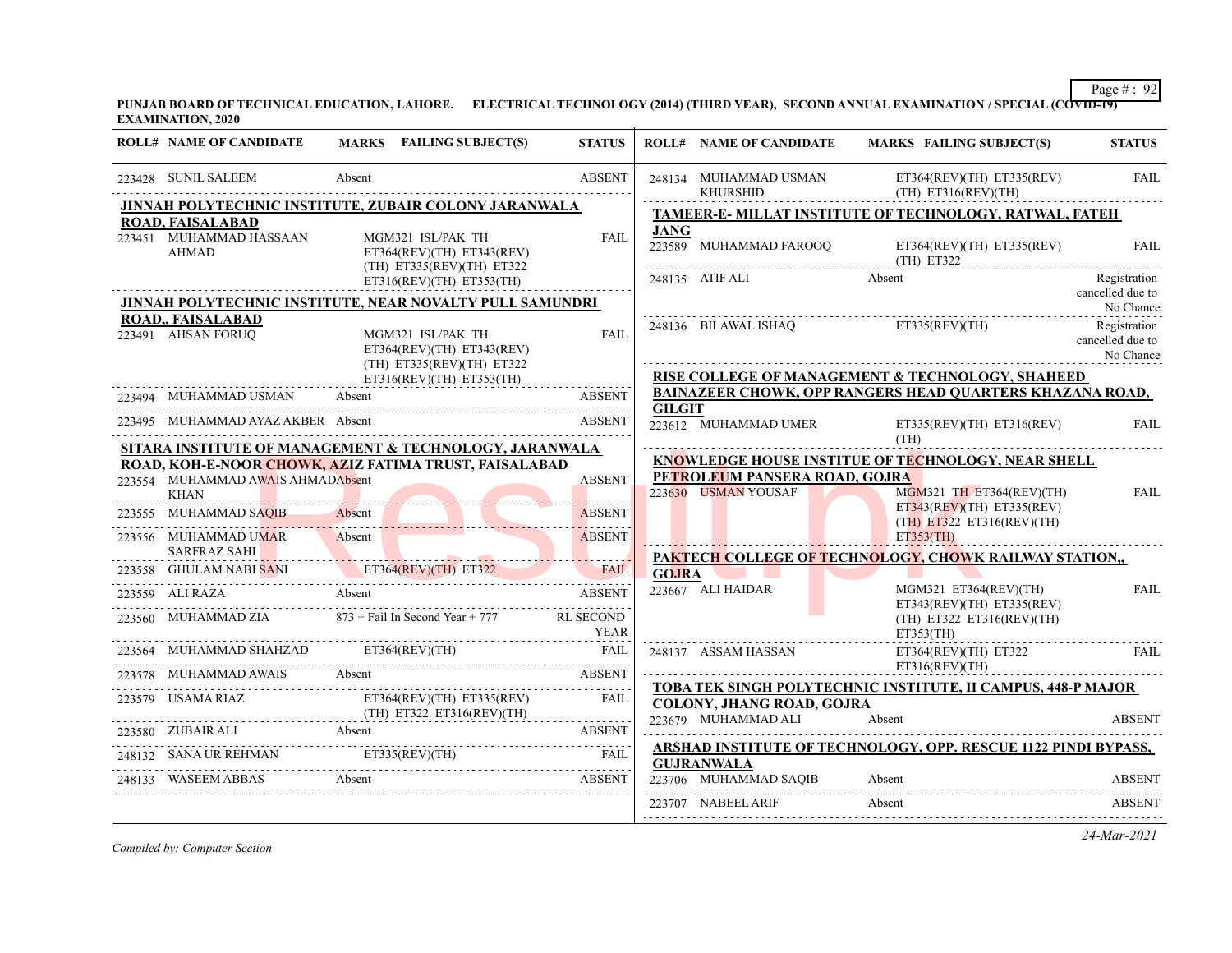**PUNJAB BOARD OF TECHNICAL EDUCATION, LAHORE. ELECTRICAL TECHNOLOGY (2014) (THIRD YEAR), SECOND ANNUAL EXAMINATION / SPECIAL (COVID-19) EXAMINATION, 2020**

| ROLL# | NAME OF CANDIDATE | MARKS | FAILING SUBJECT(S) | STATUS |
|---|---|---|---|---|
| 223428 | SUNIL SALEEM | Absent | | ABSENT |

**JINNAH POLYTECHNIC INSTITUTE, ZUBAIR COLONY JARANWALA ROAD, FAISALABAD**

| ROLL# | NAME OF CANDIDATE | MARKS | FAILING SUBJECT(S) | STATUS |
|---|---|---|---|---|
| 223451 | MUHAMMAD HASSAAN AHMAD | | MGM321 ISL/PAK TH ET364(REV)(TH) ET343(REV)(TH) ET335(REV)(TH) ET322 ET316(REV)(TH) ET353(TH) | FAIL |

**JINNAH POLYTECHNIC INSTITUTE, NEAR NOVALTY PULL SAMUNDRI ROAD,, FAISALABAD**

| ROLL# | NAME OF CANDIDATE | MARKS | FAILING SUBJECT(S) | STATUS |
|---|---|---|---|---|
| 223491 | AHSAN FORUQ | | MGM321 ISL/PAK TH ET364(REV)(TH) ET343(REV)(TH) ET335(REV)(TH) ET322 ET316(REV)(TH) ET353(TH) | FAIL |
| 223494 | MUHAMMAD USMAN | Absent | | ABSENT |
| 223495 | MUHAMMAD AYAZ AKBER | Absent | | ABSENT |

**SITARA INSTITUTE OF MANAGEMENT & TECHNOLOGY, JARANWALA ROAD, KOH-E-NOOR CHOWK, AZIZ FATIMA TRUST, FAISALABAD**

| ROLL# | NAME OF CANDIDATE | MARKS | FAILING SUBJECT(S) | STATUS |
|---|---|---|---|---|
| 223554 | MUHAMMAD AWAIS AHMAD KHAN | Absent | | ABSENT |
| 223555 | MUHAMMAD SAQIB | Absent | | ABSENT |
| 223556 | MUHAMMAD UMAR SARFRAZ SAHI | Absent | | ABSENT |
| 223558 | GHULAM NABI SANI | | ET364(REV)(TH) ET322 | FAIL |
| 223559 | ALI RAZA | Absent | | ABSENT |
| 223560 | MUHAMMAD ZIA | 873 + Fail In Second Year + 777 | | RL SECOND YEAR |
| 223564 | MUHAMMAD SHAHZAD | | ET364(REV)(TH) | FAIL |
| 223578 | MUHAMMAD AWAIS | Absent | | ABSENT |
| 223579 | USAMA RIAZ | | ET364(REV)(TH) ET335(REV)(TH) ET322 ET316(REV)(TH) | FAIL |
| 223580 | ZUBAIR ALI | Absent | | ABSENT |
| 248132 | SANA UR REHMAN | | ET335(REV)(TH) | FAIL |
| 248133 | WASEEM ABBAS | Absent | | ABSENT |
| 248134 | MUHAMMAD USMAN KHURSHID | | ET364(REV)(TH) ET335(REV)(TH) ET316(REV)(TH) | FAIL |

**TAMEER-E- MILLAT INSTITUTE OF TECHNOLOGY, RATWAL, FATEH JANG**

| ROLL# | NAME OF CANDIDATE | MARKS | FAILING SUBJECT(S) | STATUS |
|---|---|---|---|---|
| 223589 | MUHAMMAD FAROOQ | | ET364(REV)(TH) ET335(REV)(TH) ET322 | FAIL |
| 248135 | ATIF ALI | Absent | | Registration cancelled due to No Chance |
| 248136 | BILAWAL ISHAQ | | ET335(REV)(TH) | Registration cancelled due to No Chance |

**RISE COLLEGE OF MANAGEMENT & TECHNOLOGY, SHAHEED BAINAZEER CHOWK, OPP RANGERS HEAD QUARTERS KHAZANA ROAD, GILGIT**

| ROLL# | NAME OF CANDIDATE | MARKS | FAILING SUBJECT(S) | STATUS |
|---|---|---|---|---|
| 223612 | MUHAMMAD UMER | | ET335(REV)(TH) ET316(REV)(TH) | FAIL |

**KNOWLEDGE HOUSE INSTITUE OF TECHNOLOGY, NEAR SHELL PETROLEUM PANSERA ROAD, GOJRA**

| ROLL# | NAME OF CANDIDATE | MARKS | FAILING SUBJECT(S) | STATUS |
|---|---|---|---|---|
| 223630 | USMAN YOUSAF | | MGM321 TH ET364(REV)(TH) ET343(REV)(TH) ET335(REV)(TH) ET322 ET316(REV)(TH) ET353(TH) | FAIL |

**PAKTECH COLLEGE OF TECHNOLOGY, CHOWK RAILWAY STATION,, GOJRA**

| ROLL# | NAME OF CANDIDATE | MARKS | FAILING SUBJECT(S) | STATUS |
|---|---|---|---|---|
| 223667 | ALI HAIDAR | | MGM321 ET364(REV)(TH) ET343(REV)(TH) ET335(REV)(TH) ET322 ET316(REV)(TH) ET353(TH) | FAIL |
| 248137 | ASSAM HASSAN | | ET364(REV)(TH) ET322 ET316(REV)(TH) | FAIL |

**TOBA TEK SINGH POLYTECHNIC INSTITUTE, II CAMPUS, 448-P MAJOR COLONY, JHANG ROAD, GOJRA**

| ROLL# | NAME OF CANDIDATE | MARKS | FAILING SUBJECT(S) | STATUS |
|---|---|---|---|---|
| 223679 | MUHAMMAD ALI | Absent | | ABSENT |

**ARSHAD INSTITUTE OF TECHNOLOGY, OPP. RESCUE 1122 PINDI BYPASS, GUJRANWALA**

| ROLL# | NAME OF CANDIDATE | MARKS | FAILING SUBJECT(S) | STATUS |
|---|---|---|---|---|
| 223706 | MUHAMMAD SAQIB | Absent | | ABSENT |
| 223707 | NABEEL ARIF | Absent | | ABSENT |

*Compiled by: Computer Section*

*24-Mar-2021*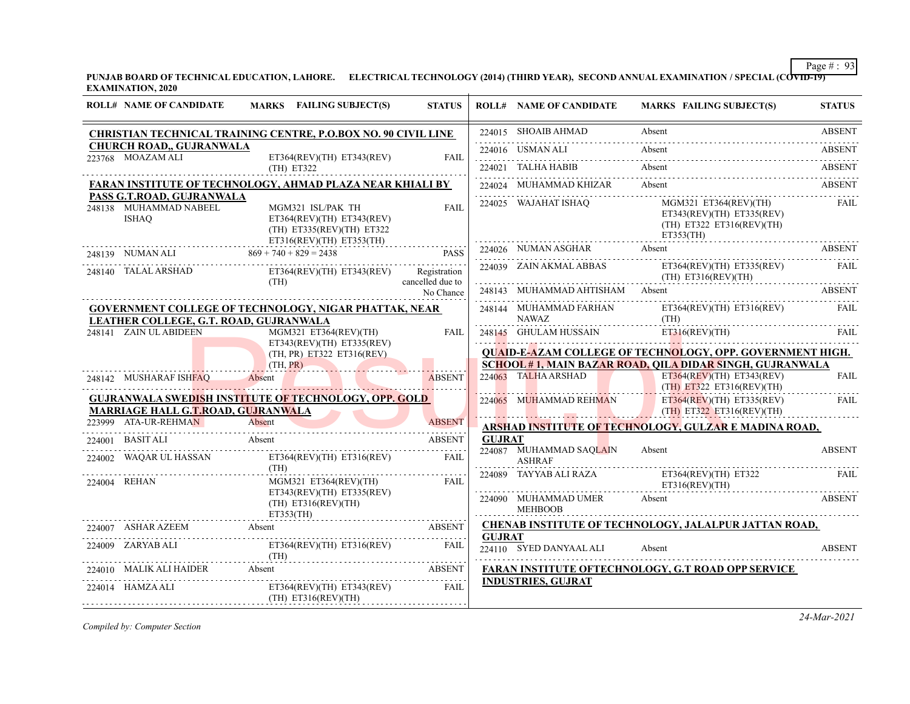**PUNJAB BOARD OF TECHNICAL EDUCATION, LAHORE. ELECTRICAL TECHNOLOGY (2014) (THIRD YEAR), SECOND ANNUAL EXAMINATION / SPECIAL (COVID-19) EXAMINATION, 2020**

| ROLL# | NAME OF CANDIDATE | MARKS | FAILING SUBJECT(S) | STATUS |
|---|---|---|---|---|
| **CHRISTIAN TECHNICAL TRAINING CENTRE, P.O.BOX NO. 90 CIVIL LINE CHURCH ROAD,, GUJRANWALA** | | | | |
| 223768 | MOAZAM ALI | | ET364(REV)(TH) ET343(REV)(TH) ET322 | FAIL |
| **FARAN INSTITUTE OF TECHNOLOGY, AHMAD PLAZA NEAR KHIALI BY PASS G.T.ROAD, GUJRANWALA** | | | | |
| 248138 | MUHAMMAD NABEEL ISHAQ | | MGM321 ISL/PAK TH ET364(REV)(TH) ET343(REV)(TH) ET335(REV)(TH) ET322 ET316(REV)(TH) ET353(TH) | FAIL |
| 248139 | NUMAN ALI | 869 + 740 + 829 = 2438 | | PASS |
| 248140 | TALAL ARSHAD | | ET364(REV)(TH) ET343(REV)(TH) | Registration cancelled due to No Chance |
| **GOVERNMENT COLLEGE OF TECHNOLOGY, NIGAR PHATTAK, NEAR LEATHER COLLEGE, G.T. ROAD, GUJRANWALA** | | | | |
| 248141 | ZAIN UL ABIDEEN | | MGM321 ET364(REV)(TH) ET343(REV)(TH) ET335(REV)(TH, PR) ET322 ET316(REV)(TH, PR) | FAIL |
| 248142 | MUSHARAF ISHFAQ | Absent | | ABSENT |
| **GUJRANWALA SWEDISH INSTITUTE OF TECHNOLOGY, OPP. GOLD MARRIAGE HALL G.T.ROAD, GUJRANWALA** | | | | |
| 223999 | ATA-UR-REHMAN | Absent | | ABSENT |
| 224001 | BASIT ALI | Absent | | ABSENT |
| 224002 | WAQAR UL HASSAN | | ET364(REV)(TH) ET316(REV)(TH) | FAIL |
| 224004 | REHAN | | MGM321 ET364(REV)(TH) ET343(REV)(TH) ET335(REV)(TH) ET316(REV)(TH) ET353(TH) | FAIL |
| 224007 | ASHAR AZEEM | Absent | | ABSENT |
| 224009 | ZARYAB ALI | | ET364(REV)(TH) ET316(REV)(TH) | FAIL |
| 224010 | MALIK ALI HAIDER | Absent | | ABSENT |
| 224014 | HAMZA ALI | | ET364(REV)(TH) ET343(REV)(TH) ET316(REV)(TH) | FAIL |
| 224015 | SHOAIB AHMAD | Absent | | ABSENT |
| 224016 | USMAN ALI | Absent | | ABSENT |
| 224021 | TALHA HABIB | Absent | | ABSENT |
| 224024 | MUHAMMAD KHIZAR | Absent | | ABSENT |
| 224025 | WAJAHAT ISHAQ | | MGM321 ET364(REV)(TH) ET343(REV)(TH) ET335(REV)(TH) ET322 ET316(REV)(TH) ET353(TH) | FAIL |
| 224026 | NUMAN ASGHAR | Absent | | ABSENT |
| 224039 | ZAIN AKMAL ABBAS | | ET364(REV)(TH) ET335(REV)(TH) ET316(REV)(TH) | FAIL |
| 248143 | MUHAMMAD AHTISHAM | Absent | | ABSENT |
| 248144 | MUHAMMAD FARHAN NAWAZ | | ET364(REV)(TH) ET316(REV)(TH) | FAIL |
| 248145 | GHULAM HUSSAIN | | ET316(REV)(TH) | FAIL |
| **QUAID-E-AZAM COLLEGE OF TECHNOLOGY, OPP. GOVERNMENT HIGH. SCHOOL # 1, MAIN BAZAR ROAD, QILA DIDAR SINGH, GUJRANWALA** | | | | |
| 224063 | TALHA ARSHAD | | ET364(REV)(TH) ET343(REV)(TH) ET322 ET316(REV)(TH) | FAIL |
| 224065 | MUHAMMAD REHMAN | | ET364(REV)(TH) ET335(REV)(TH) ET322 ET316(REV)(TH) | FAIL |
| **ARSHAD INSTITUTE OF TECHNOLOGY, GULZAR E MADINA ROAD, GUJRAT** | | | | |
| 224087 | MUHAMMAD SAQLAIN ASHRAF | Absent | | ABSENT |
| 224089 | TAYYAB ALI RAZA | | ET364(REV)(TH) ET322 ET316(REV)(TH) | FAIL |
| 224090 | MUHAMMAD UMER MEHBOOB | Absent | | ABSENT |
| **CHENAB INSTITUTE OF TECHNOLOGY, JALALPUR JATTAN ROAD, GUJRAT** | | | | |
| 224110 | SYED DANYAAL ALI | Absent | | ABSENT |
| **FARAN INSTITUTE OFTECHNOLOGY, G.T ROAD OPP SERVICE INDUSTRIES, GUJRAT** | | | | |

*Compiled by: Computer Section*

*24-Mar-2021*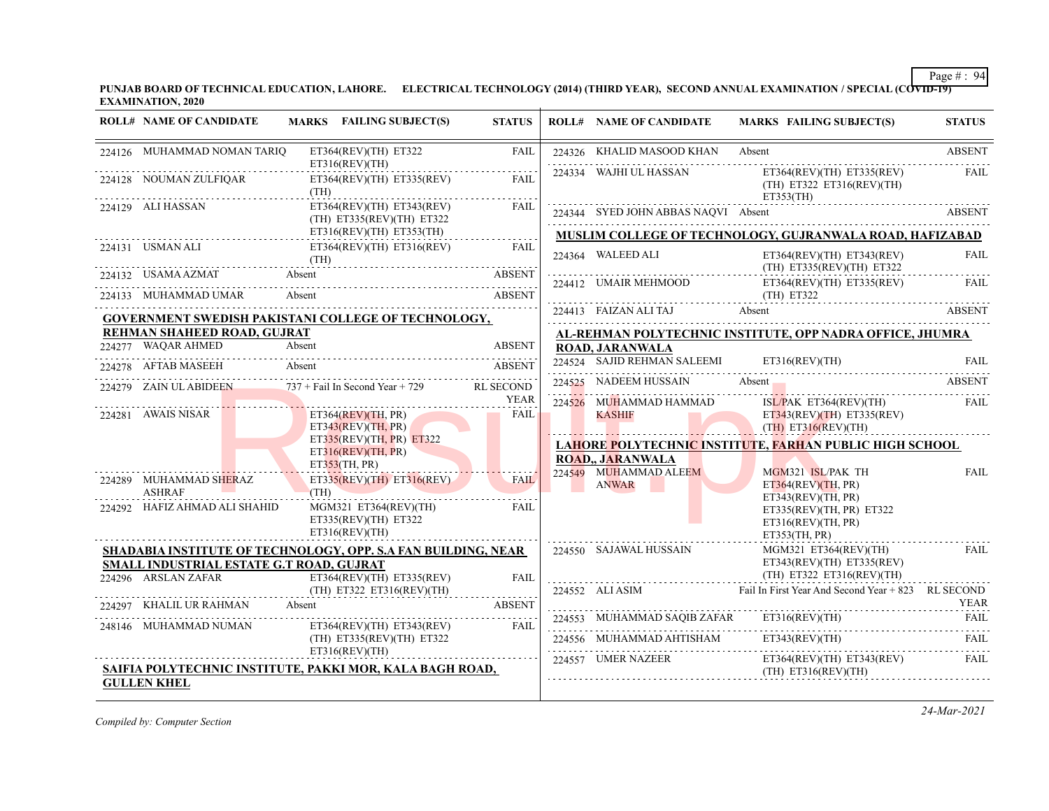**PUNJAB BOARD OF TECHNICAL EDUCATION, LAHORE. ELECTRICAL TECHNOLOGY (2014) (THIRD YEAR), SECOND ANNUAL EXAMINATION / SPECIAL (COVID-19) EXAMINATION, 2020**

| ROLL# | NAME OF CANDIDATE | MARKS | FAILING SUBJECT(S) | STATUS |
|---|---|---|---|---|
| 224126 | MUHAMMAD NOMAN TARIQ | | ET364(REV)(TH) ET322 ET316(REV)(TH) | FAIL |
| 224128 | NOUMAN ZULFIQAR | | ET364(REV)(TH) ET335(REV)(TH) | FAIL |
| 224129 | ALI HASSAN | | ET364(REV)(TH) ET343(REV)(TH) ET335(REV)(TH) ET322 ET316(REV)(TH) ET353(TH) | FAIL |
| 224131 | USMAN ALI | | ET364(REV)(TH) ET316(REV)(TH) | FAIL |
| 224132 | USAMA AZMAT | Absent | | ABSENT |
| 224133 | MUHAMMAD UMAR | Absent | | ABSENT |

**GOVERNMENT SWEDISH PAKISTANI COLLEGE OF TECHNOLOGY, REHMAN SHAHEED ROAD, GUJRAT**

| ROLL# | NAME OF CANDIDATE | MARKS | FAILING SUBJECT(S) | STATUS |
|---|---|---|---|---|
| 224277 | WAQAR AHMED | Absent | | ABSENT |
| 224278 | AFTAB MASEEH | Absent | | ABSENT |
| 224279 | ZAIN UL ABIDEEN | 737 + Fail In Second Year + 729 | | RL SECOND YEAR |
| 224281 | AWAIS NISAR | | ET364(REV)(TH, PR) ET343(REV)(TH, PR) ET335(REV)(TH, PR) ET322 ET316(REV)(TH, PR) ET353(TH, PR) | FAIL |
| 224289 | MUHAMMAD SHERAZ ASHRAF | | ET335(REV)(TH) ET316(REV)(TH) | FAIL |
| 224292 | HAFIZ AHMAD ALI SHAHID | | MGM321 ET364(REV)(TH) ET335(REV)(TH) ET322 ET316(REV)(TH) | FAIL |

**SHADABIA INSTITUTE OF TECHNOLOGY, OPP. S.A FAN BUILDING, NEAR SMALL INDUSTRIAL ESTATE G.T ROAD, GUJRAT**

| ROLL# | NAME OF CANDIDATE | MARKS | FAILING SUBJECT(S) | STATUS |
|---|---|---|---|---|
| 224296 | ARSLAN ZAFAR | | ET364(REV)(TH) ET335(REV)(TH) ET322 ET316(REV)(TH) | FAIL |
| 224297 | KHALIL UR RAHMAN | Absent | | ABSENT |
| 248146 | MUHAMMAD NUMAN | | ET364(REV)(TH) ET343(REV)(TH) ET335(REV)(TH) ET322 ET316(REV)(TH) | FAIL |

**SAIFIA POLYTECHNIC INSTITUTE, PAKKI MOR, KALA BAGH ROAD, GULLEN KHEL**

| ROLL# | NAME OF CANDIDATE | MARKS | FAILING SUBJECT(S) | STATUS |
|---|---|---|---|---|
| 224326 | KHALID MASOOD KHAN | Absent | | ABSENT |
| 224334 | WAJHI UL HASSAN | | ET364(REV)(TH) ET335(REV)(TH) ET322 ET316(REV)(TH) ET353(TH) | FAIL |
| 224344 | SYED JOHN ABBAS NAQVI | Absent | | ABSENT |

**MUSLIM COLLEGE OF TECHNOLOGY, GUJRANWALA ROAD, HAFIZABAD**

| ROLL# | NAME OF CANDIDATE | MARKS | FAILING SUBJECT(S) | STATUS |
|---|---|---|---|---|
| 224364 | WALEED ALI | | ET364(REV)(TH) ET343(REV)(TH) ET335(REV)(TH) ET322 | FAIL |
| 224412 | UMAIR MEHMOOD | | ET364(REV)(TH) ET335(REV)(TH) ET322 | FAIL |
| 224413 | FAIZAN ALI TAJ | Absent | | ABSENT |

**AL-REHMAN POLYTECHNIC INSTITUTE, OPP NADRA OFFICE, JHUMRA ROAD, JARANWALA**

| ROLL# | NAME OF CANDIDATE | MARKS | FAILING SUBJECT(S) | STATUS |
|---|---|---|---|---|
| 224524 | SAJID REHMAN SALEEMI | | ET316(REV)(TH) | FAIL |
| 224525 | NADEEM HUSSAIN | Absent | | ABSENT |
| 224526 | MUHAMMAD HAMMAD KASHIF | | ISL/PAK ET364(REV)(TH) ET343(REV)(TH) ET335(REV)(TH) ET316(REV)(TH) | FAIL |

**LAHORE POLYTECHNIC INSTITUTE, FARHAN PUBLIC HIGH SCHOOL ROAD,, JARANWALA**

| ROLL# | NAME OF CANDIDATE | MARKS | FAILING SUBJECT(S) | STATUS |
|---|---|---|---|---|
| 224549 | MUHAMMAD ALEEM ANWAR | | MGM321 ISL/PAK TH ET364(REV)(TH, PR) ET343(REV)(TH, PR) ET335(REV)(TH, PR) ET322 ET316(REV)(TH, PR) ET353(TH, PR) | FAIL |
| 224550 | SAJAWAL HUSSAIN | | MGM321 ET364(REV)(TH) ET343(REV)(TH) ET335(REV)(TH) ET322 ET316(REV)(TH) | FAIL |
| 224552 | ALI ASIM | Fail In First Year And Second Year + 823 | | RL SECOND YEAR |
| 224553 | MUHAMMAD SAQIB ZAFAR | | ET316(REV)(TH) | FAIL |
| 224556 | MUHAMMAD AHTISHAM | | ET343(REV)(TH) | FAIL |
| 224557 | UMER NAZEER | | ET364(REV)(TH) ET343(REV)(TH) ET316(REV)(TH) | FAIL |

*Compiled by: Computer Section*

24-Mar-2021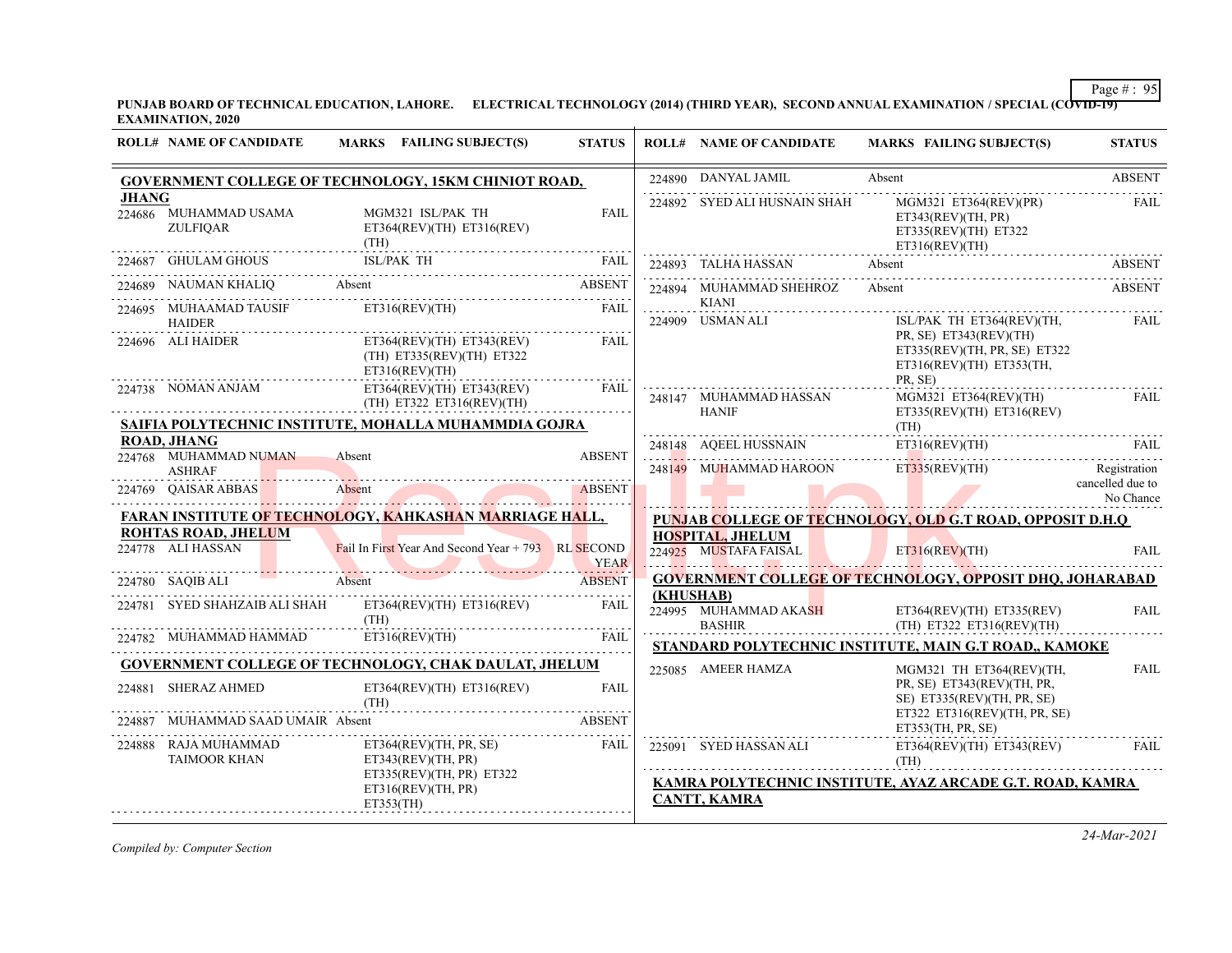**PUNJAB BOARD OF TECHNICAL EDUCATION, LAHORE. ELECTRICAL TECHNOLOGY (2014) (THIRD YEAR), SECOND ANNUAL EXAMINATION / SPECIAL (COVID-19) EXAMINATION, 2020**

**GOVERNMENT COLLEGE OF TECHNOLOGY, 15KM CHINIOT ROAD, JHANG**

| ROLL# | NAME OF CANDIDATE | MARKS | FAILING SUBJECT(S) | STATUS |
|---|---|---|---|---|
| 224686 | MUHAMMAD USAMA ZULFIQAR | | MGM321 ISL/PAK TH ET364(REV)(TH) ET316(REV)(TH) | FAIL |
| 224687 | GHULAM GHOUS | | ISL/PAK TH | FAIL |
| 224689 | NAUMAN KHALIQ | Absent | | ABSENT |
| 224695 | MUHAAMAD TAUSIF HAIDER | | ET316(REV)(TH) | FAIL |
| 224696 | ALI HAIDER | | ET364(REV)(TH) ET343(REV)(TH) ET335(REV)(TH) ET322 ET316(REV)(TH) | FAIL |
| 224738 | NOMAN ANJAM | | ET364(REV)(TH) ET343(REV)(TH) ET322 ET316(REV)(TH) | FAIL |

**SAIFIA POLYTECHNIC INSTITUTE, MOHALLA MUHAMMDIA GOJRA ROAD, JHANG**

| ROLL# | NAME OF CANDIDATE | MARKS | FAILING SUBJECT(S) | STATUS |
|---|---|---|---|---|
| 224768 | MUHAMMAD NUMAN ASHRAF | Absent | | ABSENT |
| 224769 | QAISAR ABBAS | Absent | | ABSENT |

**FARAN INSTITUTE OF TECHNOLOGY, KAHKASHAN MARRIAGE HALL, ROHTAS ROAD, JHELUM**

| ROLL# | NAME OF CANDIDATE | MARKS | FAILING SUBJECT(S) | STATUS |
|---|---|---|---|---|
| 224778 | ALI HASSAN | Fail In First Year And Second Year + 793 | | RL SECOND YEAR |
| 224780 | SAQIB ALI | Absent | | ABSENT |
| 224781 | SYED SHAHZAIB ALI SHAH | | ET364(REV)(TH) ET316(REV)(TH) | FAIL |
| 224782 | MUHAMMAD HAMMAD | | ET316(REV)(TH) | FAIL |

**GOVERNMENT COLLEGE OF TECHNOLOGY, CHAK DAULAT, JHELUM**

| ROLL# | NAME OF CANDIDATE | MARKS | FAILING SUBJECT(S) | STATUS |
|---|---|---|---|---|
| 224881 | SHERAZ AHMED | | ET364(REV)(TH) ET316(REV)(TH) | FAIL |
| 224887 | MUHAMMAD SAAD UMAIR | Absent | | ABSENT |
| 224888 | RAJA MUHAMMAD TAIMOOR KHAN | | ET364(REV)(TH, PR, SE) ET343(REV)(TH, PR) ET335(REV)(TH, PR) ET322 ET316(REV)(TH, PR) ET353(TH) | FAIL |
| 224890 | DANYAL JAMIL | Absent | | ABSENT |
| 224892 | SYED ALI HUSNAIN SHAH | | MGM321 ET364(REV)(PR) ET343(REV)(TH, PR) ET335(REV)(TH) ET322 ET316(REV)(TH) | FAIL |
| 224893 | TALHA HASSAN | Absent | | ABSENT |
| 224894 | MUHAMMAD SHEHROZ KIANI | Absent | | ABSENT |
| 224909 | USMAN ALI | | ISL/PAK TH ET364(REV)(TH, PR, SE) ET343(REV)(TH) ET335(REV)(TH, PR, SE) ET322 ET316(REV)(TH) ET353(TH, PR, SE) | FAIL |
| 248147 | MUHAMMAD HASSAN HANIF | | MGM321 ET364(REV)(TH) ET335(REV)(TH) ET316(REV)(TH) | FAIL |
| 248148 | AQEEL HUSSNAIN | | ET316(REV)(TH) | FAIL |
| 248149 | MUHAMMAD HAROON | | ET335(REV)(TH) | Registration cancelled due to No Chance |

**PUNJAB COLLEGE OF TECHNOLOGY, OLD G.T ROAD, OPPOSIT D.H.Q HOSPITAL, JHELUM**

| ROLL# | NAME OF CANDIDATE | MARKS | FAILING SUBJECT(S) | STATUS |
|---|---|---|---|---|
| 224925 | MUSTAFA FAISAL | | ET316(REV)(TH) | FAIL |

**GOVERNMENT COLLEGE OF TECHNOLOGY, OPPOSIT DHQ, JOHARABAD (KHUSHAB)**

| ROLL# | NAME OF CANDIDATE | MARKS | FAILING SUBJECT(S) | STATUS |
|---|---|---|---|---|
| 224995 | MUHAMMAD AKASH BASHIR | | ET364(REV)(TH) ET335(REV)(TH) ET322 ET316(REV)(TH) | FAIL |

**STANDARD POLYTECHNIC INSTITUTE, MAIN G.T ROAD,, KAMOKE**

| ROLL# | NAME OF CANDIDATE | MARKS | FAILING SUBJECT(S) | STATUS |
|---|---|---|---|---|
| 225085 | AMEER HAMZA | | MGM321 TH ET364(REV)(TH, PR, SE) ET343(REV)(TH, PR, SE) ET335(REV)(TH, PR, SE) ET322 ET316(REV)(TH, PR, SE) ET353(TH, PR, SE) | FAIL |
| 225091 | SYED HASSAN ALI | | ET364(REV)(TH) ET343(REV)(TH) | FAIL |

**KAMRA POLYTECHNIC INSTITUTE, AYAZ ARCADE G.T. ROAD, KAMRA CANTT, KAMRA**

*Compiled by: Computer Section*

*24-Mar-2021*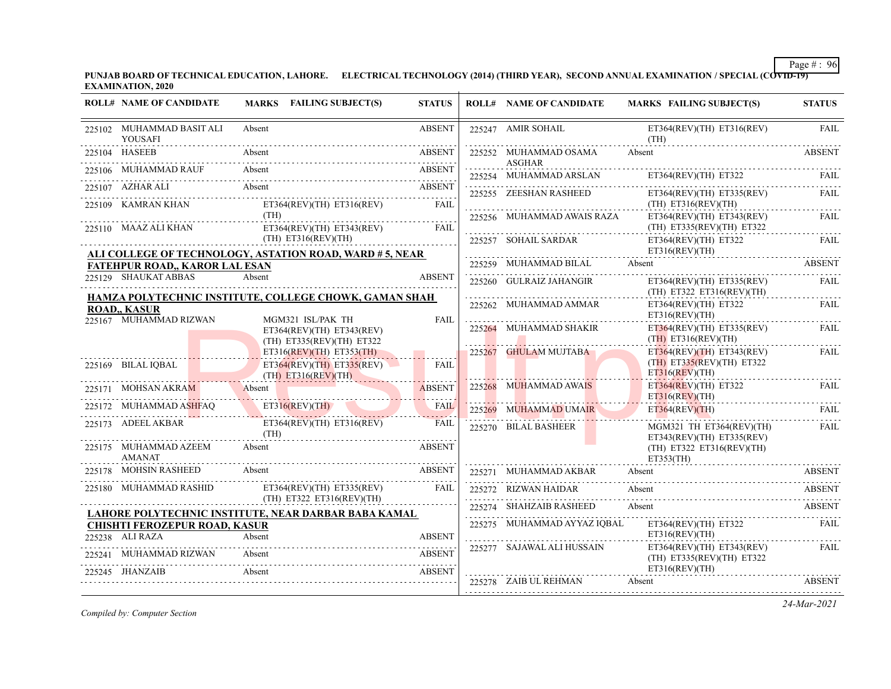**PUNJAB BOARD OF TECHNICAL EDUCATION, LAHORE. ELECTRICAL TECHNOLOGY (2014) (THIRD YEAR), SECOND ANNUAL EXAMINATION / SPECIAL (COVID-19) EXAMINATION, 2020**

| ROLL# | NAME OF CANDIDATE | MARKS | FAILING SUBJECT(S) | STATUS |
|---|---|---|---|---|
| 225102 | MUHAMMAD BASIT ALI YOUSAFI | Absent | | ABSENT |
| 225104 | HASEEB | Absent | | ABSENT |
| 225106 | MUHAMMAD RAUF | Absent | | ABSENT |
| 225107 | AZHAR ALI | Absent | | ABSENT |
| 225109 | KAMRAN KHAN | | ET364(REV)(TH) ET316(REV)(TH) | FAIL |
| 225110 | MAAZ ALI KHAN | | ET364(REV)(TH) ET343(REV)(TH) ET316(REV)(TH) | FAIL |

**ALI COLLEGE OF TECHNOLOGY, ASTATION ROAD, WARD # 5, NEAR FATEHPUR ROAD,, KAROR LAL ESAN**

| ROLL# | NAME OF CANDIDATE | MARKS | FAILING SUBJECT(S) | STATUS |
|---|---|---|---|---|
| 225129 | SHAUKAT ABBAS | Absent | | ABSENT |

**HAMZA POLYTECHNIC INSTITUTE, COLLEGE CHOWK, GAMAN SHAH ROAD,, KASUR**

| ROLL# | NAME OF CANDIDATE | MARKS | FAILING SUBJECT(S) | STATUS |
|---|---|---|---|---|
| 225167 | MUHAMMAD RIZWAN | | MGM321 ISL/PAK TH ET364(REV)(TH) ET343(REV)(TH) ET335(REV)(TH) ET322 ET316(REV)(TH) ET353(TH) | FAIL |
| 225169 | BILAL IQBAL | | ET364(REV)(TH) ET335(REV)(TH) ET316(REV)(TH) | FAIL |
| 225171 | MOHSAN AKRAM | Absent | | ABSENT |
| 225172 | MUHAMMAD ASHFAQ | | ET316(REV)(TH) | FAIL |
| 225173 | ADEEL AKBAR | | ET364(REV)(TH) ET316(REV)(TH) | FAIL |
| 225175 | MUHAMMAD AZEEM AMANAT | Absent | | ABSENT |
| 225178 | MOHSIN RASHEED | Absent | | ABSENT |
| 225180 | MUHAMMAD RASHID | | ET364(REV)(TH) ET335(REV)(TH) ET322 ET316(REV)(TH) | FAIL |

**LAHORE POLYTECHNIC INSTITUTE, NEAR DARBAR BABA KAMAL CHISHTI FEROZEPUR ROAD, KASUR**

| ROLL# | NAME OF CANDIDATE | MARKS | FAILING SUBJECT(S) | STATUS |
|---|---|---|---|---|
| 225238 | ALI RAZA | Absent | | ABSENT |
| 225241 | MUHAMMAD RIZWAN | Absent | | ABSENT |
| 225245 | JHANZAIB | Absent | | ABSENT |
| 225247 | AMIR SOHAIL | | ET364(REV)(TH) ET316(REV)(TH) | FAIL |
| 225252 | MUHAMMAD OSAMA ASGHAR | Absent | | ABSENT |
| 225254 | MUHAMMAD ARSLAN | | ET364(REV)(TH) ET322 | FAIL |
| 225255 | ZEESHAN RASHEED | | ET364(REV)(TH) ET335(REV)(TH) ET316(REV)(TH) | FAIL |
| 225256 | MUHAMMAD AWAIS RAZA | | ET364(REV)(TH) ET343(REV)(TH) ET335(REV)(TH) ET322 | FAIL |
| 225257 | SOHAIL SARDAR | | ET364(REV)(TH) ET322 ET316(REV)(TH) | FAIL |
| 225259 | MUHAMMAD BILAL | Absent | | ABSENT |
| 225260 | GULRAIZ JAHANGIR | | ET364(REV)(TH) ET335(REV)(TH) ET322 ET316(REV)(TH) | FAIL |
| 225262 | MUHAMMAD AMMAR | | ET364(REV)(TH) ET322 ET316(REV)(TH) | FAIL |
| 225264 | MUHAMMAD SHAKIR | | ET364(REV)(TH) ET335(REV)(TH) ET316(REV)(TH) | FAIL |
| 225267 | GHULAM MUJTABA | | ET364(REV)(TH) ET343(REV)(TH) ET335(REV)(TH) ET322 ET316(REV)(TH) | FAIL |
| 225268 | MUHAMMAD AWAIS | | ET364(REV)(TH) ET322 ET316(REV)(TH) | FAIL |
| 225269 | MUHAMMAD UMAIR | | ET364(REV)(TH) | FAIL |
| 225270 | BILAL BASHEER | | MGM321 TH ET364(REV)(TH) ET343(REV)(TH) ET335(REV)(TH) ET322 ET316(REV)(TH) ET353(TH) | FAIL |
| 225271 | MUHAMMAD AKBAR | Absent | | ABSENT |
| 225272 | RIZWAN HAIDAR | Absent | | ABSENT |
| 225274 | SHAHZAIB RASHEED | Absent | | ABSENT |
| 225275 | MUHAMMAD AYYAZ IQBAL | | ET364(REV)(TH) ET322 ET316(REV)(TH) | FAIL |
| 225277 | SAJAWAL ALI HUSSAIN | | ET364(REV)(TH) ET343(REV)(TH) ET335(REV)(TH) ET322 ET316(REV)(TH) | FAIL |
| 225278 | ZAIB UL REHMAN | Absent | | ABSENT |

*Compiled by: Computer Section*

*24-Mar-2021*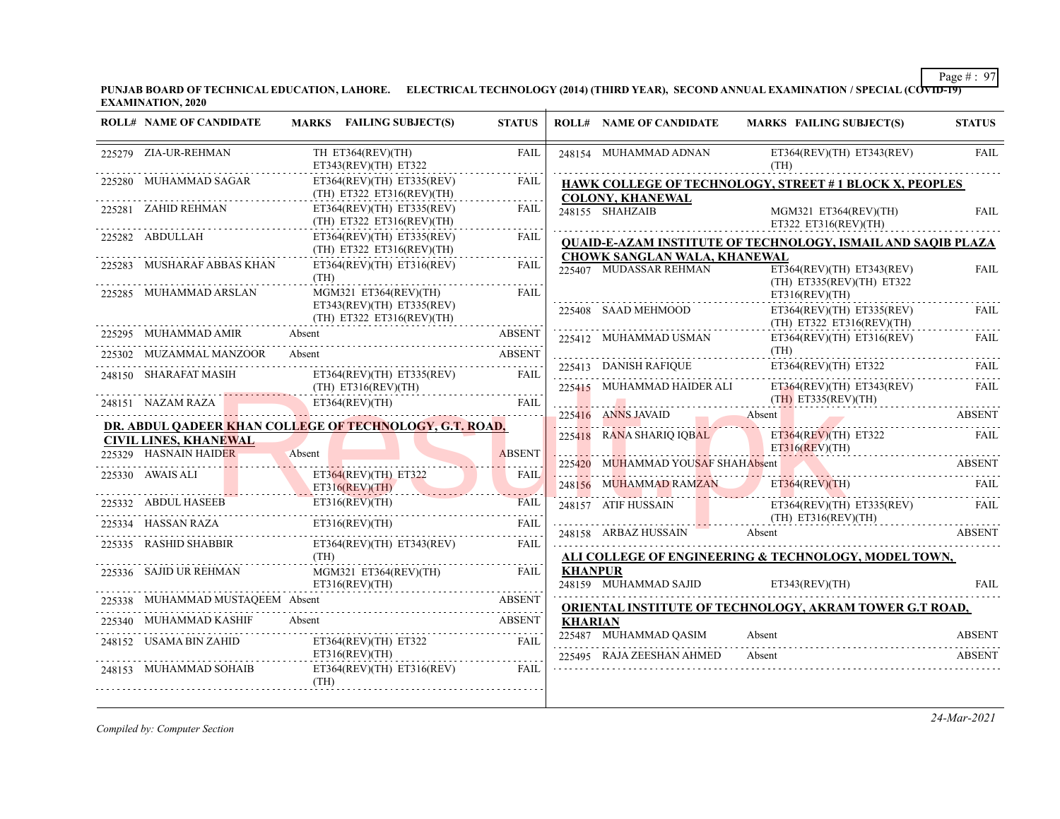**PUNJAB BOARD OF TECHNICAL EDUCATION, LAHORE. ELECTRICAL TECHNOLOGY (2014) (THIRD YEAR), SECOND ANNUAL EXAMINATION / SPECIAL (COVID-19) EXAMINATION, 2020**

| ROLL# | NAME OF CANDIDATE | MARKS | FAILING SUBJECT(S) | STATUS |
|---|---|---|---|---|
| 225279 | ZIA-UR-REHMAN | | TH ET364(REV)(TH) ET343(REV)(TH) ET322 | FAIL |
| 225280 | MUHAMMAD SAGAR | | ET364(REV)(TH) ET335(REV)(TH) ET322 ET316(REV)(TH) | FAIL |
| 225281 | ZAHID REHMAN | | ET364(REV)(TH) ET335(REV)(TH) ET322 ET316(REV)(TH) | FAIL |
| 225282 | ABDULLAH | | ET364(REV)(TH) ET335(REV)(TH) ET322 ET316(REV)(TH) | FAIL |
| 225283 | MUSHARAF ABBAS KHAN | | ET364(REV)(TH) ET316(REV)(TH) | FAIL |
| 225285 | MUHAMMAD ARSLAN | | MGM321 ET364(REV)(TH) ET343(REV)(TH) ET335(REV)(TH) ET322 ET316(REV)(TH) | FAIL |
| 225295 | MUHAMMAD AMIR | Absent | | ABSENT |
| 225302 | MUZAMMAL MANZOOR | Absent | | ABSENT |
| 248150 | SHARAFAT MASIH | | ET364(REV)(TH) ET335(REV)(TH) ET316(REV)(TH) | FAIL |
| 248151 | NAZAM RAZA | | ET364(REV)(TH) | FAIL |

**DR. ABDUL QADEER KHAN COLLEGE OF TECHNOLOGY, G.T. ROAD, CIVIL LINES, KHANEWAL**

| ROLL# | NAME OF CANDIDATE | MARKS | FAILING SUBJECT(S) | STATUS |
|---|---|---|---|---|
| 225329 | HASNAIN HAIDER | Absent | | ABSENT |
| 225330 | AWAIS ALI | | ET364(REV)(TH) ET322 ET316(REV)(TH) | FAIL |
| 225332 | ABDUL HASEEB | | ET316(REV)(TH) | FAIL |
| 225334 | HASSAN RAZA | | ET316(REV)(TH) | FAIL |
| 225335 | RASHID SHABBIR | | ET364(REV)(TH) ET343(REV)(TH) | FAIL |
| 225336 | SAJID UR REHMAN | | MGM321 ET364(REV)(TH) ET316(REV)(TH) | FAIL |
| 225338 | MUHAMMAD MUSTAQEEM | Absent | | ABSENT |
| 225340 | MUHAMMAD KASHIF | Absent | | ABSENT |
| 248152 | USAMA BIN ZAHID | | ET364(REV)(TH) ET322 ET316(REV)(TH) | FAIL |
| 248153 | MUHAMMAD SOHAIB | | ET364(REV)(TH) ET316(REV)(TH) | FAIL |
| 248154 | MUHAMMAD ADNAN | | ET364(REV)(TH) ET343(REV)(TH) | FAIL |

**HAWK COLLEGE OF TECHNOLOGY, STREET # 1 BLOCK X, PEOPLES COLONY, KHANEWAL**

| ROLL# | NAME OF CANDIDATE | MARKS | FAILING SUBJECT(S) | STATUS |
|---|---|---|---|---|
| 248155 | SHAHZAIB | | MGM321 ET364(REV)(TH) ET322 ET316(REV)(TH) | FAIL |

**QUAID-E-AZAM INSTITUTE OF TECHNOLOGY, ISMAIL AND SAQIB PLAZA CHOWK SANGLAN WALA, KHANEWAL**

| ROLL# | NAME OF CANDIDATE | MARKS | FAILING SUBJECT(S) | STATUS |
|---|---|---|---|---|
| 225407 | MUDASSAR REHMAN | | ET364(REV)(TH) ET343(REV)(TH) ET335(REV)(TH) ET322 ET316(REV)(TH) | FAIL |
| 225408 | SAAD MEHMOOD | | ET364(REV)(TH) ET335(REV)(TH) ET322 ET316(REV)(TH) | FAIL |
| 225412 | MUHAMMAD USMAN | | ET364(REV)(TH) ET316(REV)(TH) | FAIL |
| 225413 | DANISH RAFIQUE | | ET364(REV)(TH) ET322 | FAIL |
| 225415 | MUHAMMAD HAIDER ALI | | ET364(REV)(TH) ET343(REV)(TH) ET335(REV)(TH) | FAIL |
| 225416 | ANNS JAVAID | Absent | | ABSENT |
| 225418 | RANA SHARIQ IQBAL | | ET364(REV)(TH) ET322 ET316(REV)(TH) | FAIL |
| 225420 | MUHAMMAD YOUSAF SHAH | Absent | | ABSENT |
| 248156 | MUHAMMAD RAMZAN | | ET364(REV)(TH) | FAIL |
| 248157 | ATIF HUSSAIN | | ET364(REV)(TH) ET335(REV)(TH) ET316(REV)(TH) | FAIL |
| 248158 | ARBAZ HUSSAIN | Absent | | ABSENT |

**ALI COLLEGE OF ENGINEERING & TECHNOLOGY, MODEL TOWN, KHANPUR**

| ROLL# | NAME OF CANDIDATE | MARKS | FAILING SUBJECT(S) | STATUS |
|---|---|---|---|---|
| 248159 | MUHAMMAD SAJID | | ET343(REV)(TH) | FAIL |

**ORIENTAL INSTITUTE OF TECHNOLOGY, AKRAM TOWER G.T ROAD, KHARIAN**

| ROLL# | NAME OF CANDIDATE | MARKS | FAILING SUBJECT(S) | STATUS |
|---|---|---|---|---|
| 225487 | MUHAMMAD QASIM | Absent | | ABSENT |
| 225495 | RAJA ZEESHAN AHMED | Absent | | ABSENT |

*Compiled by: Computer Section*

*24-Mar-2021*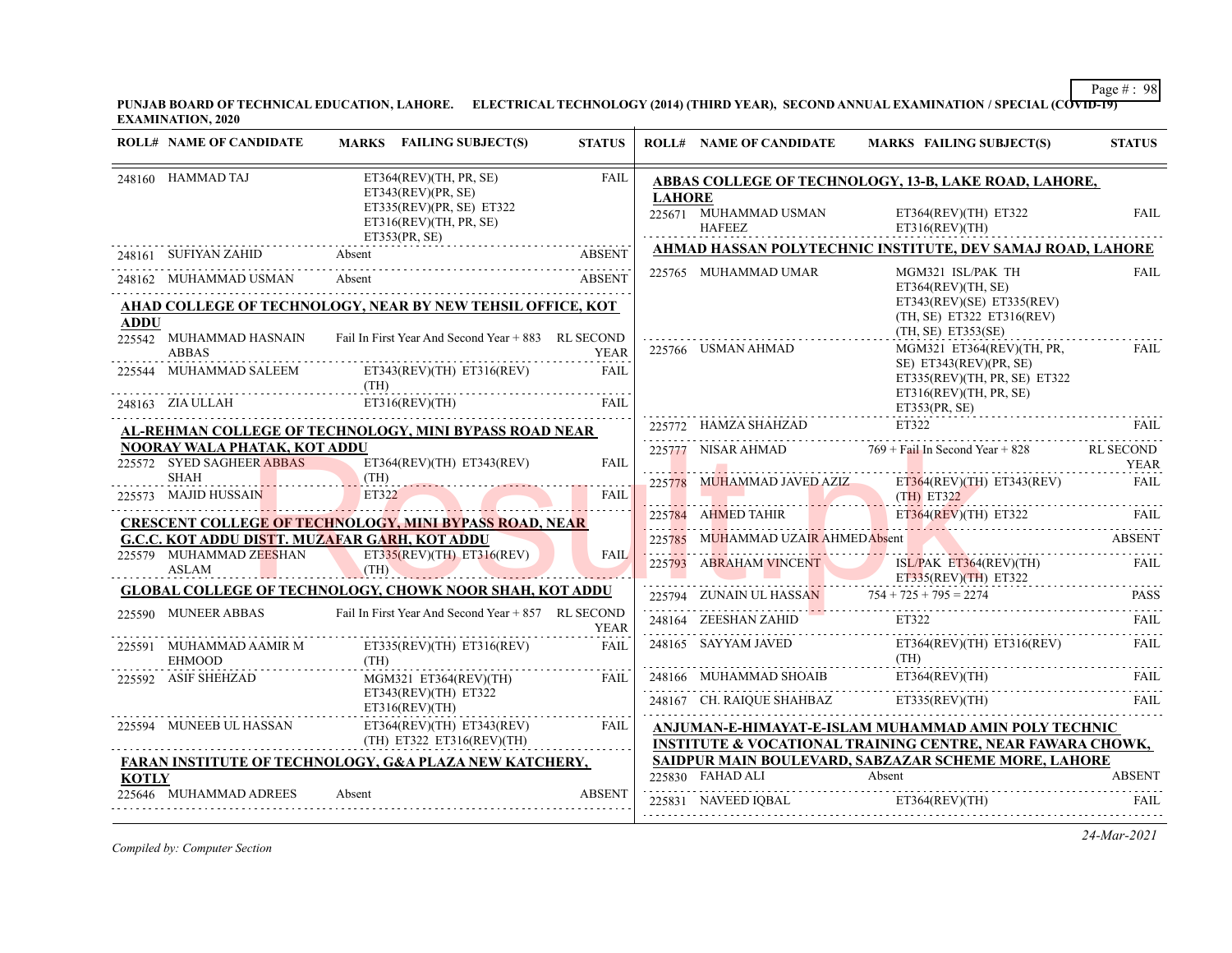**PUNJAB BOARD OF TECHNICAL EDUCATION, LAHORE. ELECTRICAL TECHNOLOGY (2014) (THIRD YEAR), SECOND ANNUAL EXAMINATION / SPECIAL (COVID-19) EXAMINATION, 2020**

| ROLL# | NAME OF CANDIDATE | MARKS FAILING SUBJECT(S) | STATUS |
|---|---|---|---|
| 248160 | HAMMAD TAJ | ET364(REV)(TH, PR, SE) ET343(REV)(PR, SE) ET335(REV)(PR, SE) ET322 ET316(REV)(TH, PR, SE) ET353(PR, SE) | FAIL |
| 248161 | SUFIYAN ZAHID | Absent | ABSENT |
| 248162 | MUHAMMAD USMAN | Absent | ABSENT |

**AHAD COLLEGE OF TECHNOLOGY, NEAR BY NEW TEHSIL OFFICE, KOT ADDU**

| ROLL# | NAME OF CANDIDATE | MARKS FAILING SUBJECT(S) | STATUS |
|---|---|---|---|
| 225542 | MUHAMMAD HASNAIN ABBAS | Fail In First Year And Second Year + 883 | RL SECOND YEAR |
| 225544 | MUHAMMAD SALEEM | ET343(REV)(TH) ET316(REV)(TH) | FAIL |
| 248163 | ZIA ULLAH | ET316(REV)(TH) | FAIL |

**AL-REHMAN COLLEGE OF TECHNOLOGY, MINI BYPASS ROAD NEAR NOORAY WALA PHATAK, KOT ADDU**

| ROLL# | NAME OF CANDIDATE | MARKS FAILING SUBJECT(S) | STATUS |
|---|---|---|---|
| 225572 | SYED SAGHEER ABBAS SHAH | ET364(REV)(TH) ET343(REV)(TH) | FAIL |
| 225573 | MAJID HUSSAIN | ET322 | FAIL |

**CRESCENT COLLEGE OF TECHNOLOGY, MINI BYPASS ROAD, NEAR G.C.C. KOT ADDU DISTT. MUZAFAR GARH, KOT ADDU**

| ROLL# | NAME OF CANDIDATE | MARKS FAILING SUBJECT(S) | STATUS |
|---|---|---|---|
| 225579 | MUHAMMAD ZEESHAN ASLAM | ET335(REV)(TH) ET316(REV)(TH) | FAIL |

**GLOBAL COLLEGE OF TECHNOLOGY, CHOWK NOOR SHAH, KOT ADDU**

| ROLL# | NAME OF CANDIDATE | MARKS FAILING SUBJECT(S) | STATUS |
|---|---|---|---|
| 225590 | MUNEER ABBAS | Fail In First Year And Second Year + 857 | RL SECOND YEAR |
| 225591 | MUHAMMAD AAMIR M EHMOOD | ET335(REV)(TH) ET316(REV)(TH) | FAIL |
| 225592 | ASIF SHEHZAD | MGM321 ET364(REV)(TH) ET343(REV)(TH) ET322 ET316(REV)(TH) | FAIL |
| 225594 | MUNEEB UL HASSAN | ET364(REV)(TH) ET343(REV)(TH) ET322 ET316(REV)(TH) | FAIL |

**FARAN INSTITUTE OF TECHNOLOGY, G&A PLAZA NEW KATCHERY, KOTLY**

| ROLL# | NAME OF CANDIDATE | MARKS FAILING SUBJECT(S) | STATUS |
|---|---|---|---|
| 225646 | MUHAMMAD ADREES | Absent | ABSENT |

**ABBAS COLLEGE OF TECHNOLOGY, 13-B, LAKE ROAD, LAHORE, LAHORE**

| ROLL# | NAME OF CANDIDATE | MARKS FAILING SUBJECT(S) | STATUS |
|---|---|---|---|
| 225671 | MUHAMMAD USMAN HAFEEZ | ET364(REV)(TH) ET322 ET316(REV)(TH) | FAIL |

**AHMAD HASSAN POLYTECHNIC INSTITUTE, DEV SAMAJ ROAD, LAHORE**

| ROLL# | NAME OF CANDIDATE | MARKS FAILING SUBJECT(S) | STATUS |
|---|---|---|---|
| 225765 | MUHAMMAD UMAR | MGM321 ISL/PAK TH ET364(REV)(TH, SE) ET343(REV)(SE) ET335(REV)(TH, SE) ET322 ET316(REV)(TH, SE) ET353(SE) | FAIL |
| 225766 | USMAN AHMAD | MGM321 ET364(REV)(TH, PR, SE) ET343(REV)(PR, SE) ET335(REV)(TH, PR, SE) ET322 ET316(REV)(TH, PR, SE) ET353(PR, SE) | FAIL |
| 225772 | HAMZA SHAHZAD | ET322 | FAIL |
| 225777 | NISAR AHMAD | 769 + Fail In Second Year + 828 | RL SECOND YEAR |
| 225778 | MUHAMMAD JAVED AZIZ | ET364(REV)(TH) ET343(REV)(TH) ET322 | FAIL |
| 225784 | AHMED TAHIR | ET364(REV)(TH) ET322 | FAIL |
| 225785 | MUHAMMAD UZAIR AHMED | Absent | ABSENT |
| 225793 | ABRAHAM VINCENT | ISL/PAK ET364(REV)(TH) ET335(REV)(TH) ET322 | FAIL |
| 225794 | ZUNAIN UL HASSAN | 754 + 725 + 795 = 2274 | PASS |
| 248164 | ZEESHAN ZAHID | ET322 | FAIL |
| 248165 | SAYYAM JAVED | ET364(REV)(TH) ET316(REV)(TH) | FAIL |
| 248166 | MUHAMMAD SHOAIB | ET364(REV)(TH) | FAIL |
| 248167 | CH. RAIQUE SHAHBAZ | ET335(REV)(TH) | FAIL |

**ANJUMAN-E-HIMAYAT-E-ISLAM MUHAMMAD AMIN POLY TECHNIC INSTITUTE & VOCATIONAL TRAINING CENTRE, NEAR FAWARA CHOWK, SAIDPUR MAIN BOULEVARD, SABZAZAR SCHEME MORE, LAHORE**

| ROLL# | NAME OF CANDIDATE | MARKS FAILING SUBJECT(S) | STATUS |
|---|---|---|---|
| 225830 | FAHAD ALI | Absent | ABSENT |
| 225831 | NAVEED IQBAL | ET364(REV)(TH) | FAIL |

*Compiled by: Computer Section*

*24-Mar-2021*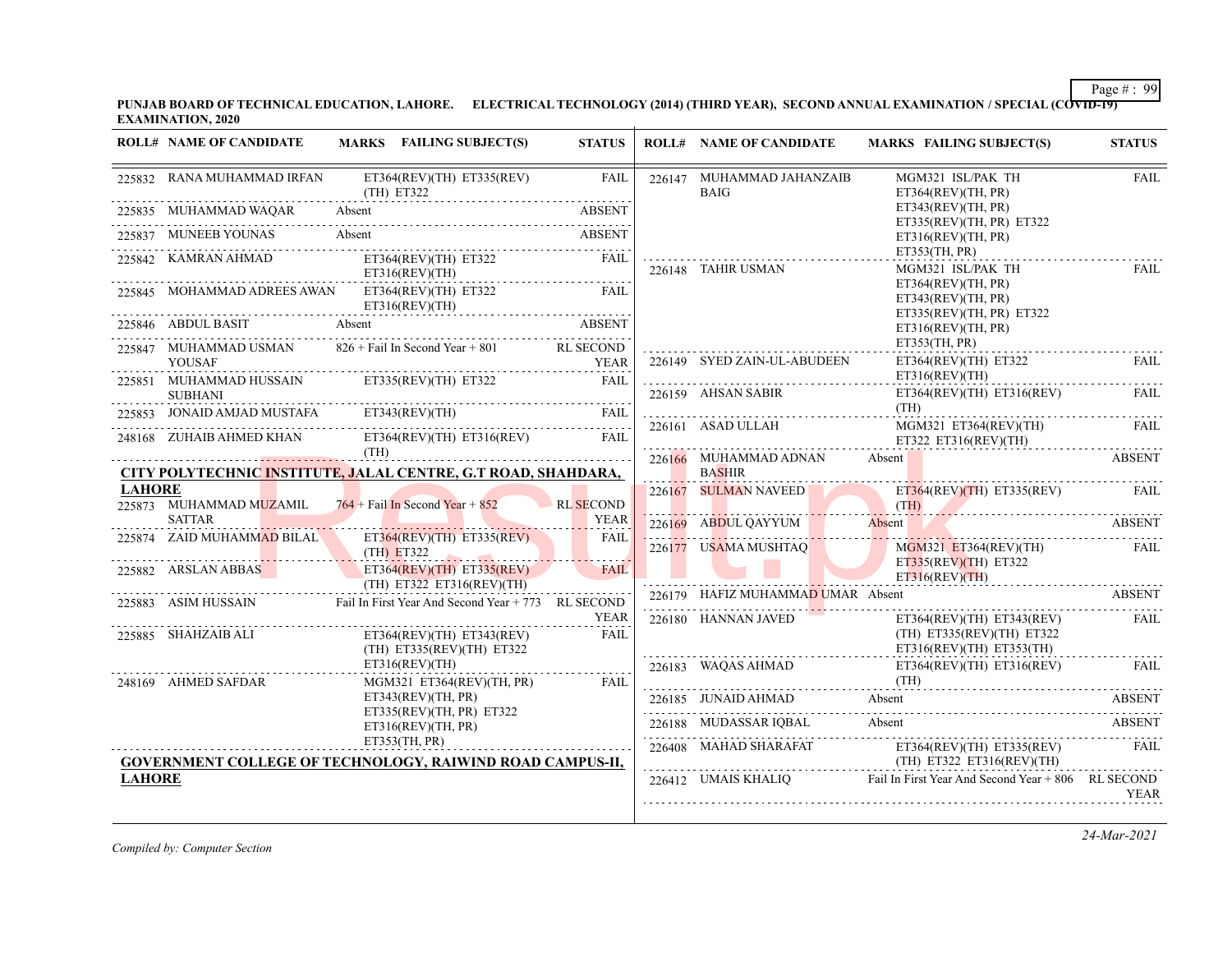**PUNJAB BOARD OF TECHNICAL EDUCATION, LAHORE. ELECTRICAL TECHNOLOGY (2014) (THIRD YEAR), SECOND ANNUAL EXAMINATION / SPECIAL (COVID-19) EXAMINATION, 2020**

| ROLL# | NAME OF CANDIDATE | MARKS | FAILING SUBJECT(S) | STATUS |
|---|---|---|---|---|
| 225832 | RANA MUHAMMAD IRFAN | | ET364(REV)(TH) ET335(REV)(TH) ET322 | FAIL |
| 225835 | MUHAMMAD WAQAR | Absent | | ABSENT |
| 225837 | MUNEEB YOUNAS | Absent | | ABSENT |
| 225842 | KAMRAN AHMAD | | ET364(REV)(TH) ET322 ET316(REV)(TH) | FAIL |
| 225845 | MOHAMMAD ADREES AWAN | | ET364(REV)(TH) ET322 ET316(REV)(TH) | FAIL |
| 225846 | ABDUL BASIT | Absent | | ABSENT |
| 225847 | MUHAMMAD USMAN YOUSAF | 826 + Fail In Second Year + 801 | | RL SECOND YEAR |
| 225851 | MUHAMMAD HUSSAIN SUBHANI | | ET335(REV)(TH) ET322 | FAIL |
| 225853 | JONAID AMJAD MUSTAFA | | ET343(REV)(TH) | FAIL |
| 248168 | ZUHAIB AHMED KHAN | | ET364(REV)(TH) ET316(REV)(TH) | FAIL |

**CITY POLYTECHNIC INSTITUTE, JALAL CENTRE, G.T ROAD, SHAHDARA, LAHORE**

| ROLL# | NAME OF CANDIDATE | MARKS | FAILING SUBJECT(S) | STATUS |
|---|---|---|---|---|
| 225873 | MUHAMMAD MUZAMIL SATTAR | 764 + Fail In Second Year + 852 | | RL SECOND YEAR |
| 225874 | ZAID MUHAMMAD BILAL | | ET364(REV)(TH) ET335(REV)(TH) ET322 | FAIL |
| 225882 | ARSLAN ABBAS | | ET364(REV)(TH) ET335(REV)(TH) ET322 ET316(REV)(TH) | FAIL |
| 225883 | ASIM HUSSAIN | Fail In First Year And Second Year + 773 | | RL SECOND YEAR |
| 225885 | SHAHZAIB ALI | | ET364(REV)(TH) ET343(REV)(TH) ET335(REV)(TH) ET322 ET316(REV)(TH) | FAIL |
| 248169 | AHMED SAFDAR | | MGM321 ET364(REV)(TH, PR) ET343(REV)(TH, PR) ET335(REV)(TH, PR) ET322 ET316(REV)(TH, PR) ET353(TH, PR) | FAIL |

**GOVERNMENT COLLEGE OF TECHNOLOGY, RAIWIND ROAD CAMPUS-II, LAHORE**

| ROLL# | NAME OF CANDIDATE | MARKS | FAILING SUBJECT(S) | STATUS |
|---|---|---|---|---|
| 226147 | MUHAMMAD JAHANZAIB BAIG | | MGM321 ISL/PAK TH ET364(REV)(TH, PR) ET343(REV)(TH, PR) ET335(REV)(TH, PR) ET322 ET316(REV)(TH, PR) ET353(TH, PR) | FAIL |
| 226148 | TAHIR USMAN | | MGM321 ISL/PAK TH ET364(REV)(TH, PR) ET343(REV)(TH, PR) ET335(REV)(TH, PR) ET322 ET316(REV)(TH, PR) ET353(TH, PR) | FAIL |
| 226149 | SYED ZAIN-UL-ABUDEEN | | ET364(REV)(TH) ET322 ET316(REV)(TH) | FAIL |
| 226159 | AHSAN SABIR | | ET364(REV)(TH) ET316(REV)(TH) | FAIL |
| 226161 | ASAD ULLAH | | MGM321 ET364(REV)(TH) ET322 ET316(REV)(TH) | FAIL |
| 226166 | MUHAMMAD ADNAN BASHIR | Absent | | ABSENT |
| 226167 | SULMAN NAVEED | | ET364(REV)(TH) ET335(REV)(TH) | FAIL |
| 226169 | ABDUL QAYYUM | Absent | | ABSENT |
| 226177 | USAMA MUSHTAQ | | MGM321 ET364(REV)(TH) ET335(REV)(TH) ET322 ET316(REV)(TH) | FAIL |
| 226179 | HAFIZ MUHAMMAD UMAR | Absent | | ABSENT |
| 226180 | HANNAN JAVED | | ET364(REV)(TH) ET343(REV)(TH) ET335(REV)(TH) ET322 ET316(REV)(TH) ET353(TH) | FAIL |
| 226183 | WAQAS AHMAD | | ET364(REV)(TH) ET316(REV)(TH) | FAIL |
| 226185 | JUNAID AHMAD | Absent | | ABSENT |
| 226188 | MUDASSAR IQBAL | Absent | | ABSENT |
| 226408 | MAHAD SHARAFAT | | ET364(REV)(TH) ET335(REV)(TH) ET322 ET316(REV)(TH) | FAIL |
| 226412 | UMAIS KHALIQ | Fail In First Year And Second Year + 806 | | RL SECOND YEAR |

*Compiled by: Computer Section*

*24-Mar-2021*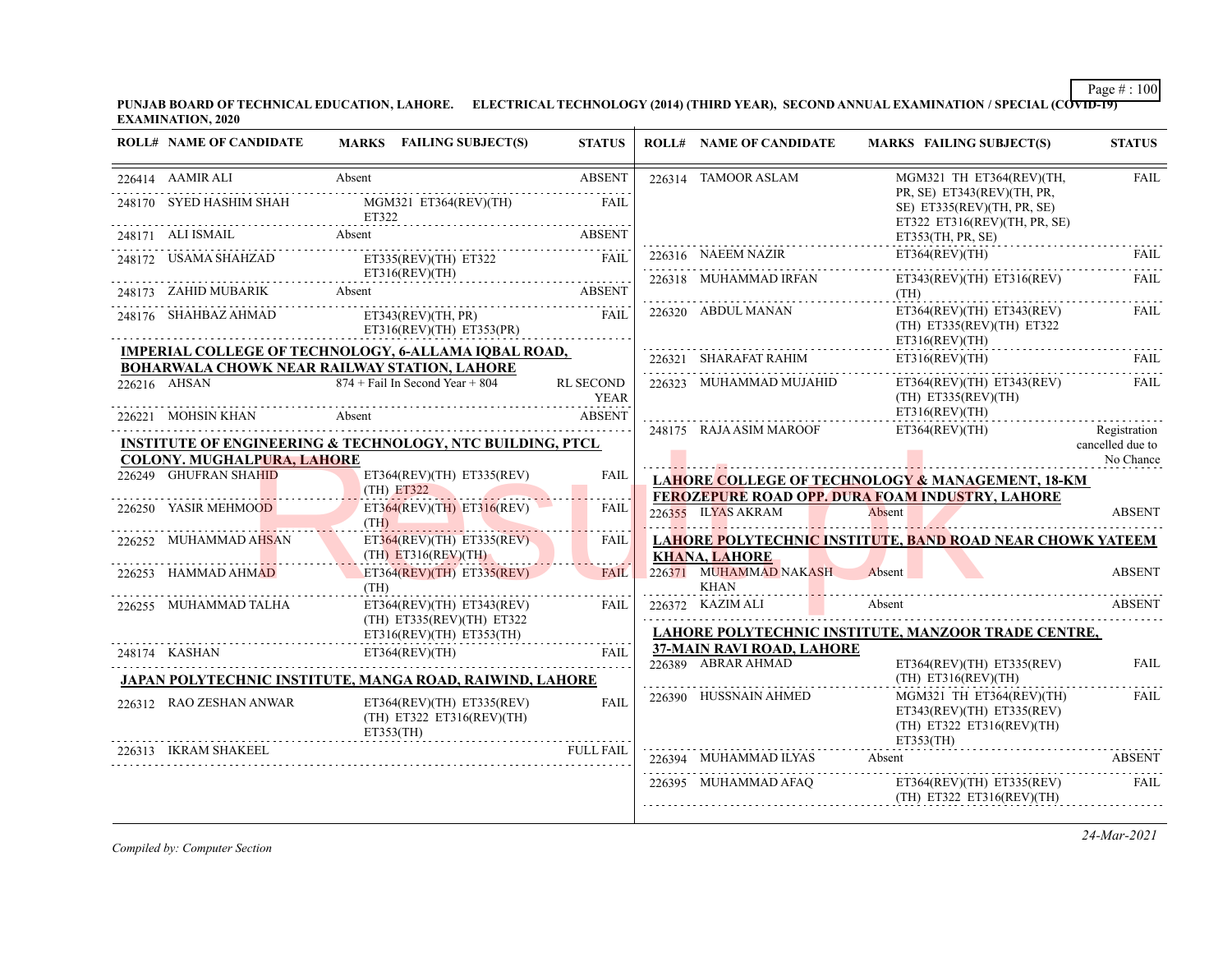**PUNJAB BOARD OF TECHNICAL EDUCATION, LAHORE. ELECTRICAL TECHNOLOGY (2014) (THIRD YEAR), SECOND ANNUAL EXAMINATION / SPECIAL (COVID-19) EXAMINATION, 2020**

| ROLL# | NAME OF CANDIDATE | MARKS FAILING SUBJECT(S) | STATUS |
|---|---|---|---|
| 226414 | AAMIR ALI | Absent | ABSENT |
| 248170 | SYED HASHIM SHAH | MGM321 ET364(REV)(TH) ET322 | FAIL |
| 248171 | ALI ISMAIL | Absent | ABSENT |
| 248172 | USAMA SHAHZAD | ET335(REV)(TH) ET322 ET316(REV)(TH) | FAIL |
| 248173 | ZAHID MUBARIK | Absent | ABSENT |
| 248176 | SHAHBAZ AHMAD | ET343(REV)(TH, PR) ET316(REV)(TH) ET353(PR) | FAIL |

**IMPERIAL COLLEGE OF TECHNOLOGY, 6-ALLAMA IQBAL ROAD, BOHARWALA CHOWK NEAR RAILWAY STATION, LAHORE**

| ROLL# | NAME OF CANDIDATE | MARKS FAILING SUBJECT(S) | STATUS |
|---|---|---|---|
| 226216 | AHSAN | 874 + Fail In Second Year + 804 | RL SECOND YEAR |
| 226221 | MOHSIN KHAN | Absent | ABSENT |

**INSTITUTE OF ENGINEERING & TECHNOLOGY, NTC BUILDING, PTCL COLONY. MUGHALPURA, LAHORE**

| ROLL# | NAME OF CANDIDATE | MARKS FAILING SUBJECT(S) | STATUS |
|---|---|---|---|
| 226249 | GHUFRAN SHAHID | ET364(REV)(TH) ET335(REV)(TH) ET322 | FAIL |
| 226250 | YASIR MEHMOOD | ET364(REV)(TH) ET316(REV)(TH) | FAIL |
| 226252 | MUHAMMAD AHSAN | ET364(REV)(TH) ET335(REV)(TH) ET316(REV)(TH) | FAIL |
| 226253 | HAMMAD AHMAD | ET364(REV)(TH) ET335(REV)(TH) | FAIL |
| 226255 | MUHAMMAD TALHA | ET364(REV)(TH) ET343(REV)(TH) ET335(REV)(TH) ET322 ET316(REV)(TH) ET353(TH) | FAIL |
| 248174 | KASHAN | ET364(REV)(TH) | FAIL |

**JAPAN POLYTECHNIC INSTITUTE, MANGA ROAD, RAIWIND, LAHORE**

| ROLL# | NAME OF CANDIDATE | MARKS FAILING SUBJECT(S) | STATUS |
|---|---|---|---|
| 226312 | RAO ZESHAN ANWAR | ET364(REV)(TH) ET335(REV)(TH) ET322 ET316(REV)(TH) ET353(TH) | FAIL |
| 226313 | IKRAM SHAKEEL | | FULL FAIL |
| 226314 | TAMOOR ASLAM | MGM321 TH ET364(REV)(TH, PR, SE) ET343(REV)(TH, PR, SE) ET335(REV)(TH, PR, SE) ET322 ET316(REV)(TH, PR, SE) ET353(TH, PR, SE) | FAIL |
| 226316 | NAEEM NAZIR | ET364(REV)(TH) | FAIL |
| 226318 | MUHAMMAD IRFAN | ET343(REV)(TH) ET316(REV)(TH) | FAIL |
| 226320 | ABDUL MANAN | ET364(REV)(TH) ET343(REV)(TH) ET335(REV)(TH) ET322 ET316(REV)(TH) | FAIL |
| 226321 | SHARAFAT RAHIM | ET316(REV)(TH) | FAIL |
| 226323 | MUHAMMAD MUJAHID | ET364(REV)(TH) ET343(REV)(TH) ET335(REV)(TH) ET316(REV)(TH) | FAIL |
| 248175 | RAJA ASIM MAROOF | ET364(REV)(TH) | Registration cancelled due to No Chance |

**LAHORE COLLEGE OF TECHNOLOGY & MANAGEMENT, 18-KM FEROZEPURE ROAD OPP. DURA FOAM INDUSTRY, LAHORE**

| ROLL# | NAME OF CANDIDATE | MARKS FAILING SUBJECT(S) | STATUS |
|---|---|---|---|
| 226355 | ILYAS AKRAM | Absent | ABSENT |

**LAHORE POLYTECHNIC INSTITUTE, BAND ROAD NEAR CHOWK YATEEM KHANA, LAHORE**

| ROLL# | NAME OF CANDIDATE | MARKS FAILING SUBJECT(S) | STATUS |
|---|---|---|---|
| 226371 | MUHAMMAD NAKASH KHAN | Absent | ABSENT |
| 226372 | KAZIM ALI | Absent | ABSENT |

**LAHORE POLYTECHNIC INSTITUTE, MANZOOR TRADE CENTRE, 37-MAIN RAVI ROAD, LAHORE**

| ROLL# | NAME OF CANDIDATE | MARKS FAILING SUBJECT(S) | STATUS |
|---|---|---|---|
| 226389 | ABRAR AHMAD | ET364(REV)(TH) ET335(REV)(TH) ET316(REV)(TH) | FAIL |
| 226390 | HUSSNAIN AHMED | MGM321 TH ET364(REV)(TH) ET343(REV)(TH) ET335(REV)(TH) ET322 ET316(REV)(TH) ET353(TH) | FAIL |
| 226394 | MUHAMMAD ILYAS | Absent | ABSENT |
| 226395 | MUHAMMAD AFAQ | ET364(REV)(TH) ET335(REV)(TH) ET322 ET316(REV)(TH) | FAIL |

*Compiled by: Computer Section*

*24-Mar-2021*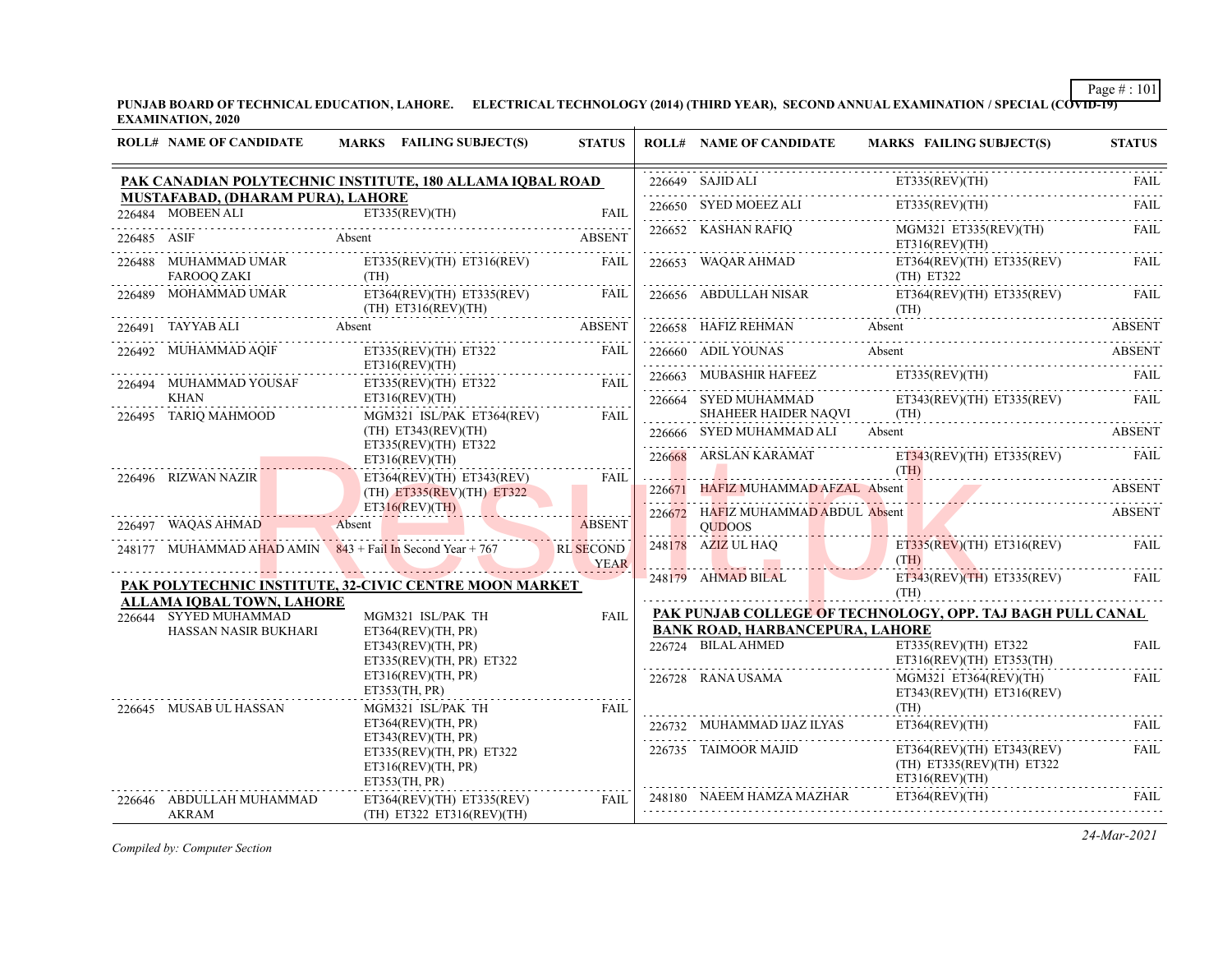**PUNJAB BOARD OF TECHNICAL EDUCATION, LAHORE. ELECTRICAL TECHNOLOGY (2014) (THIRD YEAR), SECOND ANNUAL EXAMINATION / SPECIAL (COVID-19) EXAMINATION, 2020**

| ROLL# | NAME OF CANDIDATE | MARKS | FAILING SUBJECT(S) | STATUS |
|---|---|---|---|---|
| **PAK CANADIAN POLYTECHNIC INSTITUTE, 180 ALLAMA IQBAL ROAD MUSTAFABAD, (DHARAM PURA), LAHORE** | | | | |
| 226484 | MOBEEN ALI | | ET335(REV)(TH) | FAIL |
| 226485 | ASIF | Absent | | ABSENT |
| 226488 | MUHAMMAD UMAR FAROOQ ZAKI | | ET335(REV)(TH) ET316(REV)(TH) | FAIL |
| 226489 | MOHAMMAD UMAR | | ET364(REV)(TH) ET335(REV)(TH) ET316(REV)(TH) | FAIL |
| 226491 | TAYYAB ALI | Absent | | ABSENT |
| 226492 | MUHAMMAD AQIF | | ET335(REV)(TH) ET322 ET316(REV)(TH) | FAIL |
| 226494 | MUHAMMAD YOUSAF KHAN | | ET335(REV)(TH) ET322 ET316(REV)(TH) | FAIL |
| 226495 | TARIQ MAHMOOD | | MGM321 ISL/PAK ET364(REV)(TH) ET343(REV)(TH) ET335(REV)(TH) ET322 ET316(REV)(TH) | FAIL |
| 226496 | RIZWAN NAZIR | | ET364(REV)(TH) ET343(REV)(TH) ET335(REV)(TH) ET322 ET316(REV)(TH) | FAIL |
| 226497 | WAQAS AHMAD | Absent | | ABSENT |
| 248177 | MUHAMMAD AHAD AMIN | 843 + Fail In Second Year + 767 | | RL SECOND YEAR |
| **PAK POLYTECHNIC INSTITUTE, 32-CIVIC CENTRE MOON MARKET ALLAMA IQBAL TOWN, LAHORE** | | | | |
| 226644 | SYYED MUHAMMAD HASSAN NASIR BUKHARI | | MGM321 ISL/PAK TH ET364(REV)(TH, PR) ET343(REV)(TH, PR) ET335(REV)(TH, PR) ET322 ET316(REV)(TH, PR) ET353(TH, PR) | FAIL |
| 226645 | MUSAB UL HASSAN | | MGM321 ISL/PAK TH ET364(REV)(TH, PR) ET343(REV)(TH, PR) ET335(REV)(TH, PR) ET322 ET316(REV)(TH, PR) ET353(TH, PR) | FAIL |
| 226646 | ABDULLAH MUHAMMAD AKRAM | | ET364(REV)(TH) ET335(REV)(TH) ET322 ET316(REV)(TH) | FAIL |
| 226649 | SAJID ALI | | ET335(REV)(TH) | FAIL |
| 226650 | SYED MOEEZ ALI | | ET335(REV)(TH) | FAIL |
| 226652 | KASHAN RAFIQ | | MGM321 ET335(REV)(TH) ET316(REV)(TH) | FAIL |
| 226653 | WAQAR AHMAD | | ET364(REV)(TH) ET335(REV)(TH) ET322 | FAIL |
| 226656 | ABDULLAH NISAR | | ET364(REV)(TH) ET335(REV)(TH) | FAIL |
| 226658 | HAFIZ REHMAN | Absent | | ABSENT |
| 226660 | ADIL YOUNAS | Absent | | ABSENT |
| 226663 | MUBASHIR HAFEEZ | | ET335(REV)(TH) | FAIL |
| 226664 | SYED MUHAMMAD SHAHEER HAIDER NAQVI | | ET343(REV)(TH) ET335(REV)(TH) | FAIL |
| 226666 | SYED MUHAMMAD ALI | Absent | | ABSENT |
| 226668 | ARSLAN KARAMAT | | ET343(REV)(TH) ET335(REV)(TH) | FAIL |
| 226671 | HAFIZ MUHAMMAD AFZAL | Absent | | ABSENT |
| 226672 | HAFIZ MUHAMMAD ABDUL QUDOOS | Absent | | ABSENT |
| 248178 | AZIZ UL HAQ | | ET335(REV)(TH) ET316(REV)(TH) | FAIL |
| 248179 | AHMAD BILAL | | ET343(REV)(TH) ET335(REV)(TH) | FAIL |
| **PAK PUNJAB COLLEGE OF TECHNOLOGY, OPP. TAJ BAGH PULL CANAL BANK ROAD, HARBANCEPURA, LAHORE** | | | | |
| 226724 | BILAL AHMED | | ET335(REV)(TH) ET322 ET316(REV)(TH) ET353(TH) | FAIL |
| 226728 | RANA USAMA | | MGM321 ET364(REV)(TH) ET343(REV)(TH) ET316(REV)(TH) | FAIL |
| 226732 | MUHAMMAD IJAZ ILYAS | | ET364(REV)(TH) | FAIL |
| 226735 | TAIMOOR MAJID | | ET364(REV)(TH) ET343(REV)(TH) ET335(REV)(TH) ET322 ET316(REV)(TH) | FAIL |
| 248180 | NAEEM HAMZA MAZHAR | | ET364(REV)(TH) | FAIL |

*Compiled by: Computer Section*

*24-Mar-2021*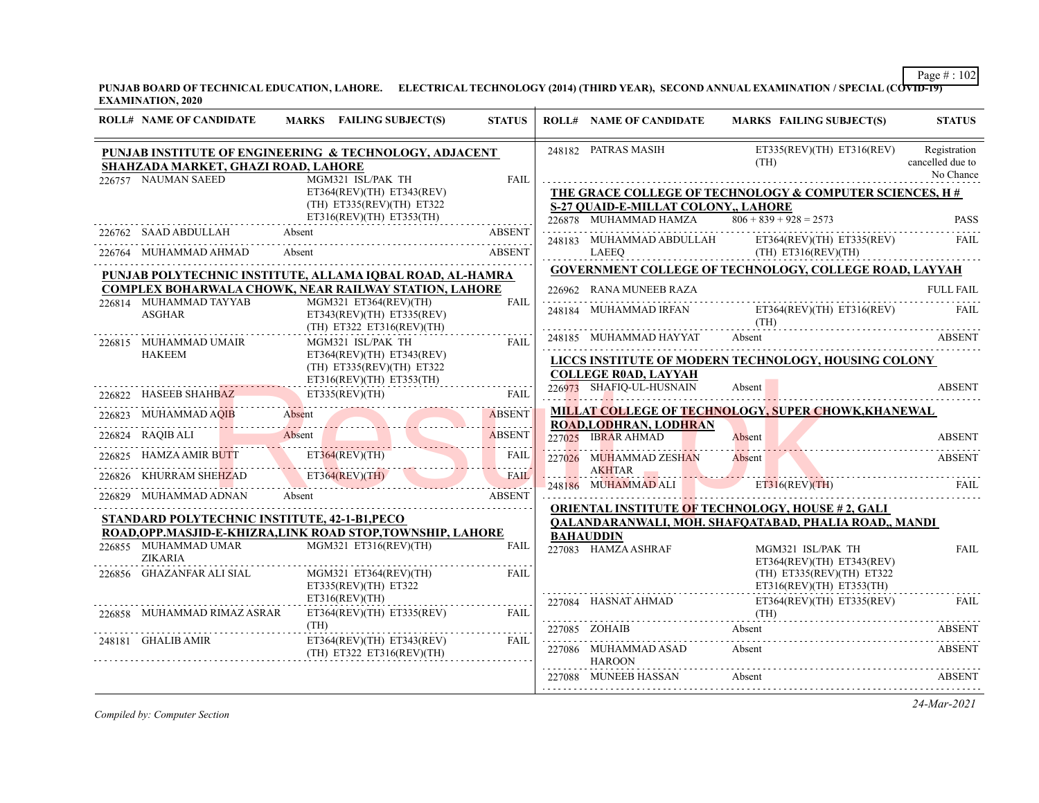PUNJAB BOARD OF TECHNICAL EDUCATION, LAHORE. ELECTRICAL TECHNOLOGY (2014) (THIRD YEAR), SECOND ANNUAL EXAMINATION / SPECIAL (COVID-19) EXAMINATION, 2020

| ROLL# | NAME OF CANDIDATE | MARKS FAILING SUBJECT(S) | STATUS |
|---|---|---|---|
| **PUNJAB INSTITUTE OF ENGINEERING & TECHNOLOGY, ADJACENT SHAHZADA MARKET, GHAZI ROAD, LAHORE** | | | |
| 226757 | NAUMAN SAEED | MGM321 ISL/PAK TH ET364(REV)(TH) ET343(REV)(TH) ET335(REV)(TH) ET322 ET316(REV)(TH) ET353(TH) | FAIL |
| 226762 | SAAD ABDULLAH | Absent | ABSENT |
| 226764 | MUHAMMAD AHMAD | Absent | ABSENT |
| **PUNJAB POLYTECHNIC INSTITUTE, ALLAMA IQBAL ROAD, AL-HAMRA COMPLEX BOHARWALA CHOWK, NEAR RAILWAY STATION, LAHORE** | | | |
| 226814 | MUHAMMAD TAYYAB ASGHAR | MGM321 ET364(REV)(TH) ET343(REV)(TH) ET335(REV)(TH) ET322 ET316(REV)(TH) | FAIL |
| 226815 | MUHAMMAD UMAIR HAKEEM | MGM321 ISL/PAK TH ET364(REV)(TH) ET343(REV)(TH) ET335(REV)(TH) ET322 ET316(REV)(TH) ET353(TH) | FAIL |
| 226822 | HASEEB SHAHBAZ | ET335(REV)(TH) | FAIL |
| 226823 | MUHAMMAD AQIB | Absent | ABSENT |
| 226824 | RAQIB ALI | Absent | ABSENT |
| 226825 | HAMZA AMIR BUTT | ET364(REV)(TH) | FAIL |
| 226826 | KHURRAM SHEHZAD | ET364(REV)(TH) | FAIL |
| 226829 | MUHAMMAD ADNAN | Absent | ABSENT |
| **STANDARD POLYTECHNIC INSTITUTE, 42-1-B1,PECO ROAD,OPP.MASJID-E-KHIZRA,LINK ROAD STOP,TOWNSHIP, LAHORE** | | | |
| 226855 | MUHAMMAD UMAR ZIKARIA | MGM321 ET316(REV)(TH) | FAIL |
| 226856 | GHAZANFAR ALI SIAL | MGM321 ET364(REV)(TH) ET335(REV)(TH) ET322 ET316(REV)(TH) | FAIL |
| 226858 | MUHAMMAD RIMAZ ASRAR | ET364(REV)(TH) ET335(REV)(TH) | FAIL |
| 248181 | GHALIB AMIR | ET364(REV)(TH) ET343(REV)(TH) ET322 ET316(REV)(TH) | FAIL |
| 248182 | PATRAS MASIH | ET335(REV)(TH) ET316(REV)(TH) | Registration cancelled due to No Chance |
| **THE GRACE COLLEGE OF TECHNOLOGY & COMPUTER SCIENCES, H # S-27 QUAID-E-MILLAT COLONY,, LAHORE** | | | |
| 226878 | MUHAMMAD HAMZA | 806 + 839 + 928 = 2573 | PASS |
| 248183 | MUHAMMAD ABDULLAH LAEEQ | ET364(REV)(TH) ET335(REV)(TH) ET316(REV)(TH) | FAIL |
| **GOVERNMENT COLLEGE OF TECHNOLOGY, COLLEGE ROAD, LAYYAH** | | | |
| 226962 | RANA MUNEEB RAZA | | FULL FAIL |
| 248184 | MUHAMMAD IRFAN | ET364(REV)(TH) ET316(REV)(TH) | FAIL |
| 248185 | MUHAMMAD HAYYAT | Absent | ABSENT |
| **LICCS INSTITUTE OF MODERN TECHNOLOGY, HOUSING COLONY COLLEGE R0AD, LAYYAH** | | | |
| 226973 | SHAFIQ-UL-HUSNAIN | Absent | ABSENT |
| **MILLAT COLLEGE OF TECHNOLOGY, SUPER CHOWK,KHANEWAL ROAD,LODHRAN, LODHRAN** | | | |
| 227025 | IBRAR AHMAD | Absent | ABSENT |
| 227026 | MUHAMMAD ZESHAN AKHTAR | Absent | ABSENT |
| 248186 | MUHAMMAD ALI | ET316(REV)(TH) | FAIL |
| **ORIENTAL INSTITUTE OF TECHNOLOGY, HOUSE # 2, GALI QALANDARANWALI, MOH. SHAFQATABAD, PHALIA ROAD,, MANDI BAHAUDDIN** | | | |
| 227083 | HAMZA ASHRAF | MGM321 ISL/PAK TH ET364(REV)(TH) ET343(REV)(TH) ET335(REV)(TH) ET322 ET316(REV)(TH) ET353(TH) | FAIL |
| 227084 | HASNAT AHMAD | ET364(REV)(TH) ET335(REV)(TH) | FAIL |
| 227085 | ZOHAIB | Absent | ABSENT |
| 227086 | MUHAMMAD ASAD HAROON | Absent | ABSENT |
| 227088 | MUNEEB HASSAN | Absent | ABSENT |

*Compiled by: Computer Section*

*24-Mar-2021*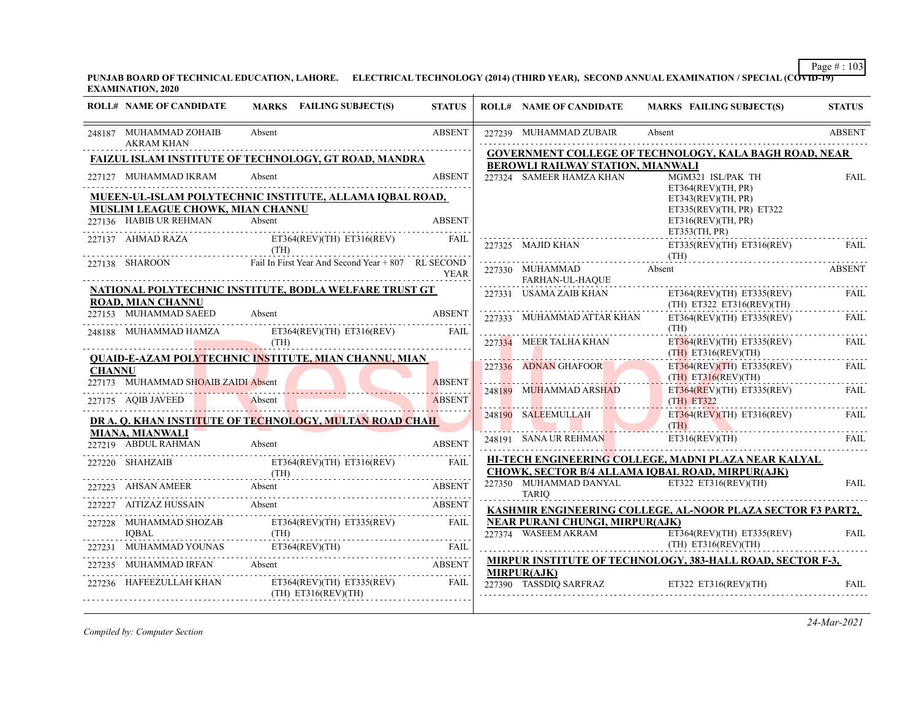**PUNJAB BOARD OF TECHNICAL EDUCATION, LAHORE. ELECTRICAL TECHNOLOGY (2014) (THIRD YEAR), SECOND ANNUAL EXAMINATION / SPECIAL (COVID-19) EXAMINATION, 2020**

| ROLL# | NAME OF CANDIDATE | MARKS | FAILING SUBJECT(S) | STATUS |
|---|---|---|---|---|
| 248187 | MUHAMMAD ZOHAIB AKRAM KHAN | Absent | | ABSENT |

**FAIZUL ISLAM INSTITUTE OF TECHNOLOGY, GT ROAD, MANDRA**

| ROLL# | NAME OF CANDIDATE | MARKS | FAILING SUBJECT(S) | STATUS |
|---|---|---|---|---|
| 227127 | MUHAMMAD IKRAM | Absent | | ABSENT |

**MUEEN-UL-ISLAM POLYTECHNIC INSTITUTE, ALLAMA IQBAL ROAD, MUSLIM LEAGUE CHOWK, MIAN CHANNU**

| ROLL# | NAME OF CANDIDATE | MARKS | FAILING SUBJECT(S) | STATUS |
|---|---|---|---|---|
| 227136 | HABIB UR REHMAN | Absent | | ABSENT |
| 227137 | AHMAD RAZA | | ET364(REV)(TH) ET316(REV)(TH) | FAIL |
| 227138 | SHAROON | Fail In First Year And Second Year + 807 | | RL SECOND YEAR |

**NATIONAL POLYTECHNIC INSTITUTE, BODLA WELFARE TRUST GT ROAD, MIAN CHANNU**

| ROLL# | NAME OF CANDIDATE | MARKS | FAILING SUBJECT(S) | STATUS |
|---|---|---|---|---|
| 227153 | MUHAMMAD SAEED | Absent | | ABSENT |
| 248188 | MUHAMMAD HAMZA | | ET364(REV)(TH) ET316(REV)(TH) | FAIL |

**QUAID-E-AZAM POLYTECHNIC INSTITUTE, MIAN CHANNU, MIAN CHANNU**

| ROLL# | NAME OF CANDIDATE | MARKS | FAILING SUBJECT(S) | STATUS |
|---|---|---|---|---|
| 227173 | MUHAMMAD SHOAIB ZAIDI | Absent | | ABSENT |
| 227175 | AQIB JAVEED | Absent | | ABSENT |

**DR A. Q. KHAN INSTITUTE OF TECHNOLOGY, MULTAN ROAD CHAH MIANA, MIANWALI**

| ROLL# | NAME OF CANDIDATE | MARKS | FAILING SUBJECT(S) | STATUS |
|---|---|---|---|---|
| 227219 | ABDUL RAHMAN | Absent | | ABSENT |
| 227220 | SHAHZAIB | | ET364(REV)(TH) ET316(REV)(TH) | FAIL |
| 227223 | AHSAN AMEER | Absent | | ABSENT |
| 227227 | AITIZAZ HUSSAIN | Absent | | ABSENT |
| 227228 | MUHAMMAD SHOZAB IQBAL | | ET364(REV)(TH) ET335(REV)(TH) | FAIL |
| 227231 | MUHAMMAD YOUNAS | | ET364(REV)(TH) | FAIL |
| 227235 | MUHAMMAD IRFAN | Absent | | ABSENT |
| 227236 | HAFEEZULLAH KHAN | | ET364(REV)(TH) ET335(REV)(TH) ET316(REV)(TH) | FAIL |
| 227239 | MUHAMMAD ZUBAIR | Absent | | ABSENT |

**GOVERNMENT COLLEGE OF TECHNOLOGY, KALA BAGH ROAD, NEAR BEROWLI RAILWAY STATION, MIANWALI**

| ROLL# | NAME OF CANDIDATE | MARKS | FAILING SUBJECT(S) | STATUS |
|---|---|---|---|---|
| 227324 | SAMEER HAMZA KHAN | | MGM321 ISL/PAK TH ET364(REV)(TH, PR) ET343(REV)(TH, PR) ET335(REV)(TH, PR) ET322 ET316(REV)(TH, PR) ET353(TH, PR) | FAIL |
| 227325 | MAJID KHAN | | ET335(REV)(TH) ET316(REV)(TH) | FAIL |
| 227330 | MUHAMMAD FARHAN-UL-HAQUE | Absent | | ABSENT |
| 227331 | USAMA ZAIB KHAN | | ET364(REV)(TH) ET335(REV)(TH) ET322 ET316(REV)(TH) | FAIL |
| 227333 | MUHAMMAD ATTAR KHAN | | ET364(REV)(TH) ET335(REV)(TH) | FAIL |
| 227334 | MEER TALHA KHAN | | ET364(REV)(TH) ET335(REV)(TH) ET316(REV)(TH) | FAIL |
| 227336 | ADNAN GHAFOOR | | ET364(REV)(TH) ET335(REV)(TH) ET316(REV)(TH) | FAIL |
| 248189 | MUHAMMAD ARSHAD | | ET364(REV)(TH) ET335(REV)(TH) ET322 | FAIL |
| 248190 | SALEEMULLAH | | ET364(REV)(TH) ET316(REV)(TH) | FAIL |
| 248191 | SANA UR REHMAN | | ET316(REV)(TH) | FAIL |

**HI-TECH ENGINEERING COLLEGE, MADNI PLAZA NEAR KALYAL CHOWK, SECTOR B/4 ALLAMA IQBAL ROAD, MIRPUR(AJK)**

| ROLL# | NAME OF CANDIDATE | MARKS | FAILING SUBJECT(S) | STATUS |
|---|---|---|---|---|
| 227350 | MUHAMMAD DANYAL TARIQ | | ET322 ET316(REV)(TH) | FAIL |

**KASHMIR ENGINEERING COLLEGE, AL-NOOR PLAZA SECTOR F3 PART2, NEAR PURANI CHUNGI, MIRPUR(AJK)**

| ROLL# | NAME OF CANDIDATE | MARKS | FAILING SUBJECT(S) | STATUS |
|---|---|---|---|---|
| 227374 | WASEEM AKRAM | | ET364(REV)(TH) ET335(REV)(TH) ET316(REV)(TH) | FAIL |

**MIRPUR INSTITUTE OF TECHNOLOGY, 383-HALL ROAD, SECTOR F-3, MIRPUR(AJK)**

| ROLL# | NAME OF CANDIDATE | MARKS | FAILING SUBJECT(S) | STATUS |
|---|---|---|---|---|
| 227390 | TASSDIQ SARFRAZ | | ET322 ET316(REV)(TH) | FAIL |

*Compiled by: Computer Section*

*24-Mar-2021*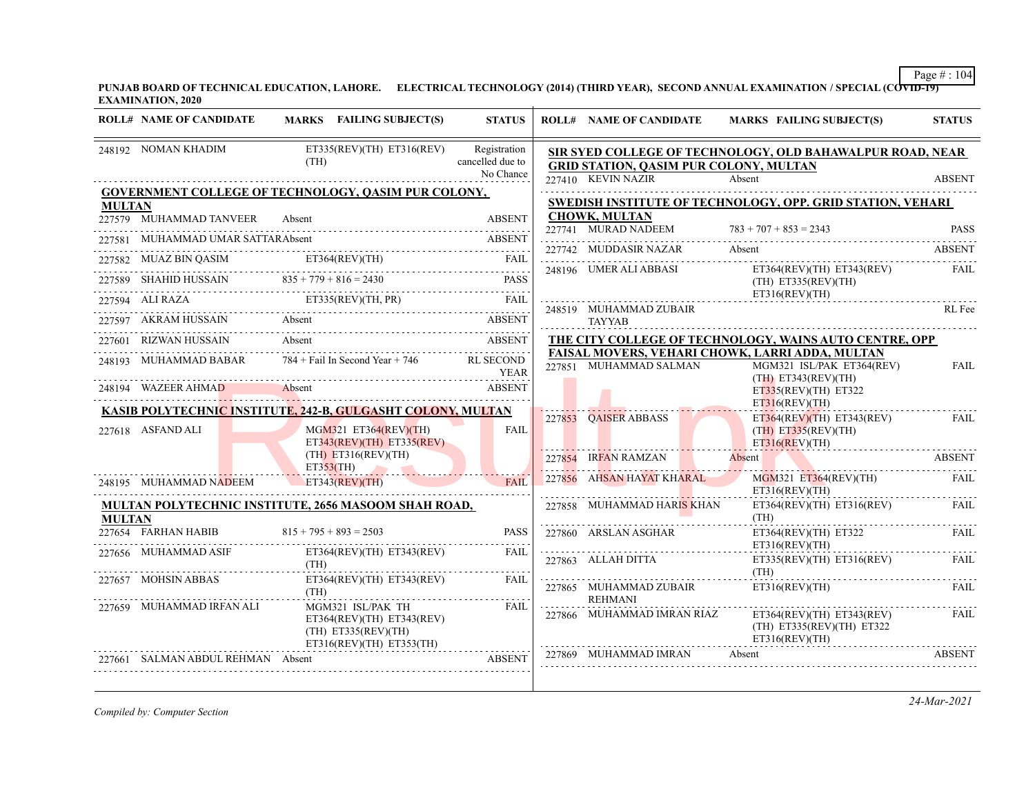**PUNJAB BOARD OF TECHNICAL EDUCATION, LAHORE. ELECTRICAL TECHNOLOGY (2014) (THIRD YEAR), SECOND ANNUAL EXAMINATION / SPECIAL (COVID-19) EXAMINATION, 2020**

| ROLL# | NAME OF CANDIDATE | MARKS | FAILING SUBJECT(S) | STATUS |
|---|---|---|---|---|
| 248192 | NOMAN KHADIM | | ET335(REV)(TH) ET316(REV)(TH) | Registration cancelled due to No Chance |

**GOVERNMENT COLLEGE OF TECHNOLOGY, QASIM PUR COLONY, MULTAN**

| ROLL# | NAME OF CANDIDATE | MARKS | FAILING SUBJECT(S) | STATUS |
|---|---|---|---|---|
| 227579 | MUHAMMAD TANVEER | Absent | | ABSENT |
| 227581 | MUHAMMAD UMAR SATTAR | Absent | | ABSENT |
| 227582 | MUAZ BIN QASIM | | ET364(REV)(TH) | FAIL |
| 227589 | SHAHID HUSSAIN | 835 + 779 + 816 = 2430 | | PASS |
| 227594 | ALI RAZA | | ET335(REV)(TH, PR) | FAIL |
| 227597 | AKRAM HUSSAIN | Absent | | ABSENT |
| 227601 | RIZWAN HUSSAIN | Absent | | ABSENT |
| 248193 | MUHAMMAD BABAR | 784 + Fail In Second Year + 746 | | RL SECOND YEAR |
| 248194 | WAZEER AHMAD | Absent | | ABSENT |

**KASIB POLYTECHNIC INSTITUTE, 242-B, GULGASHT COLONY, MULTAN**

| ROLL# | NAME OF CANDIDATE | MARKS | FAILING SUBJECT(S) | STATUS |
|---|---|---|---|---|
| 227618 | ASFAND ALI | | MGM321 ET364(REV)(TH) ET343(REV)(TH) ET335(REV)(TH) ET316(REV)(TH) ET353(TH) | FAIL |
| 248195 | MUHAMMAD NADEEM | | ET343(REV)(TH) | FAIL |

**MULTAN POLYTECHNIC INSTITUTE, 2656 MASOOM SHAH ROAD, MULTAN**

| ROLL# | NAME OF CANDIDATE | MARKS | FAILING SUBJECT(S) | STATUS |
|---|---|---|---|---|
| 227654 | FARHAN HABIB | 815 + 795 + 893 = 2503 | | PASS |
| 227656 | MUHAMMAD ASIF | | ET364(REV)(TH) ET343(REV)(TH) | FAIL |
| 227657 | MOHSIN ABBAS | | ET364(REV)(TH) ET343(REV)(TH) | FAIL |
| 227659 | MUHAMMAD IRFAN ALI | | MGM321 ISL/PAK TH ET364(REV)(TH) ET343(REV)(TH) ET335(REV)(TH) ET316(REV)(TH) ET353(TH) | FAIL |
| 227661 | SALMAN ABDUL REHMAN | Absent | | ABSENT |

**SIR SYED COLLEGE OF TECHNOLOGY, OLD BAHAWALPUR ROAD, NEAR GRID STATION, QASIM PUR COLONY, MULTAN**

| ROLL# | NAME OF CANDIDATE | MARKS | FAILING SUBJECT(S) | STATUS |
|---|---|---|---|---|
| 227410 | KEVIN NAZIR | Absent | | ABSENT |

**SWEDISH INSTITUTE OF TECHNOLOGY, OPP. GRID STATION, VEHARI CHOWK, MULTAN**

| ROLL# | NAME OF CANDIDATE | MARKS | FAILING SUBJECT(S) | STATUS |
|---|---|---|---|---|
| 227741 | MURAD NADEEM | 783 + 707 + 853 = 2343 | | PASS |
| 227742 | MUDDASIR NAZAR | Absent | | ABSENT |
| 248196 | UMER ALI ABBASI | | ET364(REV)(TH) ET343(REV)(TH) ET335(REV)(TH) ET316(REV)(TH) | FAIL |
| 248519 | MUHAMMAD ZUBAIR TAYYAB | | | RL Fee |

**THE CITY COLLEGE OF TECHNOLOGY, WAINS AUTO CENTRE, OPP FAISAL MOVERS, VEHARI CHOWK, LARRI ADDA, MULTAN**

| ROLL# | NAME OF CANDIDATE | MARKS | FAILING SUBJECT(S) | STATUS |
|---|---|---|---|---|
| 227851 | MUHAMMAD SALMAN | | MGM321 ISL/PAK ET364(REV)(TH) ET343(REV)(TH) ET335(REV)(TH) ET322 ET316(REV)(TH) | FAIL |
| 227853 | QAISER ABBASS | | ET364(REV)(TH) ET343(REV)(TH) ET335(REV)(TH) ET316(REV)(TH) | FAIL |
| 227854 | IRFAN RAMZAN | Absent | | ABSENT |
| 227856 | AHSAN HAYAT KHARAL | | MGM321 ET364(REV)(TH) ET316(REV)(TH) | FAIL |
| 227858 | MUHAMMAD HARIS KHAN | | ET364(REV)(TH) ET316(REV)(TH) | FAIL |
| 227860 | ARSLAN ASGHAR | | ET364(REV)(TH) ET322 ET316(REV)(TH) | FAIL |
| 227863 | ALLAH DITTA | | ET335(REV)(TH) ET316(REV)(TH) | FAIL |
| 227865 | MUHAMMAD ZUBAIR REHMANI | | ET316(REV)(TH) | FAIL |
| 227866 | MUHAMMAD IMRAN RIAZ | | ET364(REV)(TH) ET343(REV)(TH) ET335(REV)(TH) ET322 ET316(REV)(TH) | FAIL |
| 227869 | MUHAMMAD IMRAN | Absent | | ABSENT |

*Compiled by: Computer Section*

*24-Mar-2021*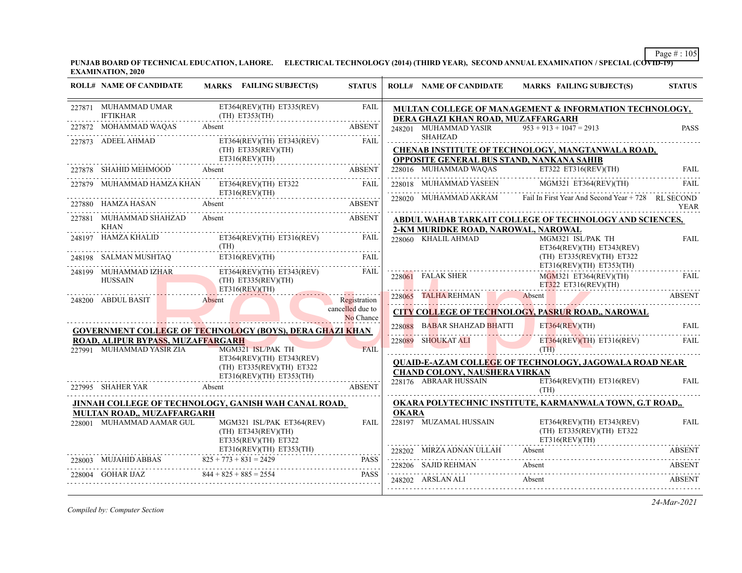**PUNJAB BOARD OF TECHNICAL EDUCATION, LAHORE. ELECTRICAL TECHNOLOGY (2014) (THIRD YEAR), SECOND ANNUAL EXAMINATION / SPECIAL (COVID-19) EXAMINATION, 2020**

| ROLL# | NAME OF CANDIDATE | MARKS FAILING SUBJECT(S) | STATUS |
|---|---|---|---|
| 227871 | MUHAMMAD UMAR IFTIKHAR | ET364(REV)(TH) ET335(REV)(TH) ET353(TH) | FAIL |
| 227872 | MOHAMMAD WAQAS | Absent | ABSENT |
| 227873 | ADEEL AHMAD | ET364(REV)(TH) ET343(REV)(TH) ET335(REV)(TH) ET316(REV)(TH) | FAIL |
| 227878 | SHAHID MEHMOOD | Absent | ABSENT |
| 227879 | MUHAMMAD HAMZA KHAN | ET364(REV)(TH) ET322 ET316(REV)(TH) | FAIL |
| 227880 | HAMZA HASAN | Absent | ABSENT |
| 227881 | MUHAMMAD SHAHZAD KHAN | Absent | ABSENT |
| 248197 | HAMZA KHALID | ET364(REV)(TH) ET316(REV)(TH) | FAIL |
| 248198 | SALMAN MUSHTAQ | ET316(REV)(TH) | FAIL |
| 248199 | MUHAMMAD IZHAR HUSSAIN | ET364(REV)(TH) ET343(REV)(TH) ET335(REV)(TH) ET316(REV)(TH) | FAIL |
| 248200 | ABDUL BASIT | Absent | Registration cancelled due to No Chance |

**GOVERNMENT COLLEGE OF TECHNOLOGY (BOYS), DERA GHAZI KHAN ROAD, ALIPUR BYPASS, MUZAFFARGARH**

| ROLL# | NAME OF CANDIDATE | MARKS FAILING SUBJECT(S) | STATUS |
|---|---|---|---|
| 227991 | MUHAMMAD YASIR ZIA | MGM321 ISL/PAK TH ET364(REV)(TH) ET343(REV)(TH) ET335(REV)(TH) ET322 ET316(REV)(TH) ET353(TH) | FAIL |
| 227995 | SHAHER YAR | Absent | ABSENT |

**JINNAH COLLEGE OF TECHNOLOGY, GANISH WAH CANAL ROAD, MULTAN ROAD,, MUZAFFARGARH**

| ROLL# | NAME OF CANDIDATE | MARKS FAILING SUBJECT(S) | STATUS |
|---|---|---|---|
| 228001 | MUHAMMAD AAMAR GUL | MGM321 ISL/PAK ET364(REV)(TH) ET343(REV)(TH) ET335(REV)(TH) ET322 ET316(REV)(TH) ET353(TH) | FAIL |
| 228003 | MUJAHID ABBAS | 825 + 773 + 831 = 2429 | PASS |
| 228004 | GOHAR IJAZ | 844 + 825 + 885 = 2554 | PASS |

**MULTAN COLLEGE OF MANAGEMENT & INFORMATION TECHNOLOGY, DERA GHAZI KHAN ROAD, MUZAFFARGARH**

| ROLL# | NAME OF CANDIDATE | MARKS FAILING SUBJECT(S) | STATUS |
|---|---|---|---|
| 248201 | MUHAMMAD YASIR SHAHZAD | 953 + 913 + 1047 = 2913 | PASS |

**CHENAB INSTITUTE OF TECHNOLOGY, MANGTANWALA ROAD, OPPOSITE GENERAL BUS STAND, NANKANA SAHIB**

| ROLL# | NAME OF CANDIDATE | MARKS FAILING SUBJECT(S) | STATUS |
|---|---|---|---|
| 228016 | MUHAMMAD WAQAS | ET322 ET316(REV)(TH) | FAIL |
| 228018 | MUHAMMAD YASEEN | MGM321 ET364(REV)(TH) | FAIL |
| 228020 | MUHAMMAD AKRAM | Fail In First Year And Second Year + 728 | RL SECOND YEAR |

**ABDUL WAHAB TARKAIT COLLEGE OF TECHNOLOGY AND SCIENCES, 2-KM MURIDKE ROAD, NAROWAL, NAROWAL**

| ROLL# | NAME OF CANDIDATE | MARKS FAILING SUBJECT(S) | STATUS |
|---|---|---|---|
| 228060 | KHALIL AHMAD | MGM321 ISL/PAK TH ET364(REV)(TH) ET343(REV)(TH) ET335(REV)(TH) ET322 ET316(REV)(TH) ET353(TH) | FAIL |
| 228061 | FALAK SHER | MGM321 ET364(REV)(TH) ET322 ET316(REV)(TH) | FAIL |
| 228065 | TALHA REHMAN | Absent | ABSENT |

**CITY COLLEGE OF TECHNOLOGY, PASRUR ROAD,, NAROWAL**

| ROLL# | NAME OF CANDIDATE | MARKS FAILING SUBJECT(S) | STATUS |
|---|---|---|---|
| 228088 | BABAR SHAHZAD BHATTI | ET364(REV)(TH) | FAIL |
| 228089 | SHOUKAT ALI | ET364(REV)(TH) ET316(REV)(TH) | FAIL |

**QUAID-E-AZAM COLLEGE OF TECHNOLOGY, JAGOWALA ROAD NEAR CHAND COLONY, NAUSHERA VIRKAN**

| ROLL# | NAME OF CANDIDATE | MARKS FAILING SUBJECT(S) | STATUS |
|---|---|---|---|
| 228176 | ABRAAR HUSSAIN | ET364(REV)(TH) ET316(REV)(TH) | FAIL |

**OKARA POLYTECHNIC INSTITUTE, KARMANWALA TOWN, G.T ROAD,, OKARA**

| ROLL# | NAME OF CANDIDATE | MARKS FAILING SUBJECT(S) | STATUS |
|---|---|---|---|
| 228197 | MUZAMAL HUSSAIN | ET364(REV)(TH) ET343(REV)(TH) ET335(REV)(TH) ET322 ET316(REV)(TH) | FAIL |
| 228202 | MIRZA ADNAN ULLAH | Absent | ABSENT |
| 228206 | SAJID REHMAN | Absent | ABSENT |
| 248202 | ARSLAN ALI | Absent | ABSENT |

*Compiled by: Computer Section*

*24-Mar-2021*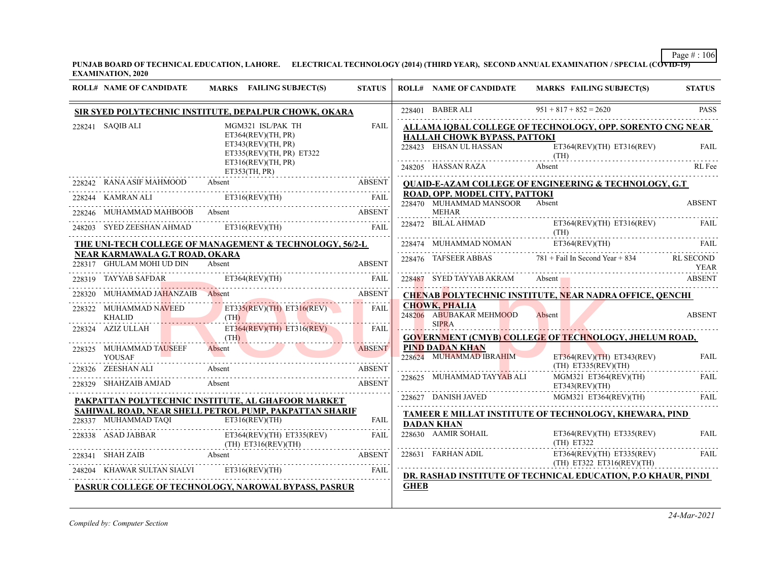PUNJAB BOARD OF TECHNICAL EDUCATION, LAHORE. ELECTRICAL TECHNOLOGY (2014) (THIRD YEAR), SECOND ANNUAL EXAMINATION / SPECIAL (COVID-19) EXAMINATION, 2020

| ROLL# | NAME OF CANDIDATE | MARKS FAILING SUBJECT(S) | STATUS |
|---|---|---|---|
| **SIR SYED POLYTECHNIC INSTITUTE, DEPALPUR CHOWK, OKARA** | | | |
| 228241 | SAQIB ALI | MGM321 ISL/PAK TH ET364(REV)(TH, PR) ET343(REV)(TH, PR) ET335(REV)(TH, PR) ET322 ET316(REV)(TH, PR) ET353(TH, PR) | FAIL |
| 228242 | RANA ASIF MAHMOOD | Absent | ABSENT |
| 228244 | KAMRAN ALI | ET316(REV)(TH) | FAIL |
| 228246 | MUHAMMAD MAHBOOB | Absent | ABSENT |
| 248203 | SYED ZEESHAN AHMAD | ET316(REV)(TH) | FAIL |
| **THE UNI-TECH COLLEGE OF MANAGEMENT & TECHNOLOGY, 56/2-L NEAR KARMAWALA G.T ROAD, OKARA** | | | |
| 228317 | GHULAM MOHI UD DIN | Absent | ABSENT |
| 228319 | TAYYAB SAFDAR | ET364(REV)(TH) | FAIL |
| 228320 | MUHAMMAD JAHANZAIB | Absent | ABSENT |
| 228322 | MUHAMMAD NAVEED KHALID | ET335(REV)(TH) ET316(REV)(TH) | FAIL |
| 228324 | AZIZ ULLAH | ET364(REV)(TH) ET316(REV)(TH) | FAIL |
| 228325 | MUHAMMAD TAUSEEF YOUSAF | Absent | ABSENT |
| 228326 | ZEESHAN ALI | Absent | ABSENT |
| 228329 | SHAHZAIB AMJAD | Absent | ABSENT |
| **PAKPATTAN POLYTECHNIC INSTITUTE, AL GHAFOOR MARKET SAHIWAL ROAD, NEAR SHELL PETROL PUMP, PAKPATTAN SHARIF** | | | |
| 228337 | MUHAMMAD TAQI | ET316(REV)(TH) | FAIL |
| 228338 | ASAD JABBAR | ET364(REV)(TH) ET335(REV)(TH) ET316(REV)(TH) | FAIL |
| 228341 | SHAH ZAIB | Absent | ABSENT |
| 248204 | KHAWAR SULTAN SIALVI | ET316(REV)(TH) | FAIL |
| **PASRUR COLLEGE OF TECHNOLOGY, NAROWAL BYPASS, PASRUR** | | | |
| 228401 | BABER ALI | 951 + 817 + 852 = 2620 | PASS |
| **ALLAMA IQBAL COLLEGE OF TECHNOLOGY, OPP. SORENTO CNG NEAR HALLAH CHOWK BYPASS, PATTOKI** | | | |
| 228423 | EHSAN UL HASSAN | ET364(REV)(TH) ET316(REV)(TH) | FAIL |
| 248205 | HASSAN RAZA | Absent | RL Fee |
| **QUAID-E-AZAM COLLEGE OF ENGINEERING & TECHNOLOGY, G.T ROAD, OPP. MODEL CITY, PATTOKI** | | | |
| 228470 | MUHAMMAD MANSOOR MEHAR | Absent | ABSENT |
| 228472 | BILAL AHMAD | ET364(REV)(TH) ET316(REV)(TH) | FAIL |
| 228474 | MUHAMMAD NOMAN | ET364(REV)(TH) | FAIL |
| 228476 | TAFSEER ABBAS | 781 + Fail In Second Year + 834 | RL SECOND YEAR |
| 228487 | SYED TAYYAB AKRAM | Absent | ABSENT |
| **CHENAB POLYTECHNIC INSTITUTE, NEAR NADRA OFFICE, QENCHI CHOWK, PHALIA** | | | |
| 248206 | ABUBAKAR MEHMOOD SIPRA | Absent | ABSENT |
| **GOVERNMENT (CMYB) COLLEGE OF TECHNOLOGY, JHELUM ROAD, PIND DADAN KHAN** | | | |
| 228624 | MUHAMMAD IBRAHIM | ET364(REV)(TH) ET343(REV)(TH) ET335(REV)(TH) | FAIL |
| 228625 | MUHAMMAD TAYYAB ALI | MGM321 ET364(REV)(TH) ET343(REV)(TH) | FAIL |
| 228627 | DANISH JAVED | MGM321 ET364(REV)(TH) | FAIL |
| **TAMEER E MILLAT INSTITUTE OF TECHNOLOGY, KHEWARA, PIND DADAN KHAN** | | | |
| 228630 | AAMIR SOHAIL | ET364(REV)(TH) ET335(REV)(TH) ET322 | FAIL |
| 228631 | FARHAN ADIL | ET364(REV)(TH) ET335(REV)(TH) ET322 ET316(REV)(TH) | FAIL |
| **DR. RASHAD INSTITUTE OF TECHNICAL EDUCATION, P.O KHAUR, PINDI GHEB** | | | |

*Compiled by: Computer Section*

24-Mar-2021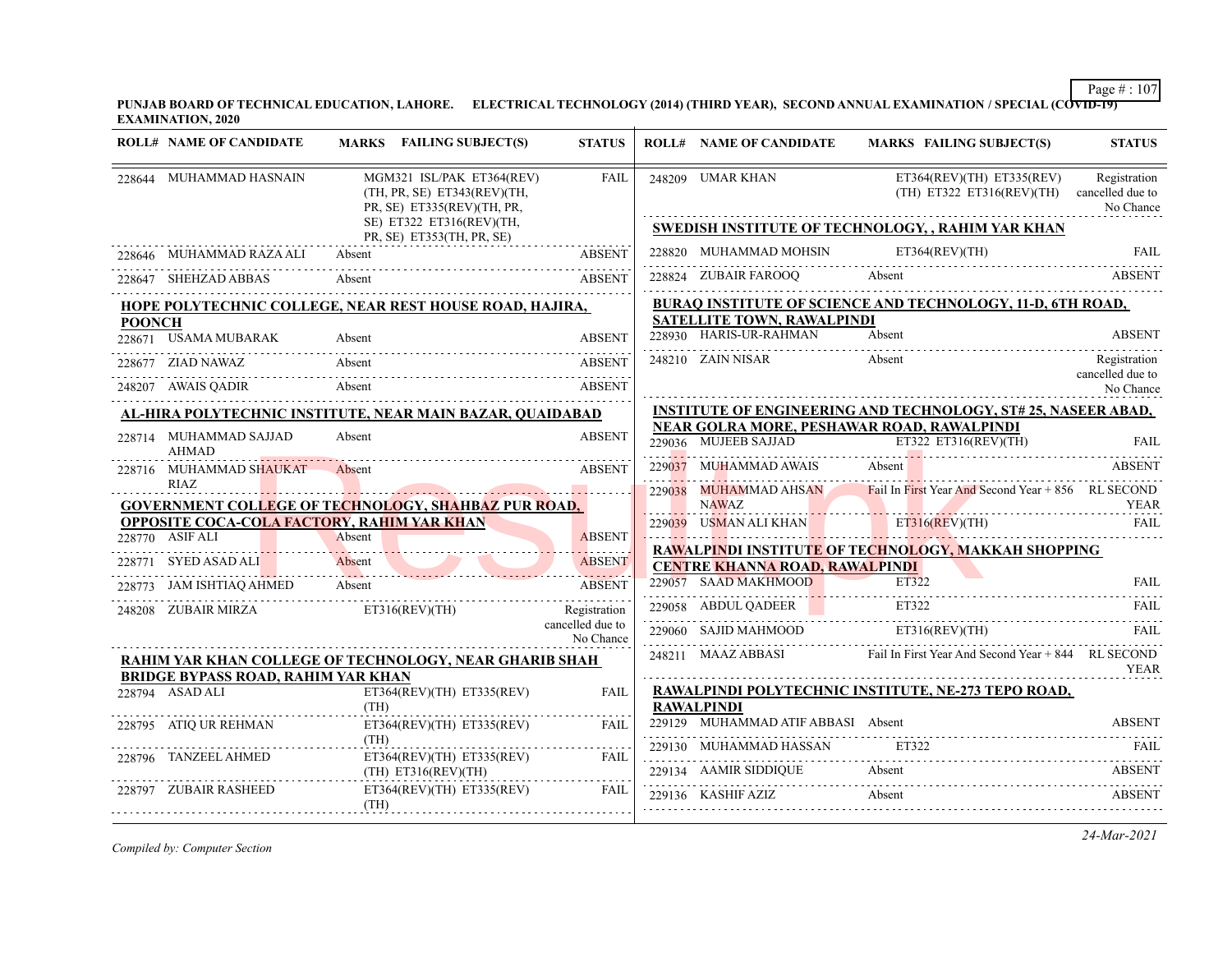**PUNJAB BOARD OF TECHNICAL EDUCATION, LAHORE. ELECTRICAL TECHNOLOGY (2014) (THIRD YEAR), SECOND ANNUAL EXAMINATION / SPECIAL (COVID-19) EXAMINATION, 2020**

| ROLL# | NAME OF CANDIDATE | MARKS | FAILING SUBJECT(S) | STATUS |
|---|---|---|---|---|
| 228644 | MUHAMMAD HASNAIN | | MGM321 ISL/PAK ET364(REV) (TH, PR, SE) ET343(REV)(TH, PR, SE) ET335(REV)(TH, PR, SE) ET322 ET316(REV)(TH, PR, SE) ET353(TH, PR, SE) | FAIL |
| 228646 | MUHAMMAD RAZA ALI | Absent | | ABSENT |
| 228647 | SHEHZAD ABBAS | Absent | | ABSENT |

**HOPE POLYTECHNIC COLLEGE, NEAR REST HOUSE ROAD, HAJIRA, POONCH**

| ROLL# | NAME OF CANDIDATE | MARKS | FAILING SUBJECT(S) | STATUS |
|---|---|---|---|---|
| 228671 | USAMA MUBARAK | Absent | | ABSENT |
| 228677 | ZIAD NAWAZ | Absent | | ABSENT |
| 248207 | AWAIS QADIR | Absent | | ABSENT |

**AL-HIRA POLYTECHNIC INSTITUTE, NEAR MAIN BAZAR, QUAIDABAD**

| ROLL# | NAME OF CANDIDATE | MARKS | FAILING SUBJECT(S) | STATUS |
|---|---|---|---|---|
| 228714 | MUHAMMAD SAJJAD AHMAD | Absent | | ABSENT |
| 228716 | MUHAMMAD SHAUKAT RIAZ | Absent | | ABSENT |

**GOVERNMENT COLLEGE OF TECHNOLOGY, SHAHBAZ PUR ROAD, OPPOSITE COCA-COLA FACTORY, RAHIM YAR KHAN**

| ROLL# | NAME OF CANDIDATE | MARKS | FAILING SUBJECT(S) | STATUS |
|---|---|---|---|---|
| 228770 | ASIF ALI | Absent | | ABSENT |
| 228771 | SYED ASAD ALI | Absent | | ABSENT |
| 228773 | JAM ISHTIAQ AHMED | Absent | | ABSENT |
| 248208 | ZUBAIR MIRZA | | ET316(REV)(TH) | Registration cancelled due to No Chance |

**RAHIM YAR KHAN COLLEGE OF TECHNOLOGY, NEAR GHARIB SHAH BRIDGE BYPASS ROAD, RAHIM YAR KHAN**

| ROLL# | NAME OF CANDIDATE | MARKS | FAILING SUBJECT(S) | STATUS |
|---|---|---|---|---|
| 228794 | ASAD ALI | | ET364(REV)(TH) ET335(REV)(TH) | FAIL |
| 228795 | ATIQ UR REHMAN | | ET364(REV)(TH) ET335(REV)(TH) | FAIL |
| 228796 | TANZEEL AHMED | | ET364(REV)(TH) ET335(REV)(TH) ET316(REV)(TH) | FAIL |
| 228797 | ZUBAIR RASHEED | | ET364(REV)(TH) ET335(REV)(TH) | FAIL |
| 248209 | UMAR KHAN | | ET364(REV)(TH) ET335(REV)(TH) ET322 ET316(REV)(TH) | Registration cancelled due to No Chance |

**SWEDISH INSTITUTE OF TECHNOLOGY, , RAHIM YAR KHAN**

| ROLL# | NAME OF CANDIDATE | MARKS | FAILING SUBJECT(S) | STATUS |
|---|---|---|---|---|
| 228820 | MUHAMMAD MOHSIN | | ET364(REV)(TH) | FAIL |
| 228824 | ZUBAIR FAROOQ | Absent | | ABSENT |

**BURAQ INSTITUTE OF SCIENCE AND TECHNOLOGY, 11-D, 6TH ROAD, SATELLITE TOWN, RAWALPINDI**

| ROLL# | NAME OF CANDIDATE | MARKS | FAILING SUBJECT(S) | STATUS |
|---|---|---|---|---|
| 228930 | HARIS-UR-RAHMAN | Absent | | ABSENT |
| 248210 | ZAIN NISAR | Absent | | Registration cancelled due to No Chance |

**INSTITUTE OF ENGINEERING AND TECHNOLOGY, ST# 25, NASEER ABAD, NEAR GOLRA MORE, PESHAWAR ROAD, RAWALPINDI**

| ROLL# | NAME OF CANDIDATE | MARKS | FAILING SUBJECT(S) | STATUS |
|---|---|---|---|---|
| 229036 | MUJEEB SAJJAD | | ET322 ET316(REV)(TH) | FAIL |
| 229037 | MUHAMMAD AWAIS | Absent | | ABSENT |
| 229038 | MUHAMMAD AHSAN NAWAZ | Fail In First Year And Second Year + 856 | | RL SECOND YEAR |
| 229039 | USMAN ALI KHAN | | ET316(REV)(TH) | FAIL |

**RAWALPINDI INSTITUTE OF TECHNOLOGY, MAKKAH SHOPPING CENTRE KHANNA ROAD, RAWALPINDI**

| ROLL# | NAME OF CANDIDATE | MARKS | FAILING SUBJECT(S) | STATUS |
|---|---|---|---|---|
| 229057 | SAAD MAKHMOOD | | ET322 | FAIL |
| 229058 | ABDUL QADEER | | ET322 | FAIL |
| 229060 | SAJID MAHMOOD | | ET316(REV)(TH) | FAIL |
| 248211 | MAAZ ABBASI | Fail In First Year And Second Year + 844 | | RL SECOND YEAR |

**RAWALPINDI POLYTECHNIC INSTITUTE, NE-273 TEPO ROAD, RAWALPINDI**

| ROLL# | NAME OF CANDIDATE | MARKS | FAILING SUBJECT(S) | STATUS |
|---|---|---|---|---|
| 229129 | MUHAMMAD ATIF ABBASI | Absent | | ABSENT |
| 229130 | MUHAMMAD HASSAN | | ET322 | FAIL |
| 229134 | AAMIR SIDDIQUE | Absent | | ABSENT |
| 229136 | KASHIF AZIZ | Absent | | ABSENT |

*Compiled by: Computer Section*

*24-Mar-2021*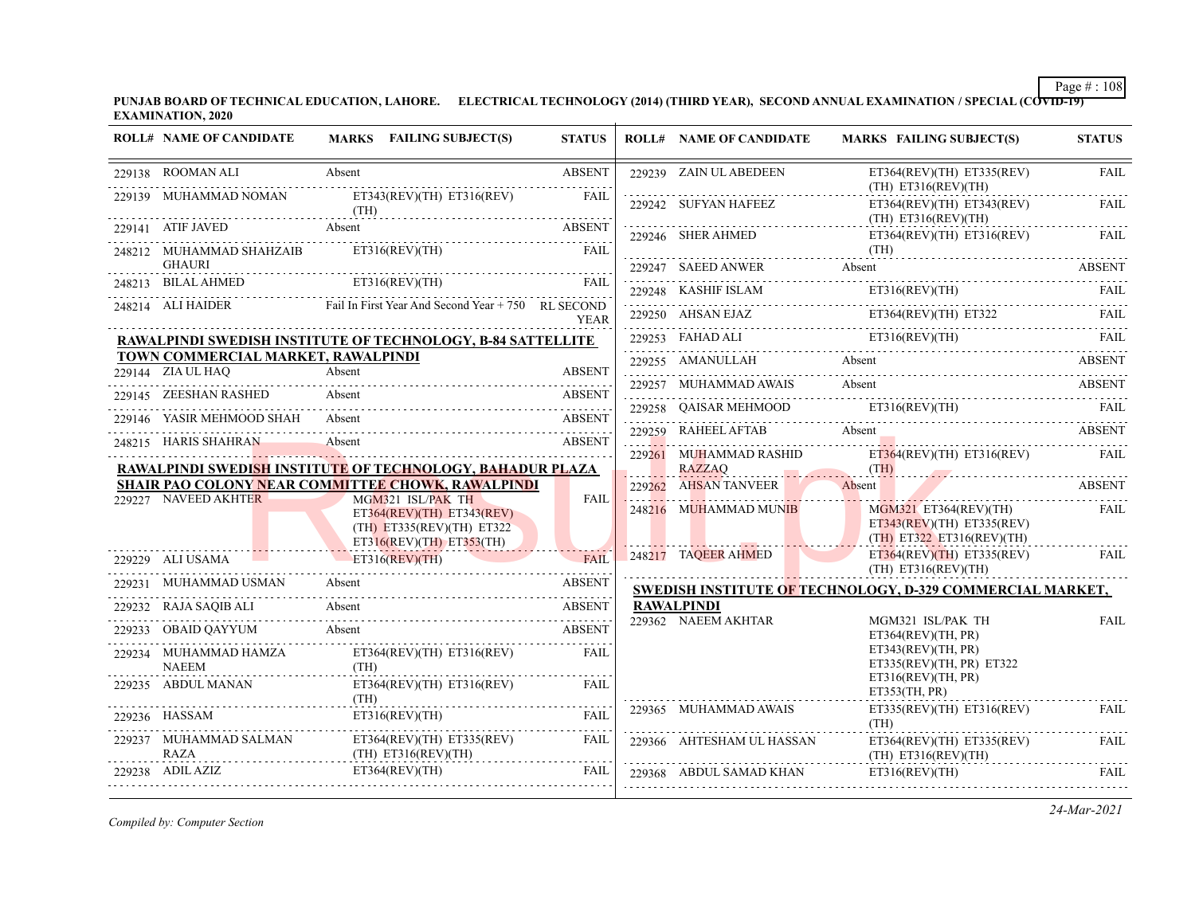**PUNJAB BOARD OF TECHNICAL EDUCATION, LAHORE. ELECTRICAL TECHNOLOGY (2014) (THIRD YEAR), SECOND ANNUAL EXAMINATION / SPECIAL (COVID-19) EXAMINATION, 2020**

| ROLL# | NAME OF CANDIDATE | MARKS FAILING SUBJECT(S) | STATUS |
|---|---|---|---|
| 229138 | ROOMAN ALI | Absent | ABSENT |
| 229139 | MUHAMMAD NOMAN | ET343(REV)(TH) ET316(REV)(TH) | FAIL |
| 229141 | ATIF JAVED | Absent | ABSENT |
| 248212 | MUHAMMAD SHAHZAIB GHAURI | ET316(REV)(TH) | FAIL |
| 248213 | BILAL AHMED | ET316(REV)(TH) | FAIL |
| 248214 | ALI HAIDER | Fail In First Year And Second Year + 750 | RL SECOND YEAR |

**RAWALPINDI SWEDISH INSTITUTE OF TECHNOLOGY, B-84 SATTELLITE TOWN COMMERCIAL MARKET, RAWALPINDI**

| ROLL# | NAME OF CANDIDATE | MARKS FAILING SUBJECT(S) | STATUS |
|---|---|---|---|
| 229144 | ZIA UL HAQ | Absent | ABSENT |
| 229145 | ZEESHAN RASHED | Absent | ABSENT |
| 229146 | YASIR MEHMOOD SHAH | Absent | ABSENT |
| 248215 | HARIS SHAHRAN | Absent | ABSENT |

**RAWALPINDI SWEDISH INSTITUTE OF TECHNOLOGY, BAHADUR PLAZA SHAIR PAO COLONY NEAR COMMITTEE CHOWK, RAWALPINDI**

| ROLL# | NAME OF CANDIDATE | MARKS FAILING SUBJECT(S) | STATUS |
|---|---|---|---|
| 229227 | NAVEED AKHTER | MGM321 ISL/PAK TH ET364(REV)(TH) ET343(REV)(TH) ET335(REV)(TH) ET322 ET316(REV)(TH) ET353(TH) | FAIL |
| 229229 | ALI USAMA | ET316(REV)(TH) | FAIL |
| 229231 | MUHAMMAD USMAN | Absent | ABSENT |
| 229232 | RAJA SAQIB ALI | Absent | ABSENT |
| 229233 | OBAID QAYYUM | Absent | ABSENT |
| 229234 | MUHAMMAD HAMZA NAEEM | ET364(REV)(TH) ET316(REV)(TH) | FAIL |
| 229235 | ABDUL MANAN | ET364(REV)(TH) ET316(REV)(TH) | FAIL |
| 229236 | HASSAM | ET316(REV)(TH) | FAIL |
| 229237 | MUHAMMAD SALMAN RAZA | ET364(REV)(TH) ET335(REV)(TH) ET316(REV)(TH) | FAIL |
| 229238 | ADIL AZIZ | ET364(REV)(TH) | FAIL |
| 229239 | ZAIN UL ABEDEEN | ET364(REV)(TH) ET335(REV)(TH) ET316(REV)(TH) | FAIL |
| 229242 | SUFYAN HAFEEZ | ET364(REV)(TH) ET343(REV)(TH) ET316(REV)(TH) | FAIL |
| 229246 | SHER AHMED | ET364(REV)(TH) ET316(REV)(TH) | FAIL |
| 229247 | SAEED ANWER | Absent | ABSENT |
| 229248 | KASHIF ISLAM | ET316(REV)(TH) | FAIL |
| 229250 | AHSAN EJAZ | ET364(REV)(TH) ET322 | FAIL |
| 229253 | FAHAD ALI | ET316(REV)(TH) | FAIL |
| 229255 | AMANULLAH | Absent | ABSENT |
| 229257 | MUHAMMAD AWAIS | Absent | ABSENT |
| 229258 | QAISAR MEHMOOD | ET316(REV)(TH) | FAIL |
| 229259 | RAHEEL AFTAB | Absent | ABSENT |
| 229261 | MUHAMMAD RASHID RAZZAQ | ET364(REV)(TH) ET316(REV)(TH) | FAIL |
| 229262 | AHSAN TANVEER | Absent | ABSENT |
| 248216 | MUHAMMAD MUNIB | MGM321 ET364(REV)(TH) ET343(REV)(TH) ET335(REV)(TH) ET322 ET316(REV)(TH) | FAIL |
| 248217 | TAQEER AHMED | ET364(REV)(TH) ET335(REV)(TH) ET316(REV)(TH) | FAIL |

**SWEDISH INSTITUTE OF TECHNOLOGY, D-329 COMMERCIAL MARKET, RAWALPINDI**

| ROLL# | NAME OF CANDIDATE | MARKS FAILING SUBJECT(S) | STATUS |
|---|---|---|---|
| 229362 | NAEEM AKHTAR | MGM321 ISL/PAK TH ET364(REV)(TH, PR) ET343(REV)(TH, PR) ET335(REV)(TH, PR) ET322 ET316(REV)(TH, PR) ET353(TH, PR) | FAIL |
| 229365 | MUHAMMAD AWAIS | ET335(REV)(TH) ET316(REV)(TH) | FAIL |
| 229366 | AHTESHAM UL HASSAN | ET364(REV)(TH) ET335(REV)(TH) ET316(REV)(TH) | FAIL |
| 229368 | ABDUL SAMAD KHAN | ET316(REV)(TH) | FAIL |

*Compiled by: Computer Section*

*24-Mar-2021*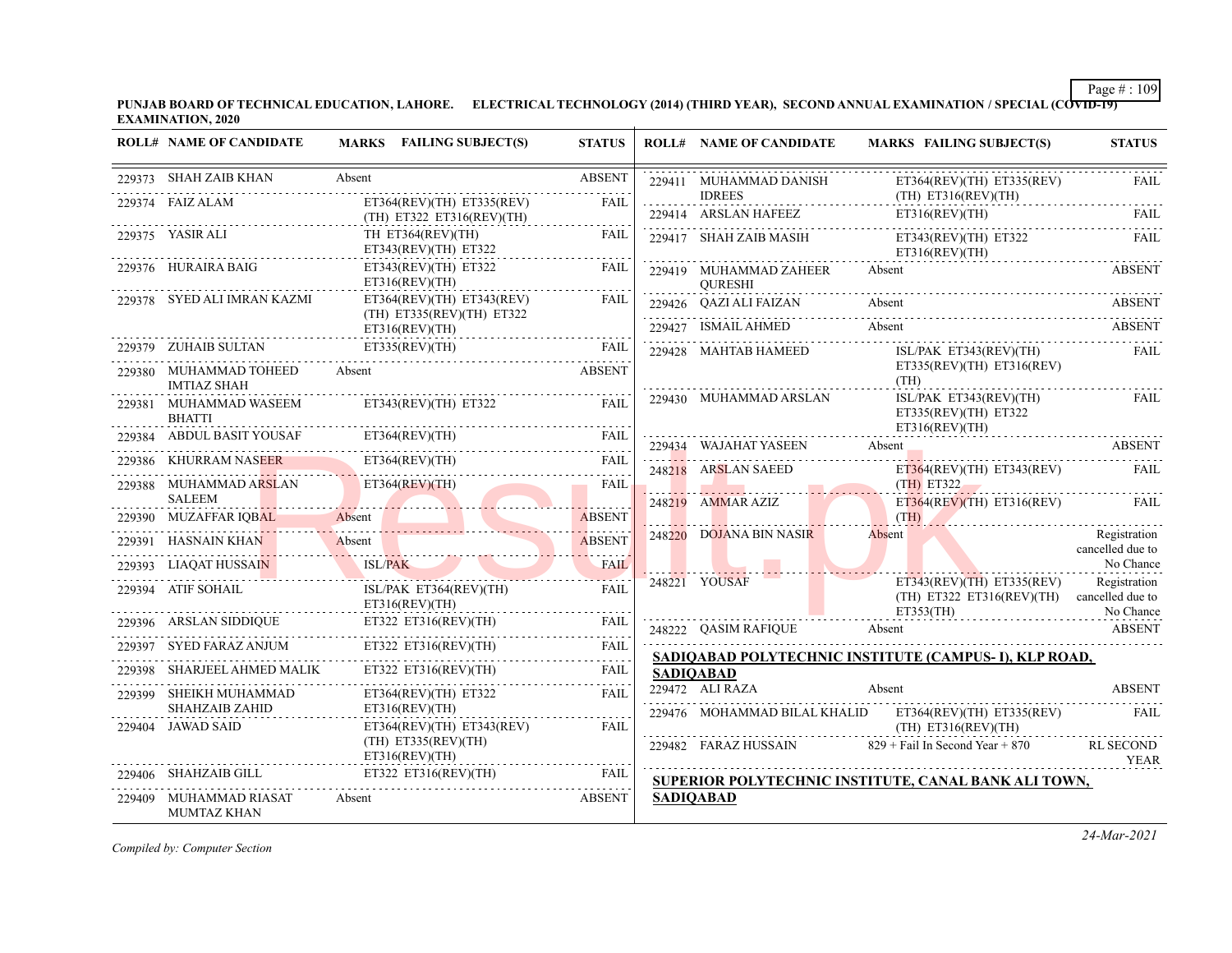PUNJAB BOARD OF TECHNICAL EDUCATION, LAHORE. ELECTRICAL TECHNOLOGY (2014) (THIRD YEAR), SECOND ANNUAL EXAMINATION / SPECIAL (COVID-19) EXAMINATION, 2020

| ROLL# | NAME OF CANDIDATE | MARKS | FAILING SUBJECT(S) | STATUS |
|---|---|---|---|---|
| 229373 | SHAH ZAIB KHAN | Absent | | ABSENT |
| 229374 | FAIZ ALAM | | ET364(REV)(TH) ET335(REV)(TH) ET322 ET316(REV)(TH) | FAIL |
| 229375 | YASIR ALI | | TH ET364(REV)(TH) ET343(REV)(TH) ET322 | FAIL |
| 229376 | HURAIRA BAIG | | ET343(REV)(TH) ET322 ET316(REV)(TH) | FAIL |
| 229378 | SYED ALI IMRAN KAZMI | | ET364(REV)(TH) ET343(REV)(TH) ET335(REV)(TH) ET322 ET316(REV)(TH) | FAIL |
| 229379 | ZUHAIB SULTAN | | ET335(REV)(TH) | FAIL |
| 229380 | MUHAMMAD TOHEED IMTIAZ SHAH | Absent | | ABSENT |
| 229381 | MUHAMMAD WASEEM BHATTI | | ET343(REV)(TH) ET322 | FAIL |
| 229384 | ABDUL BASIT YOUSAF | | ET364(REV)(TH) | FAIL |
| 229386 | KHURRAM NASEER | | ET364(REV)(TH) | FAIL |
| 229388 | MUHAMMAD ARSLAN SALEEM | | ET364(REV)(TH) | FAIL |
| 229390 | MUZAFFAR IQBAL | Absent | | ABSENT |
| 229391 | HASNAIN KHAN | Absent | | ABSENT |
| 229393 | LIAQAT HUSSAIN | | ISL/PAK | FAIL |
| 229394 | ATIF SOHAIL | | ISL/PAK ET364(REV)(TH) ET316(REV)(TH) | FAIL |
| 229396 | ARSLAN SIDDIQUE | | ET322 ET316(REV)(TH) | FAIL |
| 229397 | SYED FARAZ ANJUM | | ET322 ET316(REV)(TH) | FAIL |
| 229398 | SHARJEEL AHMED MALIK | | ET322 ET316(REV)(TH) | FAIL |
| 229399 | SHEIKH MUHAMMAD SHAHZAIB ZAHID | | ET364(REV)(TH) ET322 ET316(REV)(TH) | FAIL |
| 229404 | JAWAD SAID | | ET364(REV)(TH) ET343(REV)(TH) ET335(REV)(TH) ET316(REV)(TH) | FAIL |
| 229406 | SHAHZAIB GILL | | ET322 ET316(REV)(TH) | FAIL |
| 229409 | MUHAMMAD RIASAT MUMTAZ KHAN | Absent | | ABSENT |
| 229411 | MUHAMMAD DANISH IDREES | | ET364(REV)(TH) ET335(REV)(TH) ET316(REV)(TH) | FAIL |
| 229414 | ARSLAN HAFEEZ | | ET316(REV)(TH) | FAIL |
| 229417 | SHAH ZAIB MASIH | | ET343(REV)(TH) ET322 ET316(REV)(TH) | FAIL |
| 229419 | MUHAMMAD ZAHEER QURESHI | Absent | | ABSENT |
| 229426 | QAZI ALI FAIZAN | Absent | | ABSENT |
| 229427 | ISMAIL AHMED | Absent | | ABSENT |
| 229428 | MAHTAB HAMEED | | ISL/PAK ET343(REV)(TH) ET335(REV)(TH) ET316(REV)(TH) | FAIL |
| 229430 | MUHAMMAD ARSLAN | | ISL/PAK ET343(REV)(TH) ET335(REV)(TH) ET322 ET316(REV)(TH) | FAIL |
| 229434 | WAJAHAT YASEEN | Absent | | ABSENT |
| 248218 | ARSLAN SAEED | | ET364(REV)(TH) ET343(REV)(TH) ET322 | FAIL |
| 248219 | AMMAR AZIZ | | ET364(REV)(TH) ET316(REV)(TH) | FAIL |
| 248220 | DOJANA BIN NASIR | Absent | | Registration cancelled due to No Chance |
| 248221 | YOUSAF | | ET343(REV)(TH) ET335(REV)(TH) ET322 ET316(REV)(TH) ET353(TH) | Registration cancelled due to No Chance |
| 248222 | QASIM RAFIQUE | Absent | | ABSENT |

**SADIQABAD POLYTECHNIC INSTITUTE (CAMPUS- I), KLP ROAD, SADIQABAD**

| ROLL# | NAME OF CANDIDATE | MARKS | FAILING SUBJECT(S) | STATUS |
|---|---|---|---|---|
| 229472 | ALI RAZA | Absent | | ABSENT |
| 229476 | MOHAMMAD BILAL KHALID | | ET364(REV)(TH) ET335(REV)(TH) ET316(REV)(TH) | FAIL |
| 229482 | FARAZ HUSSAIN | 829 + Fail In Second Year + 870 | | RL SECOND YEAR |

**SUPERIOR POLYTECHNIC INSTITUTE, CANAL BANK ALI TOWN, SADIQABAD**

*Compiled by: Computer Section*

24-Mar-2021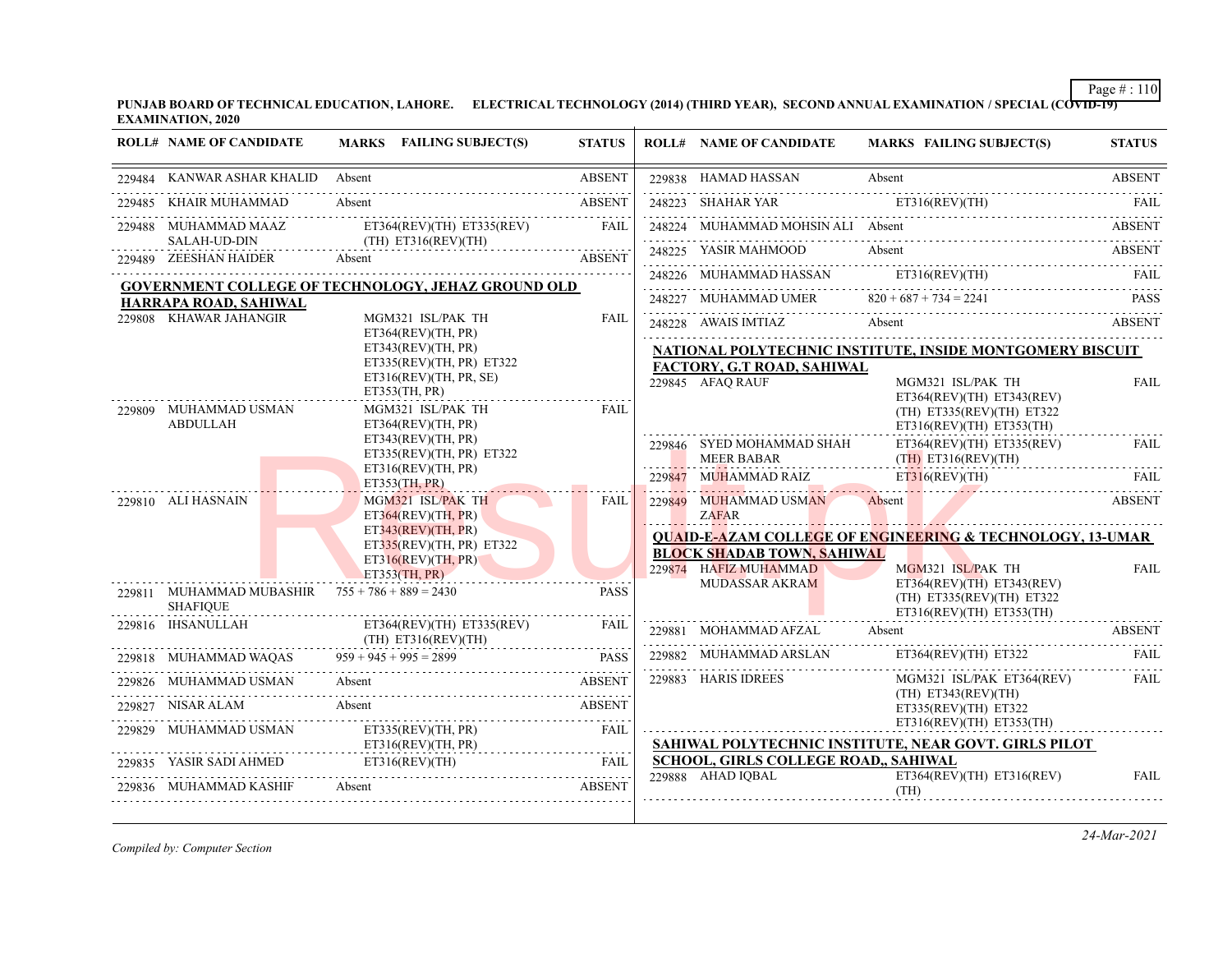**PUNJAB BOARD OF TECHNICAL EDUCATION, LAHORE. ELECTRICAL TECHNOLOGY (2014) (THIRD YEAR), SECOND ANNUAL EXAMINATION / SPECIAL (COVID-19) EXAMINATION, 2020**

| ROLL# | NAME OF CANDIDATE | MARKS | FAILING SUBJECT(S) | STATUS |
|---|---|---|---|---|
| 229484 | KANWAR ASHAR KHALID | Absent | | ABSENT |
| 229485 | KHAIR MUHAMMAD | Absent | | ABSENT |
| 229488 | MUHAMMAD MAAZ SALAH-UD-DIN | | ET364(REV)(TH) ET335(REV)(TH) ET316(REV)(TH) | FAIL |
| 229489 | ZEESHAN HAIDER | Absent | | ABSENT |

**GOVERNMENT COLLEGE OF TECHNOLOGY, JEHAZ GROUND OLD HARRAPA ROAD, SAHIWAL**

| ROLL# | NAME OF CANDIDATE | MARKS | FAILING SUBJECT(S) | STATUS |
|---|---|---|---|---|
| 229808 | KHAWAR JAHANGIR | | MGM321 ISL/PAK TH ET364(REV)(TH, PR) ET343(REV)(TH, PR) ET335(REV)(TH, PR) ET322 ET316(REV)(TH, PR, SE) ET353(TH, PR) | FAIL |
| 229809 | MUHAMMAD USMAN ABDULLAH | | MGM321 ISL/PAK TH ET364(REV)(TH, PR) ET343(REV)(TH, PR) ET335(REV)(TH, PR) ET322 ET316(REV)(TH, PR) ET353(TH, PR) | FAIL |
| 229810 | ALI HASNAIN | | MGM321 ISL/PAK TH ET364(REV)(TH, PR) ET343(REV)(TH, PR) ET335(REV)(TH, PR) ET322 ET316(REV)(TH, PR) ET353(TH, PR) | FAIL |
| 229811 | MUHAMMAD MUBASHIR SHAFIQUE | 755 + 786 + 889 = 2430 | | PASS |
| 229816 | IHSANULLAH | | ET364(REV)(TH) ET335(REV)(TH) ET316(REV)(TH) | FAIL |
| 229818 | MUHAMMAD WAQAS | 959 + 945 + 995 = 2899 | | PASS |
| 229826 | MUHAMMAD USMAN | Absent | | ABSENT |
| 229827 | NISAR ALAM | Absent | | ABSENT |
| 229829 | MUHAMMAD USMAN | | ET335(REV)(TH, PR) ET316(REV)(TH, PR) | FAIL |
| 229835 | YASIR SADI AHMED | | ET316(REV)(TH) | FAIL |
| 229836 | MUHAMMAD KASHIF | Absent | | ABSENT |
| 229838 | HAMAD HASSAN | Absent | | ABSENT |
| 248223 | SHAHAR YAR | | ET316(REV)(TH) | FAIL |
| 248224 | MUHAMMAD MOHSIN ALI | Absent | | ABSENT |
| 248225 | YASIR MAHMOOD | Absent | | ABSENT |
| 248226 | MUHAMMAD HASSAN | | ET316(REV)(TH) | FAIL |
| 248227 | MUHAMMAD UMER | 820 + 687 + 734 = 2241 | | PASS |
| 248228 | AWAIS IMTIAZ | Absent | | ABSENT |

**NATIONAL POLYTECHNIC INSTITUTE, INSIDE MONTGOMERY BISCUIT FACTORY, G.T ROAD, SAHIWAL**

| ROLL# | NAME OF CANDIDATE | MARKS | FAILING SUBJECT(S) | STATUS |
|---|---|---|---|---|
| 229845 | AFAQ RAUF | | MGM321 ISL/PAK TH ET364(REV)(TH) ET343(REV)(TH) ET335(REV)(TH) ET322 ET316(REV)(TH) ET353(TH) | FAIL |
| 229846 | SYED MOHAMMAD SHAH MEER BABAR | | ET364(REV)(TH) ET335(REV)(TH) ET316(REV)(TH) | FAIL |
| 229847 | MUHAMMAD RAIZ | | ET316(REV)(TH) | FAIL |
| 229849 | MUHAMMAD USMAN ZAFAR | Absent | | ABSENT |

**QUAID-E-AZAM COLLEGE OF ENGINEERING & TECHNOLOGY, 13-UMAR BLOCK SHADAB TOWN, SAHIWAL**

| ROLL# | NAME OF CANDIDATE | MARKS | FAILING SUBJECT(S) | STATUS |
|---|---|---|---|---|
| 229874 | HAFIZ MUHAMMAD MUDASSAR AKRAM | | MGM321 ISL/PAK TH ET364(REV)(TH) ET343(REV)(TH) ET335(REV)(TH) ET322 ET316(REV)(TH) ET353(TH) | FAIL |
| 229881 | MOHAMMAD AFZAL | Absent | | ABSENT |
| 229882 | MUHAMMAD ARSLAN | | ET364(REV)(TH) ET322 | FAIL |
| 229883 | HARIS IDREES | | MGM321 ISL/PAK ET364(REV)(TH) ET343(REV)(TH) ET335(REV)(TH) ET322 ET316(REV)(TH) ET353(TH) | FAIL |

**SAHIWAL POLYTECHNIC INSTITUTE, NEAR GOVT. GIRLS PILOT SCHOOL, GIRLS COLLEGE ROAD,, SAHIWAL**

| ROLL# | NAME OF CANDIDATE | MARKS | FAILING SUBJECT(S) | STATUS |
|---|---|---|---|---|
| 229888 | AHAD IQBAL | | ET364(REV)(TH) ET316(REV)(TH) | FAIL |

*Compiled by: Computer Section*

*24-Mar-2021*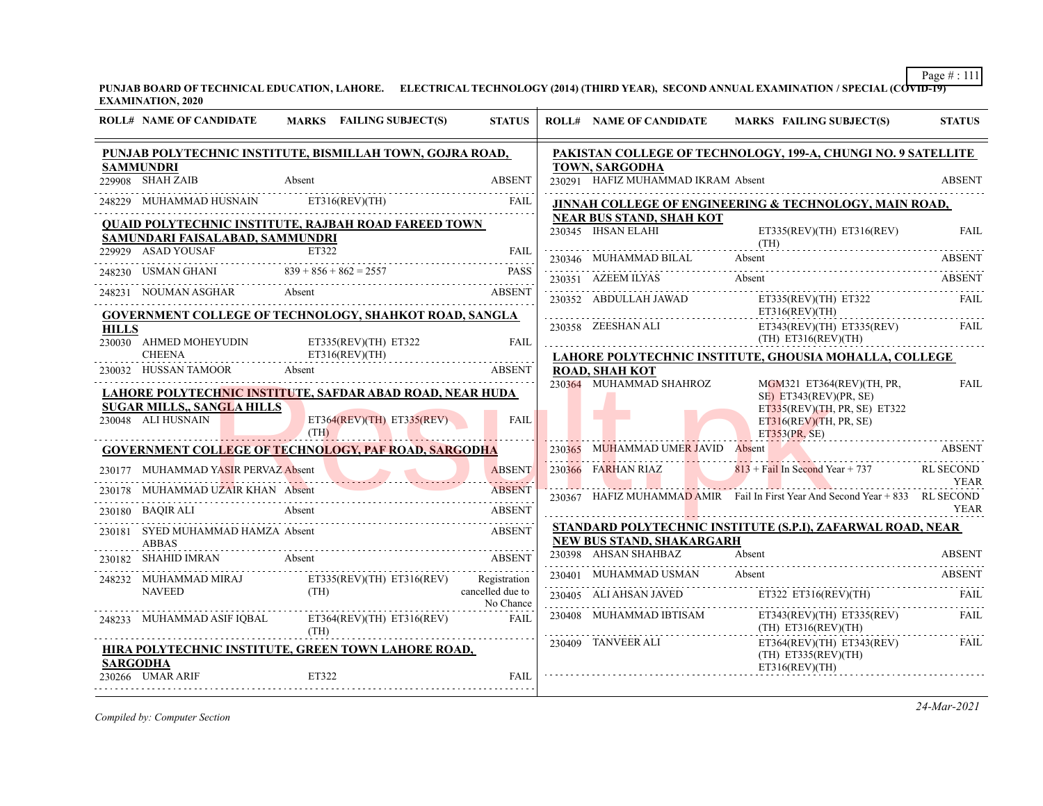**PUNJAB BOARD OF TECHNICAL EDUCATION, LAHORE. ELECTRICAL TECHNOLOGY (2014) (THIRD YEAR), SECOND ANNUAL EXAMINATION / SPECIAL (COVID-19) EXAMINATION, 2020**

| ROLL# | NAME OF CANDIDATE | MARKS | FAILING SUBJECT(S) | STATUS |
|---|---|---|---|---|
| **PUNJAB POLYTECHNIC INSTITUTE, BISMILLAH TOWN, GOJRA ROAD, SAMMUNDRI** | | | | |
| 229908 | SHAH ZAIB | Absent | | ABSENT |
| 248229 | MUHAMMAD HUSNAIN | | ET316(REV)(TH) | FAIL |
| **QUAID POLYTECHNIC INSTITUTE, RAJBAH ROAD FAREED TOWN SAMUNDARI FAISALABAD, SAMMUNDRI** | | | | |
| 229929 | ASAD YOUSAF | | ET322 | FAIL |
| 248230 | USMAN GHANI | 839 + 856 + 862 = 2557 | | PASS |
| 248231 | NOUMAN ASGHAR | Absent | | ABSENT |
| **GOVERNMENT COLLEGE OF TECHNOLOGY, SHAHKOT ROAD, SANGLA HILLS** | | | | |
| 230030 | AHMED MOHEYUDIN CHEENA | | ET335(REV)(TH) ET322 ET316(REV)(TH) | FAIL |
| 230032 | HUSSAN TAMOOR | Absent | | ABSENT |
| **LAHORE POLYTECHNIC INSTITUTE, SAFDAR ABAD ROAD, NEAR HUDA SUGAR MILLS,, SANGLA HILLS** | | | | |
| 230048 | ALI HUSNAIN | | ET364(REV)(TH) ET335(REV)(TH) | FAIL |
| **GOVERNMENT COLLEGE OF TECHNOLOGY, PAF ROAD, SARGODHA** | | | | |
| 230177 | MUHAMMAD YASIR PERVAZ | Absent | | ABSENT |
| 230178 | MUHAMMAD UZAIR KHAN | Absent | | ABSENT |
| 230180 | BAQIR ALI | Absent | | ABSENT |
| 230181 | SYED MUHAMMAD HAMZA ABBAS | Absent | | ABSENT |
| 230182 | SHAHID IMRAN | Absent | | ABSENT |
| 248232 | MUHAMMAD MIRAJ NAVEED | | ET335(REV)(TH) ET316(REV)(TH) | Registration cancelled due to No Chance |
| 248233 | MUHAMMAD ASIF IQBAL | | ET364(REV)(TH) ET316(REV)(TH) | FAIL |
| **HIRA POLYTECHNIC INSTITUTE, GREEN TOWN LAHORE ROAD, SARGODHA** | | | | |
| 230266 | UMAR ARIF | | ET322 | FAIL |
| **PAKISTAN COLLEGE OF TECHNOLOGY, 199-A, CHUNGI NO. 9 SATELLITE TOWN, SARGODHA** | | | | |
| 230291 | HAFIZ MUHAMMAD IKRAM | Absent | | ABSENT |
| **JINNAH COLLEGE OF ENGINEERING & TECHNOLOGY, MAIN ROAD, NEAR BUS STAND, SHAH KOT** | | | | |
| 230345 | IHSAN ELAHI | | ET335(REV)(TH) ET316(REV)(TH) | FAIL |
| 230346 | MUHAMMAD BILAL | Absent | | ABSENT |
| 230351 | AZEEM ILYAS | Absent | | ABSENT |
| 230352 | ABDULLAH JAWAD | | ET335(REV)(TH) ET322 ET316(REV)(TH) | FAIL |
| 230358 | ZEESHAN ALI | | ET343(REV)(TH) ET335(REV)(TH) ET316(REV)(TH) | FAIL |
| **LAHORE POLYTECHNIC INSTITUTE, GHOUSIA MOHALLA, COLLEGE ROAD, SHAH KOT** | | | | |
| 230364 | MUHAMMAD SHAHROZ | | MGM321 ET364(REV)(TH, PR, SE) ET343(REV)(PR, SE) ET335(REV)(TH, PR, SE) ET322 ET316(REV)(TH, PR, SE) ET353(PR, SE) | FAIL |
| 230365 | MUHAMMAD UMER JAVID | Absent | | ABSENT |
| 230366 | FARHAN RIAZ | 813 + Fail In Second Year + 737 | | RL SECOND YEAR |
| 230367 | HAFIZ MUHAMMAD AMIR | Fail In First Year And Second Year + 833 | | RL SECOND YEAR |
| **STANDARD POLYTECHNIC INSTITUTE (S.P.I), ZAFARWAL ROAD, NEAR NEW BUS STAND, SHAKARGARH** | | | | |
| 230398 | AHSAN SHAHBAZ | Absent | | ABSENT |
| 230401 | MUHAMMAD USMAN | Absent | | ABSENT |
| 230405 | ALI AHSAN JAVED | | ET322 ET316(REV)(TH) | FAIL |
| 230408 | MUHAMMAD IBTISAM | | ET343(REV)(TH) ET335(REV)(TH) ET316(REV)(TH) | FAIL |
| 230409 | TANVEER ALI | | ET364(REV)(TH) ET343(REV)(TH) ET335(REV)(TH) ET316(REV)(TH) | FAIL |

*Compiled by: Computer Section*

*24-Mar-2021*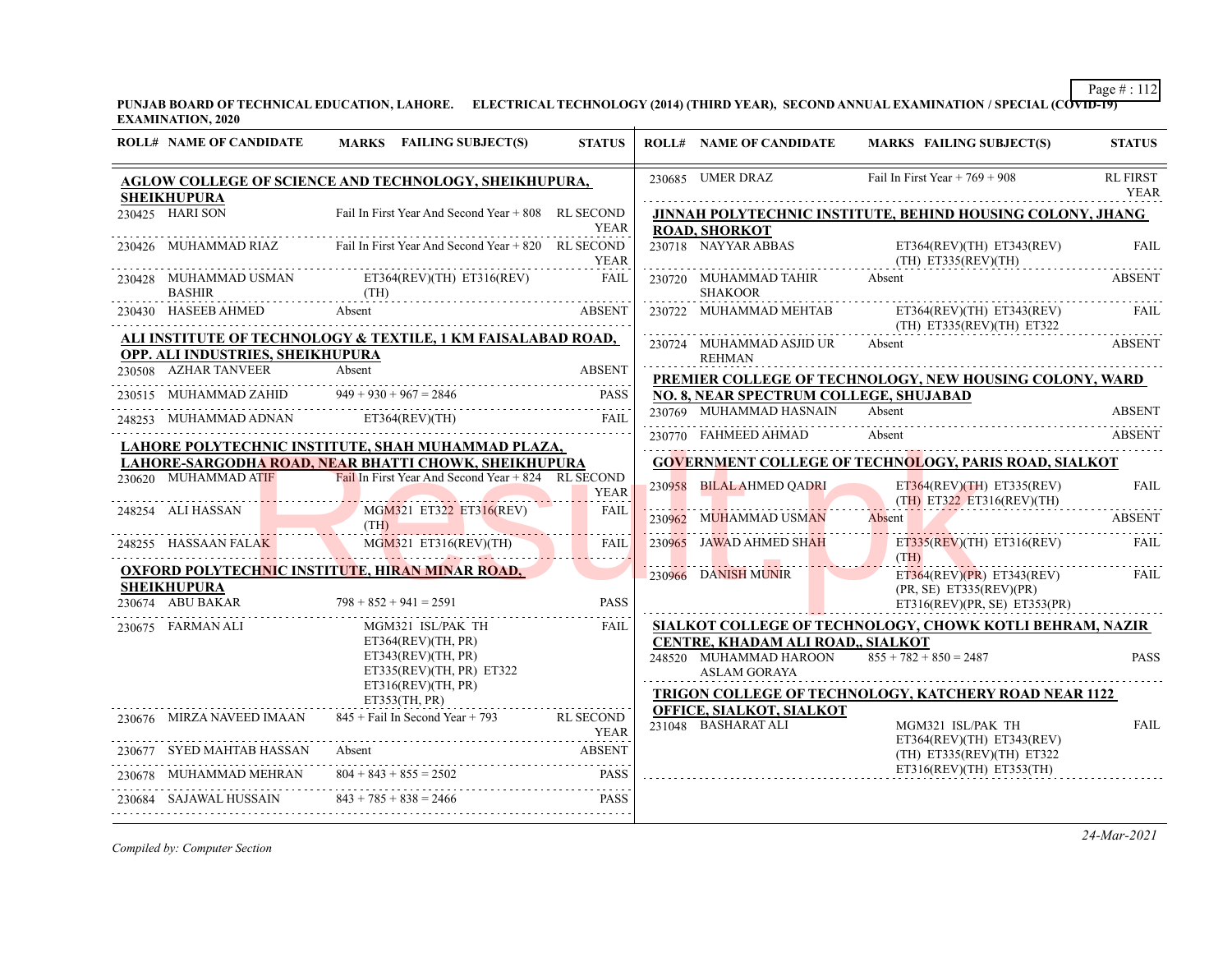**PUNJAB BOARD OF TECHNICAL EDUCATION, LAHORE. ELECTRICAL TECHNOLOGY (2014) (THIRD YEAR), SECOND ANNUAL EXAMINATION / SPECIAL (COVID-19) EXAMINATION, 2020**

| ROLL# | NAME OF CANDIDATE | MARKS FAILING SUBJECT(S) | STATUS |
|---|---|---|---|
| **AGLOW COLLEGE OF SCIENCE AND TECHNOLOGY, SHEIKHUPURA, SHEIKHUPURA** | | | |
| 230425 | HARI SON | Fail In First Year And Second Year + 808 | RL SECOND YEAR |
| 230426 | MUHAMMAD RIAZ | Fail In First Year And Second Year + 820 | RL SECOND YEAR |
| 230428 | MUHAMMAD USMAN BASHIR | ET364(REV)(TH) ET316(REV)(TH) | FAIL |
| 230430 | HASEEB AHMED | Absent | ABSENT |
| **ALI INSTITUTE OF TECHNOLOGY & TEXTILE, 1 KM FAISALABAD ROAD, OPP. ALI INDUSTRIES, SHEIKHUPURA** | | | |
| 230508 | AZHAR TANVEER | Absent | ABSENT |
| 230515 | MUHAMMAD ZAHID | 949 + 930 + 967 = 2846 | PASS |
| 248253 | MUHAMMAD ADNAN | ET364(REV)(TH) | FAIL |
| **LAHORE POLYTECHNIC INSTITUTE, SHAH MUHAMMAD PLAZA, LAHORE-SARGODHA ROAD, NEAR BHATTI CHOWK, SHEIKHUPURA** | | | |
| 230620 | MUHAMMAD ATIF | Fail In First Year And Second Year + 824 | RL SECOND YEAR |
| 248254 | ALI HASSAN | MGM321 ET322 ET316(REV)(TH) | FAIL |
| 248255 | HASSAAN FALAK | MGM321 ET316(REV)(TH) | FAIL |
| **OXFORD POLYTECHNIC INSTITUTE, HIRAN MINAR ROAD, SHEIKHUPURA** | | | |
| 230674 | ABU BAKAR | 798 + 852 + 941 = 2591 | PASS |
| 230675 | FARMAN ALI | MGM321 ISL/PAK TH ET364(REV)(TH, PR) ET343(REV)(TH, PR) ET335(REV)(TH, PR) ET322 ET316(REV)(TH, PR) ET353(TH, PR) | FAIL |
| 230676 | MIRZA NAVEED IMAAN | 845 + Fail In Second Year + 793 | RL SECOND YEAR |
| 230677 | SYED MAHTAB HASSAN | Absent | ABSENT |
| 230678 | MUHAMMAD MEHRAN | 804 + 843 + 855 = 2502 | PASS |
| 230684 | SAJAWAL HUSSAIN | 843 + 785 + 838 = 2466 | PASS |
| 230685 | UMER DRAZ | Fail In First Year + 769 + 908 | RL FIRST YEAR |
| **JINNAH POLYTECHNIC INSTITUTE, BEHIND HOUSING COLONY, JHANG ROAD, SHORKOT** | | | |
| 230718 | NAYYAR ABBAS | ET364(REV)(TH) ET343(REV)(TH) ET335(REV)(TH) | FAIL |
| 230720 | MUHAMMAD TAHIR SHAKOOR | Absent | ABSENT |
| 230722 | MUHAMMAD MEHTAB | ET364(REV)(TH) ET343(REV)(TH) ET335(REV)(TH) ET322 | FAIL |
| 230724 | MUHAMMAD ASJID UR REHMAN | Absent | ABSENT |
| **PREMIER COLLEGE OF TECHNOLOGY, NEW HOUSING COLONY, WARD NO. 8, NEAR SPECTRUM COLLEGE, SHUJABAD** | | | |
| 230769 | MUHAMMAD HASNAIN | Absent | ABSENT |
| 230770 | FAHMEED AHMAD | Absent | ABSENT |
| **GOVERNMENT COLLEGE OF TECHNOLOGY, PARIS ROAD, SIALKOT** | | | |
| 230958 | BILAL AHMED QADRI | ET364(REV)(TH) ET335(REV)(TH) ET322 ET316(REV)(TH) | FAIL |
| 230962 | MUHAMMAD USMAN | Absent | ABSENT |
| 230965 | JAWAD AHMED SHAH | ET335(REV)(TH) ET316(REV)(TH) | FAIL |
| 230966 | DANISH MUNIR | ET364(REV)(PR) ET343(REV)(PR, SE) ET335(REV)(PR) ET316(REV)(PR, SE) ET353(PR) | FAIL |
| **SIALKOT COLLEGE OF TECHNOLOGY, CHOWK KOTLI BEHRAM, NAZIR CENTRE, KHADAM ALI ROAD,, SIALKOT** | | | |
| 248520 | MUHAMMAD HAROON ASLAM GORAYA | 855 + 782 + 850 = 2487 | PASS |
| **TRIGON COLLEGE OF TECHNOLOGY, KATCHERY ROAD NEAR 1122 OFFICE, SIALKOT, SIALKOT** | | | |
| 231048 | BASHARAT ALI | MGM321 ISL/PAK TH ET364(REV)(TH) ET343(REV)(TH) ET335(REV)(TH) ET322 ET316(REV)(TH) ET353(TH) | FAIL |

*Compiled by: Computer Section*

24-Mar-2021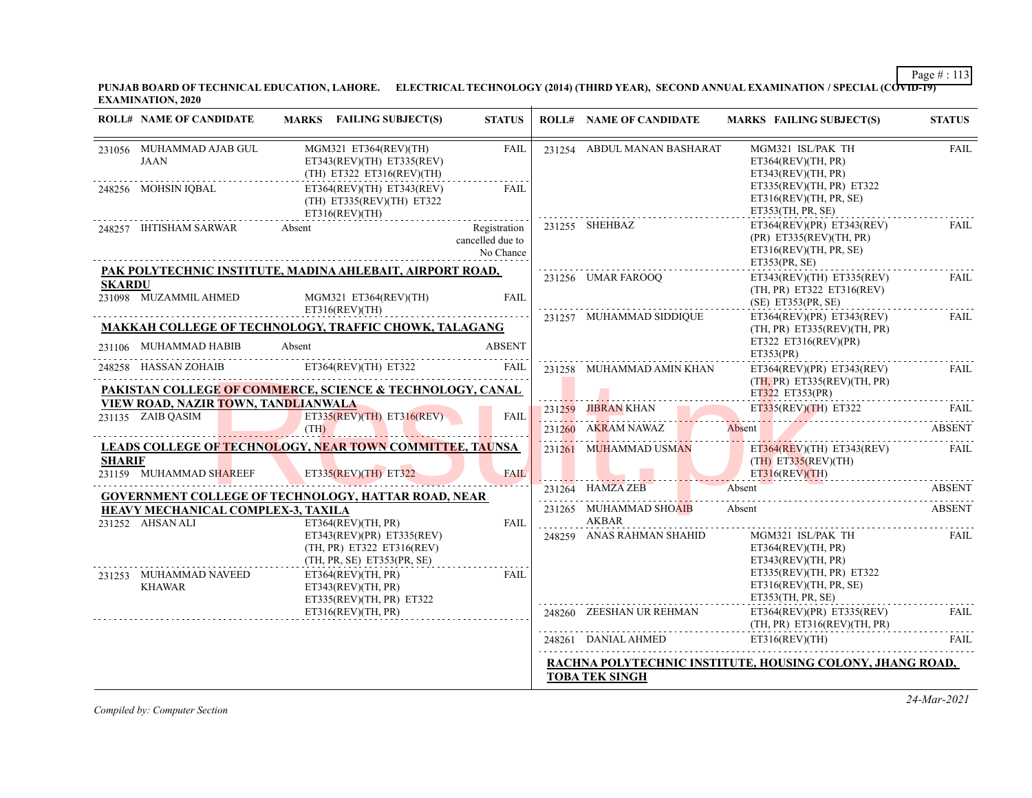**PUNJAB BOARD OF TECHNICAL EDUCATION, LAHORE. ELECTRICAL TECHNOLOGY (2014) (THIRD YEAR), SECOND ANNUAL EXAMINATION / SPECIAL (COVID-19) EXAMINATION, 2020**

| ROLL# | NAME OF CANDIDATE | MARKS FAILING SUBJECT(S) | STATUS |
|---|---|---|---|
| 231056 | MUHAMMAD AJAB GUL JAAN | MGM321 ET364(REV)(TH) ET343(REV)(TH) ET335(REV)(TH) ET322 ET316(REV)(TH) | FAIL |
| 248256 | MOHSIN IQBAL | ET364(REV)(TH) ET343(REV)(TH) ET335(REV)(TH) ET322 ET316(REV)(TH) | FAIL |
| 248257 | IHTISHAM SARWAR | Absent | Registration cancelled due to No Chance |

**PAK POLYTECHNIC INSTITUTE, MADINA AHLEBAIT, AIRPORT ROAD, SKARDU**

| ROLL# | NAME OF CANDIDATE | MARKS FAILING SUBJECT(S) | STATUS |
|---|---|---|---|
| 231098 | MUZAMMIL AHMED | MGM321 ET364(REV)(TH) ET316(REV)(TH) | FAIL |

**MAKKAH COLLEGE OF TECHNOLOGY, TRAFFIC CHOWK, TALAGANG**

| ROLL# | NAME OF CANDIDATE | MARKS FAILING SUBJECT(S) | STATUS |
|---|---|---|---|
| 231106 | MUHAMMAD HABIB | Absent | ABSENT |
| 248258 | HASSAN ZOHAIB | ET364(REV)(TH) ET322 | FAIL |

**PAKISTAN COLLEGE OF COMMERCE, SCIENCE & TECHNOLOGY, CANAL VIEW ROAD, NAZIR TOWN, TANDLIANWALA**

| ROLL# | NAME OF CANDIDATE | MARKS FAILING SUBJECT(S) | STATUS |
|---|---|---|---|
| 231135 | ZAIB QASIM | ET335(REV)(TH) ET316(REV)(TH) | FAIL |

**LEADS COLLEGE OF TECHNOLOGY, NEAR TOWN COMMITTEE, TAUNSA SHARIF**

| ROLL# | NAME OF CANDIDATE | MARKS FAILING SUBJECT(S) | STATUS |
|---|---|---|---|
| 231159 | MUHAMMAD SHAREEF | ET335(REV)(TH) ET322 | FAIL |

**GOVERNMENT COLLEGE OF TECHNOLOGY, HATTAR ROAD, NEAR HEAVY MECHANICAL COMPLEX-3, TAXILA**

| ROLL# | NAME OF CANDIDATE | MARKS FAILING SUBJECT(S) | STATUS |
|---|---|---|---|
| 231252 | AHSAN ALI | ET364(REV)(TH, PR) ET343(REV)(PR) ET335(REV)(TH, PR) ET322 ET316(REV)(TH, PR, SE) ET353(PR, SE) | FAIL |
| 231253 | MUHAMMAD NAVEED KHAWAR | ET364(REV)(TH, PR) ET343(REV)(TH, PR) ET335(REV)(TH, PR) ET322 ET316(REV)(TH, PR) | FAIL |
| 231254 | ABDUL MANAN BASHARAT | MGM321 ISL/PAK TH ET364(REV)(TH, PR) ET343(REV)(TH, PR) ET335(REV)(TH, PR) ET322 ET316(REV)(TH, PR, SE) ET353(TH, PR, SE) | FAIL |
| 231255 | SHEHBAZ | ET364(REV)(PR) ET343(REV)(PR) ET335(REV)(TH, PR) ET316(REV)(TH, PR, SE) ET353(PR, SE) | FAIL |
| 231256 | UMAR FAROOQ | ET343(REV)(TH) ET335(REV)(TH, PR) ET322 ET316(REV)(SE) ET353(PR, SE) | FAIL |
| 231257 | MUHAMMAD SIDDIQUE | ET364(REV)(PR) ET343(REV)(TH, PR) ET335(REV)(TH, PR) ET322 ET316(REV)(PR) ET353(PR) | FAIL |
| 231258 | MUHAMMAD AMIN KHAN | ET364(REV)(PR) ET343(REV)(TH, PR) ET335(REV)(TH, PR) ET322 ET353(PR) | FAIL |
| 231259 | JIBRAN KHAN | ET335(REV)(TH) ET322 | FAIL |
| 231260 | AKRAM NAWAZ | Absent | ABSENT |
| 231261 | MUHAMMAD USMAN | ET364(REV)(TH) ET343(REV)(TH) ET335(REV)(TH) ET316(REV)(TH) | FAIL |
| 231264 | HAMZA ZEB | Absent | ABSENT |
| 231265 | MUHAMMAD SHOAIB AKBAR | Absent | ABSENT |
| 248259 | ANAS RAHMAN SHAHID | MGM321 ISL/PAK TH ET364(REV)(TH, PR) ET343(REV)(TH, PR) ET335(REV)(TH, PR) ET322 ET316(REV)(TH, PR, SE) ET353(TH, PR, SE) | FAIL |
| 248260 | ZEESHAN UR REHMAN | ET364(REV)(PR) ET335(REV)(TH, PR) ET316(REV)(TH, PR) | FAIL |
| 248261 | DANIAL AHMED | ET316(REV)(TH) | FAIL |

**RACHNA POLYTECHNIC INSTITUTE, HOUSING COLONY, JHANG ROAD, TOBA TEK SINGH**

*Compiled by: Computer Section*

*24-Mar-2021*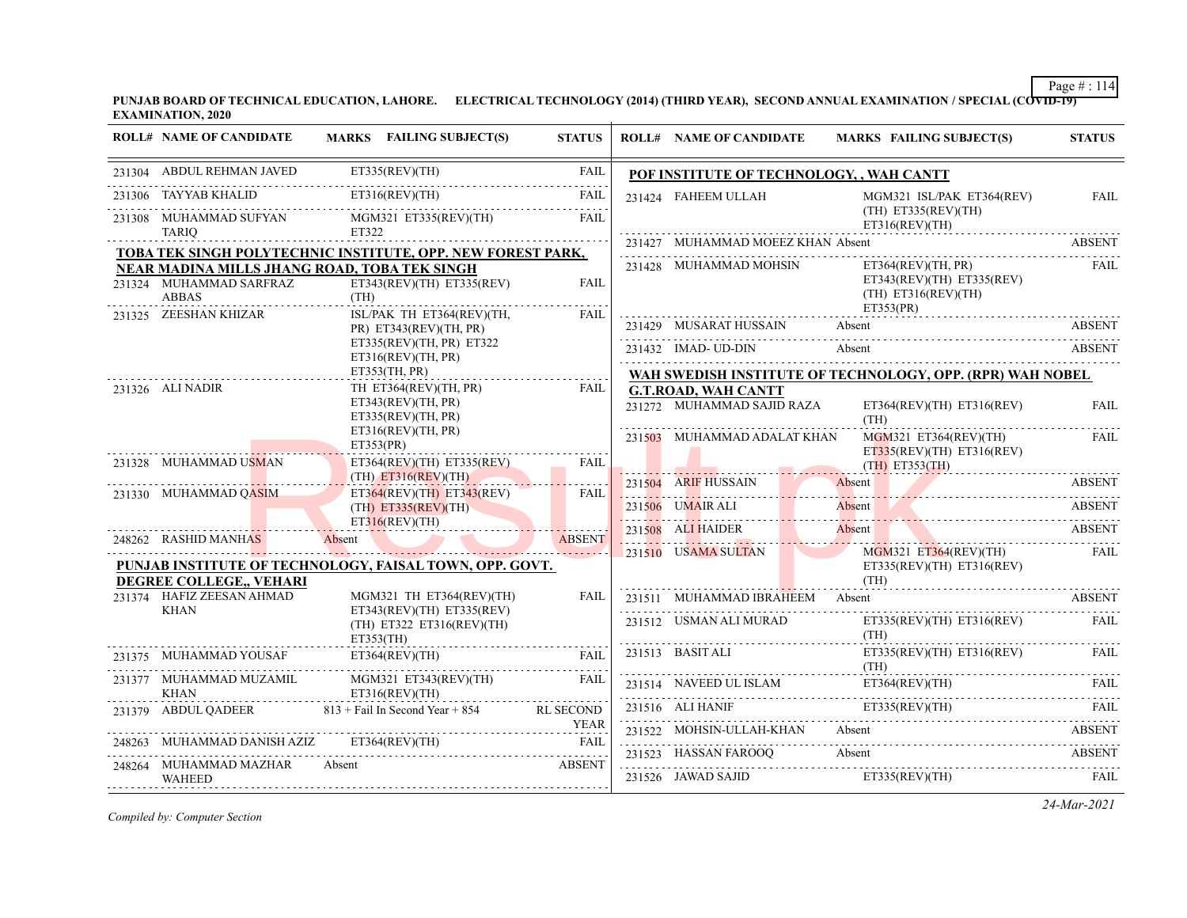**PUNJAB BOARD OF TECHNICAL EDUCATION, LAHORE. ELECTRICAL TECHNOLOGY (2014) (THIRD YEAR), SECOND ANNUAL EXAMINATION / SPECIAL (COVID-19) EXAMINATION, 2020**

| ROLL# | NAME OF CANDIDATE | MARKS FAILING SUBJECT(S) | STATUS |
|---|---|---|---|
| 231304 | ABDUL REHMAN JAVED | ET335(REV)(TH) | FAIL |
| 231306 | TAYYAB KHALID | ET316(REV)(TH) | FAIL |
| 231308 | MUHAMMAD SUFYAN TARIQ | MGM321 ET335(REV)(TH) ET322 | FAIL |

**TOBA TEK SINGH POLYTECHNIC INSTITUTE, OPP. NEW FOREST PARK, NEAR MADINA MILLS JHANG ROAD, TOBA TEK SINGH**

| ROLL# | NAME OF CANDIDATE | MARKS FAILING SUBJECT(S) | STATUS |
|---|---|---|---|
| 231324 | MUHAMMAD SARFRAZ ABBAS | ET343(REV)(TH) ET335(REV)(TH) | FAIL |
| 231325 | ZEESHAN KHIZAR | ISL/PAK TH ET364(REV)(TH, PR) ET343(REV)(TH, PR) ET335(REV)(TH, PR) ET322 ET316(REV)(TH, PR) ET353(TH, PR) | FAIL |
| 231326 | ALI NADIR | TH ET364(REV)(TH, PR) ET343(REV)(TH, PR) ET335(REV)(TH, PR) ET316(REV)(TH, PR) ET353(PR) | FAIL |
| 231328 | MUHAMMAD USMAN | ET364(REV)(TH) ET335(REV)(TH) ET316(REV)(TH) | FAIL |
| 231330 | MUHAMMAD QASIM | ET364(REV)(TH) ET343(REV)(TH) ET335(REV)(TH) ET316(REV)(TH) | FAIL |
| 248262 | RASHID MANHAS | Absent | ABSENT |

**PUNJAB INSTITUTE OF TECHNOLOGY, FAISAL TOWN, OPP. GOVT. DEGREE COLLEGE,, VEHARI**

| ROLL# | NAME OF CANDIDATE | MARKS FAILING SUBJECT(S) | STATUS |
|---|---|---|---|
| 231374 | HAFIZ ZEESAN AHMAD KHAN | MGM321 TH ET364(REV)(TH) ET343(REV)(TH) ET335(REV)(TH) ET322 ET316(REV)(TH) ET353(TH) | FAIL |
| 231375 | MUHAMMAD YOUSAF | ET364(REV)(TH) | FAIL |
| 231377 | MUHAMMAD MUZAMIL KHAN | MGM321 ET343(REV)(TH) ET316(REV)(TH) | FAIL |
| 231379 | ABDUL QADEER | 813 + Fail In Second Year + 854 | RL SECOND YEAR |
| 248263 | MUHAMMAD DANISH AZIZ | ET364(REV)(TH) | FAIL |
| 248264 | MUHAMMAD MAZHAR WAHEED | Absent | ABSENT |

**POF INSTITUTE OF TECHNOLOGY, , WAH CANTT**

| ROLL# | NAME OF CANDIDATE | MARKS FAILING SUBJECT(S) | STATUS |
|---|---|---|---|
| 231424 | FAHEEM ULLAH | MGM321 ISL/PAK ET364(REV)(TH) ET335(REV)(TH) ET316(REV)(TH) | FAIL |
| 231427 | MUHAMMAD MOEEZ KHAN | Absent | ABSENT |
| 231428 | MUHAMMAD MOHSIN | ET364(REV)(TH, PR) ET343(REV)(TH) ET335(REV)(TH) ET316(REV)(TH) ET353(PR) | FAIL |
| 231429 | MUSARAT HUSSAIN | Absent | ABSENT |
| 231432 | IMAD- UD-DIN | Absent | ABSENT |

**WAH SWEDISH INSTITUTE OF TECHNOLOGY, OPP. (RPR) WAH NOBEL G.T.ROAD, WAH CANTT**

| ROLL# | NAME OF CANDIDATE | MARKS FAILING SUBJECT(S) | STATUS |
|---|---|---|---|
| 231272 | MUHAMMAD SAJID RAZA | ET364(REV)(TH) ET316(REV)(TH) | FAIL |
| 231503 | MUHAMMAD ADALAT KHAN | MGM321 ET364(REV)(TH) ET335(REV)(TH) ET316(REV)(TH) ET353(TH) | FAIL |
| 231504 | ARIF HUSSAIN | Absent | ABSENT |
| 231506 | UMAIR ALI | Absent | ABSENT |
| 231508 | ALI HAIDER | Absent | ABSENT |
| 231510 | USAMA SULTAN | MGM321 ET364(REV)(TH) ET335(REV)(TH) ET316(REV)(TH) | FAIL |
| 231511 | MUHAMMAD IBRAHEEM | Absent | ABSENT |
| 231512 | USMAN ALI MURAD | ET335(REV)(TH) ET316(REV)(TH) | FAIL |
| 231513 | BASIT ALI | ET335(REV)(TH) ET316(REV)(TH) | FAIL |
| 231514 | NAVEED UL ISLAM | ET364(REV)(TH) | FAIL |
| 231516 | ALI HANIF | ET335(REV)(TH) | FAIL |
| 231522 | MOHSIN-ULLAH-KHAN | Absent | ABSENT |
| 231523 | HASSAN FAROOQ | Absent | ABSENT |
| 231526 | JAWAD SAJID | ET335(REV)(TH) | FAIL |

*Compiled by: Computer Section*

*24-Mar-2021*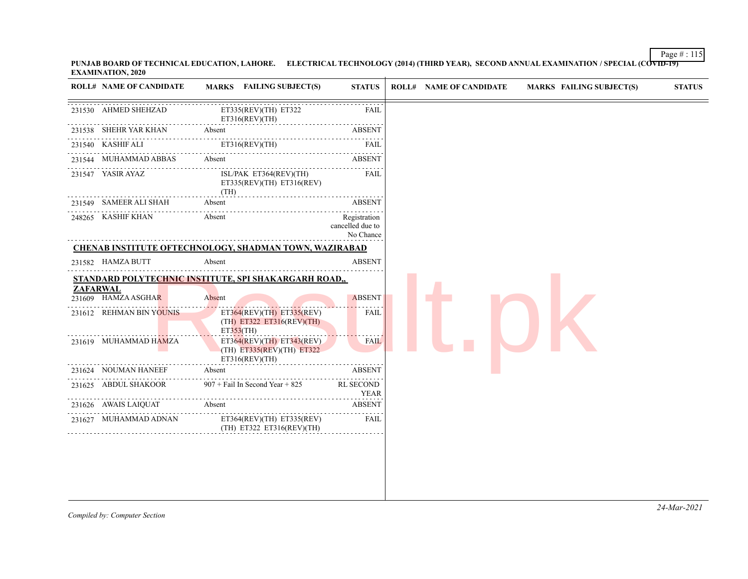**PUNJAB BOARD OF TECHNICAL EDUCATION, LAHORE. ELECTRICAL TECHNOLOGY (2014) (THIRD YEAR), SECOND ANNUAL EXAMINATION / SPECIAL (COVID-19) EXAMINATION, 2020**

| ROLL# | NAME OF CANDIDATE | MARKS | FAILING SUBJECT(S) | STATUS |
|---|---|---|---|---|
| 231530 | AHMED SHEHZAD | | ET335(REV)(TH) ET322 ET316(REV)(TH) | FAIL |
| 231538 | SHEHR YAR KHAN | Absent | | ABSENT |
| 231540 | KASHIF ALI | | ET316(REV)(TH) | FAIL |
| 231544 | MUHAMMAD ABBAS | Absent | | ABSENT |
| 231547 | YASIR AYAZ | | ISL/PAK ET364(REV)(TH) ET335(REV)(TH) ET316(REV)(TH) | FAIL |
| 231549 | SAMEER ALI SHAH | Absent | | ABSENT |
| 248265 | KASHIF KHAN | Absent | | Registration cancelled due to No Chance |

**CHENAB INSTITUTE OFTECHNOLOGY, SHADMAN TOWN, WAZIRABAD**

| ROLL# | NAME OF CANDIDATE | MARKS | FAILING SUBJECT(S) | STATUS |
|---|---|---|---|---|
| 231582 | HAMZA BUTT | Absent | | ABSENT |

**STANDARD POLYTECHNIC INSTITUTE, SPI SHAKARGARH ROAD,, ZAFARWAL**

| ROLL# | NAME OF CANDIDATE | MARKS | FAILING SUBJECT(S) | STATUS |
|---|---|---|---|---|
| 231609 | HAMZA ASGHAR | Absent | | ABSENT |
| 231612 | REHMAN BIN YOUNIS | | ET364(REV)(TH) ET335(REV)(TH) ET322 ET316(REV)(TH) ET353(TH) | FAIL |
| 231619 | MUHAMMAD HAMZA | | ET364(REV)(TH) ET343(REV)(TH) ET335(REV)(TH) ET322 ET316(REV)(TH) | FAIL |
| 231624 | NOUMAN HANEEF | Absent | | ABSENT |
| 231625 | ABDUL SHAKOOR | 907 + Fail In Second Year + 825 | | RL SECOND YEAR |
| 231626 | AWAIS LAIQUAT | Absent | | ABSENT |
| 231627 | MUHAMMAD ADNAN | | ET364(REV)(TH) ET335(REV)(TH) ET322 ET316(REV)(TH) | FAIL |

*Compiled by: Computer Section*

*24-Mar-2021*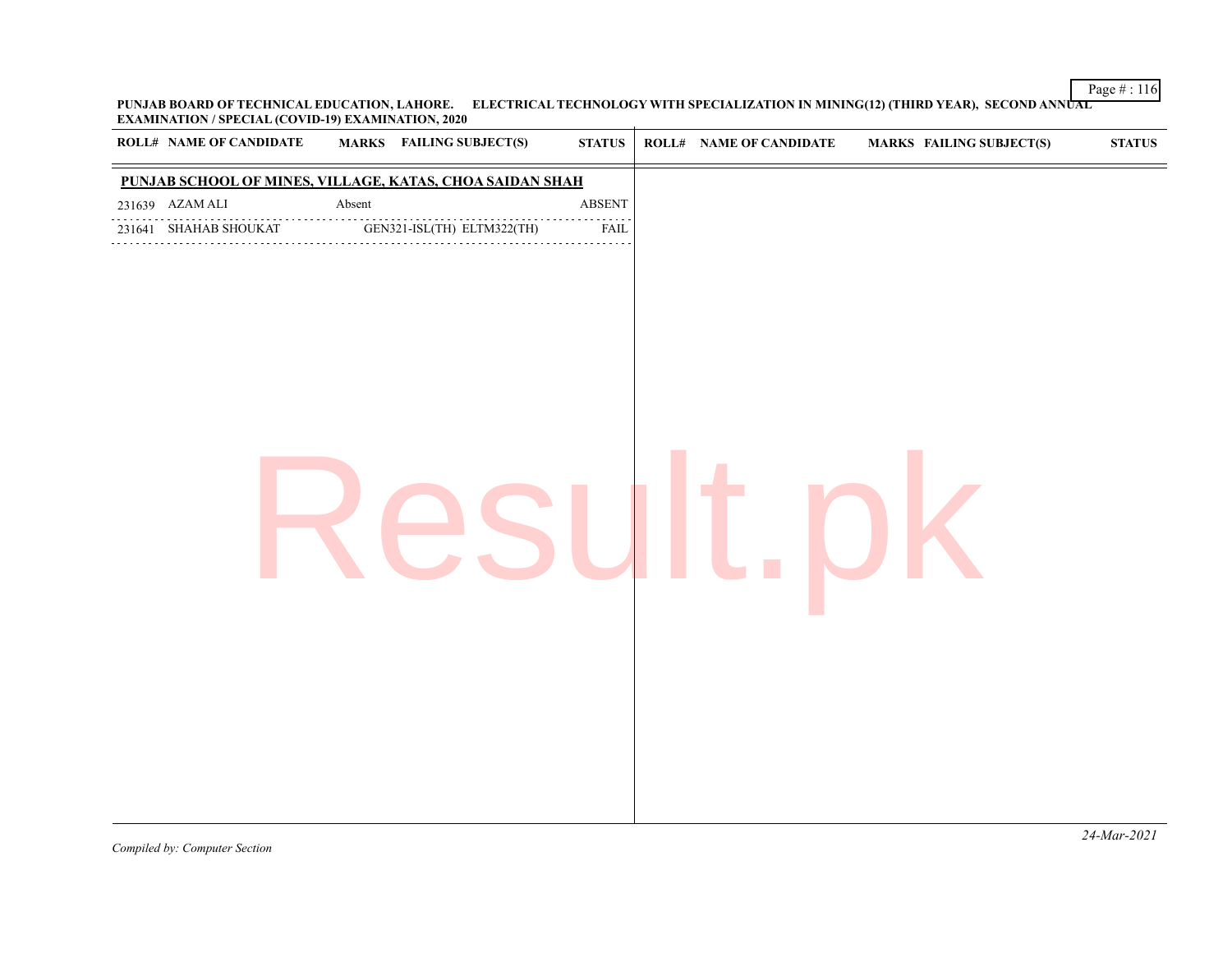**PUNJAB BOARD OF TECHNICAL EDUCATION, LAHORE. ELECTRICAL TECHNOLOGY WITH SPECIALIZATION IN MINING(12) (THIRD YEAR), SECOND ANNUAL EXAMINATION / SPECIAL (COVID-19) EXAMINATION, 2020**

## PUNJAB SCHOOL OF MINES, VILLAGE, KATAS, CHOA SAIDAN SHAH

| ROLL# | NAME OF CANDIDATE | MARKS | FAILING SUBJECT(S) | STATUS |
|---|---|---|---|---|
| 231639 | AZAM ALI | Absent | | ABSENT |
| 231641 | SHAHAB SHOUKAT | | GEN321-ISL(TH) ELTM322(TH) | FAIL |

*Compiled by: Computer Section*

*24-Mar-2021*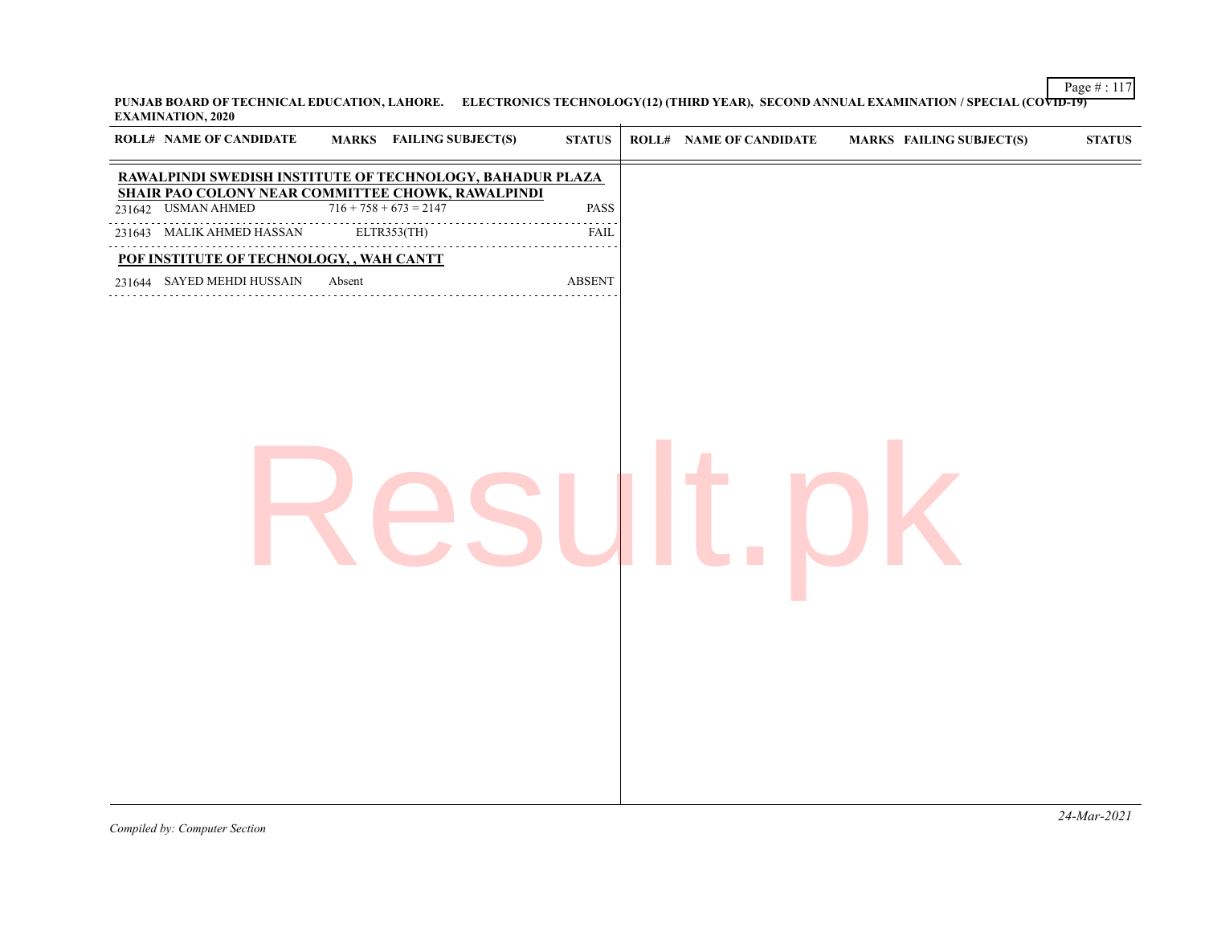**PUNJAB BOARD OF TECHNICAL EDUCATION, LAHORE. ELECTRONICS TECHNOLOGY(12) (THIRD YEAR), SECOND ANNUAL EXAMINATION / SPECIAL (COVID-19) EXAMINATION, 2020**

| ROLL# | NAME OF CANDIDATE | MARKS | FAILING SUBJECT(S) | STATUS |
|---|---|---|---|---|
| **RAWALPINDI SWEDISH INSTITUTE OF TECHNOLOGY, BAHADUR PLAZA SHAIR PAO COLONY NEAR COMMITTEE CHOWK, RAWALPINDI** | | | | |
| 231642 | USMAN AHMED | 716 + 758 + 673 = 2147 | | PASS |
| 231643 | MALIK AHMED HASSAN | | ELTR353(TH) | FAIL |
| **POF INSTITUTE OF TECHNOLOGY, , WAH CANTT** | | | | |
| 231644 | SAYED MEHDI HUSSAIN | Absent | | ABSENT |

*Compiled by: Computer Section*

*24-Mar-2021*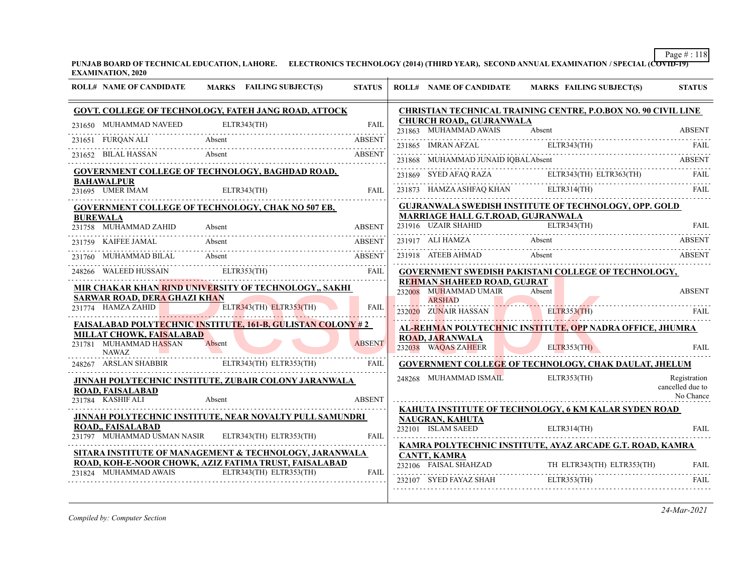**PUNJAB BOARD OF TECHNICAL EDUCATION, LAHORE. ELECTRONICS TECHNOLOGY (2014) (THIRD YEAR), SECOND ANNUAL EXAMINATION / SPECIAL (COVID-19) EXAMINATION, 2020**

| ROLL# | NAME OF CANDIDATE | MARKS | FAILING SUBJECT(S) | STATUS |
|---|---|---|---|---|
| **GOVT. COLLEGE OF TECHNOLOGY, FATEH JANG ROAD, ATTOCK** | | | | |
| 231650 | MUHAMMAD NAVEED | | ELTR343(TH) | FAIL |
| 231651 | FURQAN ALI | Absent | | ABSENT |
| 231652 | BILAL HASSAN | Absent | | ABSENT |
| **GOVERNMENT COLLEGE OF TECHNOLOGY, BAGHDAD ROAD, BAHAWALPUR** | | | | |
| 231695 | UMER IMAM | | ELTR343(TH) | FAIL |
| **GOVERNMENT COLLEGE OF TECHNOLOGY, CHAK NO 507 EB, BUREWALA** | | | | |
| 231758 | MUHAMMAD ZAHID | Absent | | ABSENT |
| 231759 | KAIFEE JAMAL | Absent | | ABSENT |
| 231760 | MUHAMMAD BILAL | Absent | | ABSENT |
| 248266 | WALEED HUSSAIN | | ELTR353(TH) | FAIL |
| **MIR CHAKAR KHAN RIND UNIVERSITY OF TECHNOLOGY,, SAKHI SARWAR ROAD, DERA GHAZI KHAN** | | | | |
| 231774 | HAMZA ZAHID | | ELTR343(TH) ELTR353(TH) | FAIL |
| **FAISALABAD POLYTECHNIC INSTITUTE, 161-B, GULISTAN COLONY # 2 MILLAT CHOWK, FAISALABAD** | | | | |
| 231781 | MUHAMMAD HASSAN NAWAZ | Absent | | ABSENT |
| 248267 | ARSLAN SHABBIR | | ELTR343(TH) ELTR353(TH) | FAIL |
| **JINNAH POLYTECHNIC INSTITUTE, ZUBAIR COLONY JARANWALA ROAD, FAISALABAD** | | | | |
| 231784 | KASHIF ALI | Absent | | ABSENT |
| **JINNAH POLYTECHNIC INSTITUTE, NEAR NOVALTY PULL SAMUNDRI ROAD,, FAISALABAD** | | | | |
| 231797 | MUHAMMAD USMAN NASIR | | ELTR343(TH) ELTR353(TH) | FAIL |
| **SITARA INSTITUTE OF MANAGEMENT & TECHNOLOGY, JARANWALA ROAD, KOH-E-NOOR CHOWK, AZIZ FATIMA TRUST, FAISALABAD** | | | | |
| 231824 | MUHAMMAD AWAIS | | ELTR343(TH) ELTR353(TH) | FAIL |
| **CHRISTIAN TECHNICAL TRAINING CENTRE, P.O.BOX NO. 90 CIVIL LINE CHURCH ROAD,, GUJRANWALA** | | | | |
| 231863 | MUHAMMAD AWAIS | Absent | | ABSENT |
| 231865 | IMRAN AFZAL | | ELTR343(TH) | FAIL |
| 231868 | MUHAMMAD JUNAID IQBAL | Absent | | ABSENT |
| 231869 | SYED AFAQ RAZA | | ELTR343(TH) ELTR363(TH) | FAIL |
| 231873 | HAMZA ASHFAQ KHAN | | ELTR314(TH) | FAIL |
| **GUJRANWALA SWEDISH INSTITUTE OF TECHNOLOGY, OPP. GOLD MARRIAGE HALL G.T.ROAD, GUJRANWALA** | | | | |
| 231916 | UZAIR SHAHID | | ELTR343(TH) | FAIL |
| 231917 | ALI HAMZA | Absent | | ABSENT |
| 231918 | ATEEB AHMAD | Absent | | ABSENT |
| **GOVERNMENT SWEDISH PAKISTANI COLLEGE OF TECHNOLOGY, REHMAN SHAHEED ROAD, GUJRAT** | | | | |
| 232008 | MUHAMMAD UMAIR ARSHAD | Absent | | ABSENT |
| 232020 | ZUNAIR HASSAN | | ELTR353(TH) | FAIL |
| **AL-REHMAN POLYTECHNIC INSTITUTE, OPP NADRA OFFICE, JHUMRA ROAD, JARANWALA** | | | | |
| 232038 | WAQAS ZAHEER | | ELTR353(TH) | FAIL |
| **GOVERNMENT COLLEGE OF TECHNOLOGY, CHAK DAULAT, JHELUM** | | | | |
| 248268 | MUHAMMAD ISMAIL | | ELTR353(TH) | Registration cancelled due to No Chance |
| **KAHUTA INSTITUTE OF TECHNOLOGY, 6 KM KALAR SYDEN ROAD NAUGRAN, KAHUTA** | | | | |
| 232101 | ISLAM SAEED | | ELTR314(TH) | FAIL |
| **KAMRA POLYTECHNIC INSTITUTE, AYAZ ARCADE G.T. ROAD, KAMRA CANTT, KAMRA** | | | | |
| 232106 | FAISAL SHAHZAD | | TH ELTR343(TH) ELTR353(TH) | FAIL |
| 232107 | SYED FAYAZ SHAH | | ELTR353(TH) | FAIL |

*Compiled by: Computer Section*

*24-Mar-2021*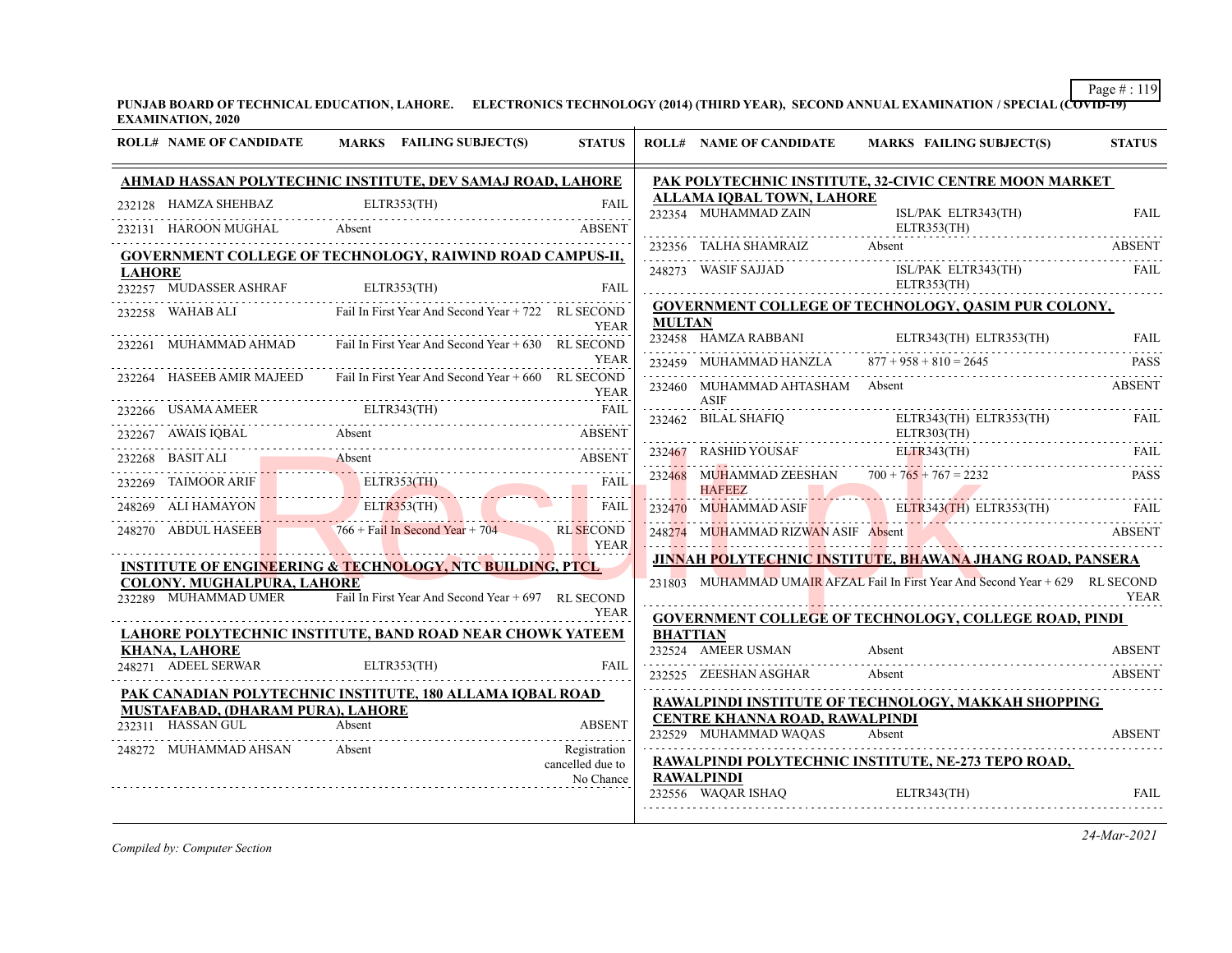**PUNJAB BOARD OF TECHNICAL EDUCATION, LAHORE. ELECTRONICS TECHNOLOGY (2014) (THIRD YEAR), SECOND ANNUAL EXAMINATION / SPECIAL (COVID-19) EXAMINATION, 2020**

| ROLL# | NAME OF CANDIDATE | MARKS FAILING SUBJECT(S) | STATUS |
|---|---|---|---|
| **AHMAD HASSAN POLYTECHNIC INSTITUTE, DEV SAMAJ ROAD, LAHORE** | | | |
| 232128 | HAMZA SHEHBAZ | ELTR353(TH) | FAIL |
| 232131 | HAROON MUGHAL | Absent | ABSENT |
| **GOVERNMENT COLLEGE OF TECHNOLOGY, RAIWIND ROAD CAMPUS-II, LAHORE** | | | |
| 232257 | MUDASSER ASHRAF | ELTR353(TH) | FAIL |
| 232258 | WAHAB ALI | Fail In First Year And Second Year + 722 | RL SECOND YEAR |
| 232261 | MUHAMMAD AHMAD | Fail In First Year And Second Year + 630 | RL SECOND YEAR |
| 232264 | HASEEB AMIR MAJEED | Fail In First Year And Second Year + 660 | RL SECOND YEAR |
| 232266 | USAMA AMEER | ELTR343(TH) | FAIL |
| 232267 | AWAIS IQBAL | Absent | ABSENT |
| 232268 | BASIT ALI | Absent | ABSENT |
| 232269 | TAIMOOR ARIF | ELTR353(TH) | FAIL |
| 248269 | ALI HAMAYON | ELTR353(TH) | FAIL |
| 248270 | ABDUL HASEEB | 766 + Fail In Second Year + 704 | RL SECOND YEAR |
| **INSTITUTE OF ENGINEERING & TECHNOLOGY, NTC BUILDING, PTCL COLONY. MUGHALPURA, LAHORE** | | | |
| 232289 | MUHAMMAD UMER | Fail In First Year And Second Year + 697 | RL SECOND YEAR |
| **LAHORE POLYTECHNIC INSTITUTE, BAND ROAD NEAR CHOWK YATEEM KHANA, LAHORE** | | | |
| 248271 | ADEEL SERWAR | ELTR353(TH) | FAIL |
| **PAK CANADIAN POLYTECHNIC INSTITUTE, 180 ALLAMA IQBAL ROAD MUSTAFABAD, (DHARAM PURA), LAHORE** | | | |
| 232311 | HASSAN GUL | Absent | ABSENT |
| 248272 | MUHAMMAD AHSAN | Absent | Registration cancelled due to No Chance |
| **PAK POLYTECHNIC INSTITUTE, 32-CIVIC CENTRE MOON MARKET ALLAMA IQBAL TOWN, LAHORE** | | | |
| 232354 | MUHAMMAD ZAIN | ISL/PAK ELTR343(TH) ELTR353(TH) | FAIL |
| 232356 | TALHA SHAMRAIZ | Absent | ABSENT |
| 248273 | WASIF SAJJAD | ISL/PAK ELTR343(TH) ELTR353(TH) | FAIL |
| **GOVERNMENT COLLEGE OF TECHNOLOGY, QASIM PUR COLONY, MULTAN** | | | |
| 232458 | HAMZA RABBANI | ELTR343(TH) ELTR353(TH) | FAIL |
| 232459 | MUHAMMAD HANZLA | 877 + 958 + 810 = 2645 | PASS |
| 232460 | MUHAMMAD AHTASHAM ASIF | Absent | ABSENT |
| 232462 | BILAL SHAFIQ | ELTR343(TH) ELTR353(TH) ELTR303(TH) | FAIL |
| 232467 | RASHID YOUSAF | ELTR343(TH) | FAIL |
| 232468 | MUHAMMAD ZEESHAN HAFEEZ | 700 + 765 + 767 = 2232 | PASS |
| 232470 | MUHAMMAD ASIF | ELTR343(TH) ELTR353(TH) | FAIL |
| 248274 | MUHAMMAD RIZWAN ASIF | Absent | ABSENT |
| **JINNAH POLYTECHNIC INSTITUTE, BHAWANA JHANG ROAD, PANSERA** | | | |
| 231803 | MUHAMMAD UMAIR AFZAL | Fail In First Year And Second Year + 629 | RL SECOND YEAR |
| **GOVERNMENT COLLEGE OF TECHNOLOGY, COLLEGE ROAD, PINDI BHATTIAN** | | | |
| 232524 | AMEER USMAN | Absent | ABSENT |
| 232525 | ZEESHAN ASGHAR | Absent | ABSENT |
| **RAWALPINDI INSTITUTE OF TECHNOLOGY, MAKKAH SHOPPING CENTRE KHANNA ROAD, RAWALPINDI** | | | |
| 232529 | MUHAMMAD WAQAS | Absent | ABSENT |
| **RAWALPINDI POLYTECHNIC INSTITUTE, NE-273 TEPO ROAD, RAWALPINDI** | | | |
| 232556 | WAQAR ISHAQ | ELTR343(TH) | FAIL |

*Compiled by: Computer Section*

*24-Mar-2021*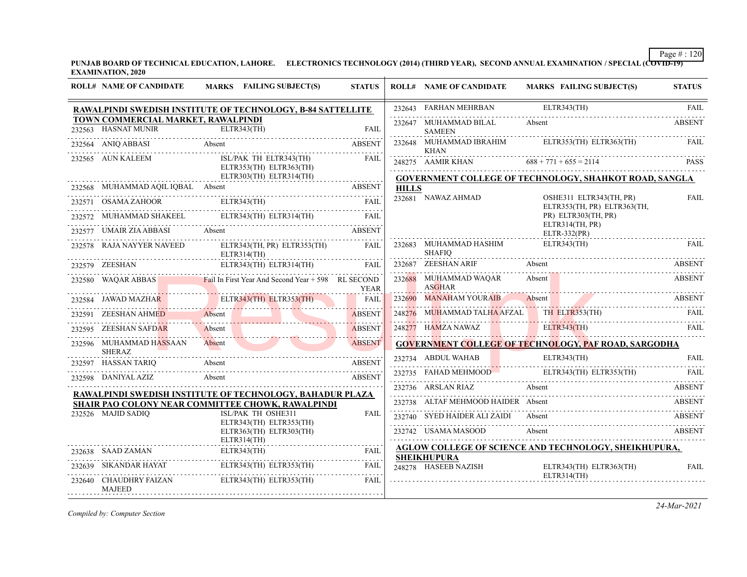**PUNJAB BOARD OF TECHNICAL EDUCATION, LAHORE. ELECTRONICS TECHNOLOGY (2014) (THIRD YEAR), SECOND ANNUAL EXAMINATION / SPECIAL (COVID-19) EXAMINATION, 2020**

## RAWALPINDI SWEDISH INSTITUTE OF TECHNOLOGY, B-84 SATTELLITE TOWN COMMERCIAL MARKET, RAWALPINDI

| ROLL# | NAME OF CANDIDATE | MARKS FAILING SUBJECT(S) | STATUS |
|---|---|---|---|
| 232563 | HASNAT MUNIR | ELTR343(TH) | FAIL |
| 232564 | ANIQ ABBASI | Absent | ABSENT |
| 232565 | AUN KALEEM | ISL/PAK TH ELTR343(TH) ELTR353(TH) ELTR363(TH) ELTR303(TH) ELTR314(TH) | FAIL |
| 232568 | MUHAMMAD AQIL IQBAL | Absent | ABSENT |
| 232571 | OSAMA ZAHOOR | ELTR343(TH) | FAIL |
| 232572 | MUHAMMAD SHAKEEL | ELTR343(TH) ELTR314(TH) | FAIL |
| 232577 | UMAIR ZIA ABBASI | Absent | ABSENT |
| 232578 | RAJA NAYYER NAVEED | ELTR343(TH, PR) ELTR353(TH) ELTR314(TH) | FAIL |
| 232579 | ZEESHAN | ELTR343(TH) ELTR314(TH) | FAIL |
| 232580 | WAQAR ABBAS | Fail In First Year And Second Year + 598 | RL SECOND YEAR |
| 232584 | JAWAD MAZHAR | ELTR343(TH) ELTR353(TH) | FAIL |
| 232591 | ZEESHAN AHMED | Absent | ABSENT |
| 232595 | ZEESHAN SAFDAR | Absent | ABSENT |
| 232596 | MUHAMMAD HASSAAN SHERAZ | Absent | ABSENT |
| 232597 | HASSAN TARIQ | Absent | ABSENT |
| 232598 | DANIYAL AZIZ | Absent | ABSENT |

## RAWALPINDI SWEDISH INSTITUTE OF TECHNOLOGY, BAHADUR PLAZA SHAIR PAO COLONY NEAR COMMITTEE CHOWK, RAWALPINDI

| ROLL# | NAME OF CANDIDATE | MARKS FAILING SUBJECT(S) | STATUS |
|---|---|---|---|
| 232526 | MAJID SADIQ | ISL/PAK TH OSHE311 ELTR343(TH) ELTR353(TH) ELTR363(TH) ELTR303(TH) ELTR314(TH) | FAIL |
| 232638 | SAAD ZAMAN | ELTR343(TH) | FAIL |
| 232639 | SIKANDAR HAYAT | ELTR343(TH) ELTR353(TH) | FAIL |
| 232640 | CHAUDHRY FAIZAN MAJEED | ELTR343(TH) ELTR353(TH) | FAIL |
| 232643 | FARHAN MEHRBAN | ELTR343(TH) | FAIL |
| 232647 | MUHAMMAD BILAL SAMEEN | Absent | ABSENT |
| 232648 | MUHAMMAD IBRAHIM KHAN | ELTR353(TH) ELTR363(TH) | FAIL |
| 248275 | AAMIR KHAN | 688 + 771 + 655 = 2114 | PASS |

## GOVERNMENT COLLEGE OF TECHNOLOGY, SHAHKOT ROAD, SANGLA HILLS

| ROLL# | NAME OF CANDIDATE | MARKS FAILING SUBJECT(S) | STATUS |
|---|---|---|---|
| 232681 | NAWAZ AHMAD | OSHE311 ELTR343(TH, PR) ELTR353(TH, PR) ELTR363(TH, PR) ELTR303(TH, PR) ELTR314(TH, PR) ELTR-332(PR) | FAIL |
| 232683 | MUHAMMAD HASHIM SHAFIQ | ELTR343(TH) | FAIL |
| 232687 | ZEESHAN ARIF | Absent | ABSENT |
| 232688 | MUHAMMAD WAQAR ASGHAR | Absent | ABSENT |
| 232690 | MANAHAM YOURAIB | Absent | ABSENT |
| 248276 | MUHAMMAD TALHA AFZAL | TH ELTR353(TH) | FAIL |
| 248277 | HAMZA NAWAZ | ELTR343(TH) | FAIL |

## GOVERNMENT COLLEGE OF TECHNOLOGY, PAF ROAD, SARGODHA

| ROLL# | NAME OF CANDIDATE | MARKS FAILING SUBJECT(S) | STATUS |
|---|---|---|---|
| 232734 | ABDUL WAHAB | ELTR343(TH) | FAIL |
| 232735 | FAHAD MEHMOOD | ELTR343(TH) ELTR353(TH) | FAIL |
| 232736 | ARSLAN RIAZ | Absent | ABSENT |
| 232738 | ALTAF MEHMOOD HAIDER | Absent | ABSENT |
| 232740 | SYED HAIDER ALI ZAIDI | Absent | ABSENT |
| 232742 | USAMA MASOOD | Absent | ABSENT |

## AGLOW COLLEGE OF SCIENCE AND TECHNOLOGY, SHEIKHUPURA, SHEIKHUPURA

| ROLL# | NAME OF CANDIDATE | MARKS FAILING SUBJECT(S) | STATUS |
|---|---|---|---|
| 248278 | HASEEB NAZISH | ELTR343(TH) ELTR363(TH) ELTR314(TH) | FAIL |

*Compiled by: Computer Section*

24-Mar-2021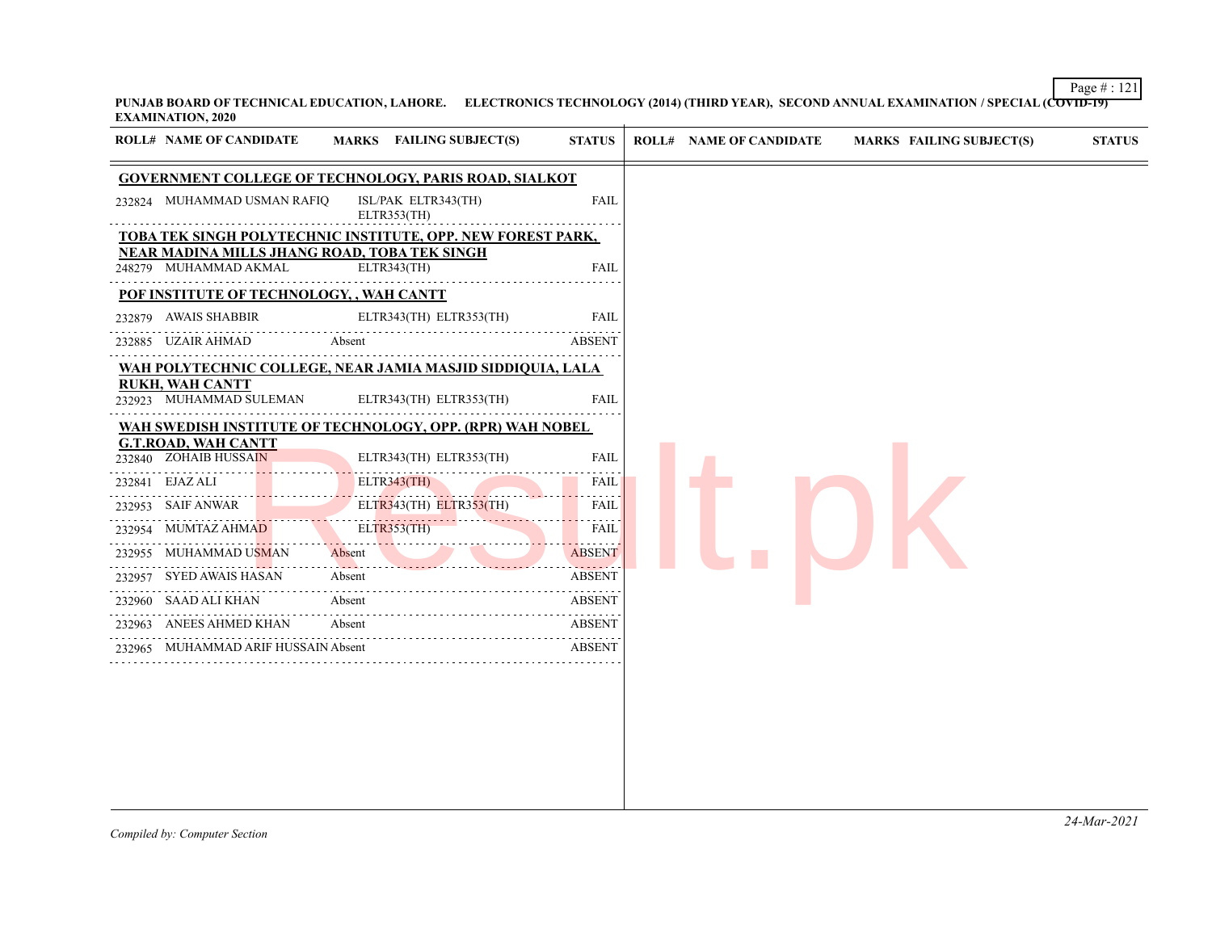**PUNJAB BOARD OF TECHNICAL EDUCATION, LAHORE. ELECTRONICS TECHNOLOGY (2014) (THIRD YEAR), SECOND ANNUAL EXAMINATION / SPECIAL (COVID-19) EXAMINATION, 2020**

| ROLL# | NAME OF CANDIDATE | MARKS | FAILING SUBJECT(S) | STATUS |
|---|---|---|---|---|
| **GOVERNMENT COLLEGE OF TECHNOLOGY, PARIS ROAD, SIALKOT** | | | | |
| 232824 | MUHAMMAD USMAN RAFIQ | | ISL/PAK ELTR343(TH) ELTR353(TH) | FAIL |
| **TOBA TEK SINGH POLYTECHNIC INSTITUTE, OPP. NEW FOREST PARK, NEAR MADINA MILLS JHANG ROAD, TOBA TEK SINGH** | | | | |
| 248279 | MUHAMMAD AKMAL | | ELTR343(TH) | FAIL |
| **POF INSTITUTE OF TECHNOLOGY, , WAH CANTT** | | | | |
| 232879 | AWAIS SHABBIR | | ELTR343(TH) ELTR353(TH) | FAIL |
| 232885 | UZAIR AHMAD | Absent | | ABSENT |
| **WAH POLYTECHNIC COLLEGE, NEAR JAMIA MASJID SIDDIQUIA, LALA RUKH, WAH CANTT** | | | | |
| 232923 | MUHAMMAD SULEMAN | | ELTR343(TH) ELTR353(TH) | FAIL |
| **WAH SWEDISH INSTITUTE OF TECHNOLOGY, OPP. (RPR) WAH NOBEL G.T.ROAD, WAH CANTT** | | | | |
| 232840 | ZOHAIB HUSSAIN | | ELTR343(TH) ELTR353(TH) | FAIL |
| 232841 | EJAZ ALI | | ELTR343(TH) | FAIL |
| 232953 | SAIF ANWAR | | ELTR343(TH) ELTR353(TH) | FAIL |
| 232954 | MUMTAZ AHMAD | | ELTR353(TH) | FAIL |
| 232955 | MUHAMMAD USMAN | Absent | | ABSENT |
| 232957 | SYED AWAIS HASAN | Absent | | ABSENT |
| 232960 | SAAD ALI KHAN | Absent | | ABSENT |
| 232963 | ANEES AHMED KHAN | Absent | | ABSENT |
| 232965 | MUHAMMAD ARIF HUSSAIN | Absent | | ABSENT |

*Compiled by: Computer Section*

*24-Mar-2021*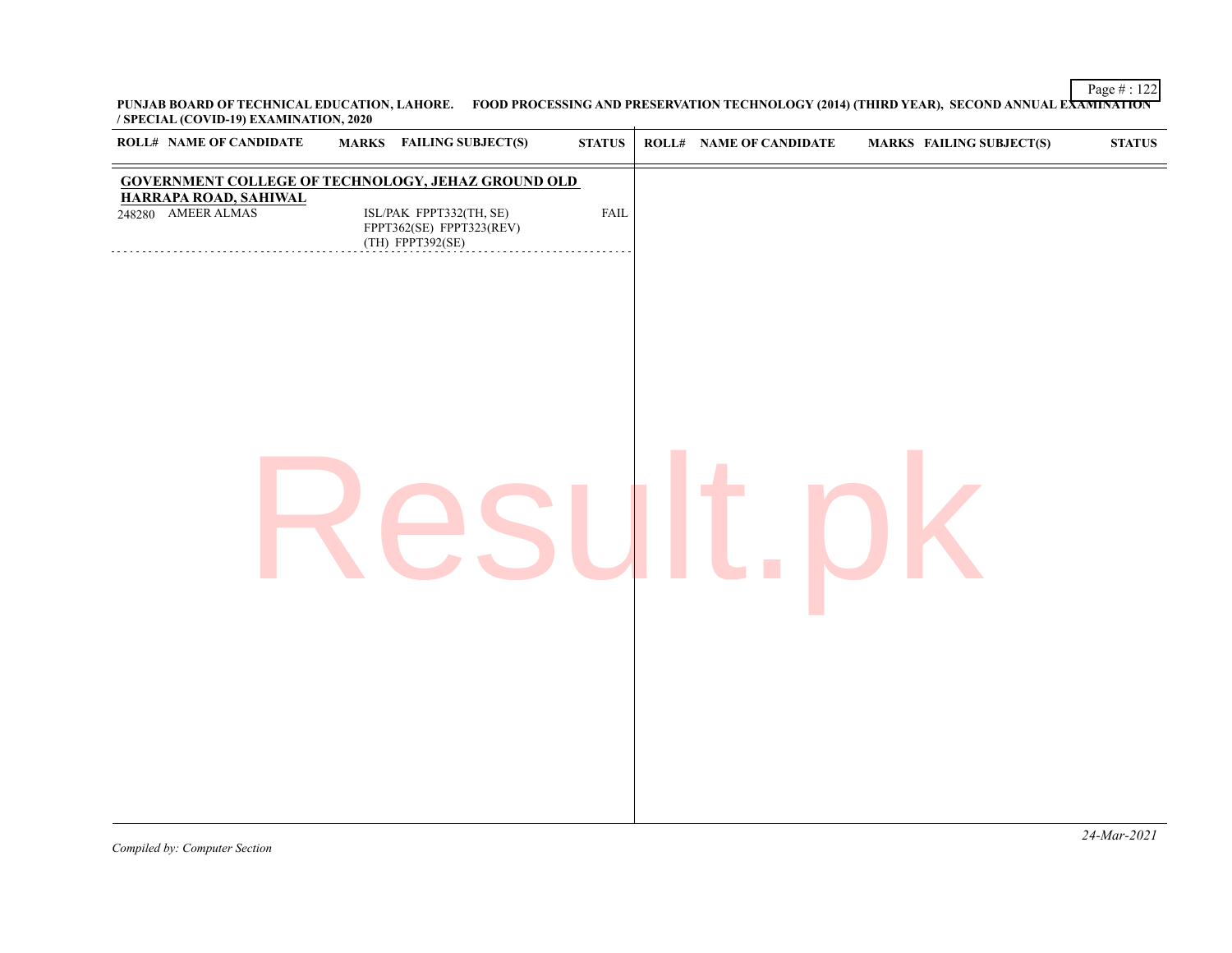**PUNJAB BOARD OF TECHNICAL EDUCATION, LAHORE. FOOD PROCESSING AND PRESERVATION TECHNOLOGY (2014) (THIRD YEAR), SECOND ANNUAL EXAMINATION / SPECIAL (COVID-19) EXAMINATION, 2020**

| ROLL# | NAME OF CANDIDATE | MARKS | FAILING SUBJECT(S) | STATUS |
|---|---|---|---|---|
| **GOVERNMENT COLLEGE OF TECHNOLOGY, JEHAZ GROUND OLD HARRAPA ROAD, SAHIWAL** | | | | |
| 248280 | AMEER ALMAS | | ISL/PAK FPPT332(TH, SE) FPPT362(SE) FPPT323(REV)(TH) FPPT392(SE) | FAIL |

*Compiled by: Computer Section*

*24-Mar-2021*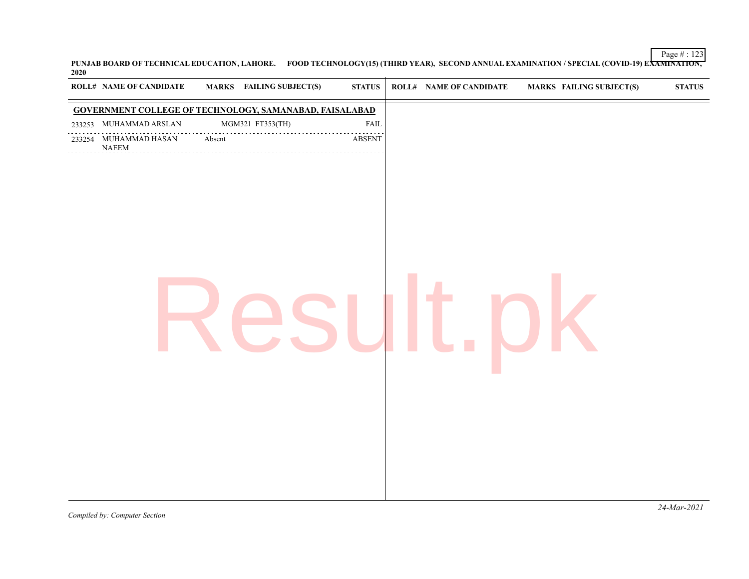PUNJAB BOARD OF TECHNICAL EDUCATION, LAHORE. FOOD TECHNOLOGY(15) (THIRD YEAR), SECOND ANNUAL EXAMINATION / SPECIAL (COVID-19) EXAMINATION, 2020

**GOVERNMENT COLLEGE OF TECHNOLOGY, SAMANABAD, FAISALABAD**

| ROLL# | NAME OF CANDIDATE | MARKS | FAILING SUBJECT(S) | STATUS |
|---|---|---|---|---|
| 233253 | MUHAMMAD ARSLAN | | MGM321 FT353(TH) | FAIL |
| 233254 | MUHAMMAD HASAN NAEEM | Absent | | ABSENT |

*Compiled by: Computer Section*

*24-Mar-2021*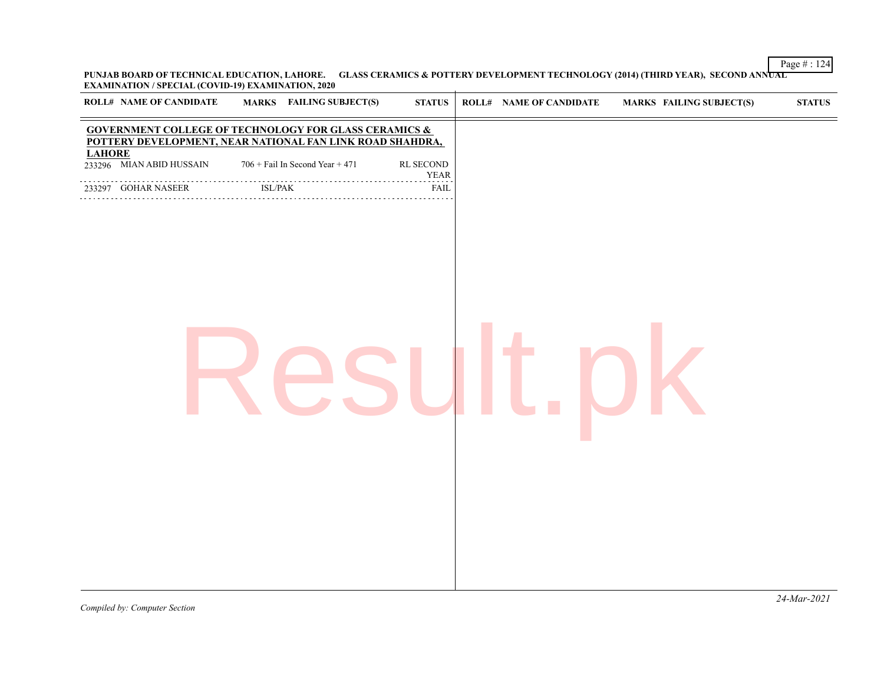**PUNJAB BOARD OF TECHNICAL EDUCATION, LAHORE. GLASS CERAMICS & POTTERY DEVELOPMENT TECHNOLOGY (2014) (THIRD YEAR), SECOND ANNUAL EXAMINATION / SPECIAL (COVID-19) EXAMINATION, 2020**

| ROLL# | NAME OF CANDIDATE | MARKS | FAILING SUBJECT(S) | STATUS |
|---|---|---|---|---|
| **GOVERNMENT COLLEGE OF TECHNOLOGY FOR GLASS CERAMICS & POTTERY DEVELOPMENT, NEAR NATIONAL FAN LINK ROAD SHAHDRA, LAHORE** | | | | |
| 233296 | MIAN ABID HUSSAIN | 706 + Fail In Second Year + 471 | | RL SECOND YEAR |
| 233297 | GOHAR NASEER | | ISL/PAK | FAIL |

*Compiled by: Computer Section*

*24-Mar-2021*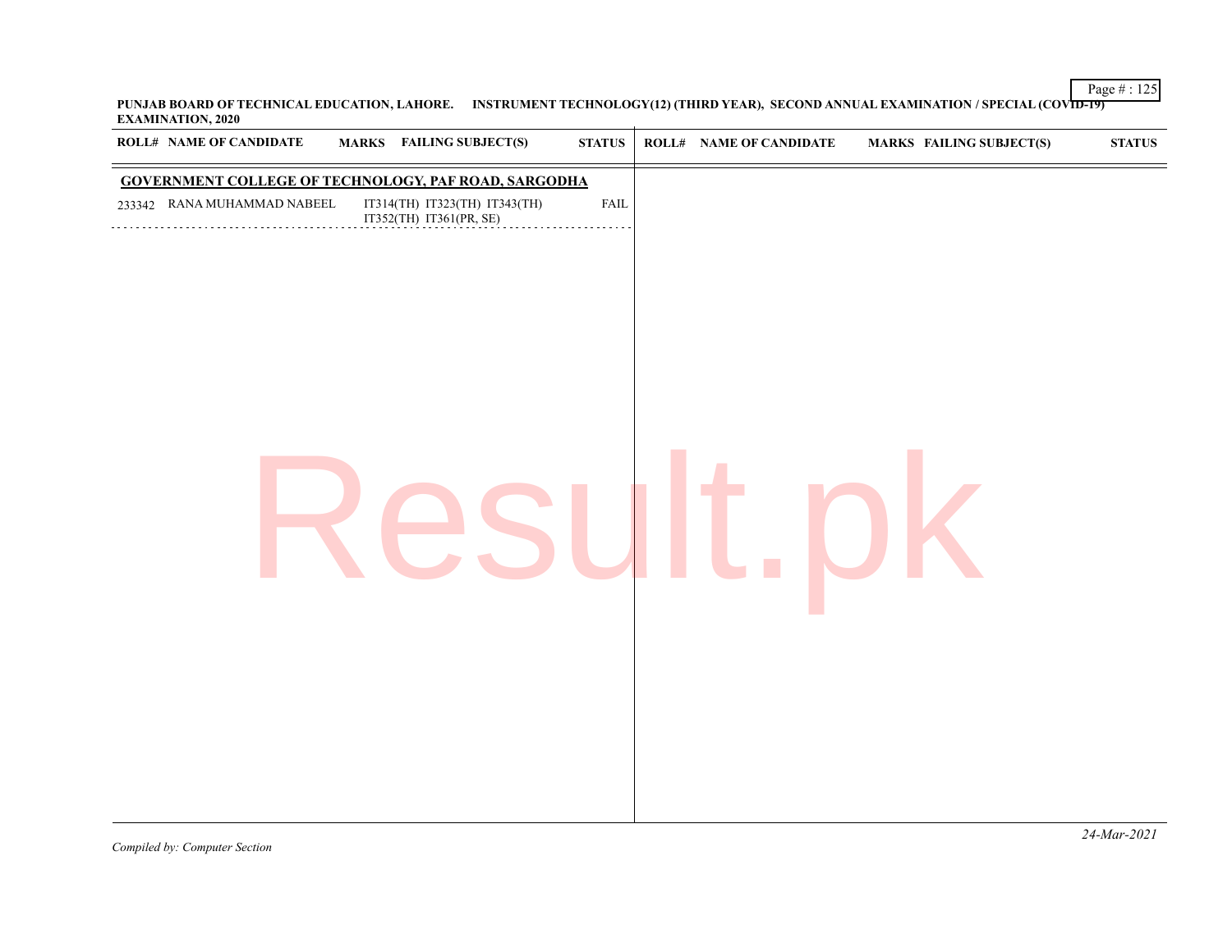**PUNJAB BOARD OF TECHNICAL EDUCATION, LAHORE. INSTRUMENT TECHNOLOGY(12) (THIRD YEAR), SECOND ANNUAL EXAMINATION / SPECIAL (COVID-19) EXAMINATION, 2020**

| ROLL# | NAME OF CANDIDATE | MARKS | FAILING SUBJECT(S) | STATUS |
|---|---|---|---|---|
| **GOVERNMENT COLLEGE OF TECHNOLOGY, PAF ROAD, SARGODHA** | | | | |
| 233342 | RANA MUHAMMAD NABEEL | | IT314(TH) IT323(TH) IT343(TH) IT352(TH) IT361(PR, SE) | FAIL |

*Compiled by: Computer Section*

*24-Mar-2021*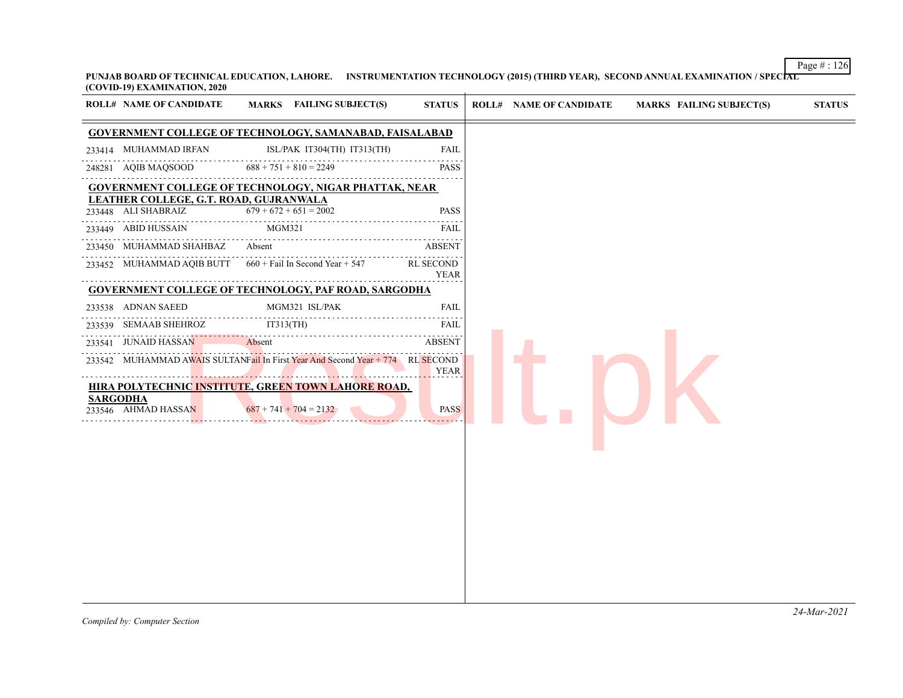**PUNJAB BOARD OF TECHNICAL EDUCATION, LAHORE. INSTRUMENTATION TECHNOLOGY (2015) (THIRD YEAR), SECOND ANNUAL EXAMINATION / SPECIAL (COVID-19) EXAMINATION, 2020**

| ROLL# | NAME OF CANDIDATE | MARKS | FAILING SUBJECT(S) | STATUS |
|---|---|---|---|---|
| **GOVERNMENT COLLEGE OF TECHNOLOGY, SAMANABAD, FAISALABAD** | | | | |
| 233414 | MUHAMMAD IRFAN | | ISL/PAK IT304(TH) IT313(TH) | FAIL |
| 248281 | AQIB MAQSOOD | 688 + 751 + 810 = 2249 | | PASS |
| **GOVERNMENT COLLEGE OF TECHNOLOGY, NIGAR PHATTAK, NEAR LEATHER COLLEGE, G.T. ROAD, GUJRANWALA** | | | | |
| 233448 | ALI SHABRAIZ | 679 + 672 + 651 = 2002 | | PASS |
| 233449 | ABID HUSSAIN | | MGM321 | FAIL |
| 233450 | MUHAMMAD SHAHBAZ | Absent | | ABSENT |
| 233452 | MUHAMMAD AQIB BUTT | 660 + Fail In Second Year + 547 | | RL SECOND YEAR |
| **GOVERNMENT COLLEGE OF TECHNOLOGY, PAF ROAD, SARGODHA** | | | | |
| 233538 | ADNAN SAEED | | MGM321 ISL/PAK | FAIL |
| 233539 | SEMAAB SHEHROZ | | IT313(TH) | FAIL |
| 233541 | JUNAID HASSAN | Absent | | ABSENT |
| 233542 | MUHAMMAD AWAIS SULTAN | Fail In First Year And Second Year + 774 | | RL SECOND YEAR |
| **HIRA POLYTECHNIC INSTITUTE, GREEN TOWN LAHORE ROAD, SARGODHA** | | | | |
| 233546 | AHMAD HASSAN | 687 + 741 + 704 = 2132 | | PASS |

*Compiled by: Computer Section*

*24-Mar-2021*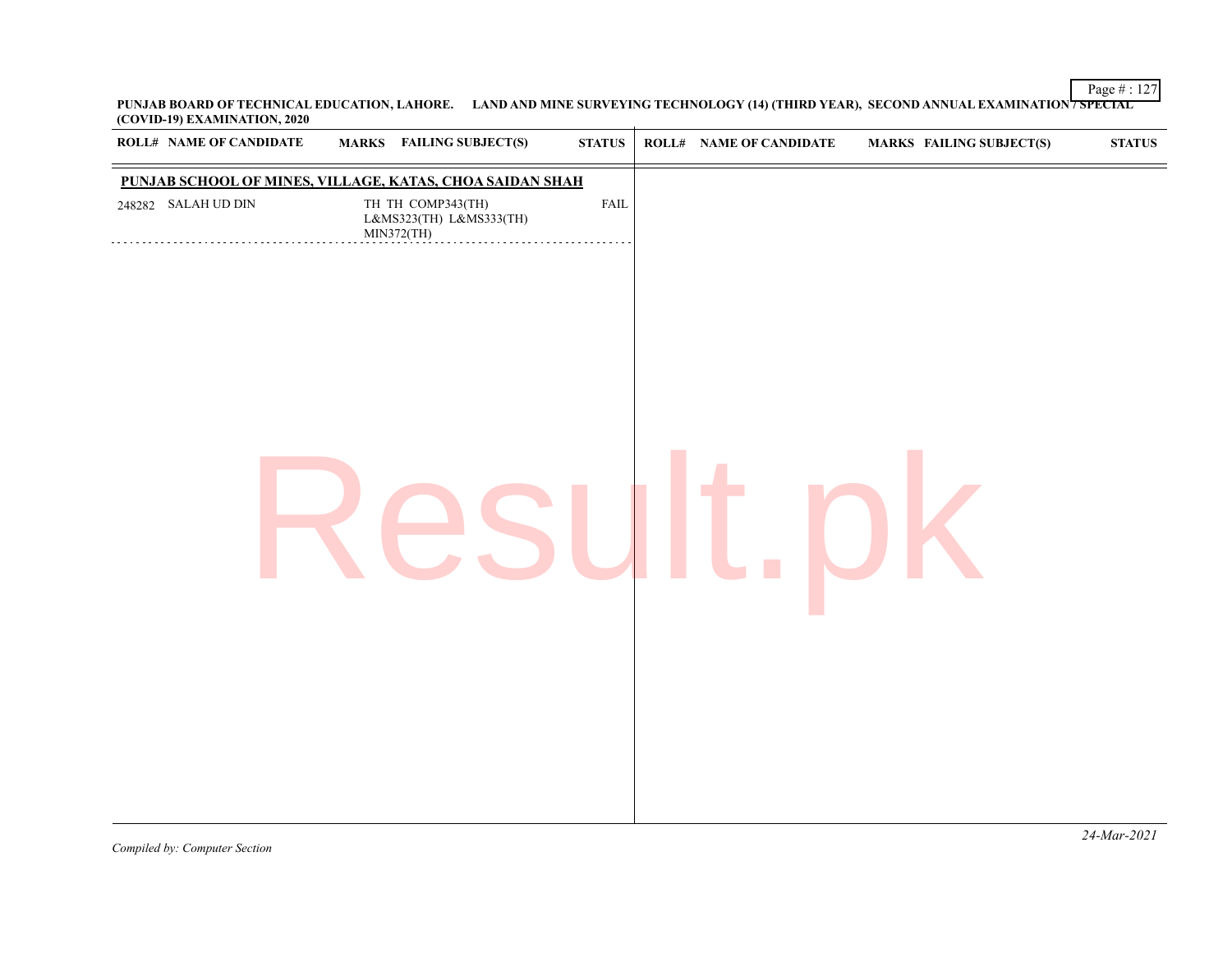**PUNJAB BOARD OF TECHNICAL EDUCATION, LAHORE. LAND AND MINE SURVEYING TECHNOLOGY (14) (THIRD YEAR), SECOND ANNUAL EXAMINATION / SPECIAL (COVID-19) EXAMINATION, 2020**

| ROLL# | NAME OF CANDIDATE | MARKS | FAILING SUBJECT(S) | STATUS |
|---|---|---|---|---|
| **PUNJAB SCHOOL OF MINES, VILLAGE, KATAS, CHOA SAIDAN SHAH** | | | | |
| 248282 | SALAH UD DIN | TH TH | COMP343(TH) L&MS323(TH) L&MS333(TH) MIN372(TH) | FAIL |

*Compiled by: Computer Section*

*24-Mar-2021*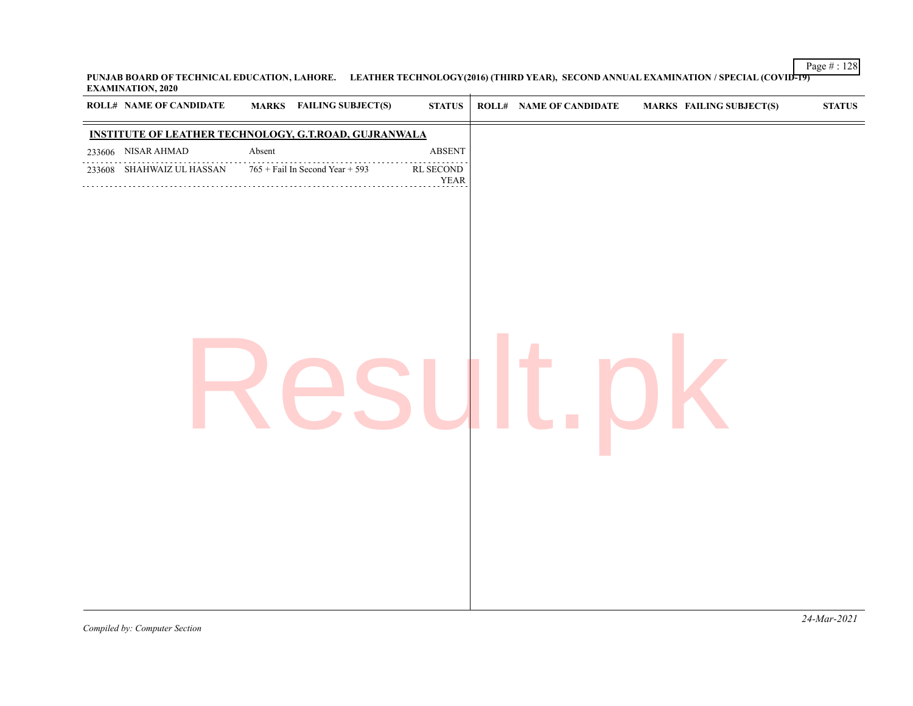**PUNJAB BOARD OF TECHNICAL EDUCATION, LAHORE. LEATHER TECHNOLOGY(2016) (THIRD YEAR), SECOND ANNUAL EXAMINATION / SPECIAL (COVID-19) EXAMINATION, 2020**

### INSTITUTE OF LEATHER TECHNOLOGY, G.T.ROAD, GUJRANWALA

| ROLL# | NAME OF CANDIDATE | MARKS | FAILING SUBJECT(S) | STATUS |
|---|---|---|---|---|
| 233606 | NISAR AHMAD | Absent | | ABSENT |
| 233608 | SHAHWAIZ UL HASSAN | 765 + Fail In Second Year + 593 | | RL SECOND YEAR |

*Compiled by: Computer Section*

*24-Mar-2021*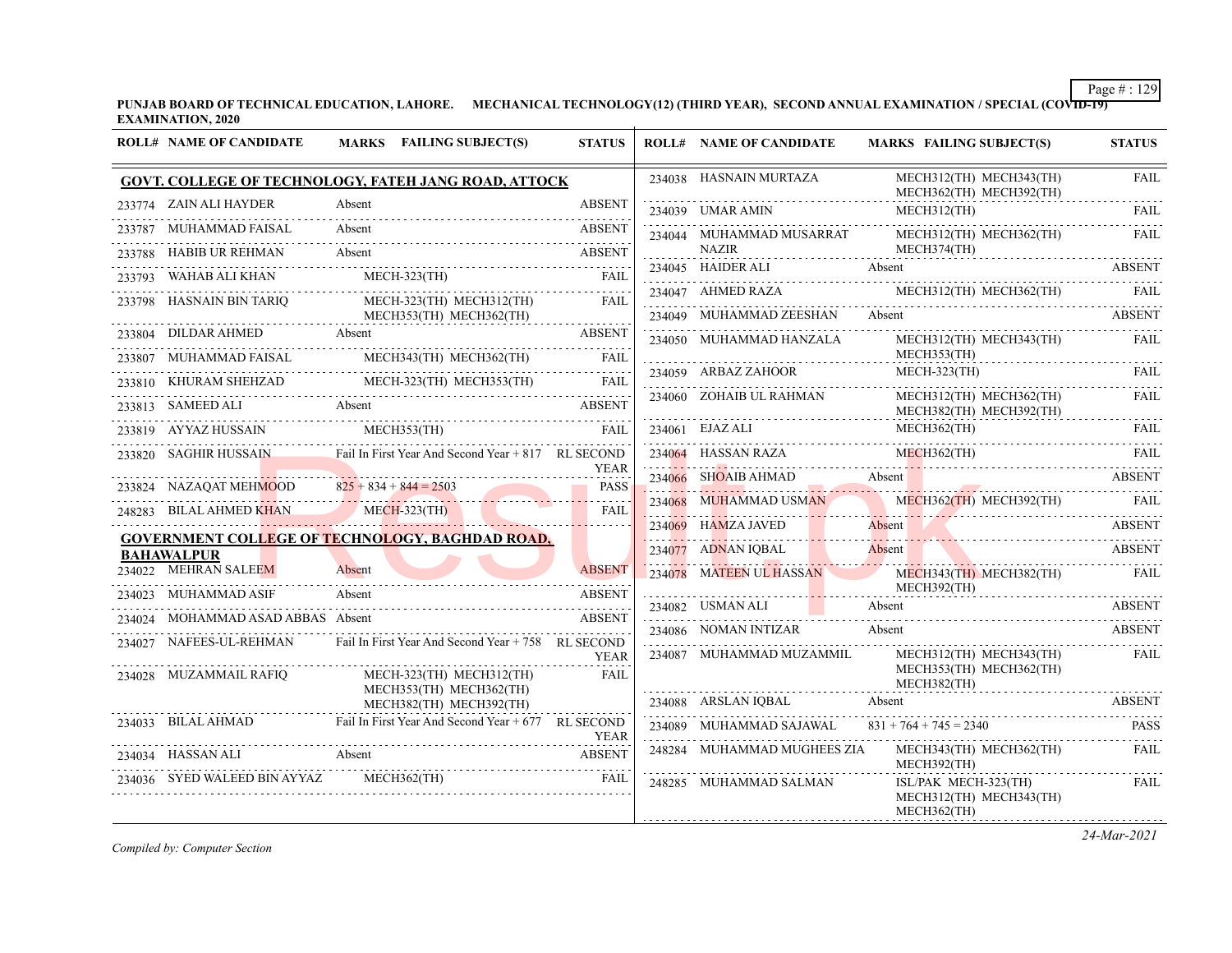PUNJAB BOARD OF TECHNICAL EDUCATION, LAHORE. MECHANICAL TECHNOLOGY(12) (THIRD YEAR), SECOND ANNUAL EXAMINATION / SPECIAL (COVID-19) EXAMINATION, 2020

| ROLL# | NAME OF CANDIDATE | MARKS | FAILING SUBJECT(S) | STATUS |
|---|---|---|---|---|
| **GOVT. COLLEGE OF TECHNOLOGY, FATEH JANG ROAD, ATTOCK** | | | | |
| 233774 | ZAIN ALI HAYDER | Absent | | ABSENT |
| 233787 | MUHAMMAD FAISAL | Absent | | ABSENT |
| 233788 | HABIB UR REHMAN | Absent | | ABSENT |
| 233793 | WAHAB ALI KHAN | | MECH-323(TH) | FAIL |
| 233798 | HASNAIN BIN TARIQ | | MECH-323(TH) MECH312(TH) MECH353(TH) MECH362(TH) | FAIL |
| 233804 | DILDAR AHMED | Absent | | ABSENT |
| 233807 | MUHAMMAD FAISAL | | MECH343(TH) MECH362(TH) | FAIL |
| 233810 | KHURAM SHEHZAD | | MECH-323(TH) MECH353(TH) | FAIL |
| 233813 | SAMEED ALI | Absent | | ABSENT |
| 233819 | AYYAZ HUSSAIN | | MECH353(TH) | FAIL |
| 233820 | SAGHIR HUSSAIN | Fail In First Year And Second Year + 817 | | RL SECOND YEAR |
| 233824 | NAZAQAT MEHMOOD | 825 + 834 + 844 = 2503 | | PASS |
| 248283 | BILAL AHMED KHAN | | MECH-323(TH) | FAIL |
| **GOVERNMENT COLLEGE OF TECHNOLOGY, BAGHDAD ROAD, BAHAWALPUR** | | | | |
| 234022 | MEHRAN SALEEM | Absent | | ABSENT |
| 234023 | MUHAMMAD ASIF | Absent | | ABSENT |
| 234024 | MOHAMMAD ASAD ABBAS | Absent | | ABSENT |
| 234027 | NAFEES-UL-REHMAN | Fail In First Year And Second Year + 758 | | RL SECOND YEAR |
| 234028 | MUZAMMAIL RAFIQ | | MECH-323(TH) MECH312(TH) MECH353(TH) MECH362(TH) MECH382(TH) MECH392(TH) | FAIL |
| 234033 | BILAL AHMAD | Fail In First Year And Second Year + 677 | | RL SECOND YEAR |
| 234034 | HASSAN ALI | Absent | | ABSENT |
| 234036 | SYED WALEED BIN AYYAZ | | MECH362(TH) | FAIL |
| 234038 | HASNAIN MURTAZA | | MECH312(TH) MECH343(TH) MECH362(TH) MECH392(TH) | FAIL |
| 234039 | UMAR AMIN | | MECH312(TH) | FAIL |
| 234044 | MUHAMMAD MUSARRAT NAZIR | | MECH312(TH) MECH362(TH) MECH374(TH) | FAIL |
| 234045 | HAIDER ALI | Absent | | ABSENT |
| 234047 | AHMED RAZA | | MECH312(TH) MECH362(TH) | FAIL |
| 234049 | MUHAMMAD ZEESHAN | Absent | | ABSENT |
| 234050 | MUHAMMAD HANZALA | | MECH312(TH) MECH343(TH) MECH353(TH) | FAIL |
| 234059 | ARBAZ ZAHOOR | | MECH-323(TH) | FAIL |
| 234060 | ZOHAIB UL RAHMAN | | MECH312(TH) MECH362(TH) MECH382(TH) MECH392(TH) | FAIL |
| 234061 | EJAZ ALI | | MECH362(TH) | FAIL |
| 234064 | HASSAN RAZA | | MECH362(TH) | FAIL |
| 234066 | SHOAIB AHMAD | Absent | | ABSENT |
| 234068 | MUHAMMAD USMAN | | MECH362(TH) MECH392(TH) | FAIL |
| 234069 | HAMZA JAVED | Absent | | ABSENT |
| 234077 | ADNAN IQBAL | Absent | | ABSENT |
| 234078 | MATEEN UL HASSAN | | MECH343(TH) MECH382(TH) MECH392(TH) | FAIL |
| 234082 | USMAN ALI | Absent | | ABSENT |
| 234086 | NOMAN INTIZAR | Absent | | ABSENT |
| 234087 | MUHAMMAD MUZAMMIL | | MECH312(TH) MECH343(TH) MECH353(TH) MECH362(TH) MECH382(TH) | FAIL |
| 234088 | ARSLAN IQBAL | Absent | | ABSENT |
| 234089 | MUHAMMAD SAJAWAL | 831 + 764 + 745 = 2340 | | PASS |
| 248284 | MUHAMMAD MUGHEES ZIA | | MECH343(TH) MECH362(TH) MECH392(TH) | FAIL |
| 248285 | MUHAMMAD SALMAN | | ISL/PAK MECH-323(TH) MECH312(TH) MECH343(TH) MECH362(TH) | FAIL |

*Compiled by: Computer Section*

24-Mar-2021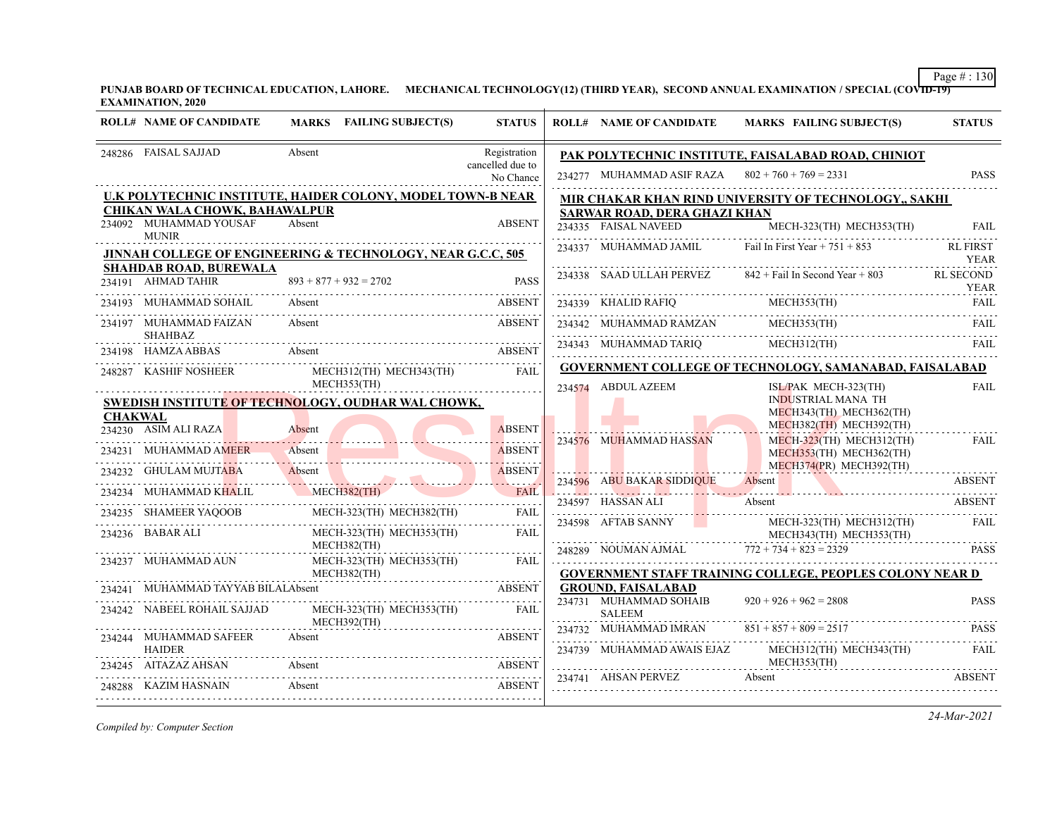**PUNJAB BOARD OF TECHNICAL EDUCATION, LAHORE. MECHANICAL TECHNOLOGY(12) (THIRD YEAR), SECOND ANNUAL EXAMINATION / SPECIAL (COVID-19) EXAMINATION, 2020**

| ROLL# | NAME OF CANDIDATE | MARKS | FAILING SUBJECT(S) | STATUS |
|---|---|---|---|---|
| 248286 | FAISAL SAJJAD | Absent | | Registration cancelled due to No Chance |

**U.K POLYTECHNIC INSTITUTE, HAIDER COLONY, MODEL TOWN-B NEAR CHIKAN WALA CHOWK, BAHAWALPUR**

| ROLL# | NAME OF CANDIDATE | MARKS | FAILING SUBJECT(S) | STATUS |
|---|---|---|---|---|
| 234092 | MUHAMMAD YOUSAF MUNIR | Absent | | ABSENT |

**JINNAH COLLEGE OF ENGINEERING & TECHNOLOGY, NEAR G.C.C, 505 SHAHDAB ROAD, BUREWALA**

| ROLL# | NAME OF CANDIDATE | MARKS | FAILING SUBJECT(S) | STATUS |
|---|---|---|---|---|
| 234191 | AHMAD TAHIR | 893 + 877 + 932 = 2702 | | PASS |
| 234193 | MUHAMMAD SOHAIL | Absent | | ABSENT |
| 234197 | MUHAMMAD FAIZAN SHAHBAZ | Absent | | ABSENT |
| 234198 | HAMZA ABBAS | Absent | | ABSENT |
| 248287 | KASHIF NOSHEER | | MECH312(TH) MECH343(TH) MECH353(TH) | FAIL |

**SWEDISH INSTITUTE OF TECHNOLOGY, OUDHAR WAL CHOWK, CHAKWAL**

| ROLL# | NAME OF CANDIDATE | MARKS | FAILING SUBJECT(S) | STATUS |
|---|---|---|---|---|
| 234230 | ASIM ALI RAZA | Absent | | ABSENT |
| 234231 | MUHAMMAD AMEER | Absent | | ABSENT |
| 234232 | GHULAM MUJTABA | Absent | | ABSENT |
| 234234 | MUHAMMAD KHALIL | | MECH382(TH) | FAIL |
| 234235 | SHAMEER YAQOOB | | MECH-323(TH) MECH382(TH) | FAIL |
| 234236 | BABAR ALI | | MECH-323(TH) MECH353(TH) MECH382(TH) | FAIL |
| 234237 | MUHAMMAD AUN | | MECH-323(TH) MECH353(TH) MECH382(TH) | FAIL |
| 234241 | MUHAMMAD TAYYAB BILAL | Absent | | ABSENT |
| 234242 | NABEEL ROHAIL SAJJAD | | MECH-323(TH) MECH353(TH) MECH392(TH) | FAIL |
| 234244 | MUHAMMAD SAFEER HAIDER | Absent | | ABSENT |
| 234245 | AITAZAZ AHSAN | Absent | | ABSENT |
| 248288 | KAZIM HASNAIN | Absent | | ABSENT |

**PAK POLYTECHNIC INSTITUTE, FAISALABAD ROAD, CHINIOT**

| ROLL# | NAME OF CANDIDATE | MARKS | FAILING SUBJECT(S) | STATUS |
|---|---|---|---|---|
| 234277 | MUHAMMAD ASIF RAZA | 802 + 760 + 769 = 2331 | | PASS |

**MIR CHAKAR KHAN RIND UNIVERSITY OF TECHNOLOGY,, SAKHI SARWAR ROAD, DERA GHAZI KHAN**

| ROLL# | NAME OF CANDIDATE | MARKS | FAILING SUBJECT(S) | STATUS |
|---|---|---|---|---|
| 234335 | FAISAL NAVEED | | MECH-323(TH) MECH353(TH) | FAIL |
| 234337 | MUHAMMAD JAMIL | Fail In First Year + 751 + 853 | | RL FIRST YEAR |
| 234338 | SAAD ULLAH PERVEZ | 842 + Fail In Second Year + 803 | | RL SECOND YEAR |
| 234339 | KHALID RAFIQ | | MECH353(TH) | FAIL |
| 234342 | MUHAMMAD RAMZAN | | MECH353(TH) | FAIL |
| 234343 | MUHAMMAD TARIQ | | MECH312(TH) | FAIL |

**GOVERNMENT COLLEGE OF TECHNOLOGY, SAMANABAD, FAISALABAD**

| ROLL# | NAME OF CANDIDATE | MARKS | FAILING SUBJECT(S) | STATUS |
|---|---|---|---|---|
| 234574 | ABDUL AZEEM | | ISL/PAK MECH-323(TH) INDUSTRIAL MANA TH MECH343(TH) MECH362(TH) MECH382(TH) MECH392(TH) | FAIL |
| 234576 | MUHAMMAD HASSAN | | MECH-323(TH) MECH312(TH) MECH353(TH) MECH362(TH) MECH374(PR) MECH392(TH) | FAIL |
| 234596 | ABU BAKAR SIDDIQUE | Absent | | ABSENT |
| 234597 | HASSAN ALI | Absent | | ABSENT |
| 234598 | AFTAB SANNY | | MECH-323(TH) MECH312(TH) MECH343(TH) MECH353(TH) | FAIL |
| 248289 | NOUMAN AJMAL | 772 + 734 + 823 = 2329 | | PASS |

**GOVERNMENT STAFF TRAINING COLLEGE, PEOPLES COLONY NEAR D GROUND, FAISALABAD**

| ROLL# | NAME OF CANDIDATE | MARKS | FAILING SUBJECT(S) | STATUS |
|---|---|---|---|---|
| 234731 | MUHAMMAD SOHAIB SALEEM | 920 + 926 + 962 = 2808 | | PASS |
| 234732 | MUHAMMAD IMRAN | 851 + 857 + 809 = 2517 | | PASS |
| 234739 | MUHAMMAD AWAIS EJAZ | | MECH312(TH) MECH343(TH) MECH353(TH) | FAIL |
| 234741 | AHSAN PERVEZ | Absent | | ABSENT |

*Compiled by: Computer Section*

*24-Mar-2021*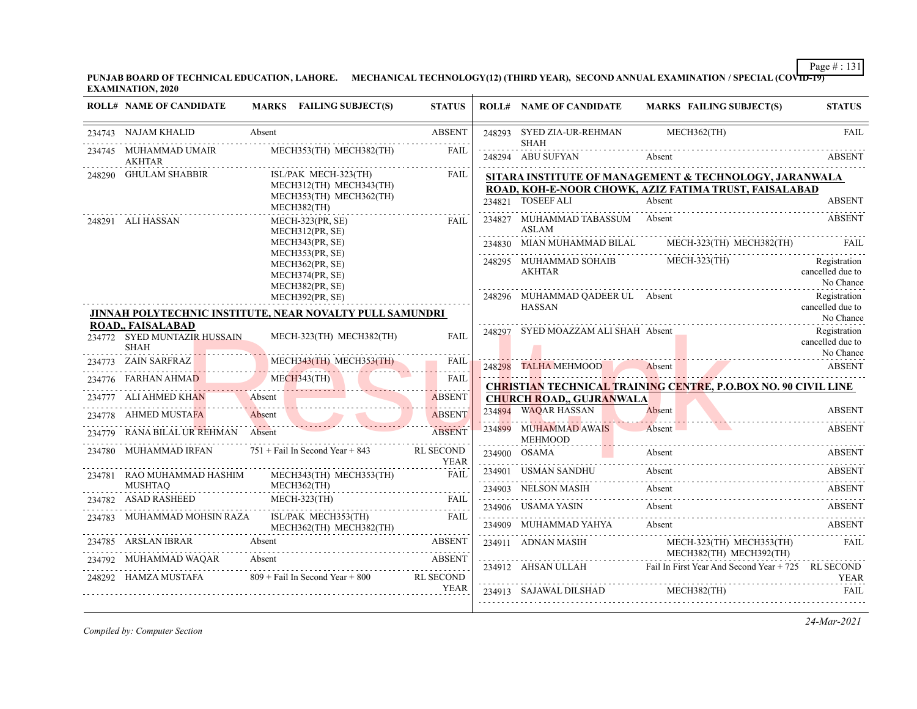**PUNJAB BOARD OF TECHNICAL EDUCATION, LAHORE. MECHANICAL TECHNOLOGY(12) (THIRD YEAR), SECOND ANNUAL EXAMINATION / SPECIAL (COVID-19) EXAMINATION, 2020**

| ROLL# | NAME OF CANDIDATE | MARKS | FAILING SUBJECT(S) | STATUS |
|---|---|---|---|---|
| 234743 | NAJAM KHALID | Absent | | ABSENT |
| 234745 | MUHAMMAD UMAIR AKHTAR | | MECH353(TH) MECH382(TH) | FAIL |
| 248290 | GHULAM SHABBIR | | ISL/PAK MECH-323(TH) MECH312(TH) MECH343(TH) MECH353(TH) MECH362(TH) MECH382(TH) | FAIL |
| 248291 | ALI HASSAN | | MECH-323(PR, SE) MECH312(PR, SE) MECH343(PR, SE) MECH353(PR, SE) MECH362(PR, SE) MECH374(PR, SE) MECH382(PR, SE) MECH392(PR, SE) | FAIL |

**JINNAH POLYTECHNIC INSTITUTE, NEAR NOVALTY PULL SAMUNDRI ROAD,, FAISALABAD**

| ROLL# | NAME OF CANDIDATE | MARKS | FAILING SUBJECT(S) | STATUS |
|---|---|---|---|---|
| 234772 | SYED MUNTAZIR HUSSAIN SHAH | | MECH-323(TH) MECH382(TH) | FAIL |
| 234773 | ZAIN SARFRAZ | | MECH343(TH) MECH353(TH) | FAIL |
| 234776 | FARHAN AHMAD | | MECH343(TH) | FAIL |
| 234777 | ALI AHMED KHAN | Absent | | ABSENT |
| 234778 | AHMED MUSTAFA | Absent | | ABSENT |
| 234779 | RANA BILAL UR REHMAN | Absent | | ABSENT |
| 234780 | MUHAMMAD IRFAN | 751 + Fail In Second Year + 843 | | RL SECOND YEAR |
| 234781 | RAO MUHAMMAD HASHIM MUSHTAQ | | MECH343(TH) MECH353(TH) MECH362(TH) | FAIL |
| 234782 | ASAD RASHEED | | MECH-323(TH) | FAIL |
| 234783 | MUHAMMAD MOHSIN RAZA | | ISL/PAK MECH353(TH) MECH362(TH) MECH382(TH) | FAIL |
| 234785 | ARSLAN IBRAR | Absent | | ABSENT |
| 234792 | MUHAMMAD WAQAR | Absent | | ABSENT |
| 248292 | HAMZA MUSTAFA | 809 + Fail In Second Year + 800 | | RL SECOND YEAR |
| 248293 | SYED ZIA-UR-REHMAN SHAH | | MECH362(TH) | FAIL |
| 248294 | ABU SUFYAN | Absent | | ABSENT |

**SITARA INSTITUTE OF MANAGEMENT & TECHNOLOGY, JARANWALA ROAD, KOH-E-NOOR CHOWK, AZIZ FATIMA TRUST, FAISALABAD**

| ROLL# | NAME OF CANDIDATE | MARKS | FAILING SUBJECT(S) | STATUS |
|---|---|---|---|---|
| 234821 | TOSEEF ALI | Absent | | ABSENT |
| 234827 | MUHAMMAD TABASSUM ASLAM | Absent | | ABSENT |
| 234830 | MIAN MUHAMMAD BILAL | | MECH-323(TH) MECH382(TH) | FAIL |
| 248295 | MUHAMMAD SOHAIB AKHTAR | | MECH-323(TH) | Registration cancelled due to No Chance |
| 248296 | MUHAMMAD QADEER UL HASSAN | Absent | | Registration cancelled due to No Chance |
| 248297 | SYED MOAZZAM ALI SHAH | Absent | | Registration cancelled due to No Chance |
| 248298 | TALHA MEHMOOD | Absent | | ABSENT |

**CHRISTIAN TECHNICAL TRAINING CENTRE, P.O.BOX NO. 90 CIVIL LINE CHURCH ROAD,, GUJRANWALA**

| ROLL# | NAME OF CANDIDATE | MARKS | FAILING SUBJECT(S) | STATUS |
|---|---|---|---|---|
| 234894 | WAQAR HASSAN | Absent | | ABSENT |
| 234899 | MUHAMMAD AWAIS MEHMOOD | Absent | | ABSENT |
| 234900 | OSAMA | Absent | | ABSENT |
| 234901 | USMAN SANDHU | Absent | | ABSENT |
| 234903 | NELSON MASIH | Absent | | ABSENT |
| 234906 | USAMA YASIN | Absent | | ABSENT |
| 234909 | MUHAMMAD YAHYA | Absent | | ABSENT |
| 234911 | ADNAN MASIH | | MECH-323(TH) MECH353(TH) MECH382(TH) MECH392(TH) | FAIL |
| 234912 | AHSAN ULLAH | Fail In First Year And Second Year + 725 | | RL SECOND YEAR |
| 234913 | SAJAWAL DILSHAD | | MECH382(TH) | FAIL |

*Compiled by: Computer Section*

*24-Mar-2021*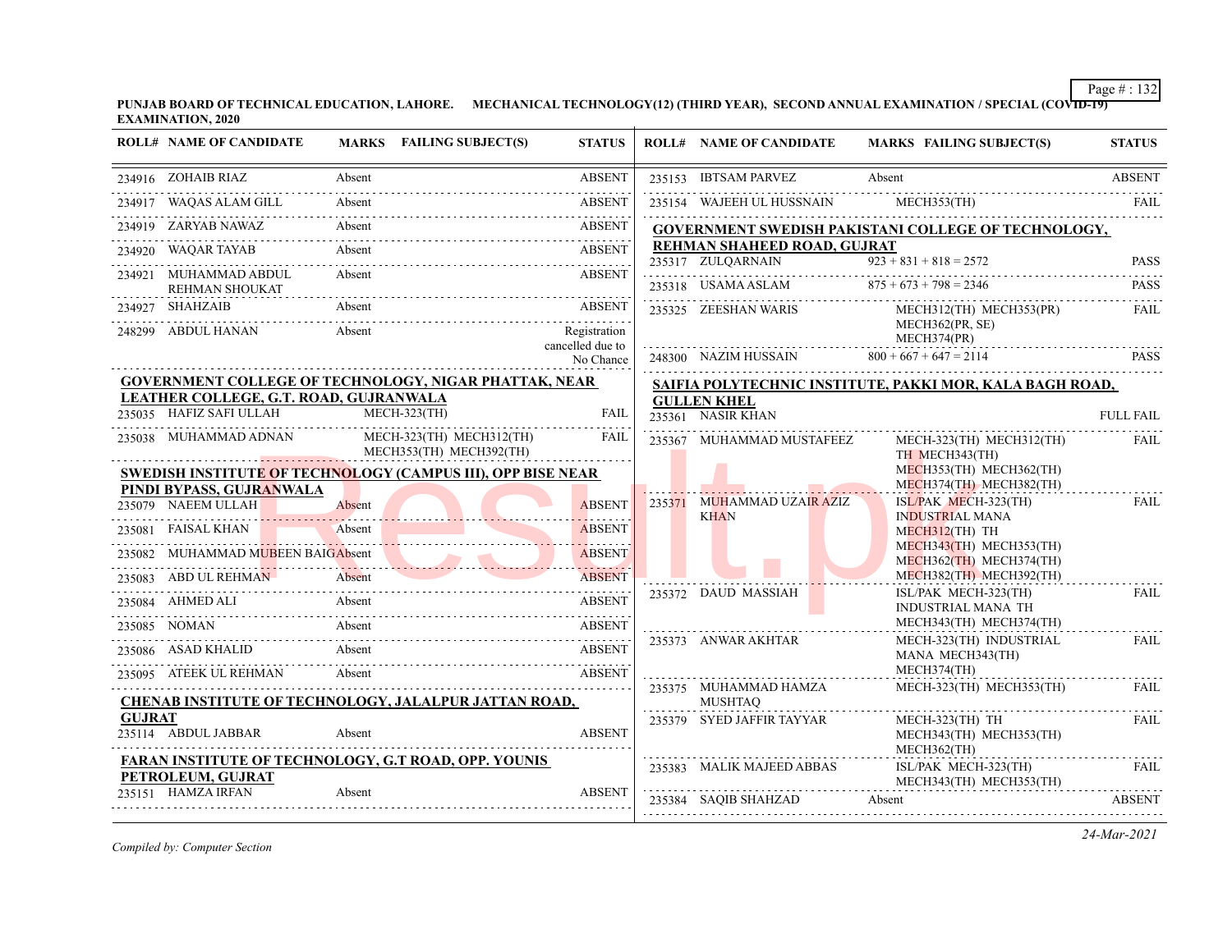**PUNJAB BOARD OF TECHNICAL EDUCATION, LAHORE. MECHANICAL TECHNOLOGY(12) (THIRD YEAR), SECOND ANNUAL EXAMINATION / SPECIAL (COVID-19) EXAMINATION, 2020**

| ROLL# | NAME OF CANDIDATE | MARKS | FAILING SUBJECT(S) | STATUS |
|---|---|---|---|---|
| 234916 | ZOHAIB RIAZ | Absent | | ABSENT |
| 234917 | WAQAS ALAM GILL | Absent | | ABSENT |
| 234919 | ZARYAB NAWAZ | Absent | | ABSENT |
| 234920 | WAQAR TAYAB | Absent | | ABSENT |
| 234921 | MUHAMMAD ABDUL REHMAN SHOUKAT | Absent | | ABSENT |
| 234927 | SHAHZAIB | Absent | | ABSENT |
| 248299 | ABDUL HANAN | Absent | | Registration cancelled due to No Chance |

**GOVERNMENT COLLEGE OF TECHNOLOGY, NIGAR PHATTAK, NEAR LEATHER COLLEGE, G.T. ROAD, GUJRANWALA**

| ROLL# | NAME OF CANDIDATE | MARKS | FAILING SUBJECT(S) | STATUS |
|---|---|---|---|---|
| 235035 | HAFIZ SAFI ULLAH | | MECH-323(TH) | FAIL |
| 235038 | MUHAMMAD ADNAN | | MECH-323(TH) MECH312(TH) MECH353(TH) MECH392(TH) | FAIL |

**SWEDISH INSTITUTE OF TECHNOLOGY (CAMPUS III), OPP BISE NEAR PINDI BYPASS, GUJRANWALA**

| ROLL# | NAME OF CANDIDATE | MARKS | FAILING SUBJECT(S) | STATUS |
|---|---|---|---|---|
| 235079 | NAEEM ULLAH | Absent | | ABSENT |
| 235081 | FAISAL KHAN | Absent | | ABSENT |
| 235082 | MUHAMMAD MUBEEN BAIG | Absent | | ABSENT |
| 235083 | ABD UL REHMAN | Absent | | ABSENT |
| 235084 | AHMED ALI | Absent | | ABSENT |
| 235085 | NOMAN | Absent | | ABSENT |
| 235086 | ASAD KHALID | Absent | | ABSENT |
| 235095 | ATEEK UL REHMAN | Absent | | ABSENT |

**CHENAB INSTITUTE OF TECHNOLOGY, JALALPUR JATTAN ROAD, GUJRAT**

| ROLL# | NAME OF CANDIDATE | MARKS | FAILING SUBJECT(S) | STATUS |
|---|---|---|---|---|
| 235114 | ABDUL JABBAR | Absent | | ABSENT |

**FARAN INSTITUTE OF TECHNOLOGY, G.T ROAD, OPP. YOUNIS PETROLEUM, GUJRAT**

| ROLL# | NAME OF CANDIDATE | MARKS | FAILING SUBJECT(S) | STATUS |
|---|---|---|---|---|
| 235151 | HAMZA IRFAN | Absent | | ABSENT |
| 235153 | IBTSAM PARVEZ | Absent | | ABSENT |
| 235154 | WAJEEH UL HUSSNAIN | | MECH353(TH) | FAIL |

**GOVERNMENT SWEDISH PAKISTANI COLLEGE OF TECHNOLOGY, REHMAN SHAHEED ROAD, GUJRAT**

| ROLL# | NAME OF CANDIDATE | MARKS | FAILING SUBJECT(S) | STATUS |
|---|---|---|---|---|
| 235317 | ZULQARNAIN | 923 + 831 + 818 = 2572 | | PASS |
| 235318 | USAMA ASLAM | 875 + 673 + 798 = 2346 | | PASS |
| 235325 | ZEESHAN WARIS | | MECH312(TH) MECH353(PR) MECH362(PR, SE) MECH374(PR) | FAIL |
| 248300 | NAZIM HUSSAIN | 800 + 667 + 647 = 2114 | | PASS |

**SAIFIA POLYTECHNIC INSTITUTE, PAKKI MOR, KALA BAGH ROAD, GULLEN KHEL**

| ROLL# | NAME OF CANDIDATE | MARKS | FAILING SUBJECT(S) | STATUS |
|---|---|---|---|---|
| 235361 | NASIR KHAN | | | FULL FAIL |
| 235367 | MUHAMMAD MUSTAFEEZ | | MECH-323(TH) MECH312(TH) TH MECH343(TH) MECH353(TH) MECH362(TH) MECH374(TH) MECH382(TH) | FAIL |
| 235371 | MUHAMMAD UZAIR AZIZ KHAN | | ISL/PAK MECH-323(TH) INDUSTRIAL MANA MECH312(TH) TH MECH343(TH) MECH353(TH) MECH362(TH) MECH374(TH) MECH382(TH) MECH392(TH) | FAIL |
| 235372 | DAUD MASSIAH | | ISL/PAK MECH-323(TH) INDUSTRIAL MANA TH MECH343(TH) MECH374(TH) | FAIL |
| 235373 | ANWAR AKHTAR | | MECH-323(TH) INDUSTRIAL MANA MECH343(TH) MECH374(TH) | FAIL |
| 235375 | MUHAMMAD HAMZA MUSHTAQ | | MECH-323(TH) MECH353(TH) | FAIL |
| 235379 | SYED JAFFIR TAYYAR | | MECH-323(TH) TH MECH343(TH) MECH353(TH) MECH362(TH) | FAIL |
| 235383 | MALIK MAJEED ABBAS | | ISL/PAK MECH-323(TH) MECH343(TH) MECH353(TH) | FAIL |
| 235384 | SAQIB SHAHZAD | Absent | | ABSENT |

*Compiled by: Computer Section*

24-Mar-2021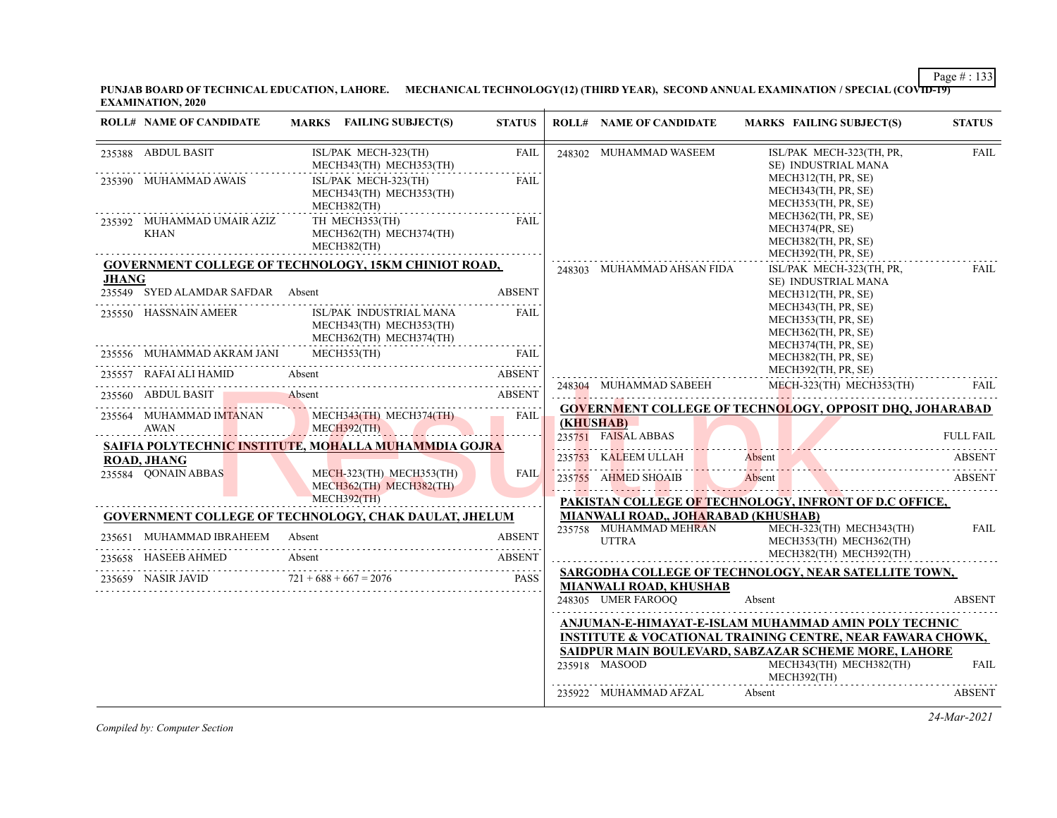PUNJAB BOARD OF TECHNICAL EDUCATION, LAHORE. MECHANICAL TECHNOLOGY(12) (THIRD YEAR), SECOND ANNUAL EXAMINATION / SPECIAL (COVID-19) EXAMINATION, 2020

| ROLL# | NAME OF CANDIDATE | MARKS FAILING SUBJECT(S) | STATUS |
|---|---|---|---|
| 235388 | ABDUL BASIT | ISL/PAK MECH-323(TH) MECH343(TH) MECH353(TH) | FAIL |
| 235390 | MUHAMMAD AWAIS | ISL/PAK MECH-323(TH) MECH343(TH) MECH353(TH) MECH382(TH) | FAIL |
| 235392 | MUHAMMAD UMAIR AZIZ KHAN | TH MECH353(TH) MECH362(TH) MECH374(TH) MECH382(TH) | FAIL |

**GOVERNMENT COLLEGE OF TECHNOLOGY, 15KM CHINIOT ROAD, JHANG**

| ROLL# | NAME OF CANDIDATE | MARKS FAILING SUBJECT(S) | STATUS |
|---|---|---|---|
| 235549 | SYED ALAMDAR SAFDAR | Absent | ABSENT |
| 235550 | HASSNAIN AMEER | ISL/PAK INDUSTRIAL MANA MECH343(TH) MECH353(TH) MECH362(TH) MECH374(TH) | FAIL |
| 235556 | MUHAMMAD AKRAM JANI | MECH353(TH) | FAIL |
| 235557 | RAFAI ALI HAMID | Absent | ABSENT |
| 235560 | ABDUL BASIT | Absent | ABSENT |
| 235564 | MUHAMMAD IMTANAN AWAN | MECH343(TH) MECH374(TH) MECH392(TH) | FAIL |

**SAIFIA POLYTECHNIC INSTITUTE, MOHALLA MUHAMMDIA GOJRA ROAD, JHANG**

| ROLL# | NAME OF CANDIDATE | MARKS FAILING SUBJECT(S) | STATUS |
|---|---|---|---|
| 235584 | QONAIN ABBAS | MECH-323(TH) MECH353(TH) MECH362(TH) MECH382(TH) MECH392(TH) | FAIL |

**GOVERNMENT COLLEGE OF TECHNOLOGY, CHAK DAULAT, JHELUM**

| ROLL# | NAME OF CANDIDATE | MARKS FAILING SUBJECT(S) | STATUS |
|---|---|---|---|
| 235651 | MUHAMMAD IBRAHEEM | Absent | ABSENT |
| 235658 | HASEEB AHMED | Absent | ABSENT |
| 235659 | NASIR JAVID | 721 + 688 + 667 = 2076 | PASS |
| 248302 | MUHAMMAD WASEEM | ISL/PAK MECH-323(TH, PR, SE) INDUSTRIAL MANA MECH312(TH, PR, SE) MECH343(TH, PR, SE) MECH353(TH, PR, SE) MECH362(TH, PR, SE) MECH374(PR, SE) MECH382(TH, PR, SE) MECH392(TH, PR, SE) | FAIL |
| 248303 | MUHAMMAD AHSAN FIDA | ISL/PAK MECH-323(TH, PR, SE) INDUSTRIAL MANA MECH312(TH, PR, SE) MECH343(TH, PR, SE) MECH353(TH, PR, SE) MECH362(TH, PR, SE) MECH374(TH, PR, SE) MECH382(TH, PR, SE) MECH392(TH, PR, SE) | FAIL |
| 248304 | MUHAMMAD SABEEH | MECH-323(TH) MECH353(TH) | FAIL |

**GOVERNMENT COLLEGE OF TECHNOLOGY, OPPOSIT DHQ, JOHARABAD (KHUSHAB)**

| ROLL# | NAME OF CANDIDATE | MARKS FAILING SUBJECT(S) | STATUS |
|---|---|---|---|
| 235751 | FAISAL ABBAS | | FULL FAIL |
| 235753 | KALEEM ULLAH | Absent | ABSENT |
| 235755 | AHMED SHOAIB | Absent | ABSENT |

**PAKISTAN COLLEGE OF TECHNOLOGY, INFRONT OF D.C OFFICE, MIANWALI ROAD,, JOHARABAD (KHUSHAB)**

| ROLL# | NAME OF CANDIDATE | MARKS FAILING SUBJECT(S) | STATUS |
|---|---|---|---|
| 235758 | MUHAMMAD MEHRAN UTTRA | MECH-323(TH) MECH343(TH) MECH353(TH) MECH362(TH) MECH382(TH) MECH392(TH) | FAIL |

**SARGODHA COLLEGE OF TECHNOLOGY, NEAR SATELLITE TOWN, MIANWALI ROAD, KHUSHAB**

| ROLL# | NAME OF CANDIDATE | MARKS FAILING SUBJECT(S) | STATUS |
|---|---|---|---|
| 248305 | UMER FAROOQ | Absent | ABSENT |

**ANJUMAN-E-HIMAYAT-E-ISLAM MUHAMMAD AMIN POLY TECHNIC INSTITUTE & VOCATIONAL TRAINING CENTRE, NEAR FAWARA CHOWK, SAIDPUR MAIN BOULEVARD, SABZAZAR SCHEME MORE, LAHORE**

| ROLL# | NAME OF CANDIDATE | MARKS FAILING SUBJECT(S) | STATUS |
|---|---|---|---|
| 235918 | MASOOD | MECH343(TH) MECH382(TH) MECH392(TH) | FAIL |
| 235922 | MUHAMMAD AFZAL | Absent | ABSENT |

*Compiled by: Computer Section*

*24-Mar-2021*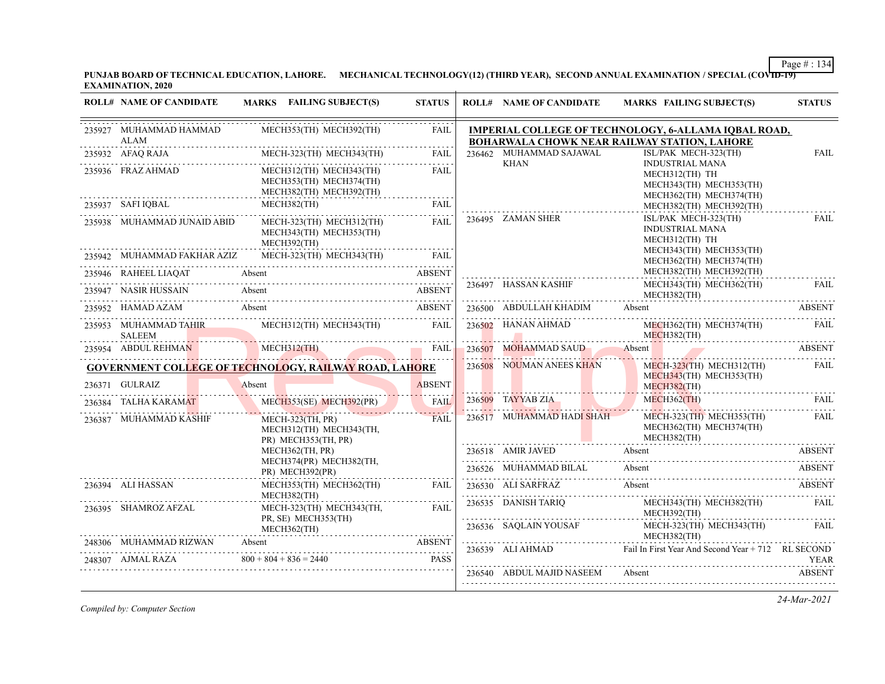**PUNJAB BOARD OF TECHNICAL EDUCATION, LAHORE. MECHANICAL TECHNOLOGY(12) (THIRD YEAR), SECOND ANNUAL EXAMINATION / SPECIAL (COVID-19) EXAMINATION, 2020**

| ROLL# | NAME OF CANDIDATE | MARKS FAILING SUBJECT(S) | STATUS |
|---|---|---|---|
| 235927 | MUHAMMAD HAMMAD ALAM | MECH353(TH) MECH392(TH) | FAIL |
| 235932 | AFAQ RAJA | MECH-323(TH) MECH343(TH) | FAIL |
| 235936 | FRAZ AHMAD | MECH312(TH) MECH343(TH) MECH353(TH) MECH374(TH) MECH382(TH) MECH392(TH) | FAIL |
| 235937 | SAFI IQBAL | MECH382(TH) | FAIL |
| 235938 | MUHAMMAD JUNAID ABID | MECH-323(TH) MECH312(TH) MECH343(TH) MECH353(TH) MECH392(TH) | FAIL |
| 235942 | MUHAMMAD FAKHAR AZIZ | MECH-323(TH) MECH343(TH) | FAIL |
| 235946 | RAHEEL LIAQAT | Absent | ABSENT |
| 235947 | NASIR HUSSAIN | Absent | ABSENT |
| 235952 | HAMAD AZAM | Absent | ABSENT |
| 235953 | MUHAMMAD TAHIR SALEEM | MECH312(TH) MECH343(TH) | FAIL |
| 235954 | ABDUL REHMAN | MECH312(TH) | FAIL |

**GOVERNMENT COLLEGE OF TECHNOLOGY, RAILWAY ROAD, LAHORE**

| ROLL# | NAME OF CANDIDATE | MARKS FAILING SUBJECT(S) | STATUS |
|---|---|---|---|
| 236371 | GULRAIZ | Absent | ABSENT |
| 236384 | TALHA KARAMAT | MECH353(SE) MECH392(PR) | FAIL |
| 236387 | MUHAMMAD KASHIF | MECH-323(TH, PR) MECH312(TH) MECH343(TH, PR) MECH353(TH, PR) MECH362(TH, PR) MECH374(PR) MECH382(TH, PR) MECH392(PR) | FAIL |
| 236394 | ALI HASSAN | MECH353(TH) MECH362(TH) MECH382(TH) | FAIL |
| 236395 | SHAMROZ AFZAL | MECH-323(TH) MECH343(TH, PR, SE) MECH353(TH) MECH362(TH) | FAIL |
| 248306 | MUHAMMAD RIZWAN | Absent | ABSENT |
| 248307 | AJMAL RAZA | 800 + 804 + 836 = 2440 | PASS |

**IMPERIAL COLLEGE OF TECHNOLOGY, 6-ALLAMA IQBAL ROAD, BOHARWALA CHOWK NEAR RAILWAY STATION, LAHORE**

| ROLL# | NAME OF CANDIDATE | MARKS FAILING SUBJECT(S) | STATUS |
|---|---|---|---|
| 236462 | MUHAMMAD SAJAWAL KHAN | ISL/PAK MECH-323(TH) INDUSTRIAL MANA MECH312(TH) TH MECH343(TH) MECH353(TH) MECH362(TH) MECH374(TH) MECH382(TH) MECH392(TH) | FAIL |
| 236495 | ZAMAN SHER | ISL/PAK MECH-323(TH) INDUSTRIAL MANA MECH312(TH) TH MECH343(TH) MECH353(TH) MECH362(TH) MECH374(TH) MECH382(TH) MECH392(TH) | FAIL |
| 236497 | HASSAN KASHIF | MECH343(TH) MECH362(TH) MECH382(TH) | FAIL |
| 236500 | ABDULLAH KHADIM | Absent | ABSENT |
| 236502 | HANAN AHMAD | MECH362(TH) MECH374(TH) MECH382(TH) | FAIL |
| 236507 | MOHAMMAD SAUD | Absent | ABSENT |
| 236508 | NOUMAN ANEES KHAN | MECH-323(TH) MECH312(TH) MECH343(TH) MECH353(TH) MECH382(TH) | FAIL |
| 236509 | TAYYAB ZIA | MECH362(TH) | FAIL |
| 236517 | MUHAMMAD HADI SHAH | MECH-323(TH) MECH353(TH) MECH362(TH) MECH374(TH) MECH382(TH) | FAIL |
| 236518 | AMIR JAVED | Absent | ABSENT |
| 236526 | MUHAMMAD BILAL | Absent | ABSENT |
| 236530 | ALI SARFRAZ | Absent | ABSENT |
| 236535 | DANISH TARIQ | MECH343(TH) MECH382(TH) MECH392(TH) | FAIL |
| 236536 | SAQLAIN YOUSAF | MECH-323(TH) MECH343(TH) MECH382(TH) | FAIL |
| 236539 | ALI AHMAD | Fail In First Year And Second Year + 712 | RL SECOND YEAR |
| 236540 | ABDUL MAJID NASEEM | Absent | ABSENT |

*Compiled by: Computer Section*

24-Mar-2021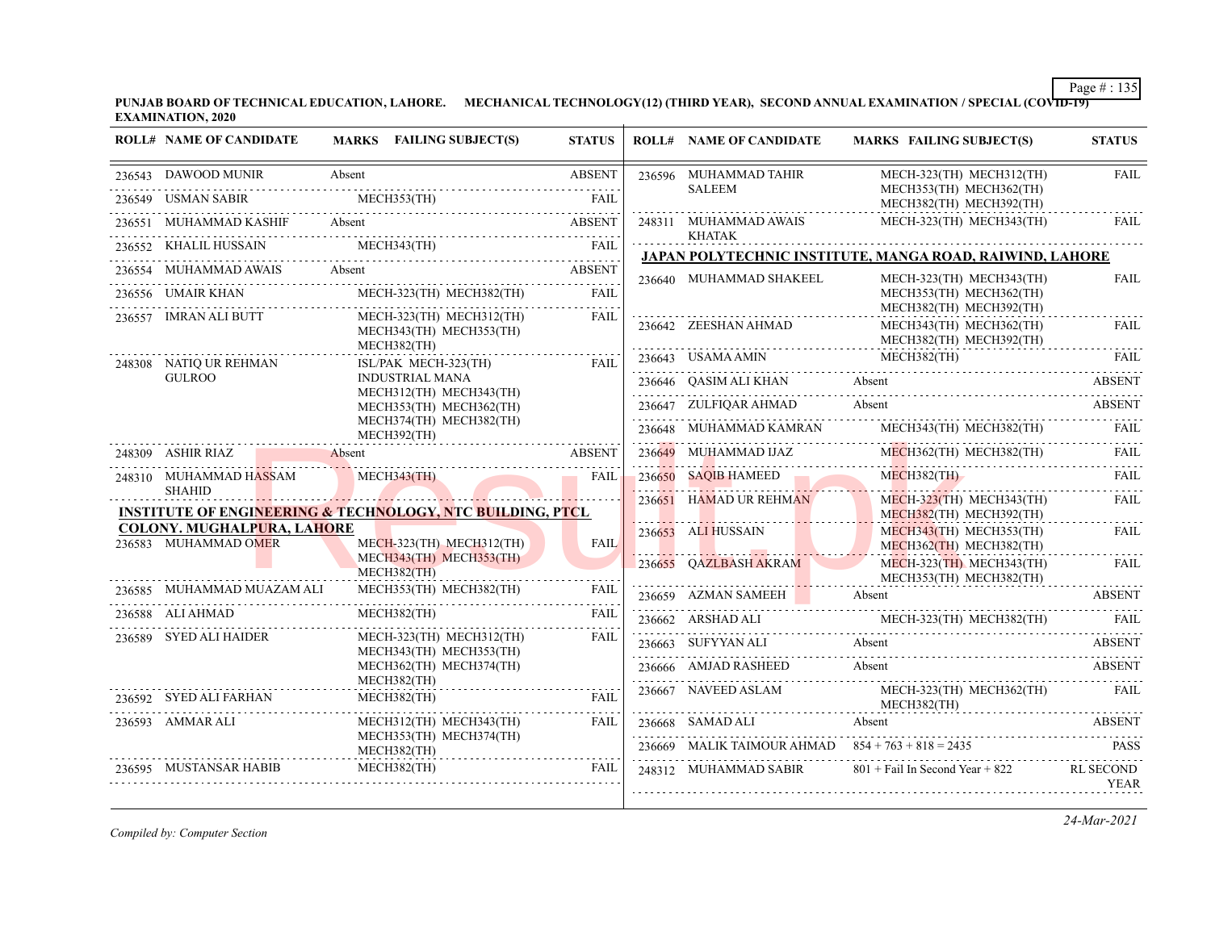**PUNJAB BOARD OF TECHNICAL EDUCATION, LAHORE. MECHANICAL TECHNOLOGY(12) (THIRD YEAR), SECOND ANNUAL EXAMINATION / SPECIAL (COVID-19) EXAMINATION, 2020**

| ROLL# | NAME OF CANDIDATE | MARKS FAILING SUBJECT(S) | STATUS |
|---|---|---|---|
| 236543 | DAWOOD MUNIR | Absent | ABSENT |
| 236549 | USMAN SABIR | MECH353(TH) | FAIL |
| 236551 | MUHAMMAD KASHIF | Absent | ABSENT |
| 236552 | KHALIL HUSSAIN | MECH343(TH) | FAIL |
| 236554 | MUHAMMAD AWAIS | Absent | ABSENT |
| 236556 | UMAIR KHAN | MECH-323(TH) MECH382(TH) | FAIL |
| 236557 | IMRAN ALI BUTT | MECH-323(TH) MECH312(TH) MECH343(TH) MECH353(TH) MECH382(TH) | FAIL |
| 248308 | NATIQ UR REHMAN GULROO | ISL/PAK MECH-323(TH) INDUSTRIAL MANA MECH312(TH) MECH343(TH) MECH353(TH) MECH362(TH) MECH374(TH) MECH382(TH) MECH392(TH) | FAIL |
| 248309 | ASHIR RIAZ | Absent | ABSENT |
| 248310 | MUHAMMAD HASSAM SHAHID | MECH343(TH) | FAIL |

**INSTITUTE OF ENGINEERING & TECHNOLOGY, NTC BUILDING, PTCL COLONY. MUGHALPURA, LAHORE**

| ROLL# | NAME OF CANDIDATE | MARKS FAILING SUBJECT(S) | STATUS |
|---|---|---|---|
| 236583 | MUHAMMAD OMER | MECH-323(TH) MECH312(TH) MECH343(TH) MECH353(TH) MECH382(TH) | FAIL |
| 236585 | MUHAMMAD MUAZAM ALI | MECH353(TH) MECH382(TH) | FAIL |
| 236588 | ALI AHMAD | MECH382(TH) | FAIL |
| 236589 | SYED ALI HAIDER | MECH-323(TH) MECH312(TH) MECH343(TH) MECH353(TH) MECH362(TH) MECH374(TH) MECH382(TH) | FAIL |
| 236592 | SYED ALI FARHAN | MECH382(TH) | FAIL |
| 236593 | AMMAR ALI | MECH312(TH) MECH343(TH) MECH353(TH) MECH374(TH) MECH382(TH) | FAIL |
| 236595 | MUSTANSAR HABIB | MECH382(TH) | FAIL |
| 236596 | MUHAMMAD TAHIR SALEEM | MECH-323(TH) MECH312(TH) MECH353(TH) MECH362(TH) MECH382(TH) MECH392(TH) | FAIL |
| 248311 | MUHAMMAD AWAIS KHATAK | MECH-323(TH) MECH343(TH) | FAIL |

**JAPAN POLYTECHNIC INSTITUTE, MANGA ROAD, RAIWIND, LAHORE**

| ROLL# | NAME OF CANDIDATE | MARKS FAILING SUBJECT(S) | STATUS |
|---|---|---|---|
| 236640 | MUHAMMAD SHAKEEL | MECH-323(TH) MECH343(TH) MECH353(TH) MECH362(TH) MECH382(TH) MECH392(TH) | FAIL |
| 236642 | ZEESHAN AHMAD | MECH343(TH) MECH362(TH) MECH382(TH) MECH392(TH) | FAIL |
| 236643 | USAMA AMIN | MECH382(TH) | FAIL |
| 236646 | QASIM ALI KHAN | Absent | ABSENT |
| 236647 | ZULFIQAR AHMAD | Absent | ABSENT |
| 236648 | MUHAMMAD KAMRAN | MECH343(TH) MECH382(TH) | FAIL |
| 236649 | MUHAMMAD IJAZ | MECH362(TH) MECH382(TH) | FAIL |
| 236650 | SAQIB HAMEED | MECH382(TH) | FAIL |
| 236651 | HAMAD UR REHMAN | MECH-323(TH) MECH343(TH) MECH382(TH) MECH392(TH) | FAIL |
| 236653 | ALI HUSSAIN | MECH343(TH) MECH353(TH) MECH362(TH) MECH382(TH) | FAIL |
| 236655 | QAZLBASH AKRAM | MECH-323(TH) MECH343(TH) MECH353(TH) MECH382(TH) | FAIL |
| 236659 | AZMAN SAMEEH | Absent | ABSENT |
| 236662 | ARSHAD ALI | MECH-323(TH) MECH382(TH) | FAIL |
| 236663 | SUFYYAN ALI | Absent | ABSENT |
| 236666 | AMJAD RASHEED | Absent | ABSENT |
| 236667 | NAVEED ASLAM | MECH-323(TH) MECH362(TH) MECH382(TH) | FAIL |
| 236668 | SAMAD ALI | Absent | ABSENT |
| 236669 | MALIK TAIMOUR AHMAD | 854 + 763 + 818 = 2435 | PASS |
| 248312 | MUHAMMAD SABIR | 801 + Fail In Second Year + 822 | RL SECOND YEAR |

*Compiled by: Computer Section*

*24-Mar-2021*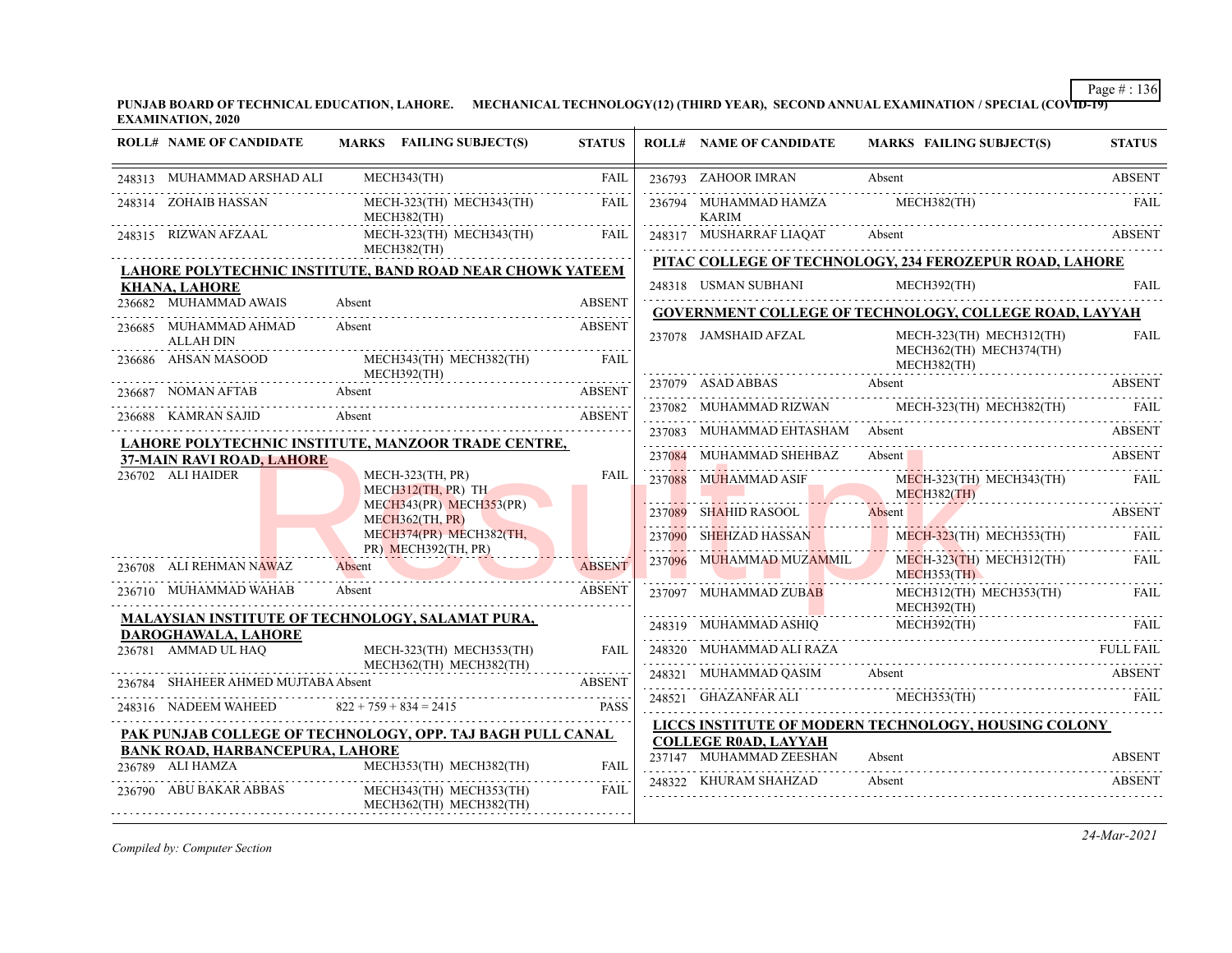**PUNJAB BOARD OF TECHNICAL EDUCATION, LAHORE. MECHANICAL TECHNOLOGY(12) (THIRD YEAR), SECOND ANNUAL EXAMINATION / SPECIAL (COVID-19) EXAMINATION, 2020**

| ROLL# | NAME OF CANDIDATE | MARKS | FAILING SUBJECT(S) | STATUS |
|---|---|---|---|---|
| 248313 | MUHAMMAD ARSHAD ALI | | MECH343(TH) | FAIL |
| 248314 | ZOHAIB HASSAN | | MECH-323(TH) MECH343(TH) MECH382(TH) | FAIL |
| 248315 | RIZWAN AFZAAL | | MECH-323(TH) MECH343(TH) MECH382(TH) | FAIL |

**LAHORE POLYTECHNIC INSTITUTE, BAND ROAD NEAR CHOWK YATEEM KHANA, LAHORE**

| ROLL# | NAME OF CANDIDATE | MARKS | FAILING SUBJECT(S) | STATUS |
|---|---|---|---|---|
| 236682 | MUHAMMAD AWAIS | Absent | | ABSENT |
| 236685 | MUHAMMAD AHMAD ALLAH DIN | Absent | | ABSENT |
| 236686 | AHSAN MASOOD | | MECH343(TH) MECH382(TH) MECH392(TH) | FAIL |
| 236687 | NOMAN AFTAB | Absent | | ABSENT |
| 236688 | KAMRAN SAJID | Absent | | ABSENT |

**LAHORE POLYTECHNIC INSTITUTE, MANZOOR TRADE CENTRE, 37-MAIN RAVI ROAD, LAHORE**

| ROLL# | NAME OF CANDIDATE | MARKS | FAILING SUBJECT(S) | STATUS |
|---|---|---|---|---|
| 236702 | ALI HAIDER | | MECH-323(TH, PR) MECH312(TH, PR) TH MECH343(PR) MECH353(PR) MECH362(TH, PR) MECH374(PR) MECH382(TH, PR) MECH392(TH, PR) | FAIL |
| 236708 | ALI REHMAN NAWAZ | Absent | | ABSENT |
| 236710 | MUHAMMAD WAHAB | Absent | | ABSENT |

**MALAYSIAN INSTITUTE OF TECHNOLOGY, SALAMAT PURA, DAROGHAWALA, LAHORE**

| ROLL# | NAME OF CANDIDATE | MARKS | FAILING SUBJECT(S) | STATUS |
|---|---|---|---|---|
| 236781 | AMMAD UL HAQ | | MECH-323(TH) MECH353(TH) MECH362(TH) MECH382(TH) | FAIL |
| 236784 | SHAHEER AHMED MUJTABA | Absent | | ABSENT |
| 248316 | NADEEM WAHEED | 822 + 759 + 834 = 2415 | | PASS |

**PAK PUNJAB COLLEGE OF TECHNOLOGY, OPP. TAJ BAGH PULL CANAL BANK ROAD, HARBANCEPURA, LAHORE**

| ROLL# | NAME OF CANDIDATE | MARKS | FAILING SUBJECT(S) | STATUS |
|---|---|---|---|---|
| 236789 | ALI HAMZA | | MECH353(TH) MECH382(TH) | FAIL |
| 236790 | ABU BAKAR ABBAS | | MECH343(TH) MECH353(TH) MECH362(TH) MECH382(TH) | FAIL |
| 236793 | ZAHOOR IMRAN | Absent | | ABSENT |
| 236794 | MUHAMMAD HAMZA KARIM | | MECH382(TH) | FAIL |
| 248317 | MUSHARRAF LIAQAT | Absent | | ABSENT |

**PITAC COLLEGE OF TECHNOLOGY, 234 FEROZEPUR ROAD, LAHORE**

| ROLL# | NAME OF CANDIDATE | MARKS | FAILING SUBJECT(S) | STATUS |
|---|---|---|---|---|
| 248318 | USMAN SUBHANI | | MECH392(TH) | FAIL |

**GOVERNMENT COLLEGE OF TECHNOLOGY, COLLEGE ROAD, LAYYAH**

| ROLL# | NAME OF CANDIDATE | MARKS | FAILING SUBJECT(S) | STATUS |
|---|---|---|---|---|
| 237078 | JAMSHAID AFZAL | | MECH-323(TH) MECH312(TH) MECH362(TH) MECH374(TH) MECH382(TH) | FAIL |
| 237079 | ASAD ABBAS | Absent | | ABSENT |
| 237082 | MUHAMMAD RIZWAN | | MECH-323(TH) MECH382(TH) | FAIL |
| 237083 | MUHAMMAD EHTASHAM | Absent | | ABSENT |
| 237084 | MUHAMMAD SHEHBAZ | Absent | | ABSENT |
| 237088 | MUHAMMAD ASIF | | MECH-323(TH) MECH343(TH) MECH382(TH) | FAIL |
| 237089 | SHAHID RASOOL | Absent | | ABSENT |
| 237090 | SHEHZAD HASSAN | | MECH-323(TH) MECH353(TH) | FAIL |
| 237096 | MUHAMMAD MUZAMMIL | | MECH-323(TH) MECH312(TH) MECH353(TH) | FAIL |
| 237097 | MUHAMMAD ZUBAB | | MECH312(TH) MECH353(TH) MECH392(TH) | FAIL |
| 248319 | MUHAMMAD ASHIQ | | MECH392(TH) | FAIL |
| 248320 | MUHAMMAD ALI RAZA | | | FULL FAIL |
| 248321 | MUHAMMAD QASIM | Absent | | ABSENT |
| 248521 | GHAZANFAR ALI | | MECH353(TH) | FAIL |

**LICCS INSTITUTE OF MODERN TECHNOLOGY, HOUSING COLONY COLLEGE R0AD, LAYYAH**

| ROLL# | NAME OF CANDIDATE | MARKS | FAILING SUBJECT(S) | STATUS |
|---|---|---|---|---|
| 237147 | MUHAMMAD ZEESHAN | Absent | | ABSENT |
| 248322 | KHURAM SHAHZAD | Absent | | ABSENT |

*Compiled by: Computer Section*

*24-Mar-2021*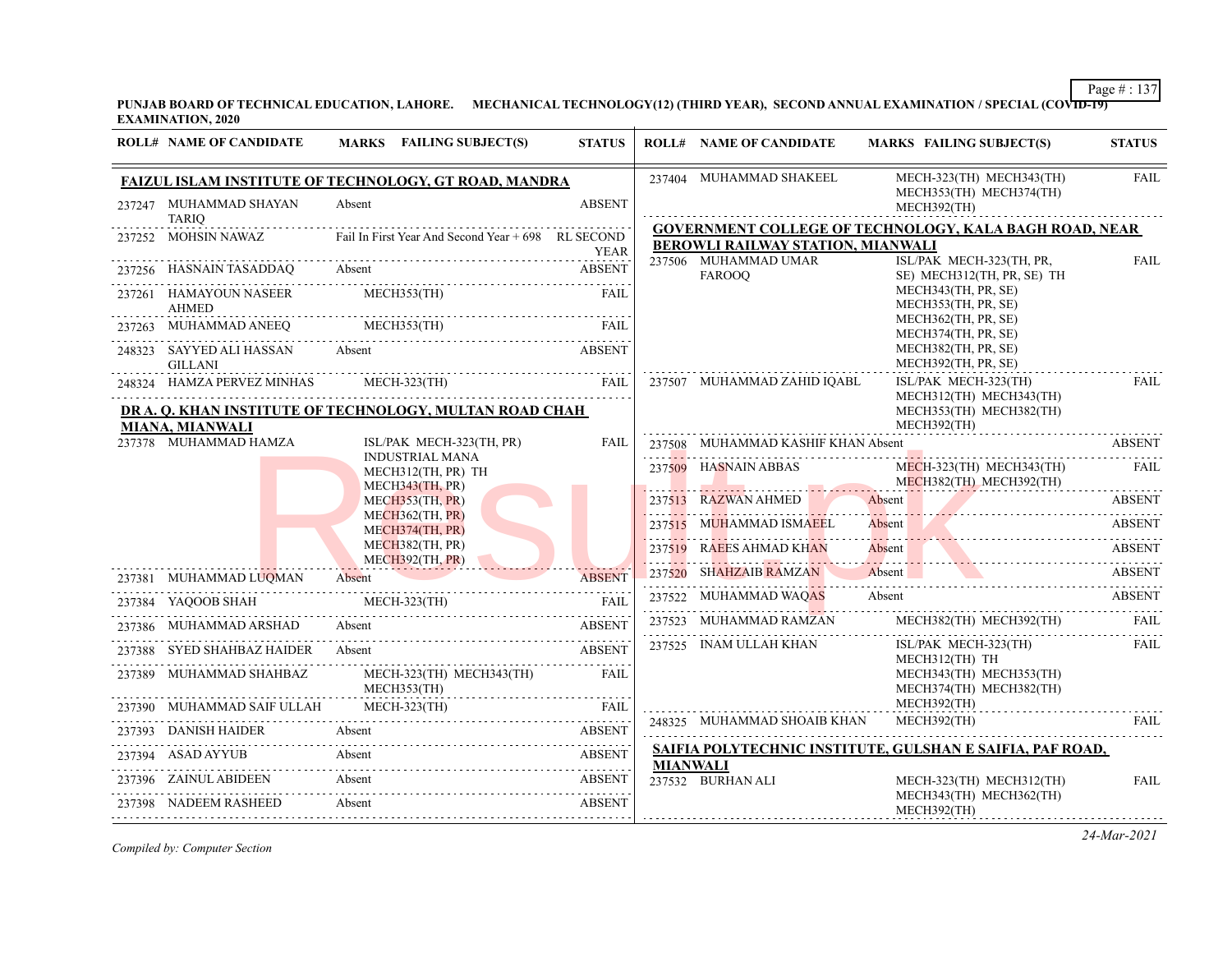**PUNJAB BOARD OF TECHNICAL EDUCATION, LAHORE. MECHANICAL TECHNOLOGY(12) (THIRD YEAR), SECOND ANNUAL EXAMINATION / SPECIAL (COVID-19) EXAMINATION, 2020**

| ROLL# | NAME OF CANDIDATE | MARKS | FAILING SUBJECT(S) | STATUS |
|---|---|---|---|---|
| **FAIZUL ISLAM INSTITUTE OF TECHNOLOGY, GT ROAD, MANDRA** | | | | |
| 237247 | MUHAMMAD SHAYAN TARIQ | Absent | | ABSENT |
| 237252 | MOHSIN NAWAZ | Fail In First Year And Second Year + 698 | | RL SECOND YEAR |
| 237256 | HASNAIN TASADDAQ | Absent | | ABSENT |
| 237261 | HAMAYOUN NASEER AHMED | | MECH353(TH) | FAIL |
| 237263 | MUHAMMAD ANEEQ | | MECH353(TH) | FAIL |
| 248323 | SAYYED ALI HASSAN GILLANI | Absent | | ABSENT |
| 248324 | HAMZA PERVEZ MINHAS | | MECH-323(TH) | FAIL |
| **DR A. Q. KHAN INSTITUTE OF TECHNOLOGY, MULTAN ROAD CHAH MIANA, MIANWALI** | | | | |
| 237378 | MUHAMMAD HAMZA | | ISL/PAK MECH-323(TH, PR) INDUSTRIAL MANA MECH312(TH, PR) TH MECH343(TH, PR) MECH353(TH, PR) MECH362(TH, PR) MECH374(TH, PR) MECH382(TH, PR) MECH392(TH, PR) | FAIL |
| 237381 | MUHAMMAD LUQMAN | Absent | | ABSENT |
| 237384 | YAQOOB SHAH | | MECH-323(TH) | FAIL |
| 237386 | MUHAMMAD ARSHAD | Absent | | ABSENT |
| 237388 | SYED SHAHBAZ HAIDER | Absent | | ABSENT |
| 237389 | MUHAMMAD SHAHBAZ | | MECH-323(TH) MECH343(TH) MECH353(TH) | FAIL |
| 237390 | MUHAMMAD SAIF ULLAH | | MECH-323(TH) | FAIL |
| 237393 | DANISH HAIDER | Absent | | ABSENT |
| 237394 | ASAD AYYUB | Absent | | ABSENT |
| 237396 | ZAINUL ABIDEEN | Absent | | ABSENT |
| 237398 | NADEEM RASHEED | Absent | | ABSENT |
| 237404 | MUHAMMAD SHAKEEL | | MECH-323(TH) MECH343(TH) MECH353(TH) MECH374(TH) MECH392(TH) | FAIL |
| **GOVERNMENT COLLEGE OF TECHNOLOGY, KALA BAGH ROAD, NEAR BEROWLI RAILWAY STATION, MIANWALI** | | | | |
| 237506 | MUHAMMAD UMAR FAROOQ | | ISL/PAK MECH-323(TH, PR, SE) MECH312(TH, PR, SE) TH MECH343(TH, PR, SE) MECH353(TH, PR, SE) MECH362(TH, PR, SE) MECH374(TH, PR, SE) MECH382(TH, PR, SE) MECH392(TH, PR, SE) | FAIL |
| 237507 | MUHAMMAD ZAHID IQABL | | ISL/PAK MECH-323(TH) MECH312(TH) MECH343(TH) MECH353(TH) MECH382(TH) MECH392(TH) | FAIL |
| 237508 | MUHAMMAD KASHIF KHAN | Absent | | ABSENT |
| 237509 | HASNAIN ABBAS | | MECH-323(TH) MECH343(TH) MECH382(TH) MECH392(TH) | FAIL |
| 237513 | RAZWAN AHMED | Absent | | ABSENT |
| 237515 | MUHAMMAD ISMAEEL | Absent | | ABSENT |
| 237519 | RAEES AHMAD KHAN | Absent | | ABSENT |
| 237520 | SHAHZAIB RAMZAN | Absent | | ABSENT |
| 237522 | MUHAMMAD WAQAS | Absent | | ABSENT |
| 237523 | MUHAMMAD RAMZAN | | MECH382(TH) MECH392(TH) | FAIL |
| 237525 | INAM ULLAH KHAN | | ISL/PAK MECH-323(TH) MECH312(TH) TH MECH343(TH) MECH353(TH) MECH374(TH) MECH382(TH) MECH392(TH) | FAIL |
| 248325 | MUHAMMAD SHOAIB KHAN | | MECH392(TH) | FAIL |
| **SAIFIA POLYTECHNIC INSTITUTE, GULSHAN E SAIFIA, PAF ROAD, MIANWALI** | | | | |
| 237532 | BURHAN ALI | | MECH-323(TH) MECH312(TH) MECH343(TH) MECH362(TH) MECH392(TH) | FAIL |

*Compiled by: Computer Section*

*24-Mar-2021*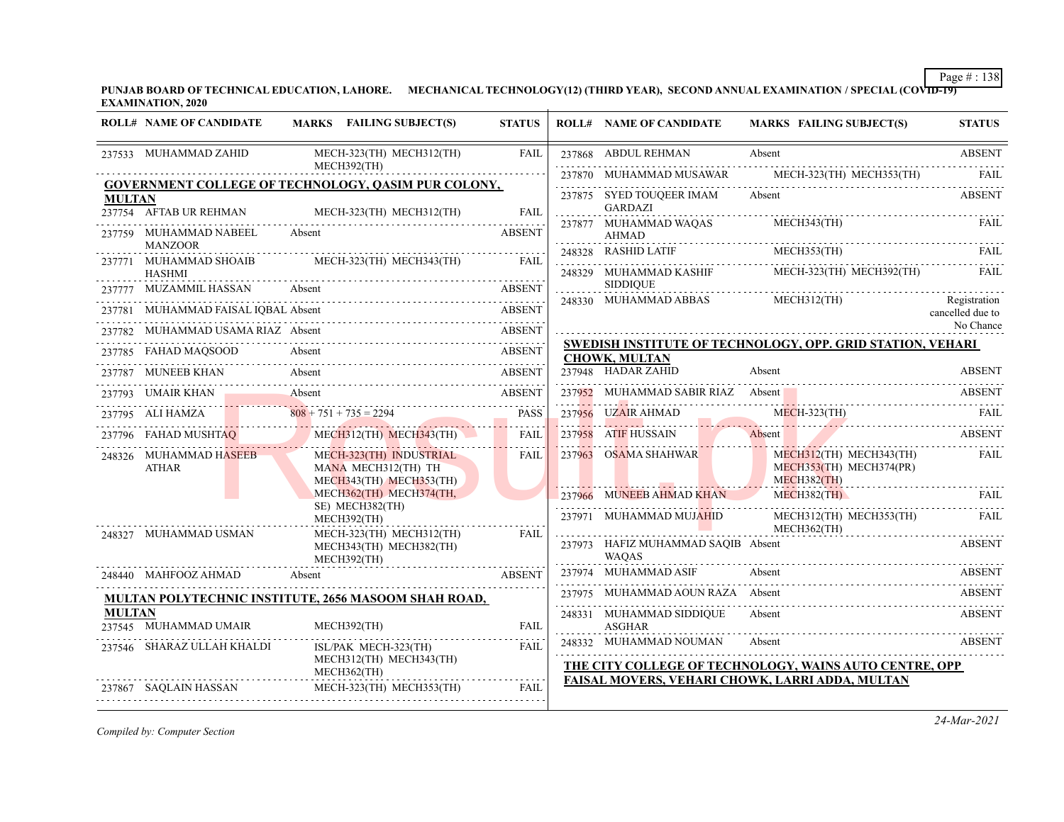**PUNJAB BOARD OF TECHNICAL EDUCATION, LAHORE. MECHANICAL TECHNOLOGY(12) (THIRD YEAR), SECOND ANNUAL EXAMINATION / SPECIAL (COVID-19) EXAMINATION, 2020**

| ROLL# | NAME OF CANDIDATE | MARKS | FAILING SUBJECT(S) | STATUS |
|---|---|---|---|---|
| 237533 | MUHAMMAD ZAHID | | MECH-323(TH) MECH312(TH) MECH392(TH) | FAIL |

**GOVERNMENT COLLEGE OF TECHNOLOGY, QASIM PUR COLONY, MULTAN**

| ROLL# | NAME OF CANDIDATE | MARKS | FAILING SUBJECT(S) | STATUS |
|---|---|---|---|---|
| 237754 | AFTAB UR REHMAN | | MECH-323(TH) MECH312(TH) | FAIL |
| 237759 | MUHAMMAD NABEEL MANZOOR | Absent | | ABSENT |
| 237771 | MUHAMMAD SHOAIB HASHMI | | MECH-323(TH) MECH343(TH) | FAIL |
| 237777 | MUZAMMIL HASSAN | Absent | | ABSENT |
| 237781 | MUHAMMAD FAISAL IQBAL | Absent | | ABSENT |
| 237782 | MUHAMMAD USAMA RIAZ | Absent | | ABSENT |
| 237785 | FAHAD MAQSOOD | Absent | | ABSENT |
| 237787 | MUNEEB KHAN | Absent | | ABSENT |
| 237793 | UMAIR KHAN | Absent | | ABSENT |
| 237795 | ALI HAMZA | 808 + 751 + 735 = 2294 | | PASS |
| 237796 | FAHAD MUSHTAQ | | MECH312(TH) MECH343(TH) | FAIL |
| 248326 | MUHAMMAD HASEEB ATHAR | | MECH-323(TH) INDUSTRIAL MANA MECH312(TH) TH MECH343(TH) MECH353(TH) MECH362(TH) MECH374(TH, SE) MECH382(TH) MECH392(TH) | FAIL |
| 248327 | MUHAMMAD USMAN | | MECH-323(TH) MECH312(TH) MECH343(TH) MECH382(TH) MECH392(TH) | FAIL |
| 248440 | MAHFOOZ AHMAD | Absent | | ABSENT |

**MULTAN POLYTECHNIC INSTITUTE, 2656 MASOOM SHAH ROAD, MULTAN**

| ROLL# | NAME OF CANDIDATE | MARKS | FAILING SUBJECT(S) | STATUS |
|---|---|---|---|---|
| 237545 | MUHAMMAD UMAIR | | MECH392(TH) | FAIL |
| 237546 | SHARAZ ULLAH KHALDI | | ISL/PAK MECH-323(TH) MECH312(TH) MECH343(TH) MECH362(TH) | FAIL |
| 237867 | SAQLAIN HASSAN | | MECH-323(TH) MECH353(TH) | FAIL |
| 237868 | ABDUL REHMAN | Absent | | ABSENT |
| 237870 | MUHAMMAD MUSAWAR | | MECH-323(TH) MECH353(TH) | FAIL |
| 237875 | SYED TOUQEER IMAM GARDAZI | Absent | | ABSENT |
| 237877 | MUHAMMAD WAQAS AHMAD | | MECH343(TH) | FAIL |
| 248328 | RASHID LATIF | | MECH353(TH) | FAIL |
| 248329 | MUHAMMAD KASHIF SIDDIQUE | | MECH-323(TH) MECH392(TH) | FAIL |
| 248330 | MUHAMMAD ABBAS | | MECH312(TH) | Registration cancelled due to No Chance |

**SWEDISH INSTITUTE OF TECHNOLOGY, OPP. GRID STATION, VEHARI CHOWK, MULTAN**

| ROLL# | NAME OF CANDIDATE | MARKS | FAILING SUBJECT(S) | STATUS |
|---|---|---|---|---|
| 237948 | HADAR ZAHID | Absent | | ABSENT |
| 237952 | MUHAMMAD SABIR RIAZ | Absent | | ABSENT |
| 237956 | UZAIR AHMAD | | MECH-323(TH) | FAIL |
| 237958 | ATIF HUSSAIN | Absent | | ABSENT |
| 237963 | OSAMA SHAHWAR | | MECH312(TH) MECH343(TH) MECH353(TH) MECH374(PR) MECH382(TH) | FAIL |
| 237966 | MUNEEB AHMAD KHAN | | MECH382(TH) | FAIL |
| 237971 | MUHAMMAD MUJAHID | | MECH312(TH) MECH353(TH) MECH362(TH) | FAIL |
| 237973 | HAFIZ MUHAMMAD SAQIB WAQAS | Absent | | ABSENT |
| 237974 | MUHAMMAD ASIF | Absent | | ABSENT |
| 237975 | MUHAMMAD AOUN RAZA | Absent | | ABSENT |
| 248331 | MUHAMMAD SIDDIQUE ASGHAR | Absent | | ABSENT |
| 248332 | MUHAMMAD NOUMAN | Absent | | ABSENT |

**THE CITY COLLEGE OF TECHNOLOGY, WAINS AUTO CENTRE, OPP FAISAL MOVERS, VEHARI CHOWK, LARRI ADDA, MULTAN**

*Compiled by: Computer Section*

24-Mar-2021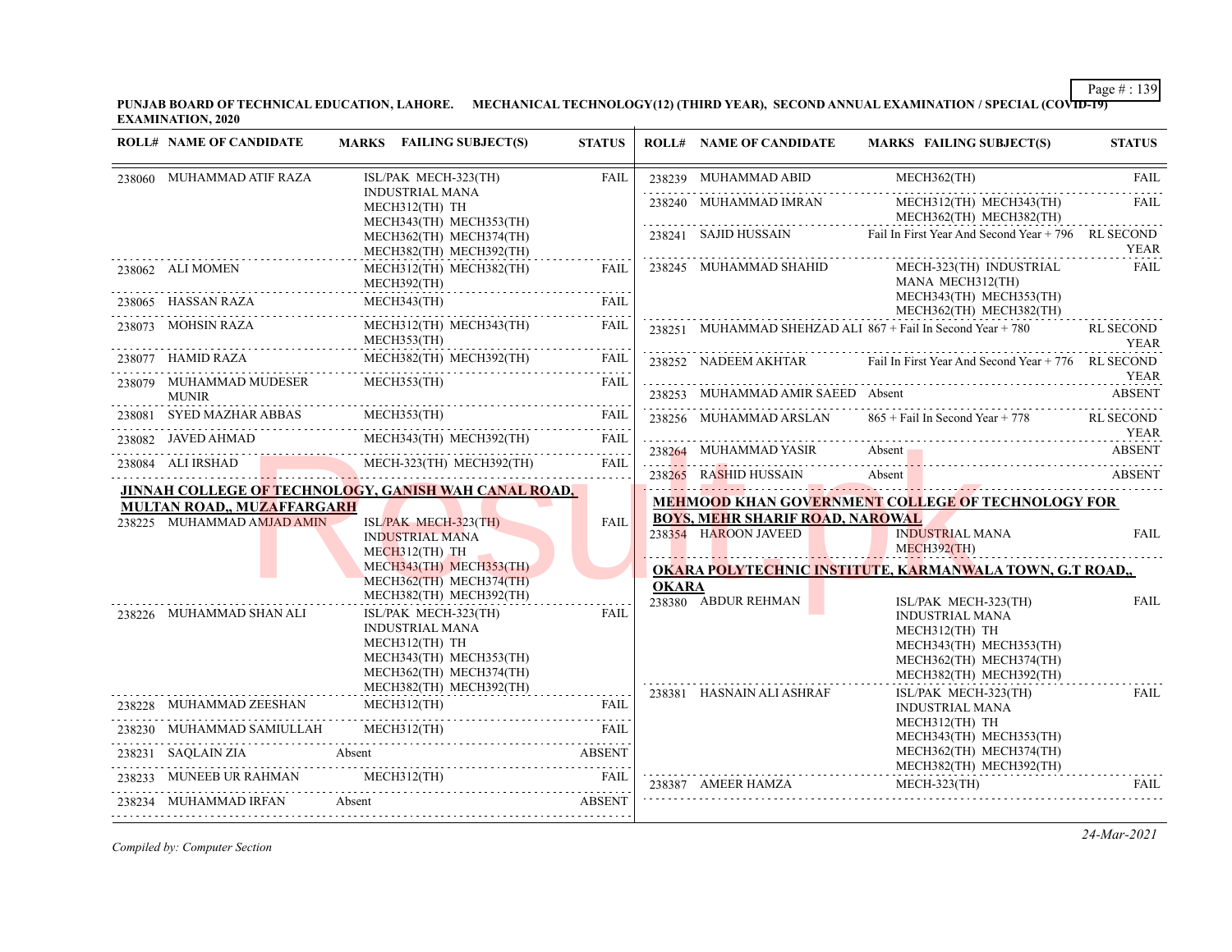**PUNJAB BOARD OF TECHNICAL EDUCATION, LAHORE. MECHANICAL TECHNOLOGY(12) (THIRD YEAR), SECOND ANNUAL EXAMINATION / SPECIAL (COVID-19) EXAMINATION, 2020**

| ROLL# | NAME OF CANDIDATE | MARKS | FAILING SUBJECT(S) | STATUS |
|---|---|---|---|---|
| 238060 | MUHAMMAD ATIF RAZA | | ISL/PAK MECH-323(TH) INDUSTRIAL MANA MECH312(TH) TH MECH343(TH) MECH353(TH) MECH362(TH) MECH374(TH) MECH382(TH) MECH392(TH) | FAIL |
| 238062 | ALI MOMEN | | MECH312(TH) MECH382(TH) MECH392(TH) | FAIL |
| 238065 | HASSAN RAZA | | MECH343(TH) | FAIL |
| 238073 | MOHSIN RAZA | | MECH312(TH) MECH343(TH) MECH353(TH) | FAIL |
| 238077 | HAMID RAZA | | MECH382(TH) MECH392(TH) | FAIL |
| 238079 | MUHAMMAD MUDESER MUNIR | | MECH353(TH) | FAIL |
| 238081 | SYED MAZHAR ABBAS | | MECH353(TH) | FAIL |
| 238082 | JAVED AHMAD | | MECH343(TH) MECH392(TH) | FAIL |
| 238084 | ALI IRSHAD | | MECH-323(TH) MECH392(TH) | FAIL |

**JINNAH COLLEGE OF TECHNOLOGY, GANISH WAH CANAL ROAD, MULTAN ROAD,, MUZAFFARGARH**

| ROLL# | NAME OF CANDIDATE | MARKS | FAILING SUBJECT(S) | STATUS |
|---|---|---|---|---|
| 238225 | MUHAMMAD AMJAD AMIN | | ISL/PAK MECH-323(TH) INDUSTRIAL MANA MECH312(TH) TH MECH343(TH) MECH353(TH) MECH362(TH) MECH374(TH) MECH382(TH) MECH392(TH) | FAIL |
| 238226 | MUHAMMAD SHAN ALI | | ISL/PAK MECH-323(TH) INDUSTRIAL MANA MECH312(TH) TH MECH343(TH) MECH353(TH) MECH362(TH) MECH374(TH) MECH382(TH) MECH392(TH) | FAIL |
| 238228 | MUHAMMAD ZEESHAN | | MECH312(TH) | FAIL |
| 238230 | MUHAMMAD SAMIULLAH | | MECH312(TH) | FAIL |
| 238231 | SAQLAIN ZIA | Absent | | ABSENT |
| 238233 | MUNEEB UR RAHMAN | | MECH312(TH) | FAIL |
| 238234 | MUHAMMAD IRFAN | Absent | | ABSENT |
| 238239 | MUHAMMAD ABID | | MECH362(TH) | FAIL |
| 238240 | MUHAMMAD IMRAN | | MECH312(TH) MECH343(TH) MECH362(TH) MECH382(TH) | FAIL |
| 238241 | SAJID HUSSAIN | Fail In First Year And Second Year + 796 | | RL SECOND YEAR |
| 238245 | MUHAMMAD SHAHID | | MECH-323(TH) INDUSTRIAL MANA MECH312(TH) MECH343(TH) MECH353(TH) MECH362(TH) MECH382(TH) | FAIL |
| 238251 | MUHAMMAD SHEHZAD ALI | 867 + Fail In Second Year + 780 | | RL SECOND YEAR |
| 238252 | NADEEM AKHTAR | Fail In First Year And Second Year + 776 | | RL SECOND YEAR |
| 238253 | MUHAMMAD AMIR SAEED | Absent | | ABSENT |
| 238256 | MUHAMMAD ARSLAN | 865 + Fail In Second Year + 778 | | RL SECOND YEAR |
| 238264 | MUHAMMAD YASIR | Absent | | ABSENT |
| 238265 | RASHID HUSSAIN | Absent | | ABSENT |

**MEHMOOD KHAN GOVERNMENT COLLEGE OF TECHNOLOGY FOR BOYS, MEHR SHARIF ROAD, NAROWAL**

| ROLL# | NAME OF CANDIDATE | MARKS | FAILING SUBJECT(S) | STATUS |
|---|---|---|---|---|
| 238354 | HAROON JAVEED | | INDUSTRIAL MANA MECH392(TH) | FAIL |

**OKARA POLYTECHNIC INSTITUTE, KARMANWALA TOWN, G.T ROAD,, OKARA**

| ROLL# | NAME OF CANDIDATE | MARKS | FAILING SUBJECT(S) | STATUS |
|---|---|---|---|---|
| 238380 | ABDUR REHMAN | | ISL/PAK MECH-323(TH) INDUSTRIAL MANA MECH312(TH) TH MECH343(TH) MECH353(TH) MECH362(TH) MECH374(TH) MECH382(TH) MECH392(TH) | FAIL |
| 238381 | HASNAIN ALI ASHRAF | | ISL/PAK MECH-323(TH) INDUSTRIAL MANA MECH312(TH) TH MECH343(TH) MECH353(TH) MECH362(TH) MECH374(TH) MECH382(TH) MECH392(TH) | FAIL |
| 238387 | AMEER HAMZA | | MECH-323(TH) | FAIL |

*Compiled by: Computer Section*

*24-Mar-2021*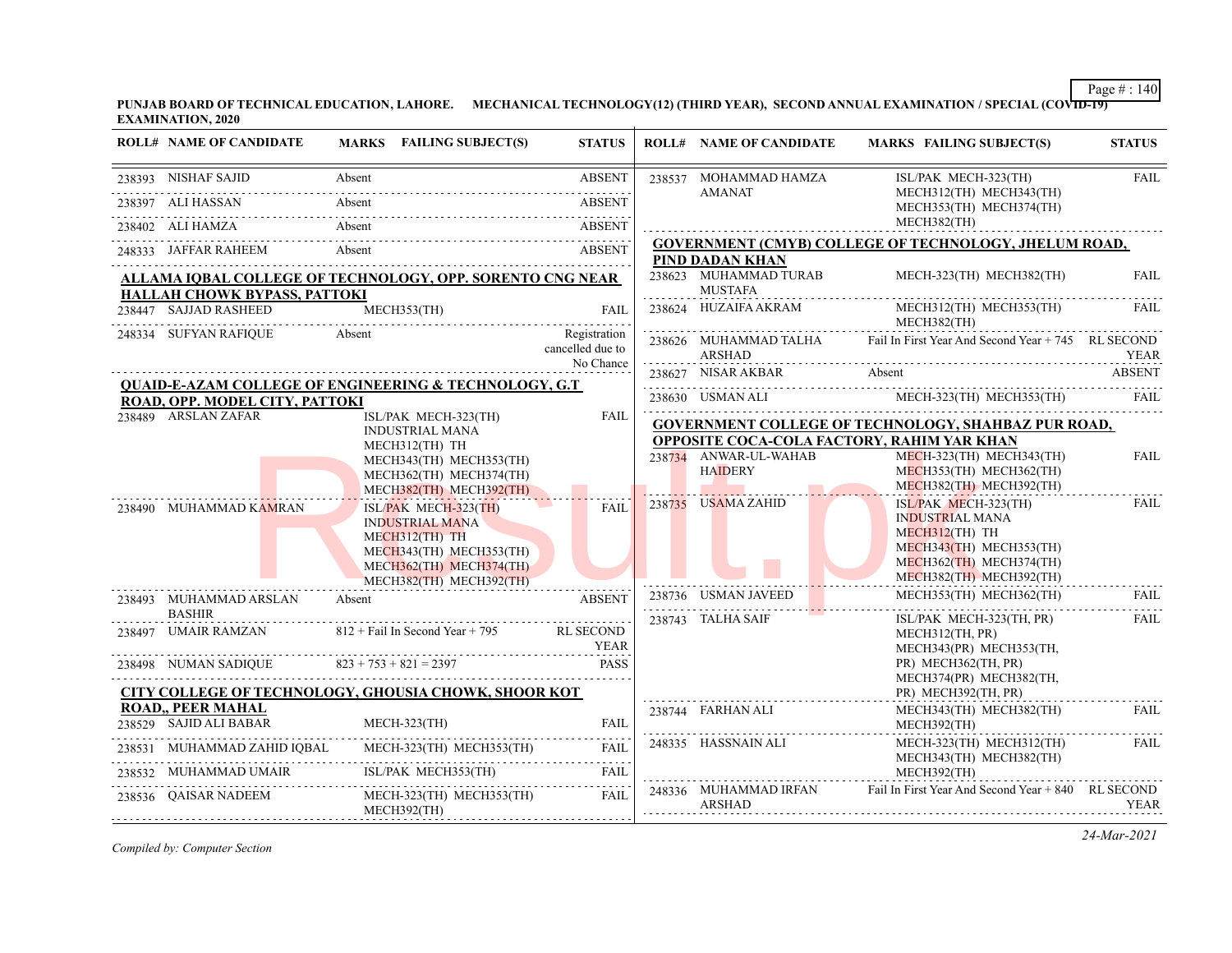PUNJAB BOARD OF TECHNICAL EDUCATION, LAHORE. MECHANICAL TECHNOLOGY(12) (THIRD YEAR), SECOND ANNUAL EXAMINATION / SPECIAL (COVID-19) EXAMINATION, 2020

| ROLL# | NAME OF CANDIDATE | MARKS | FAILING SUBJECT(S) | STATUS |
|---|---|---|---|---|
| 238393 | NISHAF SAJID | Absent | | ABSENT |
| 238397 | ALI HASSAN | Absent | | ABSENT |
| 238402 | ALI HAMZA | Absent | | ABSENT |
| 248333 | JAFFAR RAHEEM | Absent | | ABSENT |

**ALLAMA IQBAL COLLEGE OF TECHNOLOGY, OPP. SORENTO CNG NEAR HALLAH CHOWK BYPASS, PATTOKI**

| ROLL# | NAME OF CANDIDATE | MARKS | FAILING SUBJECT(S) | STATUS |
|---|---|---|---|---|
| 238447 | SAJJAD RASHEED | | MECH353(TH) | FAIL |
| 248334 | SUFYAN RAFIQUE | Absent | | Registration cancelled due to No Chance |

**QUAID-E-AZAM COLLEGE OF ENGINEERING & TECHNOLOGY, G.T ROAD, OPP. MODEL CITY, PATTOKI**

| ROLL# | NAME OF CANDIDATE | MARKS | FAILING SUBJECT(S) | STATUS |
|---|---|---|---|---|
| 238489 | ARSLAN ZAFAR | | ISL/PAK MECH-323(TH) INDUSTRIAL MANA MECH312(TH) TH MECH343(TH) MECH353(TH) MECH362(TH) MECH374(TH) MECH382(TH) MECH392(TH) | FAIL |
| 238490 | MUHAMMAD KAMRAN | | ISL/PAK MECH-323(TH) INDUSTRIAL MANA MECH312(TH) TH MECH343(TH) MECH353(TH) MECH362(TH) MECH374(TH) MECH382(TH) MECH392(TH) | FAIL |
| 238493 | MUHAMMAD ARSLAN BASHIR | Absent | | ABSENT |
| 238497 | UMAIR RAMZAN | 812 + Fail In Second Year + 795 | | RL SECOND YEAR |
| 238498 | NUMAN SADIQUE | 823 + 753 + 821 = 2397 | | PASS |

**CITY COLLEGE OF TECHNOLOGY, GHOUSIA CHOWK, SHOOR KOT ROAD,, PEER MAHAL**

| ROLL# | NAME OF CANDIDATE | MARKS | FAILING SUBJECT(S) | STATUS |
|---|---|---|---|---|
| 238529 | SAJID ALI BABAR | | MECH-323(TH) | FAIL |
| 238531 | MUHAMMAD ZAHID IQBAL | | MECH-323(TH) MECH353(TH) | FAIL |
| 238532 | MUHAMMAD UMAIR | | ISL/PAK MECH353(TH) | FAIL |
| 238536 | QAISAR NADEEM | | MECH-323(TH) MECH353(TH) MECH392(TH) | FAIL |
| 238537 | MOHAMMAD HAMZA AMANAT | | ISL/PAK MECH-323(TH) MECH312(TH) MECH343(TH) MECH353(TH) MECH374(TH) MECH382(TH) | FAIL |

**GOVERNMENT (CMYB) COLLEGE OF TECHNOLOGY, JHELUM ROAD, PIND DADAN KHAN**

| ROLL# | NAME OF CANDIDATE | MARKS | FAILING SUBJECT(S) | STATUS |
|---|---|---|---|---|
| 238623 | MUHAMMAD TURAB MUSTAFA | | MECH-323(TH) MECH382(TH) | FAIL |
| 238624 | HUZAIFA AKRAM | | MECH312(TH) MECH353(TH) MECH382(TH) | FAIL |
| 238626 | MUHAMMAD TALHA ARSHAD | Fail In First Year And Second Year + 745 | | RL SECOND YEAR |
| 238627 | NISAR AKBAR | Absent | | ABSENT |
| 238630 | USMAN ALI | | MECH-323(TH) MECH353(TH) | FAIL |

**GOVERNMENT COLLEGE OF TECHNOLOGY, SHAHBAZ PUR ROAD, OPPOSITE COCA-COLA FACTORY, RAHIM YAR KHAN**

| ROLL# | NAME OF CANDIDATE | MARKS | FAILING SUBJECT(S) | STATUS |
|---|---|---|---|---|
| 238734 | ANWAR-UL-WAHAB HAIDERY | | MECH-323(TH) MECH343(TH) MECH353(TH) MECH362(TH) MECH382(TH) MECH392(TH) | FAIL |
| 238735 | USAMA ZAHID | | ISL/PAK MECH-323(TH) INDUSTRIAL MANA MECH312(TH) TH MECH343(TH) MECH353(TH) MECH362(TH) MECH374(TH) MECH382(TH) MECH392(TH) | FAIL |
| 238736 | USMAN JAVEED | | MECH353(TH) MECH362(TH) | FAIL |
| 238743 | TALHA SAIF | | ISL/PAK MECH-323(TH, PR) MECH312(TH, PR) MECH343(PR) MECH353(TH, PR) MECH362(TH, PR) MECH374(PR) MECH382(TH, PR) MECH392(TH, PR) | FAIL |
| 238744 | FARHAN ALI | | MECH343(TH) MECH382(TH) MECH392(TH) | FAIL |
| 248335 | HASSNAIN ALI | | MECH-323(TH) MECH312(TH) MECH343(TH) MECH382(TH) MECH392(TH) | FAIL |
| 248336 | MUHAMMAD IRFAN ARSHAD | Fail In First Year And Second Year + 840 | | RL SECOND YEAR |

*Compiled by: Computer Section*

*24-Mar-2021*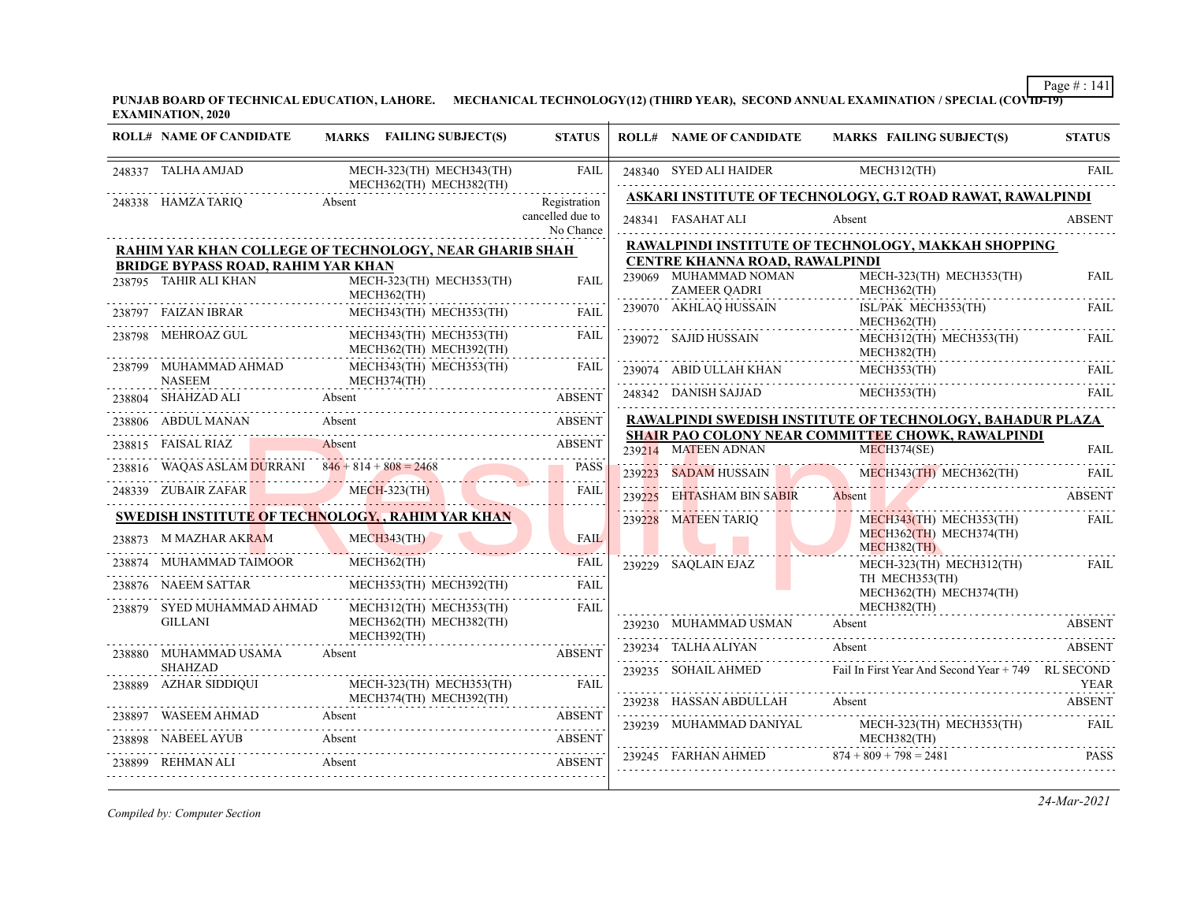**PUNJAB BOARD OF TECHNICAL EDUCATION, LAHORE. MECHANICAL TECHNOLOGY(12) (THIRD YEAR), SECOND ANNUAL EXAMINATION / SPECIAL (COVID-19) EXAMINATION, 2020**

| ROLL# | NAME OF CANDIDATE | MARKS | FAILING SUBJECT(S) | STATUS |
|---|---|---|---|---|
| 248337 | TALHA AMJAD | | MECH-323(TH) MECH343(TH) MECH362(TH) MECH382(TH) | FAIL |
| 248338 | HAMZA TARIQ | Absent | | Registration cancelled due to No Chance |

**RAHIM YAR KHAN COLLEGE OF TECHNOLOGY, NEAR GHARIB SHAH BRIDGE BYPASS ROAD, RAHIM YAR KHAN**

| ROLL# | NAME OF CANDIDATE | MARKS | FAILING SUBJECT(S) | STATUS |
|---|---|---|---|---|
| 238795 | TAHIR ALI KHAN | | MECH-323(TH) MECH353(TH) MECH362(TH) | FAIL |
| 238797 | FAIZAN IBRAR | | MECH343(TH) MECH353(TH) | FAIL |
| 238798 | MEHROAZ GUL | | MECH343(TH) MECH353(TH) MECH362(TH) MECH392(TH) | FAIL |
| 238799 | MUHAMMAD AHMAD NASEEM | | MECH343(TH) MECH353(TH) MECH374(TH) | FAIL |
| 238804 | SHAHZAD ALI | Absent | | ABSENT |
| 238806 | ABDUL MANAN | Absent | | ABSENT |
| 238815 | FAISAL RIAZ | Absent | | ABSENT |
| 238816 | WAQAS ASLAM DURRANI | 846 + 814 + 808 = 2468 | | PASS |
| 248339 | ZUBAIR ZAFAR | | MECH-323(TH) | FAIL |

**SWEDISH INSTITUTE OF TECHNOLOGY, , RAHIM YAR KHAN**

| ROLL# | NAME OF CANDIDATE | MARKS | FAILING SUBJECT(S) | STATUS |
|---|---|---|---|---|
| 238873 | M MAZHAR AKRAM | | MECH343(TH) | FAIL |
| 238874 | MUHAMMAD TAIMOOR | | MECH362(TH) | FAIL |
| 238876 | NAEEM SATTAR | | MECH353(TH) MECH392(TH) | FAIL |
| 238879 | SYED MUHAMMAD AHMAD GILLANI | | MECH312(TH) MECH353(TH) MECH362(TH) MECH382(TH) MECH392(TH) | FAIL |
| 238880 | MUHAMMAD USAMA SHAHZAD | Absent | | ABSENT |
| 238889 | AZHAR SIDDIQUI | | MECH-323(TH) MECH353(TH) MECH374(TH) MECH392(TH) | FAIL |
| 238897 | WASEEM AHMAD | Absent | | ABSENT |
| 238898 | NABEEL AYUB | Absent | | ABSENT |
| 238899 | REHMAN ALI | Absent | | ABSENT |
| 248340 | SYED ALI HAIDER | | MECH312(TH) | FAIL |

**ASKARI INSTITUTE OF TECHNOLOGY, G.T ROAD RAWAT, RAWALPINDI**

| ROLL# | NAME OF CANDIDATE | MARKS | FAILING SUBJECT(S) | STATUS |
|---|---|---|---|---|
| 248341 | FASAHAT ALI | Absent | | ABSENT |

**RAWALPINDI INSTITUTE OF TECHNOLOGY, MAKKAH SHOPPING CENTRE KHANNA ROAD, RAWALPINDI**

| ROLL# | NAME OF CANDIDATE | MARKS | FAILING SUBJECT(S) | STATUS |
|---|---|---|---|---|
| 239069 | MUHAMMAD NOMAN ZAMEER QADRI | | MECH-323(TH) MECH353(TH) MECH362(TH) | FAIL |
| 239070 | AKHLAQ HUSSAIN | | ISL/PAK MECH353(TH) MECH362(TH) | FAIL |
| 239072 | SAJID HUSSAIN | | MECH312(TH) MECH353(TH) MECH382(TH) | FAIL |
| 239074 | ABID ULLAH KHAN | | MECH353(TH) | FAIL |
| 248342 | DANISH SAJJAD | | MECH353(TH) | FAIL |

**RAWALPINDI SWEDISH INSTITUTE OF TECHNOLOGY, BAHADUR PLAZA SHAIR PAO COLONY NEAR COMMITTEE CHOWK, RAWALPINDI**

| ROLL# | NAME OF CANDIDATE | MARKS | FAILING SUBJECT(S) | STATUS |
|---|---|---|---|---|
| 239214 | MATEEN ADNAN | | MECH374(SE) | FAIL |
| 239223 | SADAM HUSSAIN | | MECH343(TH) MECH362(TH) | FAIL |
| 239225 | EHTASHAM BIN SABIR | Absent | | ABSENT |
| 239228 | MATEEN TARIQ | | MECH343(TH) MECH353(TH) MECH362(TH) MECH374(TH) MECH382(TH) | FAIL |
| 239229 | SAQLAIN EJAZ | | MECH-323(TH) MECH312(TH) TH MECH353(TH) MECH362(TH) MECH374(TH) MECH382(TH) | FAIL |
| 239230 | MUHAMMAD USMAN | Absent | | ABSENT |
| 239234 | TALHA ALIYAN | Absent | | ABSENT |
| 239235 | SOHAIL AHMED | Fail In First Year And Second Year + 749 | | RL SECOND YEAR |
| 239238 | HASSAN ABDULLAH | Absent | | ABSENT |
| 239239 | MUHAMMAD DANIYAL | | MECH-323(TH) MECH353(TH) MECH382(TH) | FAIL |
| 239245 | FARHAN AHMED | 874 + 809 + 798 = 2481 | | PASS |

*Compiled by: Computer Section*

*24-Mar-2021*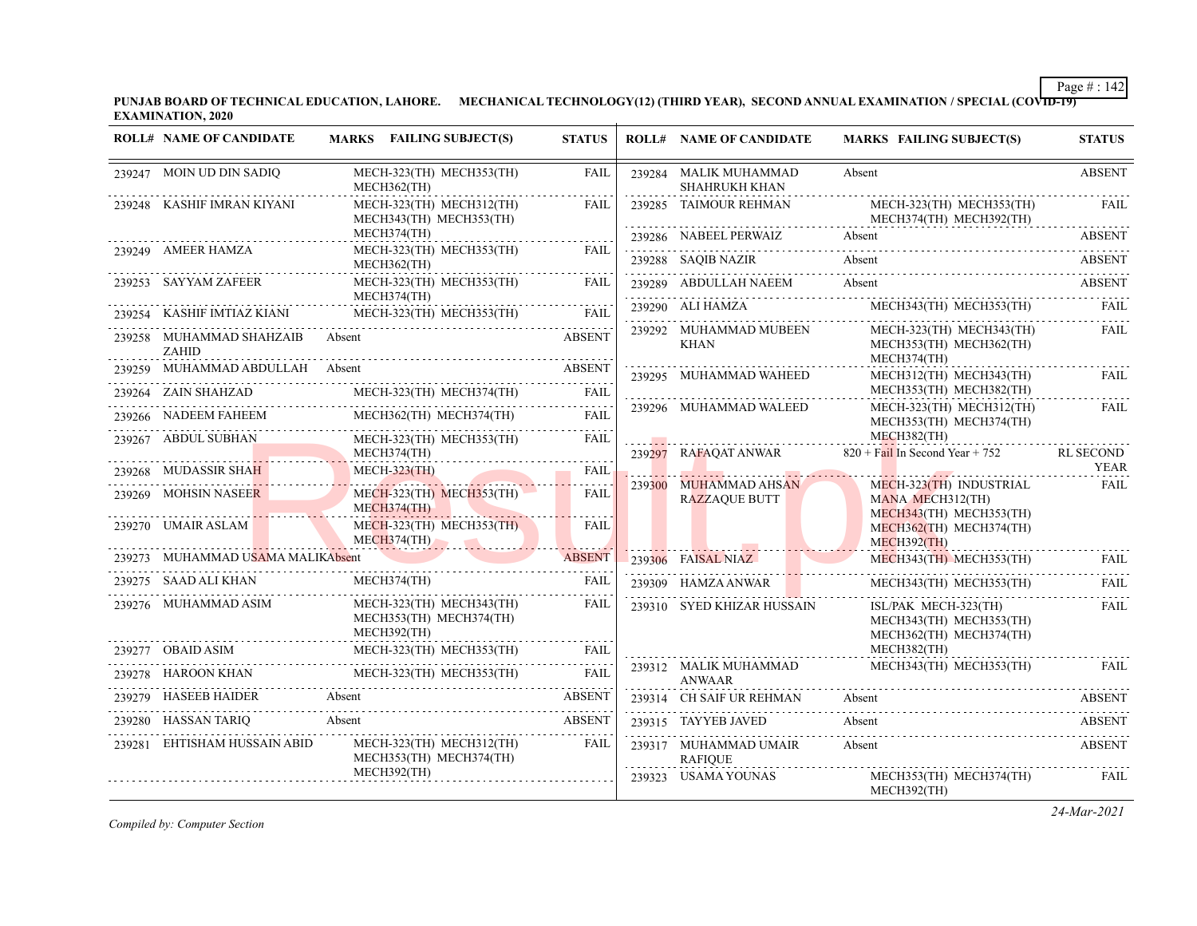**PUNJAB BOARD OF TECHNICAL EDUCATION, LAHORE. MECHANICAL TECHNOLOGY(12) (THIRD YEAR), SECOND ANNUAL EXAMINATION / SPECIAL (COVID-19) EXAMINATION, 2020**

| ROLL# | NAME OF CANDIDATE | MARKS | FAILING SUBJECT(S) | STATUS |
|---|---|---|---|---|
| 239247 | MOIN UD DIN SADIQ | | MECH-323(TH) MECH353(TH) MECH362(TH) | FAIL |
| 239248 | KASHIF IMRAN KIYANI | | MECH-323(TH) MECH312(TH) MECH343(TH) MECH353(TH) MECH374(TH) | FAIL |
| 239249 | AMEER HAMZA | | MECH-323(TH) MECH353(TH) MECH362(TH) | FAIL |
| 239253 | SAYYAM ZAFEER | | MECH-323(TH) MECH353(TH) MECH374(TH) | FAIL |
| 239254 | KASHIF IMTIAZ KIANI | | MECH-323(TH) MECH353(TH) | FAIL |
| 239258 | MUHAMMAD SHAHZAIB ZAHID | Absent | | ABSENT |
| 239259 | MUHAMMAD ABDULLAH | Absent | | ABSENT |
| 239264 | ZAIN SHAHZAD | | MECH-323(TH) MECH374(TH) | FAIL |
| 239266 | NADEEM FAHEEM | | MECH362(TH) MECH374(TH) | FAIL |
| 239267 | ABDUL SUBHAN | | MECH-323(TH) MECH353(TH) MECH374(TH) | FAIL |
| 239268 | MUDASSIR SHAH | | MECH-323(TH) | FAIL |
| 239269 | MOHSIN NASEER | | MECH-323(TH) MECH353(TH) MECH374(TH) | FAIL |
| 239270 | UMAIR ASLAM | | MECH-323(TH) MECH353(TH) MECH374(TH) | FAIL |
| 239273 | MUHAMMAD USAMA MALIK | Absent | | ABSENT |
| 239275 | SAAD ALI KHAN | | MECH374(TH) | FAIL |
| 239276 | MUHAMMAD ASIM | | MECH-323(TH) MECH343(TH) MECH353(TH) MECH374(TH) MECH392(TH) | FAIL |
| 239277 | OBAID ASIM | | MECH-323(TH) MECH353(TH) | FAIL |
| 239278 | HAROON KHAN | | MECH-323(TH) MECH353(TH) | FAIL |
| 239279 | HASEEB HAIDER | Absent | | ABSENT |
| 239280 | HASSAN TARIQ | Absent | | ABSENT |
| 239281 | EHTISHAM HUSSAIN ABID | | MECH-323(TH) MECH312(TH) MECH353(TH) MECH374(TH) MECH392(TH) | FAIL |
| 239284 | MALIK MUHAMMAD SHAHRUKH KHAN | Absent | | ABSENT |
| 239285 | TAIMOUR REHMAN | | MECH-323(TH) MECH353(TH) MECH374(TH) MECH392(TH) | FAIL |
| 239286 | NABEEL PERWAIZ | Absent | | ABSENT |
| 239288 | SAQIB NAZIR | Absent | | ABSENT |
| 239289 | ABDULLAH NAEEM | Absent | | ABSENT |
| 239290 | ALI HAMZA | | MECH343(TH) MECH353(TH) | FAIL |
| 239292 | MUHAMMAD MUBEEN KHAN | | MECH-323(TH) MECH343(TH) MECH353(TH) MECH362(TH) MECH374(TH) | FAIL |
| 239295 | MUHAMMAD WAHEED | | MECH312(TH) MECH343(TH) MECH353(TH) MECH382(TH) | FAIL |
| 239296 | MUHAMMAD WALEED | | MECH-323(TH) MECH312(TH) MECH353(TH) MECH374(TH) MECH382(TH) | FAIL |
| 239297 | RAFAQAT ANWAR | 820 + Fail In Second Year + 752 | | RL SECOND YEAR |
| 239300 | MUHAMMAD AHSAN RAZZAQUE BUTT | | MECH-323(TH) INDUSTRIAL MANA MECH312(TH) MECH343(TH) MECH353(TH) MECH362(TH) MECH374(TH) MECH392(TH) | FAIL |
| 239306 | FAISAL NIAZ | | MECH343(TH) MECH353(TH) | FAIL |
| 239309 | HAMZA ANWAR | | MECH343(TH) MECH353(TH) | FAIL |
| 239310 | SYED KHIZAR HUSSAIN | | ISL/PAK MECH-323(TH) MECH343(TH) MECH353(TH) MECH362(TH) MECH374(TH) MECH382(TH) | FAIL |
| 239312 | MALIK MUHAMMAD ANWAAR | | MECH343(TH) MECH353(TH) | FAIL |
| 239314 | CH SAIF UR REHMAN | Absent | | ABSENT |
| 239315 | TAYYEB JAVED | Absent | | ABSENT |
| 239317 | MUHAMMAD UMAIR RAFIQUE | Absent | | ABSENT |
| 239323 | USAMA YOUNAS | | MECH353(TH) MECH374(TH) MECH392(TH) | FAIL |

*Compiled by: Computer Section*

*24-Mar-2021*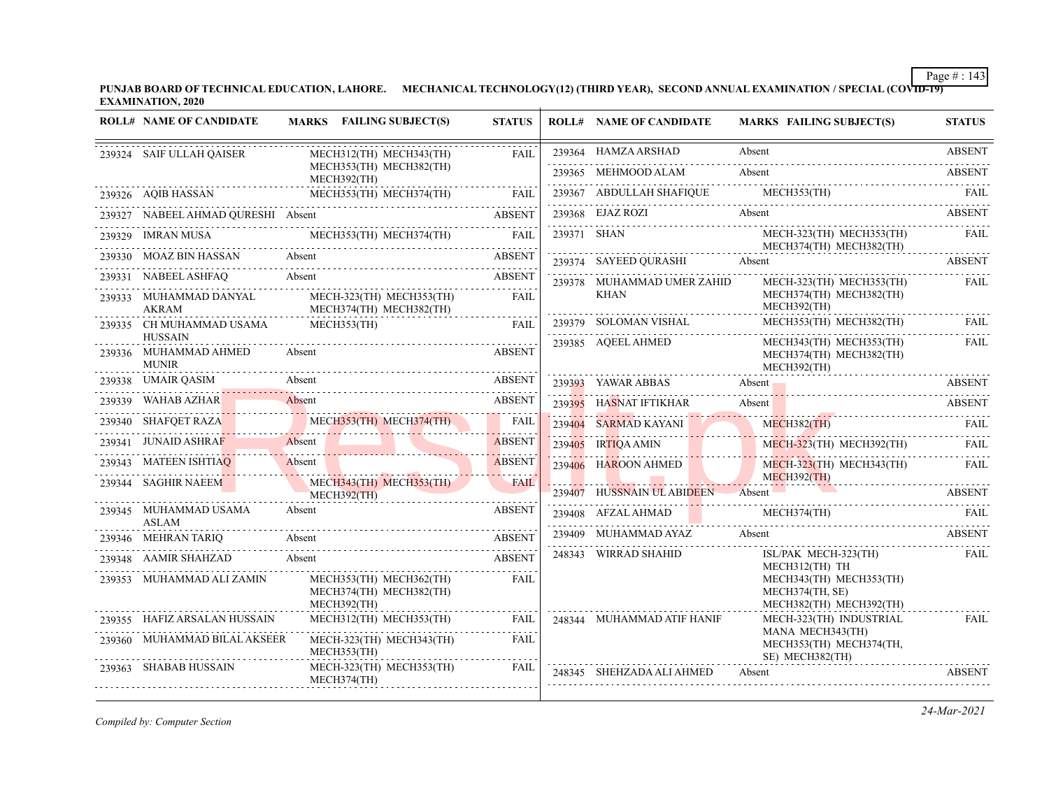**PUNJAB BOARD OF TECHNICAL EDUCATION, LAHORE. MECHANICAL TECHNOLOGY(12) (THIRD YEAR), SECOND ANNUAL EXAMINATION / SPECIAL (COVID-19) EXAMINATION, 2020**

| ROLL# | NAME OF CANDIDATE | MARKS | FAILING SUBJECT(S) | STATUS |
|---|---|---|---|---|
| 239324 | SAIF ULLAH QAISER | | MECH312(TH) MECH343(TH) MECH353(TH) MECH382(TH) MECH392(TH) | FAIL |
| 239326 | AQIB HASSAN | | MECH353(TH) MECH374(TH) | FAIL |
| 239327 | NABEEL AHMAD QURESHI | Absent | | ABSENT |
| 239329 | IMRAN MUSA | | MECH353(TH) MECH374(TH) | FAIL |
| 239330 | MOAZ BIN HASSAN | Absent | | ABSENT |
| 239331 | NABEEL ASHFAQ | Absent | | ABSENT |
| 239333 | MUHAMMAD DANYAL AKRAM | | MECH-323(TH) MECH353(TH) MECH374(TH) MECH382(TH) | FAIL |
| 239335 | CH MUHAMMAD USAMA HUSSAIN | | MECH353(TH) | FAIL |
| 239336 | MUHAMMAD AHMED MUNIR | Absent | | ABSENT |
| 239338 | UMAIR QASIM | Absent | | ABSENT |
| 239339 | WAHAB AZHAR | Absent | | ABSENT |
| 239340 | SHAFQET RAZA | | MECH353(TH) MECH374(TH) | FAIL |
| 239341 | JUNAID ASHRAF | Absent | | ABSENT |
| 239343 | MATEEN ISHTIAQ | Absent | | ABSENT |
| 239344 | SAGHIR NAEEM | | MECH343(TH) MECH353(TH) MECH392(TH) | FAIL |
| 239345 | MUHAMMAD USAMA ASLAM | Absent | | ABSENT |
| 239346 | MEHRAN TARIQ | Absent | | ABSENT |
| 239348 | AAMIR SHAHZAD | Absent | | ABSENT |
| 239353 | MUHAMMAD ALI ZAMIN | | MECH353(TH) MECH362(TH) MECH374(TH) MECH382(TH) MECH392(TH) | FAIL |
| 239355 | HAFIZ ARSALAN HUSSAIN | | MECH312(TH) MECH353(TH) | FAIL |
| 239360 | MUHAMMAD BILAL AKSEER | | MECH-323(TH) MECH343(TH) MECH353(TH) | FAIL |
| 239363 | SHABAB HUSSAIN | | MECH-323(TH) MECH353(TH) MECH374(TH) | FAIL |
| 239364 | HAMZA ARSHAD | Absent | | ABSENT |
| 239365 | MEHMOOD ALAM | Absent | | ABSENT |
| 239367 | ABDULLAH SHAFIQUE | | MECH353(TH) | FAIL |
| 239368 | EJAZ ROZI | Absent | | ABSENT |
| 239371 | SHAN | | MECH-323(TH) MECH353(TH) MECH374(TH) MECH382(TH) | FAIL |
| 239374 | SAYEED QURASHI | Absent | | ABSENT |
| 239378 | MUHAMMAD UMER ZAHID KHAN | | MECH-323(TH) MECH353(TH) MECH374(TH) MECH382(TH) MECH392(TH) | FAIL |
| 239379 | SOLOMAN VISHAL | | MECH353(TH) MECH382(TH) | FAIL |
| 239385 | AQEEL AHMED | | MECH343(TH) MECH353(TH) MECH374(TH) MECH382(TH) MECH392(TH) | FAIL |
| 239393 | YAWAR ABBAS | Absent | | ABSENT |
| 239395 | HASNAT IFTIKHAR | Absent | | ABSENT |
| 239404 | SARMAD KAYANI | | MECH382(TH) | FAIL |
| 239405 | IRTIQA AMIN | | MECH-323(TH) MECH392(TH) | FAIL |
| 239406 | HAROON AHMED | | MECH-323(TH) MECH343(TH) MECH392(TH) | FAIL |
| 239407 | HUSSNAIN UL ABIDEEN | Absent | | ABSENT |
| 239408 | AFZAL AHMAD | | MECH374(TH) | FAIL |
| 239409 | MUHAMMAD AYAZ | Absent | | ABSENT |
| 248343 | WIRRAD SHAHID | | ISL/PAK MECH-323(TH) MECH312(TH) TH MECH343(TH) MECH353(TH) MECH374(TH, SE) MECH382(TH) MECH392(TH) | FAIL |
| 248344 | MUHAMMAD ATIF HANIF | | MECH-323(TH) INDUSTRIAL MANA MECH343(TH) MECH353(TH) MECH374(TH, SE) MECH382(TH) | FAIL |
| 248345 | SHEHZADA ALI AHMED | Absent | | ABSENT |

*Compiled by: Computer Section*

*24-Mar-2021*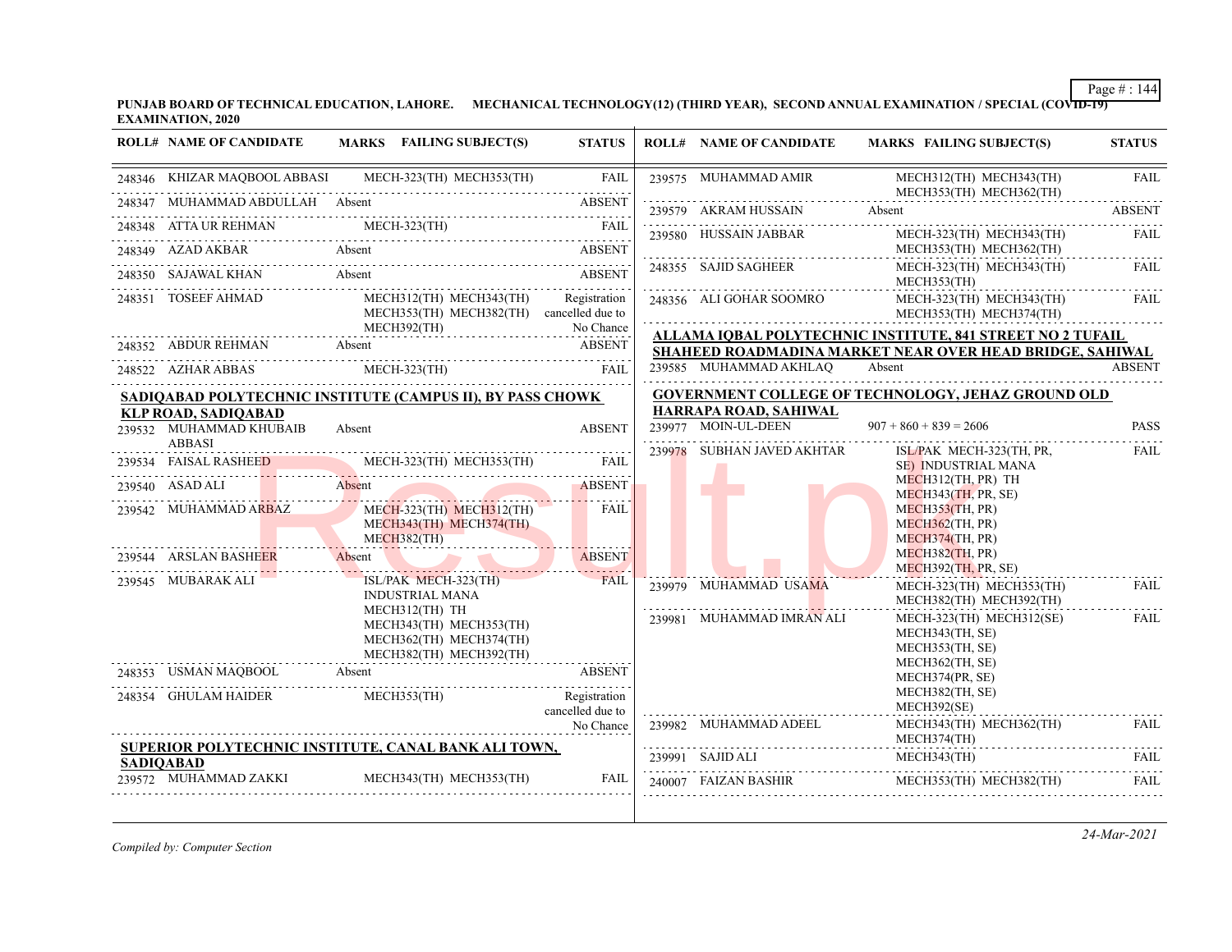PUNJAB BOARD OF TECHNICAL EDUCATION, LAHORE. MECHANICAL TECHNOLOGY(12) (THIRD YEAR), SECOND ANNUAL EXAMINATION / SPECIAL (COVID-19) EXAMINATION, 2020

| ROLL# | NAME OF CANDIDATE | MARKS | FAILING SUBJECT(S) | STATUS |
|---|---|---|---|---|
| 248346 | KHIZAR MAQBOOL ABBASI | | MECH-323(TH) MECH353(TH) | FAIL |
| 248347 | MUHAMMAD ABDULLAH | Absent | | ABSENT |
| 248348 | ATTA UR REHMAN | | MECH-323(TH) | FAIL |
| 248349 | AZAD AKBAR | Absent | | ABSENT |
| 248350 | SAJAWAL KHAN | Absent | | ABSENT |
| 248351 | TOSEEF AHMAD | | MECH312(TH) MECH343(TH) MECH353(TH) MECH382(TH) MECH392(TH) | Registration cancelled due to No Chance |
| 248352 | ABDUR REHMAN | Absent | | ABSENT |
| 248522 | AZHAR ABBAS | | MECH-323(TH) | FAIL |

**SADIQABAD POLYTECHNIC INSTITUTE (CAMPUS II), BY PASS CHOWK KLP ROAD, SADIQABAD**

| ROLL# | NAME OF CANDIDATE | MARKS | FAILING SUBJECT(S) | STATUS |
|---|---|---|---|---|
| 239532 | MUHAMMAD KHUBAIB ABBASI | Absent | | ABSENT |
| 239534 | FAISAL RASHEED | | MECH-323(TH) MECH353(TH) | FAIL |
| 239540 | ASAD ALI | Absent | | ABSENT |
| 239542 | MUHAMMAD ARBAZ | | MECH-323(TH) MECH312(TH) MECH343(TH) MECH374(TH) MECH382(TH) | FAIL |
| 239544 | ARSLAN BASHEER | Absent | | ABSENT |
| 239545 | MUBARAK ALI | | ISL/PAK MECH-323(TH) INDUSTRIAL MANA MECH312(TH) TH MECH343(TH) MECH353(TH) MECH362(TH) MECH374(TH) MECH382(TH) MECH392(TH) | FAIL |
| 248353 | USMAN MAQBOOL | Absent | | ABSENT |
| 248354 | GHULAM HAIDER | | MECH353(TH) | Registration cancelled due to No Chance |

**SUPERIOR POLYTECHNIC INSTITUTE, CANAL BANK ALI TOWN, SADIQABAD**

| ROLL# | NAME OF CANDIDATE | MARKS | FAILING SUBJECT(S) | STATUS |
|---|---|---|---|---|
| 239572 | MUHAMMAD ZAKKI | | MECH343(TH) MECH353(TH) | FAIL |
| 239575 | MUHAMMAD AMIR | | MECH312(TH) MECH343(TH) MECH353(TH) MECH362(TH) | FAIL |
| 239579 | AKRAM HUSSAIN | Absent | | ABSENT |
| 239580 | HUSSAIN JABBAR | | MECH-323(TH) MECH343(TH) MECH353(TH) MECH362(TH) | FAIL |
| 248355 | SAJID SAGHEER | | MECH-323(TH) MECH343(TH) MECH353(TH) | FAIL |
| 248356 | ALI GOHAR SOOMRO | | MECH-323(TH) MECH343(TH) MECH353(TH) MECH374(TH) | FAIL |

**ALLAMA IQBAL POLYTECHNIC INSTITUTE, 841 STREET NO 2 TUFAIL SHAHEED ROADMADINA MARKET NEAR OVER HEAD BRIDGE, SAHIWAL**

| ROLL# | NAME OF CANDIDATE | MARKS | FAILING SUBJECT(S) | STATUS |
|---|---|---|---|---|
| 239585 | MUHAMMAD AKHLAQ | Absent | | ABSENT |

**GOVERNMENT COLLEGE OF TECHNOLOGY, JEHAZ GROUND OLD HARRAPA ROAD, SAHIWAL**

| ROLL# | NAME OF CANDIDATE | MARKS | FAILING SUBJECT(S) | STATUS |
|---|---|---|---|---|
| 239977 | MOIN-UL-DEEN | 907 + 860 + 839 = 2606 | | PASS |
| 239978 | SUBHAN JAVED AKHTAR | | ISL/PAK MECH-323(TH, PR, SE) INDUSTRIAL MANA MECH312(TH, PR) TH MECH343(TH, PR, SE) MECH353(TH, PR) MECH362(TH, PR) MECH374(TH, PR) MECH382(TH, PR) MECH392(TH, PR, SE) | FAIL |
| 239979 | MUHAMMAD USAMA | | MECH-323(TH) MECH353(TH) MECH382(TH) MECH392(TH) | FAIL |
| 239981 | MUHAMMAD IMRAN ALI | | MECH-323(TH) MECH312(SE) MECH343(TH, SE) MECH353(TH, SE) MECH362(TH, SE) MECH374(PR, SE) MECH382(TH, SE) MECH392(SE) | FAIL |
| 239982 | MUHAMMAD ADEEL | | MECH343(TH) MECH362(TH) MECH374(TH) | FAIL |
| 239991 | SAJID ALI | | MECH343(TH) | FAIL |
| 240007 | FAIZAN BASHIR | | MECH353(TH) MECH382(TH) | FAIL |

*Compiled by: Computer Section*

24-Mar-2021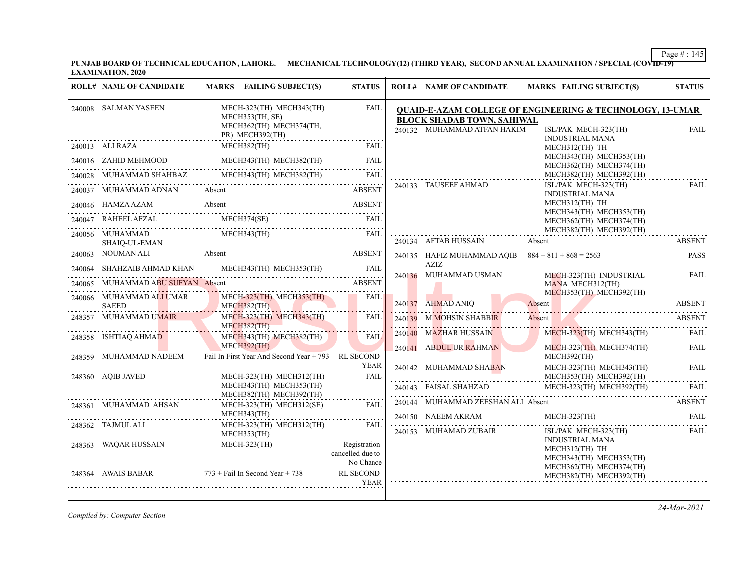**PUNJAB BOARD OF TECHNICAL EDUCATION, LAHORE. MECHANICAL TECHNOLOGY(12) (THIRD YEAR), SECOND ANNUAL EXAMINATION / SPECIAL (COVID-19) EXAMINATION, 2020**

| ROLL# | NAME OF CANDIDATE | MARKS FAILING SUBJECT(S) | STATUS |
|---|---|---|---|
| 240008 | SALMAN YASEEN | MECH-323(TH) MECH343(TH) MECH353(TH, SE) MECH362(TH) MECH374(TH, PR) MECH392(TH) | FAIL |
| 240013 | ALI RAZA | MECH382(TH) | FAIL |
| 240016 | ZAHID MEHMOOD | MECH343(TH) MECH382(TH) | FAIL |
| 240028 | MUHAMMAD SHAHBAZ | MECH343(TH) MECH382(TH) | FAIL |
| 240037 | MUHAMMAD ADNAN | Absent | ABSENT |
| 240046 | HAMZA AZAM | Absent | ABSENT |
| 240047 | RAHEEL AFZAL | MECH374(SE) | FAIL |
| 240056 | MUHAMMAD SHAIQ-UL-EMAN | MECH343(TH) | FAIL |
| 240063 | NOUMAN ALI | Absent | ABSENT |
| 240064 | SHAHZAIB AHMAD KHAN | MECH343(TH) MECH353(TH) | FAIL |
| 240065 | MUHAMMAD ABU SUFYAN | Absent | ABSENT |
| 240066 | MUHAMMAD ALI UMAR SAEED | MECH-323(TH) MECH353(TH) MECH382(TH) | FAIL |
| 248357 | MUHAMMAD UMAIR | MECH-323(TH) MECH343(TH) MECH382(TH) | FAIL |
| 248358 | ISHTIAQ AHMAD | MECH343(TH) MECH382(TH) MECH392(TH) | FAIL |
| 248359 | MUHAMMAD NADEEM | Fail In First Year And Second Year + 793 | RL SECOND YEAR |
| 248360 | AQIB JAVED | MECH-323(TH) MECH312(TH) MECH343(TH) MECH353(TH) MECH382(TH) MECH392(TH) | FAIL |
| 248361 | MUHAMMAD AHSAN | MECH-323(TH) MECH312(SE) MECH343(TH) | FAIL |
| 248362 | TAJMUL ALI | MECH-323(TH) MECH312(TH) MECH353(TH) | FAIL |
| 248363 | WAQAR HUSSAIN | MECH-323(TH) | Registration cancelled due to No Chance |
| 248364 | AWAIS BABAR | 773 + Fail In Second Year + 738 | RL SECOND YEAR |

**QUAID-E-AZAM COLLEGE OF ENGINEERING & TECHNOLOGY, 13-UMAR BLOCK SHADAB TOWN, SAHIWAL**

| ROLL# | NAME OF CANDIDATE | MARKS FAILING SUBJECT(S) | STATUS |
|---|---|---|---|
| 240132 | MUHAMMAD ATFAN HAKIM | ISL/PAK MECH-323(TH) INDUSTRIAL MANA MECH312(TH) TH MECH343(TH) MECH353(TH) MECH362(TH) MECH374(TH) MECH382(TH) MECH392(TH) | FAIL |
| 240133 | TAUSEEF AHMAD | ISL/PAK MECH-323(TH) INDUSTRIAL MANA MECH312(TH) TH MECH343(TH) MECH353(TH) MECH362(TH) MECH374(TH) MECH382(TH) MECH392(TH) | FAIL |
| 240134 | AFTAB HUSSAIN | Absent | ABSENT |
| 240135 | HAFIZ MUHAMMAD AQIB AZIZ | 884 + 811 + 868 = 2563 | PASS |
| 240136 | MUHAMMAD USMAN | MECH-323(TH) INDUSTRIAL MANA MECH312(TH) MECH353(TH) MECH392(TH) | FAIL |
| 240137 | AHMAD ANIQ | Absent | ABSENT |
| 240139 | M.MOHSIN SHABBIR | Absent | ABSENT |
| 240140 | MAZHAR HUSSAIN | MECH-323(TH) MECH343(TH) | FAIL |
| 240141 | ABDUL UR RAHMAN | MECH-323(TH) MECH374(TH) MECH392(TH) | FAIL |
| 240142 | MUHAMMAD SHABAN | MECH-323(TH) MECH343(TH) MECH353(TH) MECH392(TH) | FAIL |
| 240143 | FAISAL SHAHZAD | MECH-323(TH) MECH392(TH) | FAIL |
| 240144 | MUHAMMAD ZEESHAN ALI | Absent | ABSENT |
| 240150 | NAEEM AKRAM | MECH-323(TH) | FAIL |
| 240153 | MUHAMAD ZUBAIR | ISL/PAK MECH-323(TH) INDUSTRIAL MANA MECH312(TH) TH MECH343(TH) MECH353(TH) MECH362(TH) MECH374(TH) MECH382(TH) MECH392(TH) | FAIL |

*Compiled by: Computer Section*

*24-Mar-2021*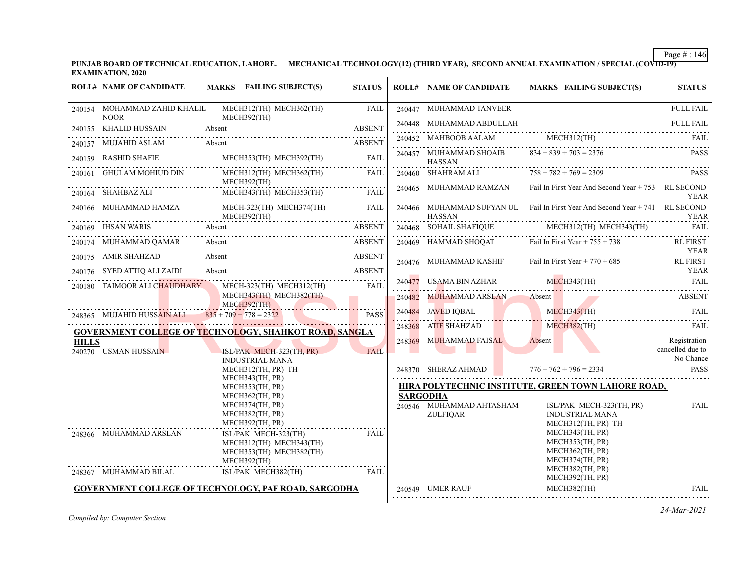**PUNJAB BOARD OF TECHNICAL EDUCATION, LAHORE. MECHANICAL TECHNOLOGY(12) (THIRD YEAR), SECOND ANNUAL EXAMINATION / SPECIAL (COVID-19) EXAMINATION, 2020**

| ROLL# | NAME OF CANDIDATE | MARKS | FAILING SUBJECT(S) | STATUS |
|---|---|---|---|---|
| 240154 | MOHAMMAD ZAHID KHALIL NOOR | | MECH312(TH) MECH362(TH) MECH392(TH) | FAIL |
| 240155 | KHALID HUSSAIN | Absent | | ABSENT |
| 240157 | MUJAHID ASLAM | Absent | | ABSENT |
| 240159 | RASHID SHAFIE | | MECH353(TH) MECH392(TH) | FAIL |
| 240161 | GHULAM MOHIUD DIN | | MECH312(TH) MECH362(TH) MECH392(TH) | FAIL |
| 240164 | SHAHBAZ ALI | | MECH343(TH) MECH353(TH) | FAIL |
| 240166 | MUHAMMAD HAMZA | | MECH-323(TH) MECH374(TH) MECH392(TH) | FAIL |
| 240169 | IHSAN WARIS | Absent | | ABSENT |
| 240174 | MUHAMMAD QAMAR | Absent | | ABSENT |
| 240175 | AMIR SHAHZAD | Absent | | ABSENT |
| 240176 | SYED ATTIQ ALI ZAIDI | Absent | | ABSENT |
| 240180 | TAIMOOR ALI CHAUDHARY | | MECH-323(TH) MECH312(TH) MECH343(TH) MECH382(TH) MECH392(TH) | FAIL |
| 248365 | MUJAHID HUSSAIN ALI | 835 + 709 + 778 = 2322 | | PASS |

**GOVERNMENT COLLEGE OF TECHNOLOGY, SHAHKOT ROAD, SANGLA HILLS**

| ROLL# | NAME OF CANDIDATE | MARKS | FAILING SUBJECT(S) | STATUS |
|---|---|---|---|---|
| 240270 | USMAN HUSSAIN | | ISL/PAK MECH-323(TH, PR) INDUSTRIAL MANA MECH312(TH, PR) TH MECH343(TH, PR) MECH353(TH, PR) MECH362(TH, PR) MECH374(TH, PR) MECH382(TH, PR) MECH392(TH, PR) | FAIL |
| 248366 | MUHAMMAD ARSLAN | | ISL/PAK MECH-323(TH) MECH312(TH) MECH343(TH) MECH353(TH) MECH382(TH) MECH392(TH) | FAIL |
| 248367 | MUHAMMAD BILAL | | ISL/PAK MECH382(TH) | FAIL |

**GOVERNMENT COLLEGE OF TECHNOLOGY, PAF ROAD, SARGODHA**

| ROLL# | NAME OF CANDIDATE | MARKS | FAILING SUBJECT(S) | STATUS |
|---|---|---|---|---|
| 240447 | MUHAMMAD TANVEER | | | FULL FAIL |
| 240448 | MUHAMMAD ABDULLAH | | | FULL FAIL |
| 240452 | MAHBOOB AALAM | | MECH312(TH) | FAIL |
| 240457 | MUHAMMAD SHOAIB HASSAN | 834 + 839 + 703 = 2376 | | PASS |
| 240460 | SHAHRAM ALI | 758 + 782 + 769 = 2309 | | PASS |
| 240465 | MUHAMMAD RAMZAN | Fail In First Year And Second Year + 753 | | RL SECOND YEAR |
| 240466 | MUHAMMAD SUFYAN UL HASSAN | Fail In First Year And Second Year + 741 | | RL SECOND YEAR |
| 240468 | SOHAIL SHAFIQUE | | MECH312(TH) MECH343(TH) | FAIL |
| 240469 | HAMMAD SHOQAT | Fail In First Year + 755 + 738 | | RL FIRST YEAR |
| 240476 | MUHAMMAD KASHIF | Fail In First Year + 770 + 685 | | RL FIRST YEAR |
| 240477 | USAMA BIN AZHAR | | MECH343(TH) | FAIL |
| 240482 | MUHAMMAD ARSLAN | Absent | | ABSENT |
| 240484 | JAVED IQBAL | | MECH343(TH) | FAIL |
| 248368 | ATIF SHAHZAD | | MECH382(TH) | FAIL |
| 248369 | MUHAMMAD FAISAL | Absent | | Registration cancelled due to No Chance |
| 248370 | SHERAZ AHMAD | 776 + 762 + 796 = 2334 | | PASS |

**HIRA POLYTECHNIC INSTITUTE, GREEN TOWN LAHORE ROAD, SARGODHA**

| ROLL# | NAME OF CANDIDATE | MARKS | FAILING SUBJECT(S) | STATUS |
|---|---|---|---|---|
| 240546 | MUHAMMAD AHTASHAM ZULFIQAR | | ISL/PAK MECH-323(TH, PR) INDUSTRIAL MANA MECH312(TH, PR) TH MECH343(TH, PR) MECH353(TH, PR) MECH362(TH, PR) MECH374(TH, PR) MECH382(TH, PR) MECH392(TH, PR) | FAIL |
| 240549 | UMER RAUF | | MECH382(TH) | FAIL |

*Compiled by: Computer Section*

*24-Mar-2021*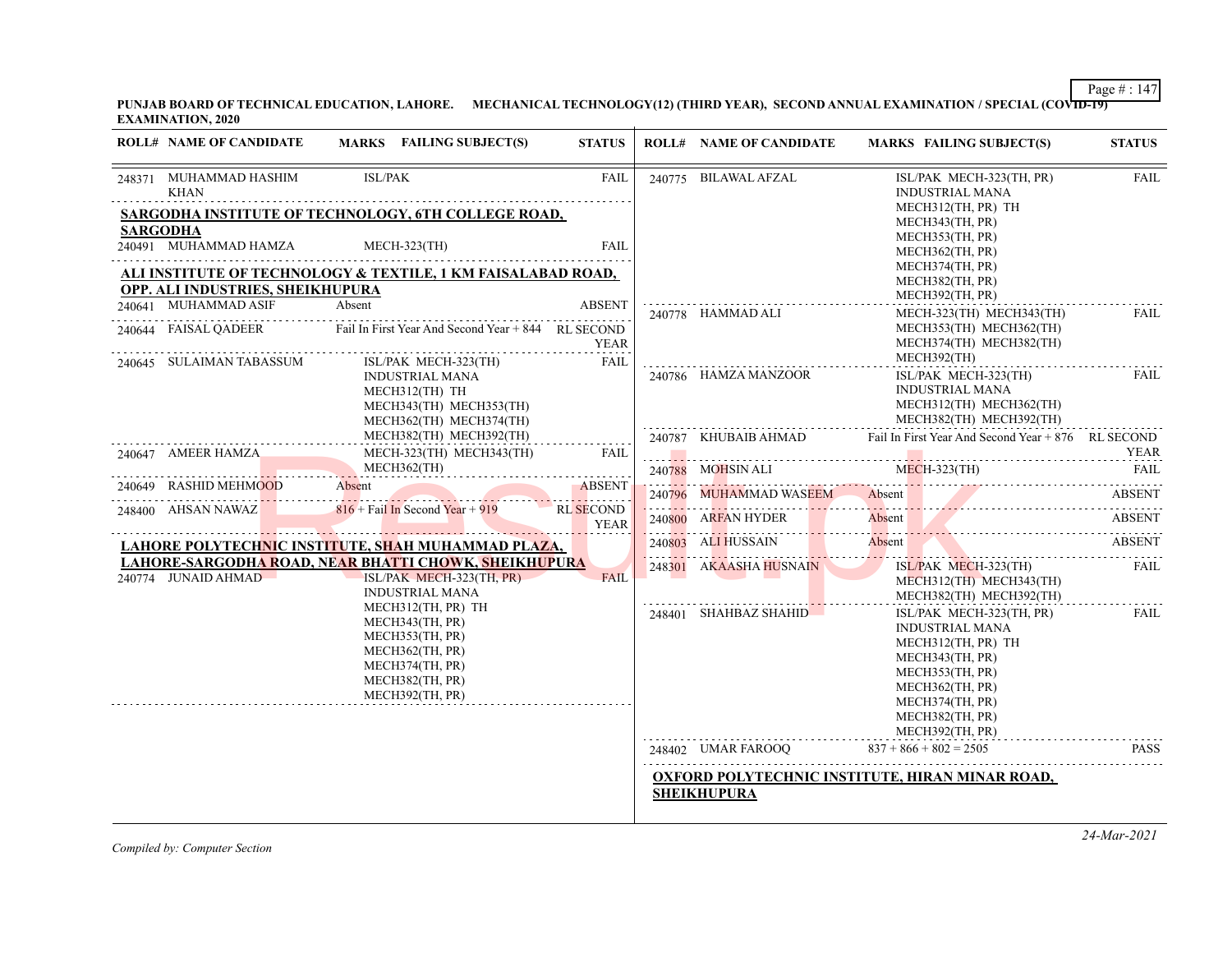**PUNJAB BOARD OF TECHNICAL EDUCATION, LAHORE. MECHANICAL TECHNOLOGY(12) (THIRD YEAR), SECOND ANNUAL EXAMINATION / SPECIAL (COVID-19) EXAMINATION, 2020**

| ROLL# | NAME OF CANDIDATE | MARKS FAILING SUBJECT(S) | STATUS |
|---|---|---|---|
| 248371 | MUHAMMAD HASHIM KHAN | ISL/PAK | FAIL |

**SARGODHA INSTITUTE OF TECHNOLOGY, 6TH COLLEGE ROAD, SARGODHA**

| ROLL# | NAME OF CANDIDATE | MARKS FAILING SUBJECT(S) | STATUS |
|---|---|---|---|
| 240491 | MUHAMMAD HAMZA | MECH-323(TH) | FAIL |

**ALI INSTITUTE OF TECHNOLOGY & TEXTILE, 1 KM FAISALABAD ROAD, OPP. ALI INDUSTRIES, SHEIKHUPURA**

| ROLL# | NAME OF CANDIDATE | MARKS FAILING SUBJECT(S) | STATUS |
|---|---|---|---|
| 240641 | MUHAMMAD ASIF | Absent | ABSENT |
| 240644 | FAISAL QADEER | Fail In First Year And Second Year + 844 | RL SECOND YEAR |
| 240645 | SULAIMAN TABASSUM | ISL/PAK MECH-323(TH) INDUSTRIAL MANA MECH312(TH) TH MECH343(TH) MECH353(TH) MECH362(TH) MECH374(TH) MECH382(TH) MECH392(TH) | FAIL |
| 240647 | AMEER HAMZA | MECH-323(TH) MECH343(TH) MECH362(TH) | FAIL |
| 240649 | RASHID MEHMOOD | Absent | ABSENT |
| 248400 | AHSAN NAWAZ | 816 + Fail In Second Year + 919 | RL SECOND YEAR |

**LAHORE POLYTECHNIC INSTITUTE, SHAH MUHAMMAD PLAZA, LAHORE-SARGODHA ROAD, NEAR BHATTI CHOWK, SHEIKHUPURA**

| ROLL# | NAME OF CANDIDATE | MARKS FAILING SUBJECT(S) | STATUS |
|---|---|---|---|
| 240774 | JUNAID AHMAD | ISL/PAK MECH-323(TH, PR) INDUSTRIAL MANA MECH312(TH, PR) TH MECH343(TH, PR) MECH353(TH, PR) MECH362(TH, PR) MECH374(TH, PR) MECH382(TH, PR) MECH392(TH, PR) | FAIL |
| 240775 | BILAWAL AFZAL | ISL/PAK MECH-323(TH, PR) INDUSTRIAL MANA MECH312(TH, PR) TH MECH343(TH, PR) MECH353(TH, PR) MECH362(TH, PR) MECH374(TH, PR) MECH382(TH, PR) MECH392(TH, PR) | FAIL |
| 240778 | HAMMAD ALI | MECH-323(TH) MECH343(TH) MECH353(TH) MECH362(TH) MECH374(TH) MECH382(TH) MECH392(TH) | FAIL |
| 240786 | HAMZA MANZOOR | ISL/PAK MECH-323(TH) INDUSTRIAL MANA MECH312(TH) MECH362(TH) MECH382(TH) MECH392(TH) | FAIL |
| 240787 | KHUBAIB AHMAD | Fail In First Year And Second Year + 876 | RL SECOND YEAR |
| 240788 | MOHSIN ALI | MECH-323(TH) | FAIL |
| 240796 | MUHAMMAD WASEEM | Absent | ABSENT |
| 240800 | ARFAN HYDER | Absent | ABSENT |
| 240803 | ALI HUSSAIN | Absent | ABSENT |
| 248301 | AKAASHA HUSNAIN | ISL/PAK MECH-323(TH) MECH312(TH) MECH343(TH) MECH382(TH) MECH392(TH) | FAIL |
| 248401 | SHAHBAZ SHAHID | ISL/PAK MECH-323(TH, PR) INDUSTRIAL MANA MECH312(TH, PR) TH MECH343(TH, PR) MECH353(TH, PR) MECH362(TH, PR) MECH374(TH, PR) MECH382(TH, PR) MECH392(TH, PR) | FAIL |
| 248402 | UMAR FAROOQ | 837 + 866 + 802 = 2505 | PASS |

**OXFORD POLYTECHNIC INSTITUTE, HIRAN MINAR ROAD, SHEIKHUPURA**

*Compiled by: Computer Section*

*24-Mar-2021*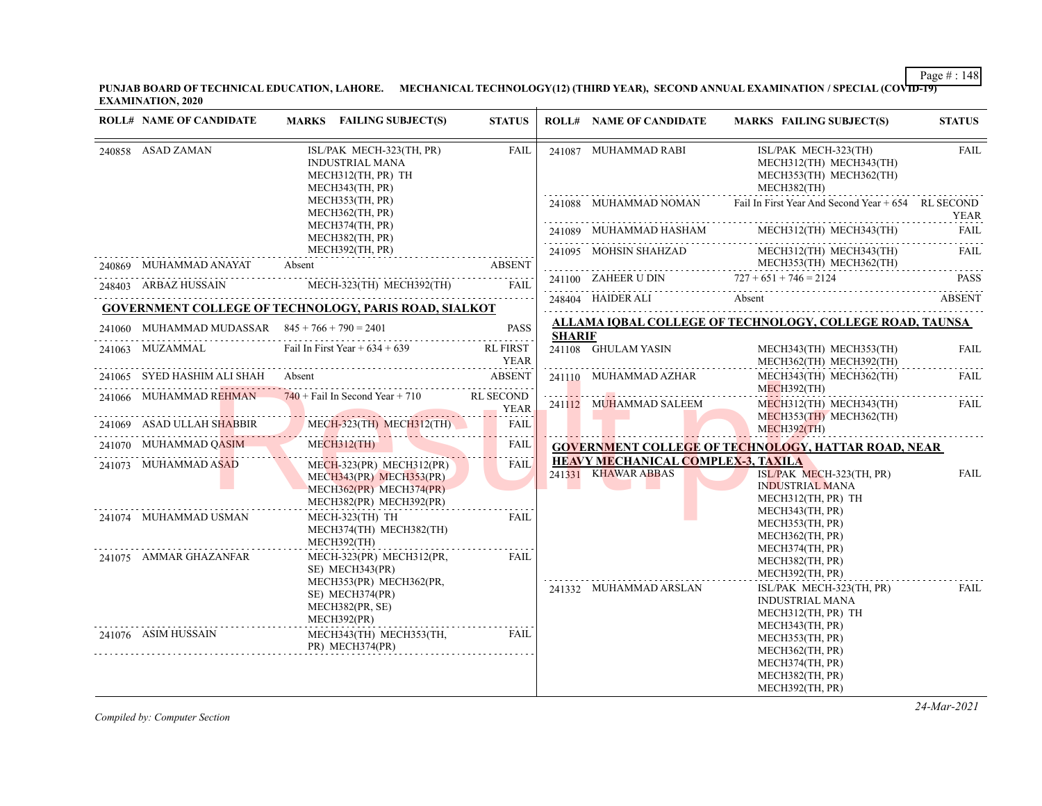**PUNJAB BOARD OF TECHNICAL EDUCATION, LAHORE. MECHANICAL TECHNOLOGY(12) (THIRD YEAR), SECOND ANNUAL EXAMINATION / SPECIAL (COVID-19) EXAMINATION, 2020**

| ROLL# | NAME OF CANDIDATE | MARKS FAILING SUBJECT(S) | STATUS |
|---|---|---|---|
| 240858 | ASAD ZAMAN | ISL/PAK MECH-323(TH, PR) INDUSTRIAL MANA MECH312(TH, PR) TH MECH343(TH, PR) MECH353(TH, PR) MECH362(TH, PR) MECH374(TH, PR) MECH382(TH, PR) MECH392(TH, PR) | FAIL |
| 240869 | MUHAMMAD ANAYAT | Absent | ABSENT |
| 248403 | ARBAZ HUSSAIN | MECH-323(TH) MECH392(TH) | FAIL |

**GOVERNMENT COLLEGE OF TECHNOLOGY, PARIS ROAD, SIALKOT**

| ROLL# | NAME OF CANDIDATE | MARKS FAILING SUBJECT(S) | STATUS |
|---|---|---|---|
| 241060 | MUHAMMAD MUDASSAR | 845 + 766 + 790 = 2401 | PASS |
| 241063 | MUZAMMAL | Fail In First Year + 634 + 639 | RL FIRST YEAR |
| 241065 | SYED HASHIM ALI SHAH | Absent | ABSENT |
| 241066 | MUHAMMAD REHMAN | 740 + Fail In Second Year + 710 | RL SECOND YEAR |
| 241069 | ASAD ULLAH SHABBIR | MECH-323(TH) MECH312(TH) | FAIL |
| 241070 | MUHAMMAD QASIM | MECH312(TH) | FAIL |
| 241073 | MUHAMMAD ASAD | MECH-323(PR) MECH312(PR) MECH343(PR) MECH353(PR) MECH362(PR) MECH374(PR) MECH382(PR) MECH392(PR) | FAIL |
| 241074 | MUHAMMAD USMAN | MECH-323(TH) TH MECH374(TH) MECH382(TH) MECH392(TH) | FAIL |
| 241075 | AMMAR GHAZANFAR | MECH-323(PR) MECH312(PR, SE) MECH343(PR) MECH353(PR) MECH362(PR, SE) MECH374(PR) MECH382(PR, SE) MECH392(PR) | FAIL |
| 241076 | ASIM HUSSAIN | MECH343(TH) MECH353(TH, PR) MECH374(PR) | FAIL |
| 241087 | MUHAMMAD RABI | ISL/PAK MECH-323(TH) MECH312(TH) MECH343(TH) MECH353(TH) MECH362(TH) MECH382(TH) | FAIL |
| 241088 | MUHAMMAD NOMAN | Fail In First Year And Second Year + 654 | RL SECOND YEAR |
| 241089 | MUHAMMAD HASHAM | MECH312(TH) MECH343(TH) | FAIL |
| 241095 | MOHSIN SHAHZAD | MECH312(TH) MECH343(TH) MECH353(TH) MECH362(TH) | FAIL |
| 241100 | ZAHEER U DIN | 727 + 651 + 746 = 2124 | PASS |
| 248404 | HAIDER ALI | Absent | ABSENT |

**ALLAMA IQBAL COLLEGE OF TECHNOLOGY, COLLEGE ROAD, TAUNSA SHARIF**

| ROLL# | NAME OF CANDIDATE | MARKS FAILING SUBJECT(S) | STATUS |
|---|---|---|---|
| 241108 | GHULAM YASIN | MECH343(TH) MECH353(TH) MECH362(TH) MECH392(TH) | FAIL |
| 241110 | MUHAMMAD AZHAR | MECH343(TH) MECH362(TH) MECH392(TH) | FAIL |
| 241112 | MUHAMMAD SALEEM | MECH312(TH) MECH343(TH) MECH353(TH) MECH362(TH) MECH392(TH) | FAIL |

**GOVERNMENT COLLEGE OF TECHNOLOGY, HATTAR ROAD, NEAR HEAVY MECHANICAL COMPLEX-3, TAXILA**

| ROLL# | NAME OF CANDIDATE | MARKS FAILING SUBJECT(S) | STATUS |
|---|---|---|---|
| 241331 | KHAWAR ABBAS | ISL/PAK MECH-323(TH, PR) INDUSTRIAL MANA MECH312(TH, PR) TH MECH343(TH, PR) MECH353(TH, PR) MECH362(TH, PR) MECH374(TH, PR) MECH382(TH, PR) MECH392(TH, PR) | FAIL |
| 241332 | MUHAMMAD ARSLAN | ISL/PAK MECH-323(TH, PR) INDUSTRIAL MANA MECH312(TH, PR) TH MECH343(TH, PR) MECH353(TH, PR) MECH362(TH, PR) MECH374(TH, PR) MECH382(TH, PR) MECH392(TH, PR) | FAIL |

*Compiled by: Computer Section*

*24-Mar-2021*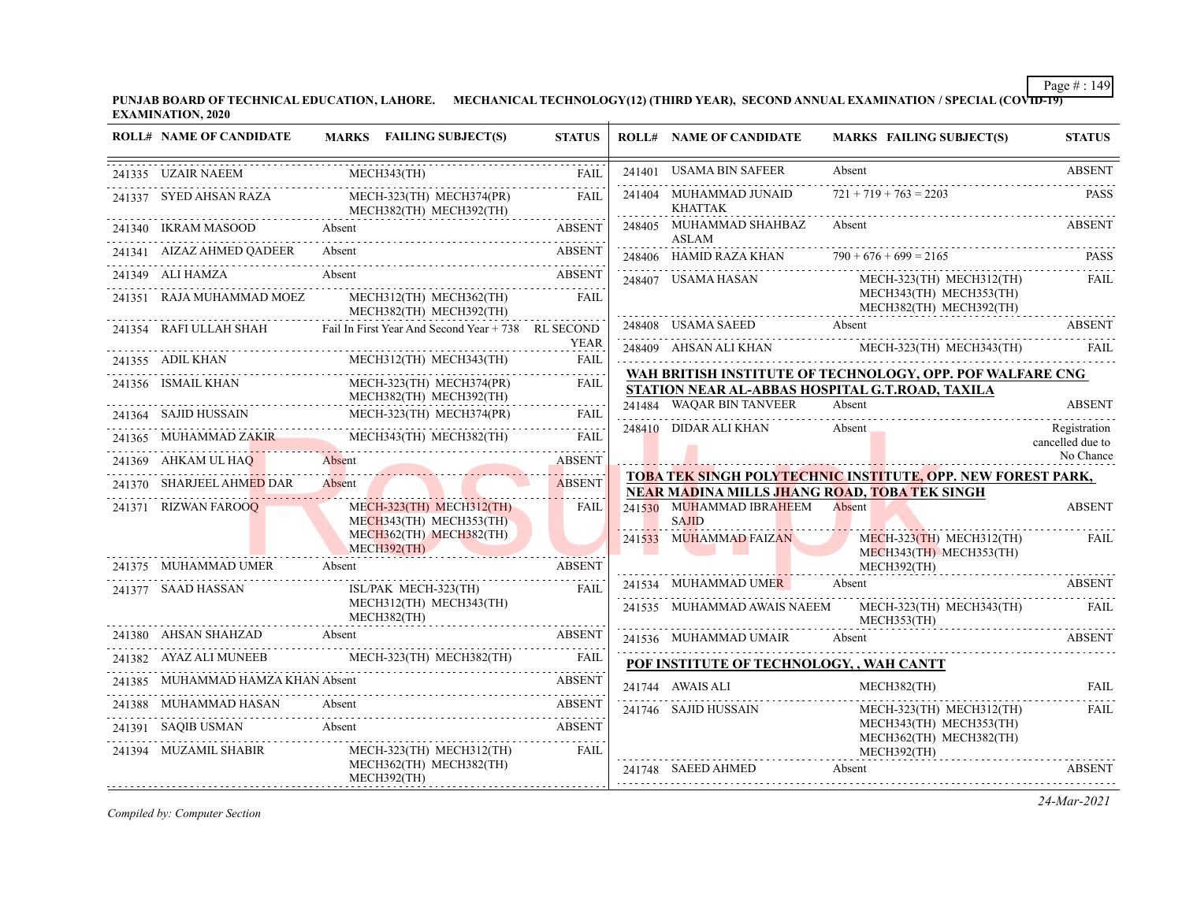**PUNJAB BOARD OF TECHNICAL EDUCATION, LAHORE. MECHANICAL TECHNOLOGY(12) (THIRD YEAR), SECOND ANNUAL EXAMINATION / SPECIAL (COVID-19) EXAMINATION, 2020**

| ROLL# | NAME OF CANDIDATE | MARKS FAILING SUBJECT(S) | STATUS |
|---|---|---|---|
| 241335 | UZAIR NAEEM | MECH343(TH) | FAIL |
| 241337 | SYED AHSAN RAZA | MECH-323(TH) MECH374(PR) MECH382(TH) MECH392(TH) | FAIL |
| 241340 | IKRAM MASOOD | Absent | ABSENT |
| 241341 | AIZAZ AHMED QADEER | Absent | ABSENT |
| 241349 | ALI HAMZA | Absent | ABSENT |
| 241351 | RAJA MUHAMMAD MOEZ | MECH312(TH) MECH362(TH) MECH382(TH) MECH392(TH) | FAIL |
| 241354 | RAFI ULLAH SHAH | Fail In First Year And Second Year + 738 | RL SECOND YEAR |
| 241355 | ADIL KHAN | MECH312(TH) MECH343(TH) | FAIL |
| 241356 | ISMAIL KHAN | MECH-323(TH) MECH374(PR) MECH382(TH) MECH392(TH) | FAIL |
| 241364 | SAJID HUSSAIN | MECH-323(TH) MECH374(PR) | FAIL |
| 241365 | MUHAMMAD ZAKIR | MECH343(TH) MECH382(TH) | FAIL |
| 241369 | AHKAM UL HAQ | Absent | ABSENT |
| 241370 | SHARJEEL AHMED DAR | Absent | ABSENT |
| 241371 | RIZWAN FAROOQ | MECH-323(TH) MECH312(TH) MECH343(TH) MECH353(TH) MECH362(TH) MECH382(TH) MECH392(TH) | FAIL |
| 241375 | MUHAMMAD UMER | Absent | ABSENT |
| 241377 | SAAD HASSAN | ISL/PAK MECH-323(TH) MECH312(TH) MECH343(TH) MECH382(TH) | FAIL |
| 241380 | AHSAN SHAHZAD | Absent | ABSENT |
| 241382 | AYAZ ALI MUNEEB | MECH-323(TH) MECH382(TH) | FAIL |
| 241385 | MUHAMMAD HAMZA KHAN | Absent | ABSENT |
| 241388 | MUHAMMAD HASAN | Absent | ABSENT |
| 241391 | SAQIB USMAN | Absent | ABSENT |
| 241394 | MUZAMIL SHABIR | MECH-323(TH) MECH312(TH) MECH362(TH) MECH382(TH) MECH392(TH) | FAIL |
| 241401 | USAMA BIN SAFEER | Absent | ABSENT |
| 241404 | MUHAMMAD JUNAID KHATTAK | 721 + 719 + 763 = 2203 | PASS |
| 248405 | MUHAMMAD SHAHBAZ ASLAM | Absent | ABSENT |
| 248406 | HAMID RAZA KHAN | 790 + 676 + 699 = 2165 | PASS |
| 248407 | USAMA HASAN | MECH-323(TH) MECH312(TH) MECH343(TH) MECH353(TH) MECH382(TH) MECH392(TH) | FAIL |
| 248408 | USAMA SAEED | Absent | ABSENT |
| 248409 | AHSAN ALI KHAN | MECH-323(TH) MECH343(TH) | FAIL |

**WAH BRITISH INSTITUTE OF TECHNOLOGY, OPP. POF WALFARE CNG STATION NEAR AL-ABBAS HOSPITAL G.T.ROAD, TAXILA**

| ROLL# | NAME OF CANDIDATE | MARKS FAILING SUBJECT(S) | STATUS |
|---|---|---|---|
| 241484 | WAQAR BIN TANVEER | Absent | ABSENT |
| 248410 | DIDAR ALI KHAN | Absent | Registration cancelled due to No Chance |

**TOBA TEK SINGH POLYTECHNIC INSTITUTE, OPP. NEW FOREST PARK, NEAR MADINA MILLS JHANG ROAD, TOBA TEK SINGH**

| ROLL# | NAME OF CANDIDATE | MARKS FAILING SUBJECT(S) | STATUS |
|---|---|---|---|
| 241530 | MUHAMMAD IBRAHEEM SAJID | Absent | ABSENT |
| 241533 | MUHAMMAD FAIZAN | MECH-323(TH) MECH312(TH) MECH343(TH) MECH353(TH) MECH392(TH) | FAIL |
| 241534 | MUHAMMAD UMER | Absent | ABSENT |
| 241535 | MUHAMMAD AWAIS NAEEM | MECH-323(TH) MECH343(TH) MECH353(TH) | FAIL |
| 241536 | MUHAMMAD UMAIR | Absent | ABSENT |

**POF INSTITUTE OF TECHNOLOGY, , WAH CANTT**

| ROLL# | NAME OF CANDIDATE | MARKS FAILING SUBJECT(S) | STATUS |
|---|---|---|---|
| 241744 | AWAIS ALI | MECH382(TH) | FAIL |
| 241746 | SAJID HUSSAIN | MECH-323(TH) MECH312(TH) MECH343(TH) MECH353(TH) MECH362(TH) MECH382(TH) MECH392(TH) | FAIL |
| 241748 | SAEED AHMED | Absent | ABSENT |

*Compiled by: Computer Section*

*24-Mar-2021*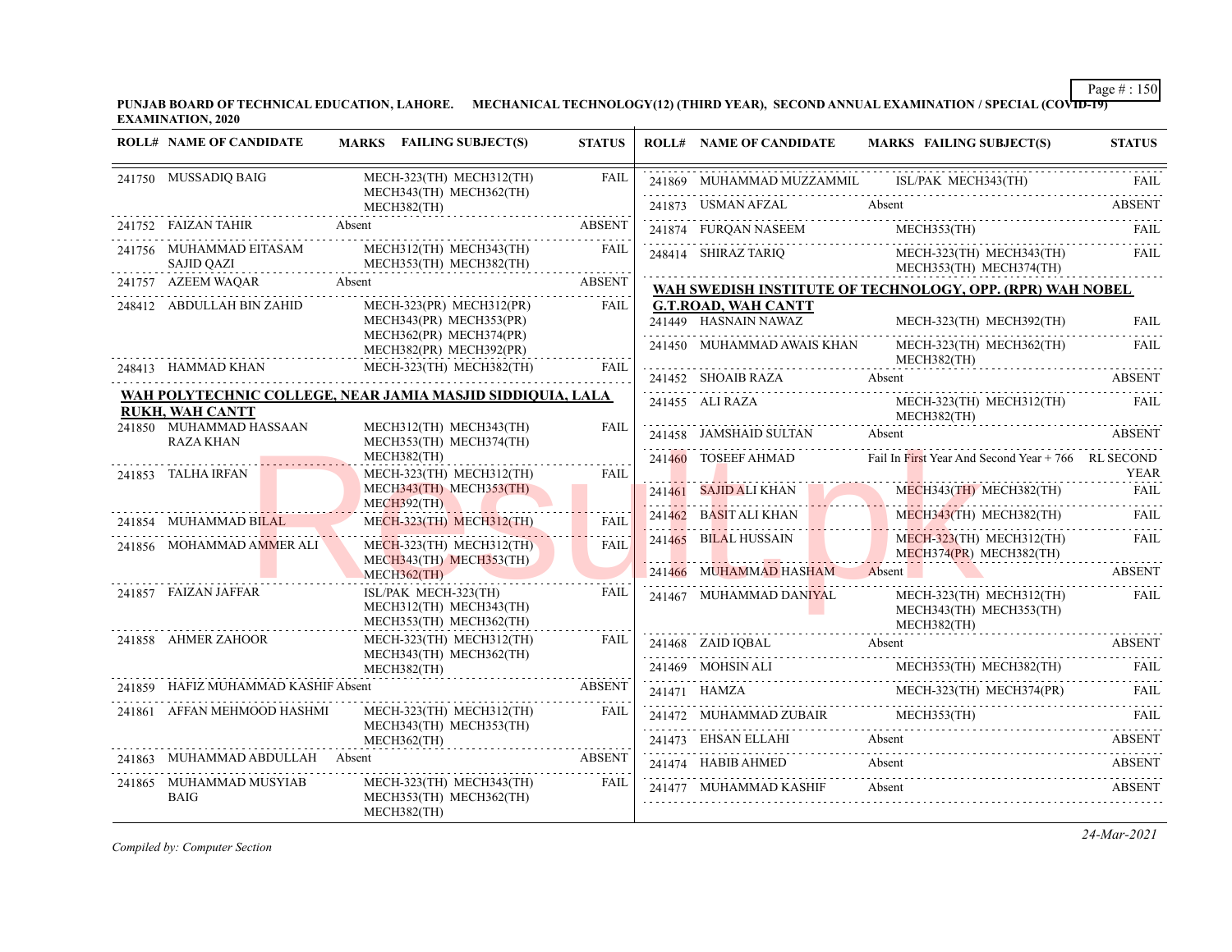PUNJAB BOARD OF TECHNICAL EDUCATION, LAHORE. MECHANICAL TECHNOLOGY(12) (THIRD YEAR), SECOND ANNUAL EXAMINATION / SPECIAL (COVID-19) EXAMINATION, 2020

| ROLL# | NAME OF CANDIDATE | MARKS | FAILING SUBJECT(S) | STATUS |
|---|---|---|---|---|
| 241750 | MUSSADIQ BAIG | | MECH-323(TH) MECH312(TH) MECH343(TH) MECH362(TH) MECH382(TH) | FAIL |
| 241752 | FAIZAN TAHIR | Absent | | ABSENT |
| 241756 | MUHAMMAD EITASAM SAJID QAZI | | MECH312(TH) MECH343(TH) MECH353(TH) MECH382(TH) | FAIL |
| 241757 | AZEEM WAQAR | Absent | | ABSENT |
| 248412 | ABDULLAH BIN ZAHID | | MECH-323(PR) MECH312(PR) MECH343(PR) MECH353(PR) MECH362(PR) MECH374(PR) MECH382(PR) MECH392(PR) | FAIL |
| 248413 | HAMMAD KHAN | | MECH-323(TH) MECH382(TH) | FAIL |

**WAH POLYTECHNIC COLLEGE, NEAR JAMIA MASJID SIDDIQUIA, LALA RUKH, WAH CANTT**

| ROLL# | NAME OF CANDIDATE | MARKS | FAILING SUBJECT(S) | STATUS |
|---|---|---|---|---|
| 241850 | MUHAMMAD HASSAAN RAZA KHAN | | MECH312(TH) MECH343(TH) MECH353(TH) MECH374(TH) MECH382(TH) | FAIL |
| 241853 | TALHA IRFAN | | MECH-323(TH) MECH312(TH) MECH343(TH) MECH353(TH) MECH392(TH) | FAIL |
| 241854 | MUHAMMAD BILAL | | MECH-323(TH) MECH312(TH) | FAIL |
| 241856 | MOHAMMAD AMMER ALI | | MECH-323(TH) MECH312(TH) MECH343(TH) MECH353(TH) MECH362(TH) | FAIL |
| 241857 | FAIZAN JAFFAR | | ISL/PAK MECH-323(TH) MECH312(TH) MECH343(TH) MECH353(TH) MECH362(TH) | FAIL |
| 241858 | AHMER ZAHOOR | | MECH-323(TH) MECH312(TH) MECH343(TH) MECH362(TH) MECH382(TH) | FAIL |
| 241859 | HAFIZ MUHAMMAD KASHIF | Absent | | ABSENT |
| 241861 | AFFAN MEHMOOD HASHMI | | MECH-323(TH) MECH312(TH) MECH343(TH) MECH353(TH) MECH362(TH) | FAIL |
| 241863 | MUHAMMAD ABDULLAH | Absent | | ABSENT |
| 241865 | MUHAMMAD MUSYIAB BAIG | | MECH-323(TH) MECH343(TH) MECH353(TH) MECH362(TH) MECH382(TH) | FAIL |
| 241869 | MUHAMMAD MUZZAMMIL | | ISL/PAK MECH343(TH) | FAIL |
| 241873 | USMAN AFZAL | Absent | | ABSENT |
| 241874 | FURQAN NASEEM | | MECH353(TH) | FAIL |
| 248414 | SHIRAZ TARIQ | | MECH-323(TH) MECH343(TH) MECH353(TH) MECH374(TH) | FAIL |

**WAH SWEDISH INSTITUTE OF TECHNOLOGY, OPP. (RPR) WAH NOBEL G.T.ROAD, WAH CANTT**

| ROLL# | NAME OF CANDIDATE | MARKS | FAILING SUBJECT(S) | STATUS |
|---|---|---|---|---|
| 241449 | HASNAIN NAWAZ | | MECH-323(TH) MECH392(TH) | FAIL |
| 241450 | MUHAMMAD AWAIS KHAN | | MECH-323(TH) MECH362(TH) MECH382(TH) | FAIL |
| 241452 | SHOAIB RAZA | Absent | | ABSENT |
| 241455 | ALI RAZA | | MECH-323(TH) MECH312(TH) MECH382(TH) | FAIL |
| 241458 | JAMSHAID SULTAN | Absent | | ABSENT |
| 241460 | TOSEEF AHMAD | Fail In First Year And Second Year + 766 | | RL SECOND YEAR |
| 241461 | SAJID ALI KHAN | | MECH343(TH) MECH382(TH) | FAIL |
| 241462 | BASIT ALI KHAN | | MECH343(TH) MECH382(TH) | FAIL |
| 241465 | BILAL HUSSAIN | | MECH-323(TH) MECH312(TH) MECH374(PR) MECH382(TH) | FAIL |
| 241466 | MUHAMMAD HASHAM | Absent | | ABSENT |
| 241467 | MUHAMMAD DANIYAL | | MECH-323(TH) MECH312(TH) MECH343(TH) MECH353(TH) MECH382(TH) | FAIL |
| 241468 | ZAID IQBAL | Absent | | ABSENT |
| 241469 | MOHSIN ALI | | MECH353(TH) MECH382(TH) | FAIL |
| 241471 | HAMZA | | MECH-323(TH) MECH374(PR) | FAIL |
| 241472 | MUHAMMAD ZUBAIR | | MECH353(TH) | FAIL |
| 241473 | EHSAN ELLAHI | Absent | | ABSENT |
| 241474 | HABIB AHMED | Absent | | ABSENT |
| 241477 | MUHAMMAD KASHIF | Absent | | ABSENT |

*Compiled by: Computer Section*

*24-Mar-2021*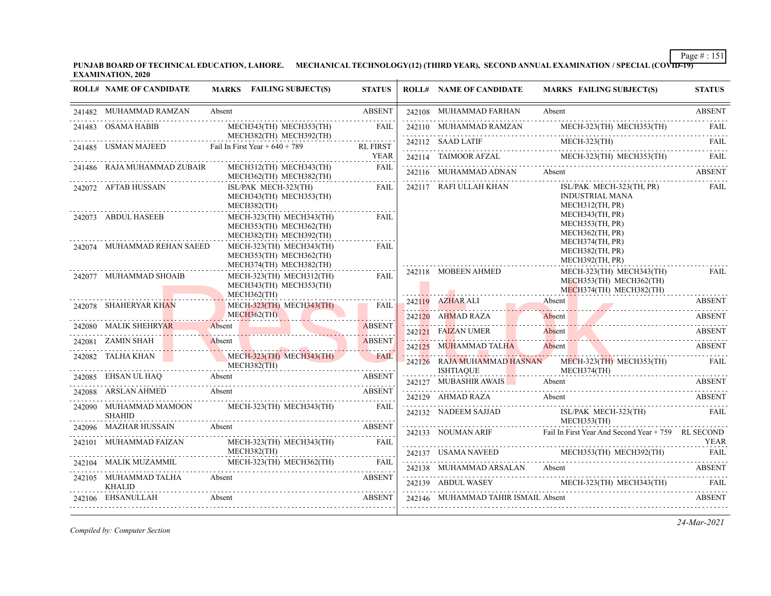**PUNJAB BOARD OF TECHNICAL EDUCATION, LAHORE. MECHANICAL TECHNOLOGY(12) (THIRD YEAR), SECOND ANNUAL EXAMINATION / SPECIAL (COVID-19) EXAMINATION, 2020**

| ROLL# | NAME OF CANDIDATE | MARKS | FAILING SUBJECT(S) | STATUS |
|---|---|---|---|---|
| 241482 | MUHAMMAD RAMZAN | Absent | | ABSENT |
| 241483 | OSAMA HABIB | | MECH343(TH) MECH353(TH) MECH382(TH) MECH392(TH) | FAIL |
| 241485 | USMAN MAJEED | Fail In First Year + 640 + 789 | | RL FIRST YEAR |
| 241486 | RAJA MUHAMMAD ZUBAIR | | MECH312(TH) MECH343(TH) MECH362(TH) MECH382(TH) | FAIL |
| 242072 | AFTAB HUSSAIN | | ISL/PAK MECH-323(TH) MECH343(TH) MECH353(TH) MECH382(TH) | FAIL |
| 242073 | ABDUL HASEEB | | MECH-323(TH) MECH343(TH) MECH353(TH) MECH362(TH) MECH382(TH) MECH392(TH) | FAIL |
| 242074 | MUHAMMAD REHAN SAEED | | MECH-323(TH) MECH343(TH) MECH353(TH) MECH362(TH) MECH374(TH) MECH382(TH) | FAIL |
| 242077 | MUHAMMAD SHOAIB | | MECH-323(TH) MECH312(TH) MECH343(TH) MECH353(TH) MECH362(TH) | FAIL |
| 242078 | SHAHERYAR KHAN | | MECH-323(TH) MECH343(TH) MECH362(TH) | FAIL |
| 242080 | MALIK SHEHRYAR | Absent | | ABSENT |
| 242081 | ZAMIN SHAH | Absent | | ABSENT |
| 242082 | TALHA KHAN | | MECH-323(TH) MECH343(TH) MECH382(TH) | FAIL |
| 242085 | EHSAN UL HAQ | Absent | | ABSENT |
| 242088 | ARSLAN AHMED | Absent | | ABSENT |
| 242090 | MUHAMMAD MAMOON SHAHID | | MECH-323(TH) MECH343(TH) | FAIL |
| 242096 | MAZHAR HUSSAIN | Absent | | ABSENT |
| 242101 | MUHAMMAD FAIZAN | | MECH-323(TH) MECH343(TH) MECH382(TH) | FAIL |
| 242104 | MALIK MUZAMMIL | | MECH-323(TH) MECH362(TH) | FAIL |
| 242105 | MUHAMMAD TALHA KHALID | Absent | | ABSENT |
| 242106 | EHSANULLAH | Absent | | ABSENT |
| 242108 | MUHAMMAD FARHAN | Absent | | ABSENT |
| 242110 | MUHAMMAD RAMZAN | | MECH-323(TH) MECH353(TH) | FAIL |
| 242112 | SAAD LATIF | | MECH-323(TH) | FAIL |
| 242114 | TAIMOOR AFZAL | | MECH-323(TH) MECH353(TH) | FAIL |
| 242116 | MUHAMMAD ADNAN | Absent | | ABSENT |
| 242117 | RAFI ULLAH KHAN | | ISL/PAK MECH-323(TH, PR) INDUSTRIAL MANA MECH312(TH, PR) MECH343(TH, PR) MECH353(TH, PR) MECH362(TH, PR) MECH374(TH, PR) MECH382(TH, PR) MECH392(TH, PR) | FAIL |
| 242118 | MOBEEN AHMED | | MECH-323(TH) MECH343(TH) MECH353(TH) MECH362(TH) MECH374(TH) MECH382(TH) | FAIL |
| 242119 | AZHAR ALI | Absent | | ABSENT |
| 242120 | AHMAD RAZA | Absent | | ABSENT |
| 242121 | FAIZAN UMER | Absent | | ABSENT |
| 242125 | MUHAMMAD TALHA | Absent | | ABSENT |
| 242126 | RAJA MUHAMMAD HASNAN ISHTIAQUE | | MECH-323(TH) MECH353(TH) MECH374(TH) | FAIL |
| 242127 | MUBASHIR AWAIS | Absent | | ABSENT |
| 242129 | AHMAD RAZA | Absent | | ABSENT |
| 242132 | NADEEM SAJJAD | | ISL/PAK MECH-323(TH) MECH353(TH) | FAIL |
| 242133 | NOUMAN ARIF | Fail In First Year And Second Year + 759 | | RL SECOND YEAR |
| 242137 | USAMA NAVEED | | MECH353(TH) MECH392(TH) | FAIL |
| 242138 | MUHAMMAD ARSALAN | Absent | | ABSENT |
| 242139 | ABDUL WASEY | | MECH-323(TH) MECH343(TH) | FAIL |
| 242146 | MUHAMMAD TAHIR ISMAIL | Absent | | ABSENT |

*Compiled by: Computer Section*

*24-Mar-2021*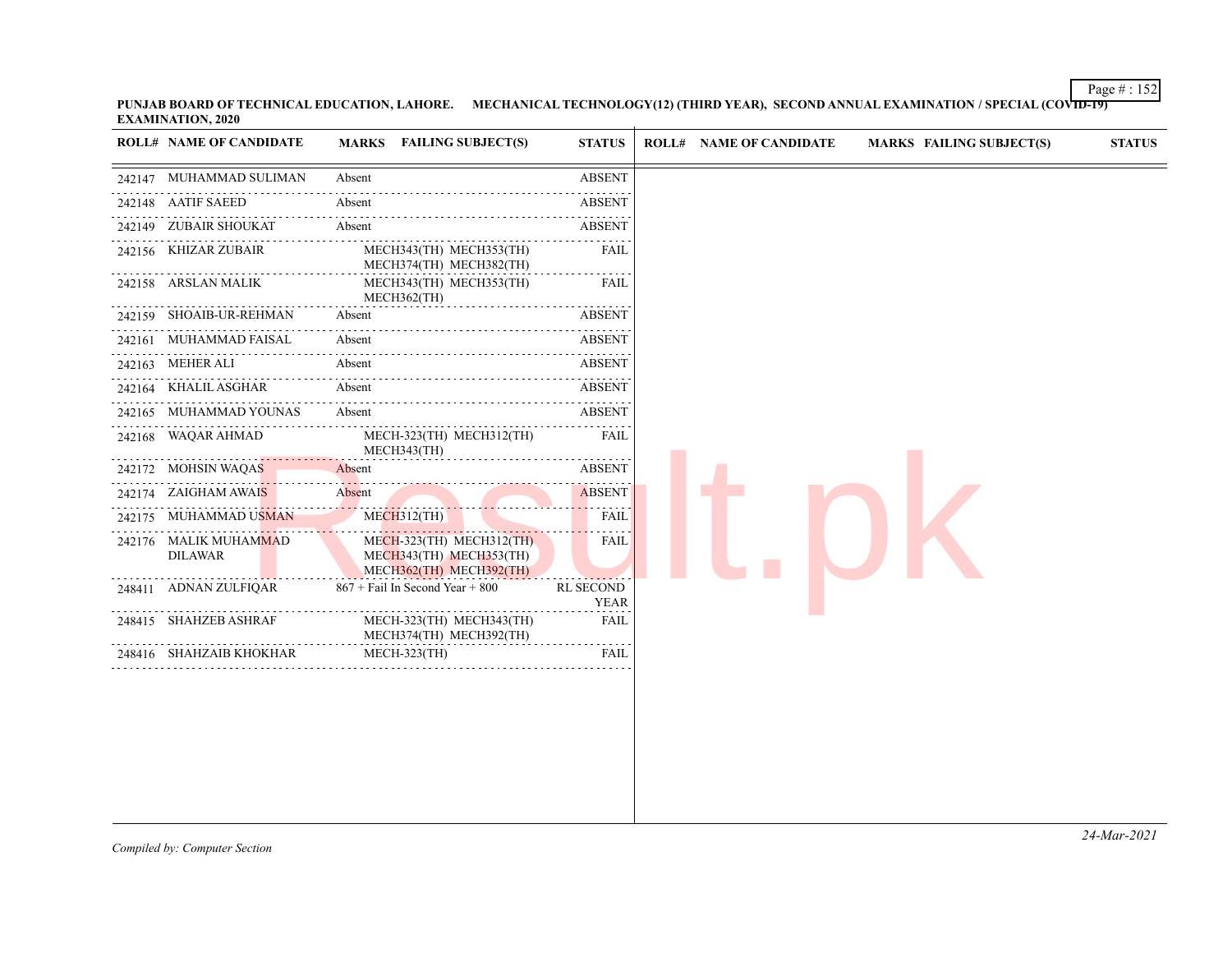**PUNJAB BOARD OF TECHNICAL EDUCATION, LAHORE. MECHANICAL TECHNOLOGY(12) (THIRD YEAR), SECOND ANNUAL EXAMINATION / SPECIAL (COVID-19) EXAMINATION, 2020**

| ROLL# | NAME OF CANDIDATE | MARKS | FAILING SUBJECT(S) | STATUS |
|---|---|---|---|---|
| 242147 | MUHAMMAD SULIMAN | Absent | | ABSENT |
| 242148 | AATIF SAEED | Absent | | ABSENT |
| 242149 | ZUBAIR SHOUKAT | Absent | | ABSENT |
| 242156 | KHIZAR ZUBAIR | | MECH343(TH) MECH353(TH) MECH374(TH) MECH382(TH) | FAIL |
| 242158 | ARSLAN MALIK | | MECH343(TH) MECH353(TH) MECH362(TH) | FAIL |
| 242159 | SHOAIB-UR-REHMAN | Absent | | ABSENT |
| 242161 | MUHAMMAD FAISAL | Absent | | ABSENT |
| 242163 | MEHER ALI | Absent | | ABSENT |
| 242164 | KHALIL ASGHAR | Absent | | ABSENT |
| 242165 | MUHAMMAD YOUNAS | Absent | | ABSENT |
| 242168 | WAQAR AHMAD | | MECH-323(TH) MECH312(TH) MECH343(TH) | FAIL |
| 242172 | MOHSIN WAQAS | Absent | | ABSENT |
| 242174 | ZAIGHAM AWAIS | Absent | | ABSENT |
| 242175 | MUHAMMAD USMAN | | MECH312(TH) | FAIL |
| 242176 | MALIK MUHAMMAD DILAWAR | | MECH-323(TH) MECH312(TH) MECH343(TH) MECH353(TH) MECH362(TH) MECH392(TH) | FAIL |
| 248411 | ADNAN ZULFIQAR | 867 + Fail In Second Year + 800 | | RL SECOND YEAR |
| 248415 | SHAHZEB ASHRAF | | MECH-323(TH) MECH343(TH) MECH374(TH) MECH392(TH) | FAIL |
| 248416 | SHAHZAIB KHOKHAR | | MECH-323(TH) | FAIL |

*Compiled by: Computer Section*

*24-Mar-2021*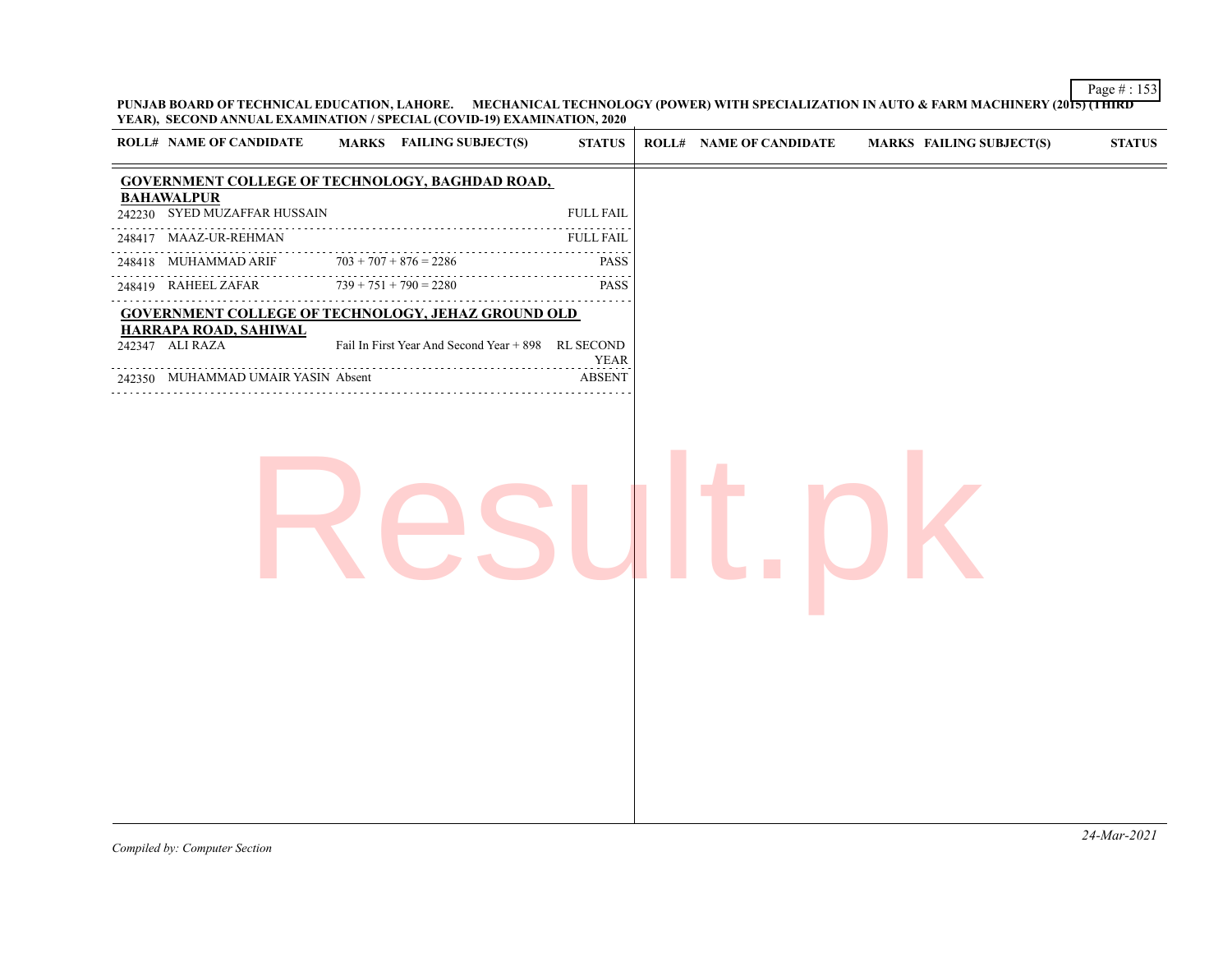**PUNJAB BOARD OF TECHNICAL EDUCATION, LAHORE. MECHANICAL TECHNOLOGY (POWER) WITH SPECIALIZATION IN AUTO & FARM MACHINERY (2015) (THIRD YEAR), SECOND ANNUAL EXAMINATION / SPECIAL (COVID-19) EXAMINATION, 2020**

| ROLL# | NAME OF CANDIDATE | MARKS | FAILING SUBJECT(S) | STATUS |
|---|---|---|---|---|
| **GOVERNMENT COLLEGE OF TECHNOLOGY, BAGHDAD ROAD, BAHAWALPUR** | | | | |
| 242230 | SYED MUZAFFAR HUSSAIN | | | FULL FAIL |
| 248417 | MAAZ-UR-REHMAN | | | FULL FAIL |
| 248418 | MUHAMMAD ARIF | 703 + 707 + 876 = 2286 | | PASS |
| 248419 | RAHEEL ZAFAR | 739 + 751 + 790 = 2280 | | PASS |
| **GOVERNMENT COLLEGE OF TECHNOLOGY, JEHAZ GROUND OLD HARRAPA ROAD, SAHIWAL** | | | | |
| 242347 | ALI RAZA | Fail In First Year And Second Year + 898 | | RL SECOND YEAR |
| 242350 | MUHAMMAD UMAIR YASIN | Absent | | ABSENT |

*Compiled by: Computer Section*

*24-Mar-2021*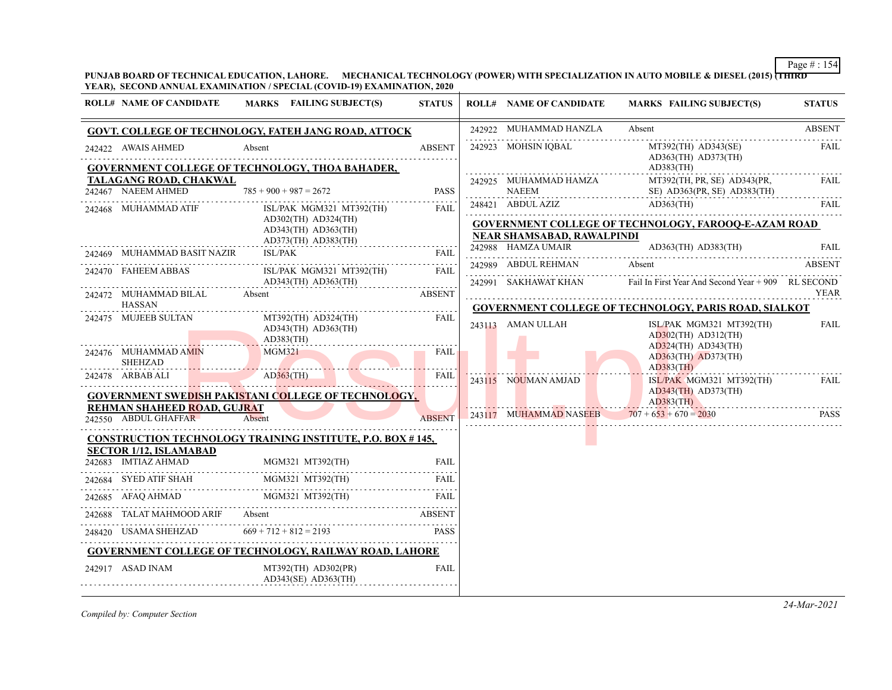**PUNJAB BOARD OF TECHNICAL EDUCATION, LAHORE. MECHANICAL TECHNOLOGY (POWER) WITH SPECIALIZATION IN AUTO MOBILE & DIESEL (2015) (THIRD YEAR), SECOND ANNUAL EXAMINATION / SPECIAL (COVID-19) EXAMINATION, 2020**

| ROLL# | NAME OF CANDIDATE | MARKS FAILING SUBJECT(S) | STATUS |
|---|---|---|---|
| **GOVT. COLLEGE OF TECHNOLOGY, FATEH JANG ROAD, ATTOCK** | | | |
| 242422 | AWAIS AHMED | Absent | ABSENT |
| **GOVERNMENT COLLEGE OF TECHNOLOGY, THOA BAHADER, TALAGANG ROAD, CHAKWAL** | | | |
| 242467 | NAEEM AHMED | 785 + 900 + 987 = 2672 | PASS |
| 242468 | MUHAMMAD ATIF | ISL/PAK MGM321 MT392(TH) AD302(TH) AD324(TH) AD343(TH) AD363(TH) AD373(TH) AD383(TH) | FAIL |
| 242469 | MUHAMMAD BASIT NAZIR | ISL/PAK | FAIL |
| 242470 | FAHEEM ABBAS | ISL/PAK MGM321 MT392(TH) AD343(TH) AD363(TH) | FAIL |
| 242472 | MUHAMMAD BILAL HASSAN | Absent | ABSENT |
| 242475 | MUJEEB SULTAN | MT392(TH) AD324(TH) AD343(TH) AD363(TH) AD383(TH) | FAIL |
| 242476 | MUHAMMAD AMIN SHEHZAD | MGM321 | FAIL |
| 242478 | ARBAB ALI | AD363(TH) | FAIL |
| **GOVERNMENT SWEDISH PAKISTANI COLLEGE OF TECHNOLOGY, REHMAN SHAHEED ROAD, GUJRAT** | | | |
| 242550 | ABDUL GHAFFAR | Absent | ABSENT |
| **CONSTRUCTION TECHNOLOGY TRAINING INSTITUTE, P.O. BOX # 145, SECTOR 1/12, ISLAMABAD** | | | |
| 242683 | IMTIAZ AHMAD | MGM321 MT392(TH) | FAIL |
| 242684 | SYED ATIF SHAH | MGM321 MT392(TH) | FAIL |
| 242685 | AFAQ AHMAD | MGM321 MT392(TH) | FAIL |
| 242688 | TALAT MAHMOOD ARIF | Absent | ABSENT |
| 248420 | USAMA SHEHZAD | 669 + 712 + 812 = 2193 | PASS |
| **GOVERNMENT COLLEGE OF TECHNOLOGY, RAILWAY ROAD, LAHORE** | | | |
| 242917 | ASAD INAM | MT392(TH) AD302(PR) AD343(SE) AD363(TH) | FAIL |
| 242922 | MUHAMMAD HANZLA | Absent | ABSENT |
| 242923 | MOHSIN IQBAL | MT392(TH) AD343(SE) AD363(TH) AD373(TH) AD383(TH) | FAIL |
| 242925 | MUHAMMAD HAMZA NAEEM | MT392(TH, PR, SE) AD343(PR, SE) AD363(PR, SE) AD383(TH) | FAIL |
| 248421 | ABDUL AZIZ | AD363(TH) | FAIL |
| **GOVERNMENT COLLEGE OF TECHNOLOGY, FAROOQ-E-AZAM ROAD NEAR SHAMSABAD, RAWALPINDI** | | | |
| 242988 | HAMZA UMAIR | AD363(TH) AD383(TH) | FAIL |
| 242989 | ABDUL REHMAN | Absent | ABSENT |
| 242991 | SAKHAWAT KHAN | Fail In First Year And Second Year + 909 | RL SECOND YEAR |
| **GOVERNMENT COLLEGE OF TECHNOLOGY, PARIS ROAD, SIALKOT** | | | |
| 243113 | AMAN ULLAH | ISL/PAK MGM321 MT392(TH) AD302(TH) AD312(TH) AD324(TH) AD343(TH) AD363(TH) AD373(TH) AD383(TH) | FAIL |
| 243115 | NOUMAN AMJAD | ISL/PAK MGM321 MT392(TH) AD343(TH) AD373(TH) AD383(TH) | FAIL |
| 243117 | MUHAMMAD NASEEB | 707 + 653 + 670 = 2030 | PASS |

*Compiled by: Computer Section*

*24-Mar-2021*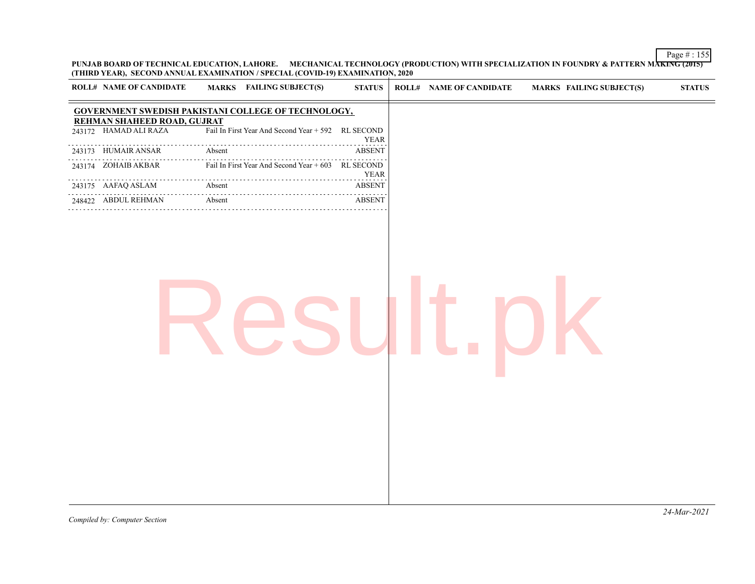**PUNJAB BOARD OF TECHNICAL EDUCATION, LAHORE. MECHANICAL TECHNOLOGY (PRODUCTION) WITH SPECIALIZATION IN FOUNDRY & PATTERN MAKING (2015) (THIRD YEAR), SECOND ANNUAL EXAMINATION / SPECIAL (COVID-19) EXAMINATION, 2020**

**GOVERNMENT SWEDISH PAKISTANI COLLEGE OF TECHNOLOGY, REHMAN SHAHEED ROAD, GUJRAT**

| ROLL# | NAME OF CANDIDATE | MARKS | FAILING SUBJECT(S) | STATUS |
|---|---|---|---|---|
| 243172 | HAMAD ALI RAZA | | Fail In First Year And Second Year + 592 | RL SECOND YEAR |
| 243173 | HUMAIR ANSAR | | Absent | ABSENT |
| 243174 | ZOHAIB AKBAR | | Fail In First Year And Second Year + 603 | RL SECOND YEAR |
| 243175 | AAFAQ ASLAM | | Absent | ABSENT |
| 248422 | ABDUL REHMAN | | Absent | ABSENT |

*Compiled by: Computer Section*

*24-Mar-2021*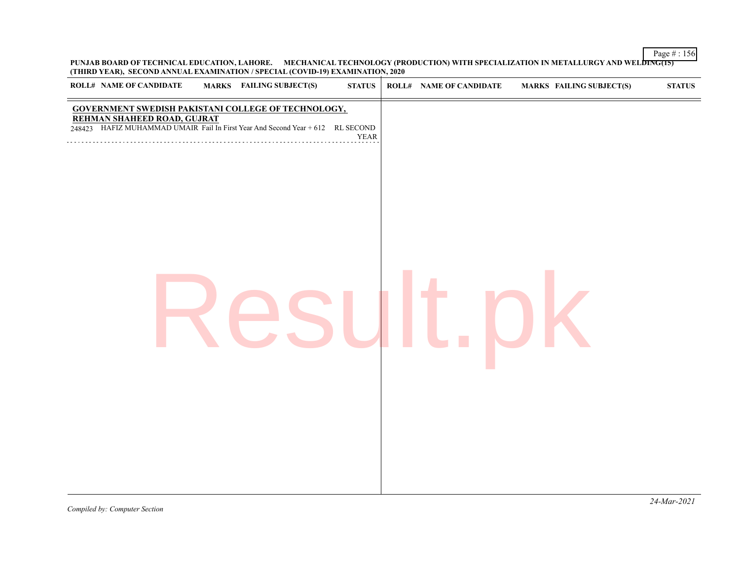PUNJAB BOARD OF TECHNICAL EDUCATION, LAHORE. MECHANICAL TECHNOLOGY (PRODUCTION) WITH SPECIALIZATION IN METALLURGY AND WELDING(15) (THIRD YEAR), SECOND ANNUAL EXAMINATION / SPECIAL (COVID-19) EXAMINATION, 2020

| ROLL# | NAME OF CANDIDATE | MARKS | FAILING SUBJECT(S) | STATUS |
|---|---|---|---|---|
| **GOVERNMENT SWEDISH PAKISTANI COLLEGE OF TECHNOLOGY, REHMAN SHAHEED ROAD, GUJRAT** | | | | |
| 248423 | HAFIZ MUHAMMAD UMAIR | Fail In First Year And Second Year + 612 | | RL SECOND YEAR |

*Compiled by: Computer Section*

*24-Mar-2021*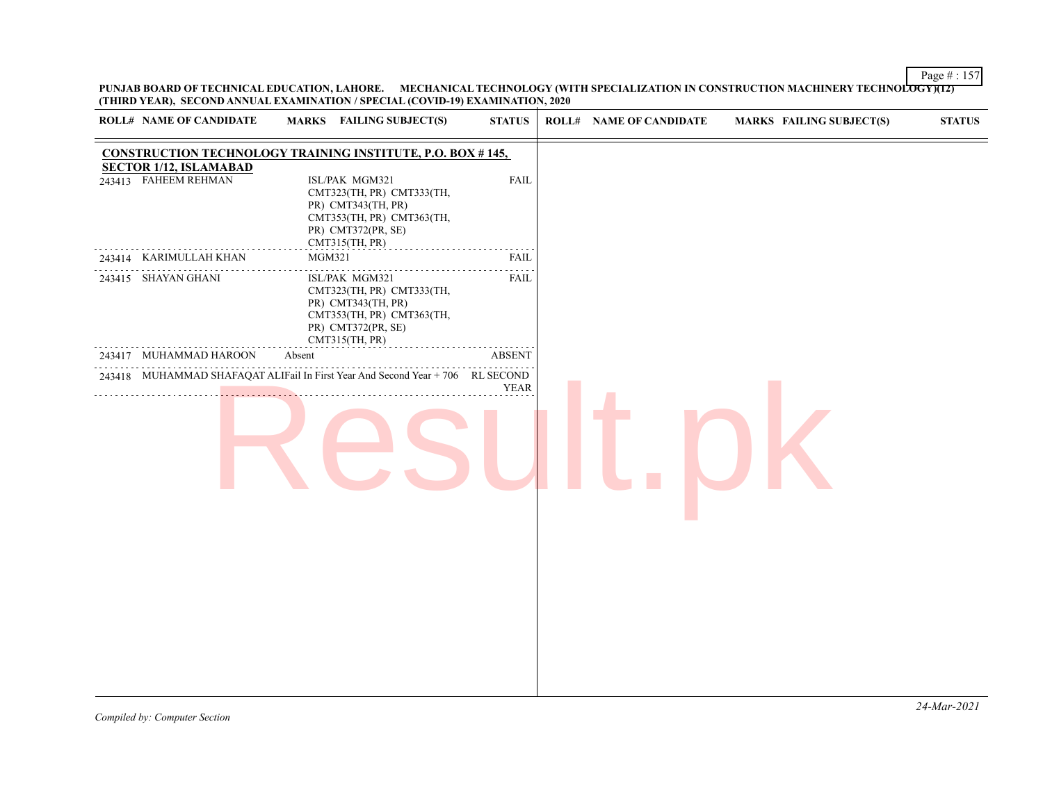**PUNJAB BOARD OF TECHNICAL EDUCATION, LAHORE. MECHANICAL TECHNOLOGY (WITH SPECIALIZATION IN CONSTRUCTION MACHINERY TECHNOLOGY)(12) (THIRD YEAR), SECOND ANNUAL EXAMINATION / SPECIAL (COVID-19) EXAMINATION, 2020**

| ROLL# | NAME OF CANDIDATE | MARKS | FAILING SUBJECT(S) | STATUS |
|---|---|---|---|---|
| **CONSTRUCTION TECHNOLOGY TRAINING INSTITUTE, P.O. BOX # 145, SECTOR 1/12, ISLAMABAD** | | | | |
| 243413 | FAHEEM REHMAN | | ISL/PAK MGM321 CMT323(TH, PR) CMT333(TH, PR) CMT343(TH, PR) CMT353(TH, PR) CMT363(TH, PR) CMT372(PR, SE) CMT315(TH, PR) | FAIL |
| 243414 | KARIMULLAH KHAN | | MGM321 | FAIL |
| 243415 | SHAYAN GHANI | | ISL/PAK MGM321 CMT323(TH, PR) CMT333(TH, PR) CMT343(TH, PR) CMT353(TH, PR) CMT363(TH, PR) CMT372(PR, SE) CMT315(TH, PR) | FAIL |
| 243417 | MUHAMMAD HAROON | Absent | | ABSENT |
| 243418 | MUHAMMAD SHAFAQAT ALI | Fail In First Year And Second Year + 706 | | RL SECOND YEAR |

*Compiled by: Computer Section*

*24-Mar-2021*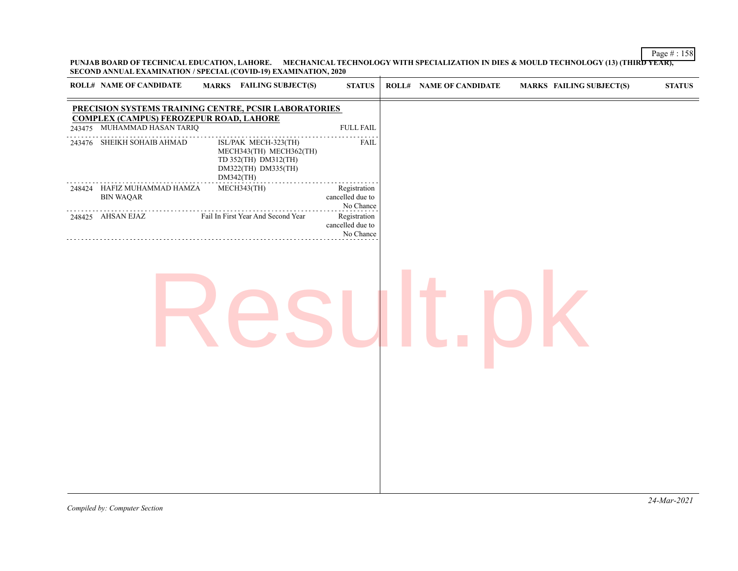**PUNJAB BOARD OF TECHNICAL EDUCATION, LAHORE. MECHANICAL TECHNOLOGY WITH SPECIALIZATION IN DIES & MOULD TECHNOLOGY (13) (THIRD YEAR), SECOND ANNUAL EXAMINATION / SPECIAL (COVID-19) EXAMINATION, 2020**

| ROLL# | NAME OF CANDIDATE | MARKS | FAILING SUBJECT(S) | STATUS |
|---|---|---|---|---|
| | **PRECISION SYSTEMS TRAINING CENTRE, PCSIR LABORATORIES COMPLEX (CAMPUS) FEROZEPUR ROAD, LAHORE** | | | |
| 243475 | MUHAMMAD HASAN TARIQ | | | FULL FAIL |
| 243476 | SHEIKH SOHAIB AHMAD | | ISL/PAK MECH-323(TH) MECH343(TH) MECH362(TH) TD 352(TH) DM312(TH) DM322(TH) DM335(TH) DM342(TH) | FAIL |
| 248424 | HAFIZ MUHAMMAD HAMZA BIN WAQAR | | MECH343(TH) | Registration cancelled due to No Chance |
| 248425 | AHSAN EJAZ | | Fail In First Year And Second Year | Registration cancelled due to No Chance |

*Compiled by: Computer Section*

*24-Mar-2021*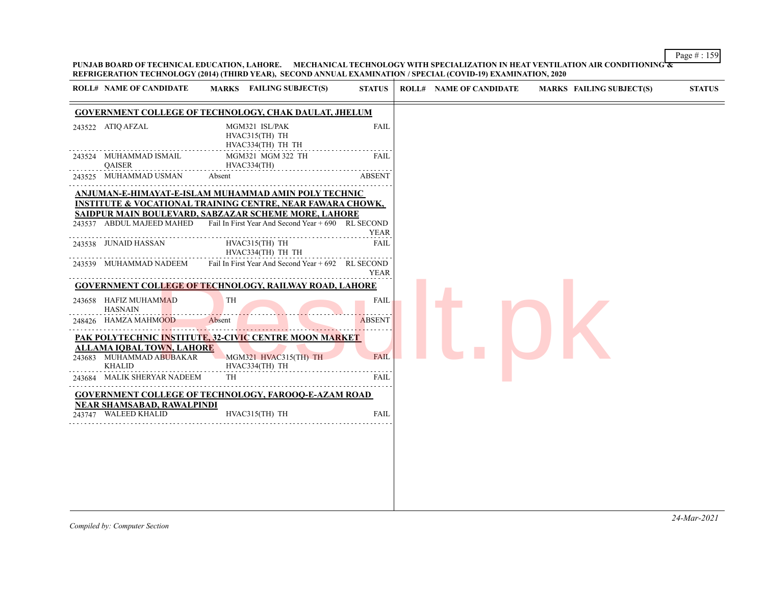**PUNJAB BOARD OF TECHNICAL EDUCATION, LAHORE. MECHANICAL TECHNOLOGY WITH SPECIALIZATION IN HEAT VENTILATION AIR CONDITIONING & REFRIGERATION TECHNOLOGY (2014) (THIRD YEAR), SECOND ANNUAL EXAMINATION / SPECIAL (COVID-19) EXAMINATION, 2020**

| ROLL# | NAME OF CANDIDATE | MARKS | FAILING SUBJECT(S) | STATUS |
|---|---|---|---|---|
| **GOVERNMENT COLLEGE OF TECHNOLOGY, CHAK DAULAT, JHELUM** | | | | |
| 243522 | ATIQ AFZAL | | MGM321 ISL/PAK HVAC315(TH) TH HVAC334(TH) TH TH | FAIL |
| 243524 | MUHAMMAD ISMAIL QAISER | | MGM321 MGM 322 TH HVAC334(TH) | FAIL |
| 243525 | MUHAMMAD USMAN | Absent | | ABSENT |
| **ANJUMAN-E-HIMAYAT-E-ISLAM MUHAMMAD AMIN POLY TECHNIC INSTITUTE & VOCATIONAL TRAINING CENTRE, NEAR FAWARA CHOWK, SAIDPUR MAIN BOULEVARD, SABZAZAR SCHEME MORE, LAHORE** | | | | |
| 243537 | ABDUL MAJEED MAHED | Fail In First Year And Second Year + 690 | | RL SECOND YEAR |
| 243538 | JUNAID HASSAN | | HVAC315(TH) TH HVAC334(TH) TH TH | FAIL |
| 243539 | MUHAMMAD NADEEM | Fail In First Year And Second Year + 692 | | RL SECOND YEAR |
| **GOVERNMENT COLLEGE OF TECHNOLOGY, RAILWAY ROAD, LAHORE** | | | | |
| 243658 | HAFIZ MUHAMMAD HASNAIN | | TH | FAIL |
| 248426 | HAMZA MAHMOOD | Absent | | ABSENT |
| **PAK POLYTECHNIC INSTITUTE, 32-CIVIC CENTRE MOON MARKET ALLAMA IQBAL TOWN, LAHORE** | | | | |
| 243683 | MUHAMMAD ABUBAKAR KHALID | | MGM321 HVAC315(TH) TH HVAC334(TH) TH | FAIL |
| 243684 | MALIK SHERYAR NADEEM | | TH | FAIL |
| **GOVERNMENT COLLEGE OF TECHNOLOGY, FAROOQ-E-AZAM ROAD NEAR SHAMSABAD, RAWALPINDI** | | | | |
| 243747 | WALEED KHALID | | HVAC315(TH) TH | FAIL |

*Compiled by: Computer Section*

*24-Mar-2021*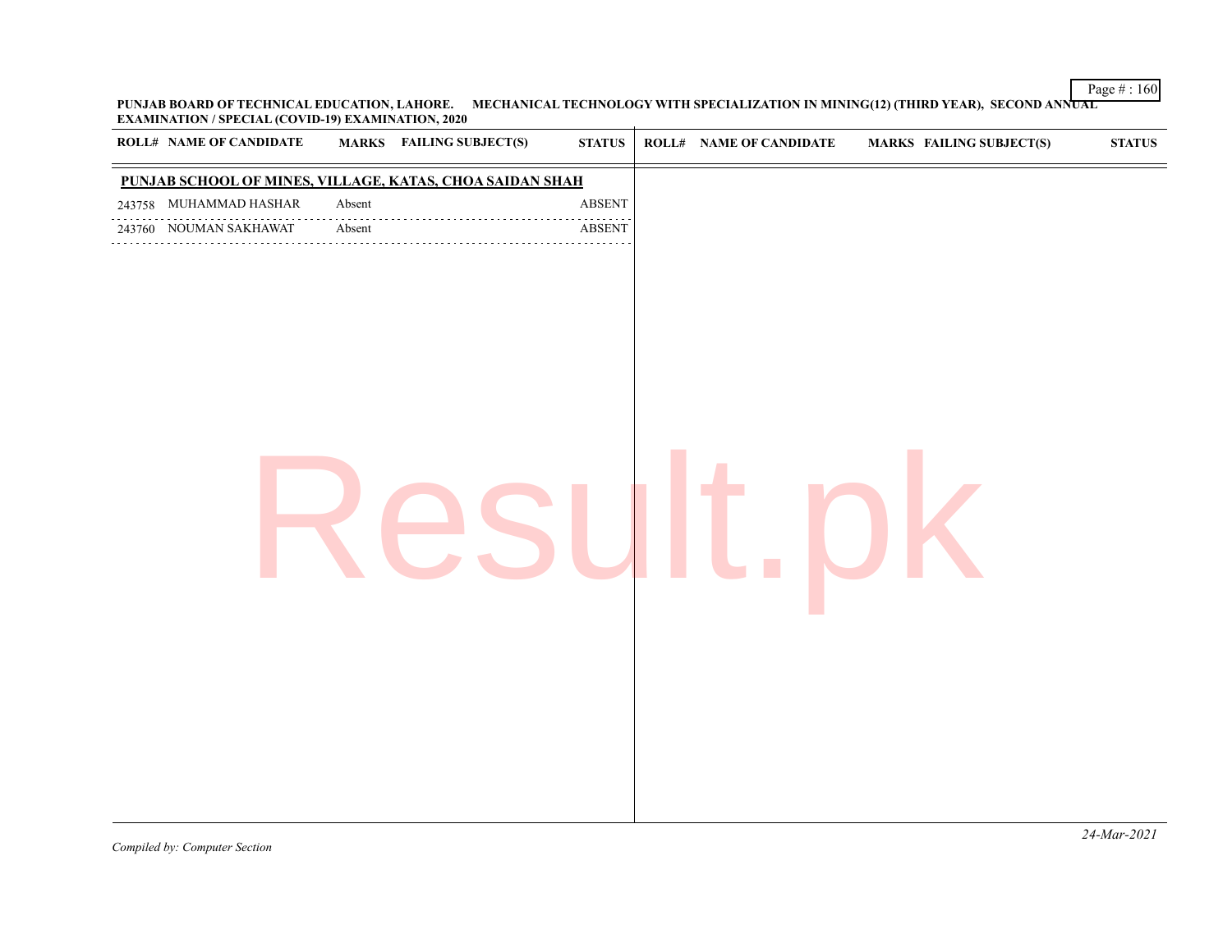PUNJAB BOARD OF TECHNICAL EDUCATION, LAHORE. MECHANICAL TECHNOLOGY WITH SPECIALIZATION IN MINING(12) (THIRD YEAR), SECOND ANNUAL EXAMINATION / SPECIAL (COVID-19) EXAMINATION, 2020

| ROLL# | NAME OF CANDIDATE | MARKS | FAILING SUBJECT(S) | STATUS |
|---|---|---|---|---|
| **PUNJAB SCHOOL OF MINES, VILLAGE, KATAS, CHOA SAIDAN SHAH** | | | | |
| 243758 | MUHAMMAD HASHAR | Absent | | ABSENT |
| 243760 | NOUMAN SAKHAWAT | Absent | | ABSENT |

*Compiled by: Computer Section*

*24-Mar-2021*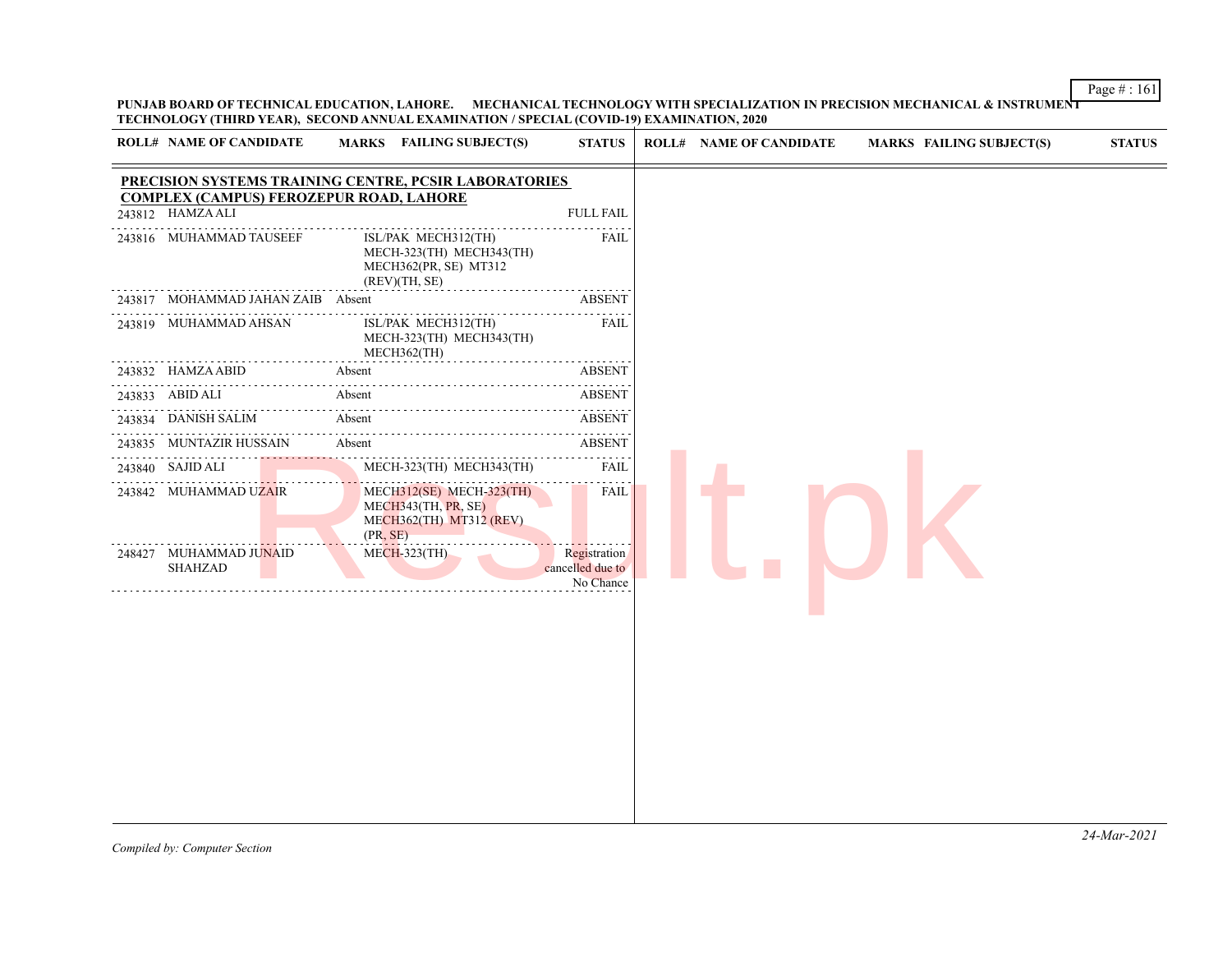PUNJAB BOARD OF TECHNICAL EDUCATION, LAHORE. MECHANICAL TECHNOLOGY WITH SPECIALIZATION IN PRECISION MECHANICAL & INSTRUMENT TECHNOLOGY (THIRD YEAR), SECOND ANNUAL EXAMINATION / SPECIAL (COVID-19) EXAMINATION, 2020

**PRECISION SYSTEMS TRAINING CENTRE, PCSIR LABORATORIES COMPLEX (CAMPUS) FEROZEPUR ROAD, LAHORE**

| ROLL# | NAME OF CANDIDATE | MARKS | FAILING SUBJECT(S) | STATUS |
|---|---|---|---|---|
| 243812 | HAMZA ALI | | | FULL FAIL |
| 243816 | MUHAMMAD TAUSEEF | | ISL/PAK MECH312(TH) MECH-323(TH) MECH343(TH) MECH362(PR, SE) MT312 (REV)(TH, SE) | FAIL |
| 243817 | MOHAMMAD JAHAN ZAIB | Absent | | ABSENT |
| 243819 | MUHAMMAD AHSAN | | ISL/PAK MECH312(TH) MECH-323(TH) MECH343(TH) MECH362(TH) | FAIL |
| 243832 | HAMZA ABID | Absent | | ABSENT |
| 243833 | ABID ALI | Absent | | ABSENT |
| 243834 | DANISH SALIM | Absent | | ABSENT |
| 243835 | MUNTAZIR HUSSAIN | Absent | | ABSENT |
| 243840 | SAJID ALI | | MECH-323(TH) MECH343(TH) | FAIL |
| 243842 | MUHAMMAD UZAIR | | MECH312(SE) MECH-323(TH) MECH343(TH, PR, SE) MECH362(TH) MT312 (REV) (PR, SE) | FAIL |
| 248427 | MUHAMMAD JUNAID SHAHZAD | | MECH-323(TH) | Registration cancelled due to No Chance |

*Compiled by: Computer Section*

*24-Mar-2021*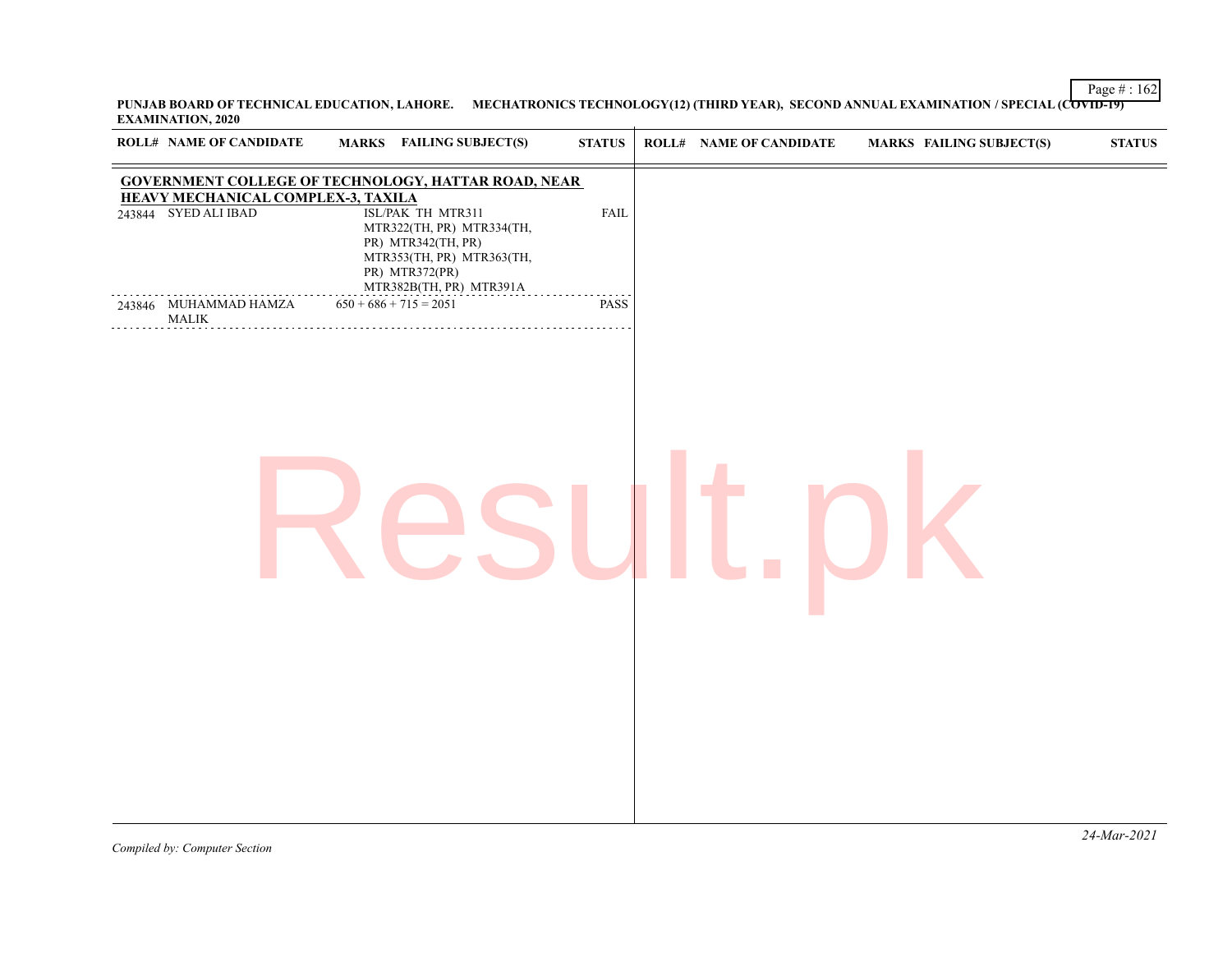PUNJAB BOARD OF TECHNICAL EDUCATION, LAHORE. MECHATRONICS TECHNOLOGY(12) (THIRD YEAR), SECOND ANNUAL EXAMINATION / SPECIAL (COVID-19) EXAMINATION, 2020

| ROLL# | NAME OF CANDIDATE | MARKS | FAILING SUBJECT(S) | STATUS |
|---|---|---|---|---|
| **GOVERNMENT COLLEGE OF TECHNOLOGY, HATTAR ROAD, NEAR HEAVY MECHANICAL COMPLEX-3, TAXILA** | | | | |
| 243844 | SYED ALI IBAD | | ISL/PAK TH MTR311 MTR322(TH, PR) MTR334(TH, PR) MTR342(TH, PR) MTR353(TH, PR) MTR363(TH, PR) MTR372(PR) MTR382B(TH, PR) MTR391A | FAIL |
| 243846 | MUHAMMAD HAMZA MALIK | 650 + 686 + 715 = 2051 | | PASS |

*Compiled by: Computer Section*

*24-Mar-2021*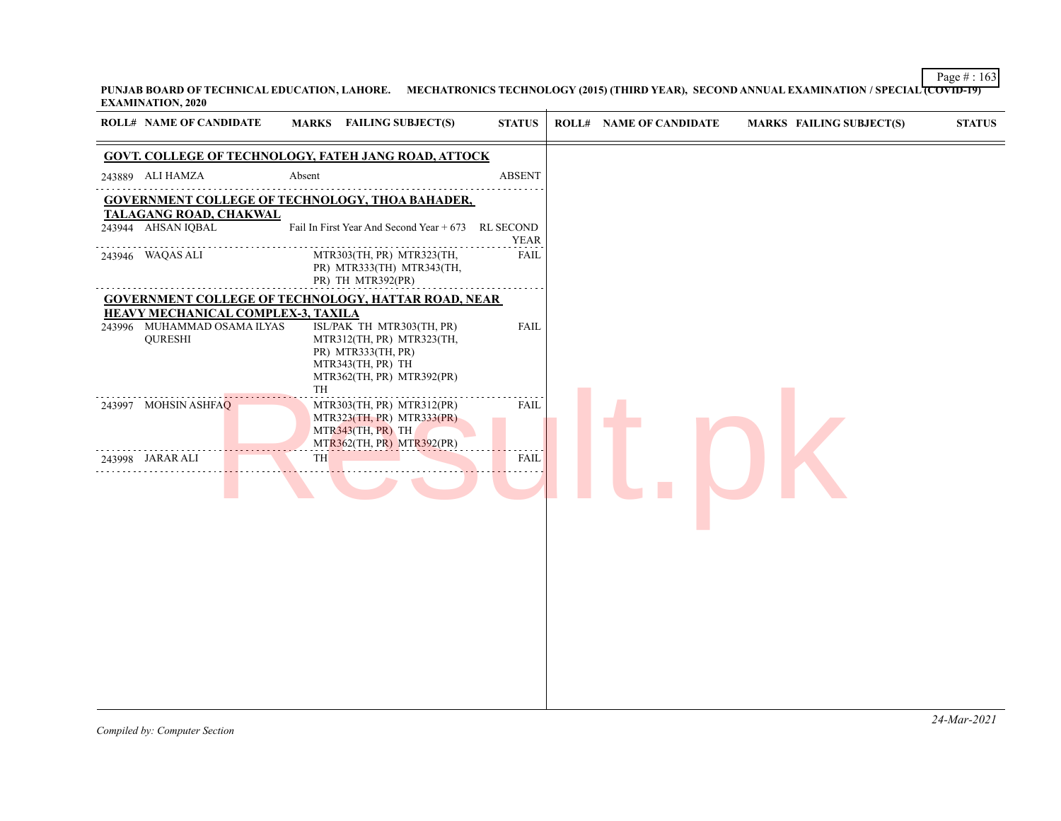**PUNJAB BOARD OF TECHNICAL EDUCATION, LAHORE. MECHATRONICS TECHNOLOGY (2015) (THIRD YEAR), SECOND ANNUAL EXAMINATION / SPECIAL (COVID-19) EXAMINATION, 2020**

| ROLL# | NAME OF CANDIDATE | MARKS | FAILING SUBJECT(S) | STATUS |
|---|---|---|---|---|
| **GOVT. COLLEGE OF TECHNOLOGY, FATEH JANG ROAD, ATTOCK** | | | | |
| 243889 | ALI HAMZA | Absent | | ABSENT |
| **GOVERNMENT COLLEGE OF TECHNOLOGY, THOA BAHADER, TALAGANG ROAD, CHAKWAL** | | | | |
| 243944 | AHSAN IQBAL | Fail In First Year And Second Year + 673 | | RL SECOND YEAR |
| 243946 | WAQAS ALI | | MTR303(TH, PR) MTR323(TH, PR) MTR333(TH) MTR343(TH, PR) TH MTR392(PR) | FAIL |
| **GOVERNMENT COLLEGE OF TECHNOLOGY, HATTAR ROAD, NEAR HEAVY MECHANICAL COMPLEX-3, TAXILA** | | | | |
| 243996 | MUHAMMAD OSAMA ILYAS QURESHI | | ISL/PAK TH MTR303(TH, PR) MTR312(TH, PR) MTR323(TH, PR) MTR333(TH, PR) MTR343(TH, PR) TH MTR362(TH, PR) MTR392(PR) TH | FAIL |
| 243997 | MOHSIN ASHFAQ | | MTR303(TH, PR) MTR312(PR) MTR323(TH, PR) MTR333(PR) MTR343(TH, PR) TH MTR362(TH, PR) MTR392(PR) | FAIL |
| 243998 | JARAR ALI | | TH | FAIL |

*Compiled by: Computer Section*

*24-Mar-2021*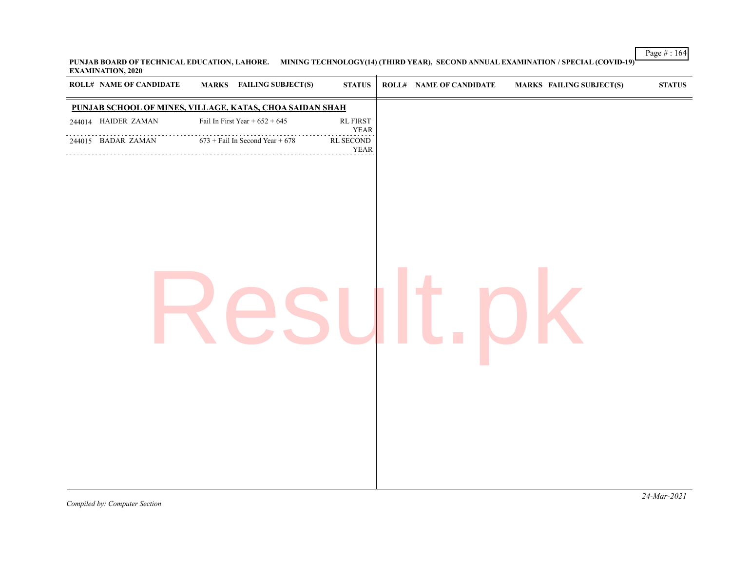**PUNJAB BOARD OF TECHNICAL EDUCATION, LAHORE. MINING TECHNOLOGY(14) (THIRD YEAR), SECOND ANNUAL EXAMINATION / SPECIAL (COVID-19) EXAMINATION, 2020**

| ROLL# | NAME OF CANDIDATE | MARKS FAILING SUBJECT(S) | STATUS |
|---|---|---|---|
| **PUNJAB SCHOOL OF MINES, VILLAGE, KATAS, CHOA SAIDAN SHAH** | | | |
| 244014 | HAIDER ZAMAN | Fail In First Year + 652 + 645 | RL FIRST YEAR |
| 244015 | BADAR ZAMAN | 673 + Fail In Second Year + 678 | RL SECOND YEAR |

*Compiled by: Computer Section*

*24-Mar-2021*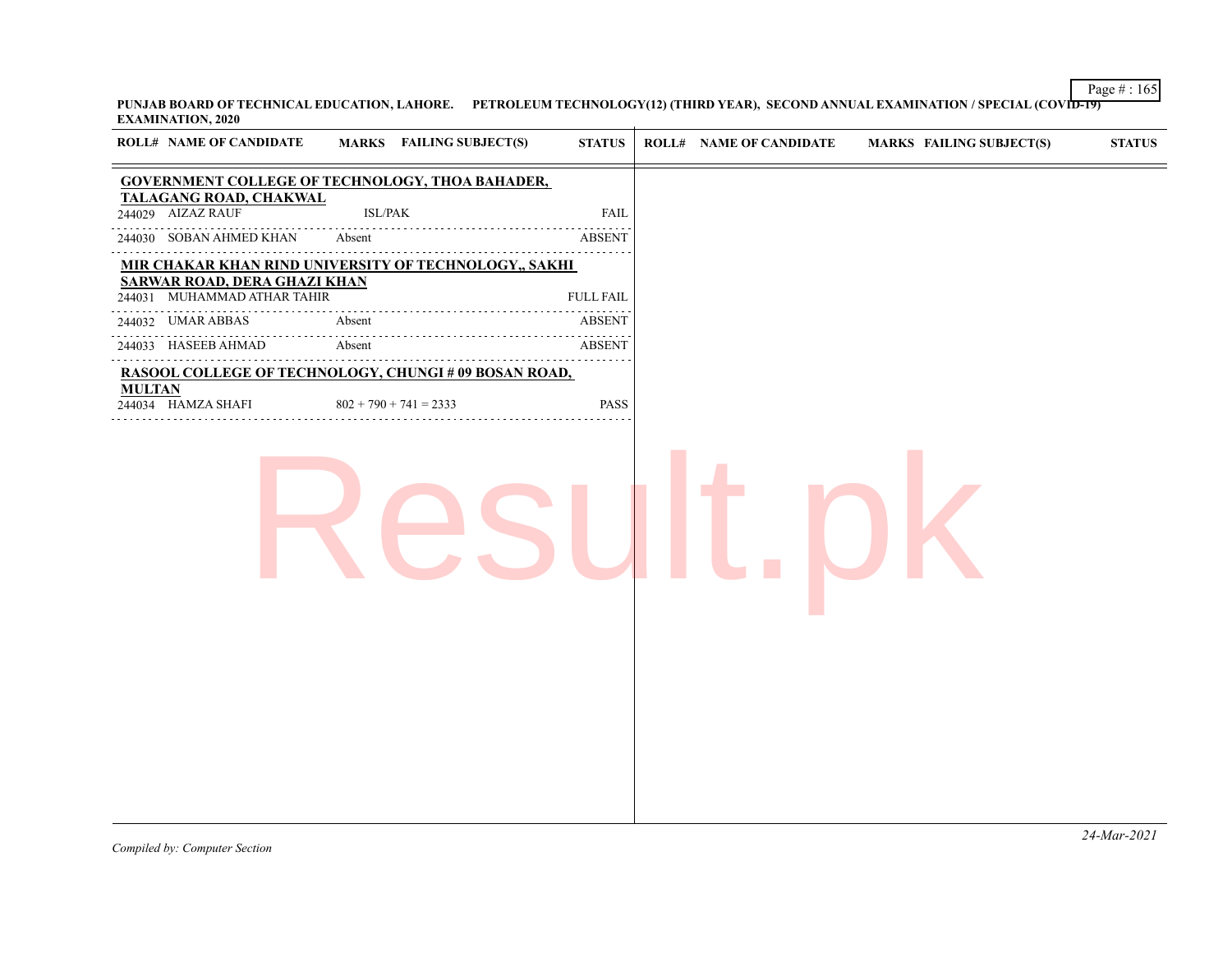PUNJAB BOARD OF TECHNICAL EDUCATION, LAHORE. PETROLEUM TECHNOLOGY(12) (THIRD YEAR), SECOND ANNUAL EXAMINATION / SPECIAL (COVID-19) EXAMINATION, 2020

| ROLL# | NAME OF CANDIDATE | MARKS | FAILING SUBJECT(S) | STATUS |
|---|---|---|---|---|
| **GOVERNMENT COLLEGE OF TECHNOLOGY, THOA BAHADER, TALAGANG ROAD, CHAKWAL** | | | | |
| 244029 | AIZAZ RAUF | | ISL/PAK | FAIL |
| 244030 | SOBAN AHMED KHAN | Absent | | ABSENT |
| **MIR CHAKAR KHAN RIND UNIVERSITY OF TECHNOLOGY,, SAKHI SARWAR ROAD, DERA GHAZI KHAN** | | | | |
| 244031 | MUHAMMAD ATHAR TAHIR | | | FULL FAIL |
| 244032 | UMAR ABBAS | Absent | | ABSENT |
| 244033 | HASEEB AHMAD | Absent | | ABSENT |
| **RASOOL COLLEGE OF TECHNOLOGY, CHUNGI # 09 BOSAN ROAD, MULTAN** | | | | |
| 244034 | HAMZA SHAFI | 802 + 790 + 741 = 2333 | | PASS |

*Compiled by: Computer Section*

*24-Mar-2021*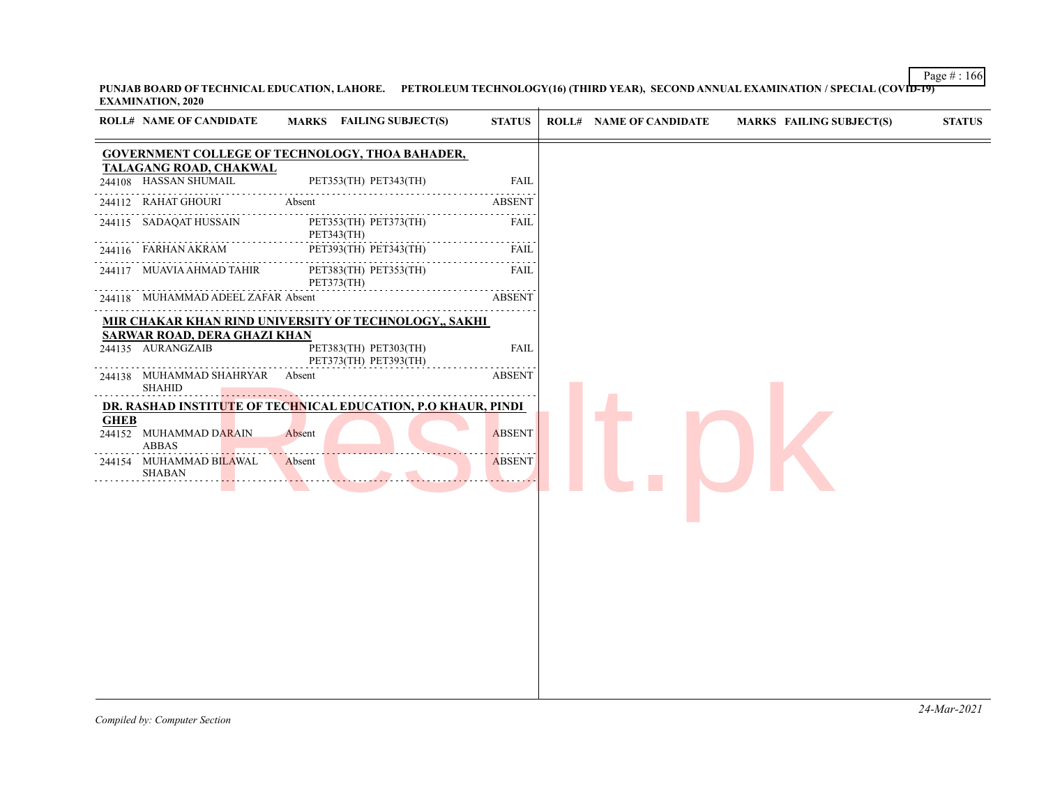**PUNJAB BOARD OF TECHNICAL EDUCATION, LAHORE. PETROLEUM TECHNOLOGY(16) (THIRD YEAR), SECOND ANNUAL EXAMINATION / SPECIAL (COVID-19) EXAMINATION, 2020**

| ROLL# | NAME OF CANDIDATE | MARKS | FAILING SUBJECT(S) | STATUS |
|---|---|---|---|---|
| **GOVERNMENT COLLEGE OF TECHNOLOGY, THOA BAHADER, TALAGANG ROAD, CHAKWAL** | | | | |
| 244108 | HASSAN SHUMAIL | | PET353(TH) PET343(TH) | FAIL |
| 244112 | RAHAT GHOURI | Absent | | ABSENT |
| 244115 | SADAQAT HUSSAIN | | PET353(TH) PET373(TH) PET343(TH) | FAIL |
| 244116 | FARHAN AKRAM | | PET393(TH) PET343(TH) | FAIL |
| 244117 | MUAVIA AHMAD TAHIR | | PET383(TH) PET353(TH) PET373(TH) | FAIL |
| 244118 | MUHAMMAD ADEEL ZAFAR | Absent | | ABSENT |
| **MIR CHAKAR KHAN RIND UNIVERSITY OF TECHNOLOGY,, SAKHI SARWAR ROAD, DERA GHAZI KHAN** | | | | |
| 244135 | AURANGZAIB | | PET383(TH) PET303(TH) PET373(TH) PET393(TH) | FAIL |
| 244138 | MUHAMMAD SHAHRYAR SHAHID | Absent | | ABSENT |
| **DR. RASHAD INSTITUTE OF TECHNICAL EDUCATION, P.O KHAUR, PINDI GHEB** | | | | |
| 244152 | MUHAMMAD DARAIN ABBAS | Absent | | ABSENT |
| 244154 | MUHAMMAD BILAWAL SHABAN | Absent | | ABSENT |

*Compiled by: Computer Section*

*24-Mar-2021*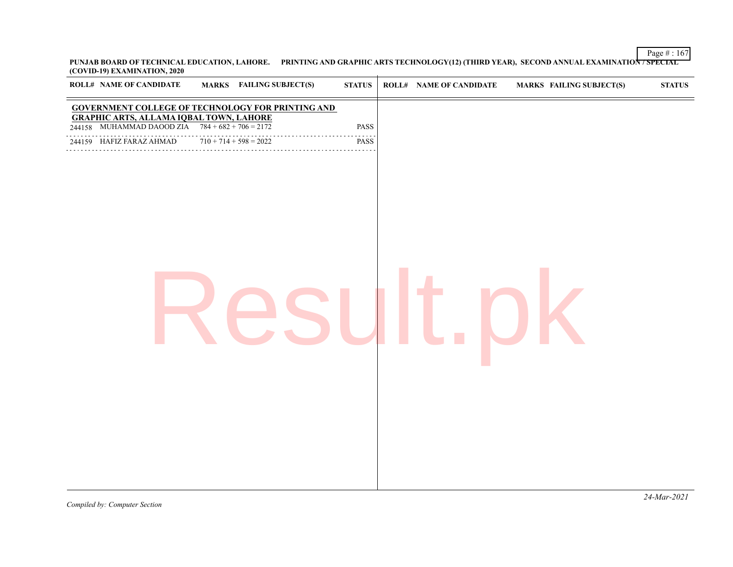**PUNJAB BOARD OF TECHNICAL EDUCATION, LAHORE. PRINTING AND GRAPHIC ARTS TECHNOLOGY(12) (THIRD YEAR), SECOND ANNUAL EXAMINATION / SPECIAL (COVID-19) EXAMINATION, 2020**

| ROLL# | NAME OF CANDIDATE | MARKS | FAILING SUBJECT(S) | STATUS |
|---|---|---|---|---|
| **GOVERNMENT COLLEGE OF TECHNOLOGY FOR PRINTING AND GRAPHIC ARTS, ALLAMA IQBAL TOWN, LAHORE** | | | | |
| 244158 | MUHAMMAD DAOOD ZIA | 784 + 682 + 706 = 2172 | | PASS |
| 244159 | HAFIZ FARAZ AHMAD | 710 + 714 + 598 = 2022 | | PASS |

*Compiled by: Computer Section*

*24-Mar-2021*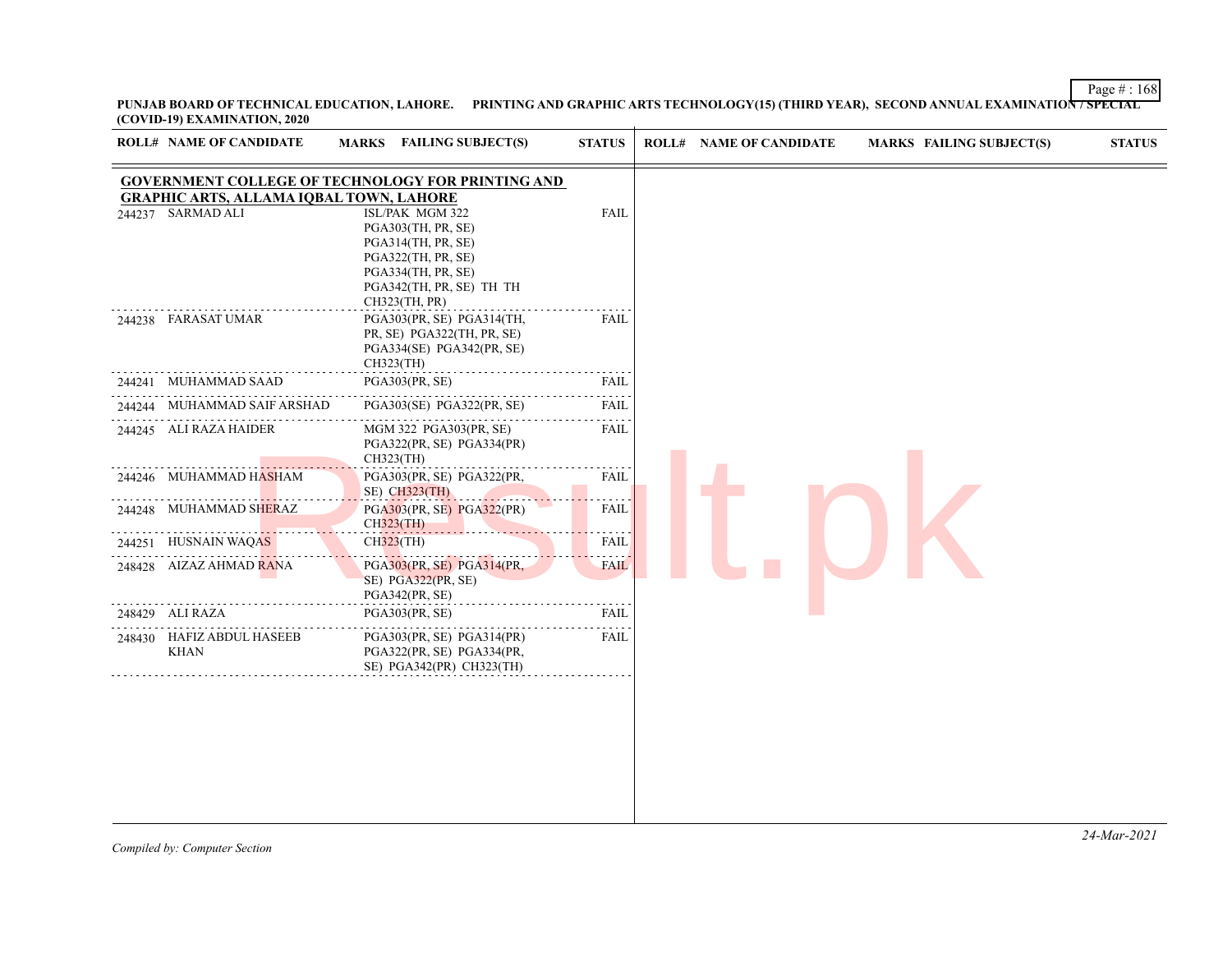**PUNJAB BOARD OF TECHNICAL EDUCATION, LAHORE. PRINTING AND GRAPHIC ARTS TECHNOLOGY(15) (THIRD YEAR), SECOND ANNUAL EXAMINATION / SPECIAL (COVID-19) EXAMINATION, 2020**

| ROLL# | NAME OF CANDIDATE | MARKS | FAILING SUBJECT(S) | STATUS |
|---|---|---|---|---|
| **GOVERNMENT COLLEGE OF TECHNOLOGY FOR PRINTING AND GRAPHIC ARTS, ALLAMA IQBAL TOWN, LAHORE** | | | | |
| 244237 | SARMAD ALI | | ISL/PAK MGM 322 PGA303(TH, PR, SE) PGA314(TH, PR, SE) PGA322(TH, PR, SE) PGA334(TH, PR, SE) PGA342(TH, PR, SE) TH TH CH323(TH, PR) | FAIL |
| 244238 | FARASAT UMAR | | PGA303(PR, SE) PGA314(TH, PR, SE) PGA322(TH, PR, SE) PGA334(SE) PGA342(PR, SE) CH323(TH) | FAIL |
| 244241 | MUHAMMAD SAAD | | PGA303(PR, SE) | FAIL |
| 244244 | MUHAMMAD SAIF ARSHAD | | PGA303(SE) PGA322(PR, SE) | FAIL |
| 244245 | ALI RAZA HAIDER | | MGM 322 PGA303(PR, SE) PGA322(PR, SE) PGA334(PR) CH323(TH) | FAIL |
| 244246 | MUHAMMAD HASHAM | | PGA303(PR, SE) PGA322(PR, SE) CH323(TH) | FAIL |
| 244248 | MUHAMMAD SHERAZ | | PGA303(PR, SE) PGA322(PR) CH323(TH) | FAIL |
| 244251 | HUSNAIN WAQAS | | CH323(TH) | FAIL |
| 248428 | AIZAZ AHMAD RANA | | PGA303(PR, SE) PGA314(PR, SE) PGA322(PR, SE) PGA342(PR, SE) | FAIL |
| 248429 | ALI RAZA | | PGA303(PR, SE) | FAIL |
| 248430 | HAFIZ ABDUL HASEEB KHAN | | PGA303(PR, SE) PGA314(PR) PGA322(PR, SE) PGA334(PR, SE) PGA342(PR) CH323(TH) | FAIL |

*Compiled by: Computer Section*

*24-Mar-2021*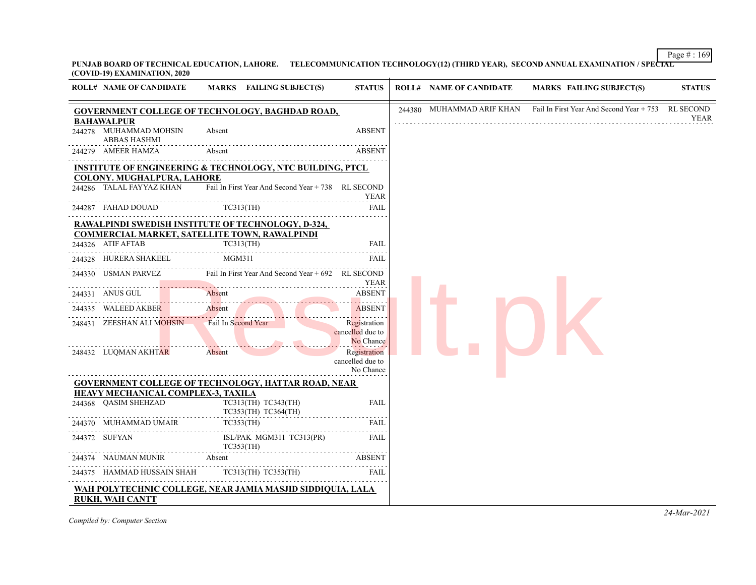**PUNJAB BOARD OF TECHNICAL EDUCATION, LAHORE. TELECOMMUNICATION TECHNOLOGY(12) (THIRD YEAR), SECOND ANNUAL EXAMINATION / SPECIAL (COVID-19) EXAMINATION, 2020**

| ROLL# | NAME OF CANDIDATE | MARKS | FAILING SUBJECT(S) | STATUS |
|---|---|---|---|---|
| **GOVERNMENT COLLEGE OF TECHNOLOGY, BAGHDAD ROAD, BAHAWALPUR** | | | | |
| 244278 | MUHAMMAD MOHSIN ABBAS HASHMI | Absent | | ABSENT |
| 244279 | AMEER HAMZA | Absent | | ABSENT |
| **INSTITUTE OF ENGINEERING & TECHNOLOGY, NTC BUILDING, PTCL COLONY. MUGHALPURA, LAHORE** | | | | |
| 244286 | TALAL FAYYAZ KHAN | Fail In First Year And Second Year + 738 | | RL SECOND YEAR |
| 244287 | FAHAD DOUAD | | TC313(TH) | FAIL |
| **RAWALPINDI SWEDISH INSTITUTE OF TECHNOLOGY, D-324, COMMERCIAL MARKET, SATELLITE TOWN, RAWALPINDI** | | | | |
| 244326 | ATIF AFTAB | | TC313(TH) | FAIL |
| 244328 | HURERA SHAKEEL | | MGM311 | FAIL |
| 244330 | USMAN PARVEZ | Fail In First Year And Second Year + 692 | | RL SECOND YEAR |
| 244331 | ANUS GUL | Absent | | ABSENT |
| 244335 | WALEED AKBER | Absent | | ABSENT |
| 248431 | ZEESHAN ALI MOHSIN | Fail In Second Year | | Registration cancelled due to No Chance |
| 248432 | LUQMAN AKHTAR | Absent | | Registration cancelled due to No Chance |
| **GOVERNMENT COLLEGE OF TECHNOLOGY, HATTAR ROAD, NEAR HEAVY MECHANICAL COMPLEX-3, TAXILA** | | | | |
| 244368 | QASIM SHEHZAD | | TC313(TH) TC343(TH) TC353(TH) TC364(TH) | FAIL |
| 244370 | MUHAMMAD UMAIR | | TC353(TH) | FAIL |
| 244372 | SUFYAN | | ISL/PAK MGM311 TC313(PR) TC353(TH) | FAIL |
| 244374 | NAUMAN MUNIR | Absent | | ABSENT |
| 244375 | HAMMAD HUSSAIN SHAH | | TC313(TH) TC353(TH) | FAIL |
| **WAH POLYTECHNIC COLLEGE, NEAR JAMIA MASJID SIDDIQUIA, LALA RUKH, WAH CANTT** | | | | |
| 244380 | MUHAMMAD ARIF KHAN | Fail In First Year And Second Year + 753 | | RL SECOND YEAR |

*Compiled by: Computer Section*

*24-Mar-2021*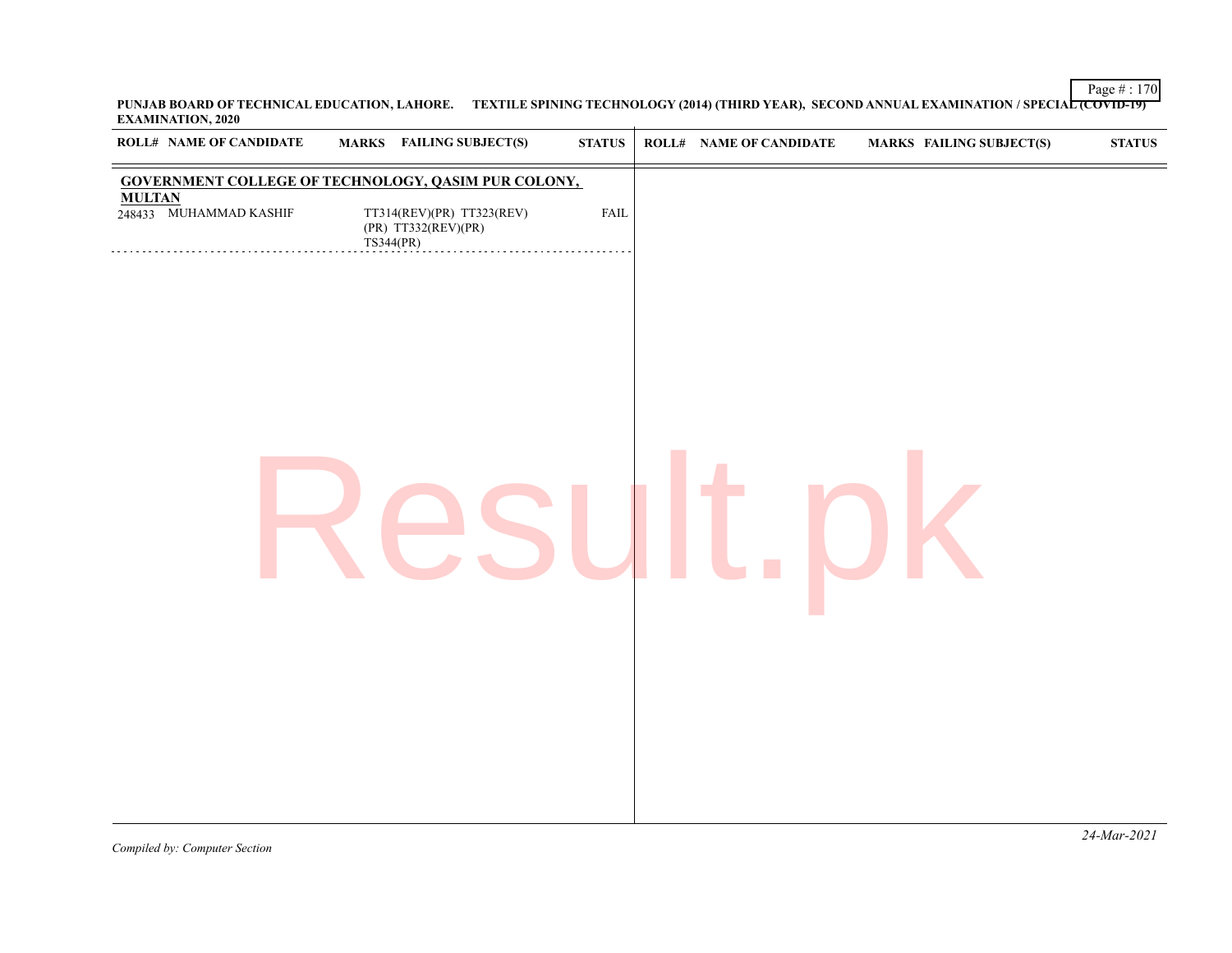**PUNJAB BOARD OF TECHNICAL EDUCATION, LAHORE. TEXTILE SPINING TECHNOLOGY (2014) (THIRD YEAR), SECOND ANNUAL EXAMINATION / SPECIAL (COVID-19) EXAMINATION, 2020**

| ROLL# | NAME OF CANDIDATE | MARKS | FAILING SUBJECT(S) | STATUS |
|---|---|---|---|---|
| **GOVERNMENT COLLEGE OF TECHNOLOGY, QASIM PUR COLONY, MULTAN** | | | | |
| 248433 | MUHAMMAD KASHIF | | TT314(REV)(PR) TT323(REV)(PR) TT332(REV)(PR) TS344(PR) | FAIL |

*Compiled by: Computer Section*

*24-Mar-2021*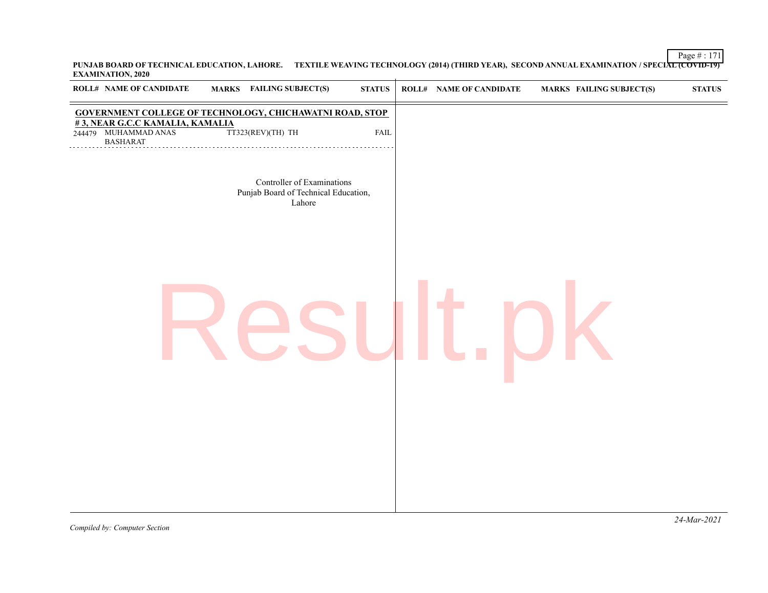PUNJAB BOARD OF TECHNICAL EDUCATION, LAHORE. TEXTILE WEAVING TECHNOLOGY (2014) (THIRD YEAR), SECOND ANNUAL EXAMINATION / SPECIAL (COVID-19) EXAMINATION, 2020

| ROLL# | NAME OF CANDIDATE | MARKS | FAILING SUBJECT(S) | STATUS |
|---|---|---|---|---|
| **GOVERNMENT COLLEGE OF TECHNOLOGY, CHICHAWATNI ROAD, STOP # 3, NEAR G.C.C KAMALIA, KAMALIA** | | | | |
| 244479 | MUHAMMAD ANAS BASHARAT | | TT323(REV)(TH) TH | FAIL |

Controller of Examinations
Punjab Board of Technical Education,
Lahore

24-Mar-2021

*Compiled by: Computer Section*